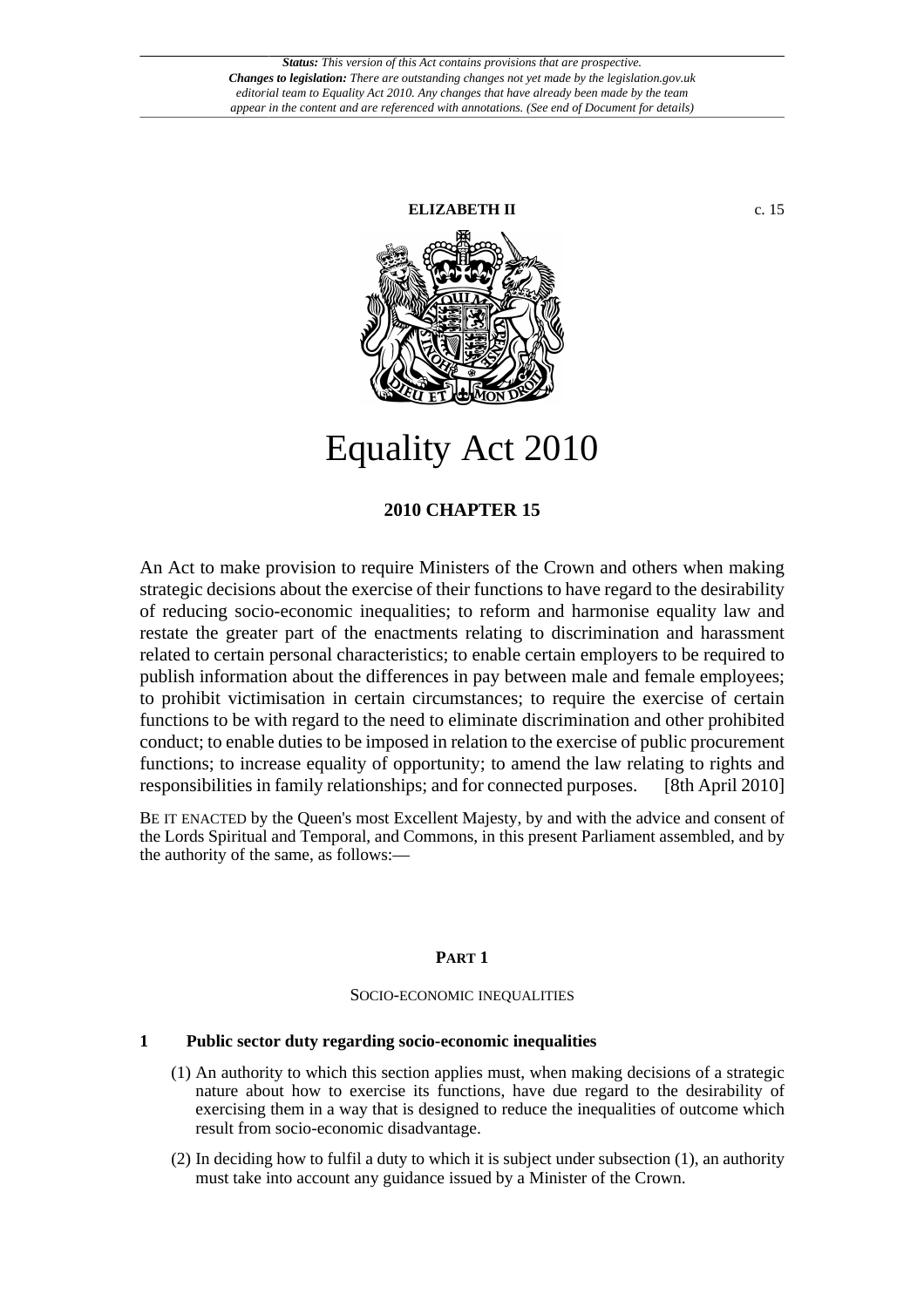*Status: This version of this Act contains provisions that are prospective.*
***Changes to legislation:*** *There are outstanding changes not yet made by the legislation.gov.uk editorial team to Equality Act 2010. Any changes that have already been made by the team appear in the content and are referenced with annotations. (See end of Document for details)*

**ELIZABETH II** c. 15

# Equality Act 2010

## 2010 CHAPTER 15

An Act to make provision to require Ministers of the Crown and others when making strategic decisions about the exercise of their functions to have regard to the desirability of reducing socio-economic inequalities; to reform and harmonise equality law and restate the greater part of the enactments relating to discrimination and harassment related to certain personal characteristics; to enable certain employers to be required to publish information about the differences in pay between male and female employees; to prohibit victimisation in certain circumstances; to require the exercise of certain functions to be with regard to the need to eliminate discrimination and other prohibited conduct; to enable duties to be imposed in relation to the exercise of public procurement functions; to increase equality of opportunity; to amend the law relating to rights and responsibilities in family relationships; and for connected purposes. [8th April 2010]

BE IT ENACTED by the Queen's most Excellent Majesty, by and with the advice and consent of the Lords Spiritual and Temporal, and Commons, in this present Parliament assembled, and by the authority of the same, as follows:—

### PART 1

SOCIO-ECONOMIC INEQUALITIES

#### 1 Public sector duty regarding socio-economic inequalities

(1) An authority to which this section applies must, when making decisions of a strategic nature about how to exercise its functions, have due regard to the desirability of exercising them in a way that is designed to reduce the inequalities of outcome which result from socio-economic disadvantage.

(2) In deciding how to fulfil a duty to which it is subject under subsection (1), an authority must take into account any guidance issued by a Minister of the Crown.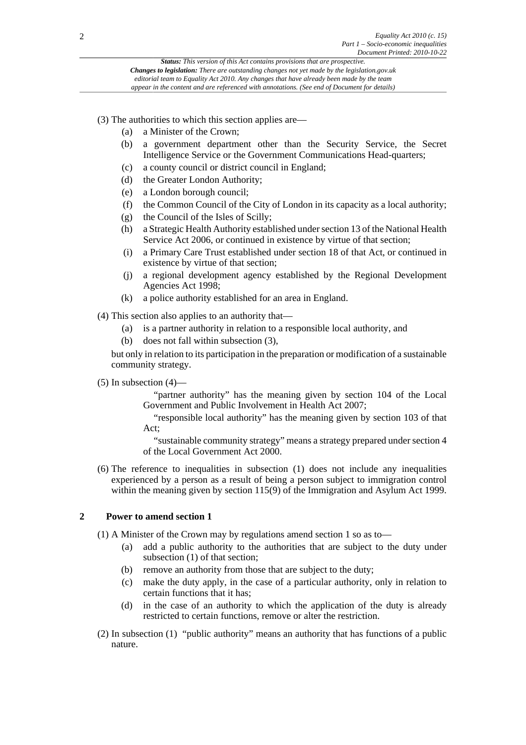(3) The authorities to which this section applies are—

- (a) a Minister of the Crown;
- (b) a government department other than the Security Service, the Secret Intelligence Service or the Government Communications Head-quarters;
- (c) a county council or district council in England;
- (d) the Greater London Authority;
- (e) a London borough council;
- (f) the Common Council of the City of London in its capacity as a local authority;
- (g) the Council of the Isles of Scilly;
- (h) a Strategic Health Authority established under section 13 of the National Health Service Act 2006, or continued in existence by virtue of that section;
- (i) a Primary Care Trust established under section 18 of that Act, or continued in existence by virtue of that section;
- (j) a regional development agency established by the Regional Development Agencies Act 1998;
- (k) a police authority established for an area in England.

(4) This section also applies to an authority that—

- (a) is a partner authority in relation to a responsible local authority, and
- (b) does not fall within subsection (3),

but only in relation to its participation in the preparation or modification of a sustainable community strategy.

(5) In subsection (4)—

"partner authority" has the meaning given by section 104 of the Local Government and Public Involvement in Health Act 2007;

"responsible local authority" has the meaning given by section 103 of that Act;

"sustainable community strategy" means a strategy prepared under section 4 of the Local Government Act 2000.

(6) The reference to inequalities in subsection (1) does not include any inequalities experienced by a person as a result of being a person subject to immigration control within the meaning given by section 115(9) of the Immigration and Asylum Act 1999.

## 2 Power to amend section 1

(1) A Minister of the Crown may by regulations amend section 1 so as to—

- (a) add a public authority to the authorities that are subject to the duty under subsection (1) of that section;
- (b) remove an authority from those that are subject to the duty;
- (c) make the duty apply, in the case of a particular authority, only in relation to certain functions that it has;
- (d) in the case of an authority to which the application of the duty is already restricted to certain functions, remove or alter the restriction.

(2) In subsection (1) "public authority" means an authority that has functions of a public nature.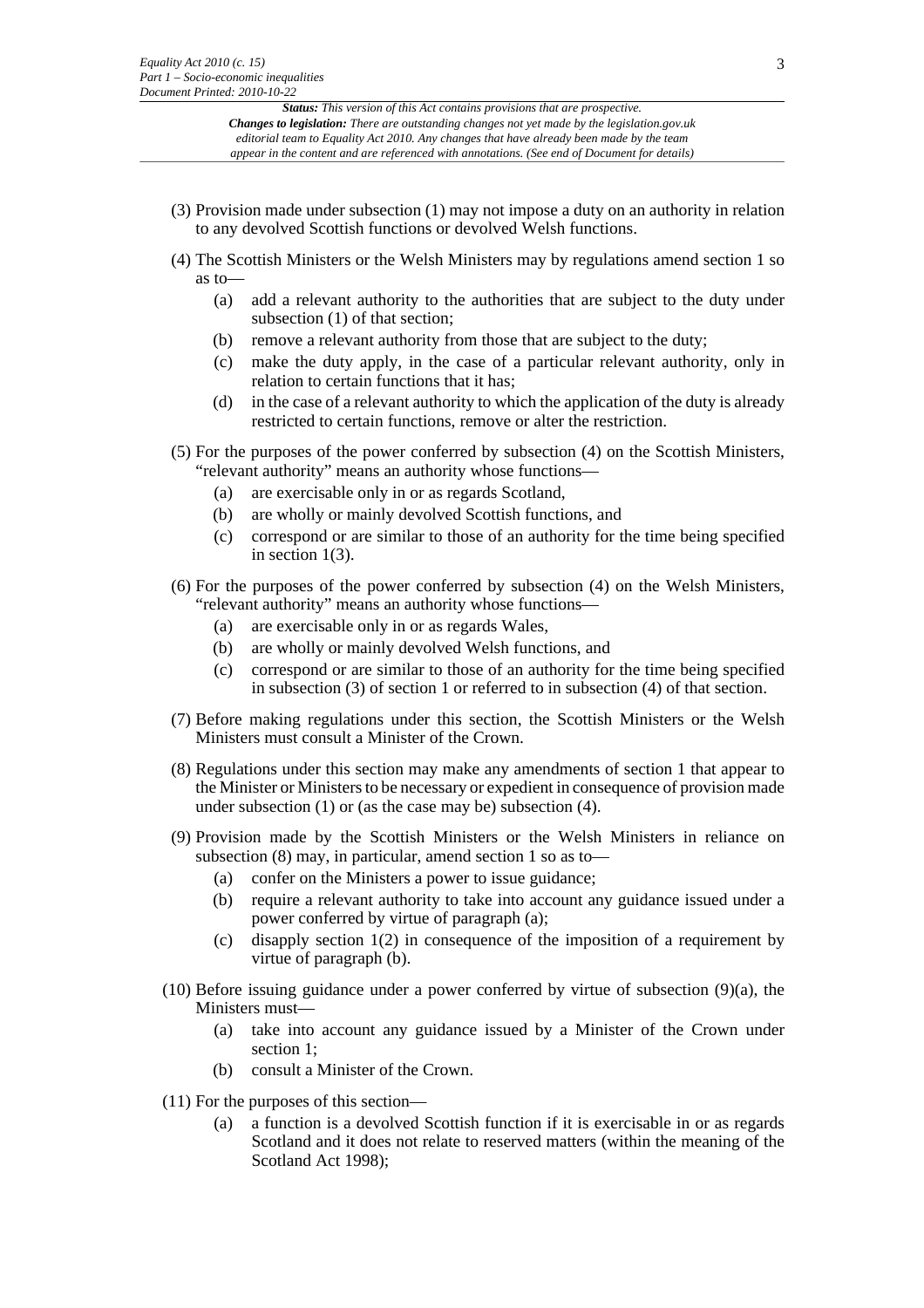(3) Provision made under subsection (1) may not impose a duty on an authority in relation to any devolved Scottish functions or devolved Welsh functions.

(4) The Scottish Ministers or the Welsh Ministers may by regulations amend section 1 so as to—

  (a) add a relevant authority to the authorities that are subject to the duty under subsection (1) of that section;

  (b) remove a relevant authority from those that are subject to the duty;

  (c) make the duty apply, in the case of a particular relevant authority, only in relation to certain functions that it has;

  (d) in the case of a relevant authority to which the application of the duty is already restricted to certain functions, remove or alter the restriction.

(5) For the purposes of the power conferred by subsection (4) on the Scottish Ministers, "relevant authority" means an authority whose functions—

  (a) are exercisable only in or as regards Scotland,

  (b) are wholly or mainly devolved Scottish functions, and

  (c) correspond or are similar to those of an authority for the time being specified in section 1(3).

(6) For the purposes of the power conferred by subsection (4) on the Welsh Ministers, "relevant authority" means an authority whose functions—

  (a) are exercisable only in or as regards Wales,

  (b) are wholly or mainly devolved Welsh functions, and

  (c) correspond or are similar to those of an authority for the time being specified in subsection (3) of section 1 or referred to in subsection (4) of that section.

(7) Before making regulations under this section, the Scottish Ministers or the Welsh Ministers must consult a Minister of the Crown.

(8) Regulations under this section may make any amendments of section 1 that appear to the Minister or Ministers to be necessary or expedient in consequence of provision made under subsection (1) or (as the case may be) subsection (4).

(9) Provision made by the Scottish Ministers or the Welsh Ministers in reliance on subsection (8) may, in particular, amend section 1 so as to—

  (a) confer on the Ministers a power to issue guidance;

  (b) require a relevant authority to take into account any guidance issued under a power conferred by virtue of paragraph (a);

  (c) disapply section 1(2) in consequence of the imposition of a requirement by virtue of paragraph (b).

(10) Before issuing guidance under a power conferred by virtue of subsection (9)(a), the Ministers must—

  (a) take into account any guidance issued by a Minister of the Crown under section 1;

  (b) consult a Minister of the Crown.

(11) For the purposes of this section—

  (a) a function is a devolved Scottish function if it is exercisable in or as regards Scotland and it does not relate to reserved matters (within the meaning of the Scotland Act 1998);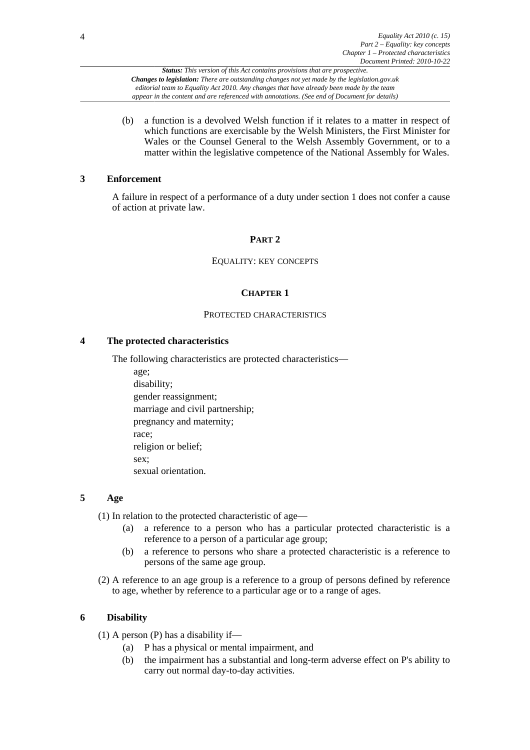(b) a function is a devolved Welsh function if it relates to a matter in respect of which functions are exercisable by the Welsh Ministers, the First Minister for Wales or the Counsel General to the Welsh Assembly Government, or to a matter within the legislative competence of the National Assembly for Wales.

### 3 Enforcement

A failure in respect of a performance of a duty under section 1 does not confer a cause of action at private law.

# PART 2

## EQUALITY: KEY CONCEPTS

## CHAPTER 1

### PROTECTED CHARACTERISTICS

### 4 The protected characteristics

The following characteristics are protected characteristics—

age;
disability;
gender reassignment;
marriage and civil partnership;
pregnancy and maternity;
race;
religion or belief;
sex;
sexual orientation.

### 5 Age

(1) In relation to the protected characteristic of age—

(a) a reference to a person who has a particular protected characteristic is a reference to a person of a particular age group;

(b) a reference to persons who share a protected characteristic is a reference to persons of the same age group.

(2) A reference to an age group is a reference to a group of persons defined by reference to age, whether by reference to a particular age or to a range of ages.

### 6 Disability

(1) A person (P) has a disability if—

(a) P has a physical or mental impairment, and

(b) the impairment has a substantial and long-term adverse effect on P's ability to carry out normal day-to-day activities.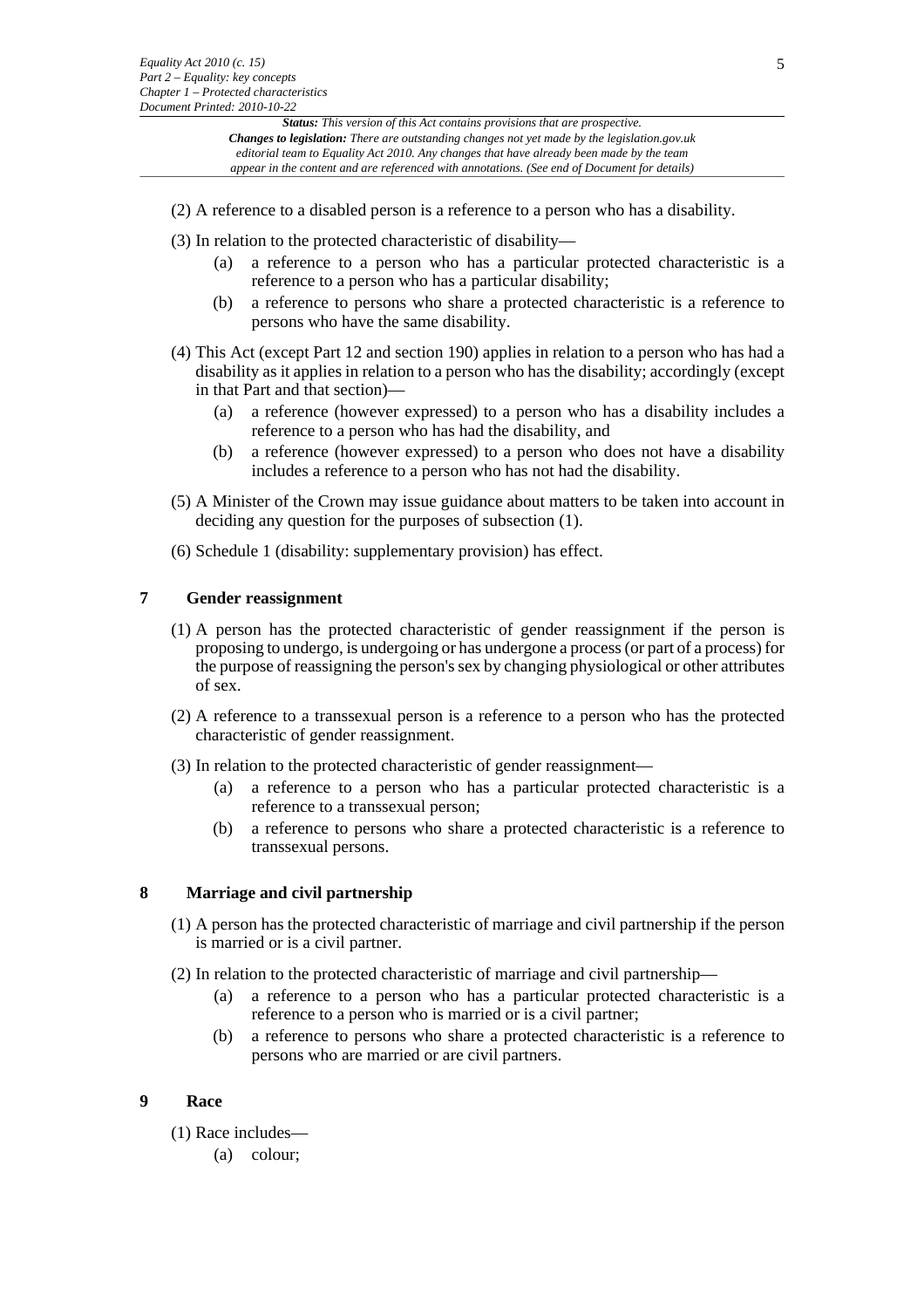(2) A reference to a disabled person is a reference to a person who has a disability.

(3) In relation to the protected characteristic of disability—

- (a) a reference to a person who has a particular protected characteristic is a reference to a person who has a particular disability;
- (b) a reference to persons who share a protected characteristic is a reference to persons who have the same disability.

(4) This Act (except Part 12 and section 190) applies in relation to a person who has had a disability as it applies in relation to a person who has the disability; accordingly (except in that Part and that section)—

- (a) a reference (however expressed) to a person who has a disability includes a reference to a person who has had the disability, and
- (b) a reference (however expressed) to a person who does not have a disability includes a reference to a person who has not had the disability.

(5) A Minister of the Crown may issue guidance about matters to be taken into account in deciding any question for the purposes of subsection (1).

(6) Schedule 1 (disability: supplementary provision) has effect.

## 7 Gender reassignment

(1) A person has the protected characteristic of gender reassignment if the person is proposing to undergo, is undergoing or has undergone a process (or part of a process) for the purpose of reassigning the person's sex by changing physiological or other attributes of sex.

(2) A reference to a transsexual person is a reference to a person who has the protected characteristic of gender reassignment.

(3) In relation to the protected characteristic of gender reassignment—

- (a) a reference to a person who has a particular protected characteristic is a reference to a transsexual person;
- (b) a reference to persons who share a protected characteristic is a reference to transsexual persons.

## 8 Marriage and civil partnership

(1) A person has the protected characteristic of marriage and civil partnership if the person is married or is a civil partner.

(2) In relation to the protected characteristic of marriage and civil partnership—

- (a) a reference to a person who has a particular protected characteristic is a reference to a person who is married or is a civil partner;
- (b) a reference to persons who share a protected characteristic is a reference to persons who are married or are civil partners.

## 9 Race

(1) Race includes—

- (a) colour;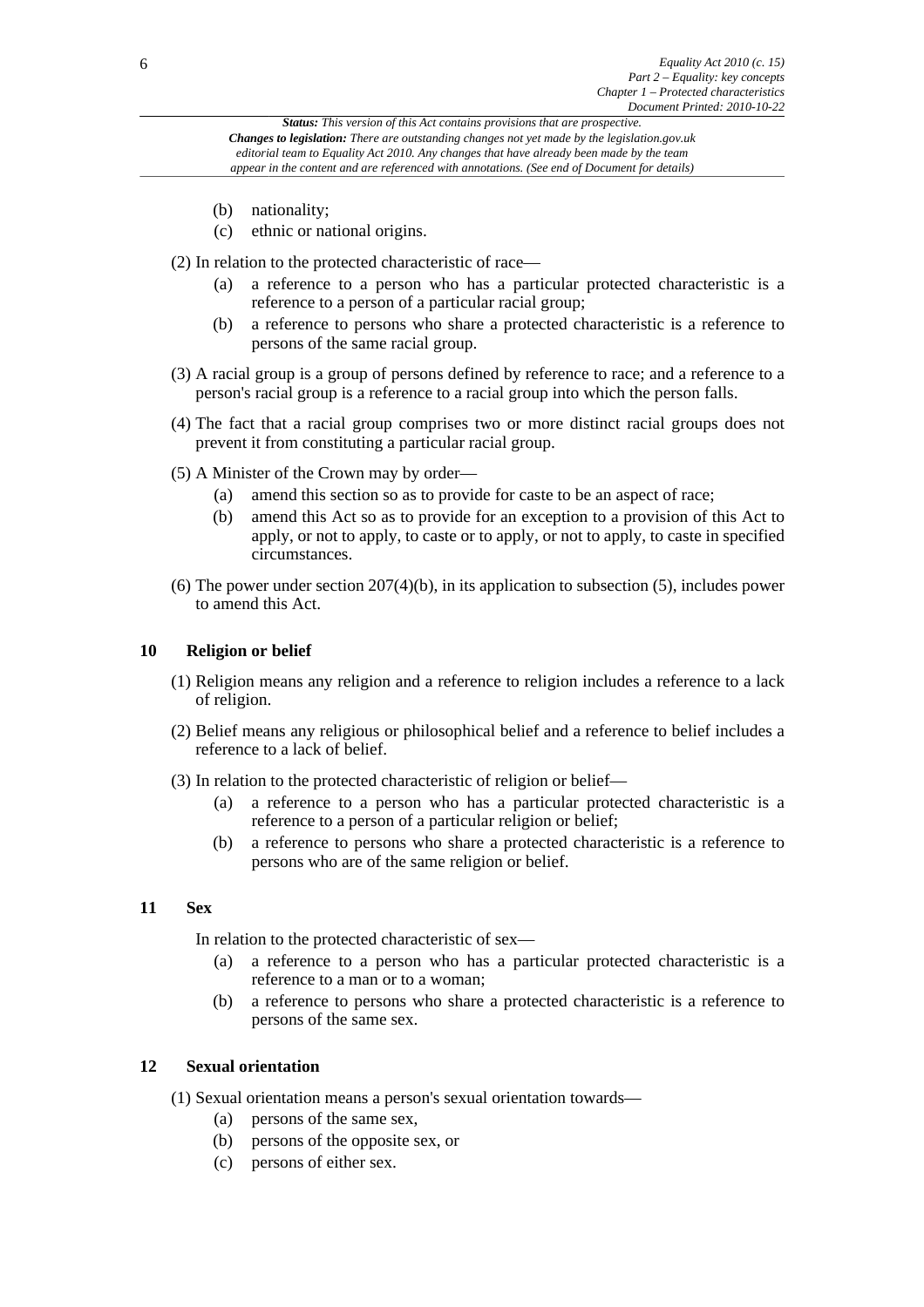(b) nationality;

(c) ethnic or national origins.

(2) In relation to the protected characteristic of race—

(a) a reference to a person who has a particular protected characteristic is a reference to a person of a particular racial group;

(b) a reference to persons who share a protected characteristic is a reference to persons of the same racial group.

(3) A racial group is a group of persons defined by reference to race; and a reference to a person's racial group is a reference to a racial group into which the person falls.

(4) The fact that a racial group comprises two or more distinct racial groups does not prevent it from constituting a particular racial group.

(5) A Minister of the Crown may by order—

(a) amend this section so as to provide for caste to be an aspect of race;

(b) amend this Act so as to provide for an exception to a provision of this Act to apply, or not to apply, to caste or to apply, or not to apply, to caste in specified circumstances.

(6) The power under section 207(4)(b), in its application to subsection (5), includes power to amend this Act.

## 10 Religion or belief

(1) Religion means any religion and a reference to religion includes a reference to a lack of religion.

(2) Belief means any religious or philosophical belief and a reference to belief includes a reference to a lack of belief.

(3) In relation to the protected characteristic of religion or belief—

(a) a reference to a person who has a particular protected characteristic is a reference to a person of a particular religion or belief;

(b) a reference to persons who share a protected characteristic is a reference to persons who are of the same religion or belief.

## 11 Sex

In relation to the protected characteristic of sex—

(a) a reference to a person who has a particular protected characteristic is a reference to a man or to a woman;

(b) a reference to persons who share a protected characteristic is a reference to persons of the same sex.

## 12 Sexual orientation

(1) Sexual orientation means a person's sexual orientation towards—

(a) persons of the same sex,

(b) persons of the opposite sex, or

(c) persons of either sex.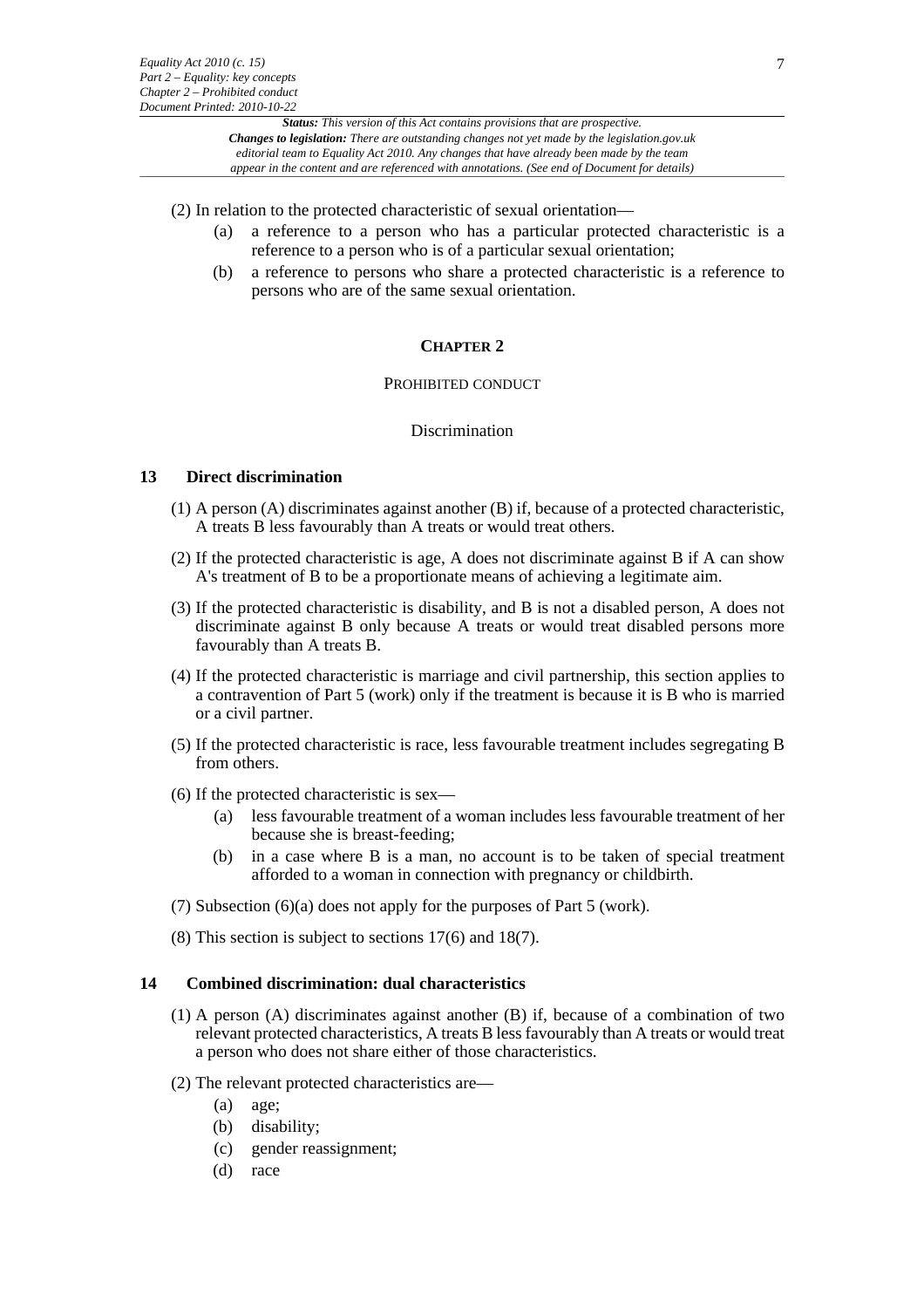(2) In relation to the protected characteristic of sexual orientation—

- (a) a reference to a person who has a particular protected characteristic is a reference to a person who is of a particular sexual orientation;
- (b) a reference to persons who share a protected characteristic is a reference to persons who are of the same sexual orientation.

## CHAPTER 2

### PROHIBITED CONDUCT

#### Discrimination

**13 Direct discrimination**

(1) A person (A) discriminates against another (B) if, because of a protected characteristic, A treats B less favourably than A treats or would treat others.

(2) If the protected characteristic is age, A does not discriminate against B if A can show A's treatment of B to be a proportionate means of achieving a legitimate aim.

(3) If the protected characteristic is disability, and B is not a disabled person, A does not discriminate against B only because A treats or would treat disabled persons more favourably than A treats B.

(4) If the protected characteristic is marriage and civil partnership, this section applies to a contravention of Part 5 (work) only if the treatment is because it is B who is married or a civil partner.

(5) If the protected characteristic is race, less favourable treatment includes segregating B from others.

(6) If the protected characteristic is sex—

- (a) less favourable treatment of a woman includes less favourable treatment of her because she is breast-feeding;
- (b) in a case where B is a man, no account is to be taken of special treatment afforded to a woman in connection with pregnancy or childbirth.

(7) Subsection (6)(a) does not apply for the purposes of Part 5 (work).

(8) This section is subject to sections 17(6) and 18(7).

**14 Combined discrimination: dual characteristics**

(1) A person (A) discriminates against another (B) if, because of a combination of two relevant protected characteristics, A treats B less favourably than A treats or would treat a person who does not share either of those characteristics.

(2) The relevant protected characteristics are—

- (a) age;
- (b) disability;
- (c) gender reassignment;
- (d) race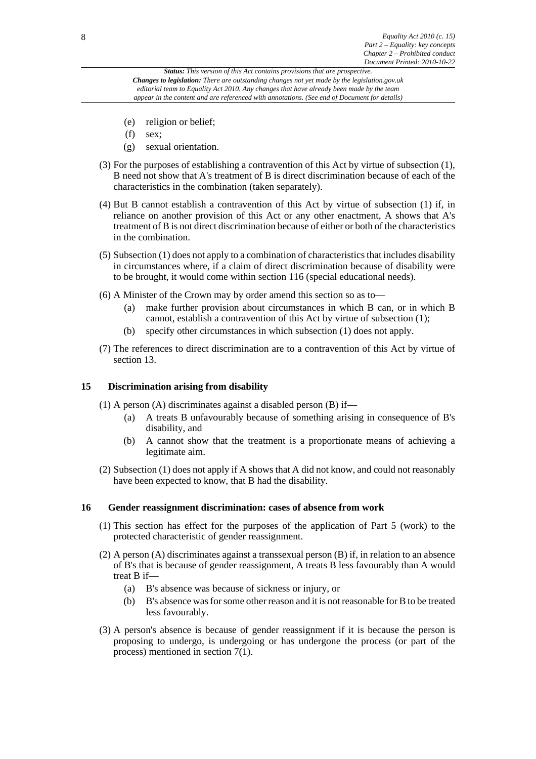- (e) religion or belief;
- (f) sex;
- (g) sexual orientation.

(3) For the purposes of establishing a contravention of this Act by virtue of subsection (1), B need not show that A's treatment of B is direct discrimination because of each of the characteristics in the combination (taken separately).

(4) But B cannot establish a contravention of this Act by virtue of subsection (1) if, in reliance on another provision of this Act or any other enactment, A shows that A's treatment of B is not direct discrimination because of either or both of the characteristics in the combination.

(5) Subsection (1) does not apply to a combination of characteristics that includes disability in circumstances where, if a claim of direct discrimination because of disability were to be brought, it would come within section 116 (special educational needs).

(6) A Minister of the Crown may by order amend this section so as to—

- (a) make further provision about circumstances in which B can, or in which B cannot, establish a contravention of this Act by virtue of subsection (1);
- (b) specify other circumstances in which subsection (1) does not apply.

(7) The references to direct discrimination are to a contravention of this Act by virtue of section 13.

### 15 Discrimination arising from disability

(1) A person (A) discriminates against a disabled person (B) if—

- (a) A treats B unfavourably because of something arising in consequence of B's disability, and
- (b) A cannot show that the treatment is a proportionate means of achieving a legitimate aim.

(2) Subsection (1) does not apply if A shows that A did not know, and could not reasonably have been expected to know, that B had the disability.

### 16 Gender reassignment discrimination: cases of absence from work

(1) This section has effect for the purposes of the application of Part 5 (work) to the protected characteristic of gender reassignment.

(2) A person (A) discriminates against a transsexual person (B) if, in relation to an absence of B's that is because of gender reassignment, A treats B less favourably than A would treat B if—

- (a) B's absence was because of sickness or injury, or
- (b) B's absence was for some other reason and it is not reasonable for B to be treated less favourably.

(3) A person's absence is because of gender reassignment if it is because the person is proposing to undergo, is undergoing or has undergone the process (or part of the process) mentioned in section 7(1).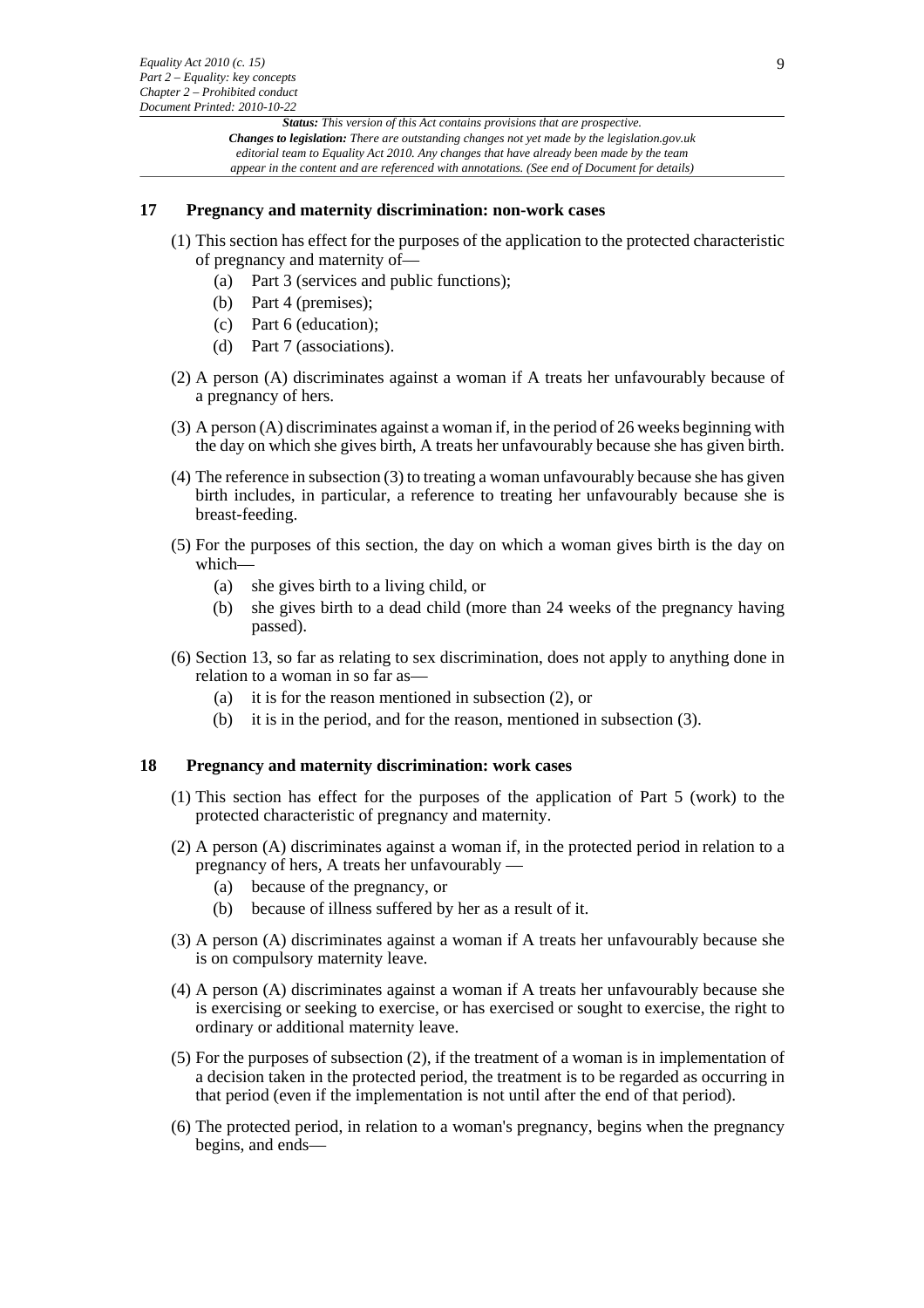## 17 Pregnancy and maternity discrimination: non-work cases

(1) This section has effect for the purposes of the application to the protected characteristic of pregnancy and maternity of—

- (a) Part 3 (services and public functions);
- (b) Part 4 (premises);
- (c) Part 6 (education);
- (d) Part 7 (associations).

(2) A person (A) discriminates against a woman if A treats her unfavourably because of a pregnancy of hers.

(3) A person (A) discriminates against a woman if, in the period of 26 weeks beginning with the day on which she gives birth, A treats her unfavourably because she has given birth.

(4) The reference in subsection (3) to treating a woman unfavourably because she has given birth includes, in particular, a reference to treating her unfavourably because she is breast-feeding.

(5) For the purposes of this section, the day on which a woman gives birth is the day on which—

- (a) she gives birth to a living child, or
- (b) she gives birth to a dead child (more than 24 weeks of the pregnancy having passed).

(6) Section 13, so far as relating to sex discrimination, does not apply to anything done in relation to a woman in so far as—

- (a) it is for the reason mentioned in subsection (2), or
- (b) it is in the period, and for the reason, mentioned in subsection (3).

## 18 Pregnancy and maternity discrimination: work cases

(1) This section has effect for the purposes of the application of Part 5 (work) to the protected characteristic of pregnancy and maternity.

(2) A person (A) discriminates against a woman if, in the protected period in relation to a pregnancy of hers, A treats her unfavourably —

- (a) because of the pregnancy, or
- (b) because of illness suffered by her as a result of it.

(3) A person (A) discriminates against a woman if A treats her unfavourably because she is on compulsory maternity leave.

(4) A person (A) discriminates against a woman if A treats her unfavourably because she is exercising or seeking to exercise, or has exercised or sought to exercise, the right to ordinary or additional maternity leave.

(5) For the purposes of subsection (2), if the treatment of a woman is in implementation of a decision taken in the protected period, the treatment is to be regarded as occurring in that period (even if the implementation is not until after the end of that period).

(6) The protected period, in relation to a woman's pregnancy, begins when the pregnancy begins, and ends—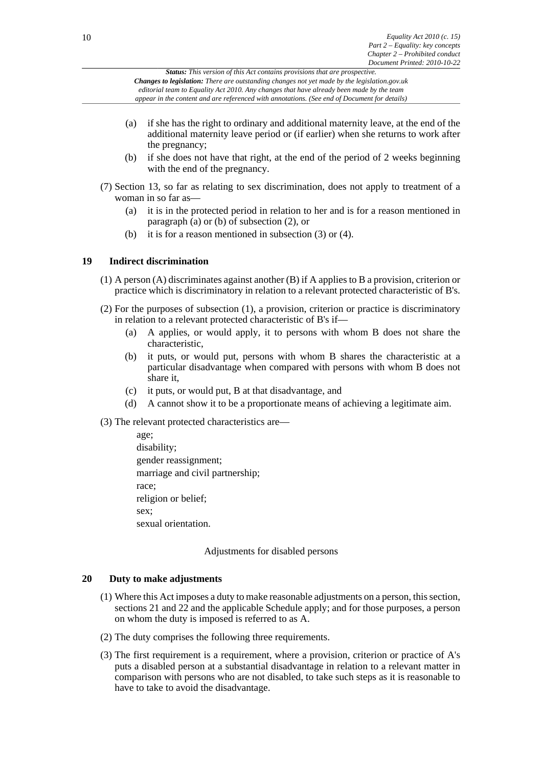(a) if she has the right to ordinary and additional maternity leave, at the end of the additional maternity leave period or (if earlier) when she returns to work after the pregnancy;

(b) if she does not have that right, at the end of the period of 2 weeks beginning with the end of the pregnancy.

(7) Section 13, so far as relating to sex discrimination, does not apply to treatment of a woman in so far as—

(a) it is in the protected period in relation to her and is for a reason mentioned in paragraph (a) or (b) of subsection (2), or

(b) it is for a reason mentioned in subsection (3) or (4).

## 19 Indirect discrimination

(1) A person (A) discriminates against another (B) if A applies to B a provision, criterion or practice which is discriminatory in relation to a relevant protected characteristic of B's.

(2) For the purposes of subsection (1), a provision, criterion or practice is discriminatory in relation to a relevant protected characteristic of B's if—

(a) A applies, or would apply, it to persons with whom B does not share the characteristic,

(b) it puts, or would put, persons with whom B shares the characteristic at a particular disadvantage when compared with persons with whom B does not share it,

(c) it puts, or would put, B at that disadvantage, and

(d) A cannot show it to be a proportionate means of achieving a legitimate aim.

(3) The relevant protected characteristics are—

age;
disability;
gender reassignment;
marriage and civil partnership;
race;
religion or belief;
sex;
sexual orientation.

### Adjustments for disabled persons

## 20 Duty to make adjustments

(1) Where this Act imposes a duty to make reasonable adjustments on a person, this section, sections 21 and 22 and the applicable Schedule apply; and for those purposes, a person on whom the duty is imposed is referred to as A.

(2) The duty comprises the following three requirements.

(3) The first requirement is a requirement, where a provision, criterion or practice of A's puts a disabled person at a substantial disadvantage in relation to a relevant matter in comparison with persons who are not disabled, to take such steps as it is reasonable to have to take to avoid the disadvantage.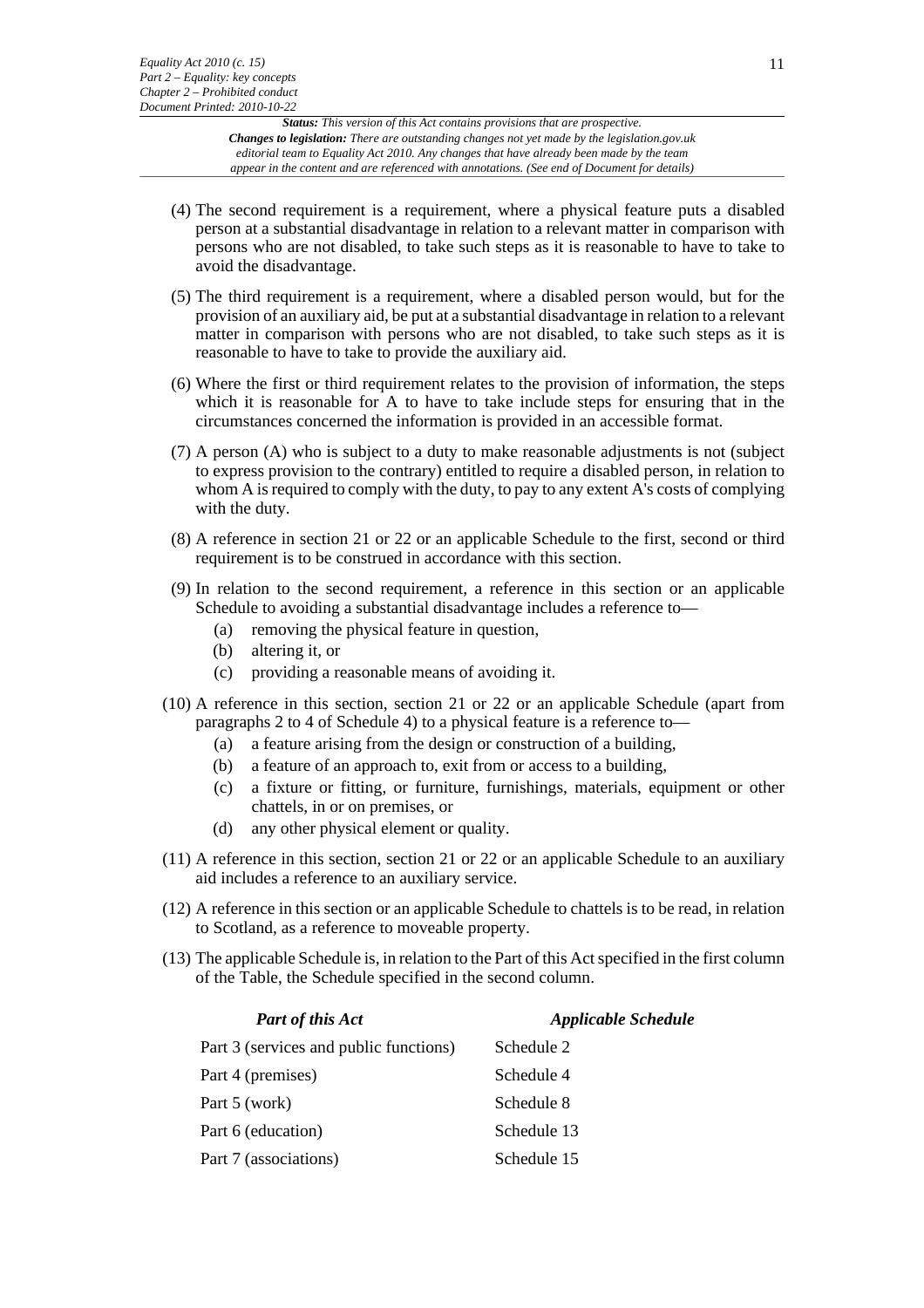(4) The second requirement is a requirement, where a physical feature puts a disabled person at a substantial disadvantage in relation to a relevant matter in comparison with persons who are not disabled, to take such steps as it is reasonable to have to take to avoid the disadvantage.

(5) The third requirement is a requirement, where a disabled person would, but for the provision of an auxiliary aid, be put at a substantial disadvantage in relation to a relevant matter in comparison with persons who are not disabled, to take such steps as it is reasonable to have to take to provide the auxiliary aid.

(6) Where the first or third requirement relates to the provision of information, the steps which it is reasonable for A to have to take include steps for ensuring that in the circumstances concerned the information is provided in an accessible format.

(7) A person (A) who is subject to a duty to make reasonable adjustments is not (subject to express provision to the contrary) entitled to require a disabled person, in relation to whom A is required to comply with the duty, to pay to any extent A's costs of complying with the duty.

(8) A reference in section 21 or 22 or an applicable Schedule to the first, second or third requirement is to be construed in accordance with this section.

(9) In relation to the second requirement, a reference in this section or an applicable Schedule to avoiding a substantial disadvantage includes a reference to—

- (a) removing the physical feature in question,
- (b) altering it, or
- (c) providing a reasonable means of avoiding it.

(10) A reference in this section, section 21 or 22 or an applicable Schedule (apart from paragraphs 2 to 4 of Schedule 4) to a physical feature is a reference to—

- (a) a feature arising from the design or construction of a building,
- (b) a feature of an approach to, exit from or access to a building,
- (c) a fixture or fitting, or furniture, furnishings, materials, equipment or other chattels, in or on premises, or
- (d) any other physical element or quality.

(11) A reference in this section, section 21 or 22 or an applicable Schedule to an auxiliary aid includes a reference to an auxiliary service.

(12) A reference in this section or an applicable Schedule to chattels is to be read, in relation to Scotland, as a reference to moveable property.

(13) The applicable Schedule is, in relation to the Part of this Act specified in the first column of the Table, the Schedule specified in the second column.

| *Part of this Act* | *Applicable Schedule* |
|---|---|
| Part 3 (services and public functions) | Schedule 2 |
| Part 4 (premises) | Schedule 4 |
| Part 5 (work) | Schedule 8 |
| Part 6 (education) | Schedule 13 |
| Part 7 (associations) | Schedule 15 |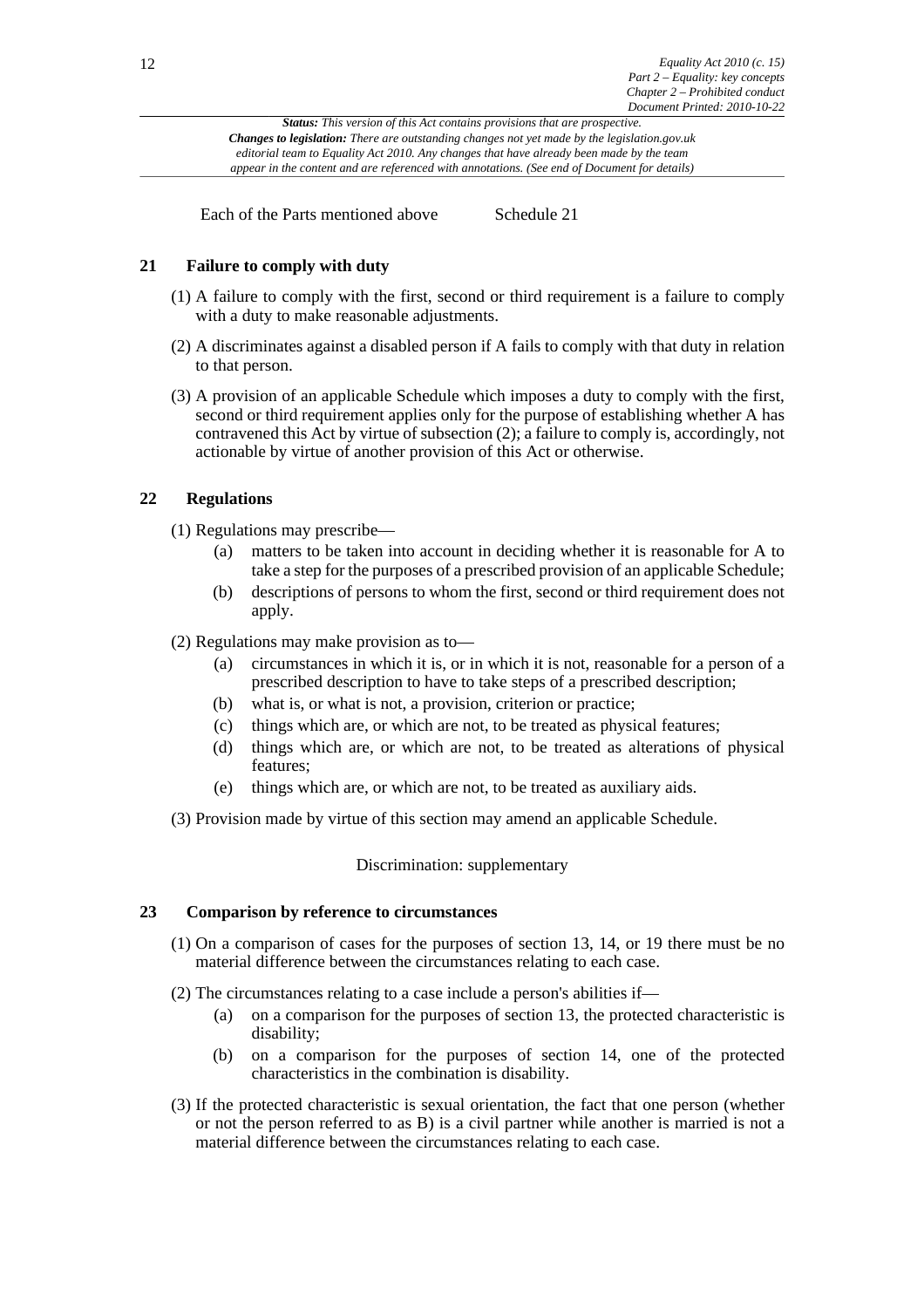| Each of the Parts mentioned above | Schedule 21 |
| --- | --- |

### 21 Failure to comply with duty

(1) A failure to comply with the first, second or third requirement is a failure to comply with a duty to make reasonable adjustments.

(2) A discriminates against a disabled person if A fails to comply with that duty in relation to that person.

(3) A provision of an applicable Schedule which imposes a duty to comply with the first, second or third requirement applies only for the purpose of establishing whether A has contravened this Act by virtue of subsection (2); a failure to comply is, accordingly, not actionable by virtue of another provision of this Act or otherwise.

### 22 Regulations

(1) Regulations may prescribe—

- (a) matters to be taken into account in deciding whether it is reasonable for A to take a step for the purposes of a prescribed provision of an applicable Schedule;
- (b) descriptions of persons to whom the first, second or third requirement does not apply.

(2) Regulations may make provision as to—

- (a) circumstances in which it is, or in which it is not, reasonable for a person of a prescribed description to have to take steps of a prescribed description;
- (b) what is, or what is not, a provision, criterion or practice;
- (c) things which are, or which are not, to be treated as physical features;
- (d) things which are, or which are not, to be treated as alterations of physical features;
- (e) things which are, or which are not, to be treated as auxiliary aids.

(3) Provision made by virtue of this section may amend an applicable Schedule.

Discrimination: supplementary

### 23 Comparison by reference to circumstances

(1) On a comparison of cases for the purposes of section 13, 14, or 19 there must be no material difference between the circumstances relating to each case.

(2) The circumstances relating to a case include a person's abilities if—

- (a) on a comparison for the purposes of section 13, the protected characteristic is disability;
- (b) on a comparison for the purposes of section 14, one of the protected characteristics in the combination is disability.

(3) If the protected characteristic is sexual orientation, the fact that one person (whether or not the person referred to as B) is a civil partner while another is married is not a material difference between the circumstances relating to each case.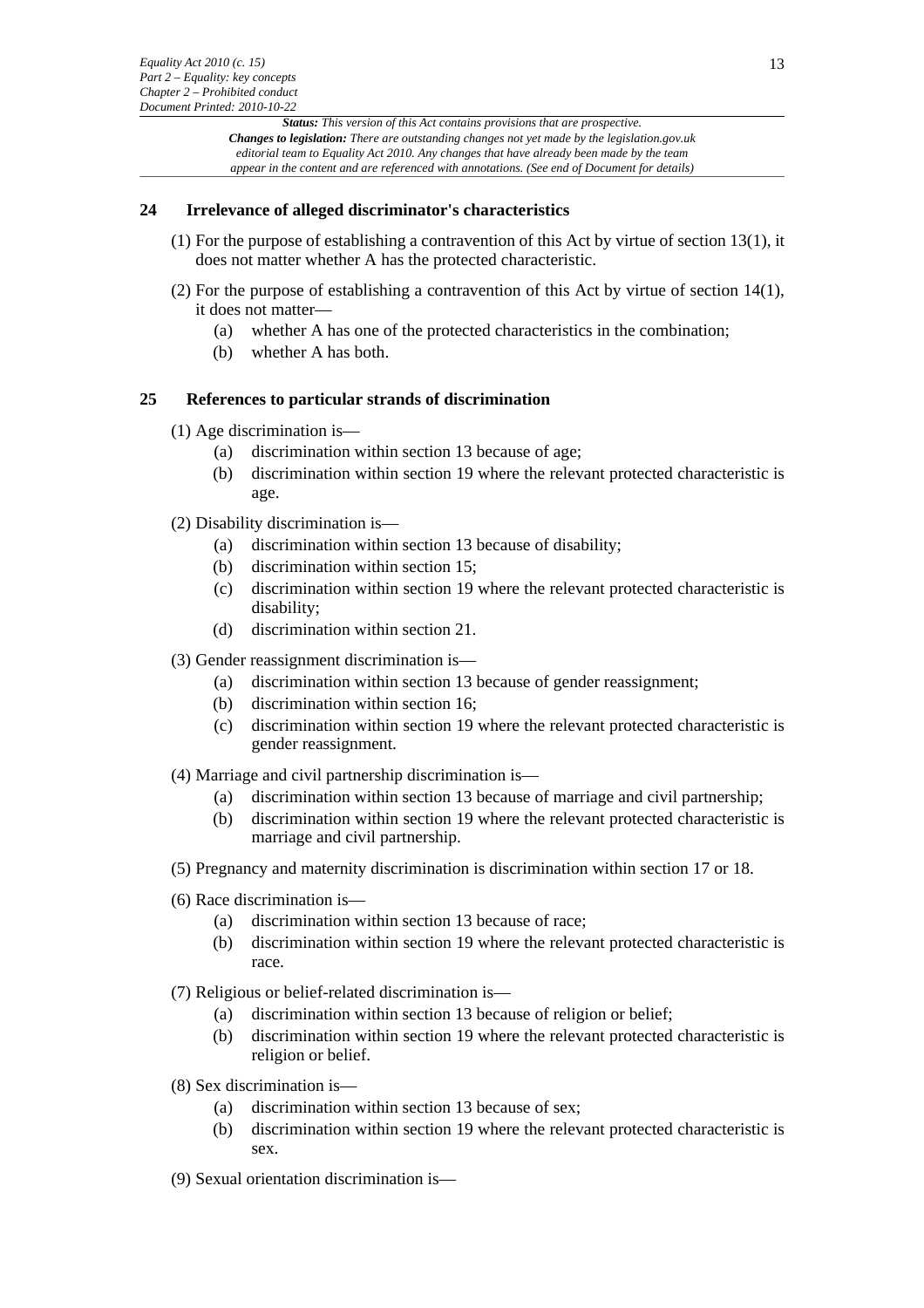## 24 Irrelevance of alleged discriminator's characteristics

(1) For the purpose of establishing a contravention of this Act by virtue of section 13(1), it does not matter whether A has the protected characteristic.

(2) For the purpose of establishing a contravention of this Act by virtue of section 14(1), it does not matter—

- (a) whether A has one of the protected characteristics in the combination;
- (b) whether A has both.

## 25 References to particular strands of discrimination

(1) Age discrimination is—

- (a) discrimination within section 13 because of age;
- (b) discrimination within section 19 where the relevant protected characteristic is age.

(2) Disability discrimination is—

- (a) discrimination within section 13 because of disability;
- (b) discrimination within section 15;
- (c) discrimination within section 19 where the relevant protected characteristic is disability;
- (d) discrimination within section 21.

(3) Gender reassignment discrimination is—

- (a) discrimination within section 13 because of gender reassignment;
- (b) discrimination within section 16;
- (c) discrimination within section 19 where the relevant protected characteristic is gender reassignment.

(4) Marriage and civil partnership discrimination is—

- (a) discrimination within section 13 because of marriage and civil partnership;
- (b) discrimination within section 19 where the relevant protected characteristic is marriage and civil partnership.

(5) Pregnancy and maternity discrimination is discrimination within section 17 or 18.

(6) Race discrimination is—

- (a) discrimination within section 13 because of race;
- (b) discrimination within section 19 where the relevant protected characteristic is race.

(7) Religious or belief-related discrimination is—

- (a) discrimination within section 13 because of religion or belief;
- (b) discrimination within section 19 where the relevant protected characteristic is religion or belief.

(8) Sex discrimination is—

- (a) discrimination within section 13 because of sex;
- (b) discrimination within section 19 where the relevant protected characteristic is sex.

(9) Sexual orientation discrimination is—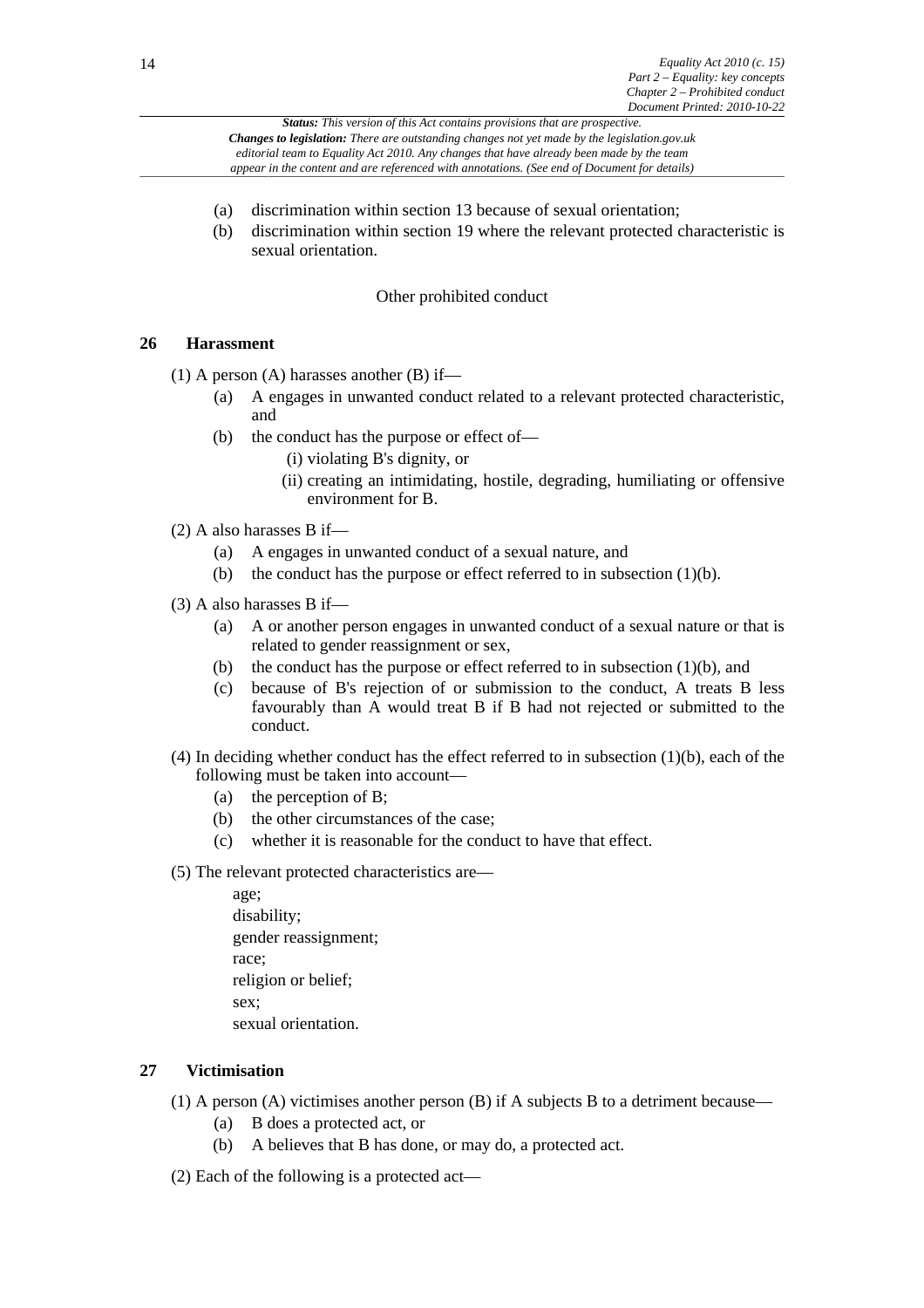(a) discrimination within section 13 because of sexual orientation;

(b) discrimination within section 19 where the relevant protected characteristic is sexual orientation.

Other prohibited conduct

## 26 Harassment

(1) A person (A) harasses another (B) if—

(a) A engages in unwanted conduct related to a relevant protected characteristic, and

(b) the conduct has the purpose or effect of—

(i) violating B's dignity, or

(ii) creating an intimidating, hostile, degrading, humiliating or offensive environment for B.

(2) A also harasses B if—

(a) A engages in unwanted conduct of a sexual nature, and

(b) the conduct has the purpose or effect referred to in subsection (1)(b).

(3) A also harasses B if—

(a) A or another person engages in unwanted conduct of a sexual nature or that is related to gender reassignment or sex,

(b) the conduct has the purpose or effect referred to in subsection (1)(b), and

(c) because of B's rejection of or submission to the conduct, A treats B less favourably than A would treat B if B had not rejected or submitted to the conduct.

(4) In deciding whether conduct has the effect referred to in subsection (1)(b), each of the following must be taken into account—

(a) the perception of B;

(b) the other circumstances of the case;

(c) whether it is reasonable for the conduct to have that effect.

(5) The relevant protected characteristics are—

age;
disability;
gender reassignment;
race;
religion or belief;
sex;
sexual orientation.

## 27 Victimisation

(1) A person (A) victimises another person (B) if A subjects B to a detriment because—

(a) B does a protected act, or

(b) A believes that B has done, or may do, a protected act.

(2) Each of the following is a protected act—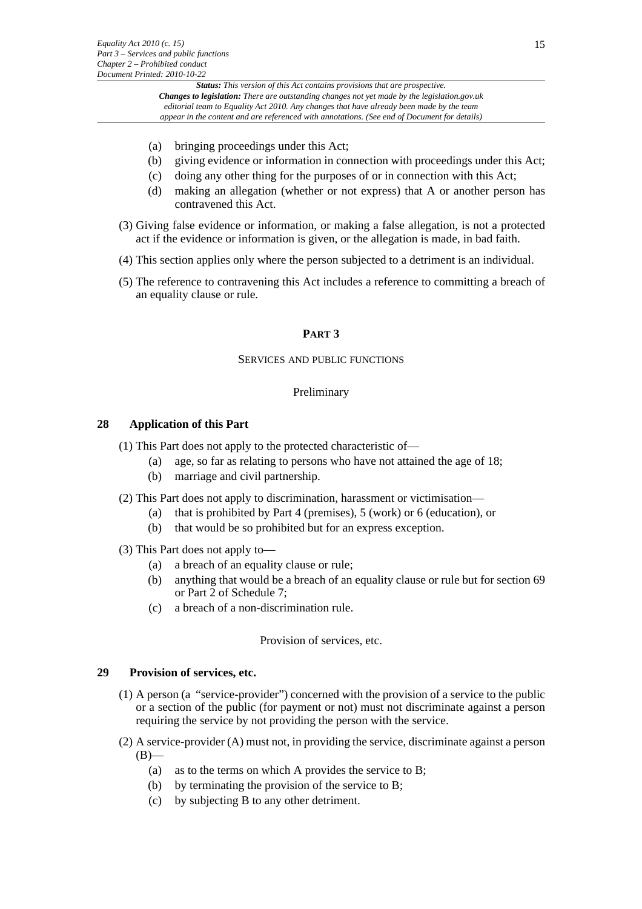(a) bringing proceedings under this Act;

(b) giving evidence or information in connection with proceedings under this Act;

(c) doing any other thing for the purposes of or in connection with this Act;

(d) making an allegation (whether or not express) that A or another person has contravened this Act.

(3) Giving false evidence or information, or making a false allegation, is not a protected act if the evidence or information is given, or the allegation is made, in bad faith.

(4) This section applies only where the person subjected to a detriment is an individual.

(5) The reference to contravening this Act includes a reference to committing a breach of an equality clause or rule.

## PART 3

### SERVICES AND PUBLIC FUNCTIONS

#### Preliminary

### 28 Application of this Part

(1) This Part does not apply to the protected characteristic of—

(a) age, so far as relating to persons who have not attained the age of 18;

(b) marriage and civil partnership.

(2) This Part does not apply to discrimination, harassment or victimisation—

(a) that is prohibited by Part 4 (premises), 5 (work) or 6 (education), or

(b) that would be so prohibited but for an express exception.

(3) This Part does not apply to—

(a) a breach of an equality clause or rule;

(b) anything that would be a breach of an equality clause or rule but for section 69 or Part 2 of Schedule 7;

(c) a breach of a non-discrimination rule.

#### Provision of services, etc.

### 29 Provision of services, etc.

(1) A person (a "service-provider") concerned with the provision of a service to the public or a section of the public (for payment or not) must not discriminate against a person requiring the service by not providing the person with the service.

(2) A service-provider (A) must not, in providing the service, discriminate against a person (B)—

(a) as to the terms on which A provides the service to B;

(b) by terminating the provision of the service to B;

(c) by subjecting B to any other detriment.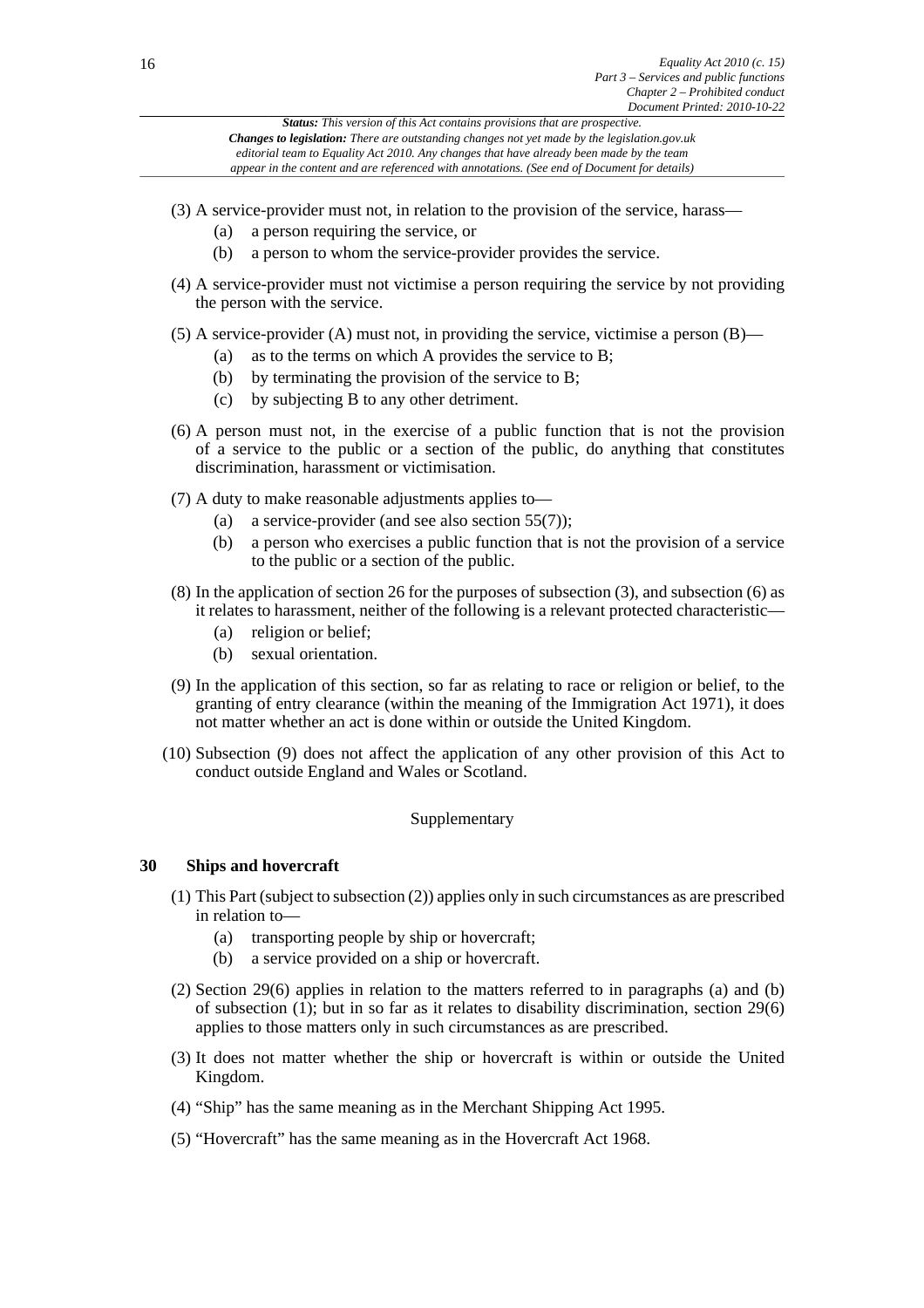(3) A service-provider must not, in relation to the provision of the service, harass—

(a) a person requiring the service, or

(b) a person to whom the service-provider provides the service.

(4) A service-provider must not victimise a person requiring the service by not providing the person with the service.

(5) A service-provider (A) must not, in providing the service, victimise a person (B)—

(a) as to the terms on which A provides the service to B;

(b) by terminating the provision of the service to B;

(c) by subjecting B to any other detriment.

(6) A person must not, in the exercise of a public function that is not the provision of a service to the public or a section of the public, do anything that constitutes discrimination, harassment or victimisation.

(7) A duty to make reasonable adjustments applies to—

(a) a service-provider (and see also section 55(7));

(b) a person who exercises a public function that is not the provision of a service to the public or a section of the public.

(8) In the application of section 26 for the purposes of subsection (3), and subsection (6) as it relates to harassment, neither of the following is a relevant protected characteristic—

(a) religion or belief;

(b) sexual orientation.

(9) In the application of this section, so far as relating to race or religion or belief, to the granting of entry clearance (within the meaning of the Immigration Act 1971), it does not matter whether an act is done within or outside the United Kingdom.

(10) Subsection (9) does not affect the application of any other provision of this Act to conduct outside England and Wales or Scotland.

Supplementary

### 30 Ships and hovercraft

(1) This Part (subject to subsection (2)) applies only in such circumstances as are prescribed in relation to—

(a) transporting people by ship or hovercraft;

(b) a service provided on a ship or hovercraft.

(2) Section 29(6) applies in relation to the matters referred to in paragraphs (a) and (b) of subsection (1); but in so far as it relates to disability discrimination, section 29(6) applies to those matters only in such circumstances as are prescribed.

(3) It does not matter whether the ship or hovercraft is within or outside the United Kingdom.

(4) "Ship" has the same meaning as in the Merchant Shipping Act 1995.

(5) "Hovercraft" has the same meaning as in the Hovercraft Act 1968.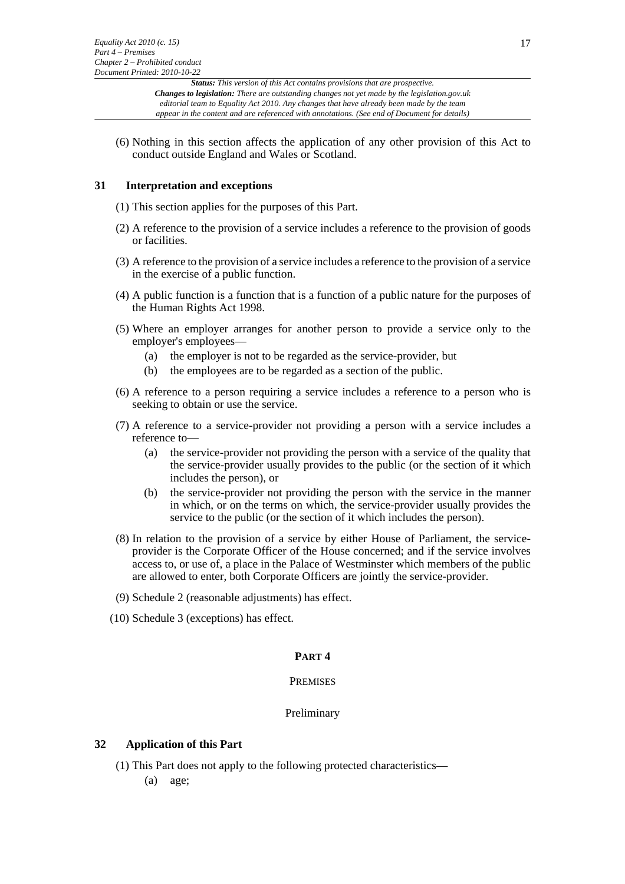(6) Nothing in this section affects the application of any other provision of this Act to conduct outside England and Wales or Scotland.

### 31 Interpretation and exceptions

(1) This section applies for the purposes of this Part.

(2) A reference to the provision of a service includes a reference to the provision of goods or facilities.

(3) A reference to the provision of a service includes a reference to the provision of a service in the exercise of a public function.

(4) A public function is a function that is a function of a public nature for the purposes of the Human Rights Act 1998.

(5) Where an employer arranges for another person to provide a service only to the employer's employees—

- (a) the employer is not to be regarded as the service-provider, but
- (b) the employees are to be regarded as a section of the public.

(6) A reference to a person requiring a service includes a reference to a person who is seeking to obtain or use the service.

(7) A reference to a service-provider not providing a person with a service includes a reference to—

- (a) the service-provider not providing the person with a service of the quality that the service-provider usually provides to the public (or the section of it which includes the person), or
- (b) the service-provider not providing the person with the service in the manner in which, or on the terms on which, the service-provider usually provides the service to the public (or the section of it which includes the person).

(8) In relation to the provision of a service by either House of Parliament, the service-provider is the Corporate Officer of the House concerned; and if the service involves access to, or use of, a place in the Palace of Westminster which members of the public are allowed to enter, both Corporate Officers are jointly the service-provider.

(9) Schedule 2 (reasonable adjustments) has effect.

(10) Schedule 3 (exceptions) has effect.

## PART 4

## PREMISES

### Preliminary

### 32 Application of this Part

(1) This Part does not apply to the following protected characteristics—

- (a) age;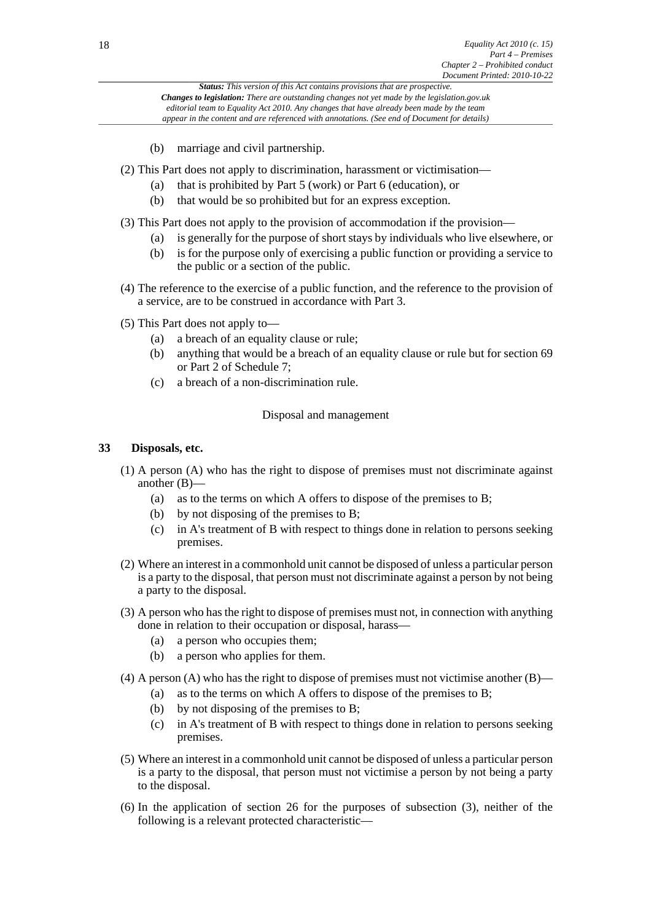(b) marriage and civil partnership.

(2) This Part does not apply to discrimination, harassment or victimisation—

(a) that is prohibited by Part 5 (work) or Part 6 (education), or

(b) that would be so prohibited but for an express exception.

(3) This Part does not apply to the provision of accommodation if the provision—

(a) is generally for the purpose of short stays by individuals who live elsewhere, or

(b) is for the purpose only of exercising a public function or providing a service to the public or a section of the public.

(4) The reference to the exercise of a public function, and the reference to the provision of a service, are to be construed in accordance with Part 3.

(5) This Part does not apply to—

(a) a breach of an equality clause or rule;

(b) anything that would be a breach of an equality clause or rule but for section 69 or Part 2 of Schedule 7;

(c) a breach of a non-discrimination rule.

Disposal and management

### 33 Disposals, etc.

(1) A person (A) who has the right to dispose of premises must not discriminate against another (B)—

(a) as to the terms on which A offers to dispose of the premises to B;

(b) by not disposing of the premises to B;

(c) in A's treatment of B with respect to things done in relation to persons seeking premises.

(2) Where an interest in a commonhold unit cannot be disposed of unless a particular person is a party to the disposal, that person must not discriminate against a person by not being a party to the disposal.

(3) A person who has the right to dispose of premises must not, in connection with anything done in relation to their occupation or disposal, harass—

(a) a person who occupies them;

(b) a person who applies for them.

(4) A person (A) who has the right to dispose of premises must not victimise another (B)—

(a) as to the terms on which A offers to dispose of the premises to B;

(b) by not disposing of the premises to B;

(c) in A's treatment of B with respect to things done in relation to persons seeking premises.

(5) Where an interest in a commonhold unit cannot be disposed of unless a particular person is a party to the disposal, that person must not victimise a person by not being a party to the disposal.

(6) In the application of section 26 for the purposes of subsection (3), neither of the following is a relevant protected characteristic—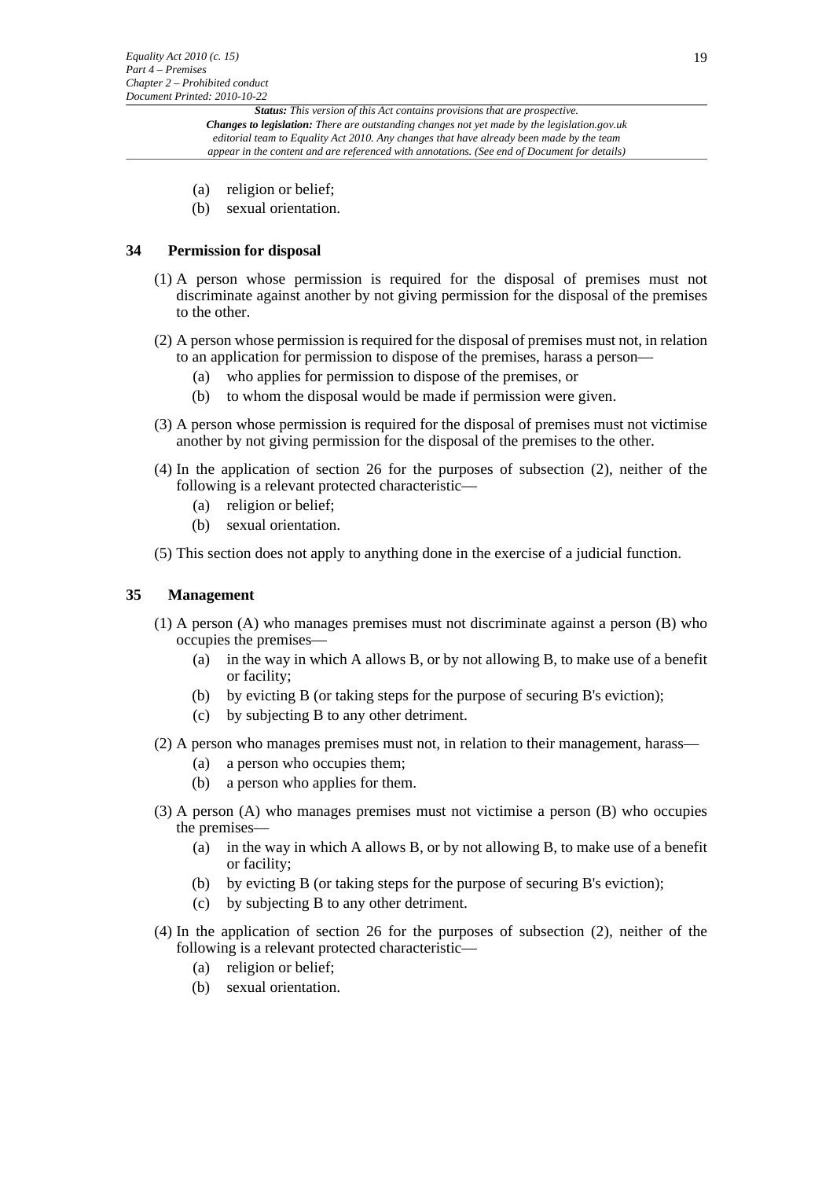(a) religion or belief;

(b) sexual orientation.

### 34 Permission for disposal

(1) A person whose permission is required for the disposal of premises must not discriminate against another by not giving permission for the disposal of the premises to the other.

(2) A person whose permission is required for the disposal of premises must not, in relation to an application for permission to dispose of the premises, harass a person—

(a) who applies for permission to dispose of the premises, or

(b) to whom the disposal would be made if permission were given.

(3) A person whose permission is required for the disposal of premises must not victimise another by not giving permission for the disposal of the premises to the other.

(4) In the application of section 26 for the purposes of subsection (2), neither of the following is a relevant protected characteristic—

(a) religion or belief;

(b) sexual orientation.

(5) This section does not apply to anything done in the exercise of a judicial function.

### 35 Management

(1) A person (A) who manages premises must not discriminate against a person (B) who occupies the premises—

(a) in the way in which A allows B, or by not allowing B, to make use of a benefit or facility;

(b) by evicting B (or taking steps for the purpose of securing B's eviction);

(c) by subjecting B to any other detriment.

(2) A person who manages premises must not, in relation to their management, harass—

(a) a person who occupies them;

(b) a person who applies for them.

(3) A person (A) who manages premises must not victimise a person (B) who occupies the premises—

(a) in the way in which A allows B, or by not allowing B, to make use of a benefit or facility;

(b) by evicting B (or taking steps for the purpose of securing B's eviction);

(c) by subjecting B to any other detriment.

(4) In the application of section 26 for the purposes of subsection (2), neither of the following is a relevant protected characteristic—

(a) religion or belief;

(b) sexual orientation.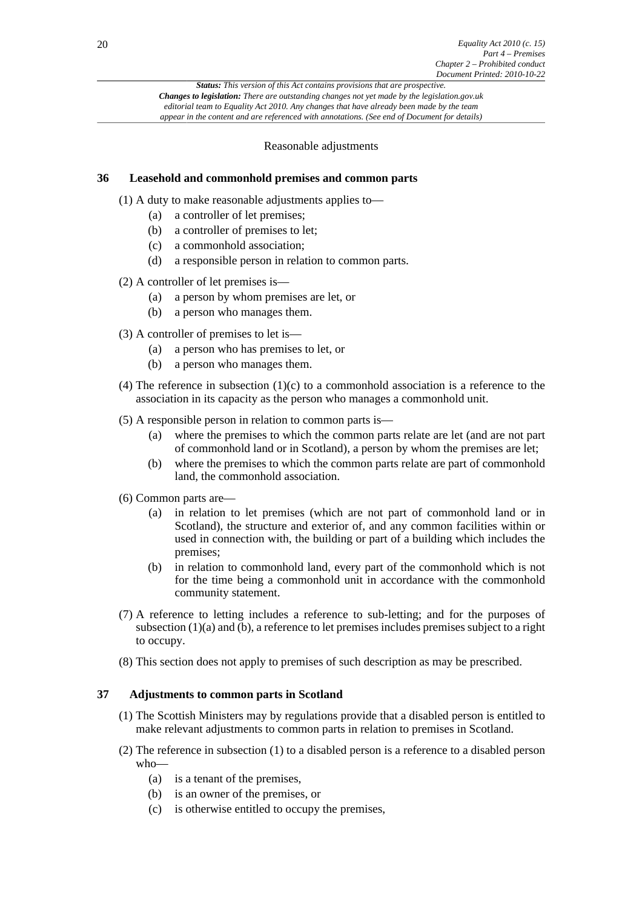*Status: This version of this Act contains provisions that are prospective.*
*Changes to legislation: There are outstanding changes not yet made by the legislation.gov.uk editorial team to Equality Act 2010. Any changes that have already been made by the team appear in the content and are referenced with annotations. (See end of Document for details)*

### Reasonable adjustments

## 36 Leasehold and commonhold premises and common parts

(1) A duty to make reasonable adjustments applies to—

- (a) a controller of let premises;
- (b) a controller of premises to let;
- (c) a commonhold association;
- (d) a responsible person in relation to common parts.

(2) A controller of let premises is—

- (a) a person by whom premises are let, or
- (b) a person who manages them.

(3) A controller of premises to let is—

- (a) a person who has premises to let, or
- (b) a person who manages them.

(4) The reference in subsection (1)(c) to a commonhold association is a reference to the association in its capacity as the person who manages a commonhold unit.

(5) A responsible person in relation to common parts is—

- (a) where the premises to which the common parts relate are let (and are not part of commonhold land or in Scotland), a person by whom the premises are let;
- (b) where the premises to which the common parts relate are part of commonhold land, the commonhold association.

(6) Common parts are—

- (a) in relation to let premises (which are not part of commonhold land or in Scotland), the structure and exterior of, and any common facilities within or used in connection with, the building or part of a building which includes the premises;
- (b) in relation to commonhold land, every part of the commonhold which is not for the time being a commonhold unit in accordance with the commonhold community statement.

(7) A reference to letting includes a reference to sub-letting; and for the purposes of subsection (1)(a) and (b), a reference to let premises includes premises subject to a right to occupy.

(8) This section does not apply to premises of such description as may be prescribed.

## 37 Adjustments to common parts in Scotland

(1) The Scottish Ministers may by regulations provide that a disabled person is entitled to make relevant adjustments to common parts in relation to premises in Scotland.

(2) The reference in subsection (1) to a disabled person is a reference to a disabled person who—

- (a) is a tenant of the premises,
- (b) is an owner of the premises, or
- (c) is otherwise entitled to occupy the premises,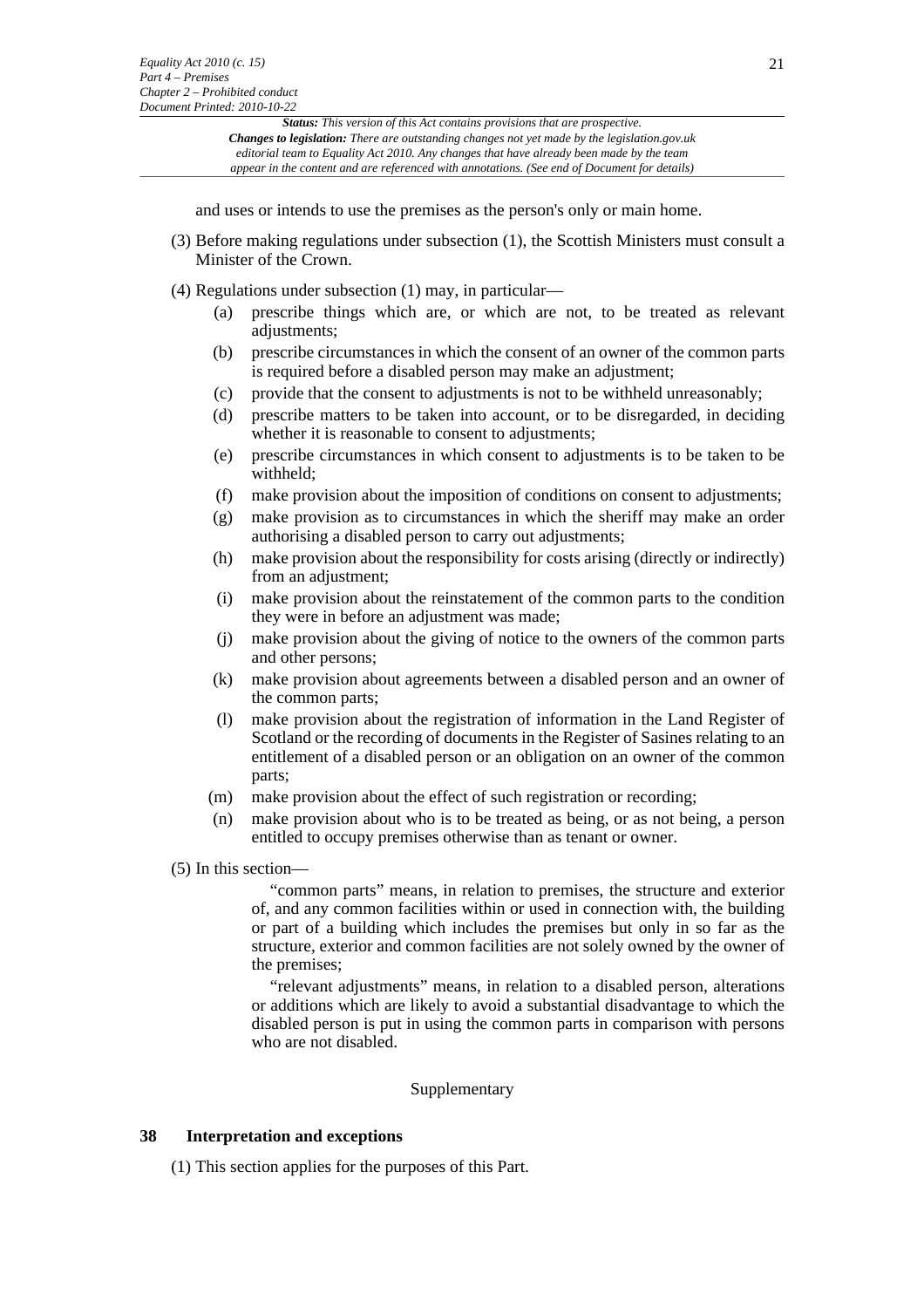and uses or intends to use the premises as the person's only or main home.

(3) Before making regulations under subsection (1), the Scottish Ministers must consult a Minister of the Crown.

(4) Regulations under subsection (1) may, in particular—

- (a) prescribe things which are, or which are not, to be treated as relevant adjustments;
- (b) prescribe circumstances in which the consent of an owner of the common parts is required before a disabled person may make an adjustment;
- (c) provide that the consent to adjustments is not to be withheld unreasonably;
- (d) prescribe matters to be taken into account, or to be disregarded, in deciding whether it is reasonable to consent to adjustments;
- (e) prescribe circumstances in which consent to adjustments is to be taken to be withheld;
- (f) make provision about the imposition of conditions on consent to adjustments;
- (g) make provision as to circumstances in which the sheriff may make an order authorising a disabled person to carry out adjustments;
- (h) make provision about the responsibility for costs arising (directly or indirectly) from an adjustment;
- (i) make provision about the reinstatement of the common parts to the condition they were in before an adjustment was made;
- (j) make provision about the giving of notice to the owners of the common parts and other persons;
- (k) make provision about agreements between a disabled person and an owner of the common parts;
- (l) make provision about the registration of information in the Land Register of Scotland or the recording of documents in the Register of Sasines relating to an entitlement of a disabled person or an obligation on an owner of the common parts;
- (m) make provision about the effect of such registration or recording;
- (n) make provision about who is to be treated as being, or as not being, a person entitled to occupy premises otherwise than as tenant or owner.

(5) In this section—

"common parts" means, in relation to premises, the structure and exterior of, and any common facilities within or used in connection with, the building or part of a building which includes the premises but only in so far as the structure, exterior and common facilities are not solely owned by the owner of the premises;

"relevant adjustments" means, in relation to a disabled person, alterations or additions which are likely to avoid a substantial disadvantage to which the disabled person is put in using the common parts in comparison with persons who are not disabled.

Supplementary

### 38 Interpretation and exceptions

(1) This section applies for the purposes of this Part.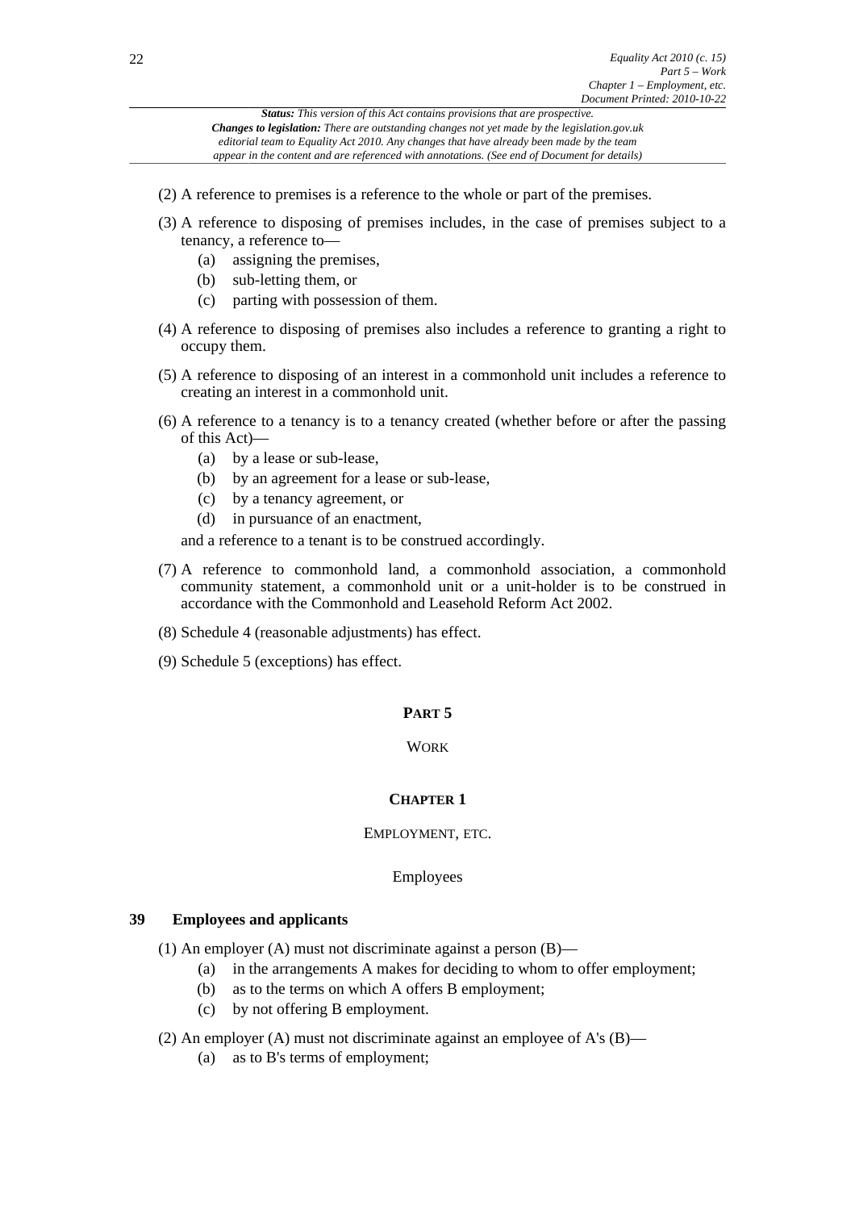(2) A reference to premises is a reference to the whole or part of the premises.

(3) A reference to disposing of premises includes, in the case of premises subject to a tenancy, a reference to—

  (a) assigning the premises,

  (b) sub-letting them, or

  (c) parting with possession of them.

(4) A reference to disposing of premises also includes a reference to granting a right to occupy them.

(5) A reference to disposing of an interest in a commonhold unit includes a reference to creating an interest in a commonhold unit.

(6) A reference to a tenancy is to a tenancy created (whether before or after the passing of this Act)—

  (a) by a lease or sub-lease,

  (b) by an agreement for a lease or sub-lease,

  (c) by a tenancy agreement, or

  (d) in pursuance of an enactment,

and a reference to a tenant is to be construed accordingly.

(7) A reference to commonhold land, a commonhold association, a commonhold community statement, a commonhold unit or a unit-holder is to be construed in accordance with the Commonhold and Leasehold Reform Act 2002.

(8) Schedule 4 (reasonable adjustments) has effect.

(9) Schedule 5 (exceptions) has effect.

# PART 5

## WORK

## CHAPTER 1

## EMPLOYMENT, ETC.

### Employees

### 39 Employees and applicants

(1) An employer (A) must not discriminate against a person (B)—

  (a) in the arrangements A makes for deciding to whom to offer employment;

  (b) as to the terms on which A offers B employment;

  (c) by not offering B employment.

(2) An employer (A) must not discriminate against an employee of A's (B)—

  (a) as to B's terms of employment;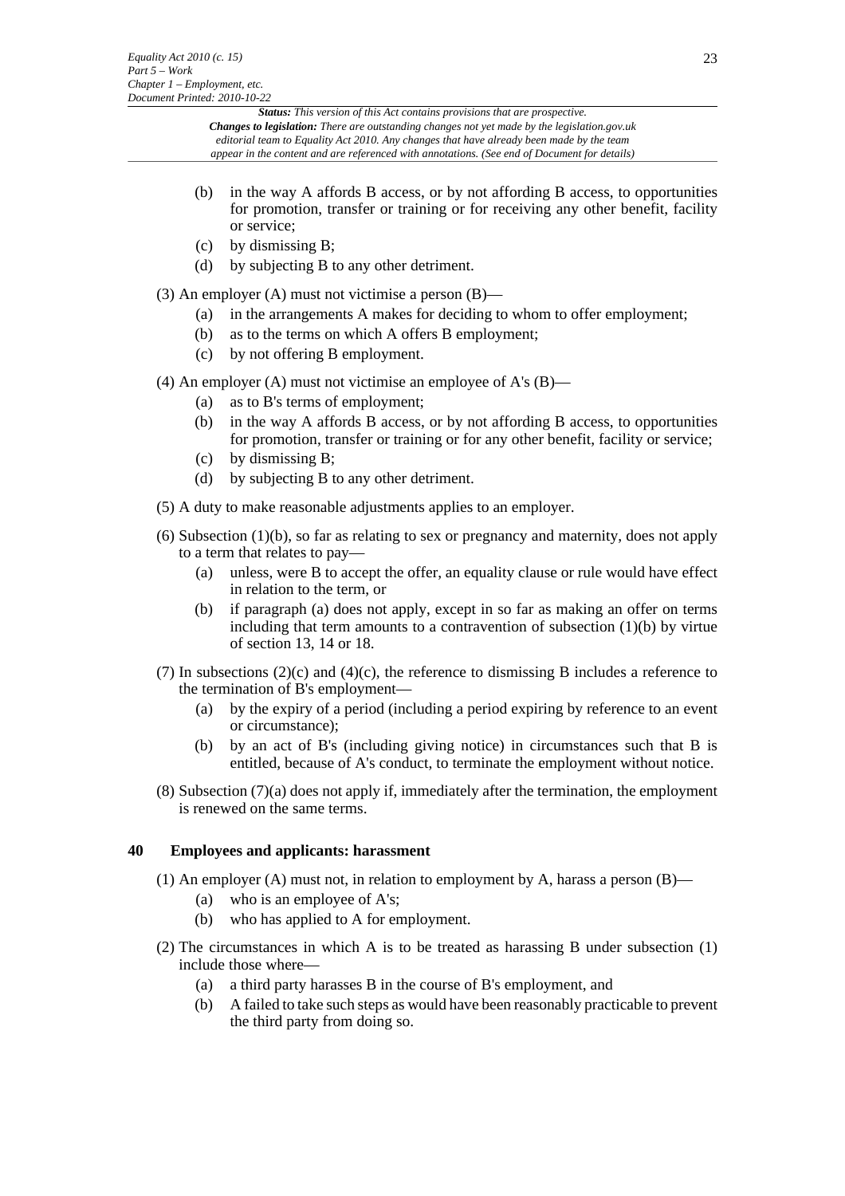(b) in the way A affords B access, or by not affording B access, to opportunities for promotion, transfer or training or for receiving any other benefit, facility or service;

(c) by dismissing B;

(d) by subjecting B to any other detriment.

(3) An employer (A) must not victimise a person (B)—

(a) in the arrangements A makes for deciding to whom to offer employment;

(b) as to the terms on which A offers B employment;

(c) by not offering B employment.

(4) An employer (A) must not victimise an employee of A's (B)—

(a) as to B's terms of employment;

(b) in the way A affords B access, or by not affording B access, to opportunities for promotion, transfer or training or for any other benefit, facility or service;

(c) by dismissing B;

(d) by subjecting B to any other detriment.

(5) A duty to make reasonable adjustments applies to an employer.

(6) Subsection (1)(b), so far as relating to sex or pregnancy and maternity, does not apply to a term that relates to pay—

(a) unless, were B to accept the offer, an equality clause or rule would have effect in relation to the term, or

(b) if paragraph (a) does not apply, except in so far as making an offer on terms including that term amounts to a contravention of subsection (1)(b) by virtue of section 13, 14 or 18.

(7) In subsections (2)(c) and (4)(c), the reference to dismissing B includes a reference to the termination of B's employment—

(a) by the expiry of a period (including a period expiring by reference to an event or circumstance);

(b) by an act of B's (including giving notice) in circumstances such that B is entitled, because of A's conduct, to terminate the employment without notice.

(8) Subsection (7)(a) does not apply if, immediately after the termination, the employment is renewed on the same terms.

### 40 Employees and applicants: harassment

(1) An employer (A) must not, in relation to employment by A, harass a person (B)—

(a) who is an employee of A's;

(b) who has applied to A for employment.

(2) The circumstances in which A is to be treated as harassing B under subsection (1) include those where—

(a) a third party harasses B in the course of B's employment, and

(b) A failed to take such steps as would have been reasonably practicable to prevent the third party from doing so.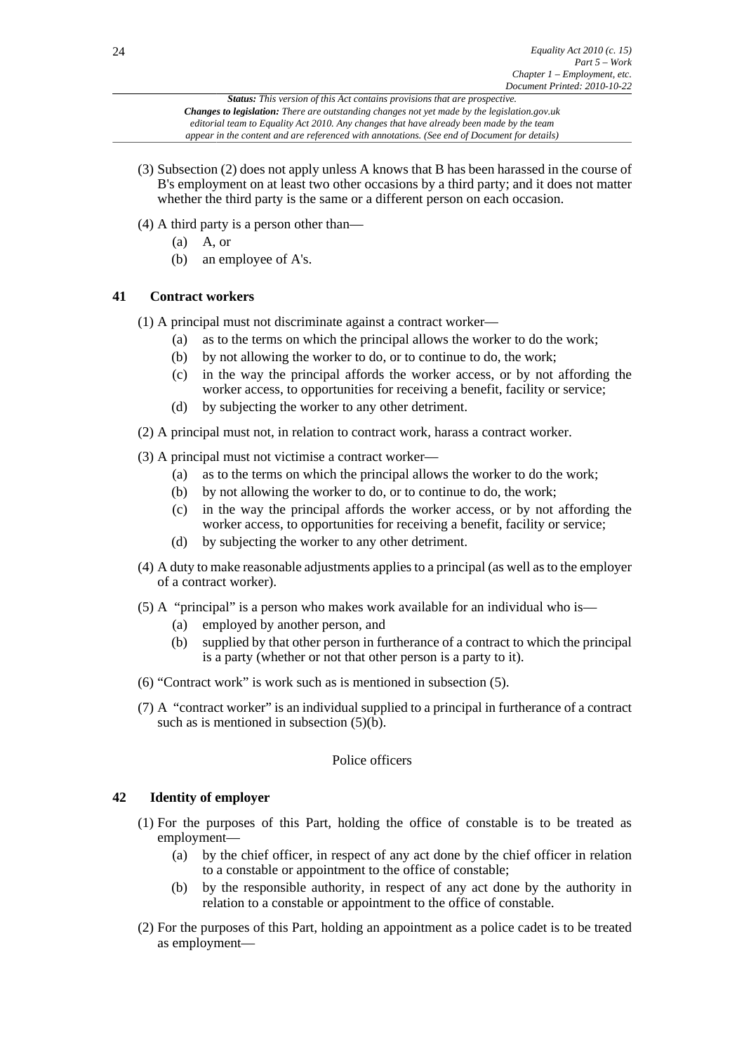(3) Subsection (2) does not apply unless A knows that B has been harassed in the course of B's employment on at least two other occasions by a third party; and it does not matter whether the third party is the same or a different person on each occasion.

(4) A third party is a person other than—

(a) A, or

(b) an employee of A's.

### 41 Contract workers

(1) A principal must not discriminate against a contract worker—

(a) as to the terms on which the principal allows the worker to do the work;

(b) by not allowing the worker to do, or to continue to do, the work;

(c) in the way the principal affords the worker access, or by not affording the worker access, to opportunities for receiving a benefit, facility or service;

(d) by subjecting the worker to any other detriment.

(2) A principal must not, in relation to contract work, harass a contract worker.

(3) A principal must not victimise a contract worker—

(a) as to the terms on which the principal allows the worker to do the work;

(b) by not allowing the worker to do, or to continue to do, the work;

(c) in the way the principal affords the worker access, or by not affording the worker access, to opportunities for receiving a benefit, facility or service;

(d) by subjecting the worker to any other detriment.

(4) A duty to make reasonable adjustments applies to a principal (as well as to the employer of a contract worker).

(5) A "principal" is a person who makes work available for an individual who is—

(a) employed by another person, and

(b) supplied by that other person in furtherance of a contract to which the principal is a party (whether or not that other person is a party to it).

(6) "Contract work" is work such as is mentioned in subsection (5).

(7) A "contract worker" is an individual supplied to a principal in furtherance of a contract such as is mentioned in subsection (5)(b).

Police officers

### 42 Identity of employer

(1) For the purposes of this Part, holding the office of constable is to be treated as employment—

(a) by the chief officer, in respect of any act done by the chief officer in relation to a constable or appointment to the office of constable;

(b) by the responsible authority, in respect of any act done by the authority in relation to a constable or appointment to the office of constable.

(2) For the purposes of this Part, holding an appointment as a police cadet is to be treated as employment—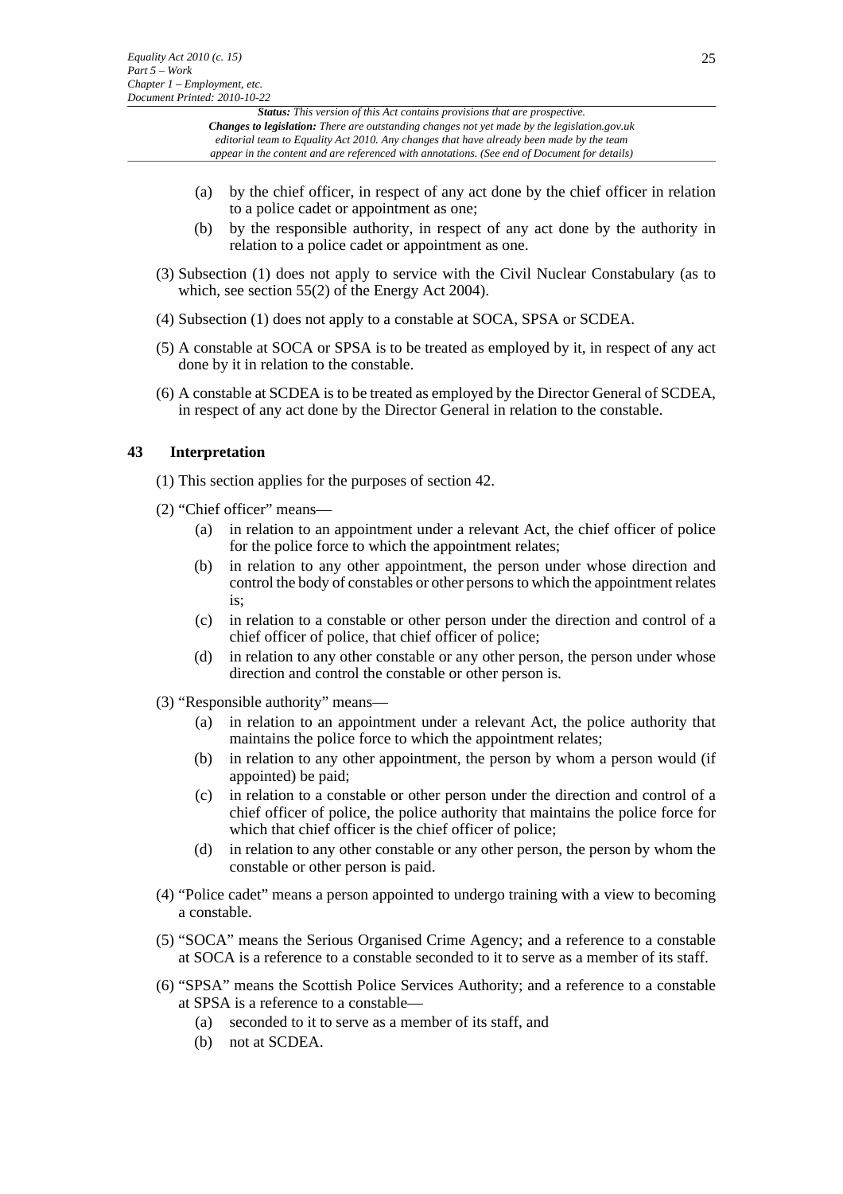(a) by the chief officer, in respect of any act done by the chief officer in relation to a police cadet or appointment as one;

(b) by the responsible authority, in respect of any act done by the authority in relation to a police cadet or appointment as one.

(3) Subsection (1) does not apply to service with the Civil Nuclear Constabulary (as to which, see section 55(2) of the Energy Act 2004).

(4) Subsection (1) does not apply to a constable at SOCA, SPSA or SCDEA.

(5) A constable at SOCA or SPSA is to be treated as employed by it, in respect of any act done by it in relation to the constable.

(6) A constable at SCDEA is to be treated as employed by the Director General of SCDEA, in respect of any act done by the Director General in relation to the constable.

## 43 Interpretation

(1) This section applies for the purposes of section 42.

(2) "Chief officer" means—

(a) in relation to an appointment under a relevant Act, the chief officer of police for the police force to which the appointment relates;

(b) in relation to any other appointment, the person under whose direction and control the body of constables or other persons to which the appointment relates is;

(c) in relation to a constable or other person under the direction and control of a chief officer of police, that chief officer of police;

(d) in relation to any other constable or any other person, the person under whose direction and control the constable or other person is.

(3) "Responsible authority" means—

(a) in relation to an appointment under a relevant Act, the police authority that maintains the police force to which the appointment relates;

(b) in relation to any other appointment, the person by whom a person would (if appointed) be paid;

(c) in relation to a constable or other person under the direction and control of a chief officer of police, the police authority that maintains the police force for which that chief officer is the chief officer of police;

(d) in relation to any other constable or any other person, the person by whom the constable or other person is paid.

(4) "Police cadet" means a person appointed to undergo training with a view to becoming a constable.

(5) "SOCA" means the Serious Organised Crime Agency; and a reference to a constable at SOCA is a reference to a constable seconded to it to serve as a member of its staff.

(6) "SPSA" means the Scottish Police Services Authority; and a reference to a constable at SPSA is a reference to a constable—

(a) seconded to it to serve as a member of its staff, and

(b) not at SCDEA.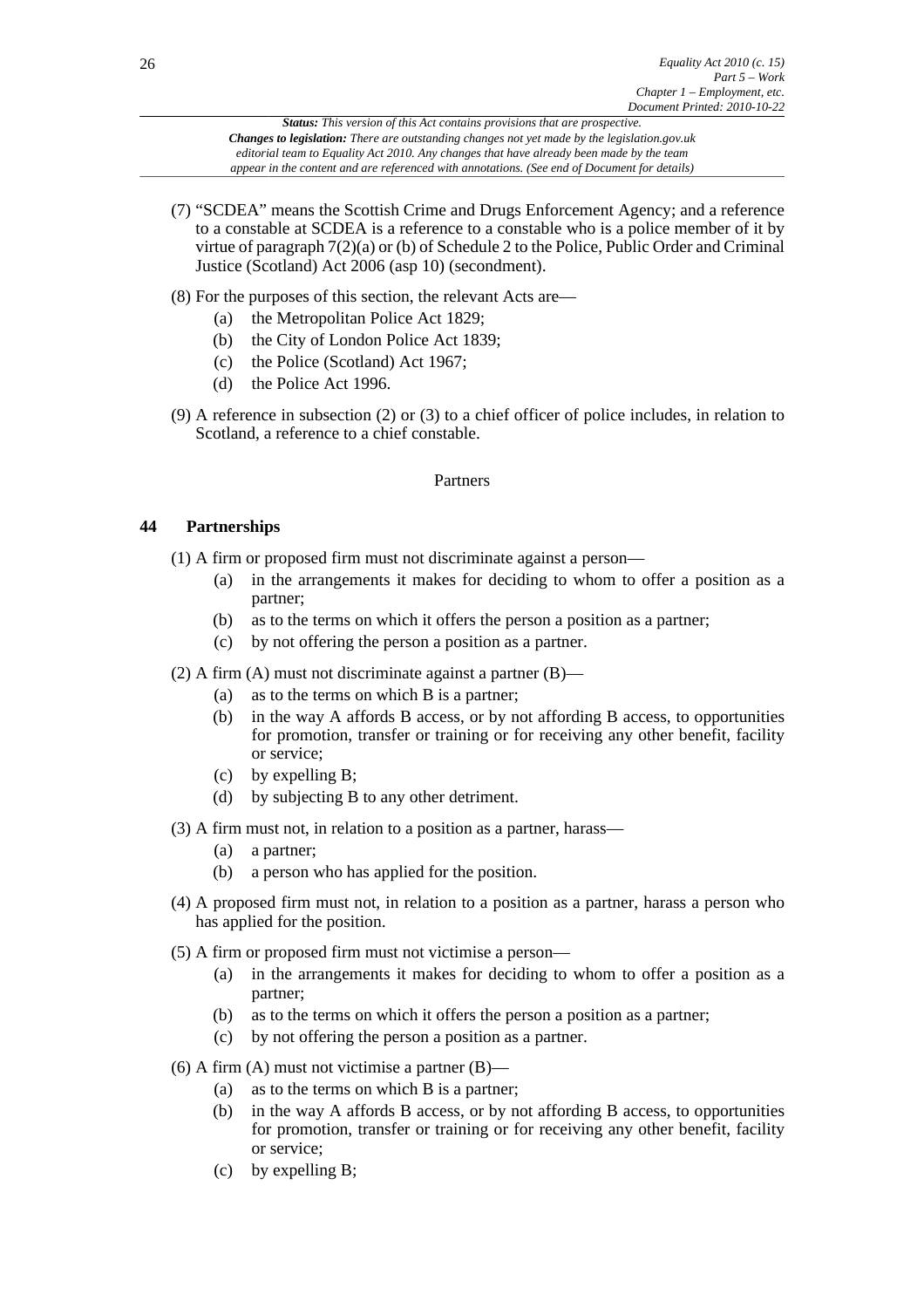(7) "SCDEA" means the Scottish Crime and Drugs Enforcement Agency; and a reference to a constable at SCDEA is a reference to a constable who is a police member of it by virtue of paragraph 7(2)(a) or (b) of Schedule 2 to the Police, Public Order and Criminal Justice (Scotland) Act 2006 (asp 10) (secondment).

(8) For the purposes of this section, the relevant Acts are—

- (a) the Metropolitan Police Act 1829;
- (b) the City of London Police Act 1839;
- (c) the Police (Scotland) Act 1967;
- (d) the Police Act 1996.

(9) A reference in subsection (2) or (3) to a chief officer of police includes, in relation to Scotland, a reference to a chief constable.

### Partners

## 44 Partnerships

(1) A firm or proposed firm must not discriminate against a person—

- (a) in the arrangements it makes for deciding to whom to offer a position as a partner;
- (b) as to the terms on which it offers the person a position as a partner;
- (c) by not offering the person a position as a partner.

(2) A firm (A) must not discriminate against a partner (B)—

- (a) as to the terms on which B is a partner;
- (b) in the way A affords B access, or by not affording B access, to opportunities for promotion, transfer or training or for receiving any other benefit, facility or service;
- (c) by expelling B;
- (d) by subjecting B to any other detriment.

(3) A firm must not, in relation to a position as a partner, harass—

- (a) a partner;
- (b) a person who has applied for the position.

(4) A proposed firm must not, in relation to a position as a partner, harass a person who has applied for the position.

(5) A firm or proposed firm must not victimise a person—

- (a) in the arrangements it makes for deciding to whom to offer a position as a partner;
- (b) as to the terms on which it offers the person a position as a partner;
- (c) by not offering the person a position as a partner.

(6) A firm (A) must not victimise a partner (B)—

- (a) as to the terms on which B is a partner;
- (b) in the way A affords B access, or by not affording B access, to opportunities for promotion, transfer or training or for receiving any other benefit, facility or service;
- (c) by expelling B;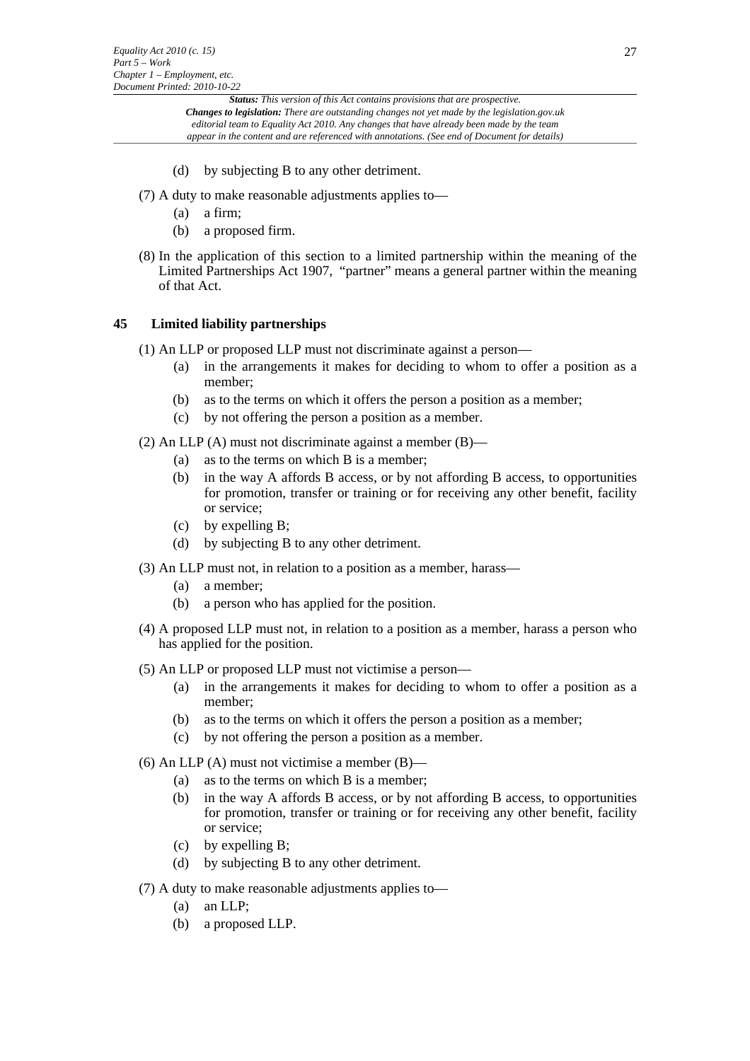(d) by subjecting B to any other detriment.

(7) A duty to make reasonable adjustments applies to—

(a) a firm;

(b) a proposed firm.

(8) In the application of this section to a limited partnership within the meaning of the Limited Partnerships Act 1907, "partner" means a general partner within the meaning of that Act.

## 45 Limited liability partnerships

(1) An LLP or proposed LLP must not discriminate against a person—

(a) in the arrangements it makes for deciding to whom to offer a position as a member;

(b) as to the terms on which it offers the person a position as a member;

(c) by not offering the person a position as a member.

(2) An LLP (A) must not discriminate against a member (B)—

(a) as to the terms on which B is a member;

(b) in the way A affords B access, or by not affording B access, to opportunities for promotion, transfer or training or for receiving any other benefit, facility or service;

(c) by expelling B;

(d) by subjecting B to any other detriment.

(3) An LLP must not, in relation to a position as a member, harass—

(a) a member;

(b) a person who has applied for the position.

(4) A proposed LLP must not, in relation to a position as a member, harass a person who has applied for the position.

(5) An LLP or proposed LLP must not victimise a person—

(a) in the arrangements it makes for deciding to whom to offer a position as a member;

(b) as to the terms on which it offers the person a position as a member;

(c) by not offering the person a position as a member.

(6) An LLP (A) must not victimise a member (B)—

(a) as to the terms on which B is a member;

(b) in the way A affords B access, or by not affording B access, to opportunities for promotion, transfer or training or for receiving any other benefit, facility or service;

(c) by expelling B;

(d) by subjecting B to any other detriment.

(7) A duty to make reasonable adjustments applies to—

(a) an LLP;

(b) a proposed LLP.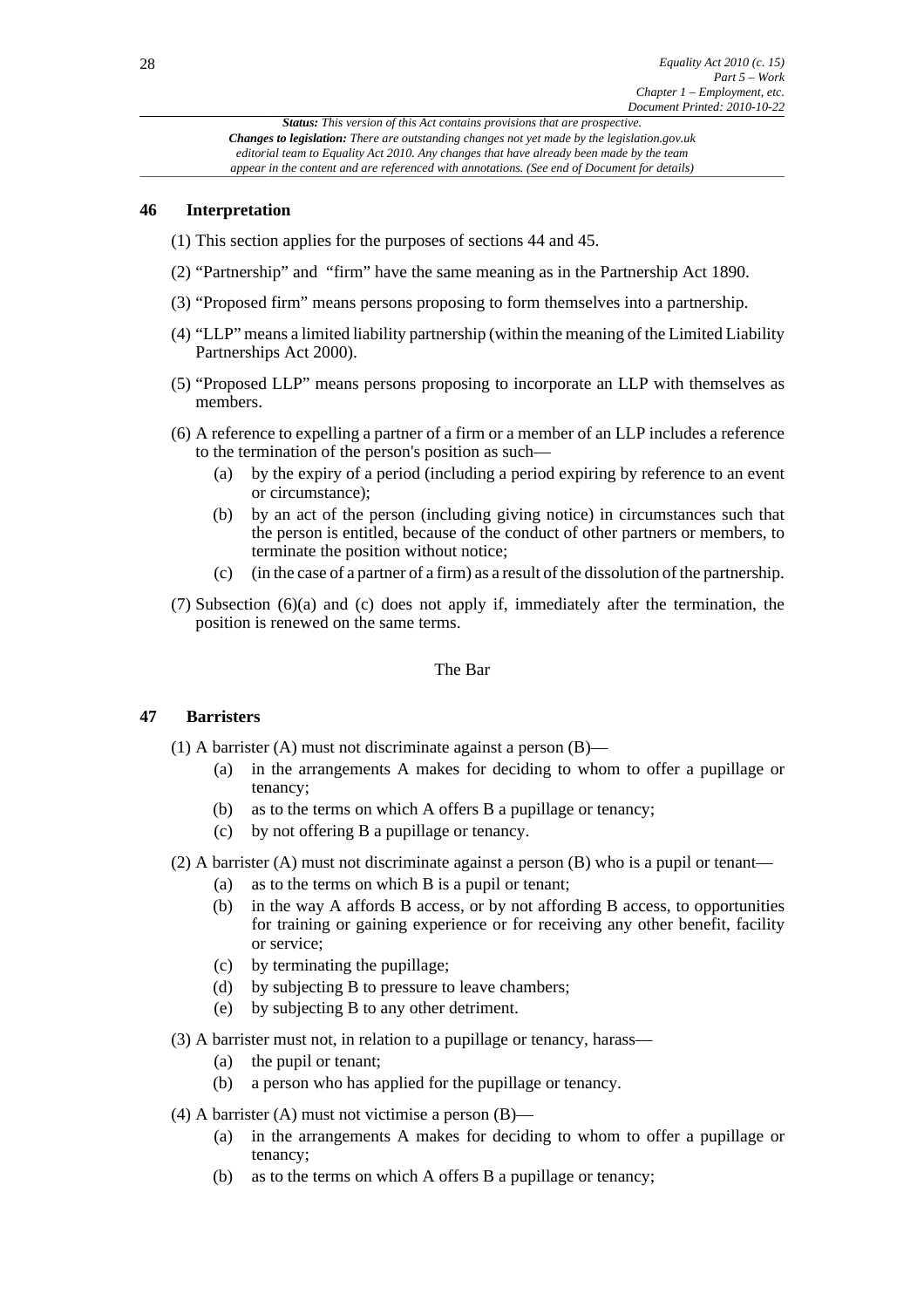## 46 Interpretation

(1) This section applies for the purposes of sections 44 and 45.

(2) "Partnership" and "firm" have the same meaning as in the Partnership Act 1890.

(3) "Proposed firm" means persons proposing to form themselves into a partnership.

(4) "LLP" means a limited liability partnership (within the meaning of the Limited Liability Partnerships Act 2000).

(5) "Proposed LLP" means persons proposing to incorporate an LLP with themselves as members.

(6) A reference to expelling a partner of a firm or a member of an LLP includes a reference to the termination of the person's position as such—

- (a) by the expiry of a period (including a period expiring by reference to an event or circumstance);
- (b) by an act of the person (including giving notice) in circumstances such that the person is entitled, because of the conduct of other partners or members, to terminate the position without notice;
- (c) (in the case of a partner of a firm) as a result of the dissolution of the partnership.

(7) Subsection (6)(a) and (c) does not apply if, immediately after the termination, the position is renewed on the same terms.

### The Bar

## 47 Barristers

(1) A barrister (A) must not discriminate against a person (B)—

- (a) in the arrangements A makes for deciding to whom to offer a pupillage or tenancy;
- (b) as to the terms on which A offers B a pupillage or tenancy;
- (c) by not offering B a pupillage or tenancy.

(2) A barrister (A) must not discriminate against a person (B) who is a pupil or tenant—

- (a) as to the terms on which B is a pupil or tenant;
- (b) in the way A affords B access, or by not affording B access, to opportunities for training or gaining experience or for receiving any other benefit, facility or service;
- (c) by terminating the pupillage;
- (d) by subjecting B to pressure to leave chambers;
- (e) by subjecting B to any other detriment.

(3) A barrister must not, in relation to a pupillage or tenancy, harass—

- (a) the pupil or tenant;
- (b) a person who has applied for the pupillage or tenancy.

(4) A barrister (A) must not victimise a person (B)—

- (a) in the arrangements A makes for deciding to whom to offer a pupillage or tenancy;
- (b) as to the terms on which A offers B a pupillage or tenancy;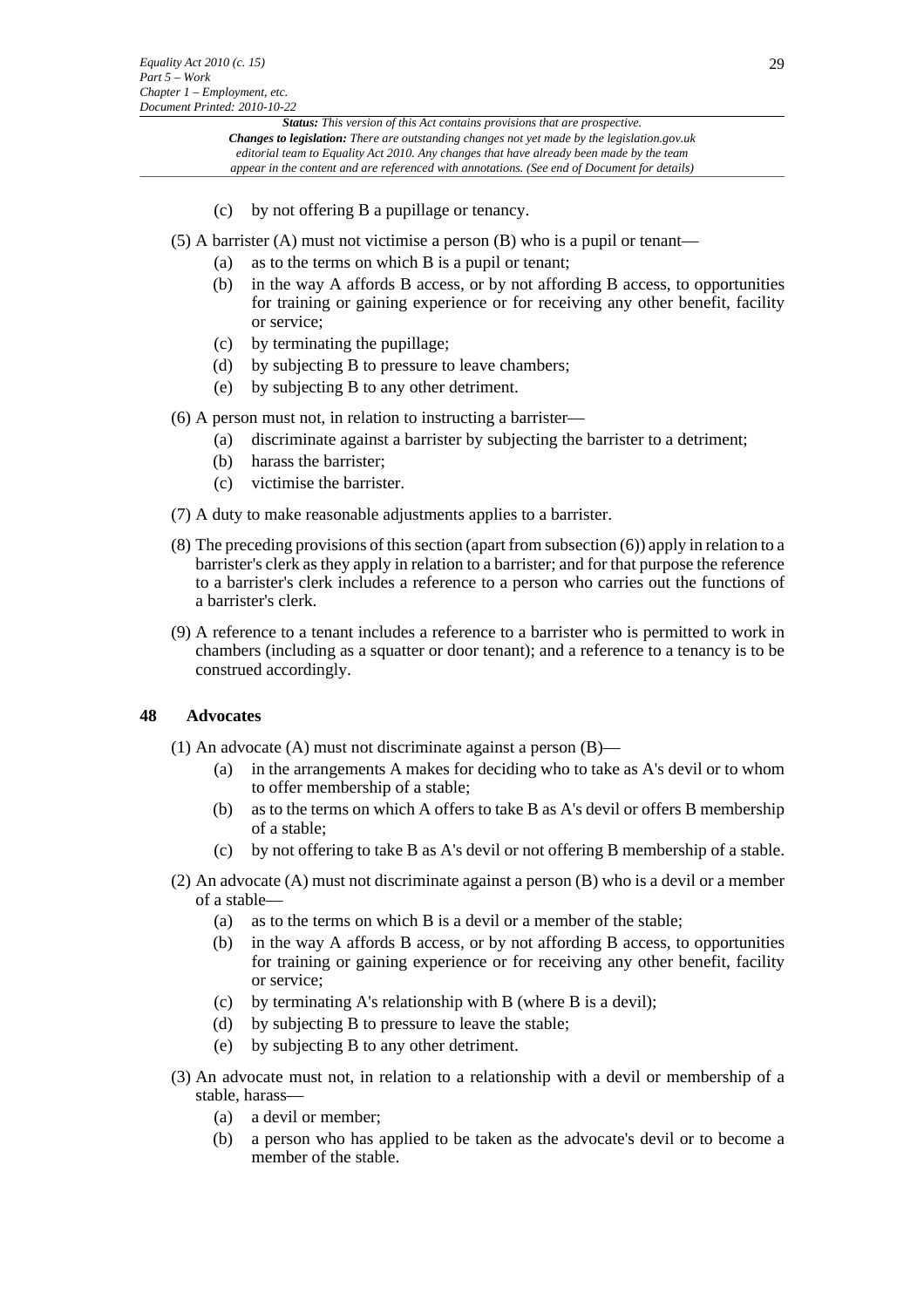(c) by not offering B a pupillage or tenancy.

(5) A barrister (A) must not victimise a person (B) who is a pupil or tenant—

(a) as to the terms on which B is a pupil or tenant;

(b) in the way A affords B access, or by not affording B access, to opportunities for training or gaining experience or for receiving any other benefit, facility or service;

(c) by terminating the pupillage;

(d) by subjecting B to pressure to leave chambers;

(e) by subjecting B to any other detriment.

(6) A person must not, in relation to instructing a barrister—

(a) discriminate against a barrister by subjecting the barrister to a detriment;

(b) harass the barrister;

(c) victimise the barrister.

(7) A duty to make reasonable adjustments applies to a barrister.

(8) The preceding provisions of this section (apart from subsection (6)) apply in relation to a barrister's clerk as they apply in relation to a barrister; and for that purpose the reference to a barrister's clerk includes a reference to a person who carries out the functions of a barrister's clerk.

(9) A reference to a tenant includes a reference to a barrister who is permitted to work in chambers (including as a squatter or door tenant); and a reference to a tenancy is to be construed accordingly.

## 48 Advocates

(1) An advocate (A) must not discriminate against a person (B)—

(a) in the arrangements A makes for deciding who to take as A's devil or to whom to offer membership of a stable;

(b) as to the terms on which A offers to take B as A's devil or offers B membership of a stable;

(c) by not offering to take B as A's devil or not offering B membership of a stable.

(2) An advocate (A) must not discriminate against a person (B) who is a devil or a member of a stable—

(a) as to the terms on which B is a devil or a member of the stable;

(b) in the way A affords B access, or by not affording B access, to opportunities for training or gaining experience or for receiving any other benefit, facility or service;

(c) by terminating A's relationship with B (where B is a devil);

(d) by subjecting B to pressure to leave the stable;

(e) by subjecting B to any other detriment.

(3) An advocate must not, in relation to a relationship with a devil or membership of a stable, harass—

(a) a devil or member;

(b) a person who has applied to be taken as the advocate's devil or to become a member of the stable.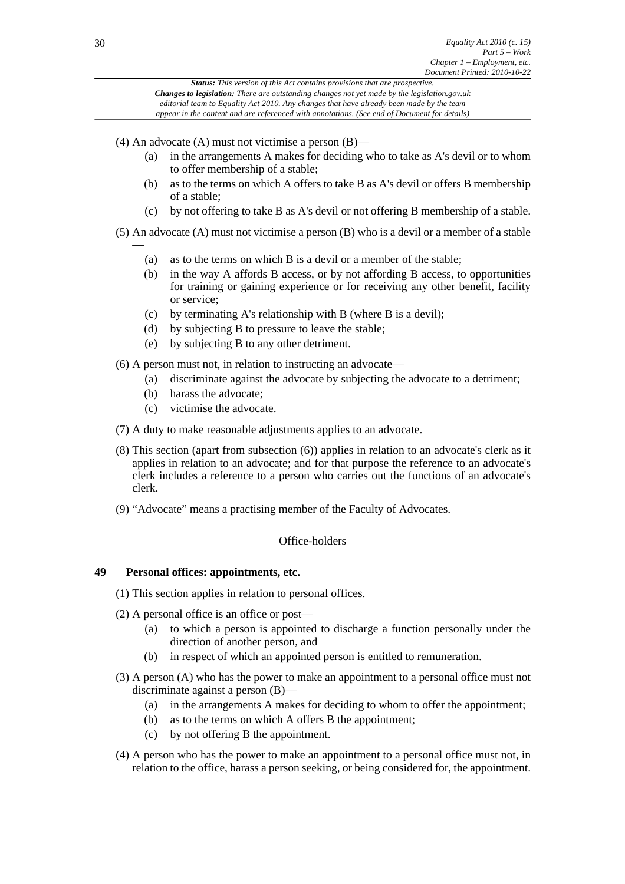(4) An advocate (A) must not victimise a person (B)—

   (a) in the arrangements A makes for deciding who to take as A's devil or to whom to offer membership of a stable;

   (b) as to the terms on which A offers to take B as A's devil or offers B membership of a stable;

   (c) by not offering to take B as A's devil or not offering B membership of a stable.

(5) An advocate (A) must not victimise a person (B) who is a devil or a member of a stable —

   (a) as to the terms on which B is a devil or a member of the stable;

   (b) in the way A affords B access, or by not affording B access, to opportunities for training or gaining experience or for receiving any other benefit, facility or service;

   (c) by terminating A's relationship with B (where B is a devil);

   (d) by subjecting B to pressure to leave the stable;

   (e) by subjecting B to any other detriment.

(6) A person must not, in relation to instructing an advocate—

   (a) discriminate against the advocate by subjecting the advocate to a detriment;

   (b) harass the advocate;

   (c) victimise the advocate.

(7) A duty to make reasonable adjustments applies to an advocate.

(8) This section (apart from subsection (6)) applies in relation to an advocate's clerk as it applies in relation to an advocate; and for that purpose the reference to an advocate's clerk includes a reference to a person who carries out the functions of an advocate's clerk.

(9) "Advocate" means a practising member of the Faculty of Advocates.

### Office-holders

## 49 Personal offices: appointments, etc.

(1) This section applies in relation to personal offices.

(2) A personal office is an office or post—

   (a) to which a person is appointed to discharge a function personally under the direction of another person, and

   (b) in respect of which an appointed person is entitled to remuneration.

(3) A person (A) who has the power to make an appointment to a personal office must not discriminate against a person (B)—

   (a) in the arrangements A makes for deciding to whom to offer the appointment;

   (b) as to the terms on which A offers B the appointment;

   (c) by not offering B the appointment.

(4) A person who has the power to make an appointment to a personal office must not, in relation to the office, harass a person seeking, or being considered for, the appointment.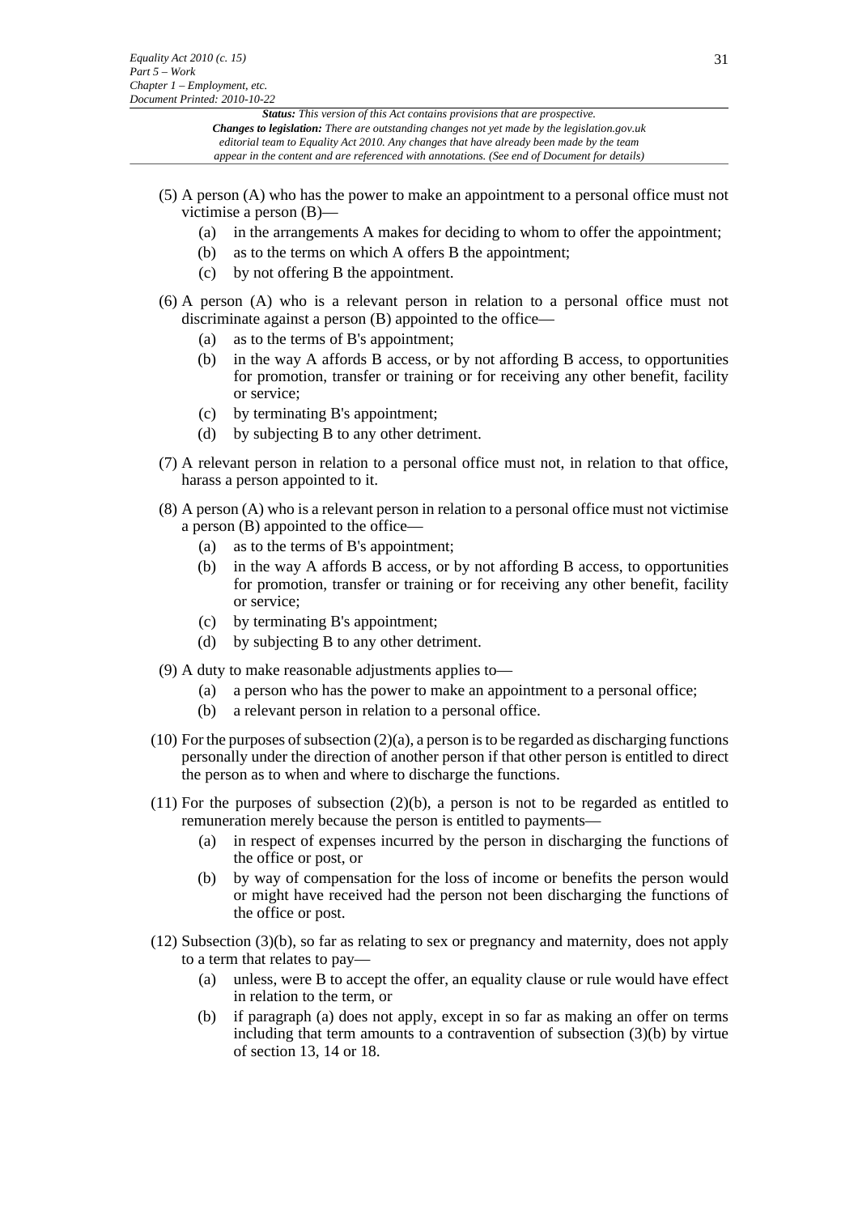(5) A person (A) who has the power to make an appointment to a personal office must not victimise a person (B)—

- (a) in the arrangements A makes for deciding to whom to offer the appointment;
- (b) as to the terms on which A offers B the appointment;
- (c) by not offering B the appointment.

(6) A person (A) who is a relevant person in relation to a personal office must not discriminate against a person (B) appointed to the office—

- (a) as to the terms of B's appointment;
- (b) in the way A affords B access, or by not affording B access, to opportunities for promotion, transfer or training or for receiving any other benefit, facility or service;
- (c) by terminating B's appointment;
- (d) by subjecting B to any other detriment.

(7) A relevant person in relation to a personal office must not, in relation to that office, harass a person appointed to it.

(8) A person (A) who is a relevant person in relation to a personal office must not victimise a person (B) appointed to the office—

- (a) as to the terms of B's appointment;
- (b) in the way A affords B access, or by not affording B access, to opportunities for promotion, transfer or training or for receiving any other benefit, facility or service;
- (c) by terminating B's appointment;
- (d) by subjecting B to any other detriment.

(9) A duty to make reasonable adjustments applies to—

- (a) a person who has the power to make an appointment to a personal office;
- (b) a relevant person in relation to a personal office.

(10) For the purposes of subsection (2)(a), a person is to be regarded as discharging functions personally under the direction of another person if that other person is entitled to direct the person as to when and where to discharge the functions.

(11) For the purposes of subsection (2)(b), a person is not to be regarded as entitled to remuneration merely because the person is entitled to payments—

- (a) in respect of expenses incurred by the person in discharging the functions of the office or post, or
- (b) by way of compensation for the loss of income or benefits the person would or might have received had the person not been discharging the functions of the office or post.

(12) Subsection (3)(b), so far as relating to sex or pregnancy and maternity, does not apply to a term that relates to pay—

- (a) unless, were B to accept the offer, an equality clause or rule would have effect in relation to the term, or
- (b) if paragraph (a) does not apply, except in so far as making an offer on terms including that term amounts to a contravention of subsection (3)(b) by virtue of section 13, 14 or 18.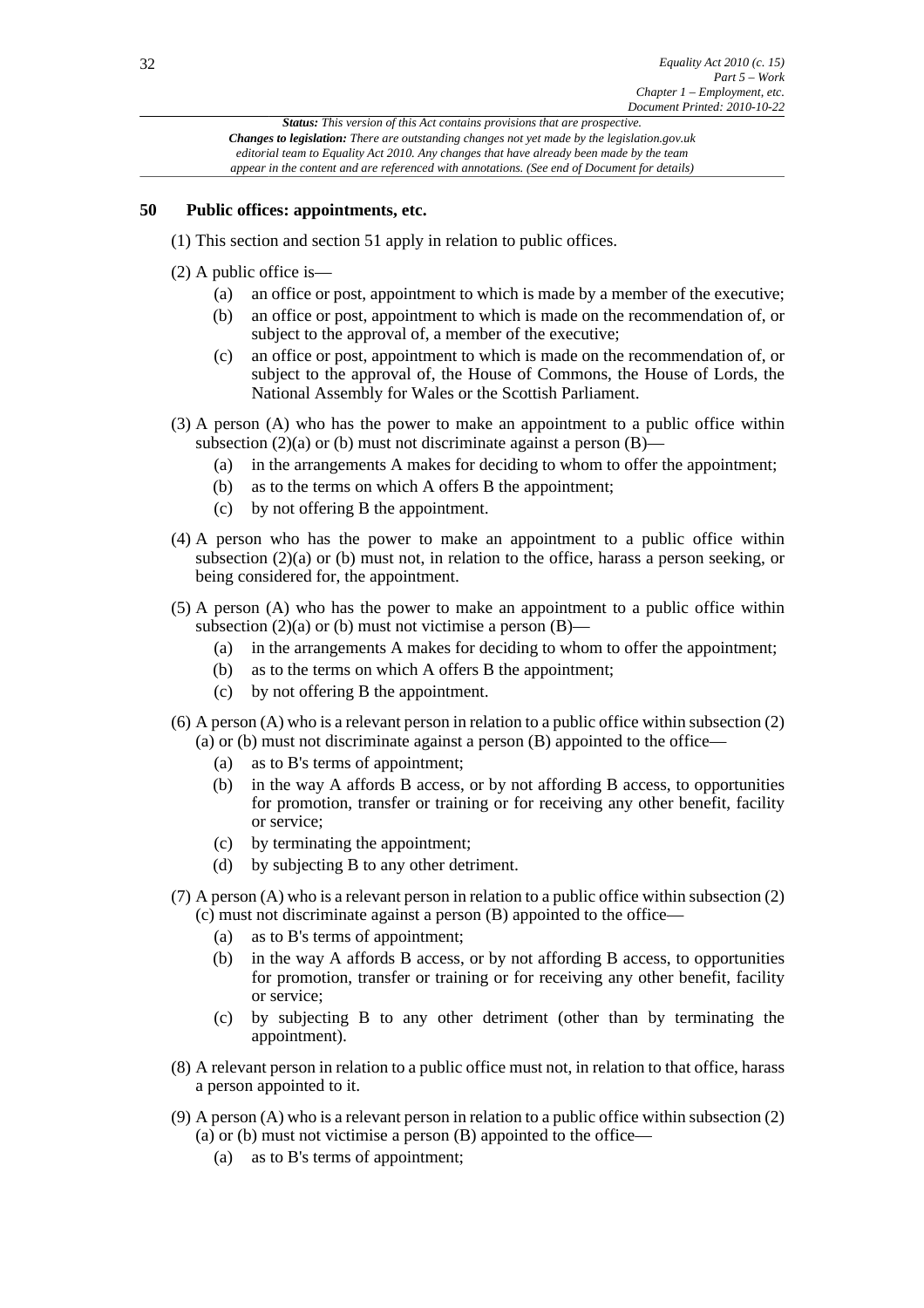## 50 Public offices: appointments, etc.

(1) This section and section 51 apply in relation to public offices.

(2) A public office is—

- (a) an office or post, appointment to which is made by a member of the executive;
- (b) an office or post, appointment to which is made on the recommendation of, or subject to the approval of, a member of the executive;
- (c) an office or post, appointment to which is made on the recommendation of, or subject to the approval of, the House of Commons, the House of Lords, the National Assembly for Wales or the Scottish Parliament.

(3) A person (A) who has the power to make an appointment to a public office within subsection (2)(a) or (b) must not discriminate against a person (B)—

- (a) in the arrangements A makes for deciding to whom to offer the appointment;
- (b) as to the terms on which A offers B the appointment;
- (c) by not offering B the appointment.

(4) A person who has the power to make an appointment to a public office within subsection (2)(a) or (b) must not, in relation to the office, harass a person seeking, or being considered for, the appointment.

(5) A person (A) who has the power to make an appointment to a public office within subsection (2)(a) or (b) must not victimise a person (B)—

- (a) in the arrangements A makes for deciding to whom to offer the appointment;
- (b) as to the terms on which A offers B the appointment;
- (c) by not offering B the appointment.

(6) A person (A) who is a relevant person in relation to a public office within subsection (2)(a) or (b) must not discriminate against a person (B) appointed to the office—

- (a) as to B's terms of appointment;
- (b) in the way A affords B access, or by not affording B access, to opportunities for promotion, transfer or training or for receiving any other benefit, facility or service;
- (c) by terminating the appointment;
- (d) by subjecting B to any other detriment.

(7) A person (A) who is a relevant person in relation to a public office within subsection (2)(c) must not discriminate against a person (B) appointed to the office—

- (a) as to B's terms of appointment;
- (b) in the way A affords B access, or by not affording B access, to opportunities for promotion, transfer or training or for receiving any other benefit, facility or service;
- (c) by subjecting B to any other detriment (other than by terminating the appointment).

(8) A relevant person in relation to a public office must not, in relation to that office, harass a person appointed to it.

(9) A person (A) who is a relevant person in relation to a public office within subsection (2)(a) or (b) must not victimise a person (B) appointed to the office—

- (a) as to B's terms of appointment;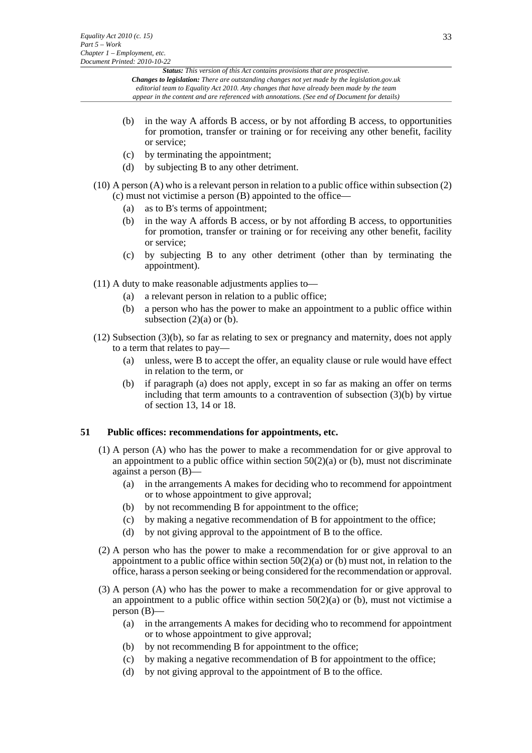(b) in the way A affords B access, or by not affording B access, to opportunities for promotion, transfer or training or for receiving any other benefit, facility or service;

(c) by terminating the appointment;

(d) by subjecting B to any other detriment.

(10) A person (A) who is a relevant person in relation to a public office within subsection (2)(c) must not victimise a person (B) appointed to the office—

(a) as to B's terms of appointment;

(b) in the way A affords B access, or by not affording B access, to opportunities for promotion, transfer or training or for receiving any other benefit, facility or service;

(c) by subjecting B to any other detriment (other than by terminating the appointment).

(11) A duty to make reasonable adjustments applies to—

(a) a relevant person in relation to a public office;

(b) a person who has the power to make an appointment to a public office within subsection (2)(a) or (b).

(12) Subsection (3)(b), so far as relating to sex or pregnancy and maternity, does not apply to a term that relates to pay—

(a) unless, were B to accept the offer, an equality clause or rule would have effect in relation to the term, or

(b) if paragraph (a) does not apply, except in so far as making an offer on terms including that term amounts to a contravention of subsection (3)(b) by virtue of section 13, 14 or 18.

### 51 Public offices: recommendations for appointments, etc.

(1) A person (A) who has the power to make a recommendation for or give approval to an appointment to a public office within section 50(2)(a) or (b), must not discriminate against a person (B)—

(a) in the arrangements A makes for deciding who to recommend for appointment or to whose appointment to give approval;

(b) by not recommending B for appointment to the office;

(c) by making a negative recommendation of B for appointment to the office;

(d) by not giving approval to the appointment of B to the office.

(2) A person who has the power to make a recommendation for or give approval to an appointment to a public office within section 50(2)(a) or (b) must not, in relation to the office, harass a person seeking or being considered for the recommendation or approval.

(3) A person (A) who has the power to make a recommendation for or give approval to an appointment to a public office within section 50(2)(a) or (b), must not victimise a person (B)—

(a) in the arrangements A makes for deciding who to recommend for appointment or to whose appointment to give approval;

(b) by not recommending B for appointment to the office;

(c) by making a negative recommendation of B for appointment to the office;

(d) by not giving approval to the appointment of B to the office.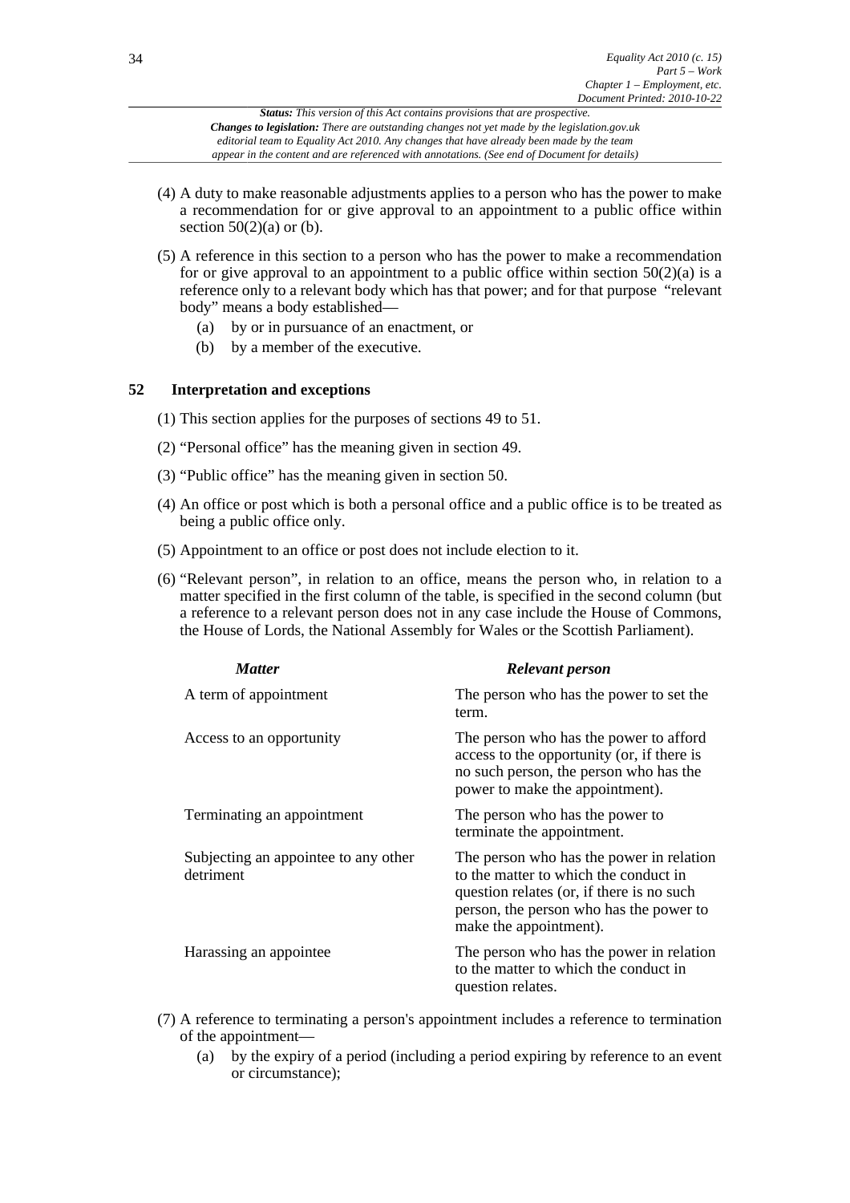(4) A duty to make reasonable adjustments applies to a person who has the power to make a recommendation for or give approval to an appointment to a public office within section 50(2)(a) or (b).

(5) A reference in this section to a person who has the power to make a recommendation for or give approval to an appointment to a public office within section 50(2)(a) is a reference only to a relevant body which has that power; and for that purpose "relevant body" means a body established—

(a) by or in pursuance of an enactment, or

(b) by a member of the executive.

## 52 Interpretation and exceptions

(1) This section applies for the purposes of sections 49 to 51.

(2) "Personal office" has the meaning given in section 49.

(3) "Public office" has the meaning given in section 50.

(4) An office or post which is both a personal office and a public office is to be treated as being a public office only.

(5) Appointment to an office or post does not include election to it.

(6) "Relevant person", in relation to an office, means the person who, in relation to a matter specified in the first column of the table, is specified in the second column (but a reference to a relevant person does not in any case include the House of Commons, the House of Lords, the National Assembly for Wales or the Scottish Parliament).

| *Matter* | *Relevant person* |
|---|---|
| A term of appointment | The person who has the power to set the term. |
| Access to an opportunity | The person who has the power to afford access to the opportunity (or, if there is no such person, the person who has the power to make the appointment). |
| Terminating an appointment | The person who has the power to terminate the appointment. |
| Subjecting an appointee to any other detriment | The person who has the power in relation to the matter to which the conduct in question relates (or, if there is no such person, the person who has the power to make the appointment). |
| Harassing an appointee | The person who has the power in relation to the matter to which the conduct in question relates. |

(7) A reference to terminating a person's appointment includes a reference to termination of the appointment—

(a) by the expiry of a period (including a period expiring by reference to an event or circumstance);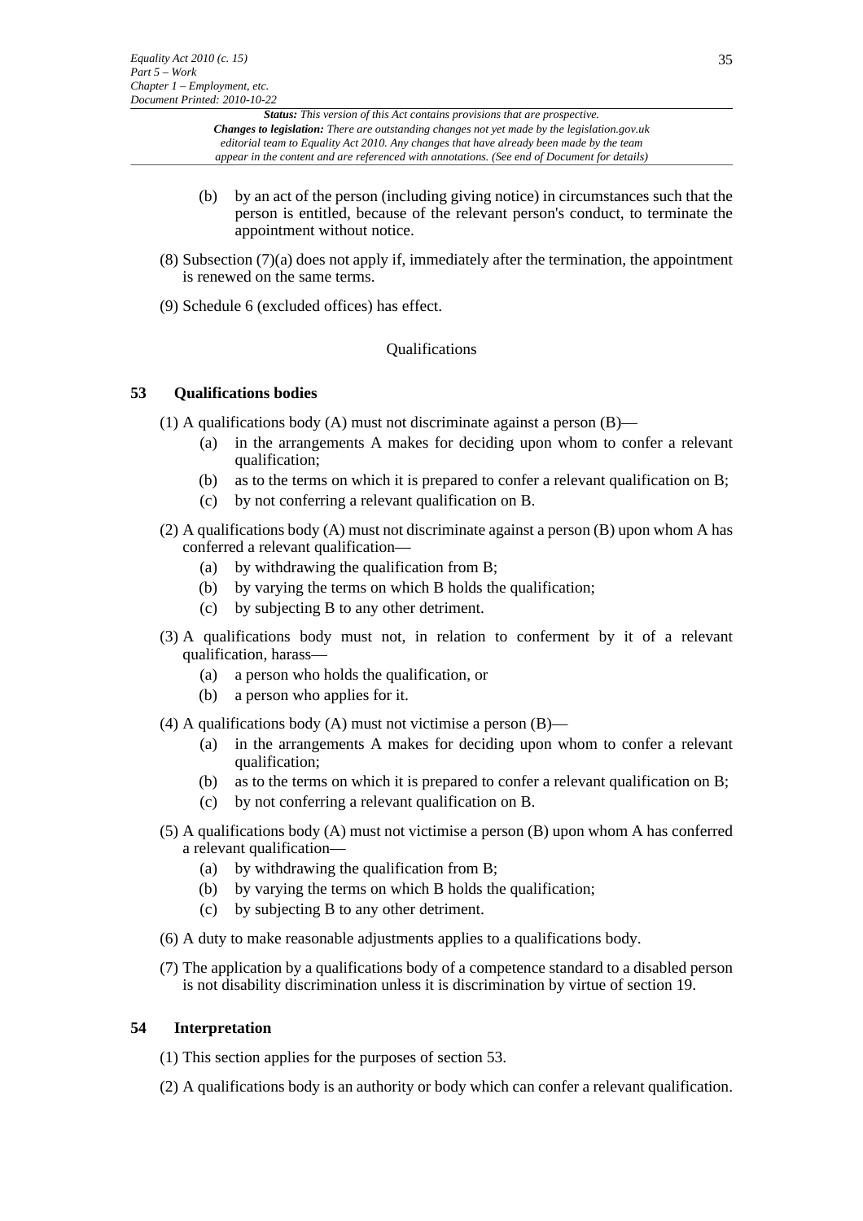(b) by an act of the person (including giving notice) in circumstances such that the person is entitled, because of the relevant person's conduct, to terminate the appointment without notice.

(8) Subsection (7)(a) does not apply if, immediately after the termination, the appointment is renewed on the same terms.

(9) Schedule 6 (excluded offices) has effect.

### Qualifications

#### 53 Qualifications bodies

(1) A qualifications body (A) must not discriminate against a person (B)—

- (a) in the arrangements A makes for deciding upon whom to confer a relevant qualification;
- (b) as to the terms on which it is prepared to confer a relevant qualification on B;
- (c) by not conferring a relevant qualification on B.

(2) A qualifications body (A) must not discriminate against a person (B) upon whom A has conferred a relevant qualification—

- (a) by withdrawing the qualification from B;
- (b) by varying the terms on which B holds the qualification;
- (c) by subjecting B to any other detriment.

(3) A qualifications body must not, in relation to conferment by it of a relevant qualification, harass—

- (a) a person who holds the qualification, or
- (b) a person who applies for it.

(4) A qualifications body (A) must not victimise a person (B)—

- (a) in the arrangements A makes for deciding upon whom to confer a relevant qualification;
- (b) as to the terms on which it is prepared to confer a relevant qualification on B;
- (c) by not conferring a relevant qualification on B.

(5) A qualifications body (A) must not victimise a person (B) upon whom A has conferred a relevant qualification—

- (a) by withdrawing the qualification from B;
- (b) by varying the terms on which B holds the qualification;
- (c) by subjecting B to any other detriment.

(6) A duty to make reasonable adjustments applies to a qualifications body.

(7) The application by a qualifications body of a competence standard to a disabled person is not disability discrimination unless it is discrimination by virtue of section 19.

#### 54 Interpretation

(1) This section applies for the purposes of section 53.

(2) A qualifications body is an authority or body which can confer a relevant qualification.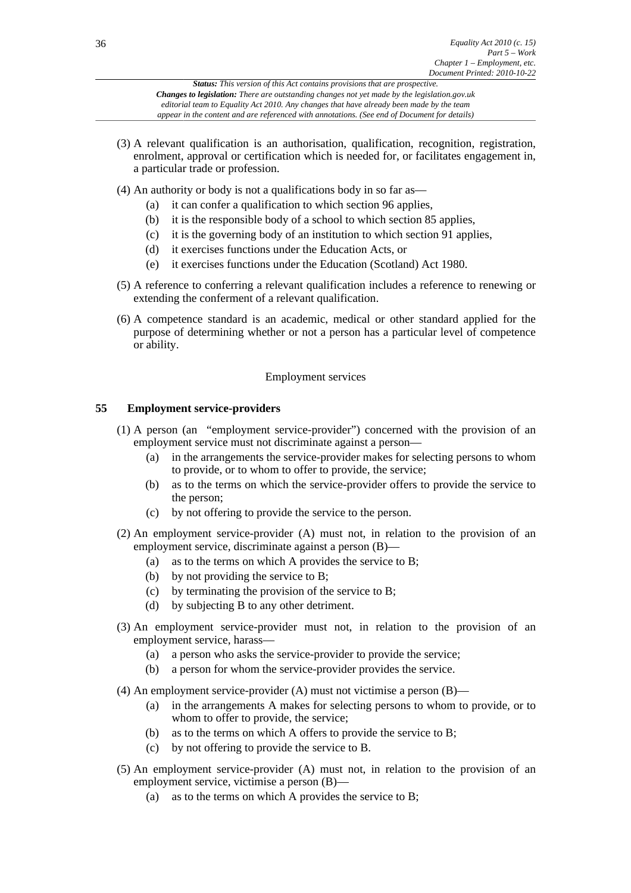(3) A relevant qualification is an authorisation, qualification, recognition, registration, enrolment, approval or certification which is needed for, or facilitates engagement in, a particular trade or profession.

(4) An authority or body is not a qualifications body in so far as—

(a) it can confer a qualification to which section 96 applies,

(b) it is the responsible body of a school to which section 85 applies,

(c) it is the governing body of an institution to which section 91 applies,

(d) it exercises functions under the Education Acts, or

(e) it exercises functions under the Education (Scotland) Act 1980.

(5) A reference to conferring a relevant qualification includes a reference to renewing or extending the conferment of a relevant qualification.

(6) A competence standard is an academic, medical or other standard applied for the purpose of determining whether or not a person has a particular level of competence or ability.

Employment services

### 55 Employment service-providers

(1) A person (an "employment service-provider") concerned with the provision of an employment service must not discriminate against a person—

(a) in the arrangements the service-provider makes for selecting persons to whom to provide, or to whom to offer to provide, the service;

(b) as to the terms on which the service-provider offers to provide the service to the person;

(c) by not offering to provide the service to the person.

(2) An employment service-provider (A) must not, in relation to the provision of an employment service, discriminate against a person (B)—

(a) as to the terms on which A provides the service to B;

(b) by not providing the service to B;

(c) by terminating the provision of the service to B;

(d) by subjecting B to any other detriment.

(3) An employment service-provider must not, in relation to the provision of an employment service, harass—

(a) a person who asks the service-provider to provide the service;

(b) a person for whom the service-provider provides the service.

(4) An employment service-provider (A) must not victimise a person (B)—

(a) in the arrangements A makes for selecting persons to whom to provide, or to whom to offer to provide, the service;

(b) as to the terms on which A offers to provide the service to B;

(c) by not offering to provide the service to B.

(5) An employment service-provider (A) must not, in relation to the provision of an employment service, victimise a person (B)—

(a) as to the terms on which A provides the service to B;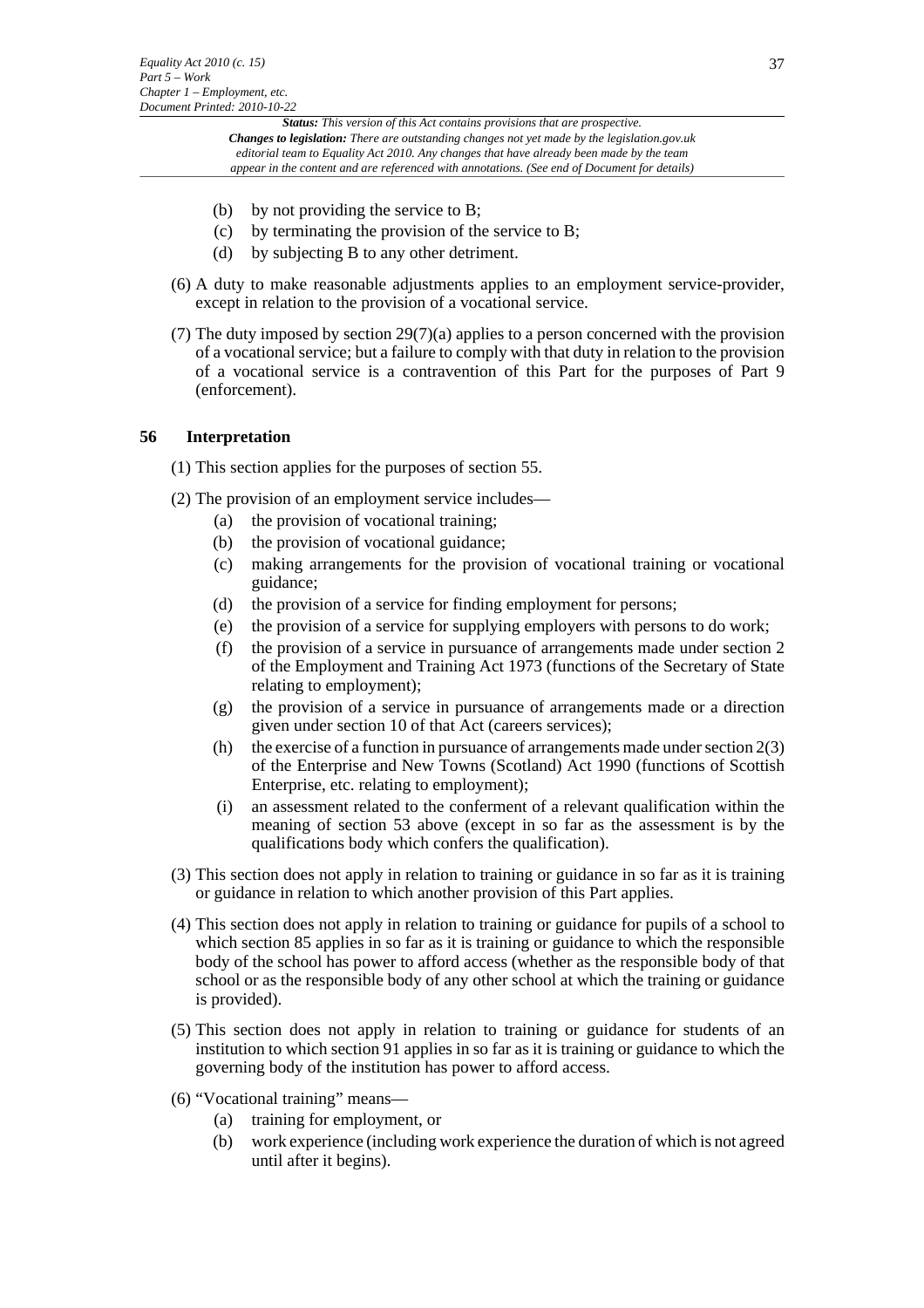(b) by not providing the service to B;

(c) by terminating the provision of the service to B;

(d) by subjecting B to any other detriment.

(6) A duty to make reasonable adjustments applies to an employment service-provider, except in relation to the provision of a vocational service.

(7) The duty imposed by section 29(7)(a) applies to a person concerned with the provision of a vocational service; but a failure to comply with that duty in relation to the provision of a vocational service is a contravention of this Part for the purposes of Part 9 (enforcement).

## 56 Interpretation

(1) This section applies for the purposes of section 55.

(2) The provision of an employment service includes—

(a) the provision of vocational training;

(b) the provision of vocational guidance;

(c) making arrangements for the provision of vocational training or vocational guidance;

(d) the provision of a service for finding employment for persons;

(e) the provision of a service for supplying employers with persons to do work;

(f) the provision of a service in pursuance of arrangements made under section 2 of the Employment and Training Act 1973 (functions of the Secretary of State relating to employment);

(g) the provision of a service in pursuance of arrangements made or a direction given under section 10 of that Act (careers services);

(h) the exercise of a function in pursuance of arrangements made under section 2(3) of the Enterprise and New Towns (Scotland) Act 1990 (functions of Scottish Enterprise, etc. relating to employment);

(i) an assessment related to the conferment of a relevant qualification within the meaning of section 53 above (except in so far as the assessment is by the qualifications body which confers the qualification).

(3) This section does not apply in relation to training or guidance in so far as it is training or guidance in relation to which another provision of this Part applies.

(4) This section does not apply in relation to training or guidance for pupils of a school to which section 85 applies in so far as it is training or guidance to which the responsible body of the school has power to afford access (whether as the responsible body of that school or as the responsible body of any other school at which the training or guidance is provided).

(5) This section does not apply in relation to training or guidance for students of an institution to which section 91 applies in so far as it is training or guidance to which the governing body of the institution has power to afford access.

(6) "Vocational training" means—

(a) training for employment, or

(b) work experience (including work experience the duration of which is not agreed until after it begins).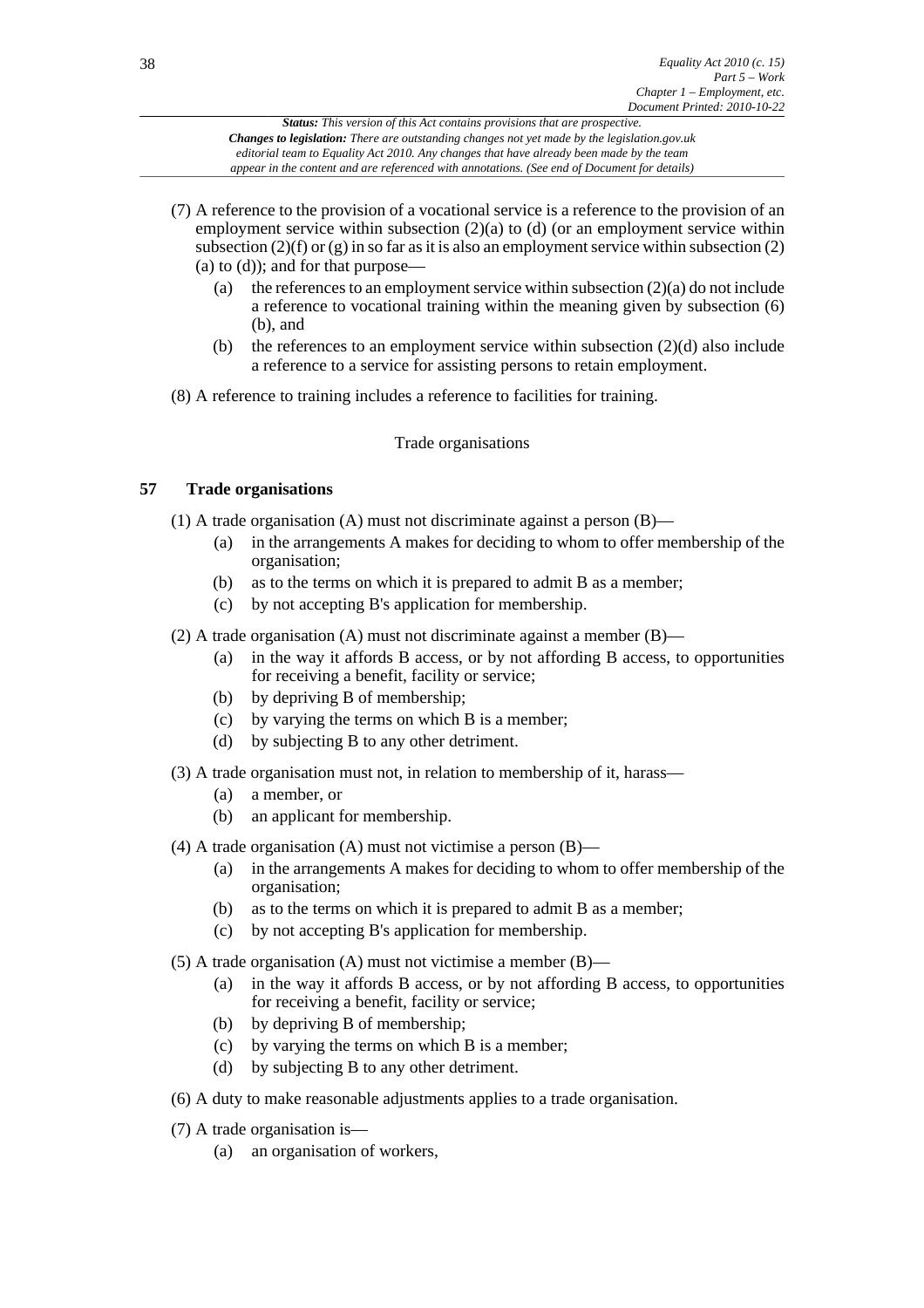(7) A reference to the provision of a vocational service is a reference to the provision of an employment service within subsection (2)(a) to (d) (or an employment service within subsection (2)(f) or (g) in so far as it is also an employment service within subsection (2)(a) to (d)); and for that purpose—

- (a) the references to an employment service within subsection (2)(a) do not include a reference to vocational training within the meaning given by subsection (6)(b), and
- (b) the references to an employment service within subsection (2)(d) also include a reference to a service for assisting persons to retain employment.

(8) A reference to training includes a reference to facilities for training.

Trade organisations

### 57 Trade organisations

(1) A trade organisation (A) must not discriminate against a person (B)—

- (a) in the arrangements A makes for deciding to whom to offer membership of the organisation;
- (b) as to the terms on which it is prepared to admit B as a member;
- (c) by not accepting B's application for membership.

(2) A trade organisation (A) must not discriminate against a member (B)—

- (a) in the way it affords B access, or by not affording B access, to opportunities for receiving a benefit, facility or service;
- (b) by depriving B of membership;
- (c) by varying the terms on which B is a member;
- (d) by subjecting B to any other detriment.

(3) A trade organisation must not, in relation to membership of it, harass—

- (a) a member, or
- (b) an applicant for membership.

(4) A trade organisation (A) must not victimise a person (B)—

- (a) in the arrangements A makes for deciding to whom to offer membership of the organisation;
- (b) as to the terms on which it is prepared to admit B as a member;
- (c) by not accepting B's application for membership.

(5) A trade organisation (A) must not victimise a member (B)—

- (a) in the way it affords B access, or by not affording B access, to opportunities for receiving a benefit, facility or service;
- (b) by depriving B of membership;
- (c) by varying the terms on which B is a member;
- (d) by subjecting B to any other detriment.

(6) A duty to make reasonable adjustments applies to a trade organisation.

(7) A trade organisation is—

- (a) an organisation of workers,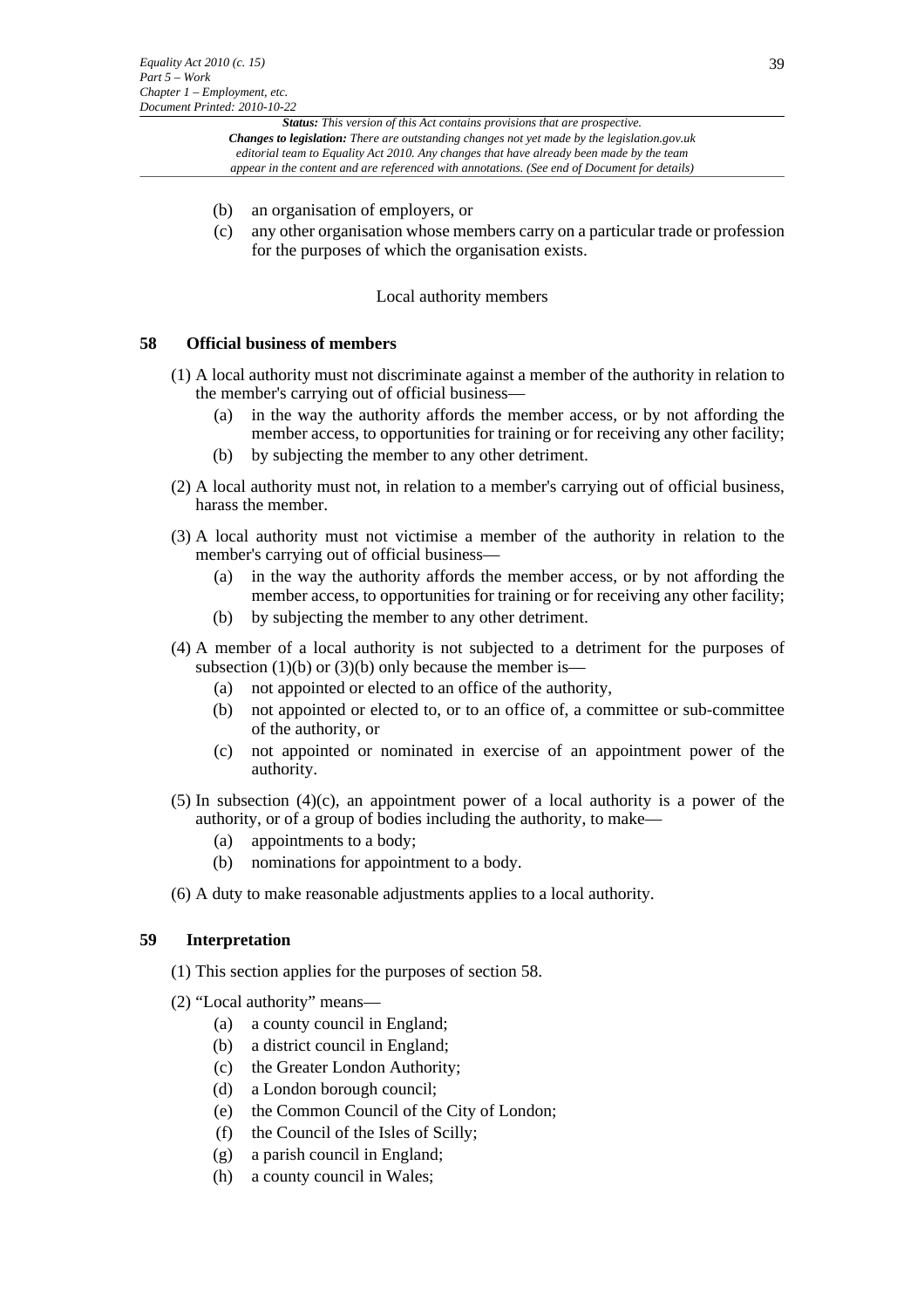(b) an organisation of employers, or

(c) any other organisation whose members carry on a particular trade or profession for the purposes of which the organisation exists.

Local authority members

### 58 Official business of members

(1) A local authority must not discriminate against a member of the authority in relation to the member's carrying out of official business—

(a) in the way the authority affords the member access, or by not affording the member access, to opportunities for training or for receiving any other facility;

(b) by subjecting the member to any other detriment.

(2) A local authority must not, in relation to a member's carrying out of official business, harass the member.

(3) A local authority must not victimise a member of the authority in relation to the member's carrying out of official business—

(a) in the way the authority affords the member access, or by not affording the member access, to opportunities for training or for receiving any other facility;

(b) by subjecting the member to any other detriment.

(4) A member of a local authority is not subjected to a detriment for the purposes of subsection (1)(b) or (3)(b) only because the member is—

(a) not appointed or elected to an office of the authority,

(b) not appointed or elected to, or to an office of, a committee or sub-committee of the authority, or

(c) not appointed or nominated in exercise of an appointment power of the authority.

(5) In subsection (4)(c), an appointment power of a local authority is a power of the authority, or of a group of bodies including the authority, to make—

(a) appointments to a body;

(b) nominations for appointment to a body.

(6) A duty to make reasonable adjustments applies to a local authority.

### 59 Interpretation

(1) This section applies for the purposes of section 58.

(2) "Local authority" means—

(a) a county council in England;

(b) a district council in England;

(c) the Greater London Authority;

(d) a London borough council;

(e) the Common Council of the City of London;

(f) the Council of the Isles of Scilly;

(g) a parish council in England;

(h) a county council in Wales;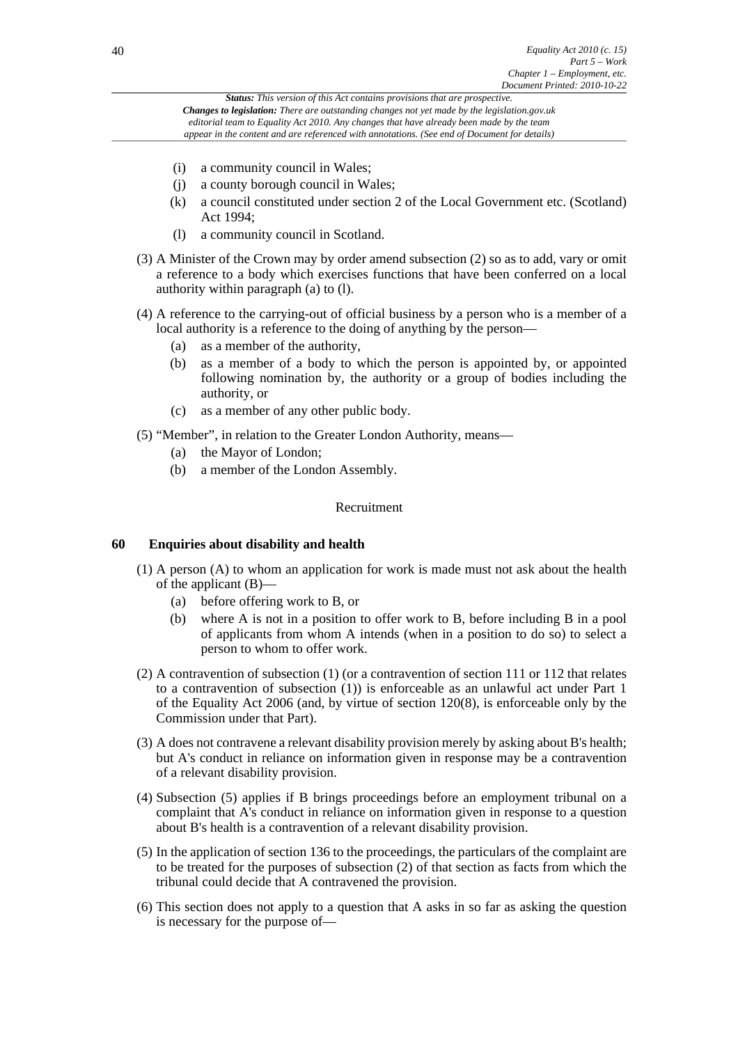- (i) a community council in Wales;
- (j) a county borough council in Wales;
- (k) a council constituted under section 2 of the Local Government etc. (Scotland) Act 1994;
- (l) a community council in Scotland.

(3) A Minister of the Crown may by order amend subsection (2) so as to add, vary or omit a reference to a body which exercises functions that have been conferred on a local authority within paragraph (a) to (l).

(4) A reference to the carrying-out of official business by a person who is a member of a local authority is a reference to the doing of anything by the person—

- (a) as a member of the authority,
- (b) as a member of a body to which the person is appointed by, or appointed following nomination by, the authority or a group of bodies including the authority, or
- (c) as a member of any other public body.

(5) "Member", in relation to the Greater London Authority, means—

- (a) the Mayor of London;
- (b) a member of the London Assembly.

Recruitment

### 60 Enquiries about disability and health

(1) A person (A) to whom an application for work is made must not ask about the health of the applicant (B)—

- (a) before offering work to B, or
- (b) where A is not in a position to offer work to B, before including B in a pool of applicants from whom A intends (when in a position to do so) to select a person to whom to offer work.

(2) A contravention of subsection (1) (or a contravention of section 111 or 112 that relates to a contravention of subsection (1)) is enforceable as an unlawful act under Part 1 of the Equality Act 2006 (and, by virtue of section 120(8), is enforceable only by the Commission under that Part).

(3) A does not contravene a relevant disability provision merely by asking about B's health; but A's conduct in reliance on information given in response may be a contravention of a relevant disability provision.

(4) Subsection (5) applies if B brings proceedings before an employment tribunal on a complaint that A's conduct in reliance on information given in response to a question about B's health is a contravention of a relevant disability provision.

(5) In the application of section 136 to the proceedings, the particulars of the complaint are to be treated for the purposes of subsection (2) of that section as facts from which the tribunal could decide that A contravened the provision.

(6) This section does not apply to a question that A asks in so far as asking the question is necessary for the purpose of—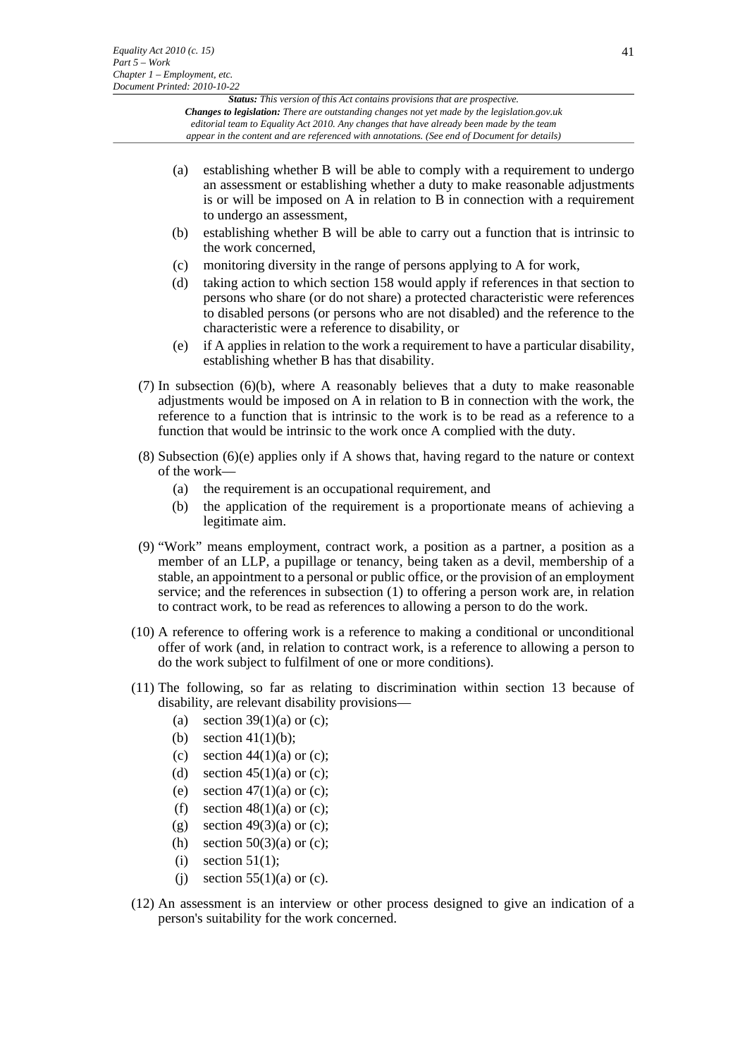(a) establishing whether B will be able to comply with a requirement to undergo an assessment or establishing whether a duty to make reasonable adjustments is or will be imposed on A in relation to B in connection with a requirement to undergo an assessment,

(b) establishing whether B will be able to carry out a function that is intrinsic to the work concerned,

(c) monitoring diversity in the range of persons applying to A for work,

(d) taking action to which section 158 would apply if references in that section to persons who share (or do not share) a protected characteristic were references to disabled persons (or persons who are not disabled) and the reference to the characteristic were a reference to disability, or

(e) if A applies in relation to the work a requirement to have a particular disability, establishing whether B has that disability.

(7) In subsection (6)(b), where A reasonably believes that a duty to make reasonable adjustments would be imposed on A in relation to B in connection with the work, the reference to a function that is intrinsic to the work is to be read as a reference to a function that would be intrinsic to the work once A complied with the duty.

(8) Subsection (6)(e) applies only if A shows that, having regard to the nature or context of the work—

(a) the requirement is an occupational requirement, and

(b) the application of the requirement is a proportionate means of achieving a legitimate aim.

(9) "Work" means employment, contract work, a position as a partner, a position as a member of an LLP, a pupillage or tenancy, being taken as a devil, membership of a stable, an appointment to a personal or public office, or the provision of an employment service; and the references in subsection (1) to offering a person work are, in relation to contract work, to be read as references to allowing a person to do the work.

(10) A reference to offering work is a reference to making a conditional or unconditional offer of work (and, in relation to contract work, is a reference to allowing a person to do the work subject to fulfilment of one or more conditions).

(11) The following, so far as relating to discrimination within section 13 because of disability, are relevant disability provisions—

(a) section 39(1)(a) or (c);

(b) section 41(1)(b);

(c) section 44(1)(a) or (c);

(d) section 45(1)(a) or (c);

(e) section 47(1)(a) or (c);

(f) section 48(1)(a) or (c);

(g) section 49(3)(a) or (c);

(h) section 50(3)(a) or (c);

(i) section 51(1);

(j) section 55(1)(a) or (c).

(12) An assessment is an interview or other process designed to give an indication of a person's suitability for the work concerned.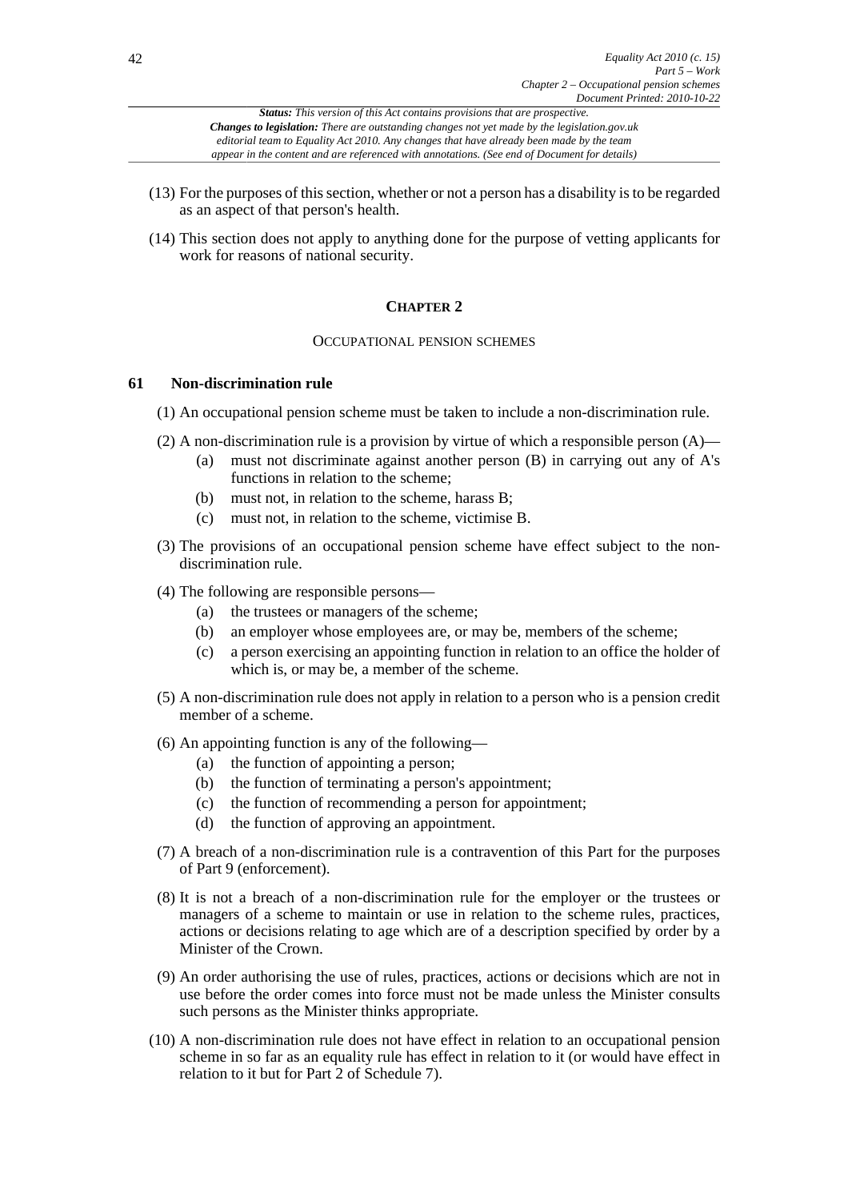(13) For the purposes of this section, whether or not a person has a disability is to be regarded as an aspect of that person's health.

(14) This section does not apply to anything done for the purpose of vetting applicants for work for reasons of national security.

## CHAPTER 2

### OCCUPATIONAL PENSION SCHEMES

#### 61 Non-discrimination rule

(1) An occupational pension scheme must be taken to include a non-discrimination rule.

(2) A non-discrimination rule is a provision by virtue of which a responsible person (A)—

- (a) must not discriminate against another person (B) in carrying out any of A's functions in relation to the scheme;
- (b) must not, in relation to the scheme, harass B;
- (c) must not, in relation to the scheme, victimise B.

(3) The provisions of an occupational pension scheme have effect subject to the non-discrimination rule.

(4) The following are responsible persons—

- (a) the trustees or managers of the scheme;
- (b) an employer whose employees are, or may be, members of the scheme;
- (c) a person exercising an appointing function in relation to an office the holder of which is, or may be, a member of the scheme.

(5) A non-discrimination rule does not apply in relation to a person who is a pension credit member of a scheme.

(6) An appointing function is any of the following—

- (a) the function of appointing a person;
- (b) the function of terminating a person's appointment;
- (c) the function of recommending a person for appointment;
- (d) the function of approving an appointment.

(7) A breach of a non-discrimination rule is a contravention of this Part for the purposes of Part 9 (enforcement).

(8) It is not a breach of a non-discrimination rule for the employer or the trustees or managers of a scheme to maintain or use in relation to the scheme rules, practices, actions or decisions relating to age which are of a description specified by order by a Minister of the Crown.

(9) An order authorising the use of rules, practices, actions or decisions which are not in use before the order comes into force must not be made unless the Minister consults such persons as the Minister thinks appropriate.

(10) A non-discrimination rule does not have effect in relation to an occupational pension scheme in so far as an equality rule has effect in relation to it (or would have effect in relation to it but for Part 2 of Schedule 7).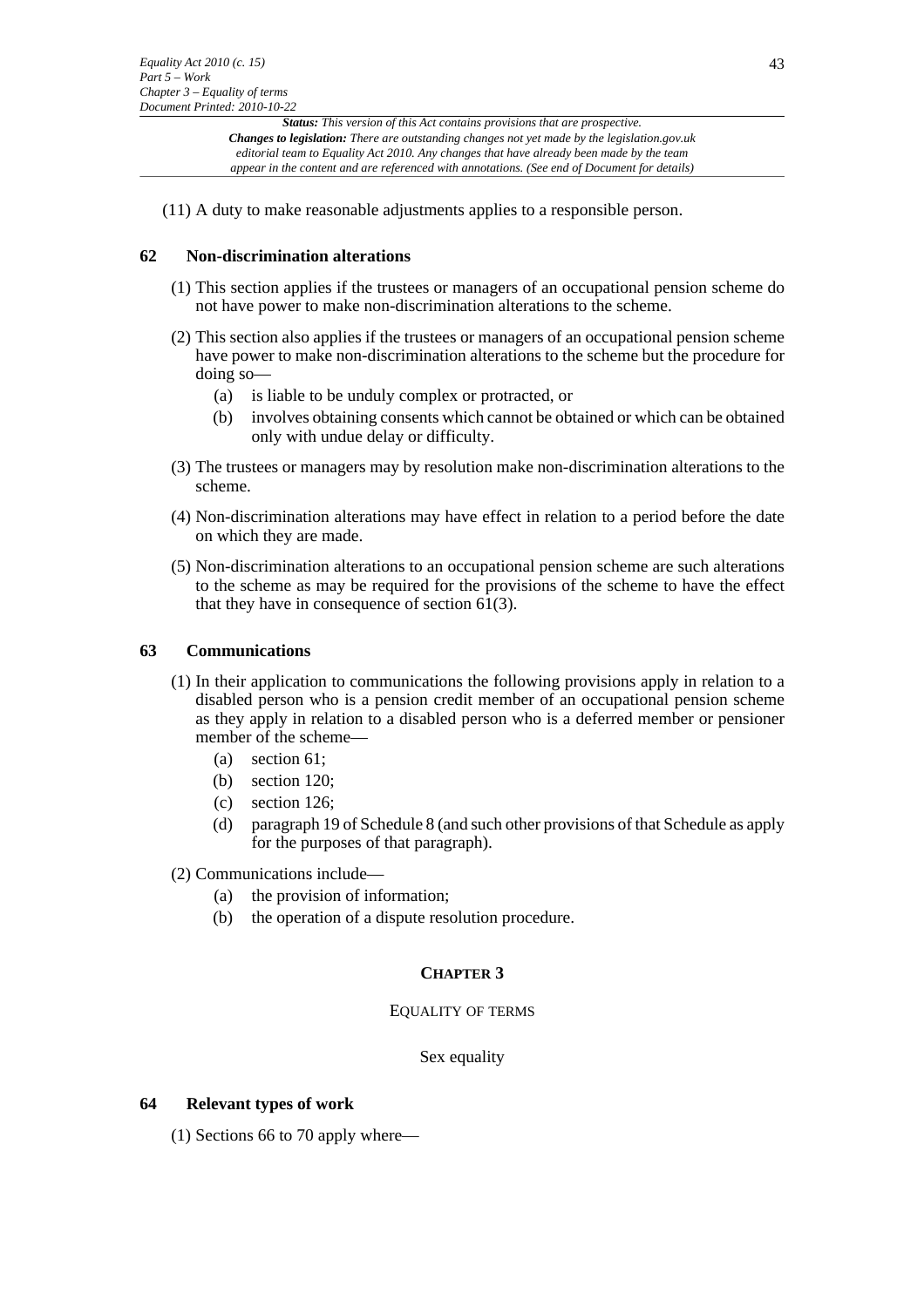(11) A duty to make reasonable adjustments applies to a responsible person.

### 62 Non-discrimination alterations

(1) This section applies if the trustees or managers of an occupational pension scheme do not have power to make non-discrimination alterations to the scheme.

(2) This section also applies if the trustees or managers of an occupational pension scheme have power to make non-discrimination alterations to the scheme but the procedure for doing so—

- (a) is liable to be unduly complex or protracted, or
- (b) involves obtaining consents which cannot be obtained or which can be obtained only with undue delay or difficulty.

(3) The trustees or managers may by resolution make non-discrimination alterations to the scheme.

(4) Non-discrimination alterations may have effect in relation to a period before the date on which they are made.

(5) Non-discrimination alterations to an occupational pension scheme are such alterations to the scheme as may be required for the provisions of the scheme to have the effect that they have in consequence of section 61(3).

### 63 Communications

(1) In their application to communications the following provisions apply in relation to a disabled person who is a pension credit member of an occupational pension scheme as they apply in relation to a disabled person who is a deferred member or pensioner member of the scheme—

- (a) section 61;
- (b) section 120;
- (c) section 126;
- (d) paragraph 19 of Schedule 8 (and such other provisions of that Schedule as apply for the purposes of that paragraph).

(2) Communications include—

- (a) the provision of information;
- (b) the operation of a dispute resolution procedure.

## CHAPTER 3

## EQUALITY OF TERMS

### Sex equality

### 64 Relevant types of work

(1) Sections 66 to 70 apply where—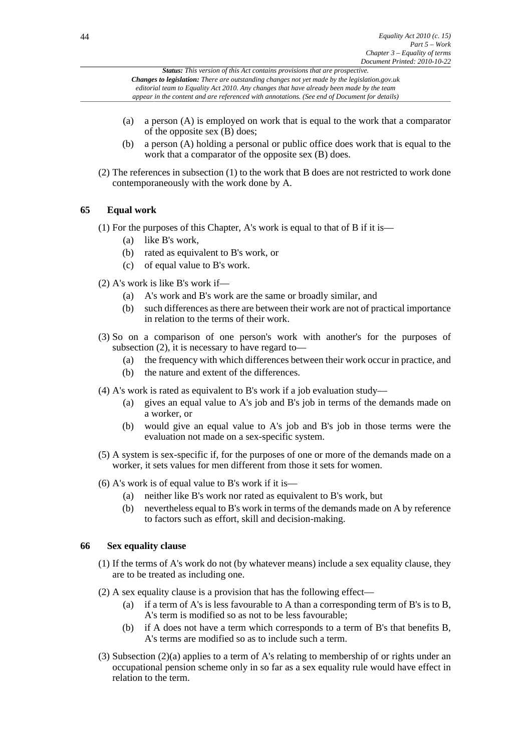(a) a person (A) is employed on work that is equal to the work that a comparator of the opposite sex (B) does;

(b) a person (A) holding a personal or public office does work that is equal to the work that a comparator of the opposite sex (B) does.

(2) The references in subsection (1) to the work that B does are not restricted to work done contemporaneously with the work done by A.

### 65 Equal work

(1) For the purposes of this Chapter, A's work is equal to that of B if it is—

(a) like B's work,

(b) rated as equivalent to B's work, or

(c) of equal value to B's work.

(2) A's work is like B's work if—

(a) A's work and B's work are the same or broadly similar, and

(b) such differences as there are between their work are not of practical importance in relation to the terms of their work.

(3) So on a comparison of one person's work with another's for the purposes of subsection (2), it is necessary to have regard to—

(a) the frequency with which differences between their work occur in practice, and

(b) the nature and extent of the differences.

(4) A's work is rated as equivalent to B's work if a job evaluation study—

(a) gives an equal value to A's job and B's job in terms of the demands made on a worker, or

(b) would give an equal value to A's job and B's job in those terms were the evaluation not made on a sex-specific system.

(5) A system is sex-specific if, for the purposes of one or more of the demands made on a worker, it sets values for men different from those it sets for women.

(6) A's work is of equal value to B's work if it is—

(a) neither like B's work nor rated as equivalent to B's work, but

(b) nevertheless equal to B's work in terms of the demands made on A by reference to factors such as effort, skill and decision-making.

### 66 Sex equality clause

(1) If the terms of A's work do not (by whatever means) include a sex equality clause, they are to be treated as including one.

(2) A sex equality clause is a provision that has the following effect—

(a) if a term of A's is less favourable to A than a corresponding term of B's is to B, A's term is modified so as not to be less favourable;

(b) if A does not have a term which corresponds to a term of B's that benefits B, A's terms are modified so as to include such a term.

(3) Subsection (2)(a) applies to a term of A's relating to membership of or rights under an occupational pension scheme only in so far as a sex equality rule would have effect in relation to the term.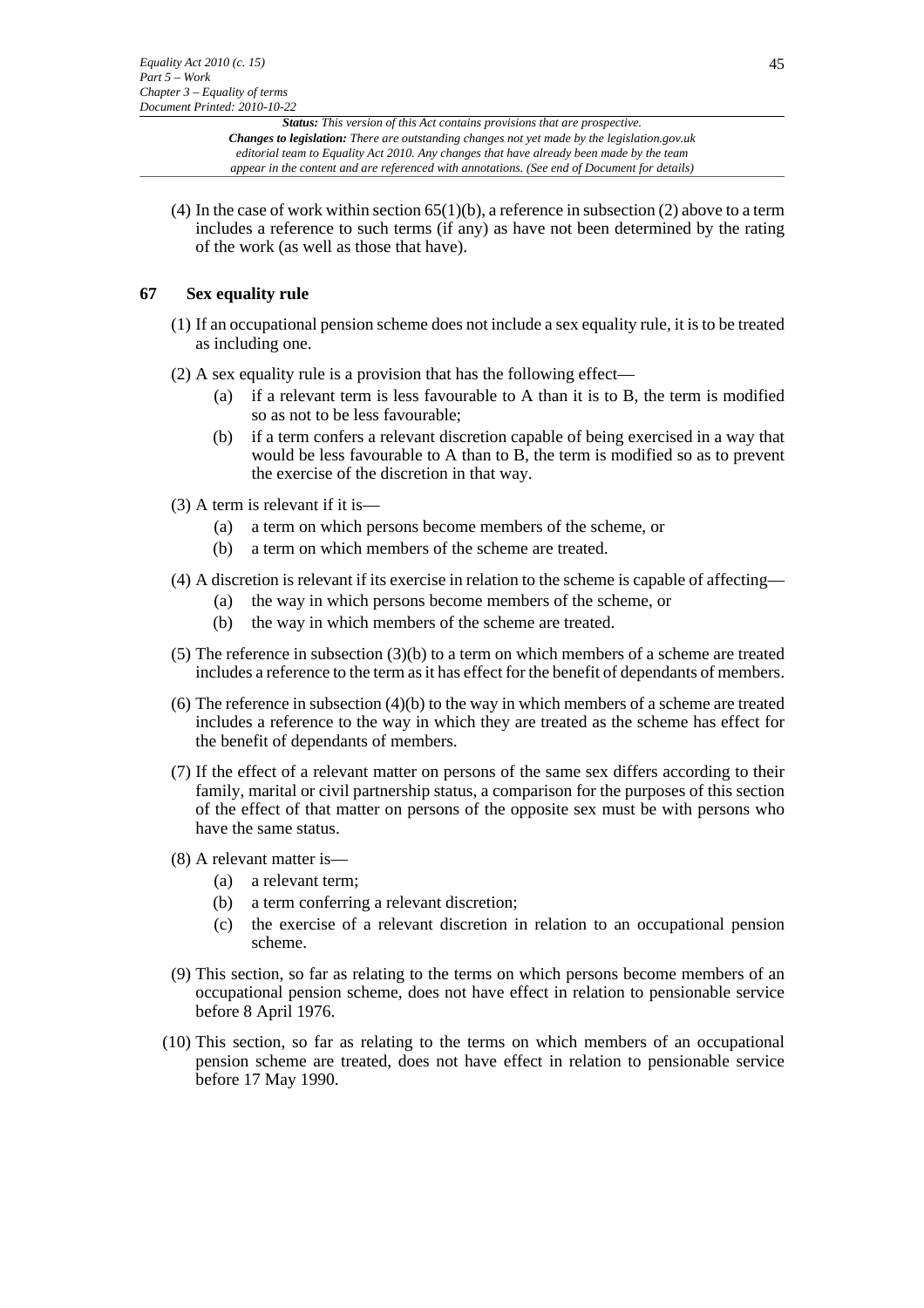(4) In the case of work within section 65(1)(b), a reference in subsection (2) above to a term includes a reference to such terms (if any) as have not been determined by the rating of the work (as well as those that have).

## 67 Sex equality rule

(1) If an occupational pension scheme does not include a sex equality rule, it is to be treated as including one.

(2) A sex equality rule is a provision that has the following effect—

- (a) if a relevant term is less favourable to A than it is to B, the term is modified so as not to be less favourable;
- (b) if a term confers a relevant discretion capable of being exercised in a way that would be less favourable to A than to B, the term is modified so as to prevent the exercise of the discretion in that way.

(3) A term is relevant if it is—

- (a) a term on which persons become members of the scheme, or
- (b) a term on which members of the scheme are treated.

(4) A discretion is relevant if its exercise in relation to the scheme is capable of affecting—

- (a) the way in which persons become members of the scheme, or
- (b) the way in which members of the scheme are treated.

(5) The reference in subsection (3)(b) to a term on which members of a scheme are treated includes a reference to the term as it has effect for the benefit of dependants of members.

(6) The reference in subsection (4)(b) to the way in which members of a scheme are treated includes a reference to the way in which they are treated as the scheme has effect for the benefit of dependants of members.

(7) If the effect of a relevant matter on persons of the same sex differs according to their family, marital or civil partnership status, a comparison for the purposes of this section of the effect of that matter on persons of the opposite sex must be with persons who have the same status.

(8) A relevant matter is—

- (a) a relevant term;
- (b) a term conferring a relevant discretion;
- (c) the exercise of a relevant discretion in relation to an occupational pension scheme.

(9) This section, so far as relating to the terms on which persons become members of an occupational pension scheme, does not have effect in relation to pensionable service before 8 April 1976.

(10) This section, so far as relating to the terms on which members of an occupational pension scheme are treated, does not have effect in relation to pensionable service before 17 May 1990.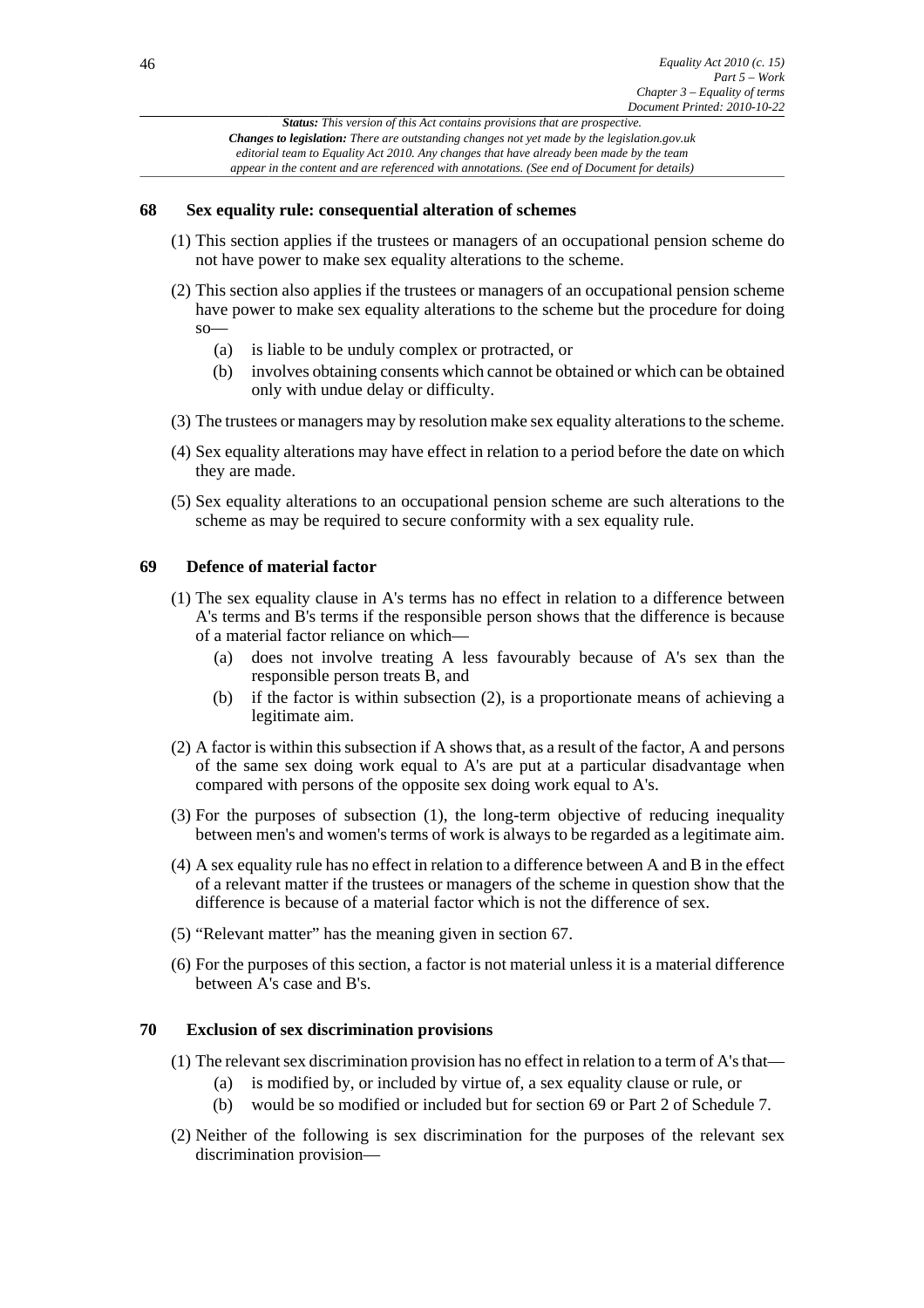## 68 Sex equality rule: consequential alteration of schemes

(1) This section applies if the trustees or managers of an occupational pension scheme do not have power to make sex equality alterations to the scheme.

(2) This section also applies if the trustees or managers of an occupational pension scheme have power to make sex equality alterations to the scheme but the procedure for doing so—

- (a) is liable to be unduly complex or protracted, or
- (b) involves obtaining consents which cannot be obtained or which can be obtained only with undue delay or difficulty.

(3) The trustees or managers may by resolution make sex equality alterations to the scheme.

(4) Sex equality alterations may have effect in relation to a period before the date on which they are made.

(5) Sex equality alterations to an occupational pension scheme are such alterations to the scheme as may be required to secure conformity with a sex equality rule.

## 69 Defence of material factor

(1) The sex equality clause in A's terms has no effect in relation to a difference between A's terms and B's terms if the responsible person shows that the difference is because of a material factor reliance on which—

- (a) does not involve treating A less favourably because of A's sex than the responsible person treats B, and
- (b) if the factor is within subsection (2), is a proportionate means of achieving a legitimate aim.

(2) A factor is within this subsection if A shows that, as a result of the factor, A and persons of the same sex doing work equal to A's are put at a particular disadvantage when compared with persons of the opposite sex doing work equal to A's.

(3) For the purposes of subsection (1), the long-term objective of reducing inequality between men's and women's terms of work is always to be regarded as a legitimate aim.

(4) A sex equality rule has no effect in relation to a difference between A and B in the effect of a relevant matter if the trustees or managers of the scheme in question show that the difference is because of a material factor which is not the difference of sex.

(5) "Relevant matter" has the meaning given in section 67.

(6) For the purposes of this section, a factor is not material unless it is a material difference between A's case and B's.

## 70 Exclusion of sex discrimination provisions

(1) The relevant sex discrimination provision has no effect in relation to a term of A's that—

- (a) is modified by, or included by virtue of, a sex equality clause or rule, or
- (b) would be so modified or included but for section 69 or Part 2 of Schedule 7.

(2) Neither of the following is sex discrimination for the purposes of the relevant sex discrimination provision—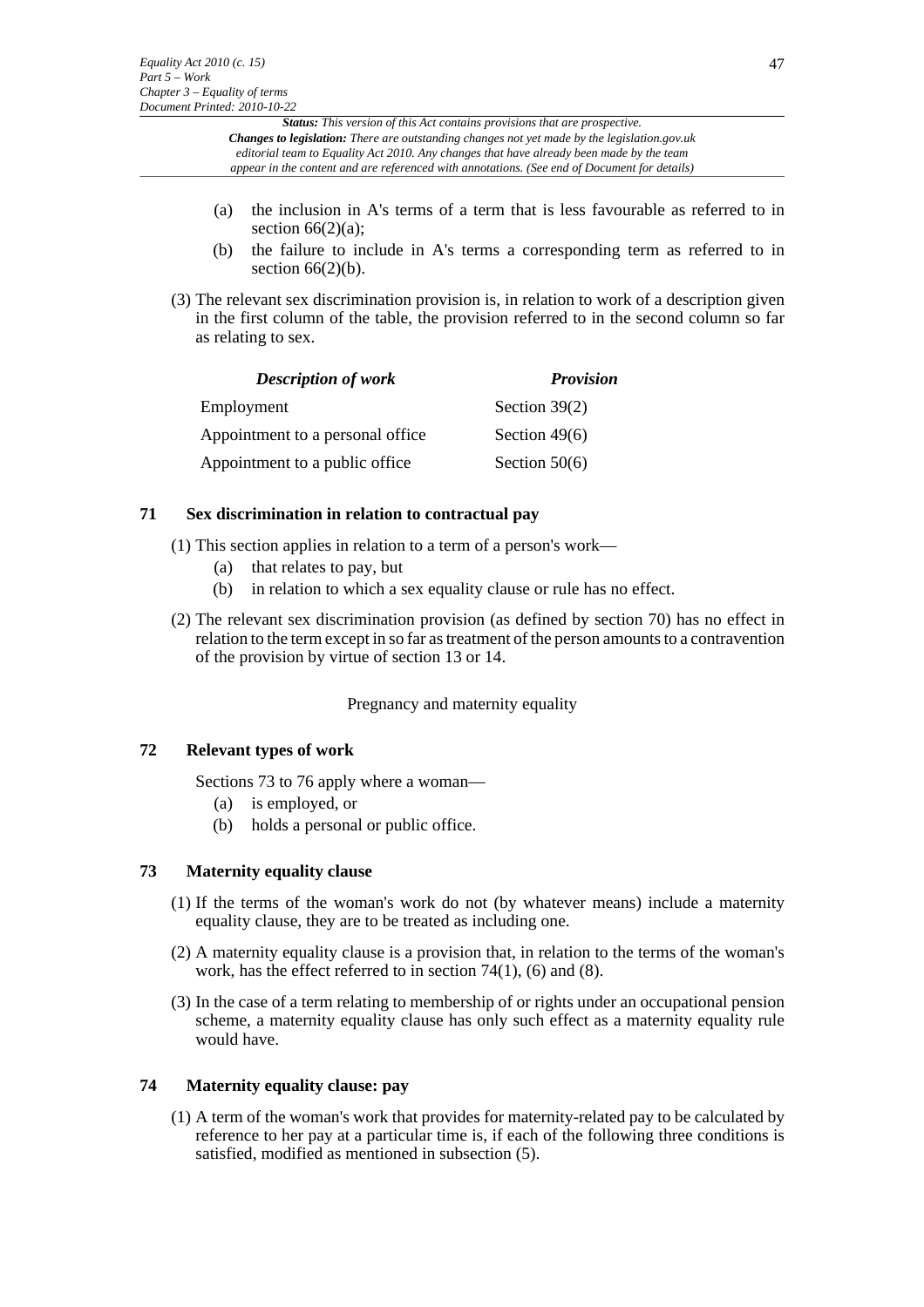- (a) the inclusion in A's terms of a term that is less favourable as referred to in section 66(2)(a);
- (b) the failure to include in A's terms a corresponding term as referred to in section 66(2)(b).

(3) The relevant sex discrimination provision is, in relation to work of a description given in the first column of the table, the provision referred to in the second column so far as relating to sex.

| *Description of work* | *Provision* |
| --- | --- |
| Employment | Section 39(2) |
| Appointment to a personal office | Section 49(6) |
| Appointment to a public office | Section 50(6) |

### 71 Sex discrimination in relation to contractual pay

(1) This section applies in relation to a term of a person's work—

- (a) that relates to pay, but
- (b) in relation to which a sex equality clause or rule has no effect.

(2) The relevant sex discrimination provision (as defined by section 70) has no effect in relation to the term except in so far as treatment of the person amounts to a contravention of the provision by virtue of section 13 or 14.

Pregnancy and maternity equality

### 72 Relevant types of work

Sections 73 to 76 apply where a woman—

- (a) is employed, or
- (b) holds a personal or public office.

### 73 Maternity equality clause

(1) If the terms of the woman's work do not (by whatever means) include a maternity equality clause, they are to be treated as including one.

(2) A maternity equality clause is a provision that, in relation to the terms of the woman's work, has the effect referred to in section 74(1), (6) and (8).

(3) In the case of a term relating to membership of or rights under an occupational pension scheme, a maternity equality clause has only such effect as a maternity equality rule would have.

### 74 Maternity equality clause: pay

(1) A term of the woman's work that provides for maternity-related pay to be calculated by reference to her pay at a particular time is, if each of the following three conditions is satisfied, modified as mentioned in subsection (5).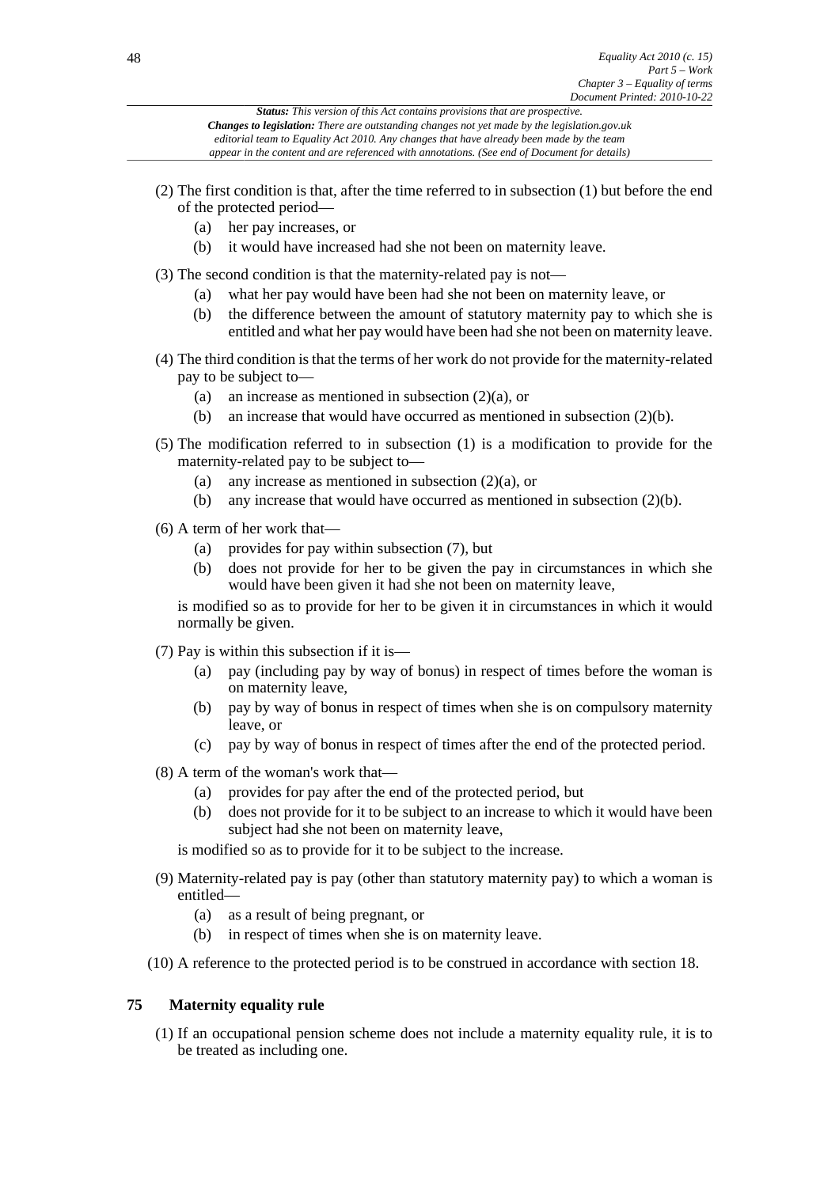(2) The first condition is that, after the time referred to in subsection (1) but before the end of the protected period—

(a) her pay increases, or

(b) it would have increased had she not been on maternity leave.

(3) The second condition is that the maternity-related pay is not—

(a) what her pay would have been had she not been on maternity leave, or

(b) the difference between the amount of statutory maternity pay to which she is entitled and what her pay would have been had she not been on maternity leave.

(4) The third condition is that the terms of her work do not provide for the maternity-related pay to be subject to—

(a) an increase as mentioned in subsection (2)(a), or

(b) an increase that would have occurred as mentioned in subsection (2)(b).

(5) The modification referred to in subsection (1) is a modification to provide for the maternity-related pay to be subject to—

(a) any increase as mentioned in subsection (2)(a), or

(b) any increase that would have occurred as mentioned in subsection (2)(b).

(6) A term of her work that—

(a) provides for pay within subsection (7), but

(b) does not provide for her to be given the pay in circumstances in which she would have been given it had she not been on maternity leave,

is modified so as to provide for her to be given it in circumstances in which it would normally be given.

(7) Pay is within this subsection if it is—

(a) pay (including pay by way of bonus) in respect of times before the woman is on maternity leave,

(b) pay by way of bonus in respect of times when she is on compulsory maternity leave, or

(c) pay by way of bonus in respect of times after the end of the protected period.

(8) A term of the woman's work that—

(a) provides for pay after the end of the protected period, but

(b) does not provide for it to be subject to an increase to which it would have been subject had she not been on maternity leave,

is modified so as to provide for it to be subject to the increase.

(9) Maternity-related pay is pay (other than statutory maternity pay) to which a woman is entitled—

(a) as a result of being pregnant, or

(b) in respect of times when she is on maternity leave.

(10) A reference to the protected period is to be construed in accordance with section 18.

## 75 Maternity equality rule

(1) If an occupational pension scheme does not include a maternity equality rule, it is to be treated as including one.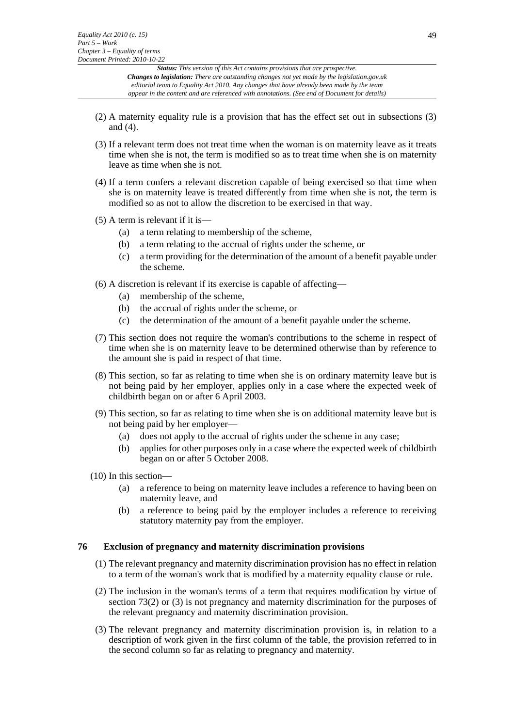(2) A maternity equality rule is a provision that has the effect set out in subsections (3) and (4).

(3) If a relevant term does not treat time when the woman is on maternity leave as it treats time when she is not, the term is modified so as to treat time when she is on maternity leave as time when she is not.

(4) If a term confers a relevant discretion capable of being exercised so that time when she is on maternity leave is treated differently from time when she is not, the term is modified so as not to allow the discretion to be exercised in that way.

(5) A term is relevant if it is—

- (a) a term relating to membership of the scheme,
- (b) a term relating to the accrual of rights under the scheme, or
- (c) a term providing for the determination of the amount of a benefit payable under the scheme.

(6) A discretion is relevant if its exercise is capable of affecting—

- (a) membership of the scheme,
- (b) the accrual of rights under the scheme, or
- (c) the determination of the amount of a benefit payable under the scheme.

(7) This section does not require the woman's contributions to the scheme in respect of time when she is on maternity leave to be determined otherwise than by reference to the amount she is paid in respect of that time.

(8) This section, so far as relating to time when she is on ordinary maternity leave but is not being paid by her employer, applies only in a case where the expected week of childbirth began on or after 6 April 2003.

(9) This section, so far as relating to time when she is on additional maternity leave but is not being paid by her employer—

- (a) does not apply to the accrual of rights under the scheme in any case;
- (b) applies for other purposes only in a case where the expected week of childbirth began on or after 5 October 2008.

(10) In this section—

- (a) a reference to being on maternity leave includes a reference to having been on maternity leave, and
- (b) a reference to being paid by the employer includes a reference to receiving statutory maternity pay from the employer.

### 76 Exclusion of pregnancy and maternity discrimination provisions

(1) The relevant pregnancy and maternity discrimination provision has no effect in relation to a term of the woman's work that is modified by a maternity equality clause or rule.

(2) The inclusion in the woman's terms of a term that requires modification by virtue of section 73(2) or (3) is not pregnancy and maternity discrimination for the purposes of the relevant pregnancy and maternity discrimination provision.

(3) The relevant pregnancy and maternity discrimination provision is, in relation to a description of work given in the first column of the table, the provision referred to in the second column so far as relating to pregnancy and maternity.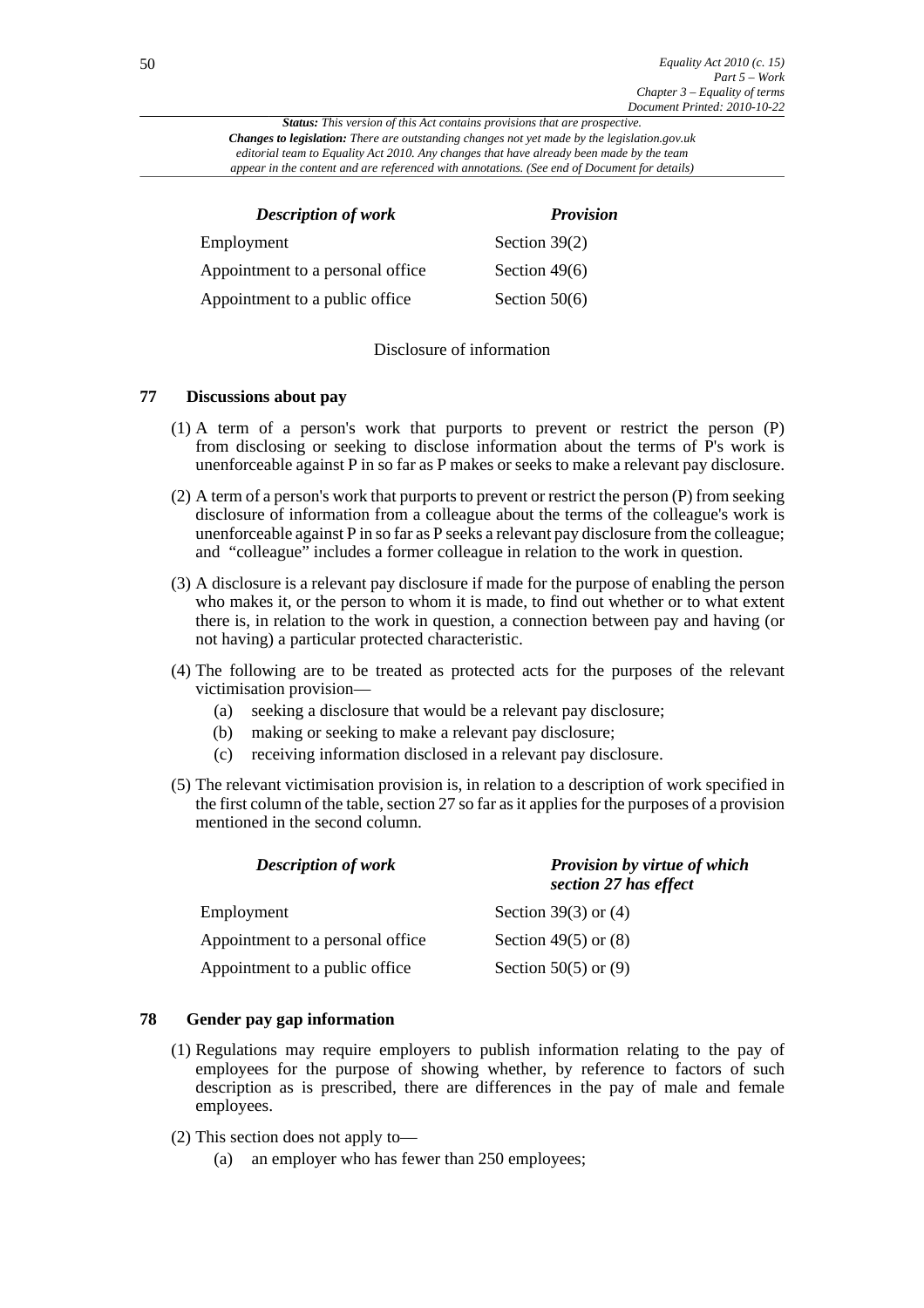| *Description of work* | *Provision* |
| --- | --- |
| Employment | Section 39(2) |
| Appointment to a personal office | Section 49(6) |
| Appointment to a public office | Section 50(6) |

Disclosure of information

**77 Discussions about pay**

(1) A term of a person's work that purports to prevent or restrict the person (P) from disclosing or seeking to disclose information about the terms of P's work is unenforceable against P in so far as P makes or seeks to make a relevant pay disclosure.

(2) A term of a person's work that purports to prevent or restrict the person (P) from seeking disclosure of information from a colleague about the terms of the colleague's work is unenforceable against P in so far as P seeks a relevant pay disclosure from the colleague; and "colleague" includes a former colleague in relation to the work in question.

(3) A disclosure is a relevant pay disclosure if made for the purpose of enabling the person who makes it, or the person to whom it is made, to find out whether or to what extent there is, in relation to the work in question, a connection between pay and having (or not having) a particular protected characteristic.

(4) The following are to be treated as protected acts for the purposes of the relevant victimisation provision—

(a) seeking a disclosure that would be a relevant pay disclosure;

(b) making or seeking to make a relevant pay disclosure;

(c) receiving information disclosed in a relevant pay disclosure.

(5) The relevant victimisation provision is, in relation to a description of work specified in the first column of the table, section 27 so far as it applies for the purposes of a provision mentioned in the second column.

| *Description of work* | *Provision by virtue of which section 27 has effect* |
| --- | --- |
| Employment | Section 39(3) or (4) |
| Appointment to a personal office | Section 49(5) or (8) |
| Appointment to a public office | Section 50(5) or (9) |

**78 Gender pay gap information**

(1) Regulations may require employers to publish information relating to the pay of employees for the purpose of showing whether, by reference to factors of such description as is prescribed, there are differences in the pay of male and female employees.

(2) This section does not apply to—

(a) an employer who has fewer than 250 employees;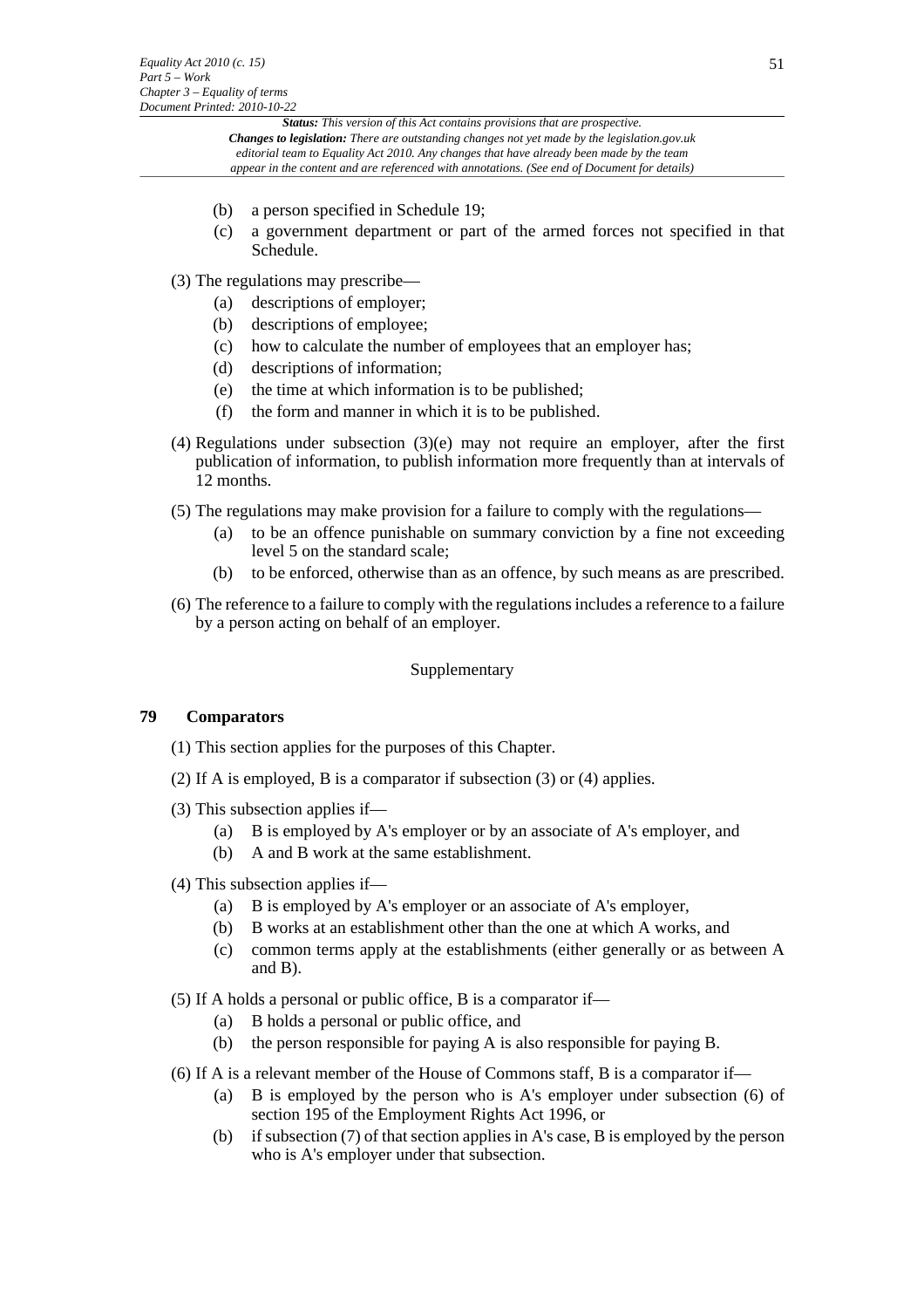(b) a person specified in Schedule 19;

(c) a government department or part of the armed forces not specified in that Schedule.

(3) The regulations may prescribe—

(a) descriptions of employer;

(b) descriptions of employee;

(c) how to calculate the number of employees that an employer has;

(d) descriptions of information;

(e) the time at which information is to be published;

(f) the form and manner in which it is to be published.

(4) Regulations under subsection (3)(e) may not require an employer, after the first publication of information, to publish information more frequently than at intervals of 12 months.

(5) The regulations may make provision for a failure to comply with the regulations—

(a) to be an offence punishable on summary conviction by a fine not exceeding level 5 on the standard scale;

(b) to be enforced, otherwise than as an offence, by such means as are prescribed.

(6) The reference to a failure to comply with the regulations includes a reference to a failure by a person acting on behalf of an employer.

Supplementary

### 79 Comparators

(1) This section applies for the purposes of this Chapter.

(2) If A is employed, B is a comparator if subsection (3) or (4) applies.

(3) This subsection applies if—

(a) B is employed by A's employer or by an associate of A's employer, and

(b) A and B work at the same establishment.

(4) This subsection applies if—

(a) B is employed by A's employer or an associate of A's employer,

(b) B works at an establishment other than the one at which A works, and

(c) common terms apply at the establishments (either generally or as between A and B).

(5) If A holds a personal or public office, B is a comparator if—

(a) B holds a personal or public office, and

(b) the person responsible for paying A is also responsible for paying B.

(6) If A is a relevant member of the House of Commons staff, B is a comparator if—

(a) B is employed by the person who is A's employer under subsection (6) of section 195 of the Employment Rights Act 1996, or

(b) if subsection (7) of that section applies in A's case, B is employed by the person who is A's employer under that subsection.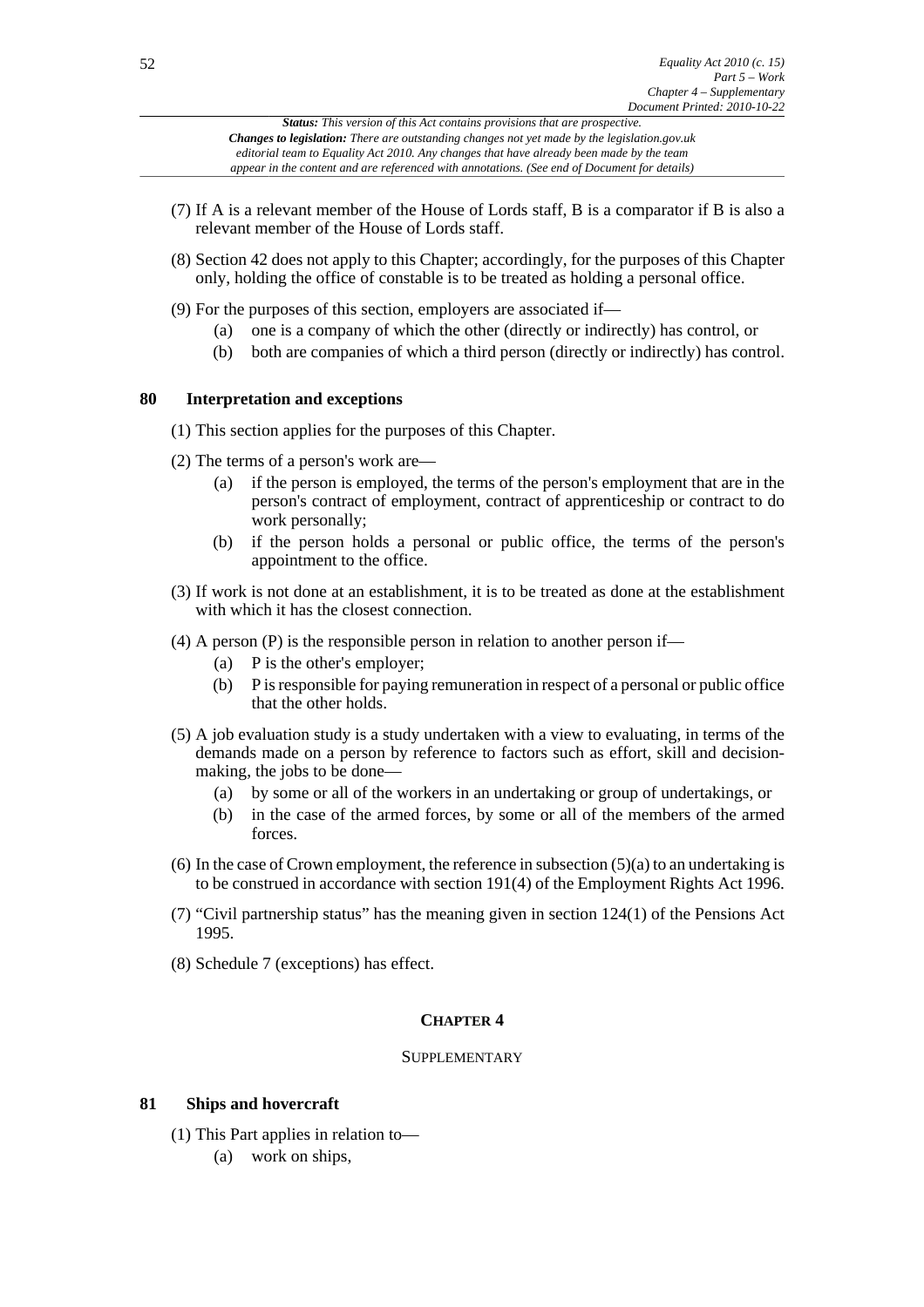(7) If A is a relevant member of the House of Lords staff, B is a comparator if B is also a relevant member of the House of Lords staff.

(8) Section 42 does not apply to this Chapter; accordingly, for the purposes of this Chapter only, holding the office of constable is to be treated as holding a personal office.

(9) For the purposes of this section, employers are associated if—

- (a) one is a company of which the other (directly or indirectly) has control, or
- (b) both are companies of which a third person (directly or indirectly) has control.

### 80 Interpretation and exceptions

(1) This section applies for the purposes of this Chapter.

(2) The terms of a person's work are—

- (a) if the person is employed, the terms of the person's employment that are in the person's contract of employment, contract of apprenticeship or contract to do work personally;
- (b) if the person holds a personal or public office, the terms of the person's appointment to the office.

(3) If work is not done at an establishment, it is to be treated as done at the establishment with which it has the closest connection.

(4) A person (P) is the responsible person in relation to another person if—

- (a) P is the other's employer;
- (b) P is responsible for paying remuneration in respect of a personal or public office that the other holds.

(5) A job evaluation study is a study undertaken with a view to evaluating, in terms of the demands made on a person by reference to factors such as effort, skill and decision-making, the jobs to be done—

- (a) by some or all of the workers in an undertaking or group of undertakings, or
- (b) in the case of the armed forces, by some or all of the members of the armed forces.

(6) In the case of Crown employment, the reference in subsection (5)(a) to an undertaking is to be construed in accordance with section 191(4) of the Employment Rights Act 1996.

(7) "Civil partnership status" has the meaning given in section 124(1) of the Pensions Act 1995.

(8) Schedule 7 (exceptions) has effect.

## CHAPTER 4

## SUPPLEMENTARY

### 81 Ships and hovercraft

(1) This Part applies in relation to—

- (a) work on ships,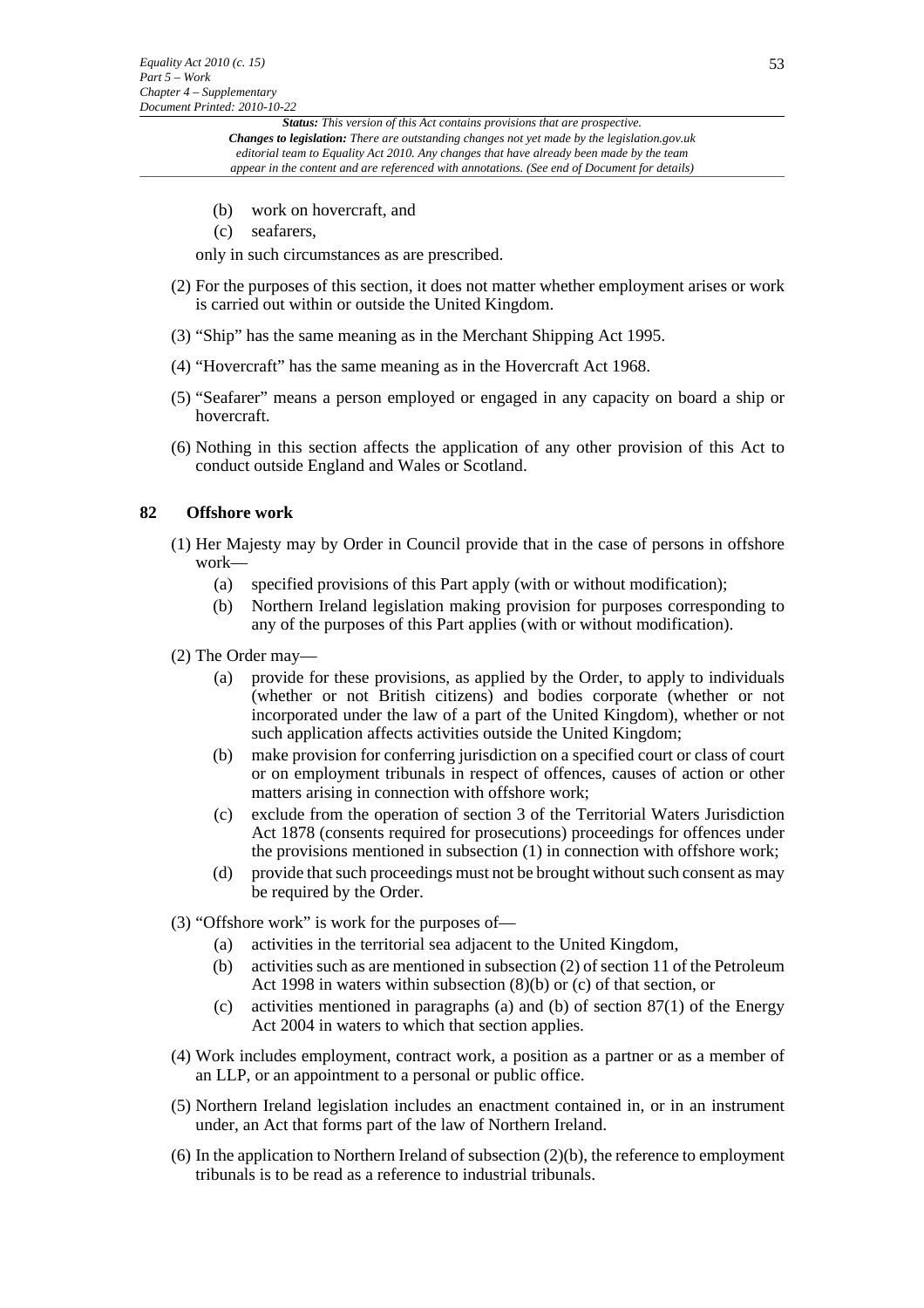(b) work on hovercraft, and

(c) seafarers,

only in such circumstances as are prescribed.

(2) For the purposes of this section, it does not matter whether employment arises or work is carried out within or outside the United Kingdom.

(3) "Ship" has the same meaning as in the Merchant Shipping Act 1995.

(4) "Hovercraft" has the same meaning as in the Hovercraft Act 1968.

(5) "Seafarer" means a person employed or engaged in any capacity on board a ship or hovercraft.

(6) Nothing in this section affects the application of any other provision of this Act to conduct outside England and Wales or Scotland.

### 82 Offshore work

(1) Her Majesty may by Order in Council provide that in the case of persons in offshore work—

- (a) specified provisions of this Part apply (with or without modification);
- (b) Northern Ireland legislation making provision for purposes corresponding to any of the purposes of this Part applies (with or without modification).

(2) The Order may—

- (a) provide for these provisions, as applied by the Order, to apply to individuals (whether or not British citizens) and bodies corporate (whether or not incorporated under the law of a part of the United Kingdom), whether or not such application affects activities outside the United Kingdom;
- (b) make provision for conferring jurisdiction on a specified court or class of court or on employment tribunals in respect of offences, causes of action or other matters arising in connection with offshore work;
- (c) exclude from the operation of section 3 of the Territorial Waters Jurisdiction Act 1878 (consents required for prosecutions) proceedings for offences under the provisions mentioned in subsection (1) in connection with offshore work;
- (d) provide that such proceedings must not be brought without such consent as may be required by the Order.

(3) "Offshore work" is work for the purposes of—

- (a) activities in the territorial sea adjacent to the United Kingdom,
- (b) activities such as are mentioned in subsection (2) of section 11 of the Petroleum Act 1998 in waters within subsection (8)(b) or (c) of that section, or
- (c) activities mentioned in paragraphs (a) and (b) of section 87(1) of the Energy Act 2004 in waters to which that section applies.

(4) Work includes employment, contract work, a position as a partner or as a member of an LLP, or an appointment to a personal or public office.

(5) Northern Ireland legislation includes an enactment contained in, or in an instrument under, an Act that forms part of the law of Northern Ireland.

(6) In the application to Northern Ireland of subsection (2)(b), the reference to employment tribunals is to be read as a reference to industrial tribunals.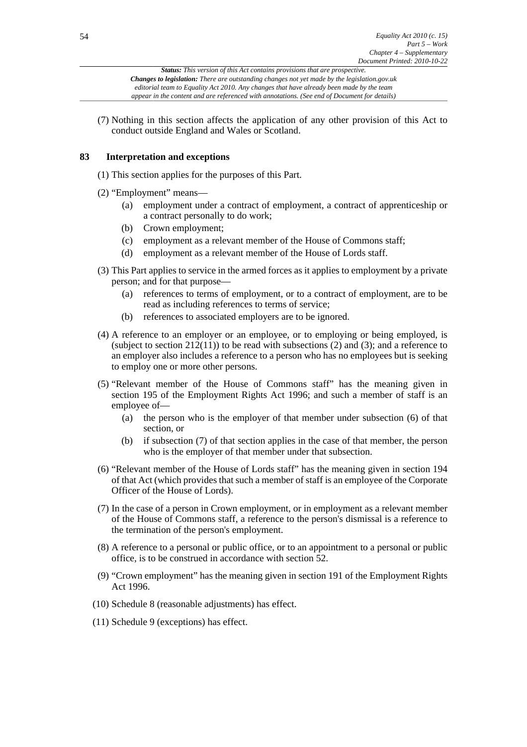(7) Nothing in this section affects the application of any other provision of this Act to conduct outside England and Wales or Scotland.

### 83 Interpretation and exceptions

(1) This section applies for the purposes of this Part.

(2) "Employment" means—

- (a) employment under a contract of employment, a contract of apprenticeship or a contract personally to do work;
- (b) Crown employment;
- (c) employment as a relevant member of the House of Commons staff;
- (d) employment as a relevant member of the House of Lords staff.

(3) This Part applies to service in the armed forces as it applies to employment by a private person; and for that purpose—

- (a) references to terms of employment, or to a contract of employment, are to be read as including references to terms of service;
- (b) references to associated employers are to be ignored.

(4) A reference to an employer or an employee, or to employing or being employed, is (subject to section 212(11)) to be read with subsections (2) and (3); and a reference to an employer also includes a reference to a person who has no employees but is seeking to employ one or more other persons.

(5) "Relevant member of the House of Commons staff" has the meaning given in section 195 of the Employment Rights Act 1996; and such a member of staff is an employee of—

- (a) the person who is the employer of that member under subsection (6) of that section, or
- (b) if subsection (7) of that section applies in the case of that member, the person who is the employer of that member under that subsection.

(6) "Relevant member of the House of Lords staff" has the meaning given in section 194 of that Act (which provides that such a member of staff is an employee of the Corporate Officer of the House of Lords).

(7) In the case of a person in Crown employment, or in employment as a relevant member of the House of Commons staff, a reference to the person's dismissal is a reference to the termination of the person's employment.

(8) A reference to a personal or public office, or to an appointment to a personal or public office, is to be construed in accordance with section 52.

(9) "Crown employment" has the meaning given in section 191 of the Employment Rights Act 1996.

(10) Schedule 8 (reasonable adjustments) has effect.

(11) Schedule 9 (exceptions) has effect.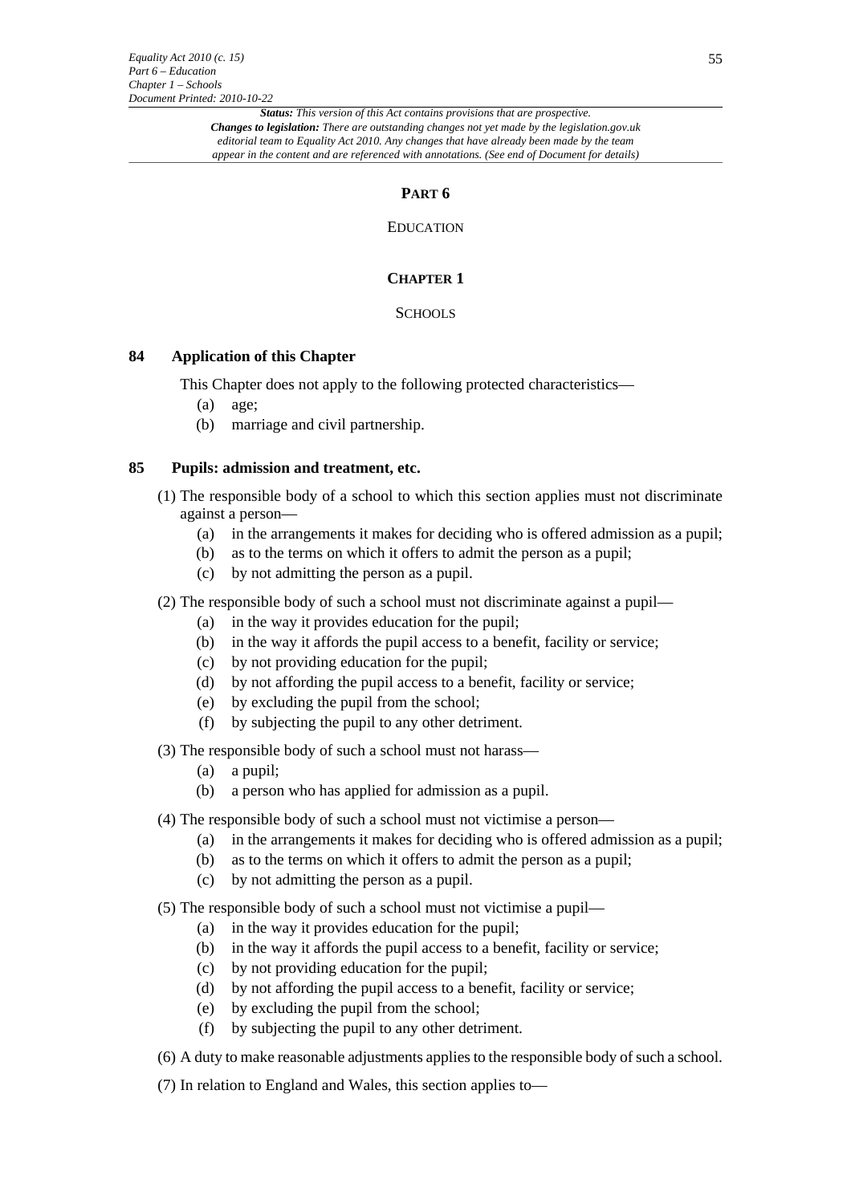## PART 6

### EDUCATION

### CHAPTER 1

### SCHOOLS

**84 Application of this Chapter**

This Chapter does not apply to the following protected characteristics—

(a) age;

(b) marriage and civil partnership.

**85 Pupils: admission and treatment, etc.**

(1) The responsible body of a school to which this section applies must not discriminate against a person—

(a) in the arrangements it makes for deciding who is offered admission as a pupil;

(b) as to the terms on which it offers to admit the person as a pupil;

(c) by not admitting the person as a pupil.

(2) The responsible body of such a school must not discriminate against a pupil—

(a) in the way it provides education for the pupil;

(b) in the way it affords the pupil access to a benefit, facility or service;

(c) by not providing education for the pupil;

(d) by not affording the pupil access to a benefit, facility or service;

(e) by excluding the pupil from the school;

(f) by subjecting the pupil to any other detriment.

(3) The responsible body of such a school must not harass—

(a) a pupil;

(b) a person who has applied for admission as a pupil.

(4) The responsible body of such a school must not victimise a person—

(a) in the arrangements it makes for deciding who is offered admission as a pupil;

(b) as to the terms on which it offers to admit the person as a pupil;

(c) by not admitting the person as a pupil.

(5) The responsible body of such a school must not victimise a pupil—

(a) in the way it provides education for the pupil;

(b) in the way it affords the pupil access to a benefit, facility or service;

(c) by not providing education for the pupil;

(d) by not affording the pupil access to a benefit, facility or service;

(e) by excluding the pupil from the school;

(f) by subjecting the pupil to any other detriment.

(6) A duty to make reasonable adjustments applies to the responsible body of such a school.

(7) In relation to England and Wales, this section applies to—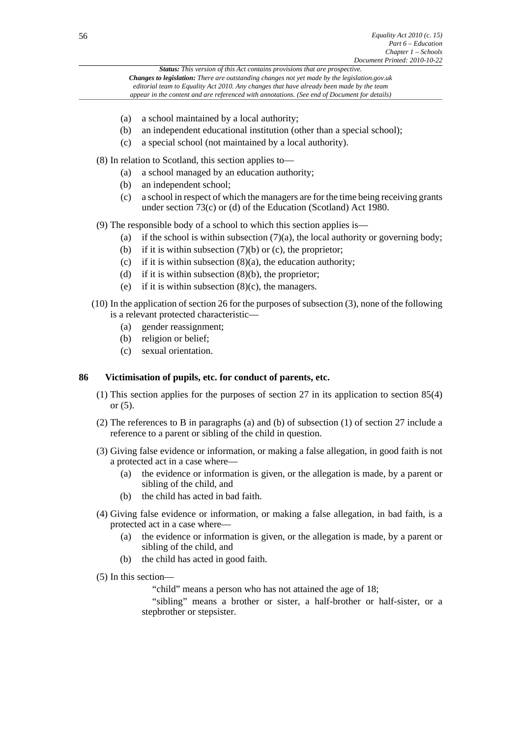- (a) a school maintained by a local authority;
- (b) an independent educational institution (other than a special school);
- (c) a special school (not maintained by a local authority).

(8) In relation to Scotland, this section applies to—

- (a) a school managed by an education authority;
- (b) an independent school;
- (c) a school in respect of which the managers are for the time being receiving grants under section 73(c) or (d) of the Education (Scotland) Act 1980.

(9) The responsible body of a school to which this section applies is—

- (a) if the school is within subsection (7)(a), the local authority or governing body;
- (b) if it is within subsection (7)(b) or (c), the proprietor;
- (c) if it is within subsection (8)(a), the education authority;
- (d) if it is within subsection (8)(b), the proprietor;
- (e) if it is within subsection (8)(c), the managers.

(10) In the application of section 26 for the purposes of subsection (3), none of the following is a relevant protected characteristic—

- (a) gender reassignment;
- (b) religion or belief;
- (c) sexual orientation.

## 86 Victimisation of pupils, etc. for conduct of parents, etc.

(1) This section applies for the purposes of section 27 in its application to section 85(4) or (5).

(2) The references to B in paragraphs (a) and (b) of subsection (1) of section 27 include a reference to a parent or sibling of the child in question.

(3) Giving false evidence or information, or making a false allegation, in good faith is not a protected act in a case where—

- (a) the evidence or information is given, or the allegation is made, by a parent or sibling of the child, and
- (b) the child has acted in bad faith.

(4) Giving false evidence or information, or making a false allegation, in bad faith, is a protected act in a case where—

- (a) the evidence or information is given, or the allegation is made, by a parent or sibling of the child, and
- (b) the child has acted in good faith.

(5) In this section—

"child" means a person who has not attained the age of 18;

"sibling" means a brother or sister, a half-brother or half-sister, or a stepbrother or stepsister.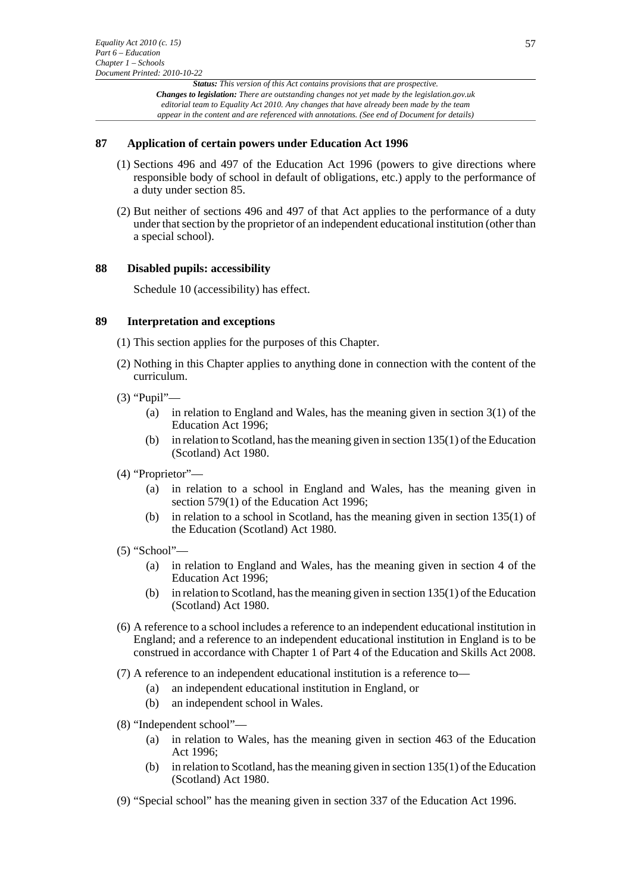## 87 Application of certain powers under Education Act 1996

(1) Sections 496 and 497 of the Education Act 1996 (powers to give directions where responsible body of school in default of obligations, etc.) apply to the performance of a duty under section 85.

(2) But neither of sections 496 and 497 of that Act applies to the performance of a duty under that section by the proprietor of an independent educational institution (other than a special school).

## 88 Disabled pupils: accessibility

Schedule 10 (accessibility) has effect.

## 89 Interpretation and exceptions

(1) This section applies for the purposes of this Chapter.

(2) Nothing in this Chapter applies to anything done in connection with the content of the curriculum.

(3) "Pupil"—

- (a) in relation to England and Wales, has the meaning given in section 3(1) of the Education Act 1996;
- (b) in relation to Scotland, has the meaning given in section 135(1) of the Education (Scotland) Act 1980.

(4) "Proprietor"—

- (a) in relation to a school in England and Wales, has the meaning given in section 579(1) of the Education Act 1996;
- (b) in relation to a school in Scotland, has the meaning given in section 135(1) of the Education (Scotland) Act 1980.

(5) "School"—

- (a) in relation to England and Wales, has the meaning given in section 4 of the Education Act 1996;
- (b) in relation to Scotland, has the meaning given in section 135(1) of the Education (Scotland) Act 1980.

(6) A reference to a school includes a reference to an independent educational institution in England; and a reference to an independent educational institution in England is to be construed in accordance with Chapter 1 of Part 4 of the Education and Skills Act 2008.

(7) A reference to an independent educational institution is a reference to—

- (a) an independent educational institution in England, or
- (b) an independent school in Wales.

(8) "Independent school"—

- (a) in relation to Wales, has the meaning given in section 463 of the Education Act 1996;
- (b) in relation to Scotland, has the meaning given in section 135(1) of the Education (Scotland) Act 1980.

(9) "Special school" has the meaning given in section 337 of the Education Act 1996.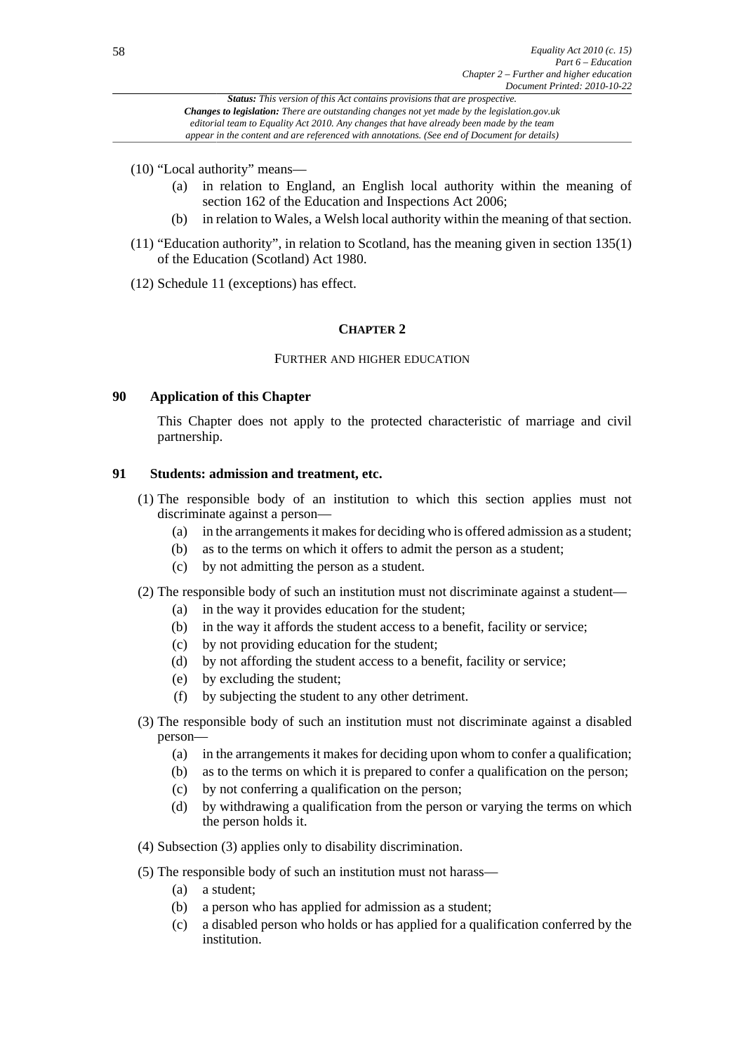(10) "Local authority" means—

- (a) in relation to England, an English local authority within the meaning of section 162 of the Education and Inspections Act 2006;
- (b) in relation to Wales, a Welsh local authority within the meaning of that section.

(11) "Education authority", in relation to Scotland, has the meaning given in section 135(1) of the Education (Scotland) Act 1980.

(12) Schedule 11 (exceptions) has effect.

## CHAPTER 2

### FURTHER AND HIGHER EDUCATION

### 90 Application of this Chapter

This Chapter does not apply to the protected characteristic of marriage and civil partnership.

### 91 Students: admission and treatment, etc.

(1) The responsible body of an institution to which this section applies must not discriminate against a person—

- (a) in the arrangements it makes for deciding who is offered admission as a student;
- (b) as to the terms on which it offers to admit the person as a student;
- (c) by not admitting the person as a student.

(2) The responsible body of such an institution must not discriminate against a student—

- (a) in the way it provides education for the student;
- (b) in the way it affords the student access to a benefit, facility or service;
- (c) by not providing education for the student;
- (d) by not affording the student access to a benefit, facility or service;
- (e) by excluding the student;
- (f) by subjecting the student to any other detriment.

(3) The responsible body of such an institution must not discriminate against a disabled person—

- (a) in the arrangements it makes for deciding upon whom to confer a qualification;
- (b) as to the terms on which it is prepared to confer a qualification on the person;
- (c) by not conferring a qualification on the person;
- (d) by withdrawing a qualification from the person or varying the terms on which the person holds it.

(4) Subsection (3) applies only to disability discrimination.

(5) The responsible body of such an institution must not harass—

- (a) a student;
- (b) a person who has applied for admission as a student;
- (c) a disabled person who holds or has applied for a qualification conferred by the institution.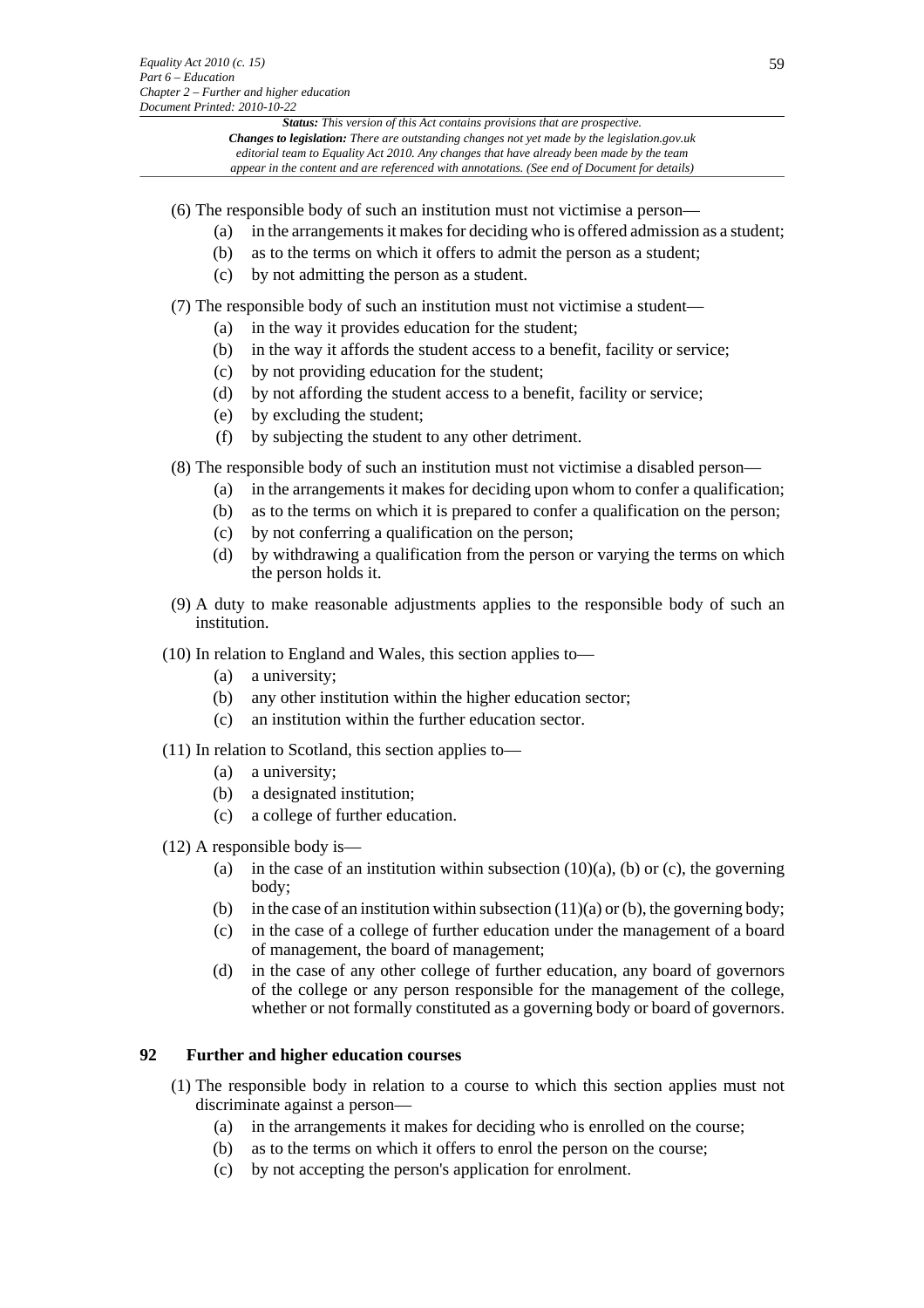(6) The responsible body of such an institution must not victimise a person—

- (a) in the arrangements it makes for deciding who is offered admission as a student;
- (b) as to the terms on which it offers to admit the person as a student;
- (c) by not admitting the person as a student.

(7) The responsible body of such an institution must not victimise a student—

- (a) in the way it provides education for the student;
- (b) in the way it affords the student access to a benefit, facility or service;
- (c) by not providing education for the student;
- (d) by not affording the student access to a benefit, facility or service;
- (e) by excluding the student;
- (f) by subjecting the student to any other detriment.

(8) The responsible body of such an institution must not victimise a disabled person—

- (a) in the arrangements it makes for deciding upon whom to confer a qualification;
- (b) as to the terms on which it is prepared to confer a qualification on the person;
- (c) by not conferring a qualification on the person;
- (d) by withdrawing a qualification from the person or varying the terms on which the person holds it.

(9) A duty to make reasonable adjustments applies to the responsible body of such an institution.

(10) In relation to England and Wales, this section applies to—

- (a) a university;
- (b) any other institution within the higher education sector;
- (c) an institution within the further education sector.

(11) In relation to Scotland, this section applies to—

- (a) a university;
- (b) a designated institution;
- (c) a college of further education.

(12) A responsible body is—

- (a) in the case of an institution within subsection (10)(a), (b) or (c), the governing body;
- (b) in the case of an institution within subsection (11)(a) or (b), the governing body;
- (c) in the case of a college of further education under the management of a board of management, the board of management;
- (d) in the case of any other college of further education, any board of governors of the college or any person responsible for the management of the college, whether or not formally constituted as a governing body or board of governors.

## 92 Further and higher education courses

(1) The responsible body in relation to a course to which this section applies must not discriminate against a person—

- (a) in the arrangements it makes for deciding who is enrolled on the course;
- (b) as to the terms on which it offers to enrol the person on the course;
- (c) by not accepting the person's application for enrolment.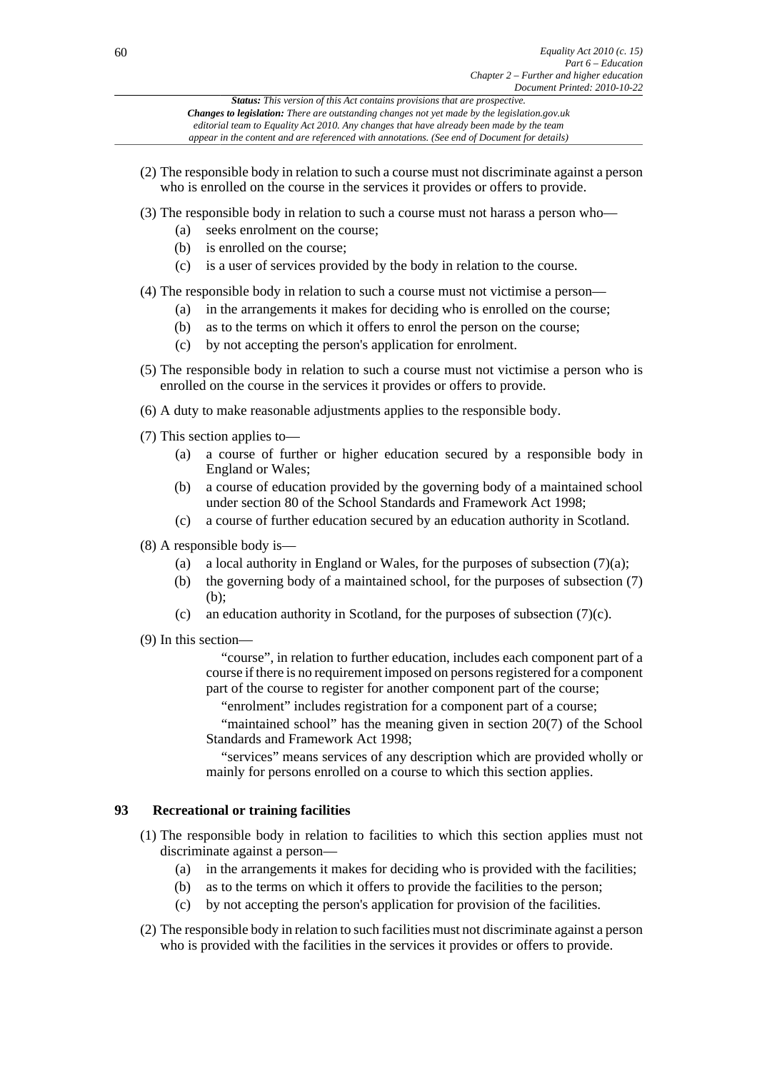(2) The responsible body in relation to such a course must not discriminate against a person who is enrolled on the course in the services it provides or offers to provide.

(3) The responsible body in relation to such a course must not harass a person who—

- (a) seeks enrolment on the course;
- (b) is enrolled on the course;
- (c) is a user of services provided by the body in relation to the course.

(4) The responsible body in relation to such a course must not victimise a person—

- (a) in the arrangements it makes for deciding who is enrolled on the course;
- (b) as to the terms on which it offers to enrol the person on the course;
- (c) by not accepting the person's application for enrolment.

(5) The responsible body in relation to such a course must not victimise a person who is enrolled on the course in the services it provides or offers to provide.

(6) A duty to make reasonable adjustments applies to the responsible body.

(7) This section applies to—

- (a) a course of further or higher education secured by a responsible body in England or Wales;
- (b) a course of education provided by the governing body of a maintained school under section 80 of the School Standards and Framework Act 1998;
- (c) a course of further education secured by an education authority in Scotland.

(8) A responsible body is—

- (a) a local authority in England or Wales, for the purposes of subsection (7)(a);
- (b) the governing body of a maintained school, for the purposes of subsection (7)(b);
- (c) an education authority in Scotland, for the purposes of subsection (7)(c).

(9) In this section—

"course", in relation to further education, includes each component part of a course if there is no requirement imposed on persons registered for a component part of the course to register for another component part of the course;

"enrolment" includes registration for a component part of a course;

"maintained school" has the meaning given in section 20(7) of the School Standards and Framework Act 1998;

"services" means services of any description which are provided wholly or mainly for persons enrolled on a course to which this section applies.

### 93 Recreational or training facilities

(1) The responsible body in relation to facilities to which this section applies must not discriminate against a person—

- (a) in the arrangements it makes for deciding who is provided with the facilities;
- (b) as to the terms on which it offers to provide the facilities to the person;
- (c) by not accepting the person's application for provision of the facilities.

(2) The responsible body in relation to such facilities must not discriminate against a person who is provided with the facilities in the services it provides or offers to provide.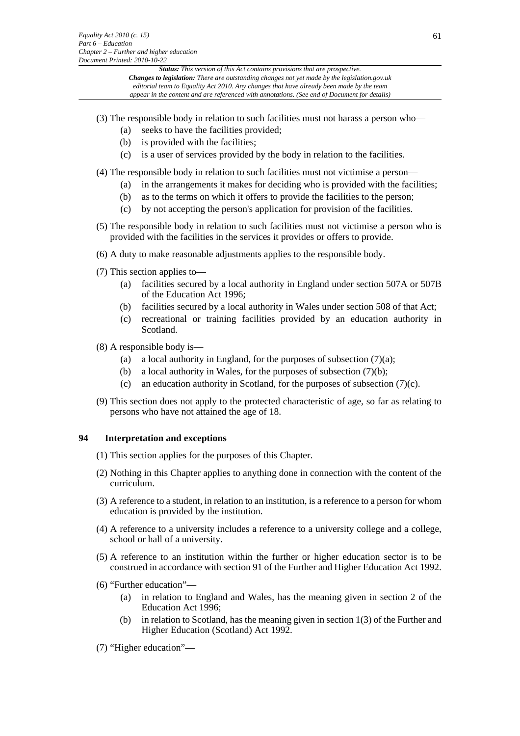(3) The responsible body in relation to such facilities must not harass a person who—

- (a) seeks to have the facilities provided;
- (b) is provided with the facilities;
- (c) is a user of services provided by the body in relation to the facilities.

(4) The responsible body in relation to such facilities must not victimise a person—

- (a) in the arrangements it makes for deciding who is provided with the facilities;
- (b) as to the terms on which it offers to provide the facilities to the person;
- (c) by not accepting the person's application for provision of the facilities.

(5) The responsible body in relation to such facilities must not victimise a person who is provided with the facilities in the services it provides or offers to provide.

(6) A duty to make reasonable adjustments applies to the responsible body.

(7) This section applies to—

- (a) facilities secured by a local authority in England under section 507A or 507B of the Education Act 1996;
- (b) facilities secured by a local authority in Wales under section 508 of that Act;
- (c) recreational or training facilities provided by an education authority in Scotland.

(8) A responsible body is—

- (a) a local authority in England, for the purposes of subsection (7)(a);
- (b) a local authority in Wales, for the purposes of subsection (7)(b);
- (c) an education authority in Scotland, for the purposes of subsection (7)(c).

(9) This section does not apply to the protected characteristic of age, so far as relating to persons who have not attained the age of 18.

## 94 Interpretation and exceptions

(1) This section applies for the purposes of this Chapter.

(2) Nothing in this Chapter applies to anything done in connection with the content of the curriculum.

(3) A reference to a student, in relation to an institution, is a reference to a person for whom education is provided by the institution.

(4) A reference to a university includes a reference to a university college and a college, school or hall of a university.

(5) A reference to an institution within the further or higher education sector is to be construed in accordance with section 91 of the Further and Higher Education Act 1992.

(6) "Further education"—

- (a) in relation to England and Wales, has the meaning given in section 2 of the Education Act 1996;
- (b) in relation to Scotland, has the meaning given in section 1(3) of the Further and Higher Education (Scotland) Act 1992.

(7) "Higher education"—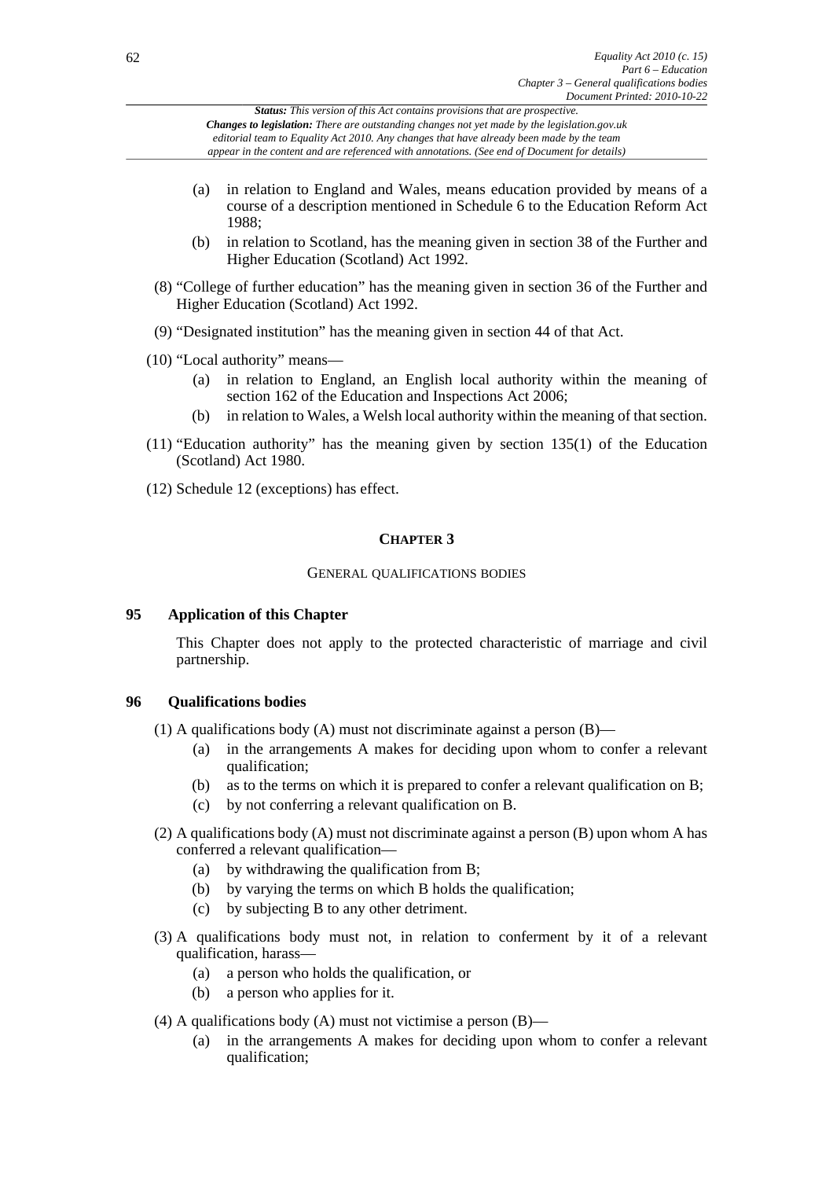(a) in relation to England and Wales, means education provided by means of a course of a description mentioned in Schedule 6 to the Education Reform Act 1988;

(b) in relation to Scotland, has the meaning given in section 38 of the Further and Higher Education (Scotland) Act 1992.

(8) "College of further education" has the meaning given in section 36 of the Further and Higher Education (Scotland) Act 1992.

(9) "Designated institution" has the meaning given in section 44 of that Act.

(10) "Local authority" means—

(a) in relation to England, an English local authority within the meaning of section 162 of the Education and Inspections Act 2006;

(b) in relation to Wales, a Welsh local authority within the meaning of that section.

(11) "Education authority" has the meaning given by section 135(1) of the Education (Scotland) Act 1980.

(12) Schedule 12 (exceptions) has effect.

## CHAPTER 3

### GENERAL QUALIFICATIONS BODIES

**95 Application of this Chapter**

This Chapter does not apply to the protected characteristic of marriage and civil partnership.

**96 Qualifications bodies**

(1) A qualifications body (A) must not discriminate against a person (B)—

(a) in the arrangements A makes for deciding upon whom to confer a relevant qualification;

(b) as to the terms on which it is prepared to confer a relevant qualification on B;

(c) by not conferring a relevant qualification on B.

(2) A qualifications body (A) must not discriminate against a person (B) upon whom A has conferred a relevant qualification—

(a) by withdrawing the qualification from B;

(b) by varying the terms on which B holds the qualification;

(c) by subjecting B to any other detriment.

(3) A qualifications body must not, in relation to conferment by it of a relevant qualification, harass—

(a) a person who holds the qualification, or

(b) a person who applies for it.

(4) A qualifications body (A) must not victimise a person (B)—

(a) in the arrangements A makes for deciding upon whom to confer a relevant qualification;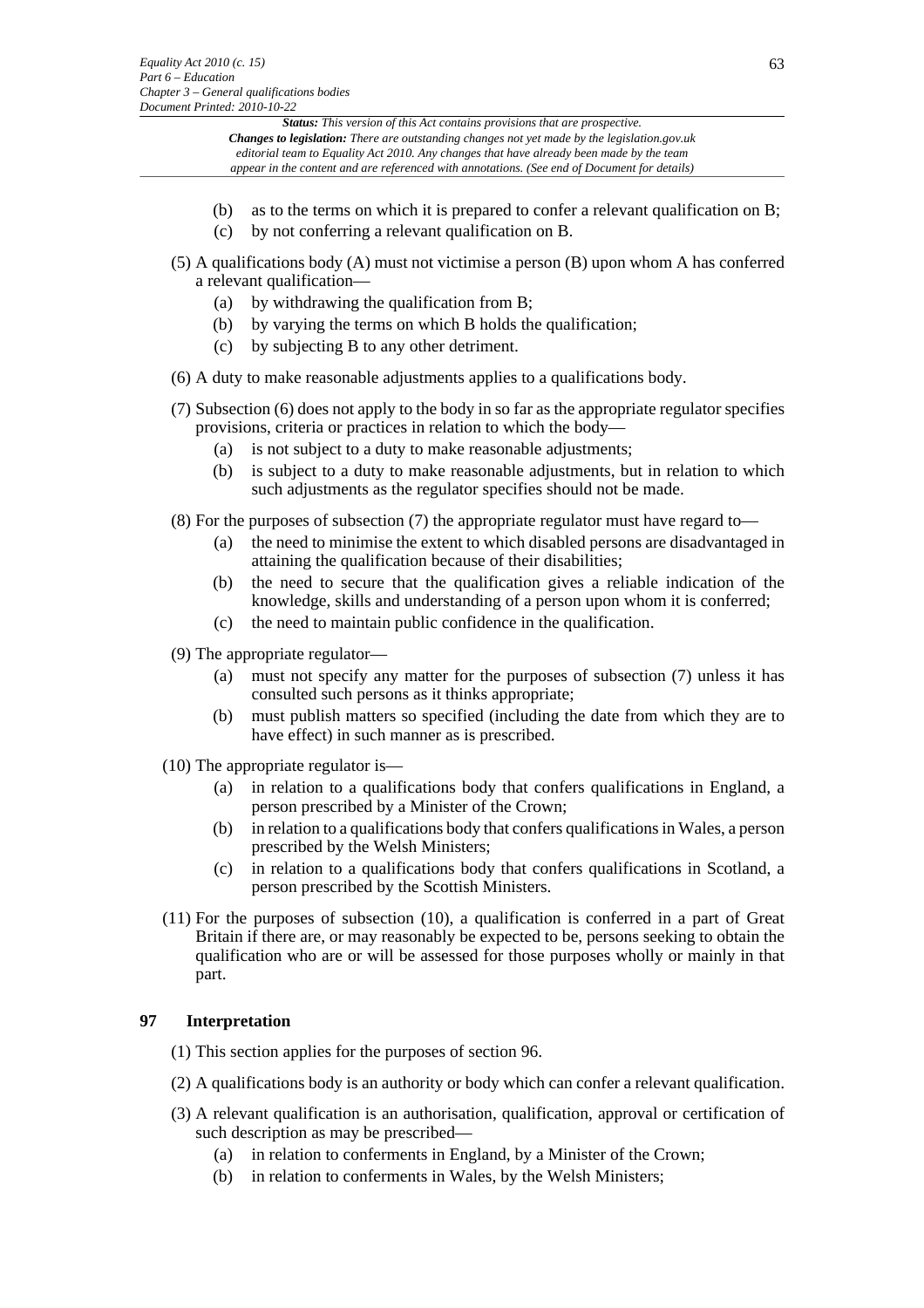- (b) as to the terms on which it is prepared to confer a relevant qualification on B;
- (c) by not conferring a relevant qualification on B.

(5) A qualifications body (A) must not victimise a person (B) upon whom A has conferred a relevant qualification—

- (a) by withdrawing the qualification from B;
- (b) by varying the terms on which B holds the qualification;
- (c) by subjecting B to any other detriment.

(6) A duty to make reasonable adjustments applies to a qualifications body.

(7) Subsection (6) does not apply to the body in so far as the appropriate regulator specifies provisions, criteria or practices in relation to which the body—

- (a) is not subject to a duty to make reasonable adjustments;
- (b) is subject to a duty to make reasonable adjustments, but in relation to which such adjustments as the regulator specifies should not be made.

(8) For the purposes of subsection (7) the appropriate regulator must have regard to—

- (a) the need to minimise the extent to which disabled persons are disadvantaged in attaining the qualification because of their disabilities;
- (b) the need to secure that the qualification gives a reliable indication of the knowledge, skills and understanding of a person upon whom it is conferred;
- (c) the need to maintain public confidence in the qualification.

(9) The appropriate regulator—

- (a) must not specify any matter for the purposes of subsection (7) unless it has consulted such persons as it thinks appropriate;
- (b) must publish matters so specified (including the date from which they are to have effect) in such manner as is prescribed.

(10) The appropriate regulator is—

- (a) in relation to a qualifications body that confers qualifications in England, a person prescribed by a Minister of the Crown;
- (b) in relation to a qualifications body that confers qualifications in Wales, a person prescribed by the Welsh Ministers;
- (c) in relation to a qualifications body that confers qualifications in Scotland, a person prescribed by the Scottish Ministers.

(11) For the purposes of subsection (10), a qualification is conferred in a part of Great Britain if there are, or may reasonably be expected to be, persons seeking to obtain the qualification who are or will be assessed for those purposes wholly or mainly in that part.

## 97 Interpretation

(1) This section applies for the purposes of section 96.

(2) A qualifications body is an authority or body which can confer a relevant qualification.

(3) A relevant qualification is an authorisation, qualification, approval or certification of such description as may be prescribed—

- (a) in relation to conferments in England, by a Minister of the Crown;
- (b) in relation to conferments in Wales, by the Welsh Ministers;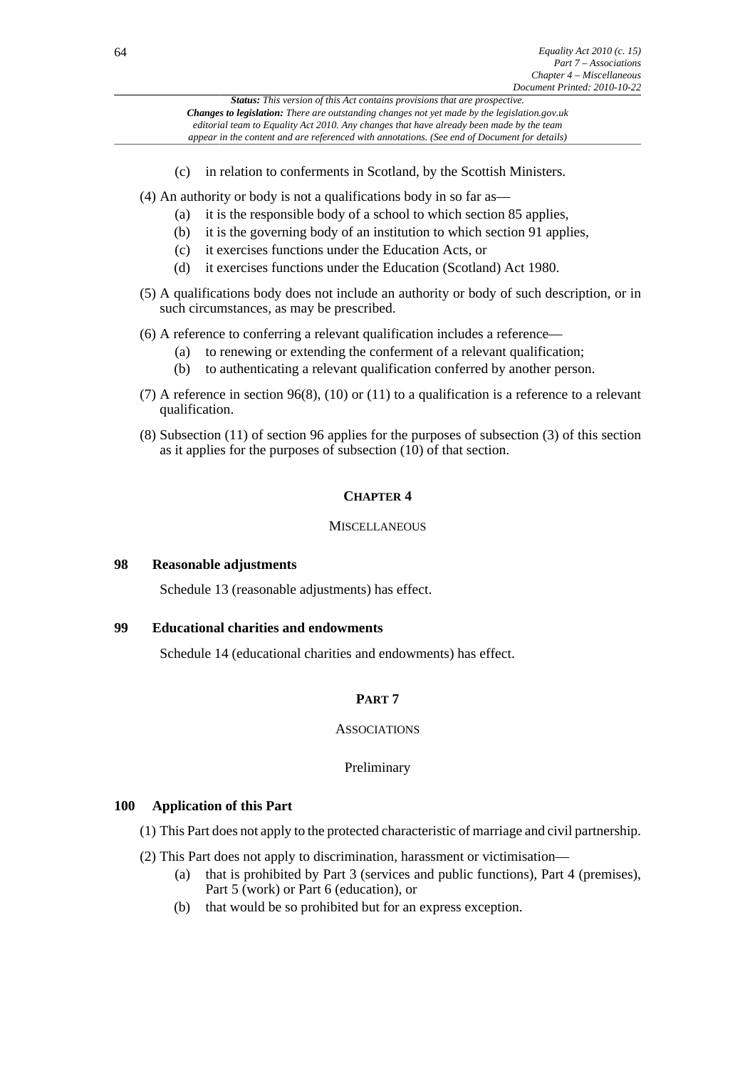(c) in relation to conferments in Scotland, by the Scottish Ministers.

(4) An authority or body is not a qualifications body in so far as—

- (a) it is the responsible body of a school to which section 85 applies,
- (b) it is the governing body of an institution to which section 91 applies,
- (c) it exercises functions under the Education Acts, or
- (d) it exercises functions under the Education (Scotland) Act 1980.

(5) A qualifications body does not include an authority or body of such description, or in such circumstances, as may be prescribed.

(6) A reference to conferring a relevant qualification includes a reference—

- (a) to renewing or extending the conferment of a relevant qualification;
- (b) to authenticating a relevant qualification conferred by another person.

(7) A reference in section 96(8), (10) or (11) to a qualification is a reference to a relevant qualification.

(8) Subsection (11) of section 96 applies for the purposes of subsection (3) of this section as it applies for the purposes of subsection (10) of that section.

## CHAPTER 4

### MISCELLANEOUS

**98 Reasonable adjustments**

Schedule 13 (reasonable adjustments) has effect.

**99 Educational charities and endowments**

Schedule 14 (educational charities and endowments) has effect.

# PART 7

## ASSOCIATIONS

### Preliminary

**100 Application of this Part**

(1) This Part does not apply to the protected characteristic of marriage and civil partnership.

(2) This Part does not apply to discrimination, harassment or victimisation—

- (a) that is prohibited by Part 3 (services and public functions), Part 4 (premises), Part 5 (work) or Part 6 (education), or
- (b) that would be so prohibited but for an express exception.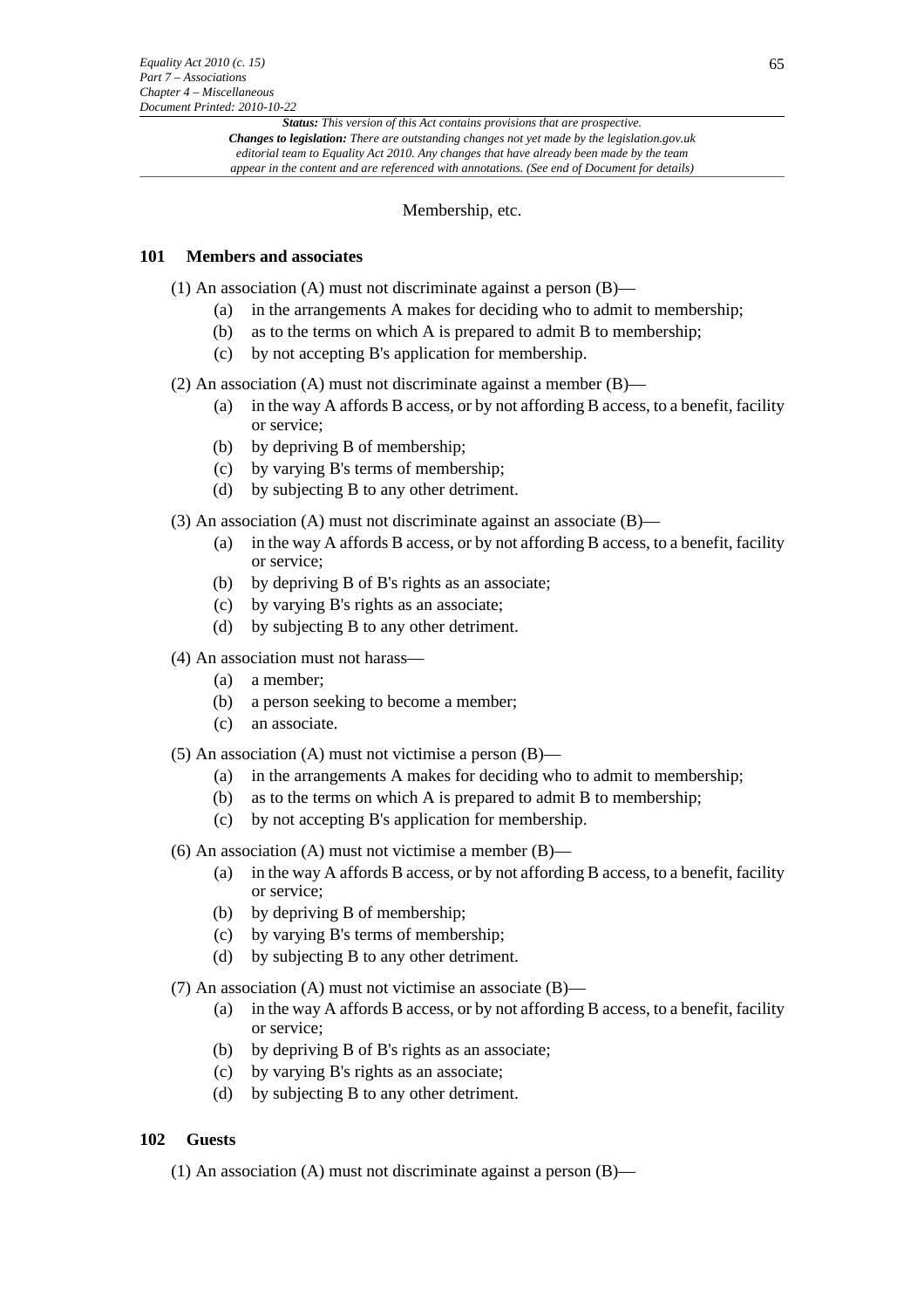Membership, etc.

## 101 Members and associates

(1) An association (A) must not discriminate against a person (B)—

- (a) in the arrangements A makes for deciding who to admit to membership;
- (b) as to the terms on which A is prepared to admit B to membership;
- (c) by not accepting B's application for membership.

(2) An association (A) must not discriminate against a member (B)—

- (a) in the way A affords B access, or by not affording B access, to a benefit, facility or service;
- (b) by depriving B of membership;
- (c) by varying B's terms of membership;
- (d) by subjecting B to any other detriment.

(3) An association (A) must not discriminate against an associate (B)—

- (a) in the way A affords B access, or by not affording B access, to a benefit, facility or service;
- (b) by depriving B of B's rights as an associate;
- (c) by varying B's rights as an associate;
- (d) by subjecting B to any other detriment.

(4) An association must not harass—

- (a) a member;
- (b) a person seeking to become a member;
- (c) an associate.

(5) An association (A) must not victimise a person (B)—

- (a) in the arrangements A makes for deciding who to admit to membership;
- (b) as to the terms on which A is prepared to admit B to membership;
- (c) by not accepting B's application for membership.

(6) An association (A) must not victimise a member (B)—

- (a) in the way A affords B access, or by not affording B access, to a benefit, facility or service;
- (b) by depriving B of membership;
- (c) by varying B's terms of membership;
- (d) by subjecting B to any other detriment.

(7) An association (A) must not victimise an associate (B)—

- (a) in the way A affords B access, or by not affording B access, to a benefit, facility or service;
- (b) by depriving B of B's rights as an associate;
- (c) by varying B's rights as an associate;
- (d) by subjecting B to any other detriment.

## 102 Guests

(1) An association (A) must not discriminate against a person (B)—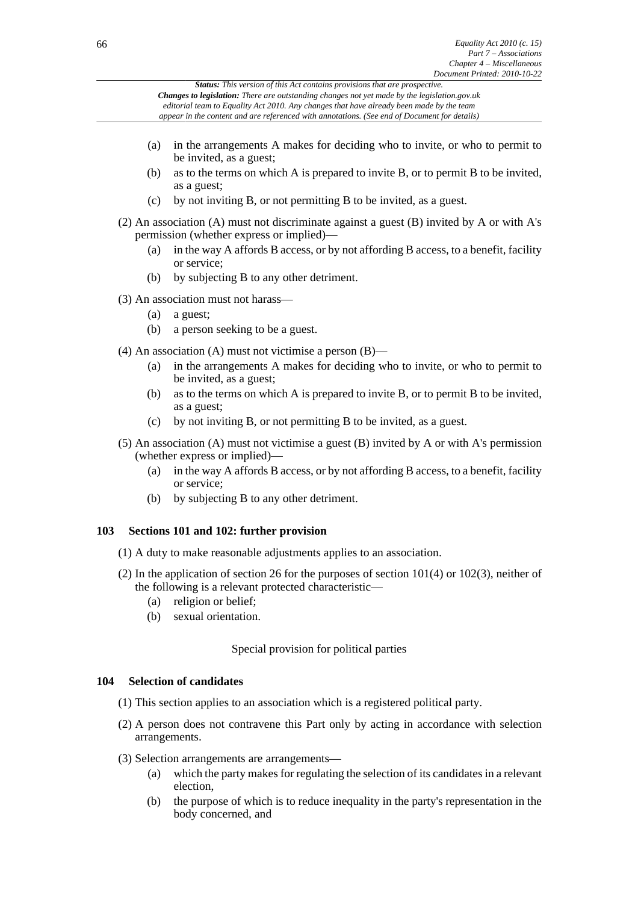(a) in the arrangements A makes for deciding who to invite, or who to permit to be invited, as a guest;

(b) as to the terms on which A is prepared to invite B, or to permit B to be invited, as a guest;

(c) by not inviting B, or not permitting B to be invited, as a guest.

(2) An association (A) must not discriminate against a guest (B) invited by A or with A's permission (whether express or implied)—

(a) in the way A affords B access, or by not affording B access, to a benefit, facility or service;

(b) by subjecting B to any other detriment.

(3) An association must not harass—

(a) a guest;

(b) a person seeking to be a guest.

(4) An association (A) must not victimise a person (B)—

(a) in the arrangements A makes for deciding who to invite, or who to permit to be invited, as a guest;

(b) as to the terms on which A is prepared to invite B, or to permit B to be invited, as a guest;

(c) by not inviting B, or not permitting B to be invited, as a guest.

(5) An association (A) must not victimise a guest (B) invited by A or with A's permission (whether express or implied)—

(a) in the way A affords B access, or by not affording B access, to a benefit, facility or service;

(b) by subjecting B to any other detriment.

### 103 Sections 101 and 102: further provision

(1) A duty to make reasonable adjustments applies to an association.

(2) In the application of section 26 for the purposes of section 101(4) or 102(3), neither of the following is a relevant protected characteristic—

(a) religion or belief;

(b) sexual orientation.

Special provision for political parties

### 104 Selection of candidates

(1) This section applies to an association which is a registered political party.

(2) A person does not contravene this Part only by acting in accordance with selection arrangements.

(3) Selection arrangements are arrangements—

(a) which the party makes for regulating the selection of its candidates in a relevant election,

(b) the purpose of which is to reduce inequality in the party's representation in the body concerned, and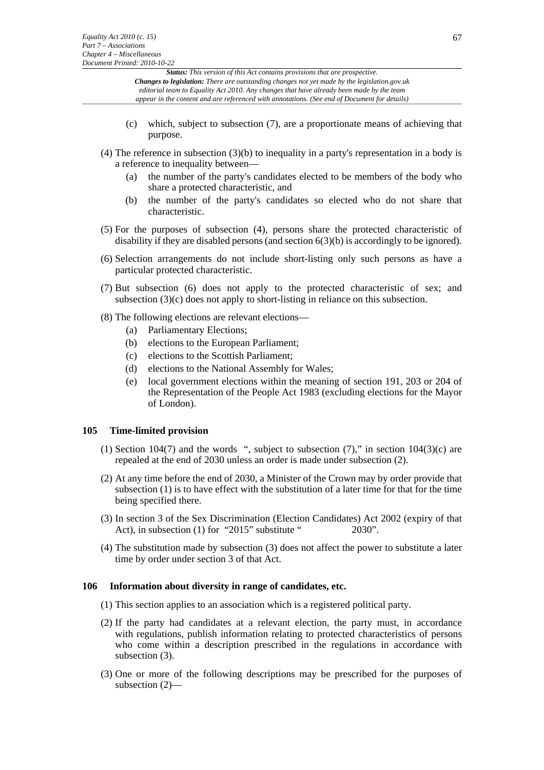(c) which, subject to subsection (7), are a proportionate means of achieving that purpose.

(4) The reference in subsection (3)(b) to inequality in a party's representation in a body is a reference to inequality between—

(a) the number of the party's candidates elected to be members of the body who share a protected characteristic, and

(b) the number of the party's candidates so elected who do not share that characteristic.

(5) For the purposes of subsection (4), persons share the protected characteristic of disability if they are disabled persons (and section 6(3)(b) is accordingly to be ignored).

(6) Selection arrangements do not include short-listing only such persons as have a particular protected characteristic.

(7) But subsection (6) does not apply to the protected characteristic of sex; and subsection (3)(c) does not apply to short-listing in reliance on this subsection.

(8) The following elections are relevant elections—

(a) Parliamentary Elections;

(b) elections to the European Parliament;

(c) elections to the Scottish Parliament;

(d) elections to the National Assembly for Wales;

(e) local government elections within the meaning of section 191, 203 or 204 of the Representation of the People Act 1983 (excluding elections for the Mayor of London).

## 105 Time-limited provision

(1) Section 104(7) and the words ", subject to subsection (7)," in section 104(3)(c) are repealed at the end of 2030 unless an order is made under subsection (2).

(2) At any time before the end of 2030, a Minister of the Crown may by order provide that subsection (1) is to have effect with the substitution of a later time for that for the time being specified there.

(3) In section 3 of the Sex Discrimination (Election Candidates) Act 2002 (expiry of that Act), in subsection (1) for "2015" substitute " 2030".

(4) The substitution made by subsection (3) does not affect the power to substitute a later time by order under section 3 of that Act.

## 106 Information about diversity in range of candidates, etc.

(1) This section applies to an association which is a registered political party.

(2) If the party had candidates at a relevant election, the party must, in accordance with regulations, publish information relating to protected characteristics of persons who come within a description prescribed in the regulations in accordance with subsection (3).

(3) One or more of the following descriptions may be prescribed for the purposes of subsection (2)—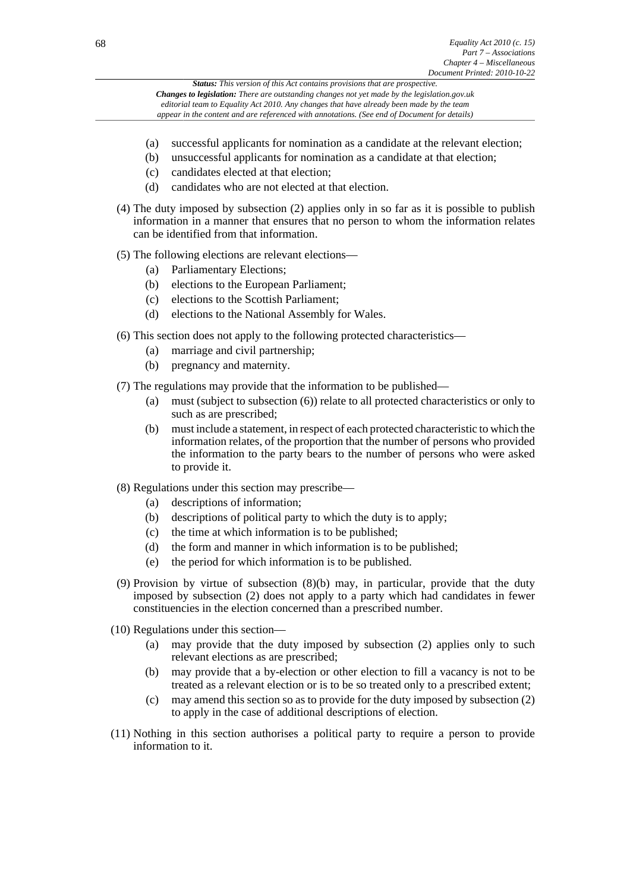(a) successful applicants for nomination as a candidate at the relevant election;
(b) unsuccessful applicants for nomination as a candidate at that election;
(c) candidates elected at that election;
(d) candidates who are not elected at that election.

(4) The duty imposed by subsection (2) applies only in so far as it is possible to publish information in a manner that ensures that no person to whom the information relates can be identified from that information.

(5) The following elections are relevant elections—
(a) Parliamentary Elections;
(b) elections to the European Parliament;
(c) elections to the Scottish Parliament;
(d) elections to the National Assembly for Wales.

(6) This section does not apply to the following protected characteristics—
(a) marriage and civil partnership;
(b) pregnancy and maternity.

(7) The regulations may provide that the information to be published—
(a) must (subject to subsection (6)) relate to all protected characteristics or only to such as are prescribed;
(b) must include a statement, in respect of each protected characteristic to which the information relates, of the proportion that the number of persons who provided the information to the party bears to the number of persons who were asked to provide it.

(8) Regulations under this section may prescribe—
(a) descriptions of information;
(b) descriptions of political party to which the duty is to apply;
(c) the time at which information is to be published;
(d) the form and manner in which information is to be published;
(e) the period for which information is to be published.

(9) Provision by virtue of subsection (8)(b) may, in particular, provide that the duty imposed by subsection (2) does not apply to a party which had candidates in fewer constituencies in the election concerned than a prescribed number.

(10) Regulations under this section—
(a) may provide that the duty imposed by subsection (2) applies only to such relevant elections as are prescribed;
(b) may provide that a by-election or other election to fill a vacancy is not to be treated as a relevant election or is to be so treated only to a prescribed extent;
(c) may amend this section so as to provide for the duty imposed by subsection (2) to apply in the case of additional descriptions of election.

(11) Nothing in this section authorises a political party to require a person to provide information to it.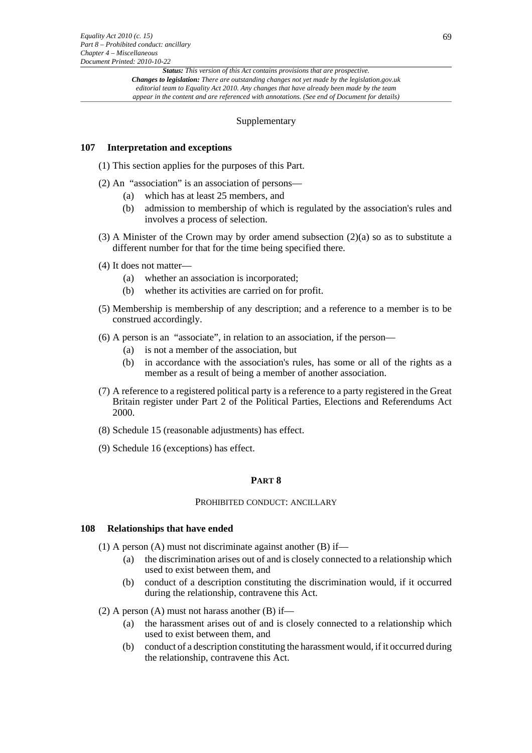Supplementary

## 107 Interpretation and exceptions

(1) This section applies for the purposes of this Part.

(2) An "association" is an association of persons—
  (a) which has at least 25 members, and
  (b) admission to membership of which is regulated by the association's rules and involves a process of selection.

(3) A Minister of the Crown may by order amend subsection (2)(a) so as to substitute a different number for that for the time being specified there.

(4) It does not matter—
  (a) whether an association is incorporated;
  (b) whether its activities are carried on for profit.

(5) Membership is membership of any description; and a reference to a member is to be construed accordingly.

(6) A person is an "associate", in relation to an association, if the person—
  (a) is not a member of the association, but
  (b) in accordance with the association's rules, has some or all of the rights as a member as a result of being a member of another association.

(7) A reference to a registered political party is a reference to a party registered in the Great Britain register under Part 2 of the Political Parties, Elections and Referendums Act 2000.

(8) Schedule 15 (reasonable adjustments) has effect.

(9) Schedule 16 (exceptions) has effect.

# PART 8

PROHIBITED CONDUCT: ANCILLARY

## 108 Relationships that have ended

(1) A person (A) must not discriminate against another (B) if—
  (a) the discrimination arises out of and is closely connected to a relationship which used to exist between them, and
  (b) conduct of a description constituting the discrimination would, if it occurred during the relationship, contravene this Act.

(2) A person (A) must not harass another (B) if—
  (a) the harassment arises out of and is closely connected to a relationship which used to exist between them, and
  (b) conduct of a description constituting the harassment would, if it occurred during the relationship, contravene this Act.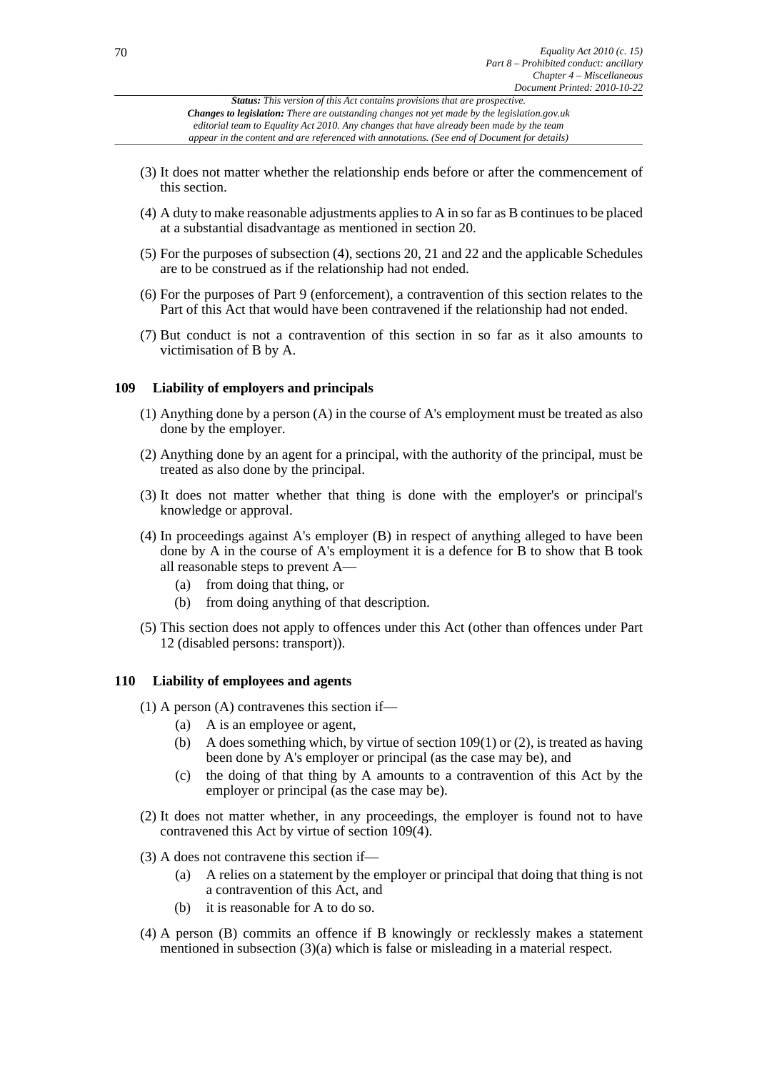(3) It does not matter whether the relationship ends before or after the commencement of this section.

(4) A duty to make reasonable adjustments applies to A in so far as B continues to be placed at a substantial disadvantage as mentioned in section 20.

(5) For the purposes of subsection (4), sections 20, 21 and 22 and the applicable Schedules are to be construed as if the relationship had not ended.

(6) For the purposes of Part 9 (enforcement), a contravention of this section relates to the Part of this Act that would have been contravened if the relationship had not ended.

(7) But conduct is not a contravention of this section in so far as it also amounts to victimisation of B by A.

### 109 Liability of employers and principals

(1) Anything done by a person (A) in the course of A's employment must be treated as also done by the employer.

(2) Anything done by an agent for a principal, with the authority of the principal, must be treated as also done by the principal.

(3) It does not matter whether that thing is done with the employer's or principal's knowledge or approval.

(4) In proceedings against A's employer (B) in respect of anything alleged to have been done by A in the course of A's employment it is a defence for B to show that B took all reasonable steps to prevent A—

- (a) from doing that thing, or
- (b) from doing anything of that description.

(5) This section does not apply to offences under this Act (other than offences under Part 12 (disabled persons: transport)).

### 110 Liability of employees and agents

(1) A person (A) contravenes this section if—

- (a) A is an employee or agent,
- (b) A does something which, by virtue of section 109(1) or (2), is treated as having been done by A's employer or principal (as the case may be), and
- (c) the doing of that thing by A amounts to a contravention of this Act by the employer or principal (as the case may be).

(2) It does not matter whether, in any proceedings, the employer is found not to have contravened this Act by virtue of section 109(4).

(3) A does not contravene this section if—

- (a) A relies on a statement by the employer or principal that doing that thing is not a contravention of this Act, and
- (b) it is reasonable for A to do so.

(4) A person (B) commits an offence if B knowingly or recklessly makes a statement mentioned in subsection (3)(a) which is false or misleading in a material respect.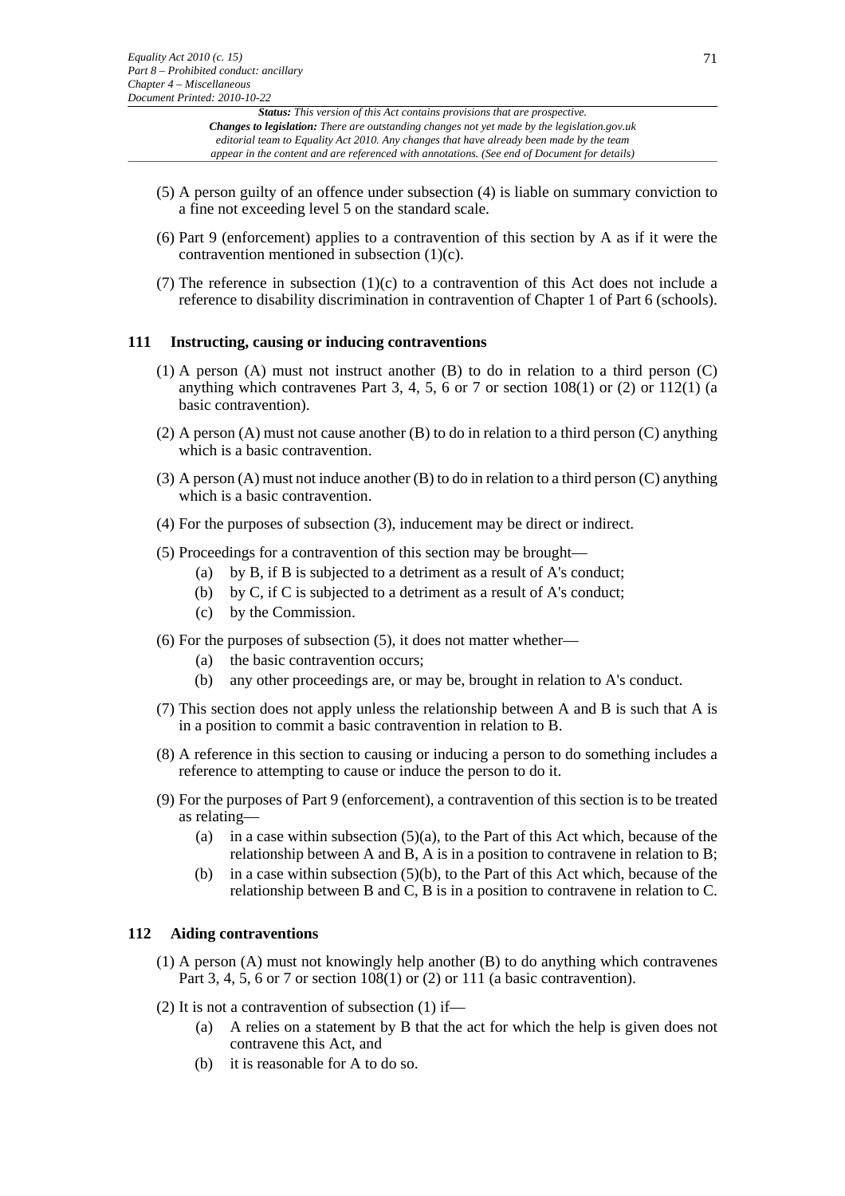(5) A person guilty of an offence under subsection (4) is liable on summary conviction to a fine not exceeding level 5 on the standard scale.

(6) Part 9 (enforcement) applies to a contravention of this section by A as if it were the contravention mentioned in subsection (1)(c).

(7) The reference in subsection (1)(c) to a contravention of this Act does not include a reference to disability discrimination in contravention of Chapter 1 of Part 6 (schools).

## 111 Instructing, causing or inducing contraventions

(1) A person (A) must not instruct another (B) to do in relation to a third person (C) anything which contravenes Part 3, 4, 5, 6 or 7 or section 108(1) or (2) or 112(1) (a basic contravention).

(2) A person (A) must not cause another (B) to do in relation to a third person (C) anything which is a basic contravention.

(3) A person (A) must not induce another (B) to do in relation to a third person (C) anything which is a basic contravention.

(4) For the purposes of subsection (3), inducement may be direct or indirect.

(5) Proceedings for a contravention of this section may be brought—

- (a) by B, if B is subjected to a detriment as a result of A's conduct;
- (b) by C, if C is subjected to a detriment as a result of A's conduct;
- (c) by the Commission.

(6) For the purposes of subsection (5), it does not matter whether—

- (a) the basic contravention occurs;
- (b) any other proceedings are, or may be, brought in relation to A's conduct.

(7) This section does not apply unless the relationship between A and B is such that A is in a position to commit a basic contravention in relation to B.

(8) A reference in this section to causing or inducing a person to do something includes a reference to attempting to cause or induce the person to do it.

(9) For the purposes of Part 9 (enforcement), a contravention of this section is to be treated as relating—

- (a) in a case within subsection (5)(a), to the Part of this Act which, because of the relationship between A and B, A is in a position to contravene in relation to B;
- (b) in a case within subsection (5)(b), to the Part of this Act which, because of the relationship between B and C, B is in a position to contravene in relation to C.

## 112 Aiding contraventions

(1) A person (A) must not knowingly help another (B) to do anything which contravenes Part 3, 4, 5, 6 or 7 or section 108(1) or (2) or 111 (a basic contravention).

(2) It is not a contravention of subsection (1) if—

- (a) A relies on a statement by B that the act for which the help is given does not contravene this Act, and
- (b) it is reasonable for A to do so.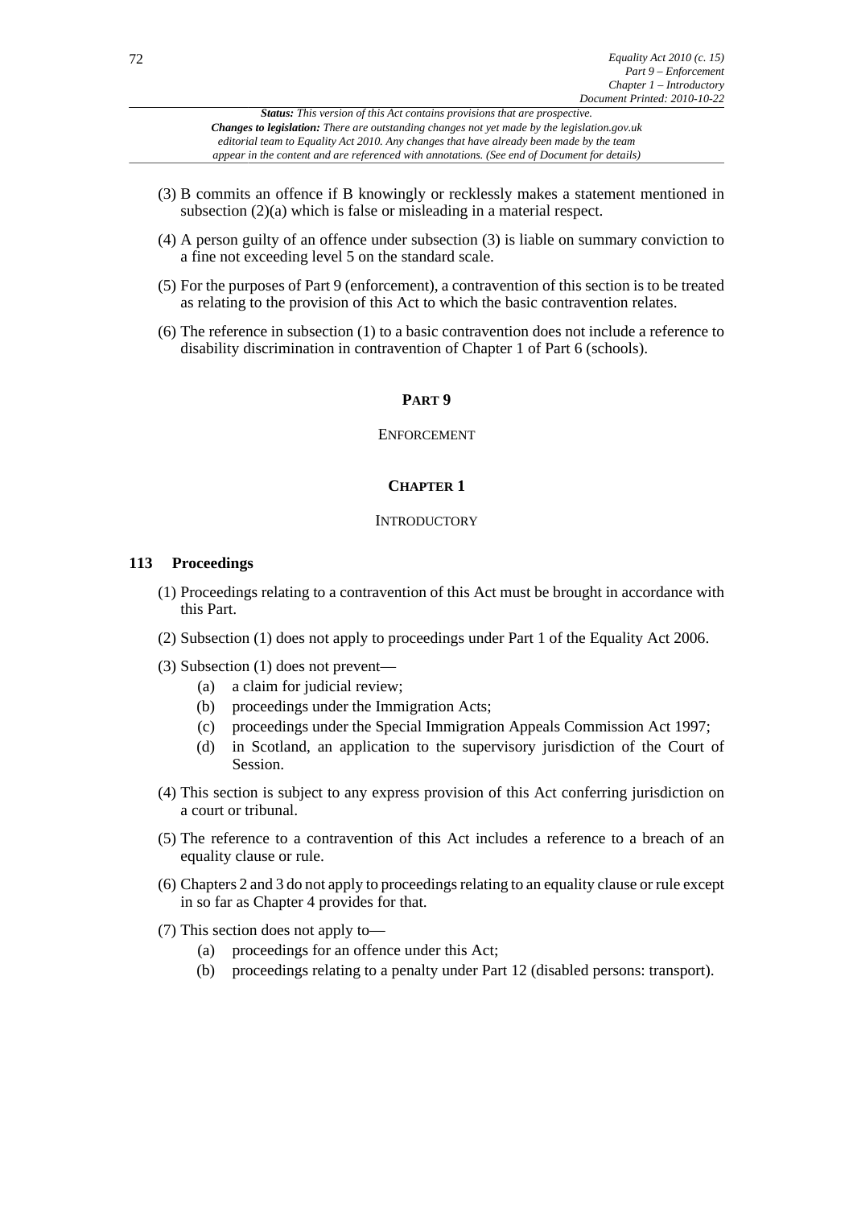(3) B commits an offence if B knowingly or recklessly makes a statement mentioned in subsection (2)(a) which is false or misleading in a material respect.

(4) A person guilty of an offence under subsection (3) is liable on summary conviction to a fine not exceeding level 5 on the standard scale.

(5) For the purposes of Part 9 (enforcement), a contravention of this section is to be treated as relating to the provision of this Act to which the basic contravention relates.

(6) The reference in subsection (1) to a basic contravention does not include a reference to disability discrimination in contravention of Chapter 1 of Part 6 (schools).

# PART 9

## ENFORCEMENT

## CHAPTER 1

### INTRODUCTORY

### 113 Proceedings

(1) Proceedings relating to a contravention of this Act must be brought in accordance with this Part.

(2) Subsection (1) does not apply to proceedings under Part 1 of the Equality Act 2006.

(3) Subsection (1) does not prevent—

- (a) a claim for judicial review;
- (b) proceedings under the Immigration Acts;
- (c) proceedings under the Special Immigration Appeals Commission Act 1997;
- (d) in Scotland, an application to the supervisory jurisdiction of the Court of Session.

(4) This section is subject to any express provision of this Act conferring jurisdiction on a court or tribunal.

(5) The reference to a contravention of this Act includes a reference to a breach of an equality clause or rule.

(6) Chapters 2 and 3 do not apply to proceedings relating to an equality clause or rule except in so far as Chapter 4 provides for that.

(7) This section does not apply to—

- (a) proceedings for an offence under this Act;
- (b) proceedings relating to a penalty under Part 12 (disabled persons: transport).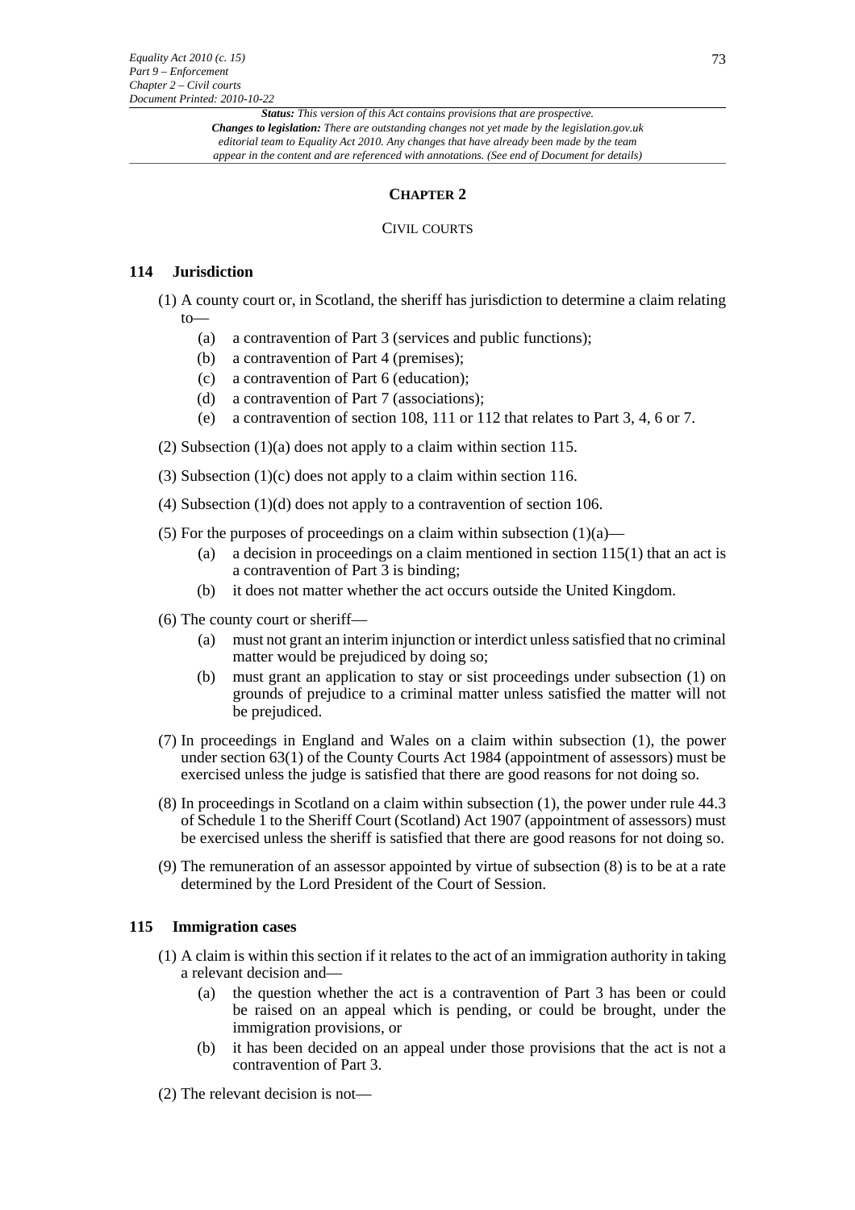## CHAPTER 2

### CIVIL COURTS

**114 Jurisdiction**

(1) A county court or, in Scotland, the sheriff has jurisdiction to determine a claim relating to—

- (a) a contravention of Part 3 (services and public functions);
- (b) a contravention of Part 4 (premises);
- (c) a contravention of Part 6 (education);
- (d) a contravention of Part 7 (associations);
- (e) a contravention of section 108, 111 or 112 that relates to Part 3, 4, 6 or 7.

(2) Subsection (1)(a) does not apply to a claim within section 115.

(3) Subsection (1)(c) does not apply to a claim within section 116.

(4) Subsection (1)(d) does not apply to a contravention of section 106.

(5) For the purposes of proceedings on a claim within subsection (1)(a)—

- (a) a decision in proceedings on a claim mentioned in section 115(1) that an act is a contravention of Part 3 is binding;
- (b) it does not matter whether the act occurs outside the United Kingdom.

(6) The county court or sheriff—

- (a) must not grant an interim injunction or interdict unless satisfied that no criminal matter would be prejudiced by doing so;
- (b) must grant an application to stay or sist proceedings under subsection (1) on grounds of prejudice to a criminal matter unless satisfied the matter will not be prejudiced.

(7) In proceedings in England and Wales on a claim within subsection (1), the power under section 63(1) of the County Courts Act 1984 (appointment of assessors) must be exercised unless the judge is satisfied that there are good reasons for not doing so.

(8) In proceedings in Scotland on a claim within subsection (1), the power under rule 44.3 of Schedule 1 to the Sheriff Court (Scotland) Act 1907 (appointment of assessors) must be exercised unless the sheriff is satisfied that there are good reasons for not doing so.

(9) The remuneration of an assessor appointed by virtue of subsection (8) is to be at a rate determined by the Lord President of the Court of Session.

**115 Immigration cases**

(1) A claim is within this section if it relates to the act of an immigration authority in taking a relevant decision and—

- (a) the question whether the act is a contravention of Part 3 has been or could be raised on an appeal which is pending, or could be brought, under the immigration provisions, or
- (b) it has been decided on an appeal under those provisions that the act is not a contravention of Part 3.

(2) The relevant decision is not—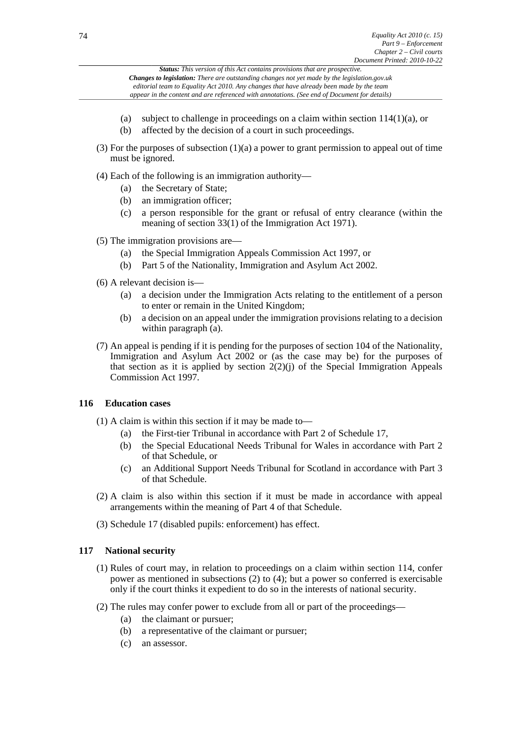(a) subject to challenge in proceedings on a claim within section 114(1)(a), or

(b) affected by the decision of a court in such proceedings.

(3) For the purposes of subsection (1)(a) a power to grant permission to appeal out of time must be ignored.

(4) Each of the following is an immigration authority—

(a) the Secretary of State;

(b) an immigration officer;

(c) a person responsible for the grant or refusal of entry clearance (within the meaning of section 33(1) of the Immigration Act 1971).

(5) The immigration provisions are—

(a) the Special Immigration Appeals Commission Act 1997, or

(b) Part 5 of the Nationality, Immigration and Asylum Act 2002.

(6) A relevant decision is—

(a) a decision under the Immigration Acts relating to the entitlement of a person to enter or remain in the United Kingdom;

(b) a decision on an appeal under the immigration provisions relating to a decision within paragraph (a).

(7) An appeal is pending if it is pending for the purposes of section 104 of the Nationality, Immigration and Asylum Act 2002 or (as the case may be) for the purposes of that section as it is applied by section 2(2)(j) of the Special Immigration Appeals Commission Act 1997.

### 116 Education cases

(1) A claim is within this section if it may be made to—

(a) the First-tier Tribunal in accordance with Part 2 of Schedule 17,

(b) the Special Educational Needs Tribunal for Wales in accordance with Part 2 of that Schedule, or

(c) an Additional Support Needs Tribunal for Scotland in accordance with Part 3 of that Schedule.

(2) A claim is also within this section if it must be made in accordance with appeal arrangements within the meaning of Part 4 of that Schedule.

(3) Schedule 17 (disabled pupils: enforcement) has effect.

### 117 National security

(1) Rules of court may, in relation to proceedings on a claim within section 114, confer power as mentioned in subsections (2) to (4); but a power so conferred is exercisable only if the court thinks it expedient to do so in the interests of national security.

(2) The rules may confer power to exclude from all or part of the proceedings—

(a) the claimant or pursuer;

(b) a representative of the claimant or pursuer;

(c) an assessor.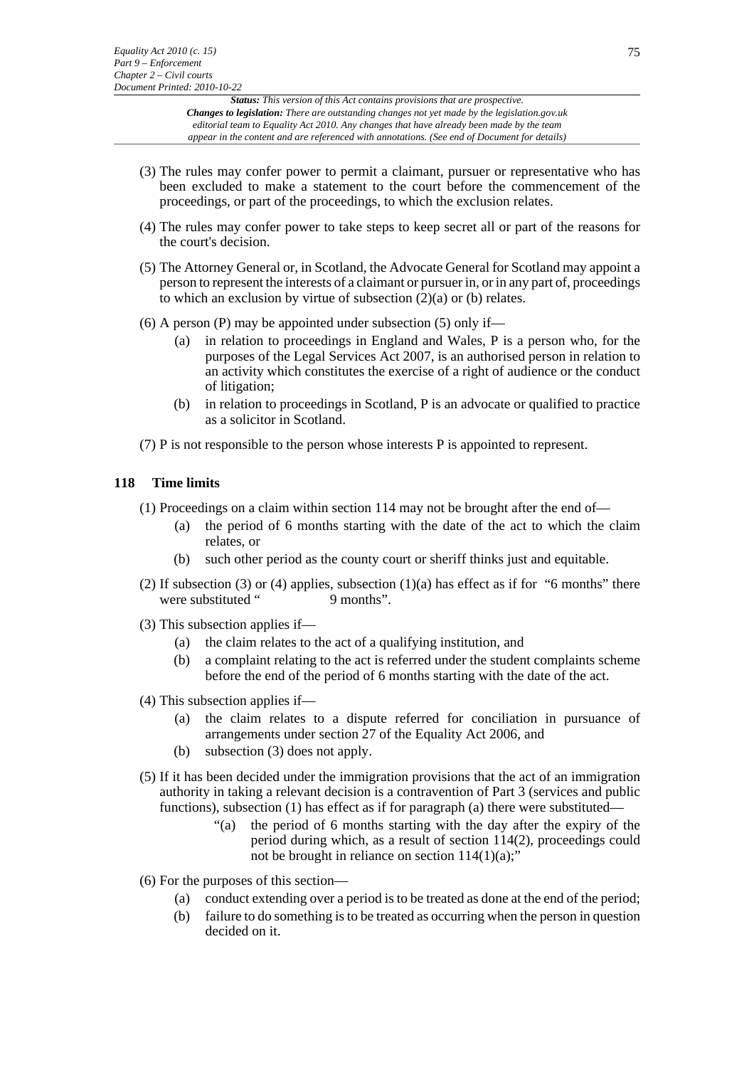(3) The rules may confer power to permit a claimant, pursuer or representative who has been excluded to make a statement to the court before the commencement of the proceedings, or part of the proceedings, to which the exclusion relates.

(4) The rules may confer power to take steps to keep secret all or part of the reasons for the court's decision.

(5) The Attorney General or, in Scotland, the Advocate General for Scotland may appoint a person to represent the interests of a claimant or pursuer in, or in any part of, proceedings to which an exclusion by virtue of subsection (2)(a) or (b) relates.

(6) A person (P) may be appointed under subsection (5) only if—

- (a) in relation to proceedings in England and Wales, P is a person who, for the purposes of the Legal Services Act 2007, is an authorised person in relation to an activity which constitutes the exercise of a right of audience or the conduct of litigation;
- (b) in relation to proceedings in Scotland, P is an advocate or qualified to practice as a solicitor in Scotland.

(7) P is not responsible to the person whose interests P is appointed to represent.

### 118 Time limits

(1) Proceedings on a claim within section 114 may not be brought after the end of—

- (a) the period of 6 months starting with the date of the act to which the claim relates, or
- (b) such other period as the county court or sheriff thinks just and equitable.

(2) If subsection (3) or (4) applies, subsection (1)(a) has effect as if for "6 months" there were substituted " 9 months".

(3) This subsection applies if—

- (a) the claim relates to the act of a qualifying institution, and
- (b) a complaint relating to the act is referred under the student complaints scheme before the end of the period of 6 months starting with the date of the act.

(4) This subsection applies if—

- (a) the claim relates to a dispute referred for conciliation in pursuance of arrangements under section 27 of the Equality Act 2006, and
- (b) subsection (3) does not apply.

(5) If it has been decided under the immigration provisions that the act of an immigration authority in taking a relevant decision is a contravention of Part 3 (services and public functions), subsection (1) has effect as if for paragraph (a) there were substituted—

> "(a) the period of 6 months starting with the day after the expiry of the period during which, as a result of section 114(2), proceedings could not be brought in reliance on section 114(1)(a);"

(6) For the purposes of this section—

- (a) conduct extending over a period is to be treated as done at the end of the period;
- (b) failure to do something is to be treated as occurring when the person in question decided on it.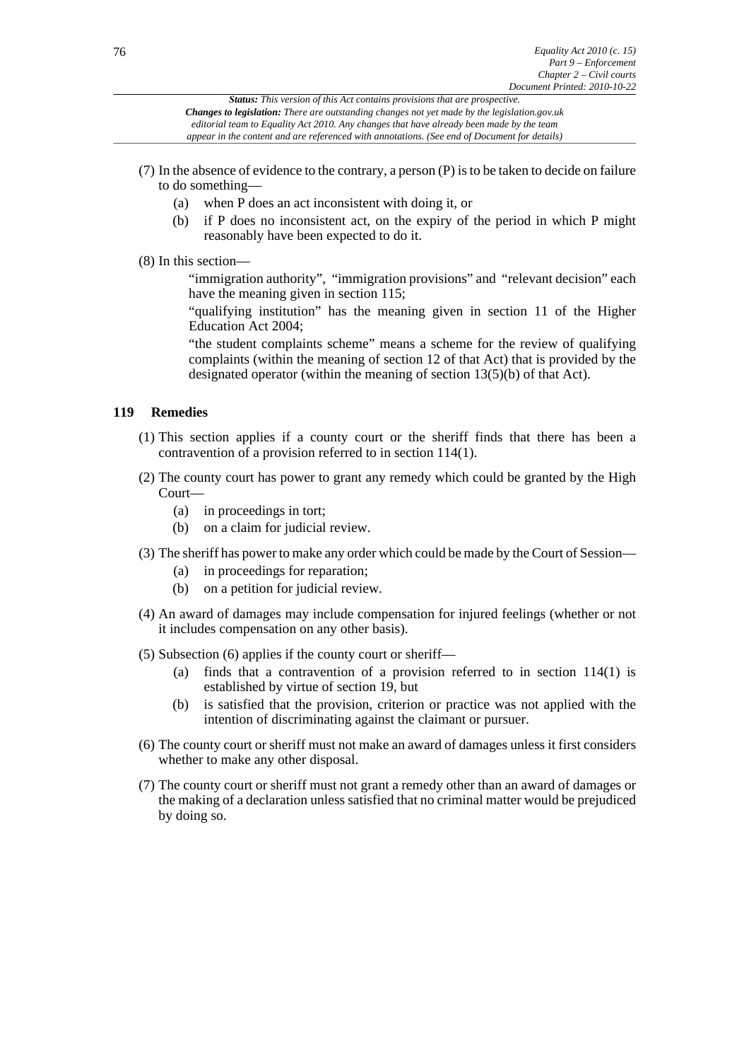(7) In the absence of evidence to the contrary, a person (P) is to be taken to decide on failure to do something—

- (a) when P does an act inconsistent with doing it, or
- (b) if P does no inconsistent act, on the expiry of the period in which P might reasonably have been expected to do it.

(8) In this section—

"immigration authority", "immigration provisions" and "relevant decision" each have the meaning given in section 115;

"qualifying institution" has the meaning given in section 11 of the Higher Education Act 2004;

"the student complaints scheme" means a scheme for the review of qualifying complaints (within the meaning of section 12 of that Act) that is provided by the designated operator (within the meaning of section 13(5)(b) of that Act).

## 119 Remedies

(1) This section applies if a county court or the sheriff finds that there has been a contravention of a provision referred to in section 114(1).

(2) The county court has power to grant any remedy which could be granted by the High Court—

- (a) in proceedings in tort;
- (b) on a claim for judicial review.

(3) The sheriff has power to make any order which could be made by the Court of Session—

- (a) in proceedings for reparation;
- (b) on a petition for judicial review.

(4) An award of damages may include compensation for injured feelings (whether or not it includes compensation on any other basis).

(5) Subsection (6) applies if the county court or sheriff—

- (a) finds that a contravention of a provision referred to in section 114(1) is established by virtue of section 19, but
- (b) is satisfied that the provision, criterion or practice was not applied with the intention of discriminating against the claimant or pursuer.

(6) The county court or sheriff must not make an award of damages unless it first considers whether to make any other disposal.

(7) The county court or sheriff must not grant a remedy other than an award of damages or the making of a declaration unless satisfied that no criminal matter would be prejudiced by doing so.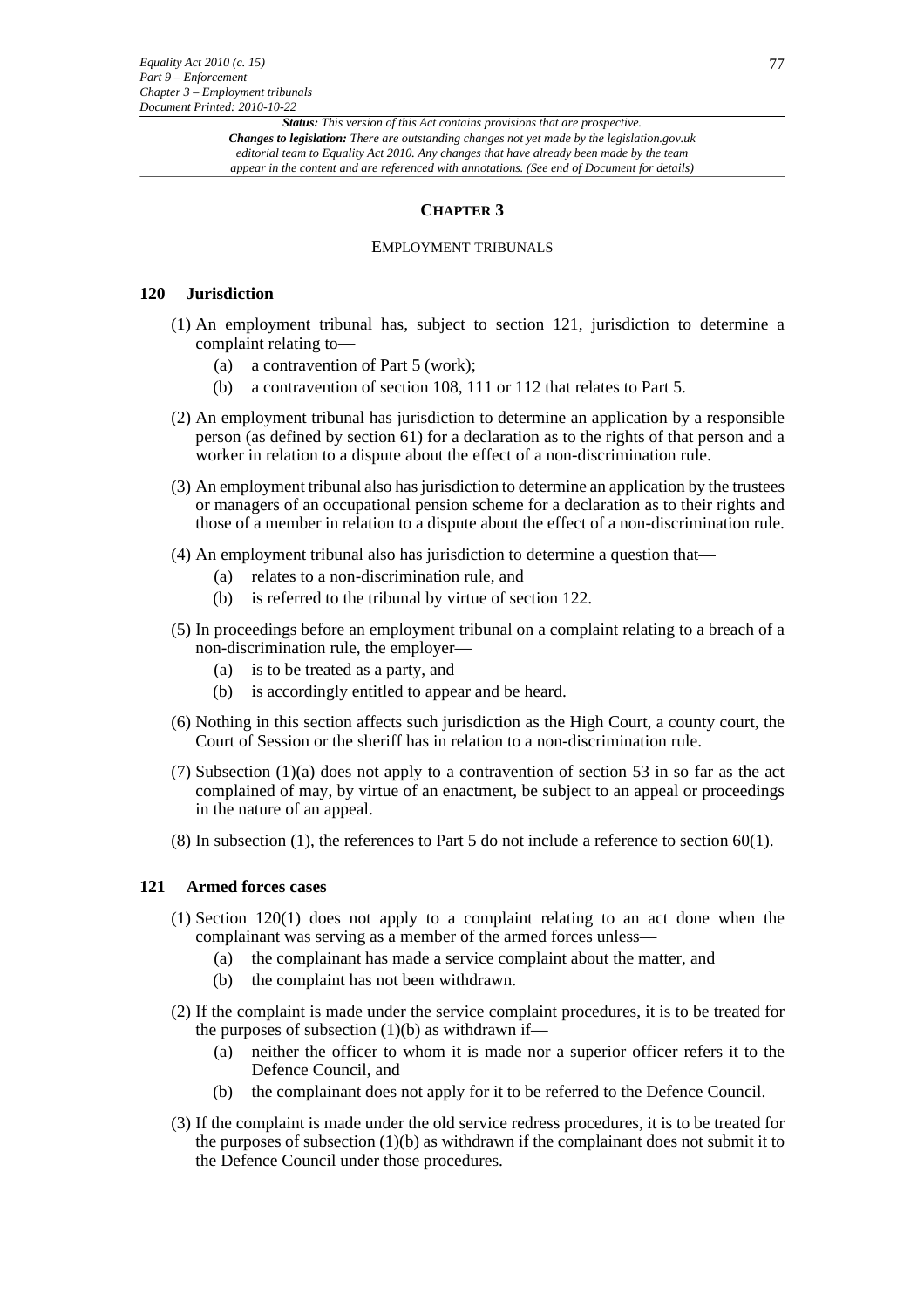## CHAPTER 3

### EMPLOYMENT TRIBUNALS

### 120 Jurisdiction

(1) An employment tribunal has, subject to section 121, jurisdiction to determine a complaint relating to—

- (a) a contravention of Part 5 (work);
- (b) a contravention of section 108, 111 or 112 that relates to Part 5.

(2) An employment tribunal has jurisdiction to determine an application by a responsible person (as defined by section 61) for a declaration as to the rights of that person and a worker in relation to a dispute about the effect of a non-discrimination rule.

(3) An employment tribunal also has jurisdiction to determine an application by the trustees or managers of an occupational pension scheme for a declaration as to their rights and those of a member in relation to a dispute about the effect of a non-discrimination rule.

(4) An employment tribunal also has jurisdiction to determine a question that—

- (a) relates to a non-discrimination rule, and
- (b) is referred to the tribunal by virtue of section 122.

(5) In proceedings before an employment tribunal on a complaint relating to a breach of a non-discrimination rule, the employer—

- (a) is to be treated as a party, and
- (b) is accordingly entitled to appear and be heard.

(6) Nothing in this section affects such jurisdiction as the High Court, a county court, the Court of Session or the sheriff has in relation to a non-discrimination rule.

(7) Subsection (1)(a) does not apply to a contravention of section 53 in so far as the act complained of may, by virtue of an enactment, be subject to an appeal or proceedings in the nature of an appeal.

(8) In subsection (1), the references to Part 5 do not include a reference to section 60(1).

### 121 Armed forces cases

(1) Section 120(1) does not apply to a complaint relating to an act done when the complainant was serving as a member of the armed forces unless—

- (a) the complainant has made a service complaint about the matter, and
- (b) the complaint has not been withdrawn.

(2) If the complaint is made under the service complaint procedures, it is to be treated for the purposes of subsection (1)(b) as withdrawn if—

- (a) neither the officer to whom it is made nor a superior officer refers it to the Defence Council, and
- (b) the complainant does not apply for it to be referred to the Defence Council.

(3) If the complaint is made under the old service redress procedures, it is to be treated for the purposes of subsection (1)(b) as withdrawn if the complainant does not submit it to the Defence Council under those procedures.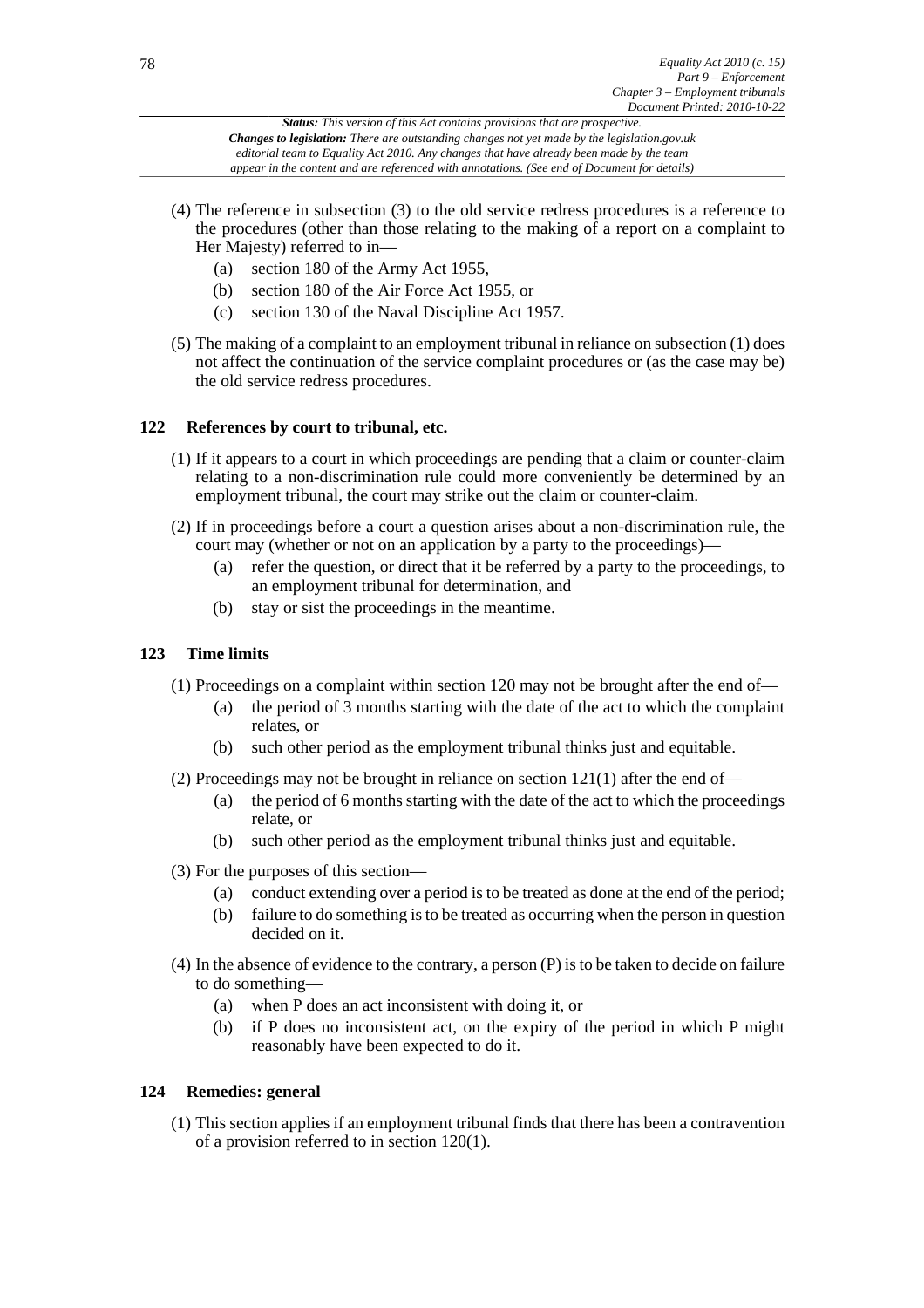(4) The reference in subsection (3) to the old service redress procedures is a reference to the procedures (other than those relating to the making of a report on a complaint to Her Majesty) referred to in—

- (a) section 180 of the Army Act 1955,
- (b) section 180 of the Air Force Act 1955, or
- (c) section 130 of the Naval Discipline Act 1957.

(5) The making of a complaint to an employment tribunal in reliance on subsection (1) does not affect the continuation of the service complaint procedures or (as the case may be) the old service redress procedures.

### 122 References by court to tribunal, etc.

(1) If it appears to a court in which proceedings are pending that a claim or counter-claim relating to a non-discrimination rule could more conveniently be determined by an employment tribunal, the court may strike out the claim or counter-claim.

(2) If in proceedings before a court a question arises about a non-discrimination rule, the court may (whether or not on an application by a party to the proceedings)—

- (a) refer the question, or direct that it be referred by a party to the proceedings, to an employment tribunal for determination, and
- (b) stay or sist the proceedings in the meantime.

### 123 Time limits

(1) Proceedings on a complaint within section 120 may not be brought after the end of—

- (a) the period of 3 months starting with the date of the act to which the complaint relates, or
- (b) such other period as the employment tribunal thinks just and equitable.

(2) Proceedings may not be brought in reliance on section 121(1) after the end of—

- (a) the period of 6 months starting with the date of the act to which the proceedings relate, or
- (b) such other period as the employment tribunal thinks just and equitable.

(3) For the purposes of this section—

- (a) conduct extending over a period is to be treated as done at the end of the period;
- (b) failure to do something is to be treated as occurring when the person in question decided on it.

(4) In the absence of evidence to the contrary, a person (P) is to be taken to decide on failure to do something—

- (a) when P does an act inconsistent with doing it, or
- (b) if P does no inconsistent act, on the expiry of the period in which P might reasonably have been expected to do it.

### 124 Remedies: general

(1) This section applies if an employment tribunal finds that there has been a contravention of a provision referred to in section 120(1).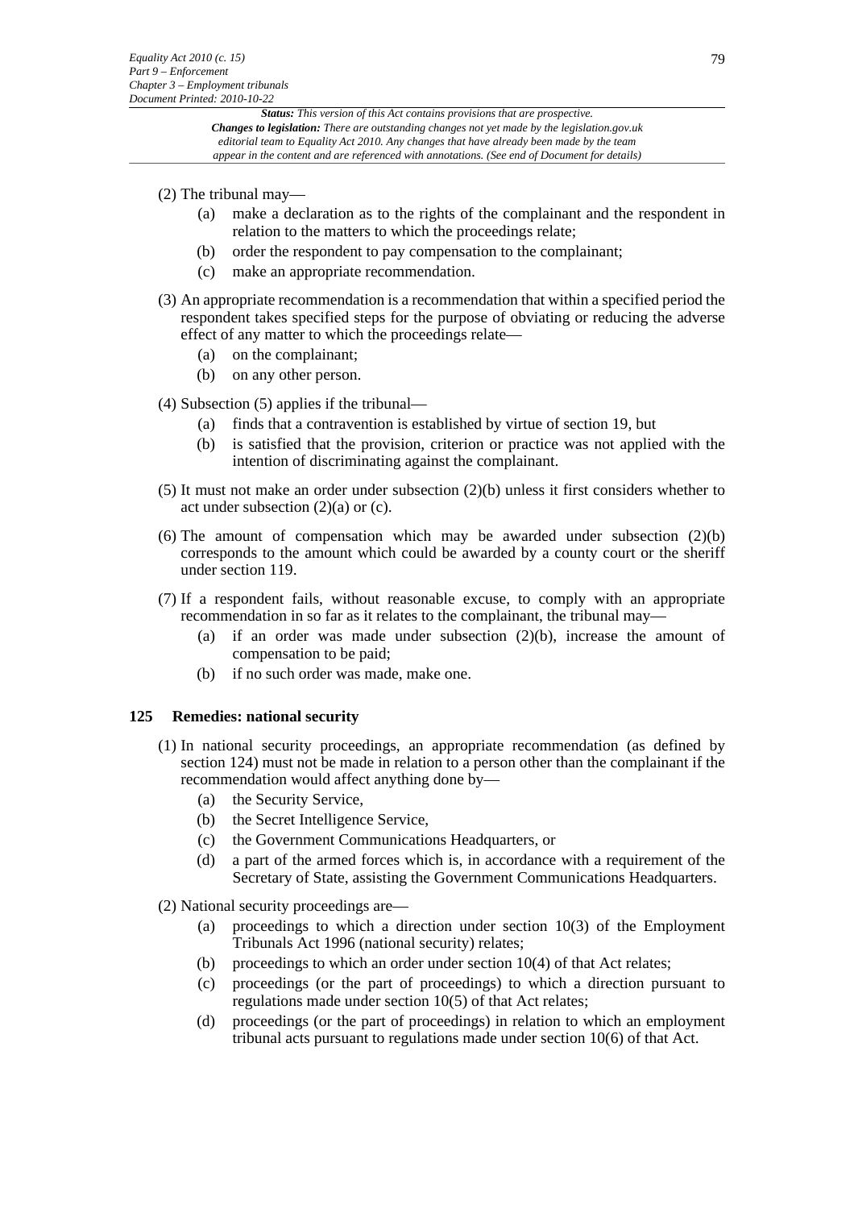(2) The tribunal may—

  (a) make a declaration as to the rights of the complainant and the respondent in relation to the matters to which the proceedings relate;
  (b) order the respondent to pay compensation to the complainant;
  (c) make an appropriate recommendation.

(3) An appropriate recommendation is a recommendation that within a specified period the respondent takes specified steps for the purpose of obviating or reducing the adverse effect of any matter to which the proceedings relate—

  (a) on the complainant;
  (b) on any other person.

(4) Subsection (5) applies if the tribunal—

  (a) finds that a contravention is established by virtue of section 19, but
  (b) is satisfied that the provision, criterion or practice was not applied with the intention of discriminating against the complainant.

(5) It must not make an order under subsection (2)(b) unless it first considers whether to act under subsection (2)(a) or (c).

(6) The amount of compensation which may be awarded under subsection (2)(b) corresponds to the amount which could be awarded by a county court or the sheriff under section 119.

(7) If a respondent fails, without reasonable excuse, to comply with an appropriate recommendation in so far as it relates to the complainant, the tribunal may—

  (a) if an order was made under subsection (2)(b), increase the amount of compensation to be paid;
  (b) if no such order was made, make one.

### 125 Remedies: national security

(1) In national security proceedings, an appropriate recommendation (as defined by section 124) must not be made in relation to a person other than the complainant if the recommendation would affect anything done by—

  (a) the Security Service,
  (b) the Secret Intelligence Service,
  (c) the Government Communications Headquarters, or
  (d) a part of the armed forces which is, in accordance with a requirement of the Secretary of State, assisting the Government Communications Headquarters.

(2) National security proceedings are—

  (a) proceedings to which a direction under section 10(3) of the Employment Tribunals Act 1996 (national security) relates;
  (b) proceedings to which an order under section 10(4) of that Act relates;
  (c) proceedings (or the part of proceedings) to which a direction pursuant to regulations made under section 10(5) of that Act relates;
  (d) proceedings (or the part of proceedings) in relation to which an employment tribunal acts pursuant to regulations made under section 10(6) of that Act.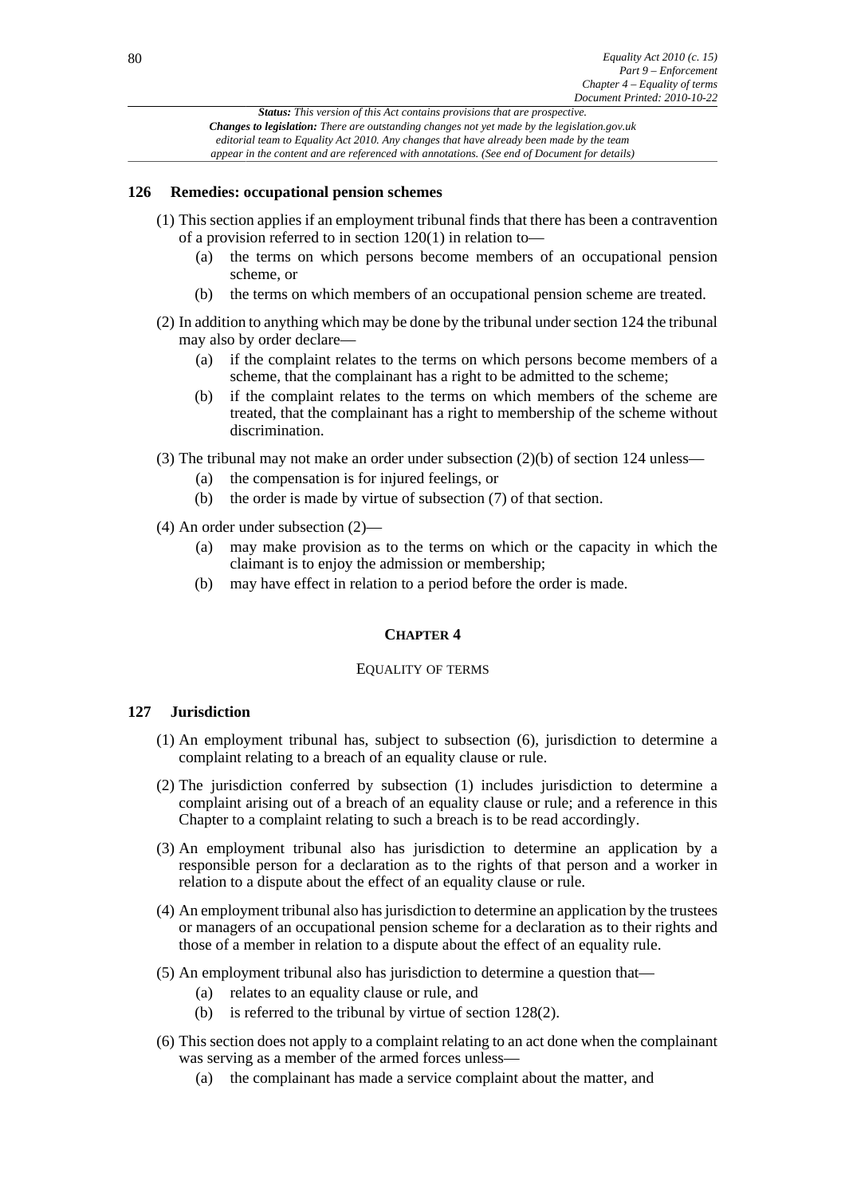**Status:** *This version of this Act contains provisions that are prospective.*
***Changes to legislation:*** *There are outstanding changes not yet made by the legislation.gov.uk editorial team to Equality Act 2010. Any changes that have already been made by the team appear in the content and are referenced with annotations. (See end of Document for details)*

### 126 Remedies: occupational pension schemes

(1) This section applies if an employment tribunal finds that there has been a contravention of a provision referred to in section 120(1) in relation to—

- (a) the terms on which persons become members of an occupational pension scheme, or
- (b) the terms on which members of an occupational pension scheme are treated.

(2) In addition to anything which may be done by the tribunal under section 124 the tribunal may also by order declare—

- (a) if the complaint relates to the terms on which persons become members of a scheme, that the complainant has a right to be admitted to the scheme;
- (b) if the complaint relates to the terms on which members of the scheme are treated, that the complainant has a right to membership of the scheme without discrimination.

(3) The tribunal may not make an order under subsection (2)(b) of section 124 unless—

- (a) the compensation is for injured feelings, or
- (b) the order is made by virtue of subsection (7) of that section.

(4) An order under subsection (2)—

- (a) may make provision as to the terms on which or the capacity in which the claimant is to enjoy the admission or membership;
- (b) may have effect in relation to a period before the order is made.

## CHAPTER 4

## EQUALITY OF TERMS

### 127 Jurisdiction

(1) An employment tribunal has, subject to subsection (6), jurisdiction to determine a complaint relating to a breach of an equality clause or rule.

(2) The jurisdiction conferred by subsection (1) includes jurisdiction to determine a complaint arising out of a breach of an equality clause or rule; and a reference in this Chapter to a complaint relating to such a breach is to be read accordingly.

(3) An employment tribunal also has jurisdiction to determine an application by a responsible person for a declaration as to the rights of that person and a worker in relation to a dispute about the effect of an equality clause or rule.

(4) An employment tribunal also has jurisdiction to determine an application by the trustees or managers of an occupational pension scheme for a declaration as to their rights and those of a member in relation to a dispute about the effect of an equality rule.

(5) An employment tribunal also has jurisdiction to determine a question that—

- (a) relates to an equality clause or rule, and
- (b) is referred to the tribunal by virtue of section 128(2).

(6) This section does not apply to a complaint relating to an act done when the complainant was serving as a member of the armed forces unless—

- (a) the complainant has made a service complaint about the matter, and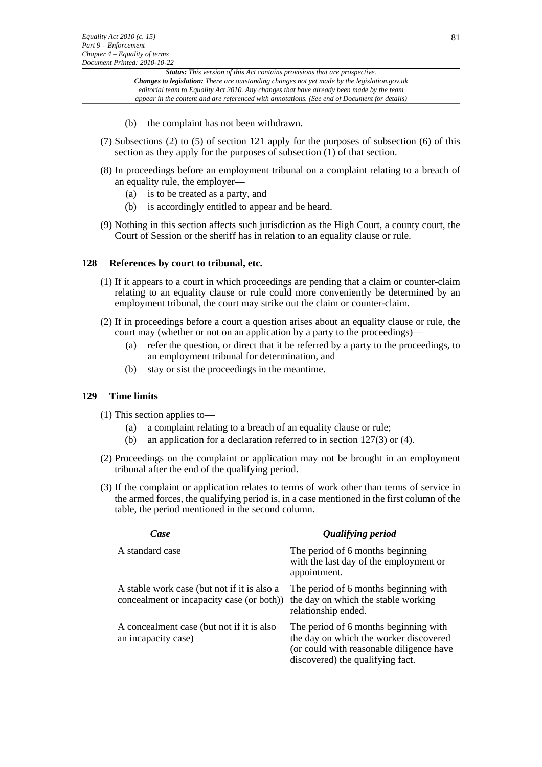(b) the complaint has not been withdrawn.

(7) Subsections (2) to (5) of section 121 apply for the purposes of subsection (6) of this section as they apply for the purposes of subsection (1) of that section.

(8) In proceedings before an employment tribunal on a complaint relating to a breach of an equality rule, the employer—

(a) is to be treated as a party, and

(b) is accordingly entitled to appear and be heard.

(9) Nothing in this section affects such jurisdiction as the High Court, a county court, the Court of Session or the sheriff has in relation to an equality clause or rule.

### 128 References by court to tribunal, etc.

(1) If it appears to a court in which proceedings are pending that a claim or counter-claim relating to an equality clause or rule could more conveniently be determined by an employment tribunal, the court may strike out the claim or counter-claim.

(2) If in proceedings before a court a question arises about an equality clause or rule, the court may (whether or not on an application by a party to the proceedings)—

(a) refer the question, or direct that it be referred by a party to the proceedings, to an employment tribunal for determination, and

(b) stay or sist the proceedings in the meantime.

### 129 Time limits

(1) This section applies to—

(a) a complaint relating to a breach of an equality clause or rule;

(b) an application for a declaration referred to in section 127(3) or (4).

(2) Proceedings on the complaint or application may not be brought in an employment tribunal after the end of the qualifying period.

(3) If the complaint or application relates to terms of work other than terms of service in the armed forces, the qualifying period is, in a case mentioned in the first column of the table, the period mentioned in the second column.

| *Case* | *Qualifying period* |
|---|---|
| A standard case | The period of 6 months beginning with the last day of the employment or appointment. |
| A stable work case (but not if it is also a concealment or incapacity case (or both)) | The period of 6 months beginning with the day on which the stable working relationship ended. |
| A concealment case (but not if it is also an incapacity case) | The period of 6 months beginning with the day on which the worker discovered (or could with reasonable diligence have discovered) the qualifying fact. |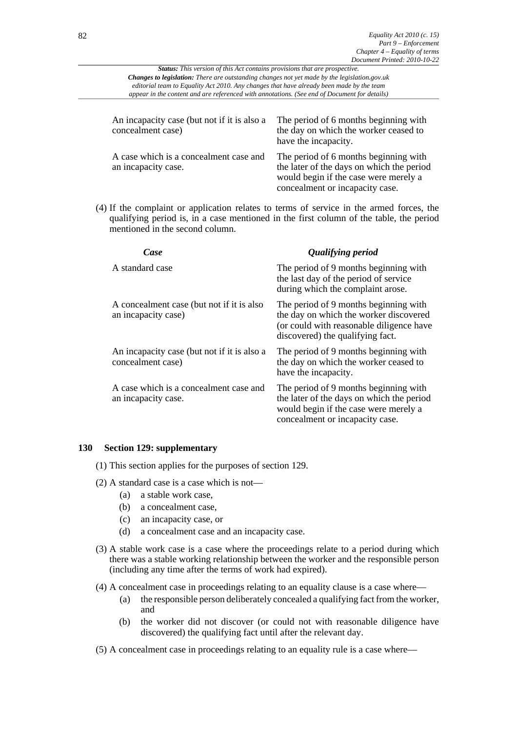| | |
|---|---|
| An incapacity case (but not if it is also a concealment case) | The period of 6 months beginning with the day on which the worker ceased to have the incapacity. |
| A case which is a concealment case and an incapacity case. | The period of 6 months beginning with the later of the days on which the period would begin if the case were merely a concealment or incapacity case. |

(4) If the complaint or application relates to terms of service in the armed forces, the qualifying period is, in a case mentioned in the first column of the table, the period mentioned in the second column.

| *Case* | *Qualifying period* |
|---|---|
| A standard case | The period of 9 months beginning with the last day of the period of service during which the complaint arose. |
| A concealment case (but not if it is also an incapacity case) | The period of 9 months beginning with the day on which the worker discovered (or could with reasonable diligence have discovered) the qualifying fact. |
| An incapacity case (but not if it is also a concealment case) | The period of 9 months beginning with the day on which the worker ceased to have the incapacity. |
| A case which is a concealment case and an incapacity case. | The period of 9 months beginning with the later of the days on which the period would begin if the case were merely a concealment or incapacity case. |

### 130 Section 129: supplementary

(1) This section applies for the purposes of section 129.

(2) A standard case is a case which is not—

- (a) a stable work case,
- (b) a concealment case,
- (c) an incapacity case, or
- (d) a concealment case and an incapacity case.

(3) A stable work case is a case where the proceedings relate to a period during which there was a stable working relationship between the worker and the responsible person (including any time after the terms of work had expired).

(4) A concealment case in proceedings relating to an equality clause is a case where—

- (a) the responsible person deliberately concealed a qualifying fact from the worker, and
- (b) the worker did not discover (or could not with reasonable diligence have discovered) the qualifying fact until after the relevant day.

(5) A concealment case in proceedings relating to an equality rule is a case where—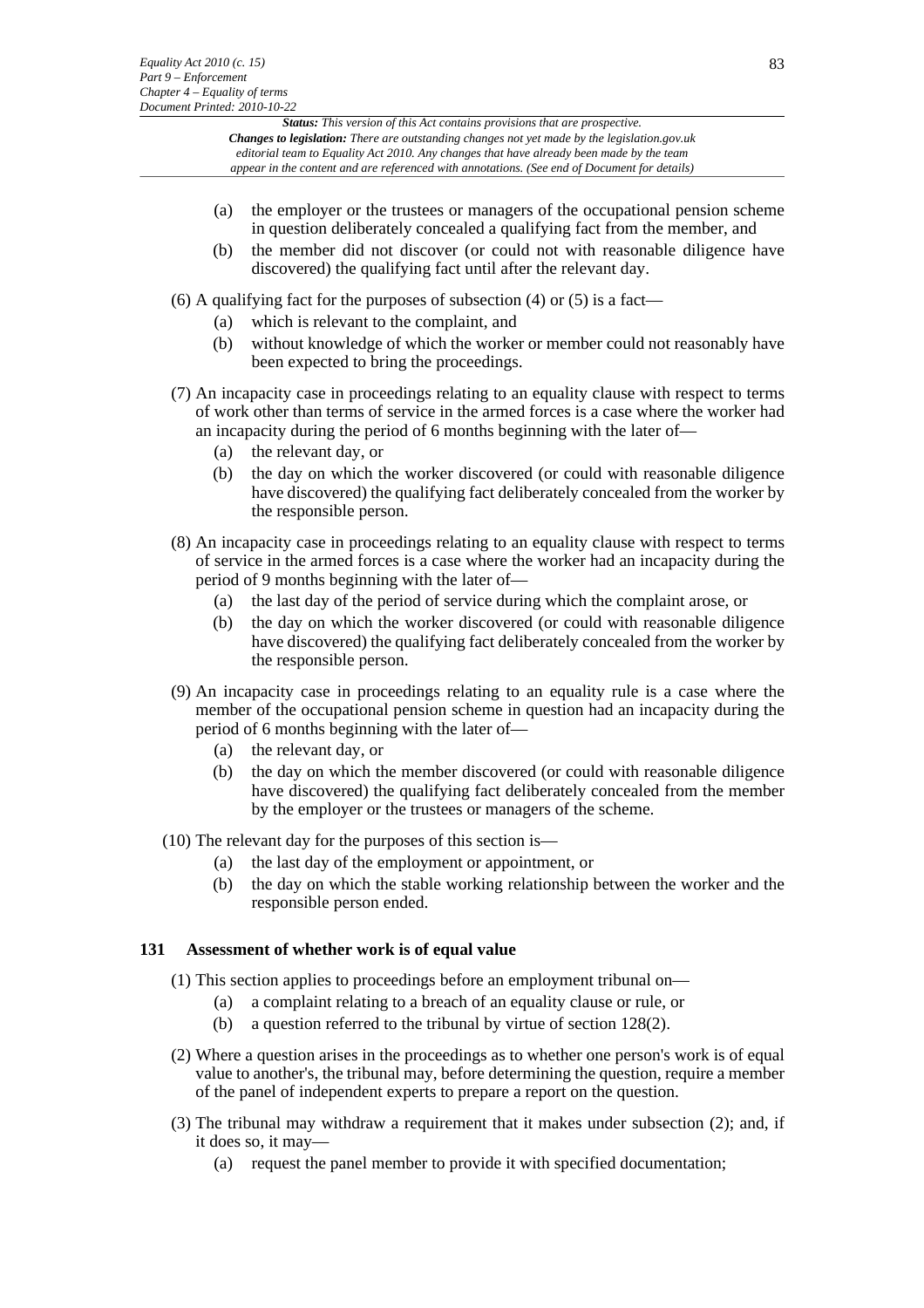(a) the employer or the trustees or managers of the occupational pension scheme in question deliberately concealed a qualifying fact from the member, and

(b) the member did not discover (or could not with reasonable diligence have discovered) the qualifying fact until after the relevant day.

(6) A qualifying fact for the purposes of subsection (4) or (5) is a fact—

(a) which is relevant to the complaint, and

(b) without knowledge of which the worker or member could not reasonably have been expected to bring the proceedings.

(7) An incapacity case in proceedings relating to an equality clause with respect to terms of work other than terms of service in the armed forces is a case where the worker had an incapacity during the period of 6 months beginning with the later of—

(a) the relevant day, or

(b) the day on which the worker discovered (or could with reasonable diligence have discovered) the qualifying fact deliberately concealed from the worker by the responsible person.

(8) An incapacity case in proceedings relating to an equality clause with respect to terms of service in the armed forces is a case where the worker had an incapacity during the period of 9 months beginning with the later of—

(a) the last day of the period of service during which the complaint arose, or

(b) the day on which the worker discovered (or could with reasonable diligence have discovered) the qualifying fact deliberately concealed from the worker by the responsible person.

(9) An incapacity case in proceedings relating to an equality rule is a case where the member of the occupational pension scheme in question had an incapacity during the period of 6 months beginning with the later of—

(a) the relevant day, or

(b) the day on which the member discovered (or could with reasonable diligence have discovered) the qualifying fact deliberately concealed from the member by the employer or the trustees or managers of the scheme.

(10) The relevant day for the purposes of this section is—

(a) the last day of the employment or appointment, or

(b) the day on which the stable working relationship between the worker and the responsible person ended.

### 131 Assessment of whether work is of equal value

(1) This section applies to proceedings before an employment tribunal on—

(a) a complaint relating to a breach of an equality clause or rule, or

(b) a question referred to the tribunal by virtue of section 128(2).

(2) Where a question arises in the proceedings as to whether one person's work is of equal value to another's, the tribunal may, before determining the question, require a member of the panel of independent experts to prepare a report on the question.

(3) The tribunal may withdraw a requirement that it makes under subsection (2); and, if it does so, it may—

(a) request the panel member to provide it with specified documentation;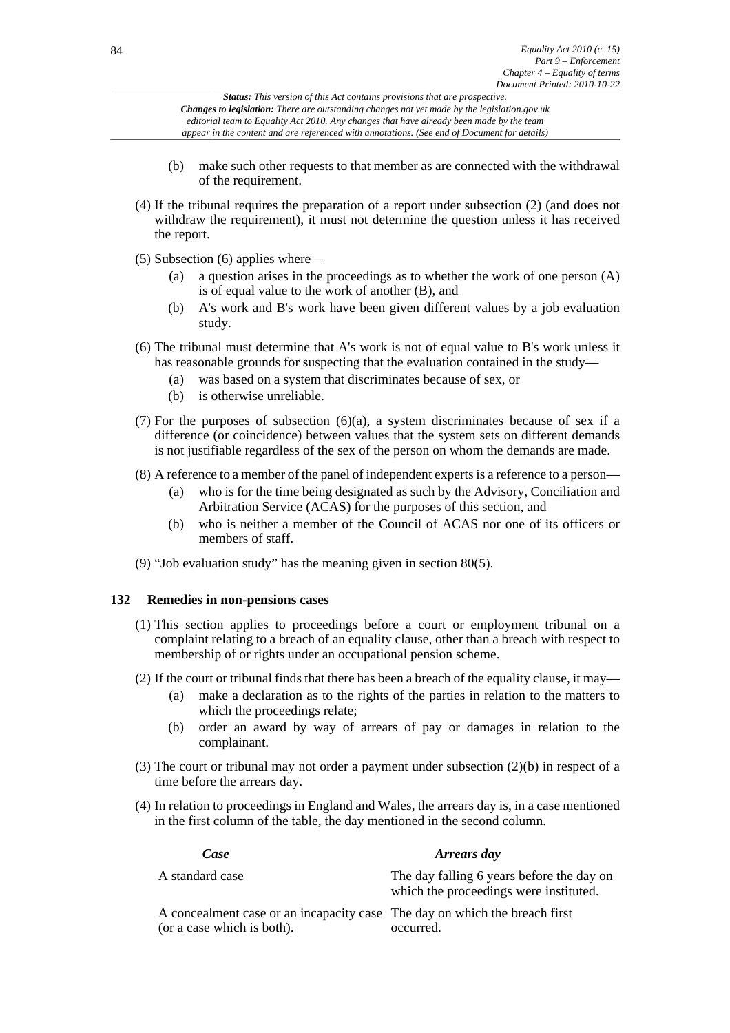(b) make such other requests to that member as are connected with the withdrawal of the requirement.

(4) If the tribunal requires the preparation of a report under subsection (2) (and does not withdraw the requirement), it must not determine the question unless it has received the report.

(5) Subsection (6) applies where—

(a) a question arises in the proceedings as to whether the work of one person (A) is of equal value to the work of another (B), and

(b) A's work and B's work have been given different values by a job evaluation study.

(6) The tribunal must determine that A's work is not of equal value to B's work unless it has reasonable grounds for suspecting that the evaluation contained in the study—

(a) was based on a system that discriminates because of sex, or

(b) is otherwise unreliable.

(7) For the purposes of subsection (6)(a), a system discriminates because of sex if a difference (or coincidence) between values that the system sets on different demands is not justifiable regardless of the sex of the person on whom the demands are made.

(8) A reference to a member of the panel of independent experts is a reference to a person—

(a) who is for the time being designated as such by the Advisory, Conciliation and Arbitration Service (ACAS) for the purposes of this section, and

(b) who is neither a member of the Council of ACAS nor one of its officers or members of staff.

(9) "Job evaluation study" has the meaning given in section 80(5).

### 132 Remedies in non-pensions cases

(1) This section applies to proceedings before a court or employment tribunal on a complaint relating to a breach of an equality clause, other than a breach with respect to membership of or rights under an occupational pension scheme.

(2) If the court or tribunal finds that there has been a breach of the equality clause, it may—

(a) make a declaration as to the rights of the parties in relation to the matters to which the proceedings relate;

(b) order an award by way of arrears of pay or damages in relation to the complainant.

(3) The court or tribunal may not order a payment under subsection (2)(b) in respect of a time before the arrears day.

(4) In relation to proceedings in England and Wales, the arrears day is, in a case mentioned in the first column of the table, the day mentioned in the second column.

| *Case* | *Arrears day* |
|---|---|
| A standard case | The day falling 6 years before the day on which the proceedings were instituted. |
| A concealment case or an incapacity case (or a case which is both). | The day on which the breach first occurred. |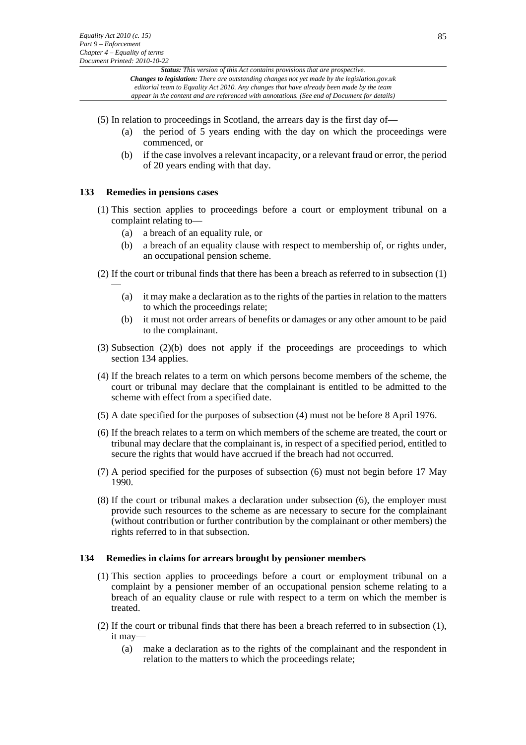(5) In relation to proceedings in Scotland, the arrears day is the first day of—

(a) the period of 5 years ending with the day on which the proceedings were commenced, or

(b) if the case involves a relevant incapacity, or a relevant fraud or error, the period of 20 years ending with that day.

### 133 Remedies in pensions cases

(1) This section applies to proceedings before a court or employment tribunal on a complaint relating to—

(a) a breach of an equality rule, or

(b) a breach of an equality clause with respect to membership of, or rights under, an occupational pension scheme.

(2) If the court or tribunal finds that there has been a breach as referred to in subsection (1) —

(a) it may make a declaration as to the rights of the parties in relation to the matters to which the proceedings relate;

(b) it must not order arrears of benefits or damages or any other amount to be paid to the complainant.

(3) Subsection (2)(b) does not apply if the proceedings are proceedings to which section 134 applies.

(4) If the breach relates to a term on which persons become members of the scheme, the court or tribunal may declare that the complainant is entitled to be admitted to the scheme with effect from a specified date.

(5) A date specified for the purposes of subsection (4) must not be before 8 April 1976.

(6) If the breach relates to a term on which members of the scheme are treated, the court or tribunal may declare that the complainant is, in respect of a specified period, entitled to secure the rights that would have accrued if the breach had not occurred.

(7) A period specified for the purposes of subsection (6) must not begin before 17 May 1990.

(8) If the court or tribunal makes a declaration under subsection (6), the employer must provide such resources to the scheme as are necessary to secure for the complainant (without contribution or further contribution by the complainant or other members) the rights referred to in that subsection.

### 134 Remedies in claims for arrears brought by pensioner members

(1) This section applies to proceedings before a court or employment tribunal on a complaint by a pensioner member of an occupational pension scheme relating to a breach of an equality clause or rule with respect to a term on which the member is treated.

(2) If the court or tribunal finds that there has been a breach referred to in subsection (1), it may—

(a) make a declaration as to the rights of the complainant and the respondent in relation to the matters to which the proceedings relate;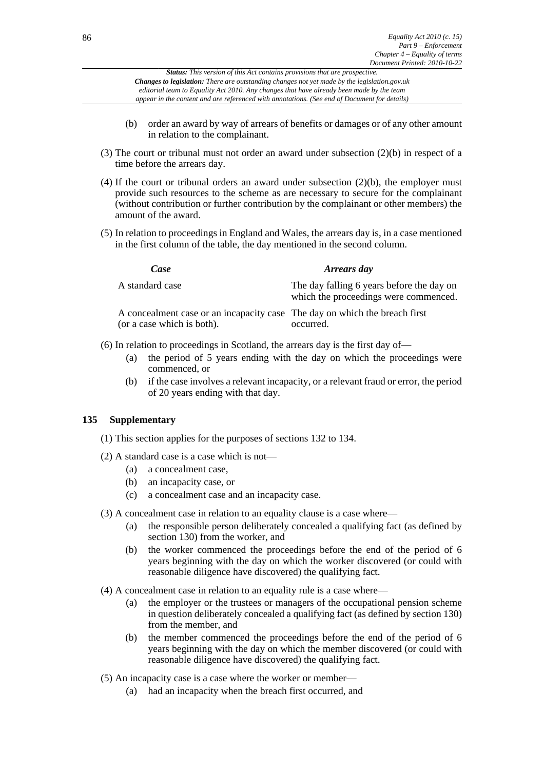(b) order an award by way of arrears of benefits or damages or of any other amount in relation to the complainant.

(3) The court or tribunal must not order an award under subsection (2)(b) in respect of a time before the arrears day.

(4) If the court or tribunal orders an award under subsection (2)(b), the employer must provide such resources to the scheme as are necessary to secure for the complainant (without contribution or further contribution by the complainant or other members) the amount of the award.

(5) In relation to proceedings in England and Wales, the arrears day is, in a case mentioned in the first column of the table, the day mentioned in the second column.

| *Case* | *Arrears day* |
|---|---|
| A standard case | The day falling 6 years before the day on which the proceedings were commenced. |
| A concealment case or an incapacity case (or a case which is both). | The day on which the breach first occurred. |

(6) In relation to proceedings in Scotland, the arrears day is the first day of—

(a) the period of 5 years ending with the day on which the proceedings were commenced, or

(b) if the case involves a relevant incapacity, or a relevant fraud or error, the period of 20 years ending with that day.

### 135 Supplementary

(1) This section applies for the purposes of sections 132 to 134.

(2) A standard case is a case which is not—

(a) a concealment case,

(b) an incapacity case, or

(c) a concealment case and an incapacity case.

(3) A concealment case in relation to an equality clause is a case where—

(a) the responsible person deliberately concealed a qualifying fact (as defined by section 130) from the worker, and

(b) the worker commenced the proceedings before the end of the period of 6 years beginning with the day on which the worker discovered (or could with reasonable diligence have discovered) the qualifying fact.

(4) A concealment case in relation to an equality rule is a case where—

(a) the employer or the trustees or managers of the occupational pension scheme in question deliberately concealed a qualifying fact (as defined by section 130) from the member, and

(b) the member commenced the proceedings before the end of the period of 6 years beginning with the day on which the member discovered (or could with reasonable diligence have discovered) the qualifying fact.

(5) An incapacity case is a case where the worker or member—

(a) had an incapacity when the breach first occurred, and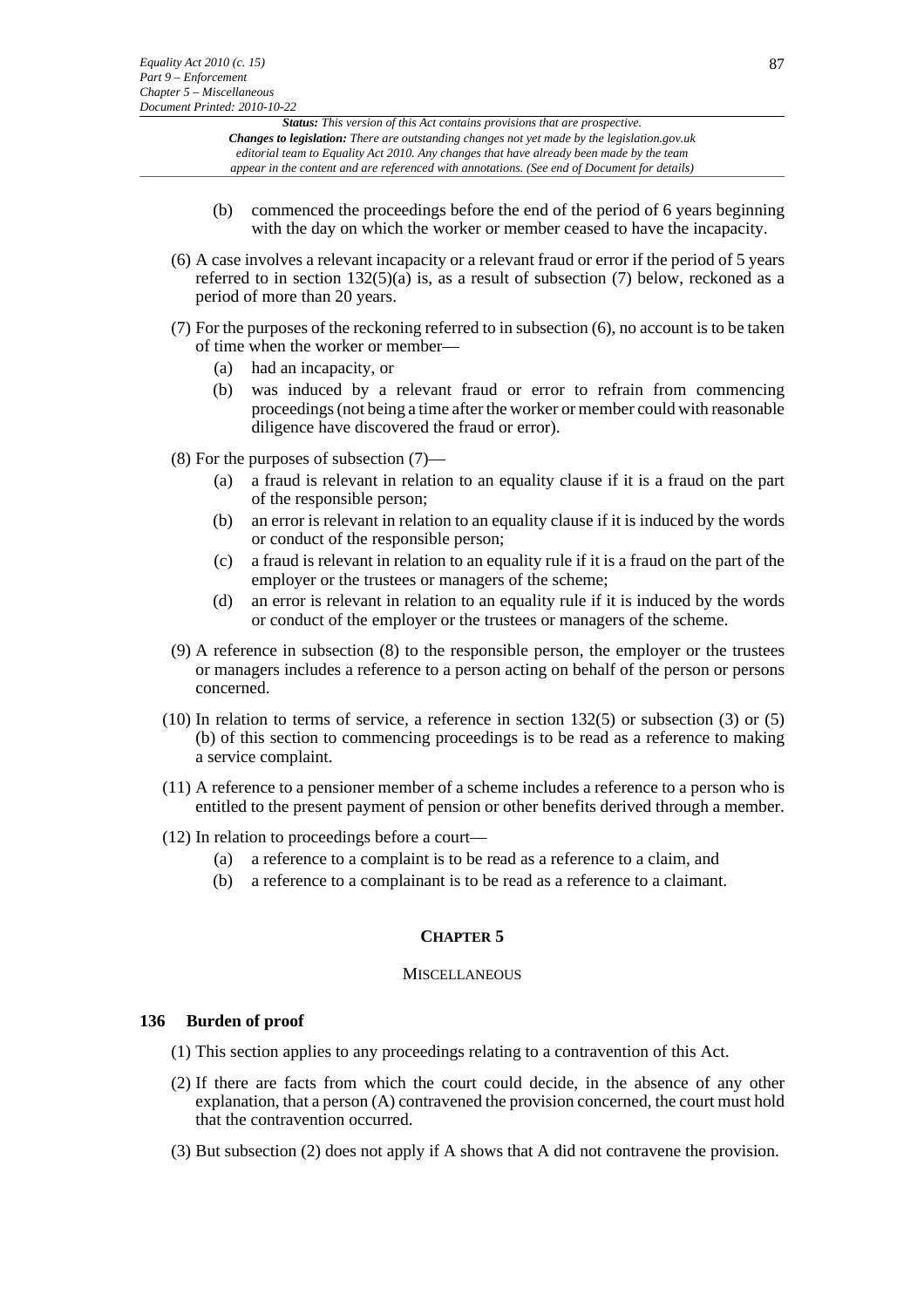(b) commenced the proceedings before the end of the period of 6 years beginning with the day on which the worker or member ceased to have the incapacity.

(6) A case involves a relevant incapacity or a relevant fraud or error if the period of 5 years referred to in section 132(5)(a) is, as a result of subsection (7) below, reckoned as a period of more than 20 years.

(7) For the purposes of the reckoning referred to in subsection (6), no account is to be taken of time when the worker or member—

- (a) had an incapacity, or
- (b) was induced by a relevant fraud or error to refrain from commencing proceedings (not being a time after the worker or member could with reasonable diligence have discovered the fraud or error).

(8) For the purposes of subsection (7)—

- (a) a fraud is relevant in relation to an equality clause if it is a fraud on the part of the responsible person;
- (b) an error is relevant in relation to an equality clause if it is induced by the words or conduct of the responsible person;
- (c) a fraud is relevant in relation to an equality rule if it is a fraud on the part of the employer or the trustees or managers of the scheme;
- (d) an error is relevant in relation to an equality rule if it is induced by the words or conduct of the employer or the trustees or managers of the scheme.

(9) A reference in subsection (8) to the responsible person, the employer or the trustees or managers includes a reference to a person acting on behalf of the person or persons concerned.

(10) In relation to terms of service, a reference in section 132(5) or subsection (3) or (5)(b) of this section to commencing proceedings is to be read as a reference to making a service complaint.

(11) A reference to a pensioner member of a scheme includes a reference to a person who is entitled to the present payment of pension or other benefits derived through a member.

(12) In relation to proceedings before a court—

- (a) a reference to a complaint is to be read as a reference to a claim, and
- (b) a reference to a complainant is to be read as a reference to a claimant.

## CHAPTER 5

### MISCELLANEOUS

### 136 Burden of proof

(1) This section applies to any proceedings relating to a contravention of this Act.

(2) If there are facts from which the court could decide, in the absence of any other explanation, that a person (A) contravened the provision concerned, the court must hold that the contravention occurred.

(3) But subsection (2) does not apply if A shows that A did not contravene the provision.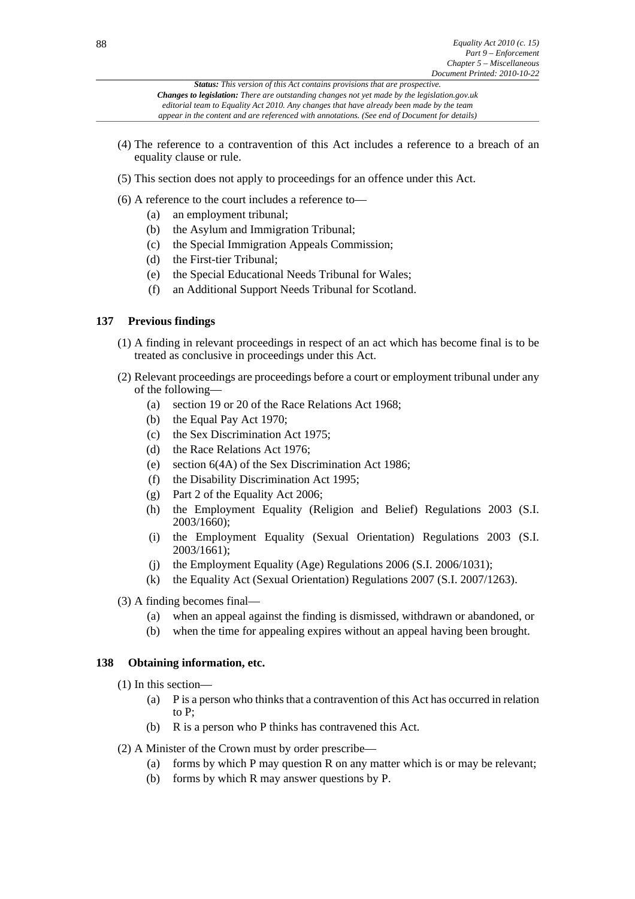(4) The reference to a contravention of this Act includes a reference to a breach of an equality clause or rule.

(5) This section does not apply to proceedings for an offence under this Act.

(6) A reference to the court includes a reference to—

- (a) an employment tribunal;
- (b) the Asylum and Immigration Tribunal;
- (c) the Special Immigration Appeals Commission;
- (d) the First-tier Tribunal;
- (e) the Special Educational Needs Tribunal for Wales;
- (f) an Additional Support Needs Tribunal for Scotland.

### 137 Previous findings

(1) A finding in relevant proceedings in respect of an act which has become final is to be treated as conclusive in proceedings under this Act.

(2) Relevant proceedings are proceedings before a court or employment tribunal under any of the following—

- (a) section 19 or 20 of the Race Relations Act 1968;
- (b) the Equal Pay Act 1970;
- (c) the Sex Discrimination Act 1975;
- (d) the Race Relations Act 1976;
- (e) section 6(4A) of the Sex Discrimination Act 1986;
- (f) the Disability Discrimination Act 1995;
- (g) Part 2 of the Equality Act 2006;
- (h) the Employment Equality (Religion and Belief) Regulations 2003 (S.I. 2003/1660);
- (i) the Employment Equality (Sexual Orientation) Regulations 2003 (S.I. 2003/1661);
- (j) the Employment Equality (Age) Regulations 2006 (S.I. 2006/1031);
- (k) the Equality Act (Sexual Orientation) Regulations 2007 (S.I. 2007/1263).

(3) A finding becomes final—

- (a) when an appeal against the finding is dismissed, withdrawn or abandoned, or
- (b) when the time for appealing expires without an appeal having been brought.

### 138 Obtaining information, etc.

(1) In this section—

- (a) P is a person who thinks that a contravention of this Act has occurred in relation to P;
- (b) R is a person who P thinks has contravened this Act.

(2) A Minister of the Crown must by order prescribe—

- (a) forms by which P may question R on any matter which is or may be relevant;
- (b) forms by which R may answer questions by P.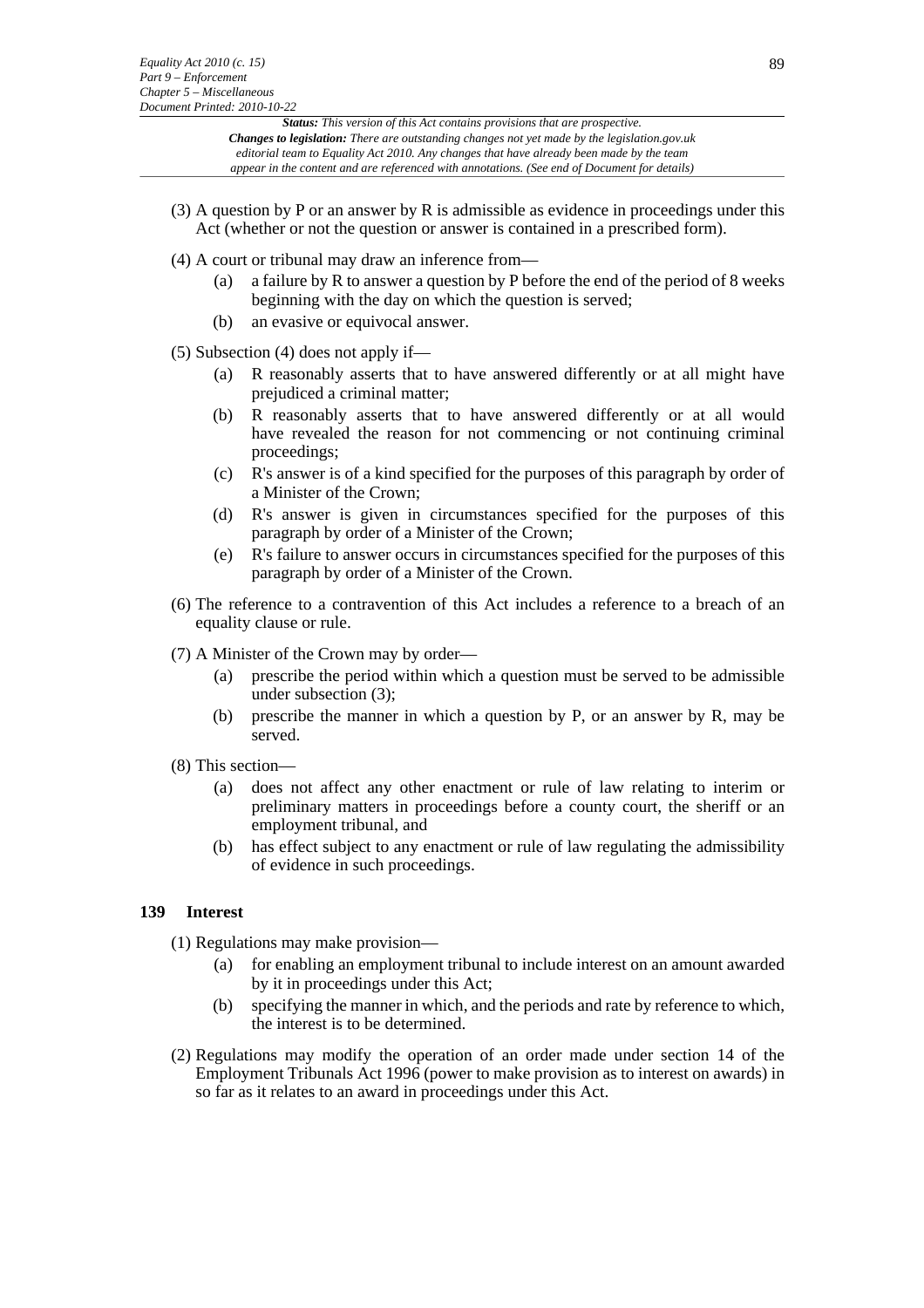(3) A question by P or an answer by R is admissible as evidence in proceedings under this Act (whether or not the question or answer is contained in a prescribed form).

(4) A court or tribunal may draw an inference from—

- (a) a failure by R to answer a question by P before the end of the period of 8 weeks beginning with the day on which the question is served;
- (b) an evasive or equivocal answer.

(5) Subsection (4) does not apply if—

- (a) R reasonably asserts that to have answered differently or at all might have prejudiced a criminal matter;
- (b) R reasonably asserts that to have answered differently or at all would have revealed the reason for not commencing or not continuing criminal proceedings;
- (c) R's answer is of a kind specified for the purposes of this paragraph by order of a Minister of the Crown;
- (d) R's answer is given in circumstances specified for the purposes of this paragraph by order of a Minister of the Crown;
- (e) R's failure to answer occurs in circumstances specified for the purposes of this paragraph by order of a Minister of the Crown.

(6) The reference to a contravention of this Act includes a reference to a breach of an equality clause or rule.

(7) A Minister of the Crown may by order—

- (a) prescribe the period within which a question must be served to be admissible under subsection (3);
- (b) prescribe the manner in which a question by P, or an answer by R, may be served.

(8) This section—

- (a) does not affect any other enactment or rule of law relating to interim or preliminary matters in proceedings before a county court, the sheriff or an employment tribunal, and
- (b) has effect subject to any enactment or rule of law regulating the admissibility of evidence in such proceedings.

## 139 Interest

(1) Regulations may make provision—

- (a) for enabling an employment tribunal to include interest on an amount awarded by it in proceedings under this Act;
- (b) specifying the manner in which, and the periods and rate by reference to which, the interest is to be determined.

(2) Regulations may modify the operation of an order made under section 14 of the Employment Tribunals Act 1996 (power to make provision as to interest on awards) in so far as it relates to an award in proceedings under this Act.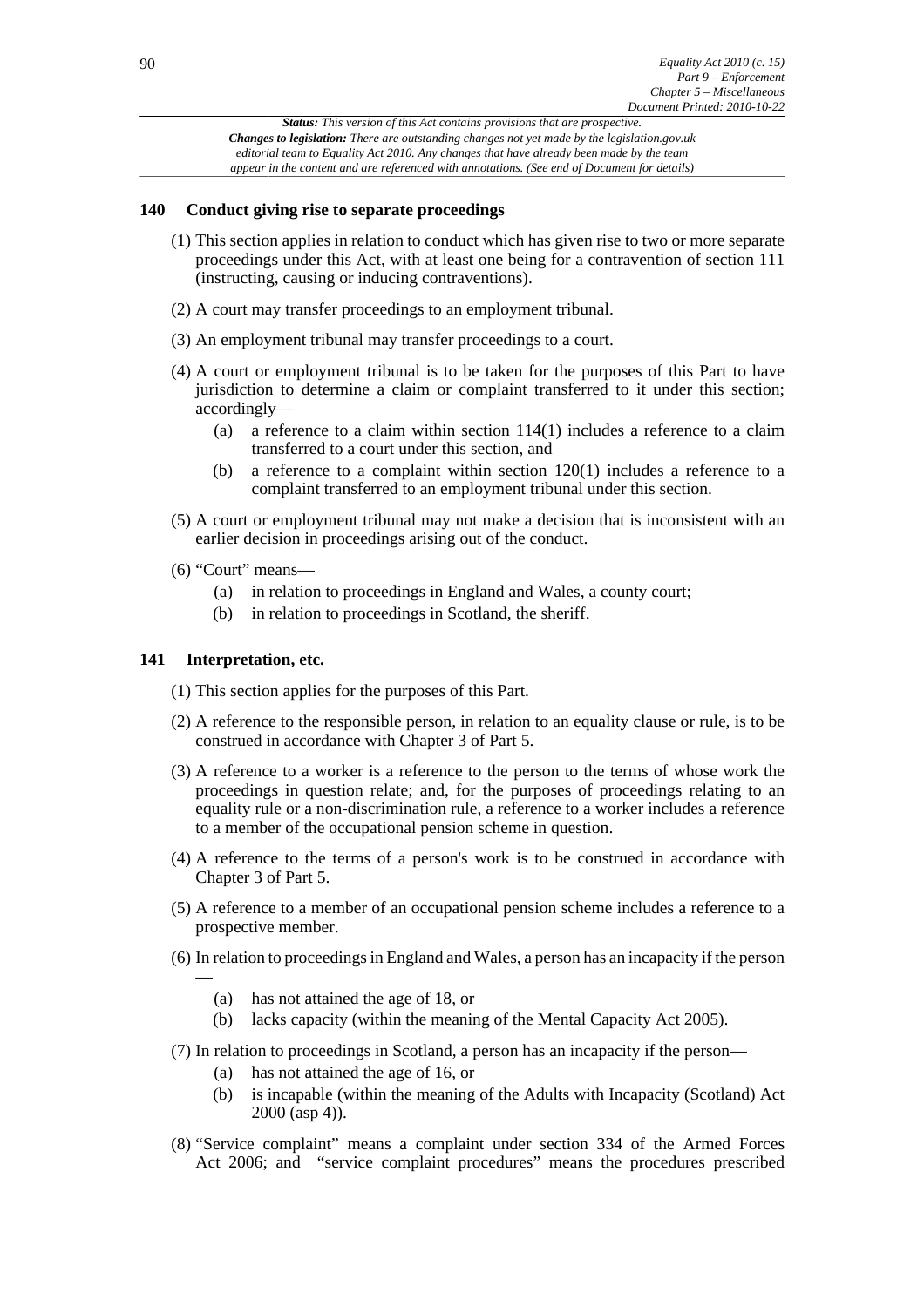## 140 Conduct giving rise to separate proceedings

(1) This section applies in relation to conduct which has given rise to two or more separate proceedings under this Act, with at least one being for a contravention of section 111 (instructing, causing or inducing contraventions).

(2) A court may transfer proceedings to an employment tribunal.

(3) An employment tribunal may transfer proceedings to a court.

(4) A court or employment tribunal is to be taken for the purposes of this Part to have jurisdiction to determine a claim or complaint transferred to it under this section; accordingly—

- (a) a reference to a claim within section 114(1) includes a reference to a claim transferred to a court under this section, and
- (b) a reference to a complaint within section 120(1) includes a reference to a complaint transferred to an employment tribunal under this section.

(5) A court or employment tribunal may not make a decision that is inconsistent with an earlier decision in proceedings arising out of the conduct.

(6) "Court" means—

- (a) in relation to proceedings in England and Wales, a county court;
- (b) in relation to proceedings in Scotland, the sheriff.

## 141 Interpretation, etc.

(1) This section applies for the purposes of this Part.

(2) A reference to the responsible person, in relation to an equality clause or rule, is to be construed in accordance with Chapter 3 of Part 5.

(3) A reference to a worker is a reference to the person to the terms of whose work the proceedings in question relate; and, for the purposes of proceedings relating to an equality rule or a non-discrimination rule, a reference to a worker includes a reference to a member of the occupational pension scheme in question.

(4) A reference to the terms of a person's work is to be construed in accordance with Chapter 3 of Part 5.

(5) A reference to a member of an occupational pension scheme includes a reference to a prospective member.

(6) In relation to proceedings in England and Wales, a person has an incapacity if the person —

- (a) has not attained the age of 18, or
- (b) lacks capacity (within the meaning of the Mental Capacity Act 2005).

(7) In relation to proceedings in Scotland, a person has an incapacity if the person—

- (a) has not attained the age of 16, or
- (b) is incapable (within the meaning of the Adults with Incapacity (Scotland) Act 2000 (asp 4)).

(8) "Service complaint" means a complaint under section 334 of the Armed Forces Act 2006; and "service complaint procedures" means the procedures prescribed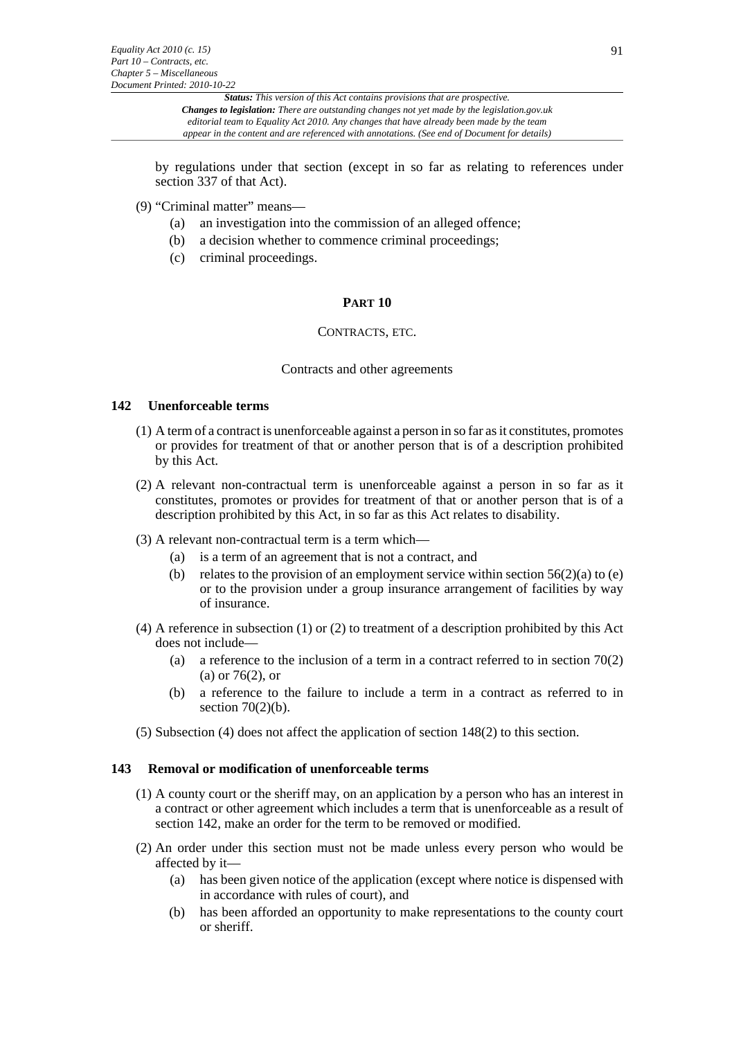by regulations under that section (except in so far as relating to references under section 337 of that Act).

(9) "Criminal matter" means—

(a) an investigation into the commission of an alleged offence;

(b) a decision whether to commence criminal proceedings;

(c) criminal proceedings.

## PART 10

### CONTRACTS, ETC.

#### Contracts and other agreements

### 142 Unenforceable terms

(1) A term of a contract is unenforceable against a person in so far as it constitutes, promotes or provides for treatment of that or another person that is of a description prohibited by this Act.

(2) A relevant non-contractual term is unenforceable against a person in so far as it constitutes, promotes or provides for treatment of that or another person that is of a description prohibited by this Act, in so far as this Act relates to disability.

(3) A relevant non-contractual term is a term which—

(a) is a term of an agreement that is not a contract, and

(b) relates to the provision of an employment service within section 56(2)(a) to (e) or to the provision under a group insurance arrangement of facilities by way of insurance.

(4) A reference in subsection (1) or (2) to treatment of a description prohibited by this Act does not include—

(a) a reference to the inclusion of a term in a contract referred to in section 70(2)(a) or 76(2), or

(b) a reference to the failure to include a term in a contract as referred to in section 70(2)(b).

(5) Subsection (4) does not affect the application of section 148(2) to this section.

### 143 Removal or modification of unenforceable terms

(1) A county court or the sheriff may, on an application by a person who has an interest in a contract or other agreement which includes a term that is unenforceable as a result of section 142, make an order for the term to be removed or modified.

(2) An order under this section must not be made unless every person who would be affected by it—

(a) has been given notice of the application (except where notice is dispensed with in accordance with rules of court), and

(b) has been afforded an opportunity to make representations to the county court or sheriff.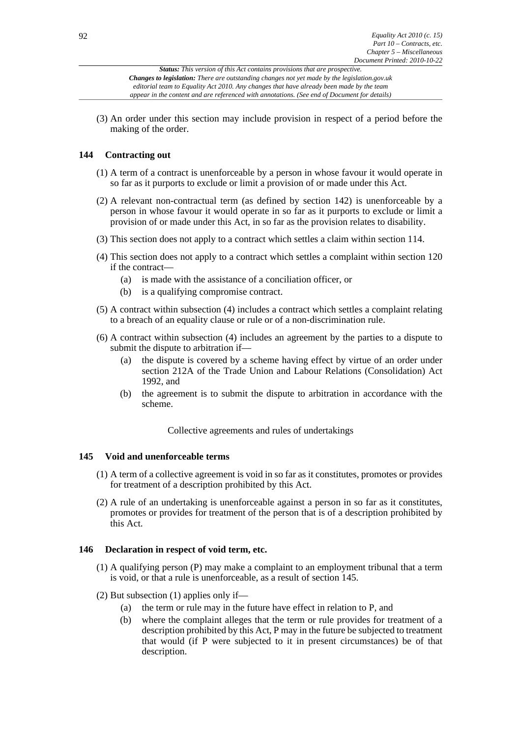(3) An order under this section may include provision in respect of a period before the making of the order.

## 144 Contracting out

(1) A term of a contract is unenforceable by a person in whose favour it would operate in so far as it purports to exclude or limit a provision of or made under this Act.

(2) A relevant non-contractual term (as defined by section 142) is unenforceable by a person in whose favour it would operate in so far as it purports to exclude or limit a provision of or made under this Act, in so far as the provision relates to disability.

(3) This section does not apply to a contract which settles a claim within section 114.

(4) This section does not apply to a contract which settles a complaint within section 120 if the contract—

- (a) is made with the assistance of a conciliation officer, or
- (b) is a qualifying compromise contract.

(5) A contract within subsection (4) includes a contract which settles a complaint relating to a breach of an equality clause or rule or of a non-discrimination rule.

(6) A contract within subsection (4) includes an agreement by the parties to a dispute to submit the dispute to arbitration if—

- (a) the dispute is covered by a scheme having effect by virtue of an order under section 212A of the Trade Union and Labour Relations (Consolidation) Act 1992, and
- (b) the agreement is to submit the dispute to arbitration in accordance with the scheme.

### Collective agreements and rules of undertakings

## 145 Void and unenforceable terms

(1) A term of a collective agreement is void in so far as it constitutes, promotes or provides for treatment of a description prohibited by this Act.

(2) A rule of an undertaking is unenforceable against a person in so far as it constitutes, promotes or provides for treatment of the person that is of a description prohibited by this Act.

## 146 Declaration in respect of void term, etc.

(1) A qualifying person (P) may make a complaint to an employment tribunal that a term is void, or that a rule is unenforceable, as a result of section 145.

(2) But subsection (1) applies only if—

- (a) the term or rule may in the future have effect in relation to P, and
- (b) where the complaint alleges that the term or rule provides for treatment of a description prohibited by this Act, P may in the future be subjected to treatment that would (if P were subjected to it in present circumstances) be of that description.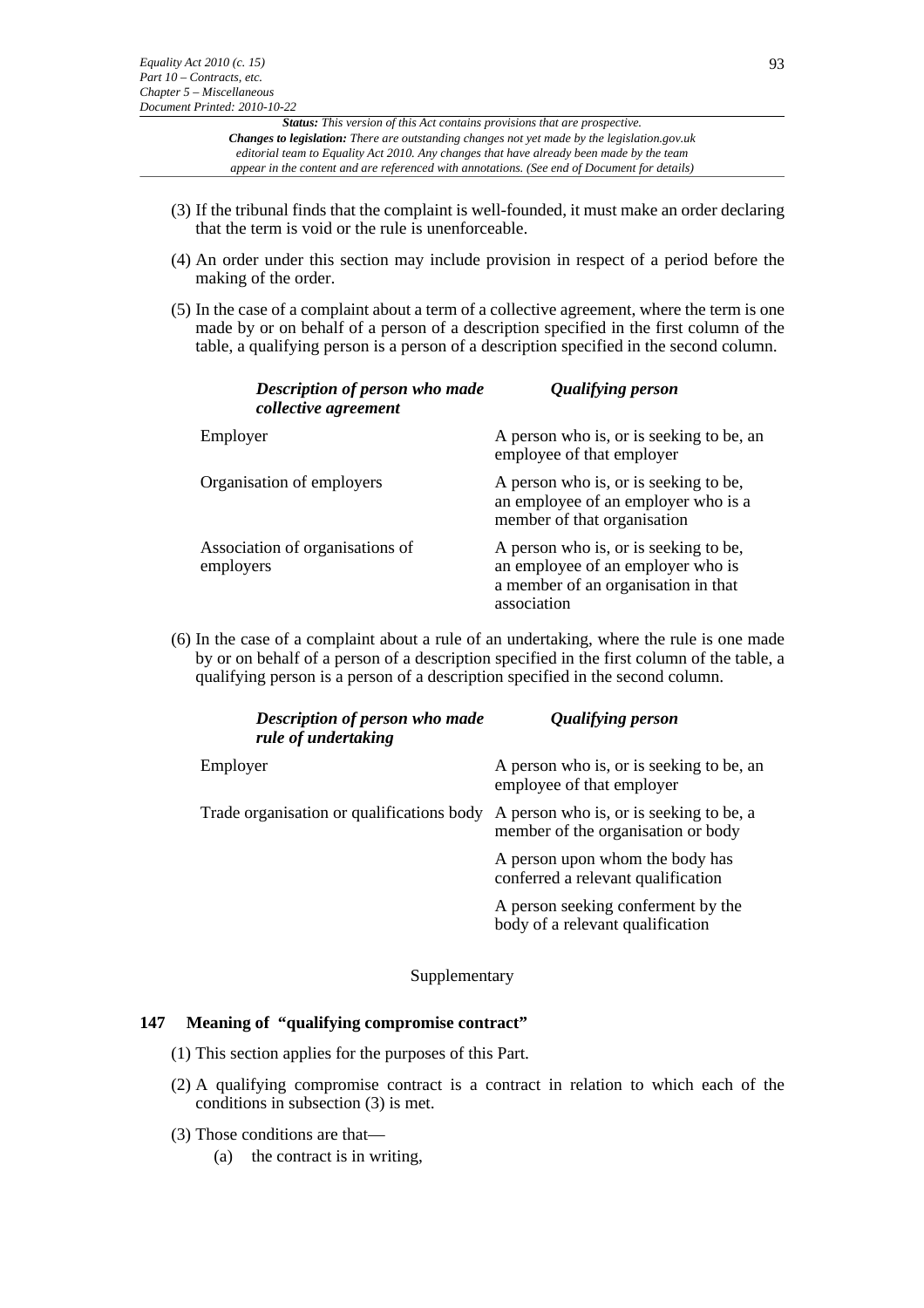(3) If the tribunal finds that the complaint is well-founded, it must make an order declaring that the term is void or the rule is unenforceable.

(4) An order under this section may include provision in respect of a period before the making of the order.

(5) In the case of a complaint about a term of a collective agreement, where the term is one made by or on behalf of a person of a description specified in the first column of the table, a qualifying person is a person of a description specified in the second column.

| *Description of person who made collective agreement* | *Qualifying person* |
|---|---|
| Employer | A person who is, or is seeking to be, an employee of that employer |
| Organisation of employers | A person who is, or is seeking to be, an employee of an employer who is a member of that organisation |
| Association of organisations of employers | A person who is, or is seeking to be, an employee of an employer who is a member of an organisation in that association |

(6) In the case of a complaint about a rule of an undertaking, where the rule is one made by or on behalf of a person of a description specified in the first column of the table, a qualifying person is a person of a description specified in the second column.

| *Description of person who made rule of undertaking* | *Qualifying person* |
|---|---|
| Employer | A person who is, or is seeking to be, an employee of that employer |
| Trade organisation or qualifications body | A person who is, or is seeking to be, a member of the organisation or body |
| | A person upon whom the body has conferred a relevant qualification |
| | A person seeking conferment by the body of a relevant qualification |

Supplementary

### 147 Meaning of "qualifying compromise contract"

(1) This section applies for the purposes of this Part.

(2) A qualifying compromise contract is a contract in relation to which each of the conditions in subsection (3) is met.

(3) Those conditions are that—

(a) the contract is in writing,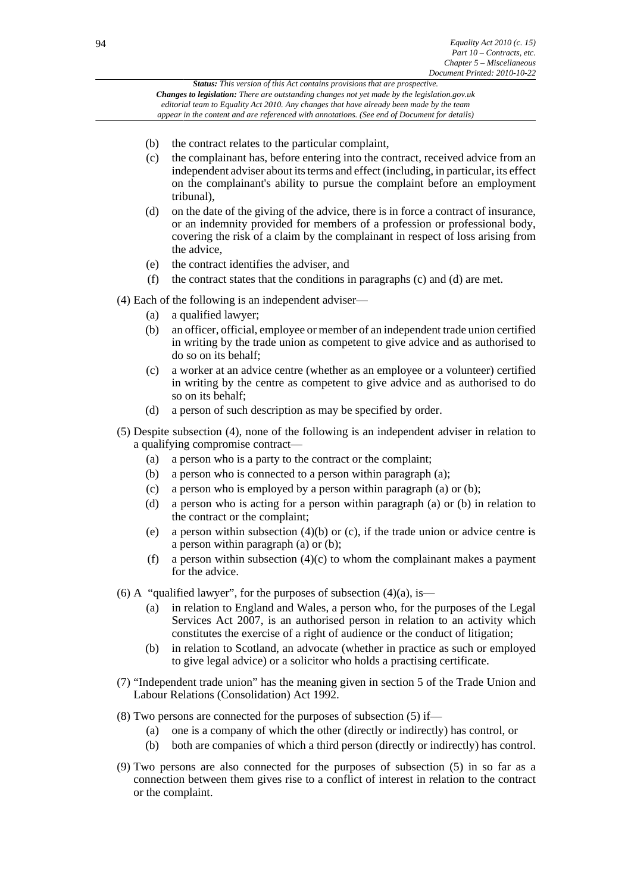(b) the contract relates to the particular complaint,

(c) the complainant has, before entering into the contract, received advice from an independent adviser about its terms and effect (including, in particular, its effect on the complainant's ability to pursue the complaint before an employment tribunal),

(d) on the date of the giving of the advice, there is in force a contract of insurance, or an indemnity provided for members of a profession or professional body, covering the risk of a claim by the complainant in respect of loss arising from the advice,

(e) the contract identifies the adviser, and

(f) the contract states that the conditions in paragraphs (c) and (d) are met.

(4) Each of the following is an independent adviser—

(a) a qualified lawyer;

(b) an officer, official, employee or member of an independent trade union certified in writing by the trade union as competent to give advice and as authorised to do so on its behalf;

(c) a worker at an advice centre (whether as an employee or a volunteer) certified in writing by the centre as competent to give advice and as authorised to do so on its behalf;

(d) a person of such description as may be specified by order.

(5) Despite subsection (4), none of the following is an independent adviser in relation to a qualifying compromise contract—

(a) a person who is a party to the contract or the complaint;

(b) a person who is connected to a person within paragraph (a);

(c) a person who is employed by a person within paragraph (a) or (b);

(d) a person who is acting for a person within paragraph (a) or (b) in relation to the contract or the complaint;

(e) a person within subsection (4)(b) or (c), if the trade union or advice centre is a person within paragraph (a) or (b);

(f) a person within subsection (4)(c) to whom the complainant makes a payment for the advice.

(6) A "qualified lawyer", for the purposes of subsection (4)(a), is—

(a) in relation to England and Wales, a person who, for the purposes of the Legal Services Act 2007, is an authorised person in relation to an activity which constitutes the exercise of a right of audience or the conduct of litigation;

(b) in relation to Scotland, an advocate (whether in practice as such or employed to give legal advice) or a solicitor who holds a practising certificate.

(7) "Independent trade union" has the meaning given in section 5 of the Trade Union and Labour Relations (Consolidation) Act 1992.

(8) Two persons are connected for the purposes of subsection (5) if—

(a) one is a company of which the other (directly or indirectly) has control, or

(b) both are companies of which a third person (directly or indirectly) has control.

(9) Two persons are also connected for the purposes of subsection (5) in so far as a connection between them gives rise to a conflict of interest in relation to the contract or the complaint.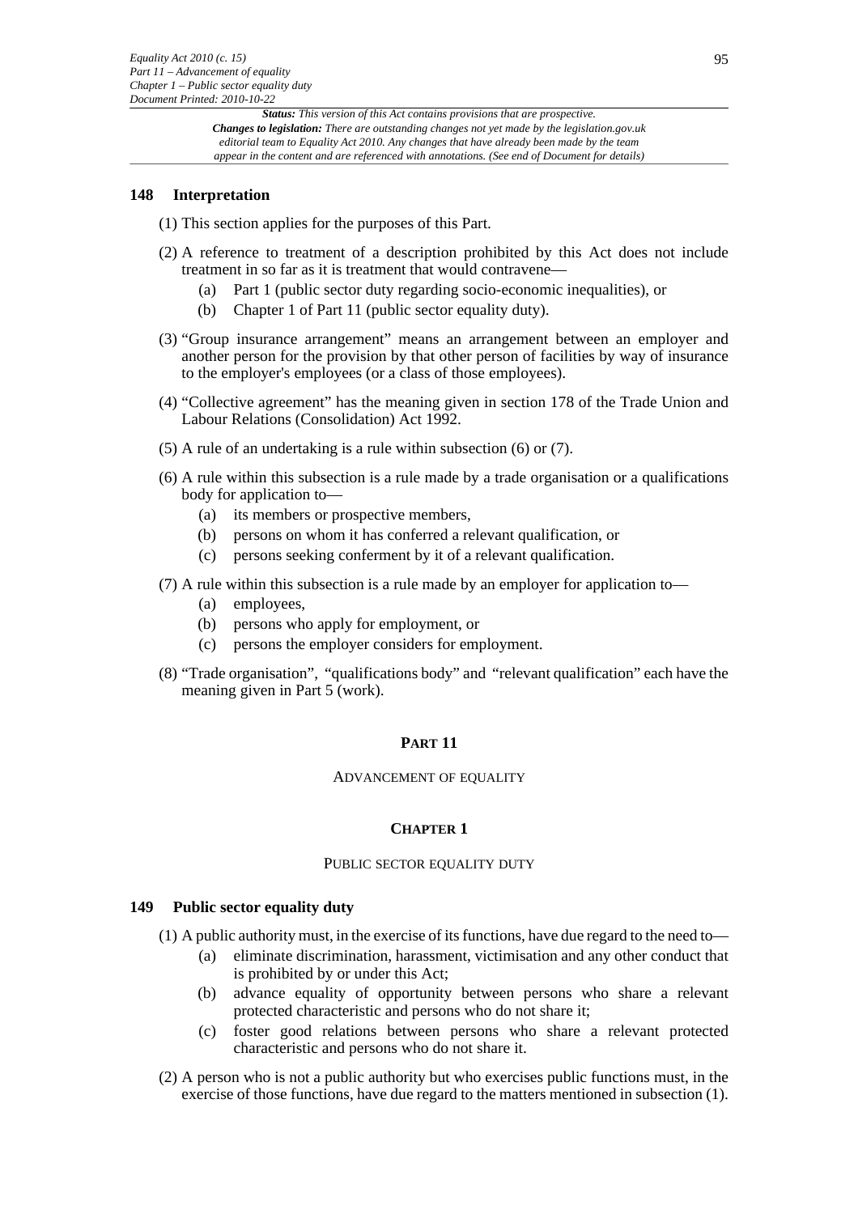### 148 Interpretation

(1) This section applies for the purposes of this Part.

(2) A reference to treatment of a description prohibited by this Act does not include treatment in so far as it is treatment that would contravene—

- (a) Part 1 (public sector duty regarding socio-economic inequalities), or
- (b) Chapter 1 of Part 11 (public sector equality duty).

(3) "Group insurance arrangement" means an arrangement between an employer and another person for the provision by that other person of facilities by way of insurance to the employer's employees (or a class of those employees).

(4) "Collective agreement" has the meaning given in section 178 of the Trade Union and Labour Relations (Consolidation) Act 1992.

(5) A rule of an undertaking is a rule within subsection (6) or (7).

(6) A rule within this subsection is a rule made by a trade organisation or a qualifications body for application to—

- (a) its members or prospective members,
- (b) persons on whom it has conferred a relevant qualification, or
- (c) persons seeking conferment by it of a relevant qualification.

(7) A rule within this subsection is a rule made by an employer for application to—

- (a) employees,
- (b) persons who apply for employment, or
- (c) persons the employer considers for employment.

(8) "Trade organisation", "qualifications body" and "relevant qualification" each have the meaning given in Part 5 (work).

# PART 11

## ADVANCEMENT OF EQUALITY

## CHAPTER 1

## PUBLIC SECTOR EQUALITY DUTY

### 149 Public sector equality duty

(1) A public authority must, in the exercise of its functions, have due regard to the need to—

- (a) eliminate discrimination, harassment, victimisation and any other conduct that is prohibited by or under this Act;
- (b) advance equality of opportunity between persons who share a relevant protected characteristic and persons who do not share it;
- (c) foster good relations between persons who share a relevant protected characteristic and persons who do not share it.

(2) A person who is not a public authority but who exercises public functions must, in the exercise of those functions, have due regard to the matters mentioned in subsection (1).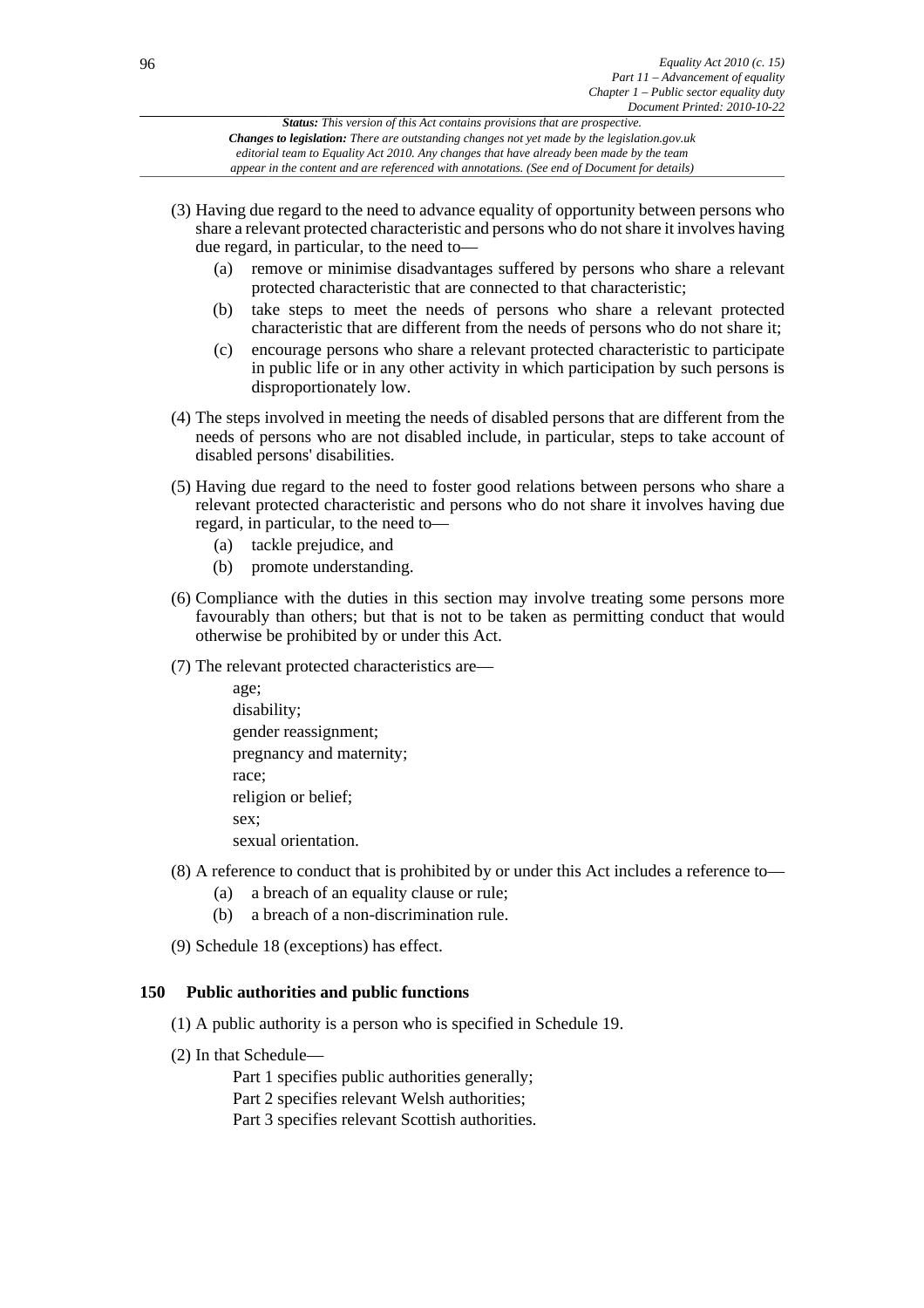(3) Having due regard to the need to advance equality of opportunity between persons who share a relevant protected characteristic and persons who do not share it involves having due regard, in particular, to the need to—

- (a) remove or minimise disadvantages suffered by persons who share a relevant protected characteristic that are connected to that characteristic;
- (b) take steps to meet the needs of persons who share a relevant protected characteristic that are different from the needs of persons who do not share it;
- (c) encourage persons who share a relevant protected characteristic to participate in public life or in any other activity in which participation by such persons is disproportionately low.

(4) The steps involved in meeting the needs of disabled persons that are different from the needs of persons who are not disabled include, in particular, steps to take account of disabled persons' disabilities.

(5) Having due regard to the need to foster good relations between persons who share a relevant protected characteristic and persons who do not share it involves having due regard, in particular, to the need to—

- (a) tackle prejudice, and
- (b) promote understanding.

(6) Compliance with the duties in this section may involve treating some persons more favourably than others; but that is not to be taken as permitting conduct that would otherwise be prohibited by or under this Act.

(7) The relevant protected characteristics are—

age;
disability;
gender reassignment;
pregnancy and maternity;
race;
religion or belief;
sex;
sexual orientation.

(8) A reference to conduct that is prohibited by or under this Act includes a reference to—

- (a) a breach of an equality clause or rule;
- (b) a breach of a non-discrimination rule.

(9) Schedule 18 (exceptions) has effect.

## 150 Public authorities and public functions

(1) A public authority is a person who is specified in Schedule 19.

(2) In that Schedule—

Part 1 specifies public authorities generally;
Part 2 specifies relevant Welsh authorities;
Part 3 specifies relevant Scottish authorities.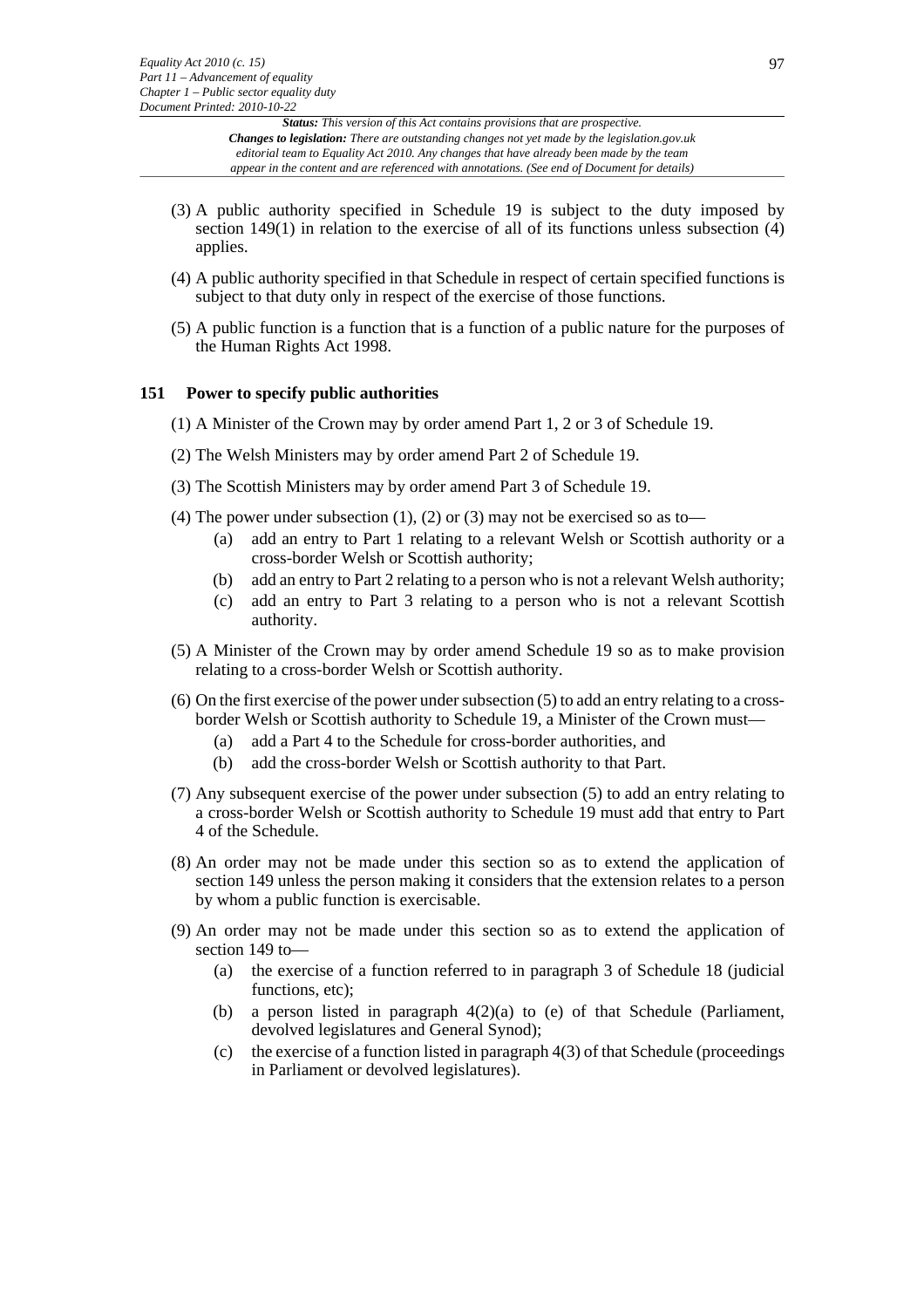(3) A public authority specified in Schedule 19 is subject to the duty imposed by section 149(1) in relation to the exercise of all of its functions unless subsection (4) applies.

(4) A public authority specified in that Schedule in respect of certain specified functions is subject to that duty only in respect of the exercise of those functions.

(5) A public function is a function that is a function of a public nature for the purposes of the Human Rights Act 1998.

### 151 Power to specify public authorities

(1) A Minister of the Crown may by order amend Part 1, 2 or 3 of Schedule 19.

(2) The Welsh Ministers may by order amend Part 2 of Schedule 19.

(3) The Scottish Ministers may by order amend Part 3 of Schedule 19.

(4) The power under subsection (1), (2) or (3) may not be exercised so as to—
- (a) add an entry to Part 1 relating to a relevant Welsh or Scottish authority or a cross-border Welsh or Scottish authority;
- (b) add an entry to Part 2 relating to a person who is not a relevant Welsh authority;
- (c) add an entry to Part 3 relating to a person who is not a relevant Scottish authority.

(5) A Minister of the Crown may by order amend Schedule 19 so as to make provision relating to a cross-border Welsh or Scottish authority.

(6) On the first exercise of the power under subsection (5) to add an entry relating to a cross-border Welsh or Scottish authority to Schedule 19, a Minister of the Crown must—
- (a) add a Part 4 to the Schedule for cross-border authorities, and
- (b) add the cross-border Welsh or Scottish authority to that Part.

(7) Any subsequent exercise of the power under subsection (5) to add an entry relating to a cross-border Welsh or Scottish authority to Schedule 19 must add that entry to Part 4 of the Schedule.

(8) An order may not be made under this section so as to extend the application of section 149 unless the person making it considers that the extension relates to a person by whom a public function is exercisable.

(9) An order may not be made under this section so as to extend the application of section 149 to—
- (a) the exercise of a function referred to in paragraph 3 of Schedule 18 (judicial functions, etc);
- (b) a person listed in paragraph 4(2)(a) to (e) of that Schedule (Parliament, devolved legislatures and General Synod);
- (c) the exercise of a function listed in paragraph 4(3) of that Schedule (proceedings in Parliament or devolved legislatures).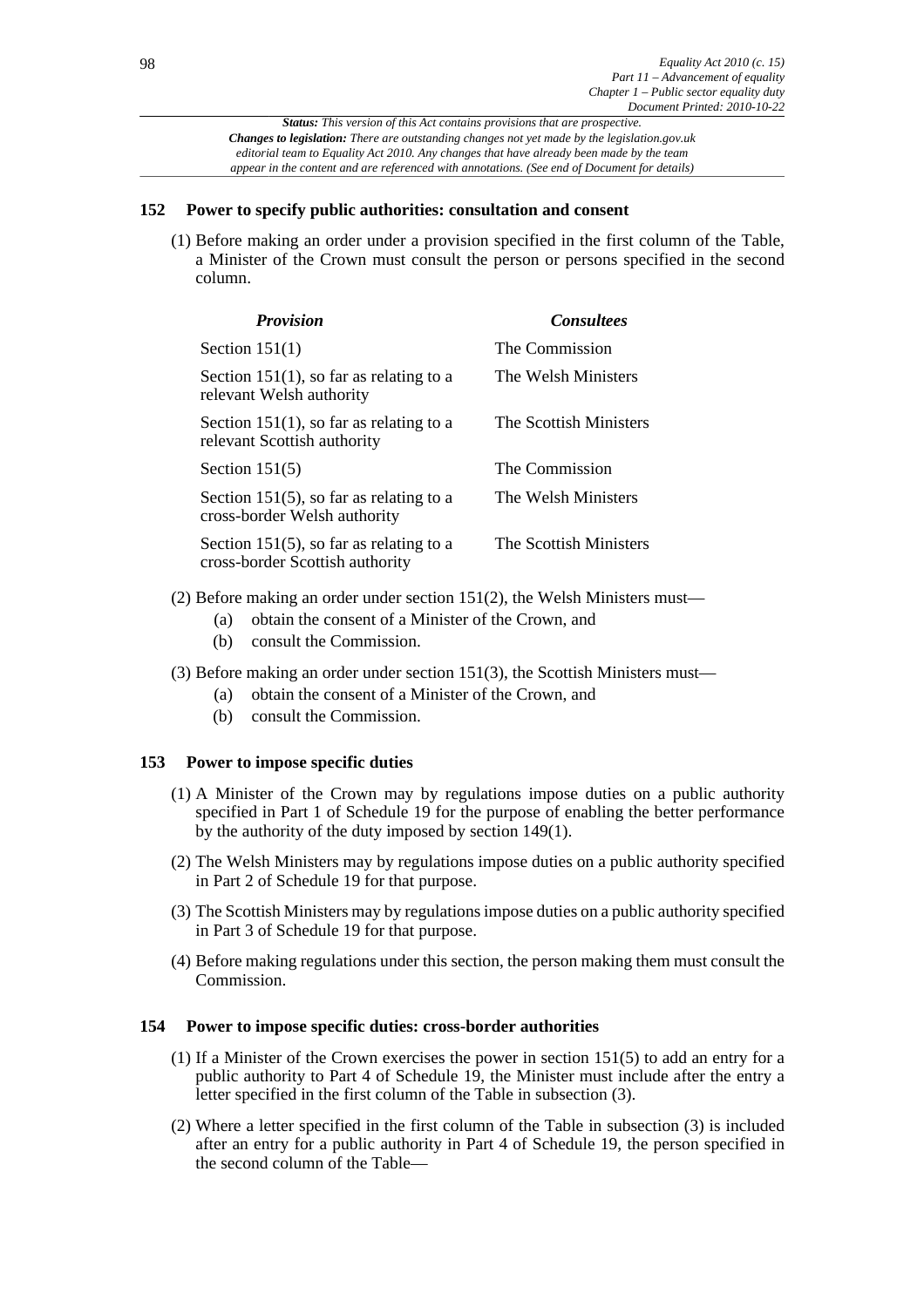*Status: This version of this Act contains provisions that are prospective.*
*Changes to legislation: There are outstanding changes not yet made by the legislation.gov.uk editorial team to Equality Act 2010. Any changes that have already been made by the team appear in the content and are referenced with annotations. (See end of Document for details)*

### 152 Power to specify public authorities: consultation and consent

(1) Before making an order under a provision specified in the first column of the Table, a Minister of the Crown must consult the person or persons specified in the second column.

| *Provision* | *Consultees* |
|---|---|
| Section 151(1) | The Commission |
| Section 151(1), so far as relating to a relevant Welsh authority | The Welsh Ministers |
| Section 151(1), so far as relating to a relevant Scottish authority | The Scottish Ministers |
| Section 151(5) | The Commission |
| Section 151(5), so far as relating to a cross-border Welsh authority | The Welsh Ministers |
| Section 151(5), so far as relating to a cross-border Scottish authority | The Scottish Ministers |

(2) Before making an order under section 151(2), the Welsh Ministers must—

- (a) obtain the consent of a Minister of the Crown, and
- (b) consult the Commission.

(3) Before making an order under section 151(3), the Scottish Ministers must—

- (a) obtain the consent of a Minister of the Crown, and
- (b) consult the Commission.

### 153 Power to impose specific duties

(1) A Minister of the Crown may by regulations impose duties on a public authority specified in Part 1 of Schedule 19 for the purpose of enabling the better performance by the authority of the duty imposed by section 149(1).

(2) The Welsh Ministers may by regulations impose duties on a public authority specified in Part 2 of Schedule 19 for that purpose.

(3) The Scottish Ministers may by regulations impose duties on a public authority specified in Part 3 of Schedule 19 for that purpose.

(4) Before making regulations under this section, the person making them must consult the Commission.

### 154 Power to impose specific duties: cross-border authorities

(1) If a Minister of the Crown exercises the power in section 151(5) to add an entry for a public authority to Part 4 of Schedule 19, the Minister must include after the entry a letter specified in the first column of the Table in subsection (3).

(2) Where a letter specified in the first column of the Table in subsection (3) is included after an entry for a public authority in Part 4 of Schedule 19, the person specified in the second column of the Table—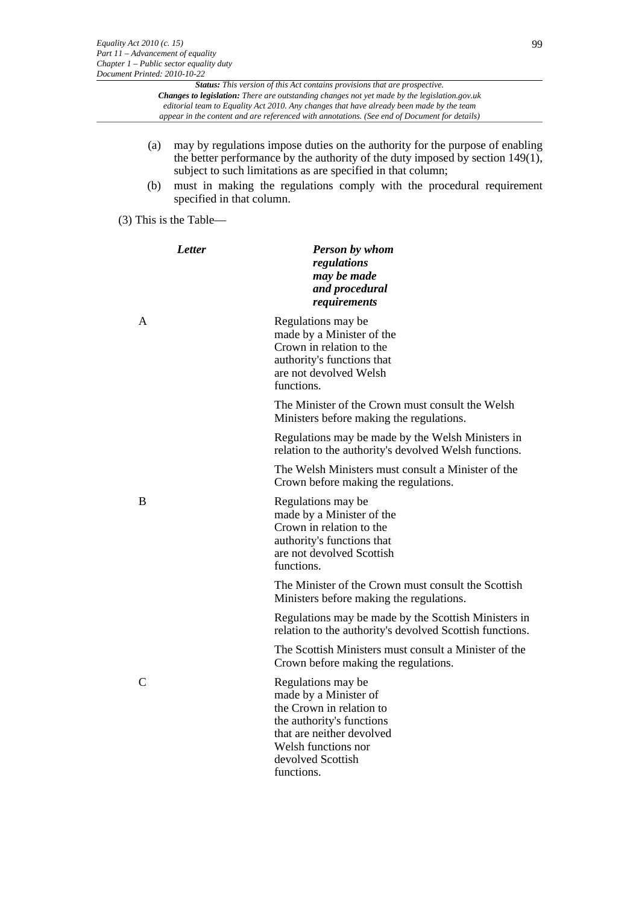(a) may by regulations impose duties on the authority for the purpose of enabling the better performance by the authority of the duty imposed by section 149(1), subject to such limitations as are specified in that column;

(b) must in making the regulations comply with the procedural requirement specified in that column.

(3) This is the Table—

| ***Letter*** | ***Person by whom regulations may be made and procedural requirements*** |
|---|---|
| A | Regulations may be made by a Minister of the Crown in relation to the authority's functions that are not devolved Welsh functions.<br><br>The Minister of the Crown must consult the Welsh Ministers before making the regulations.<br><br>Regulations may be made by the Welsh Ministers in relation to the authority's devolved Welsh functions.<br><br>The Welsh Ministers must consult a Minister of the Crown before making the regulations. |
| B | Regulations may be made by a Minister of the Crown in relation to the authority's functions that are not devolved Scottish functions.<br><br>The Minister of the Crown must consult the Scottish Ministers before making the regulations.<br><br>Regulations may be made by the Scottish Ministers in relation to the authority's devolved Scottish functions.<br><br>The Scottish Ministers must consult a Minister of the Crown before making the regulations. |
| C | Regulations may be made by a Minister of the Crown in relation to the authority's functions that are neither devolved Welsh functions nor devolved Scottish functions. |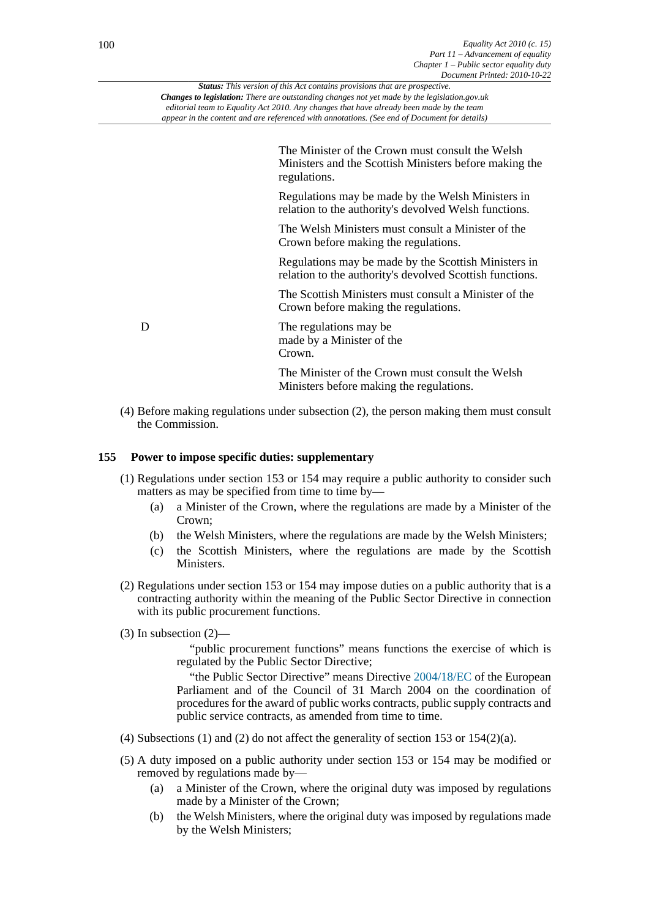*Status: This version of this Act contains provisions that are prospective.*
***Changes to legislation:*** *There are outstanding changes not yet made by the legislation.gov.uk editorial team to Equality Act 2010. Any changes that have already been made by the team appear in the content and are referenced with annotations. (See end of Document for details)*

| | |
|---|---|
| | The Minister of the Crown must consult the Welsh Ministers and the Scottish Ministers before making the regulations. |
| | Regulations may be made by the Welsh Ministers in relation to the authority's devolved Welsh functions. |
| | The Welsh Ministers must consult a Minister of the Crown before making the regulations. |
| | Regulations may be made by the Scottish Ministers in relation to the authority's devolved Scottish functions. |
| | The Scottish Ministers must consult a Minister of the Crown before making the regulations. |
| D | The regulations may be made by a Minister of the Crown. |
| | The Minister of the Crown must consult the Welsh Ministers before making the regulations. |

(4) Before making regulations under subsection (2), the person making them must consult the Commission.

**155 Power to impose specific duties: supplementary**

(1) Regulations under section 153 or 154 may require a public authority to consider such matters as may be specified from time to time by—

- (a) a Minister of the Crown, where the regulations are made by a Minister of the Crown;
- (b) the Welsh Ministers, where the regulations are made by the Welsh Ministers;
- (c) the Scottish Ministers, where the regulations are made by the Scottish Ministers.

(2) Regulations under section 153 or 154 may impose duties on a public authority that is a contracting authority within the meaning of the Public Sector Directive in connection with its public procurement functions.

(3) In subsection (2)—

"public procurement functions" means functions the exercise of which is regulated by the Public Sector Directive;

"the Public Sector Directive" means Directive 2004/18/EC of the European Parliament and of the Council of 31 March 2004 on the coordination of procedures for the award of public works contracts, public supply contracts and public service contracts, as amended from time to time.

(4) Subsections (1) and (2) do not affect the generality of section 153 or 154(2)(a).

(5) A duty imposed on a public authority under section 153 or 154 may be modified or removed by regulations made by—

- (a) a Minister of the Crown, where the original duty was imposed by regulations made by a Minister of the Crown;
- (b) the Welsh Ministers, where the original duty was imposed by regulations made by the Welsh Ministers;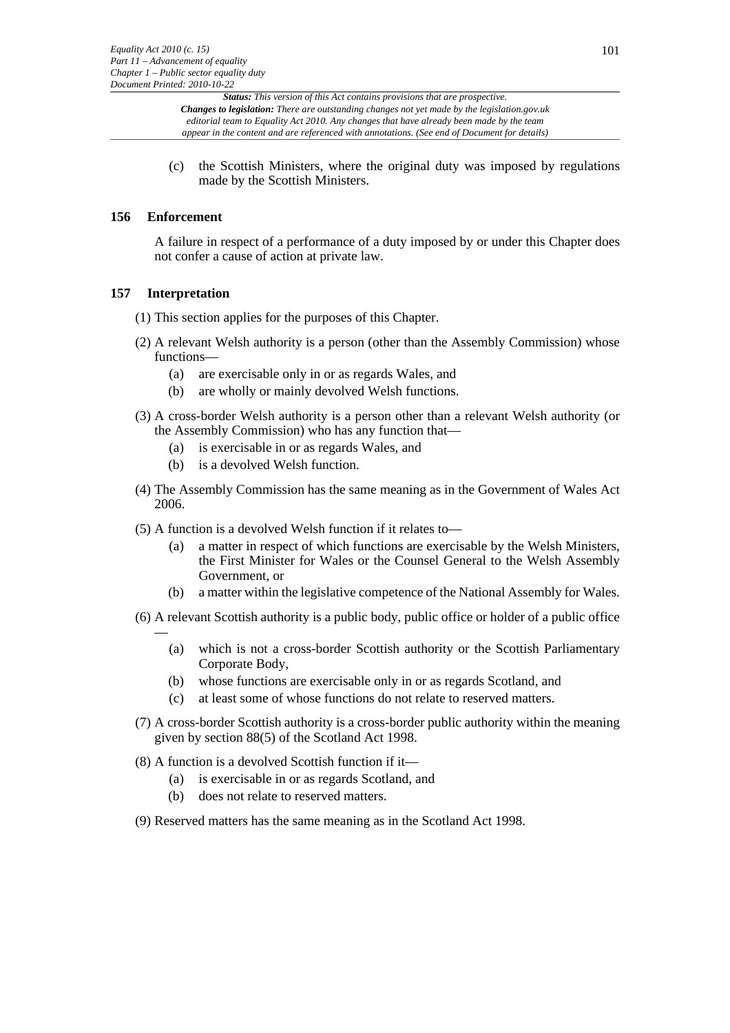(c) the Scottish Ministers, where the original duty was imposed by regulations made by the Scottish Ministers.

## 156 Enforcement

A failure in respect of a performance of a duty imposed by or under this Chapter does not confer a cause of action at private law.

## 157 Interpretation

(1) This section applies for the purposes of this Chapter.

(2) A relevant Welsh authority is a person (other than the Assembly Commission) whose functions—

- (a) are exercisable only in or as regards Wales, and
- (b) are wholly or mainly devolved Welsh functions.

(3) A cross-border Welsh authority is a person other than a relevant Welsh authority (or the Assembly Commission) who has any function that—

- (a) is exercisable in or as regards Wales, and
- (b) is a devolved Welsh function.

(4) The Assembly Commission has the same meaning as in the Government of Wales Act 2006.

(5) A function is a devolved Welsh function if it relates to—

- (a) a matter in respect of which functions are exercisable by the Welsh Ministers, the First Minister for Wales or the Counsel General to the Welsh Assembly Government, or
- (b) a matter within the legislative competence of the National Assembly for Wales.

(6) A relevant Scottish authority is a public body, public office or holder of a public office —

- (a) which is not a cross-border Scottish authority or the Scottish Parliamentary Corporate Body,
- (b) whose functions are exercisable only in or as regards Scotland, and
- (c) at least some of whose functions do not relate to reserved matters.

(7) A cross-border Scottish authority is a cross-border public authority within the meaning given by section 88(5) of the Scotland Act 1998.

(8) A function is a devolved Scottish function if it—

- (a) is exercisable in or as regards Scotland, and
- (b) does not relate to reserved matters.

(9) Reserved matters has the same meaning as in the Scotland Act 1998.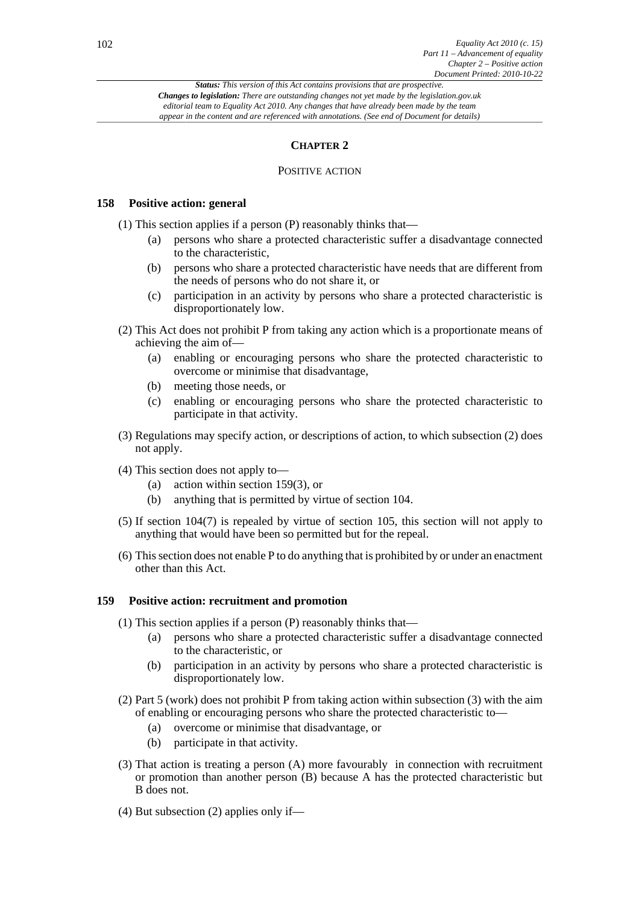## CHAPTER 2

### POSITIVE ACTION

### 158 Positive action: general

(1) This section applies if a person (P) reasonably thinks that—

- (a) persons who share a protected characteristic suffer a disadvantage connected to the characteristic,
- (b) persons who share a protected characteristic have needs that are different from the needs of persons who do not share it, or
- (c) participation in an activity by persons who share a protected characteristic is disproportionately low.

(2) This Act does not prohibit P from taking any action which is a proportionate means of achieving the aim of—

- (a) enabling or encouraging persons who share the protected characteristic to overcome or minimise that disadvantage,
- (b) meeting those needs, or
- (c) enabling or encouraging persons who share the protected characteristic to participate in that activity.

(3) Regulations may specify action, or descriptions of action, to which subsection (2) does not apply.

(4) This section does not apply to—

- (a) action within section 159(3), or
- (b) anything that is permitted by virtue of section 104.

(5) If section 104(7) is repealed by virtue of section 105, this section will not apply to anything that would have been so permitted but for the repeal.

(6) This section does not enable P to do anything that is prohibited by or under an enactment other than this Act.

### 159 Positive action: recruitment and promotion

(1) This section applies if a person (P) reasonably thinks that—

- (a) persons who share a protected characteristic suffer a disadvantage connected to the characteristic, or
- (b) participation in an activity by persons who share a protected characteristic is disproportionately low.

(2) Part 5 (work) does not prohibit P from taking action within subsection (3) with the aim of enabling or encouraging persons who share the protected characteristic to—

- (a) overcome or minimise that disadvantage, or
- (b) participate in that activity.

(3) That action is treating a person (A) more favourably in connection with recruitment or promotion than another person (B) because A has the protected characteristic but B does not.

(4) But subsection (2) applies only if—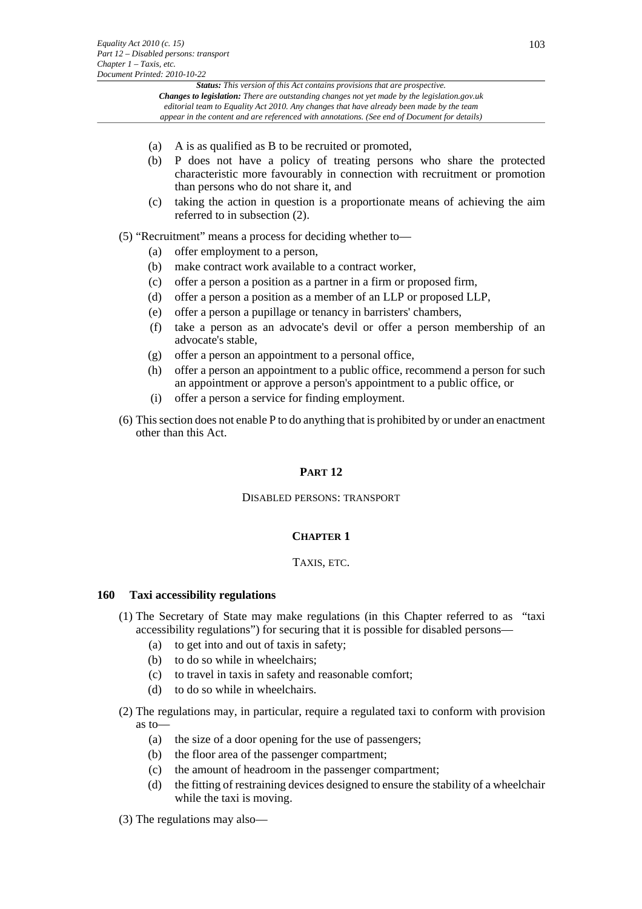(a) A is as qualified as B to be recruited or promoted,

(b) P does not have a policy of treating persons who share the protected characteristic more favourably in connection with recruitment or promotion than persons who do not share it, and

(c) taking the action in question is a proportionate means of achieving the aim referred to in subsection (2).

(5) "Recruitment" means a process for deciding whether to—

(a) offer employment to a person,

(b) make contract work available to a contract worker,

(c) offer a person a position as a partner in a firm or proposed firm,

(d) offer a person a position as a member of an LLP or proposed LLP,

(e) offer a person a pupillage or tenancy in barristers' chambers,

(f) take a person as an advocate's devil or offer a person membership of an advocate's stable,

(g) offer a person an appointment to a personal office,

(h) offer a person an appointment to a public office, recommend a person for such an appointment or approve a person's appointment to a public office, or

(i) offer a person a service for finding employment.

(6) This section does not enable P to do anything that is prohibited by or under an enactment other than this Act.

# PART 12

## DISABLED PERSONS: TRANSPORT

## CHAPTER 1

### TAXIS, ETC.

### 160 Taxi accessibility regulations

(1) The Secretary of State may make regulations (in this Chapter referred to as "taxi accessibility regulations") for securing that it is possible for disabled persons—

(a) to get into and out of taxis in safety;

(b) to do so while in wheelchairs;

(c) to travel in taxis in safety and reasonable comfort;

(d) to do so while in wheelchairs.

(2) The regulations may, in particular, require a regulated taxi to conform with provision as to—

(a) the size of a door opening for the use of passengers;

(b) the floor area of the passenger compartment;

(c) the amount of headroom in the passenger compartment;

(d) the fitting of restraining devices designed to ensure the stability of a wheelchair while the taxi is moving.

(3) The regulations may also—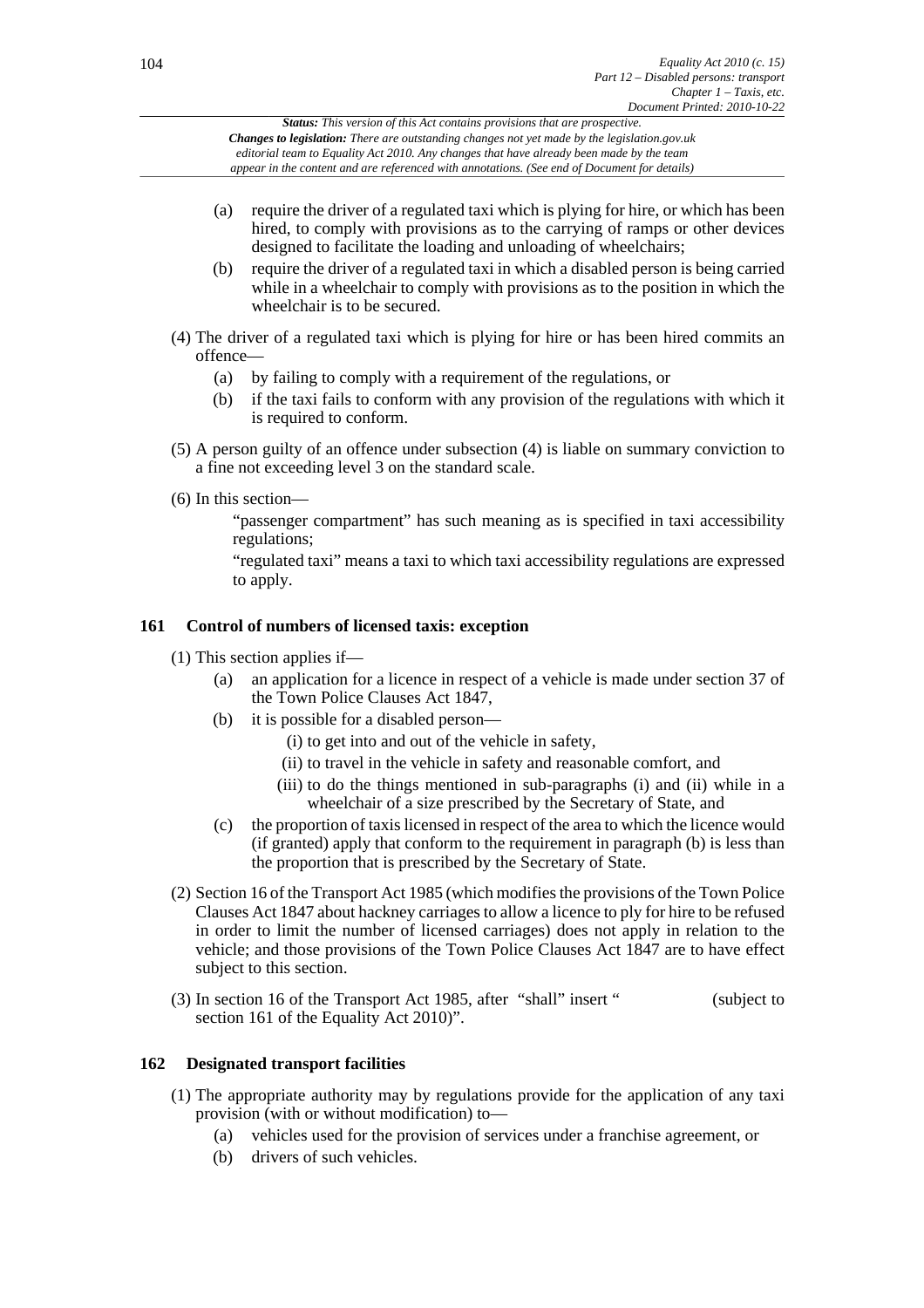(a) require the driver of a regulated taxi which is plying for hire, or which has been hired, to comply with provisions as to the carrying of ramps or other devices designed to facilitate the loading and unloading of wheelchairs;

(b) require the driver of a regulated taxi in which a disabled person is being carried while in a wheelchair to comply with provisions as to the position in which the wheelchair is to be secured.

(4) The driver of a regulated taxi which is plying for hire or has been hired commits an offence—

(a) by failing to comply with a requirement of the regulations, or

(b) if the taxi fails to conform with any provision of the regulations with which it is required to conform.

(5) A person guilty of an offence under subsection (4) is liable on summary conviction to a fine not exceeding level 3 on the standard scale.

(6) In this section—

"passenger compartment" has such meaning as is specified in taxi accessibility regulations;

"regulated taxi" means a taxi to which taxi accessibility regulations are expressed to apply.

**161 Control of numbers of licensed taxis: exception**

(1) This section applies if—

(a) an application for a licence in respect of a vehicle is made under section 37 of the Town Police Clauses Act 1847,

(b) it is possible for a disabled person—

(i) to get into and out of the vehicle in safety,

(ii) to travel in the vehicle in safety and reasonable comfort, and

(iii) to do the things mentioned in sub-paragraphs (i) and (ii) while in a wheelchair of a size prescribed by the Secretary of State, and

(c) the proportion of taxis licensed in respect of the area to which the licence would (if granted) apply that conform to the requirement in paragraph (b) is less than the proportion that is prescribed by the Secretary of State.

(2) Section 16 of the Transport Act 1985 (which modifies the provisions of the Town Police Clauses Act 1847 about hackney carriages to allow a licence to ply for hire to be refused in order to limit the number of licensed carriages) does not apply in relation to the vehicle; and those provisions of the Town Police Clauses Act 1847 are to have effect subject to this section.

(3) In section 16 of the Transport Act 1985, after "shall" insert " (subject to section 161 of the Equality Act 2010)".

**162 Designated transport facilities**

(1) The appropriate authority may by regulations provide for the application of any taxi provision (with or without modification) to—

(a) vehicles used for the provision of services under a franchise agreement, or

(b) drivers of such vehicles.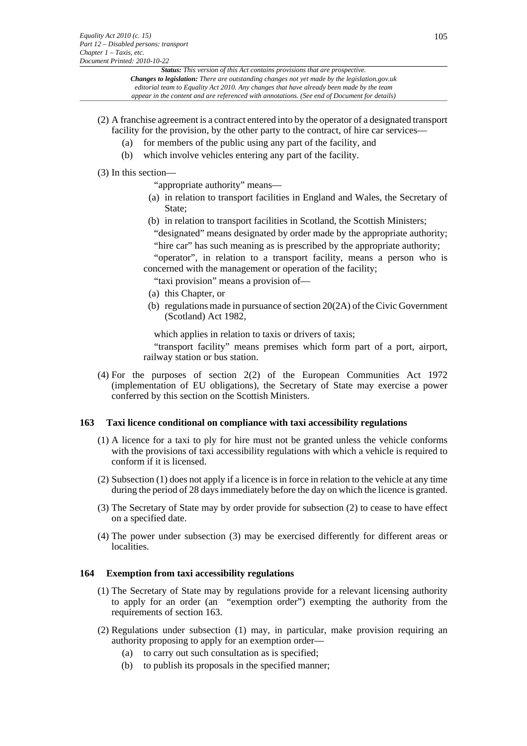(2) A franchise agreement is a contract entered into by the operator of a designated transport facility for the provision, by the other party to the contract, of hire car services—

(a) for members of the public using any part of the facility, and

(b) which involve vehicles entering any part of the facility.

(3) In this section—

"appropriate authority" means—

(a) in relation to transport facilities in England and Wales, the Secretary of State;

(b) in relation to transport facilities in Scotland, the Scottish Ministers;

"designated" means designated by order made by the appropriate authority;

"hire car" has such meaning as is prescribed by the appropriate authority;

"operator", in relation to a transport facility, means a person who is concerned with the management or operation of the facility;

"taxi provision" means a provision of—

(a) this Chapter, or

(b) regulations made in pursuance of section 20(2A) of the Civic Government (Scotland) Act 1982,

which applies in relation to taxis or drivers of taxis;

"transport facility" means premises which form part of a port, airport, railway station or bus station.

(4) For the purposes of section 2(2) of the European Communities Act 1972 (implementation of EU obligations), the Secretary of State may exercise a power conferred by this section on the Scottish Ministers.

### 163 Taxi licence conditional on compliance with taxi accessibility regulations

(1) A licence for a taxi to ply for hire must not be granted unless the vehicle conforms with the provisions of taxi accessibility regulations with which a vehicle is required to conform if it is licensed.

(2) Subsection (1) does not apply if a licence is in force in relation to the vehicle at any time during the period of 28 days immediately before the day on which the licence is granted.

(3) The Secretary of State may by order provide for subsection (2) to cease to have effect on a specified date.

(4) The power under subsection (3) may be exercised differently for different areas or localities.

### 164 Exemption from taxi accessibility regulations

(1) The Secretary of State may by regulations provide for a relevant licensing authority to apply for an order (an "exemption order") exempting the authority from the requirements of section 163.

(2) Regulations under subsection (1) may, in particular, make provision requiring an authority proposing to apply for an exemption order—

(a) to carry out such consultation as is specified;

(b) to publish its proposals in the specified manner;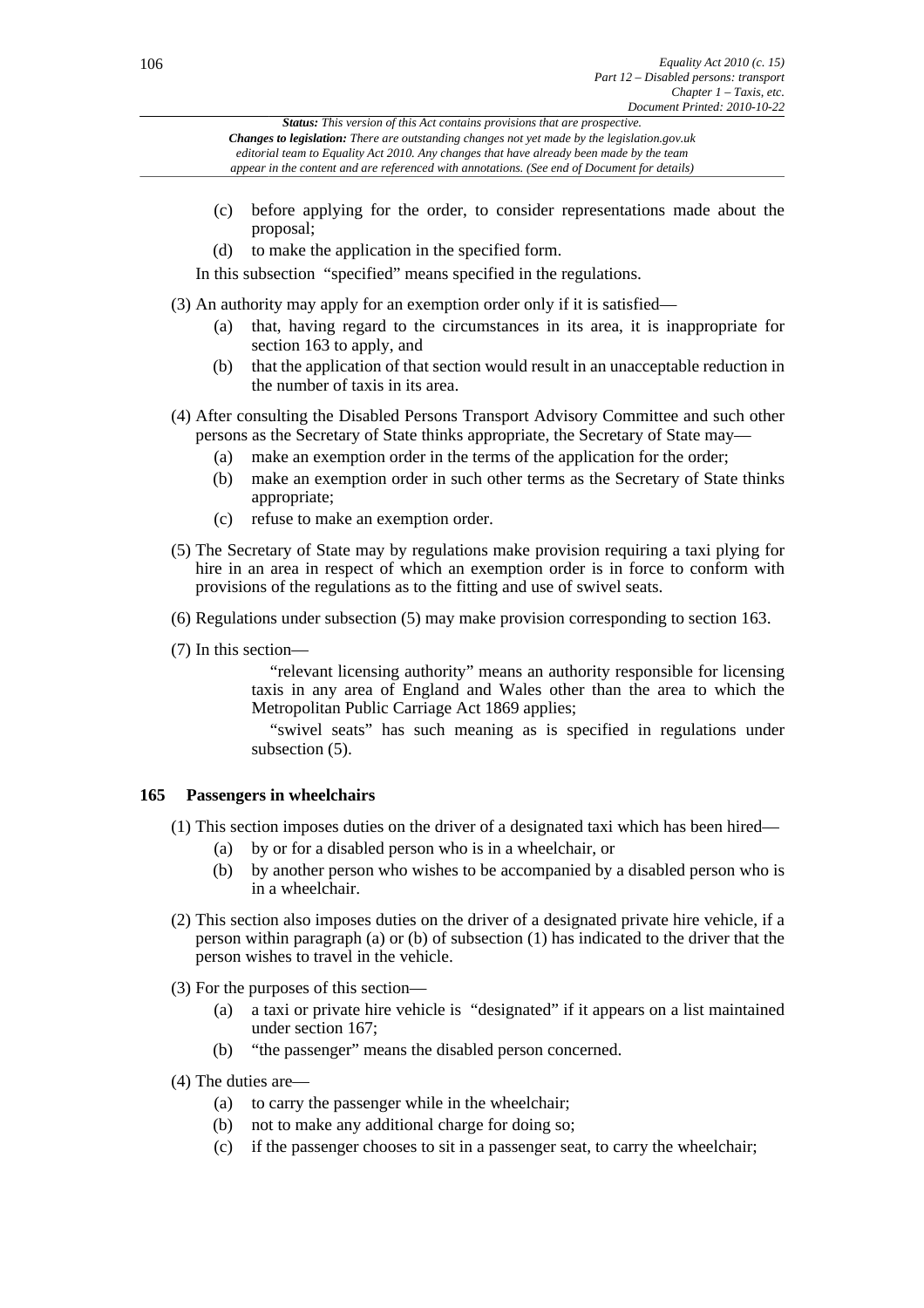(c) before applying for the order, to consider representations made about the proposal;

(d) to make the application in the specified form.

In this subsection "specified" means specified in the regulations.

(3) An authority may apply for an exemption order only if it is satisfied—

(a) that, having regard to the circumstances in its area, it is inappropriate for section 163 to apply, and

(b) that the application of that section would result in an unacceptable reduction in the number of taxis in its area.

(4) After consulting the Disabled Persons Transport Advisory Committee and such other persons as the Secretary of State thinks appropriate, the Secretary of State may—

(a) make an exemption order in the terms of the application for the order;

(b) make an exemption order in such other terms as the Secretary of State thinks appropriate;

(c) refuse to make an exemption order.

(5) The Secretary of State may by regulations make provision requiring a taxi plying for hire in an area in respect of which an exemption order is in force to conform with provisions of the regulations as to the fitting and use of swivel seats.

(6) Regulations under subsection (5) may make provision corresponding to section 163.

(7) In this section—

"relevant licensing authority" means an authority responsible for licensing taxis in any area of England and Wales other than the area to which the Metropolitan Public Carriage Act 1869 applies;

"swivel seats" has such meaning as is specified in regulations under subsection (5).

### 165 Passengers in wheelchairs

(1) This section imposes duties on the driver of a designated taxi which has been hired—

(a) by or for a disabled person who is in a wheelchair, or

(b) by another person who wishes to be accompanied by a disabled person who is in a wheelchair.

(2) This section also imposes duties on the driver of a designated private hire vehicle, if a person within paragraph (a) or (b) of subsection (1) has indicated to the driver that the person wishes to travel in the vehicle.

(3) For the purposes of this section—

(a) a taxi or private hire vehicle is "designated" if it appears on a list maintained under section 167;

(b) "the passenger" means the disabled person concerned.

(4) The duties are—

(a) to carry the passenger while in the wheelchair;

(b) not to make any additional charge for doing so;

(c) if the passenger chooses to sit in a passenger seat, to carry the wheelchair;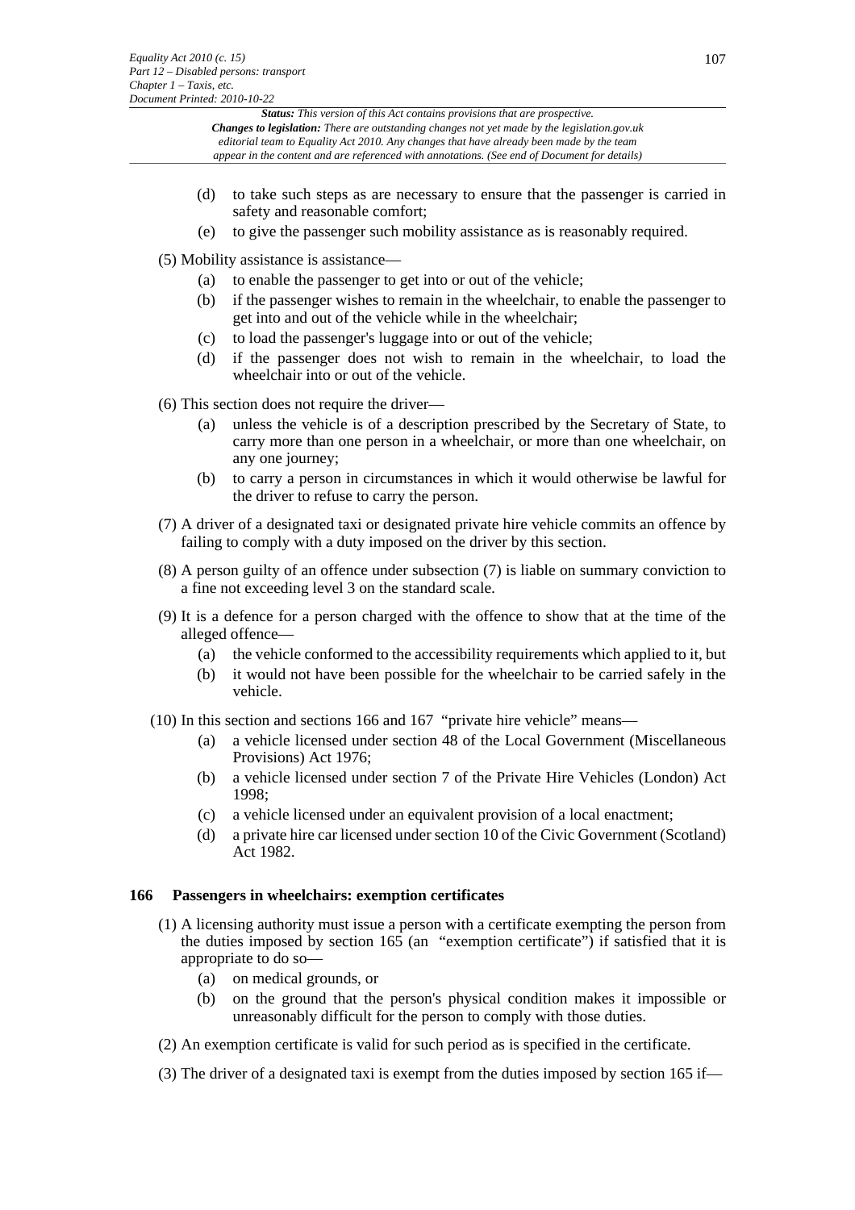(d) to take such steps as are necessary to ensure that the passenger is carried in safety and reasonable comfort;

(e) to give the passenger such mobility assistance as is reasonably required.

(5) Mobility assistance is assistance—

(a) to enable the passenger to get into or out of the vehicle;

(b) if the passenger wishes to remain in the wheelchair, to enable the passenger to get into and out of the vehicle while in the wheelchair;

(c) to load the passenger's luggage into or out of the vehicle;

(d) if the passenger does not wish to remain in the wheelchair, to load the wheelchair into or out of the vehicle.

(6) This section does not require the driver—

(a) unless the vehicle is of a description prescribed by the Secretary of State, to carry more than one person in a wheelchair, or more than one wheelchair, on any one journey;

(b) to carry a person in circumstances in which it would otherwise be lawful for the driver to refuse to carry the person.

(7) A driver of a designated taxi or designated private hire vehicle commits an offence by failing to comply with a duty imposed on the driver by this section.

(8) A person guilty of an offence under subsection (7) is liable on summary conviction to a fine not exceeding level 3 on the standard scale.

(9) It is a defence for a person charged with the offence to show that at the time of the alleged offence—

(a) the vehicle conformed to the accessibility requirements which applied to it, but

(b) it would not have been possible for the wheelchair to be carried safely in the vehicle.

(10) In this section and sections 166 and 167 "private hire vehicle" means—

(a) a vehicle licensed under section 48 of the Local Government (Miscellaneous Provisions) Act 1976;

(b) a vehicle licensed under section 7 of the Private Hire Vehicles (London) Act 1998;

(c) a vehicle licensed under an equivalent provision of a local enactment;

(d) a private hire car licensed under section 10 of the Civic Government (Scotland) Act 1982.

### 166 Passengers in wheelchairs: exemption certificates

(1) A licensing authority must issue a person with a certificate exempting the person from the duties imposed by section 165 (an "exemption certificate") if satisfied that it is appropriate to do so—

(a) on medical grounds, or

(b) on the ground that the person's physical condition makes it impossible or unreasonably difficult for the person to comply with those duties.

(2) An exemption certificate is valid for such period as is specified in the certificate.

(3) The driver of a designated taxi is exempt from the duties imposed by section 165 if—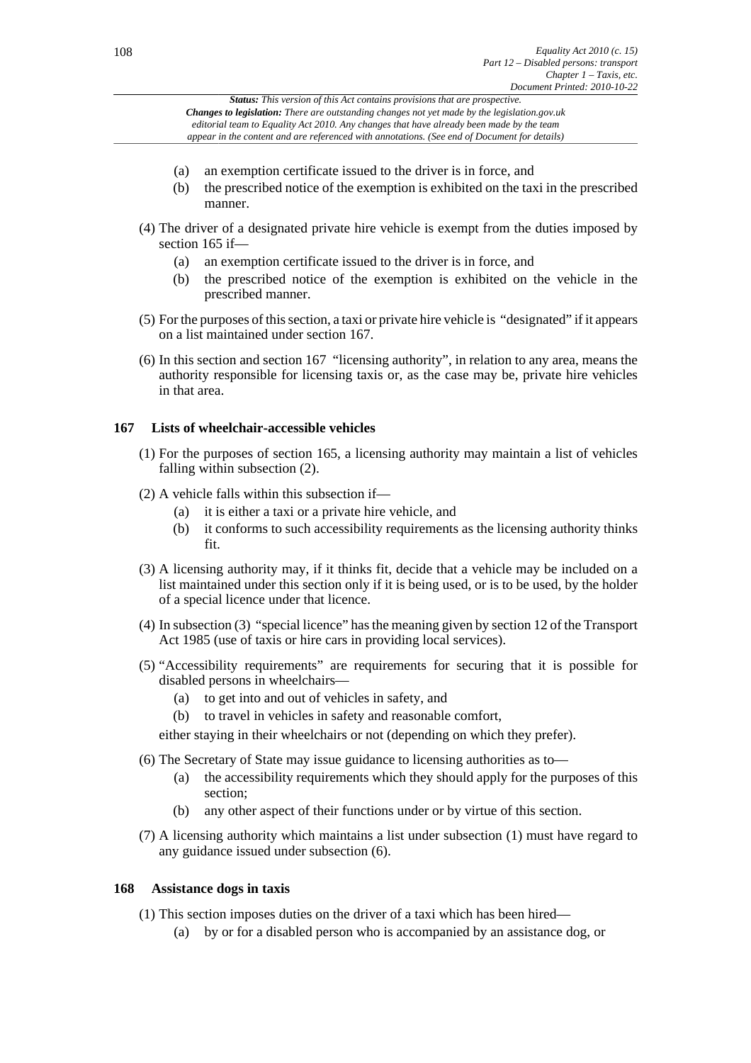(a) an exemption certificate issued to the driver is in force, and
(b) the prescribed notice of the exemption is exhibited on the taxi in the prescribed manner.

(4) The driver of a designated private hire vehicle is exempt from the duties imposed by section 165 if—
   (a) an exemption certificate issued to the driver is in force, and
   (b) the prescribed notice of the exemption is exhibited on the vehicle in the prescribed manner.

(5) For the purposes of this section, a taxi or private hire vehicle is "designated" if it appears on a list maintained under section 167.

(6) In this section and section 167 "licensing authority", in relation to any area, means the authority responsible for licensing taxis or, as the case may be, private hire vehicles in that area.

### 167 Lists of wheelchair-accessible vehicles

(1) For the purposes of section 165, a licensing authority may maintain a list of vehicles falling within subsection (2).

(2) A vehicle falls within this subsection if—
   (a) it is either a taxi or a private hire vehicle, and
   (b) it conforms to such accessibility requirements as the licensing authority thinks fit.

(3) A licensing authority may, if it thinks fit, decide that a vehicle may be included on a list maintained under this section only if it is being used, or is to be used, by the holder of a special licence under that licence.

(4) In subsection (3) "special licence" has the meaning given by section 12 of the Transport Act 1985 (use of taxis or hire cars in providing local services).

(5) "Accessibility requirements" are requirements for securing that it is possible for disabled persons in wheelchairs—
   (a) to get into and out of vehicles in safety, and
   (b) to travel in vehicles in safety and reasonable comfort,

either staying in their wheelchairs or not (depending on which they prefer).

(6) The Secretary of State may issue guidance to licensing authorities as to—
   (a) the accessibility requirements which they should apply for the purposes of this section;
   (b) any other aspect of their functions under or by virtue of this section.

(7) A licensing authority which maintains a list under subsection (1) must have regard to any guidance issued under subsection (6).

### 168 Assistance dogs in taxis

(1) This section imposes duties on the driver of a taxi which has been hired—
   (a) by or for a disabled person who is accompanied by an assistance dog, or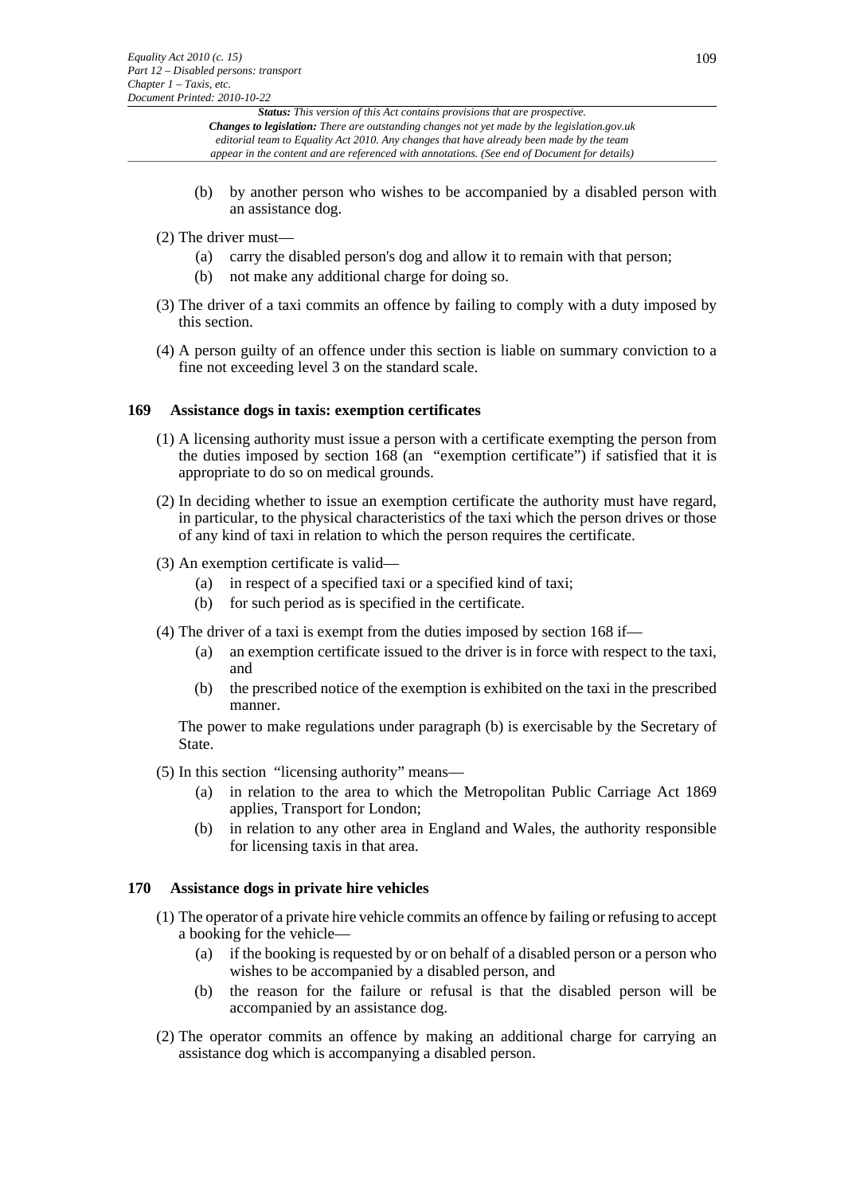(b) by another person who wishes to be accompanied by a disabled person with an assistance dog.

(2) The driver must—

(a) carry the disabled person's dog and allow it to remain with that person;

(b) not make any additional charge for doing so.

(3) The driver of a taxi commits an offence by failing to comply with a duty imposed by this section.

(4) A person guilty of an offence under this section is liable on summary conviction to a fine not exceeding level 3 on the standard scale.

### 169 Assistance dogs in taxis: exemption certificates

(1) A licensing authority must issue a person with a certificate exempting the person from the duties imposed by section 168 (an "exemption certificate") if satisfied that it is appropriate to do so on medical grounds.

(2) In deciding whether to issue an exemption certificate the authority must have regard, in particular, to the physical characteristics of the taxi which the person drives or those of any kind of taxi in relation to which the person requires the certificate.

(3) An exemption certificate is valid—

(a) in respect of a specified taxi or a specified kind of taxi;

(b) for such period as is specified in the certificate.

(4) The driver of a taxi is exempt from the duties imposed by section 168 if—

(a) an exemption certificate issued to the driver is in force with respect to the taxi, and

(b) the prescribed notice of the exemption is exhibited on the taxi in the prescribed manner.

The power to make regulations under paragraph (b) is exercisable by the Secretary of State.

(5) In this section "licensing authority" means—

(a) in relation to the area to which the Metropolitan Public Carriage Act 1869 applies, Transport for London;

(b) in relation to any other area in England and Wales, the authority responsible for licensing taxis in that area.

### 170 Assistance dogs in private hire vehicles

(1) The operator of a private hire vehicle commits an offence by failing or refusing to accept a booking for the vehicle—

(a) if the booking is requested by or on behalf of a disabled person or a person who wishes to be accompanied by a disabled person, and

(b) the reason for the failure or refusal is that the disabled person will be accompanied by an assistance dog.

(2) The operator commits an offence by making an additional charge for carrying an assistance dog which is accompanying a disabled person.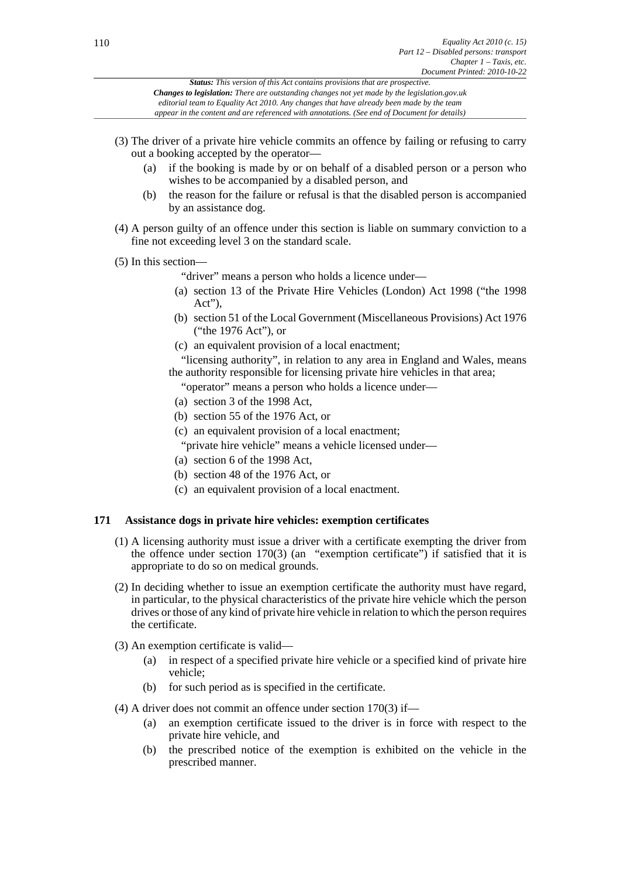(3) The driver of a private hire vehicle commits an offence by failing or refusing to carry out a booking accepted by the operator—

   (a) if the booking is made by or on behalf of a disabled person or a person who wishes to be accompanied by a disabled person, and

   (b) the reason for the failure or refusal is that the disabled person is accompanied by an assistance dog.

(4) A person guilty of an offence under this section is liable on summary conviction to a fine not exceeding level 3 on the standard scale.

(5) In this section—

"driver" means a person who holds a licence under—

   (a) section 13 of the Private Hire Vehicles (London) Act 1998 ("the 1998 Act"),

   (b) section 51 of the Local Government (Miscellaneous Provisions) Act 1976 ("the 1976 Act"), or

   (c) an equivalent provision of a local enactment;

"licensing authority", in relation to any area in England and Wales, means the authority responsible for licensing private hire vehicles in that area;

"operator" means a person who holds a licence under—

   (a) section 3 of the 1998 Act,

   (b) section 55 of the 1976 Act, or

   (c) an equivalent provision of a local enactment;

"private hire vehicle" means a vehicle licensed under—

   (a) section 6 of the 1998 Act,

   (b) section 48 of the 1976 Act, or

   (c) an equivalent provision of a local enactment.

### 171 Assistance dogs in private hire vehicles: exemption certificates

(1) A licensing authority must issue a driver with a certificate exempting the driver from the offence under section 170(3) (an "exemption certificate") if satisfied that it is appropriate to do so on medical grounds.

(2) In deciding whether to issue an exemption certificate the authority must have regard, in particular, to the physical characteristics of the private hire vehicle which the person drives or those of any kind of private hire vehicle in relation to which the person requires the certificate.

(3) An exemption certificate is valid—

   (a) in respect of a specified private hire vehicle or a specified kind of private hire vehicle;

   (b) for such period as is specified in the certificate.

(4) A driver does not commit an offence under section 170(3) if—

   (a) an exemption certificate issued to the driver is in force with respect to the private hire vehicle, and

   (b) the prescribed notice of the exemption is exhibited on the vehicle in the prescribed manner.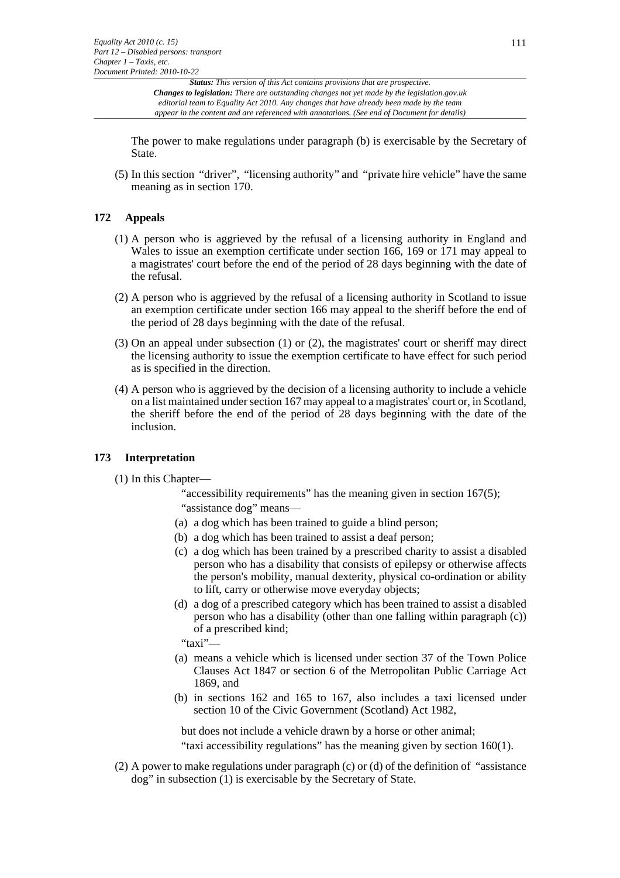The power to make regulations under paragraph (b) is exercisable by the Secretary of State.

(5) In this section "driver", "licensing authority" and "private hire vehicle" have the same meaning as in section 170.

## 172 Appeals

(1) A person who is aggrieved by the refusal of a licensing authority in England and Wales to issue an exemption certificate under section 166, 169 or 171 may appeal to a magistrates' court before the end of the period of 28 days beginning with the date of the refusal.

(2) A person who is aggrieved by the refusal of a licensing authority in Scotland to issue an exemption certificate under section 166 may appeal to the sheriff before the end of the period of 28 days beginning with the date of the refusal.

(3) On an appeal under subsection (1) or (2), the magistrates' court or sheriff may direct the licensing authority to issue the exemption certificate to have effect for such period as is specified in the direction.

(4) A person who is aggrieved by the decision of a licensing authority to include a vehicle on a list maintained under section 167 may appeal to a magistrates' court or, in Scotland, the sheriff before the end of the period of 28 days beginning with the date of the inclusion.

## 173 Interpretation

(1) In this Chapter—

"accessibility requirements" has the meaning given in section 167(5);

"assistance dog" means—

- (a) a dog which has been trained to guide a blind person;
- (b) a dog which has been trained to assist a deaf person;
- (c) a dog which has been trained by a prescribed charity to assist a disabled person who has a disability that consists of epilepsy or otherwise affects the person's mobility, manual dexterity, physical co-ordination or ability to lift, carry or otherwise move everyday objects;
- (d) a dog of a prescribed category which has been trained to assist a disabled person who has a disability (other than one falling within paragraph (c)) of a prescribed kind;

"taxi"—

- (a) means a vehicle which is licensed under section 37 of the Town Police Clauses Act 1847 or section 6 of the Metropolitan Public Carriage Act 1869, and
- (b) in sections 162 and 165 to 167, also includes a taxi licensed under section 10 of the Civic Government (Scotland) Act 1982,

but does not include a vehicle drawn by a horse or other animal;

"taxi accessibility regulations" has the meaning given by section 160(1).

(2) A power to make regulations under paragraph (c) or (d) of the definition of "assistance dog" in subsection (1) is exercisable by the Secretary of State.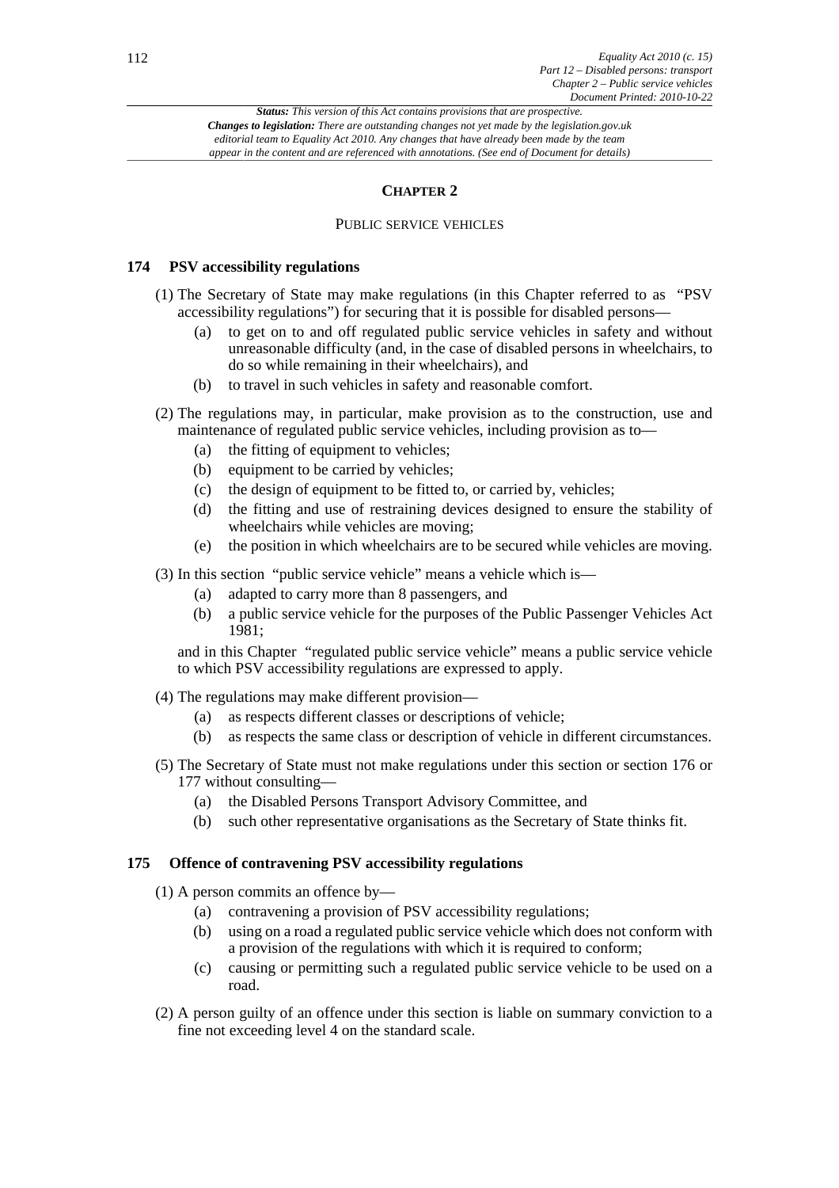## CHAPTER 2

### PUBLIC SERVICE VEHICLES

### 174 PSV accessibility regulations

(1) The Secretary of State may make regulations (in this Chapter referred to as "PSV accessibility regulations") for securing that it is possible for disabled persons—

- (a) to get on to and off regulated public service vehicles in safety and without unreasonable difficulty (and, in the case of disabled persons in wheelchairs, to do so while remaining in their wheelchairs), and
- (b) to travel in such vehicles in safety and reasonable comfort.

(2) The regulations may, in particular, make provision as to the construction, use and maintenance of regulated public service vehicles, including provision as to—

- (a) the fitting of equipment to vehicles;
- (b) equipment to be carried by vehicles;
- (c) the design of equipment to be fitted to, or carried by, vehicles;
- (d) the fitting and use of restraining devices designed to ensure the stability of wheelchairs while vehicles are moving;
- (e) the position in which wheelchairs are to be secured while vehicles are moving.

(3) In this section "public service vehicle" means a vehicle which is—

- (a) adapted to carry more than 8 passengers, and
- (b) a public service vehicle for the purposes of the Public Passenger Vehicles Act 1981;

and in this Chapter "regulated public service vehicle" means a public service vehicle to which PSV accessibility regulations are expressed to apply.

(4) The regulations may make different provision—

- (a) as respects different classes or descriptions of vehicle;
- (b) as respects the same class or description of vehicle in different circumstances.

(5) The Secretary of State must not make regulations under this section or section 176 or 177 without consulting—

- (a) the Disabled Persons Transport Advisory Committee, and
- (b) such other representative organisations as the Secretary of State thinks fit.

### 175 Offence of contravening PSV accessibility regulations

(1) A person commits an offence by—

- (a) contravening a provision of PSV accessibility regulations;
- (b) using on a road a regulated public service vehicle which does not conform with a provision of the regulations with which it is required to conform;
- (c) causing or permitting such a regulated public service vehicle to be used on a road.

(2) A person guilty of an offence under this section is liable on summary conviction to a fine not exceeding level 4 on the standard scale.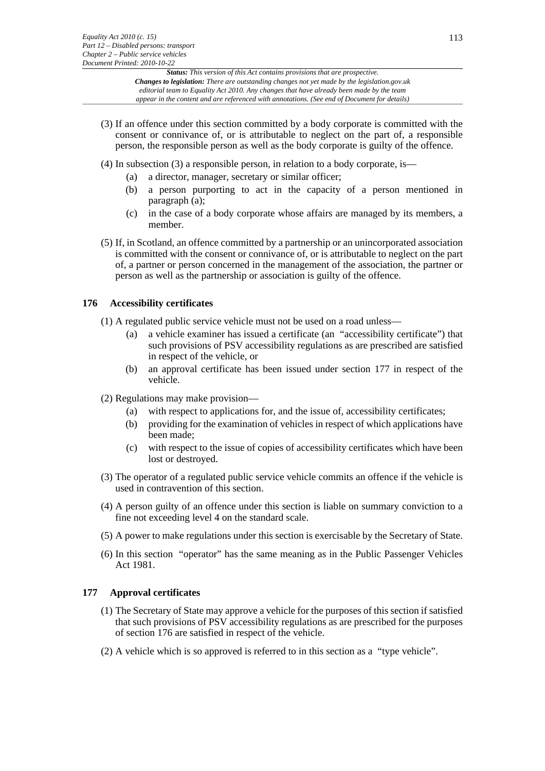(3) If an offence under this section committed by a body corporate is committed with the consent or connivance of, or is attributable to neglect on the part of, a responsible person, the responsible person as well as the body corporate is guilty of the offence.

(4) In subsection (3) a responsible person, in relation to a body corporate, is—

- (a) a director, manager, secretary or similar officer;
- (b) a person purporting to act in the capacity of a person mentioned in paragraph (a);
- (c) in the case of a body corporate whose affairs are managed by its members, a member.

(5) If, in Scotland, an offence committed by a partnership or an unincorporated association is committed with the consent or connivance of, or is attributable to neglect on the part of, a partner or person concerned in the management of the association, the partner or person as well as the partnership or association is guilty of the offence.

### 176 Accessibility certificates

(1) A regulated public service vehicle must not be used on a road unless—

- (a) a vehicle examiner has issued a certificate (an "accessibility certificate") that such provisions of PSV accessibility regulations as are prescribed are satisfied in respect of the vehicle, or
- (b) an approval certificate has been issued under section 177 in respect of the vehicle.

(2) Regulations may make provision—

- (a) with respect to applications for, and the issue of, accessibility certificates;
- (b) providing for the examination of vehicles in respect of which applications have been made;
- (c) with respect to the issue of copies of accessibility certificates which have been lost or destroyed.

(3) The operator of a regulated public service vehicle commits an offence if the vehicle is used in contravention of this section.

(4) A person guilty of an offence under this section is liable on summary conviction to a fine not exceeding level 4 on the standard scale.

(5) A power to make regulations under this section is exercisable by the Secretary of State.

(6) In this section "operator" has the same meaning as in the Public Passenger Vehicles Act 1981.

### 177 Approval certificates

(1) The Secretary of State may approve a vehicle for the purposes of this section if satisfied that such provisions of PSV accessibility regulations as are prescribed for the purposes of section 176 are satisfied in respect of the vehicle.

(2) A vehicle which is so approved is referred to in this section as a "type vehicle".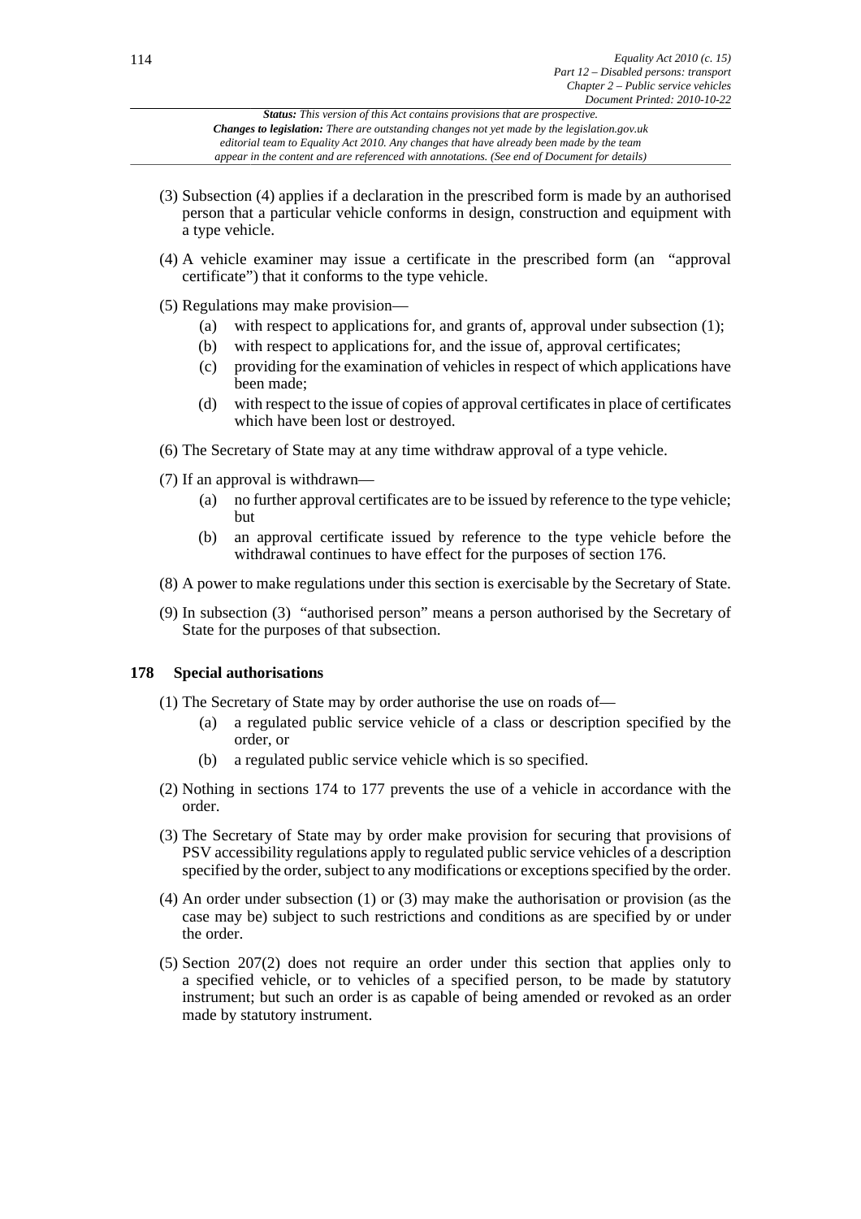(3) Subsection (4) applies if a declaration in the prescribed form is made by an authorised person that a particular vehicle conforms in design, construction and equipment with a type vehicle.

(4) A vehicle examiner may issue a certificate in the prescribed form (an "approval certificate") that it conforms to the type vehicle.

(5) Regulations may make provision—

- (a) with respect to applications for, and grants of, approval under subsection (1);
- (b) with respect to applications for, and the issue of, approval certificates;
- (c) providing for the examination of vehicles in respect of which applications have been made;
- (d) with respect to the issue of copies of approval certificates in place of certificates which have been lost or destroyed.

(6) The Secretary of State may at any time withdraw approval of a type vehicle.

(7) If an approval is withdrawn—

- (a) no further approval certificates are to be issued by reference to the type vehicle; but
- (b) an approval certificate issued by reference to the type vehicle before the withdrawal continues to have effect for the purposes of section 176.

(8) A power to make regulations under this section is exercisable by the Secretary of State.

(9) In subsection (3) "authorised person" means a person authorised by the Secretary of State for the purposes of that subsection.

## 178 Special authorisations

(1) The Secretary of State may by order authorise the use on roads of—

- (a) a regulated public service vehicle of a class or description specified by the order, or
- (b) a regulated public service vehicle which is so specified.

(2) Nothing in sections 174 to 177 prevents the use of a vehicle in accordance with the order.

(3) The Secretary of State may by order make provision for securing that provisions of PSV accessibility regulations apply to regulated public service vehicles of a description specified by the order, subject to any modifications or exceptions specified by the order.

(4) An order under subsection (1) or (3) may make the authorisation or provision (as the case may be) subject to such restrictions and conditions as are specified by or under the order.

(5) Section 207(2) does not require an order under this section that applies only to a specified vehicle, or to vehicles of a specified person, to be made by statutory instrument; but such an order is as capable of being amended or revoked as an order made by statutory instrument.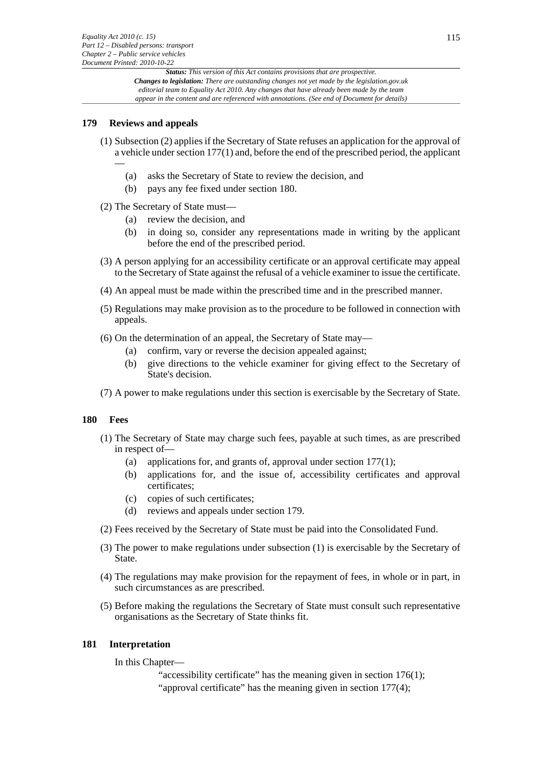### 179 Reviews and appeals

(1) Subsection (2) applies if the Secretary of State refuses an application for the approval of a vehicle under section 177(1) and, before the end of the prescribed period, the applicant —

- (a) asks the Secretary of State to review the decision, and
- (b) pays any fee fixed under section 180.

(2) The Secretary of State must—

- (a) review the decision, and
- (b) in doing so, consider any representations made in writing by the applicant before the end of the prescribed period.

(3) A person applying for an accessibility certificate or an approval certificate may appeal to the Secretary of State against the refusal of a vehicle examiner to issue the certificate.

(4) An appeal must be made within the prescribed time and in the prescribed manner.

(5) Regulations may make provision as to the procedure to be followed in connection with appeals.

(6) On the determination of an appeal, the Secretary of State may—

- (a) confirm, vary or reverse the decision appealed against;
- (b) give directions to the vehicle examiner for giving effect to the Secretary of State's decision.

(7) A power to make regulations under this section is exercisable by the Secretary of State.

### 180 Fees

(1) The Secretary of State may charge such fees, payable at such times, as are prescribed in respect of—

- (a) applications for, and grants of, approval under section 177(1);
- (b) applications for, and the issue of, accessibility certificates and approval certificates;
- (c) copies of such certificates;
- (d) reviews and appeals under section 179.

(2) Fees received by the Secretary of State must be paid into the Consolidated Fund.

(3) The power to make regulations under subsection (1) is exercisable by the Secretary of State.

(4) The regulations may make provision for the repayment of fees, in whole or in part, in such circumstances as are prescribed.

(5) Before making the regulations the Secretary of State must consult such representative organisations as the Secretary of State thinks fit.

### 181 Interpretation

In this Chapter—

"accessibility certificate" has the meaning given in section 176(1);

"approval certificate" has the meaning given in section 177(4);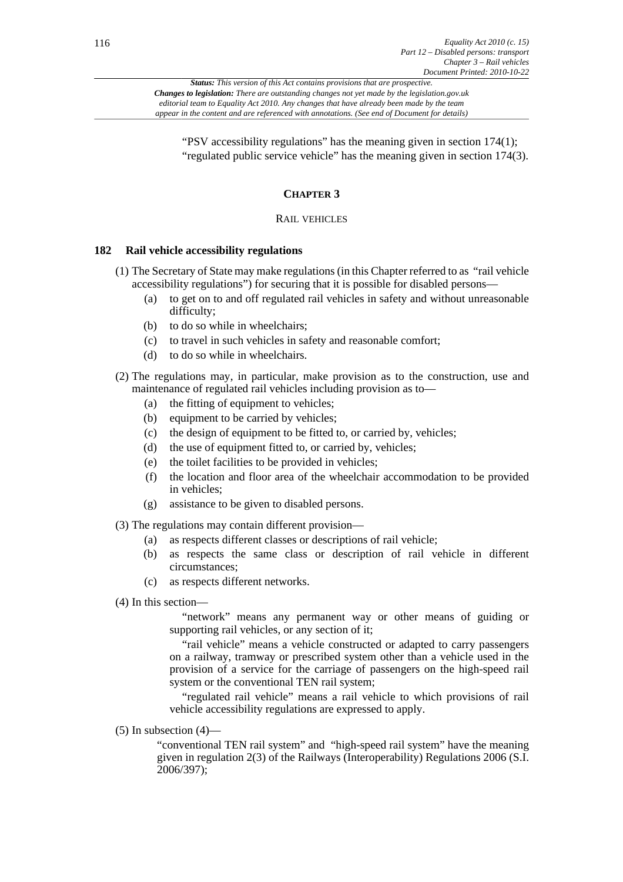"PSV accessibility regulations" has the meaning given in section 174(1);

"regulated public service vehicle" has the meaning given in section 174(3).

## CHAPTER 3

### RAIL VEHICLES

**182 Rail vehicle accessibility regulations**

(1) The Secretary of State may make regulations (in this Chapter referred to as "rail vehicle accessibility regulations") for securing that it is possible for disabled persons—

- (a) to get on to and off regulated rail vehicles in safety and without unreasonable difficulty;
- (b) to do so while in wheelchairs;
- (c) to travel in such vehicles in safety and reasonable comfort;
- (d) to do so while in wheelchairs.

(2) The regulations may, in particular, make provision as to the construction, use and maintenance of regulated rail vehicles including provision as to—

- (a) the fitting of equipment to vehicles;
- (b) equipment to be carried by vehicles;
- (c) the design of equipment to be fitted to, or carried by, vehicles;
- (d) the use of equipment fitted to, or carried by, vehicles;
- (e) the toilet facilities to be provided in vehicles;
- (f) the location and floor area of the wheelchair accommodation to be provided in vehicles;
- (g) assistance to be given to disabled persons.

(3) The regulations may contain different provision—

- (a) as respects different classes or descriptions of rail vehicle;
- (b) as respects the same class or description of rail vehicle in different circumstances;
- (c) as respects different networks.

(4) In this section—

"network" means any permanent way or other means of guiding or supporting rail vehicles, or any section of it;

"rail vehicle" means a vehicle constructed or adapted to carry passengers on a railway, tramway or prescribed system other than a vehicle used in the provision of a service for the carriage of passengers on the high-speed rail system or the conventional TEN rail system;

"regulated rail vehicle" means a rail vehicle to which provisions of rail vehicle accessibility regulations are expressed to apply.

(5) In subsection (4)—

"conventional TEN rail system" and "high-speed rail system" have the meaning given in regulation 2(3) of the Railways (Interoperability) Regulations 2006 (S.I. 2006/397);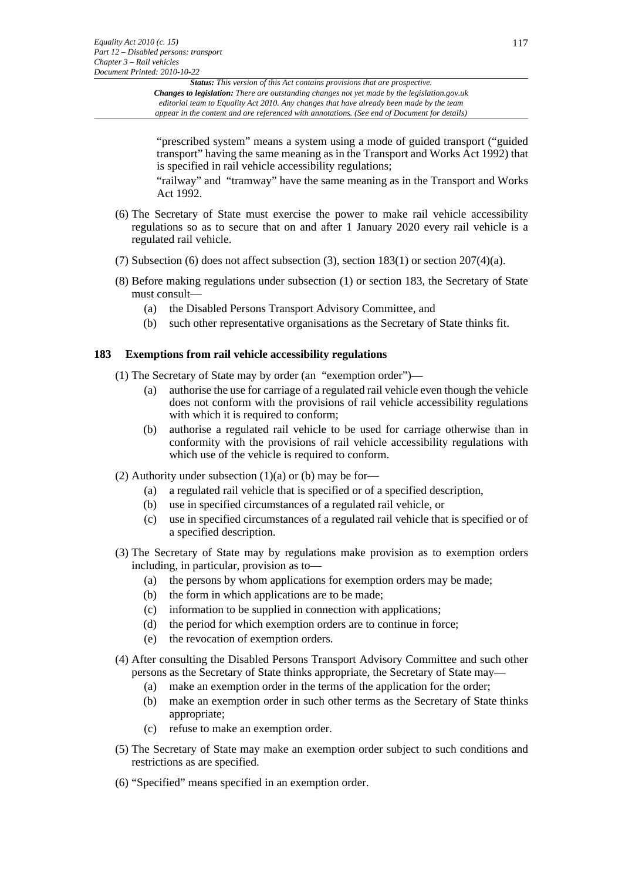"prescribed system" means a system using a mode of guided transport ("guided transport" having the same meaning as in the Transport and Works Act 1992) that is specified in rail vehicle accessibility regulations;

"railway" and "tramway" have the same meaning as in the Transport and Works Act 1992.

(6) The Secretary of State must exercise the power to make rail vehicle accessibility regulations so as to secure that on and after 1 January 2020 every rail vehicle is a regulated rail vehicle.

(7) Subsection (6) does not affect subsection (3), section 183(1) or section 207(4)(a).

(8) Before making regulations under subsection (1) or section 183, the Secretary of State must consult—

(a) the Disabled Persons Transport Advisory Committee, and

(b) such other representative organisations as the Secretary of State thinks fit.

### 183 Exemptions from rail vehicle accessibility regulations

(1) The Secretary of State may by order (an "exemption order")—

(a) authorise the use for carriage of a regulated rail vehicle even though the vehicle does not conform with the provisions of rail vehicle accessibility regulations with which it is required to conform;

(b) authorise a regulated rail vehicle to be used for carriage otherwise than in conformity with the provisions of rail vehicle accessibility regulations with which use of the vehicle is required to conform.

(2) Authority under subsection (1)(a) or (b) may be for—

(a) a regulated rail vehicle that is specified or of a specified description,

(b) use in specified circumstances of a regulated rail vehicle, or

(c) use in specified circumstances of a regulated rail vehicle that is specified or of a specified description.

(3) The Secretary of State may by regulations make provision as to exemption orders including, in particular, provision as to—

(a) the persons by whom applications for exemption orders may be made;

(b) the form in which applications are to be made;

(c) information to be supplied in connection with applications;

(d) the period for which exemption orders are to continue in force;

(e) the revocation of exemption orders.

(4) After consulting the Disabled Persons Transport Advisory Committee and such other persons as the Secretary of State thinks appropriate, the Secretary of State may—

(a) make an exemption order in the terms of the application for the order;

(b) make an exemption order in such other terms as the Secretary of State thinks appropriate;

(c) refuse to make an exemption order.

(5) The Secretary of State may make an exemption order subject to such conditions and restrictions as are specified.

(6) "Specified" means specified in an exemption order.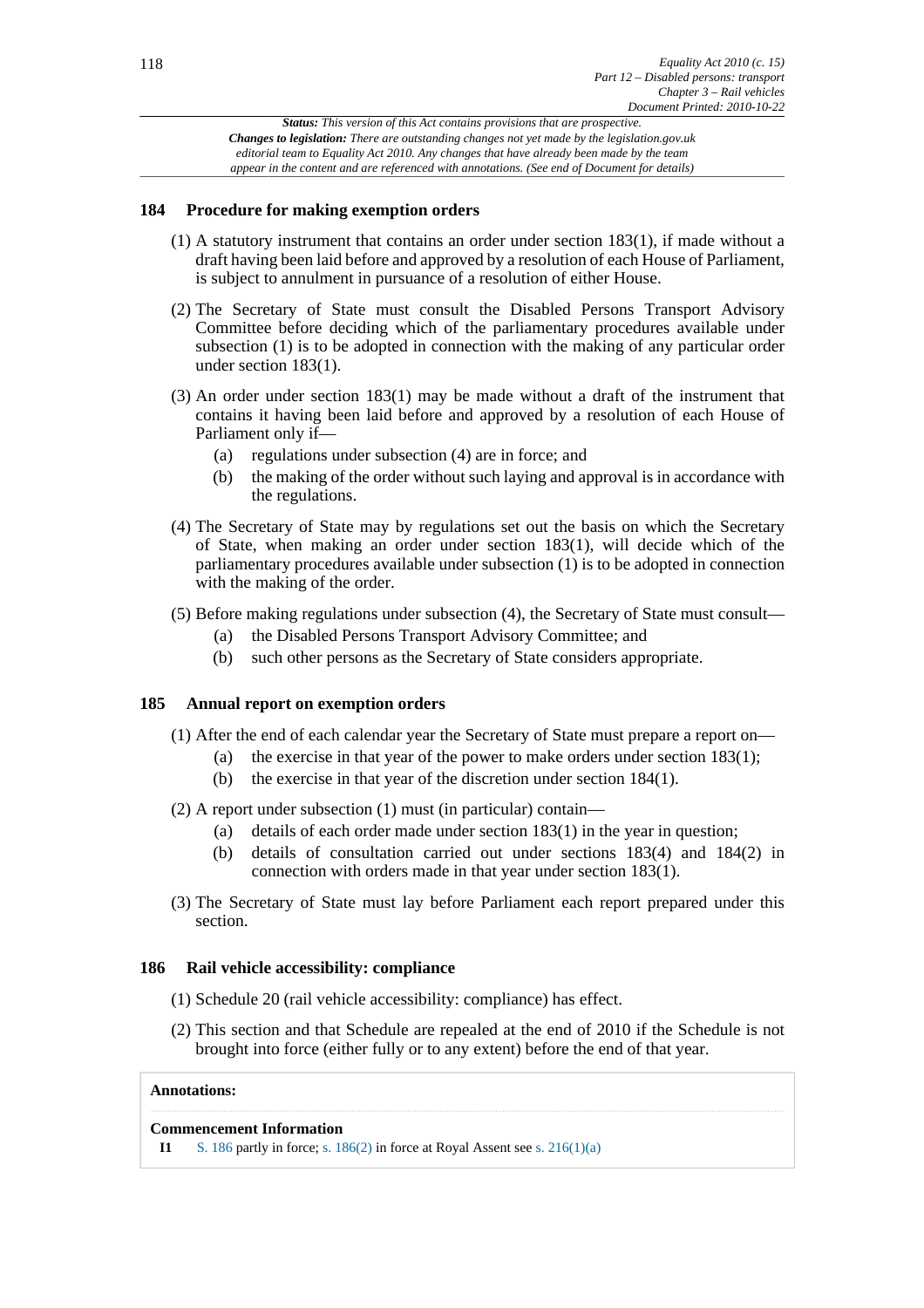**Status:** *This version of this Act contains provisions that are prospective.*
**Changes to legislation:** *There are outstanding changes not yet made by the legislation.gov.uk editorial team to Equality Act 2010. Any changes that have already been made by the team appear in the content and are referenced with annotations. (See end of Document for details)*

### 184 Procedure for making exemption orders

(1) A statutory instrument that contains an order under section 183(1), if made without a draft having been laid before and approved by a resolution of each House of Parliament, is subject to annulment in pursuance of a resolution of either House.

(2) The Secretary of State must consult the Disabled Persons Transport Advisory Committee before deciding which of the parliamentary procedures available under subsection (1) is to be adopted in connection with the making of any particular order under section 183(1).

(3) An order under section 183(1) may be made without a draft of the instrument that contains it having been laid before and approved by a resolution of each House of Parliament only if—

- (a) regulations under subsection (4) are in force; and
- (b) the making of the order without such laying and approval is in accordance with the regulations.

(4) The Secretary of State may by regulations set out the basis on which the Secretary of State, when making an order under section 183(1), will decide which of the parliamentary procedures available under subsection (1) is to be adopted in connection with the making of the order.

(5) Before making regulations under subsection (4), the Secretary of State must consult—

- (a) the Disabled Persons Transport Advisory Committee; and
- (b) such other persons as the Secretary of State considers appropriate.

### 185 Annual report on exemption orders

(1) After the end of each calendar year the Secretary of State must prepare a report on—

- (a) the exercise in that year of the power to make orders under section 183(1);
- (b) the exercise in that year of the discretion under section 184(1).

(2) A report under subsection (1) must (in particular) contain—

- (a) details of each order made under section 183(1) in the year in question;
- (b) details of consultation carried out under sections 183(4) and 184(2) in connection with orders made in that year under section 183(1).

(3) The Secretary of State must lay before Parliament each report prepared under this section.

### 186 Rail vehicle accessibility: compliance

(1) Schedule 20 (rail vehicle accessibility: compliance) has effect.

(2) This section and that Schedule are repealed at the end of 2010 if the Schedule is not brought into force (either fully or to any extent) before the end of that year.

**Annotations:**

**Commencement Information**

**I1** S. 186 partly in force; s. 186(2) in force at Royal Assent see s. 216(1)(a)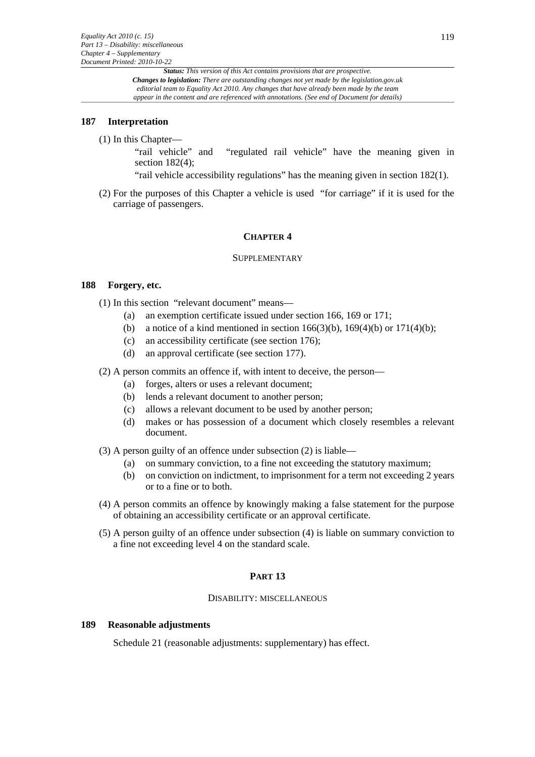### 187 Interpretation

(1) In this Chapter—

"rail vehicle" and "regulated rail vehicle" have the meaning given in section 182(4);

"rail vehicle accessibility regulations" has the meaning given in section 182(1).

(2) For the purposes of this Chapter a vehicle is used "for carriage" if it is used for the carriage of passengers.

## CHAPTER 4

### SUPPLEMENTARY

### 188 Forgery, etc.

(1) In this section "relevant document" means—

- (a) an exemption certificate issued under section 166, 169 or 171;
- (b) a notice of a kind mentioned in section 166(3)(b), 169(4)(b) or 171(4)(b);
- (c) an accessibility certificate (see section 176);
- (d) an approval certificate (see section 177).

(2) A person commits an offence if, with intent to deceive, the person—

- (a) forges, alters or uses a relevant document;
- (b) lends a relevant document to another person;
- (c) allows a relevant document to be used by another person;
- (d) makes or has possession of a document which closely resembles a relevant document.

(3) A person guilty of an offence under subsection (2) is liable—

- (a) on summary conviction, to a fine not exceeding the statutory maximum;
- (b) on conviction on indictment, to imprisonment for a term not exceeding 2 years or to a fine or to both.

(4) A person commits an offence by knowingly making a false statement for the purpose of obtaining an accessibility certificate or an approval certificate.

(5) A person guilty of an offence under subsection (4) is liable on summary conviction to a fine not exceeding level 4 on the standard scale.

# PART 13

## DISABILITY: MISCELLANEOUS

### 189 Reasonable adjustments

Schedule 21 (reasonable adjustments: supplementary) has effect.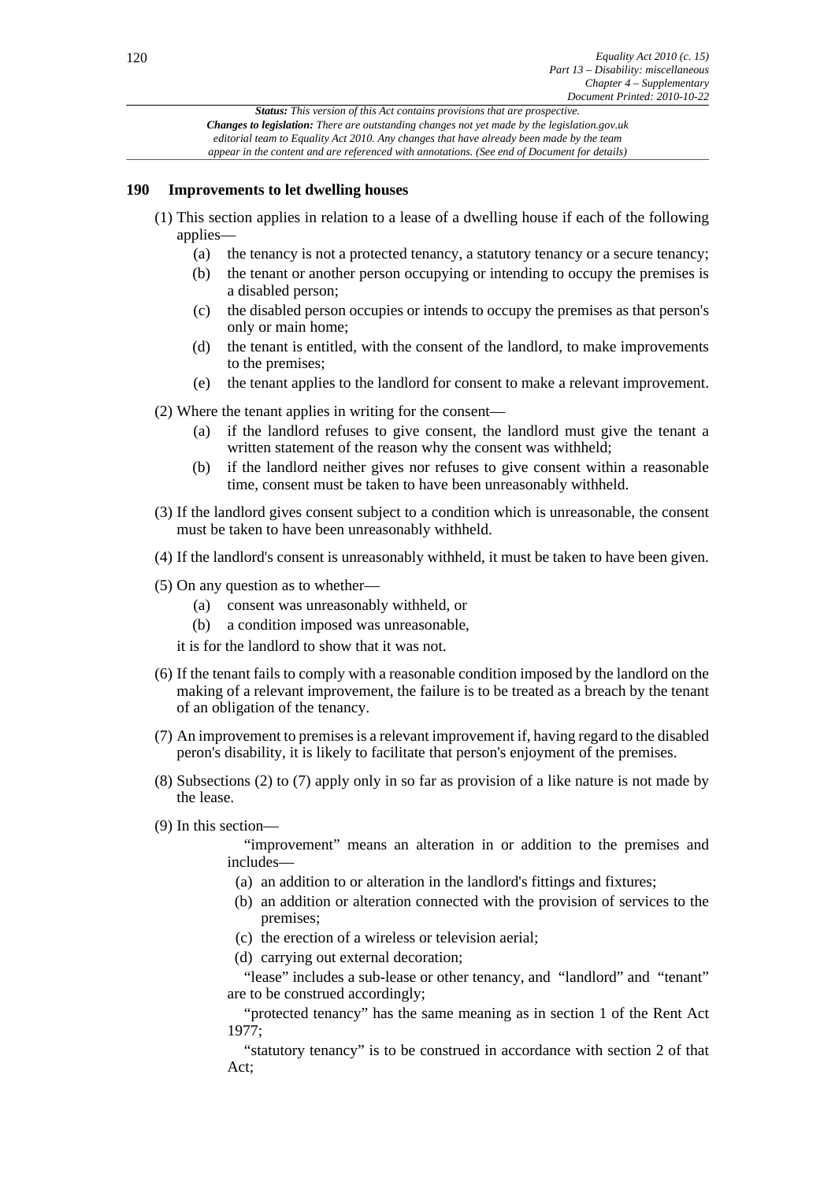**Status:** *This version of this Act contains provisions that are prospective.*
***Changes to legislation:*** *There are outstanding changes not yet made by the legislation.gov.uk editorial team to Equality Act 2010. Any changes that have already been made by the team appear in the content and are referenced with annotations. (See end of Document for details)*

### 190 Improvements to let dwelling houses

(1) This section applies in relation to a lease of a dwelling house if each of the following applies—

- (a) the tenancy is not a protected tenancy, a statutory tenancy or a secure tenancy;
- (b) the tenant or another person occupying or intending to occupy the premises is a disabled person;
- (c) the disabled person occupies or intends to occupy the premises as that person's only or main home;
- (d) the tenant is entitled, with the consent of the landlord, to make improvements to the premises;
- (e) the tenant applies to the landlord for consent to make a relevant improvement.

(2) Where the tenant applies in writing for the consent—

- (a) if the landlord refuses to give consent, the landlord must give the tenant a written statement of the reason why the consent was withheld;
- (b) if the landlord neither gives nor refuses to give consent within a reasonable time, consent must be taken to have been unreasonably withheld.

(3) If the landlord gives consent subject to a condition which is unreasonable, the consent must be taken to have been unreasonably withheld.

(4) If the landlord's consent is unreasonably withheld, it must be taken to have been given.

(5) On any question as to whether—

- (a) consent was unreasonably withheld, or
- (b) a condition imposed was unreasonable,

it is for the landlord to show that it was not.

(6) If the tenant fails to comply with a reasonable condition imposed by the landlord on the making of a relevant improvement, the failure is to be treated as a breach by the tenant of an obligation of the tenancy.

(7) An improvement to premises is a relevant improvement if, having regard to the disabled peron's disability, it is likely to facilitate that person's enjoyment of the premises.

(8) Subsections (2) to (7) apply only in so far as provision of a like nature is not made by the lease.

(9) In this section—

"improvement" means an alteration in or addition to the premises and includes—

- (a) an addition to or alteration in the landlord's fittings and fixtures;
- (b) an addition or alteration connected with the provision of services to the premises;
- (c) the erection of a wireless or television aerial;
- (d) carrying out external decoration;

"lease" includes a sub-lease or other tenancy, and "landlord" and "tenant" are to be construed accordingly;

"protected tenancy" has the same meaning as in section 1 of the Rent Act 1977;

"statutory tenancy" is to be construed in accordance with section 2 of that Act;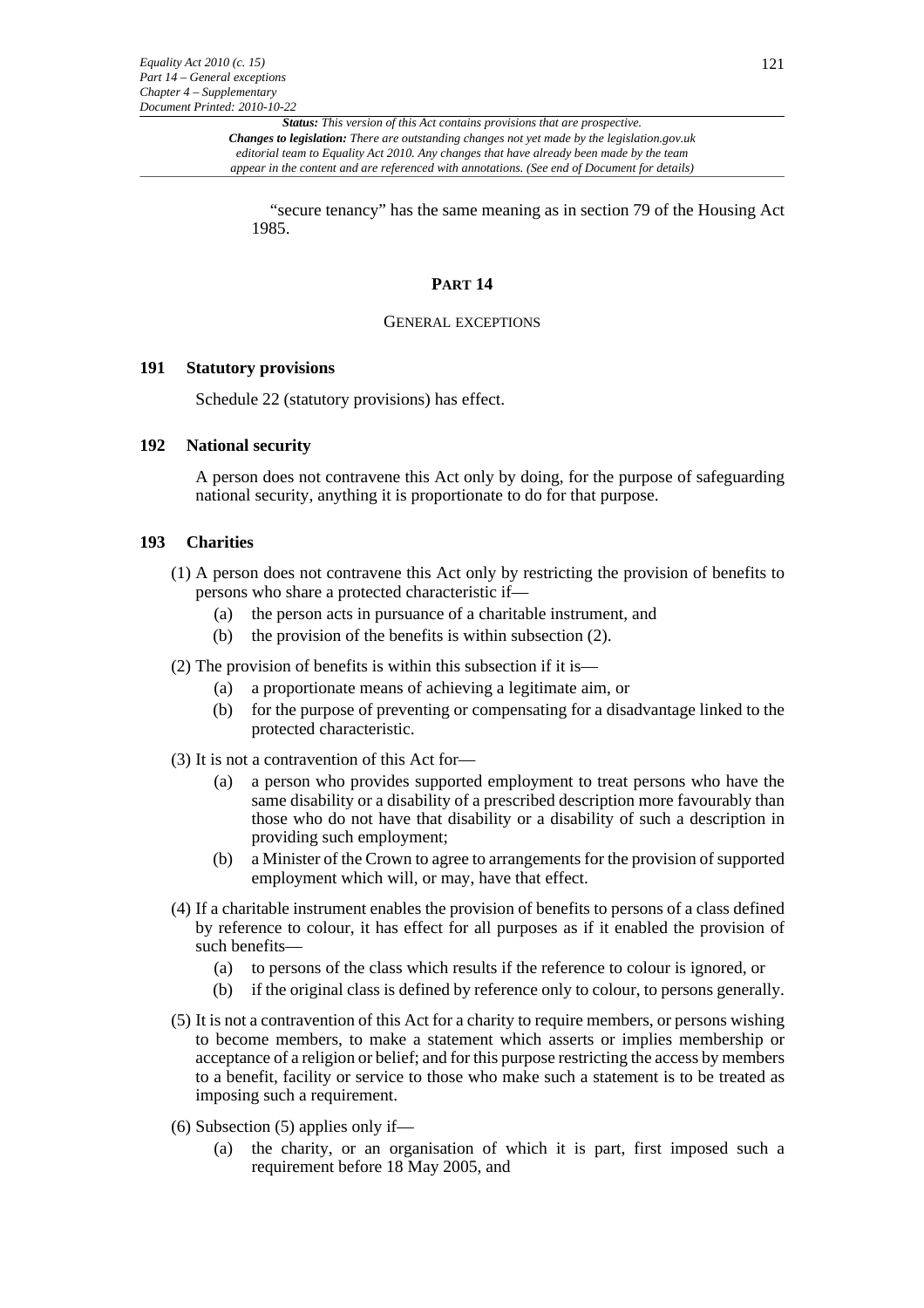"secure tenancy" has the same meaning as in section 79 of the Housing Act 1985.

## PART 14

### GENERAL EXCEPTIONS

#### 191 Statutory provisions

Schedule 22 (statutory provisions) has effect.

#### 192 National security

A person does not contravene this Act only by doing, for the purpose of safeguarding national security, anything it is proportionate to do for that purpose.

#### 193 Charities

(1) A person does not contravene this Act only by restricting the provision of benefits to persons who share a protected characteristic if—

- (a) the person acts in pursuance of a charitable instrument, and
- (b) the provision of the benefits is within subsection (2).

(2) The provision of benefits is within this subsection if it is—

- (a) a proportionate means of achieving a legitimate aim, or
- (b) for the purpose of preventing or compensating for a disadvantage linked to the protected characteristic.

(3) It is not a contravention of this Act for—

- (a) a person who provides supported employment to treat persons who have the same disability or a disability of a prescribed description more favourably than those who do not have that disability or a disability of such a description in providing such employment;
- (b) a Minister of the Crown to agree to arrangements for the provision of supported employment which will, or may, have that effect.

(4) If a charitable instrument enables the provision of benefits to persons of a class defined by reference to colour, it has effect for all purposes as if it enabled the provision of such benefits—

- (a) to persons of the class which results if the reference to colour is ignored, or
- (b) if the original class is defined by reference only to colour, to persons generally.

(5) It is not a contravention of this Act for a charity to require members, or persons wishing to become members, to make a statement which asserts or implies membership or acceptance of a religion or belief; and for this purpose restricting the access by members to a benefit, facility or service to those who make such a statement is to be treated as imposing such a requirement.

(6) Subsection (5) applies only if—

- (a) the charity, or an organisation of which it is part, first imposed such a requirement before 18 May 2005, and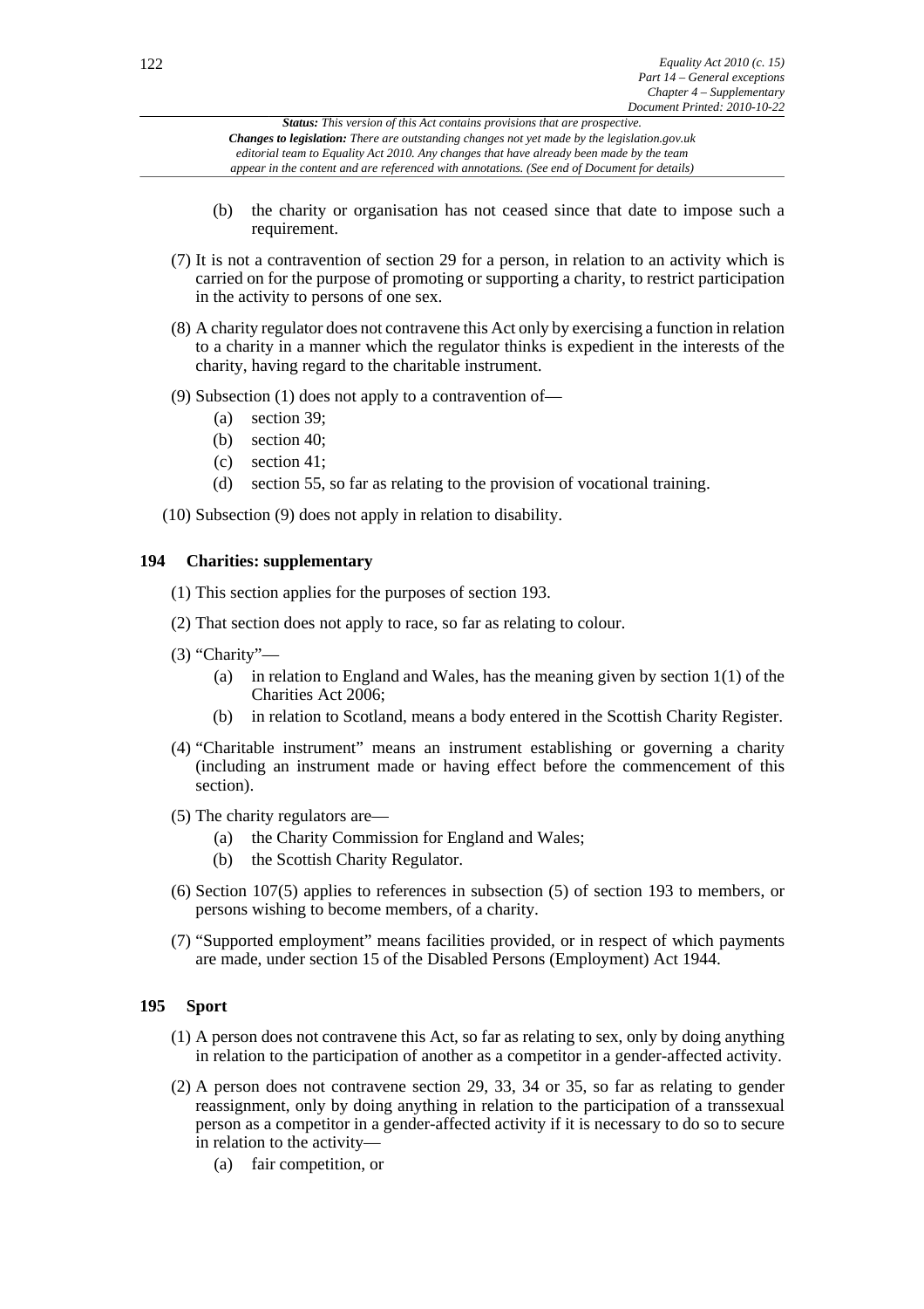(b) the charity or organisation has not ceased since that date to impose such a requirement.

(7) It is not a contravention of section 29 for a person, in relation to an activity which is carried on for the purpose of promoting or supporting a charity, to restrict participation in the activity to persons of one sex.

(8) A charity regulator does not contravene this Act only by exercising a function in relation to a charity in a manner which the regulator thinks is expedient in the interests of the charity, having regard to the charitable instrument.

(9) Subsection (1) does not apply to a contravention of—

(a) section 39;

(b) section 40;

(c) section 41;

(d) section 55, so far as relating to the provision of vocational training.

(10) Subsection (9) does not apply in relation to disability.

### 194 Charities: supplementary

(1) This section applies for the purposes of section 193.

(2) That section does not apply to race, so far as relating to colour.

(3) "Charity"—

(a) in relation to England and Wales, has the meaning given by section 1(1) of the Charities Act 2006;

(b) in relation to Scotland, means a body entered in the Scottish Charity Register.

(4) "Charitable instrument" means an instrument establishing or governing a charity (including an instrument made or having effect before the commencement of this section).

(5) The charity regulators are—

(a) the Charity Commission for England and Wales;

(b) the Scottish Charity Regulator.

(6) Section 107(5) applies to references in subsection (5) of section 193 to members, or persons wishing to become members, of a charity.

(7) "Supported employment" means facilities provided, or in respect of which payments are made, under section 15 of the Disabled Persons (Employment) Act 1944.

### 195 Sport

(1) A person does not contravene this Act, so far as relating to sex, only by doing anything in relation to the participation of another as a competitor in a gender-affected activity.

(2) A person does not contravene section 29, 33, 34 or 35, so far as relating to gender reassignment, only by doing anything in relation to the participation of a transsexual person as a competitor in a gender-affected activity if it is necessary to do so to secure in relation to the activity—

(a) fair competition, or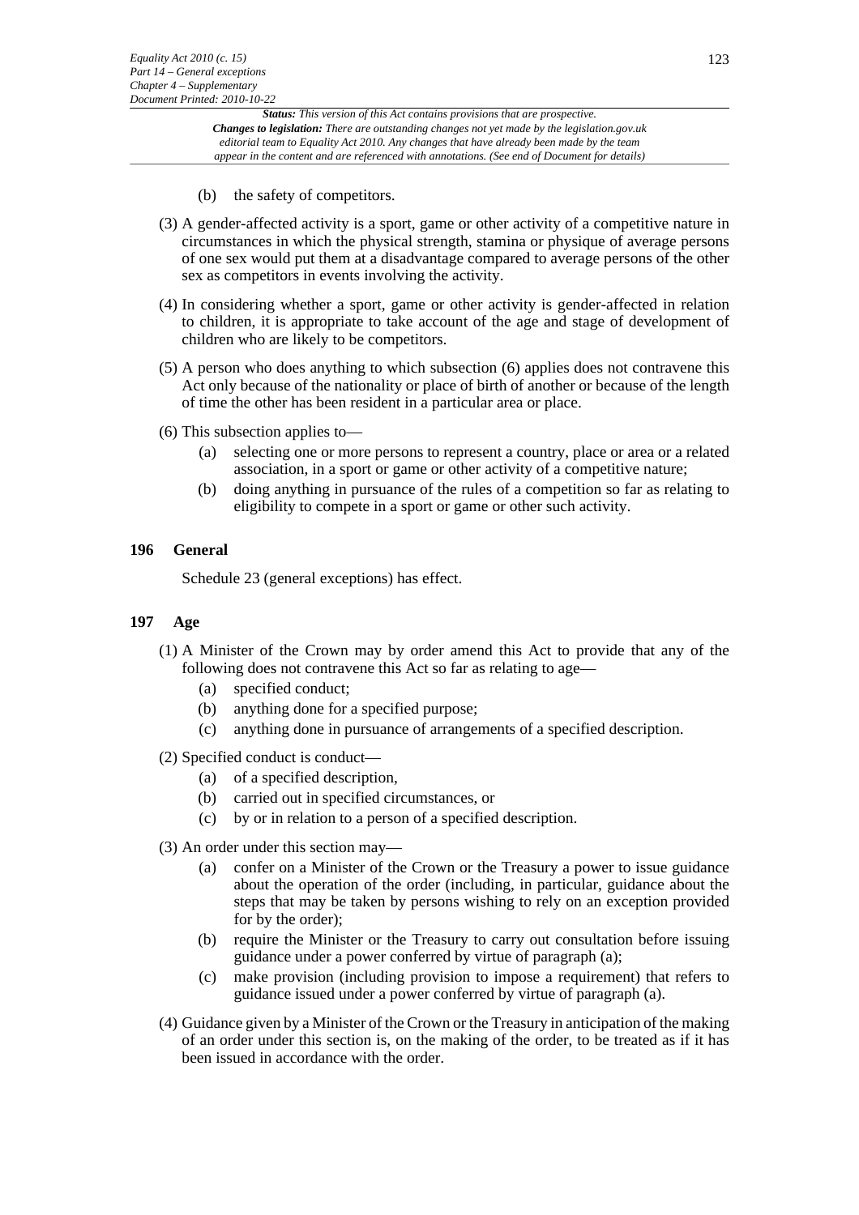(b) the safety of competitors.

(3) A gender-affected activity is a sport, game or other activity of a competitive nature in circumstances in which the physical strength, stamina or physique of average persons of one sex would put them at a disadvantage compared to average persons of the other sex as competitors in events involving the activity.

(4) In considering whether a sport, game or other activity is gender-affected in relation to children, it is appropriate to take account of the age and stage of development of children who are likely to be competitors.

(5) A person who does anything to which subsection (6) applies does not contravene this Act only because of the nationality or place of birth of another or because of the length of time the other has been resident in a particular area or place.

(6) This subsection applies to—

- (a) selecting one or more persons to represent a country, place or area or a related association, in a sport or game or other activity of a competitive nature;
- (b) doing anything in pursuance of the rules of a competition so far as relating to eligibility to compete in a sport or game or other such activity.

### 196 General

Schedule 23 (general exceptions) has effect.

### 197 Age

(1) A Minister of the Crown may by order amend this Act to provide that any of the following does not contravene this Act so far as relating to age—

- (a) specified conduct;
- (b) anything done for a specified purpose;
- (c) anything done in pursuance of arrangements of a specified description.

(2) Specified conduct is conduct—

- (a) of a specified description,
- (b) carried out in specified circumstances, or
- (c) by or in relation to a person of a specified description.

(3) An order under this section may—

- (a) confer on a Minister of the Crown or the Treasury a power to issue guidance about the operation of the order (including, in particular, guidance about the steps that may be taken by persons wishing to rely on an exception provided for by the order);
- (b) require the Minister or the Treasury to carry out consultation before issuing guidance under a power conferred by virtue of paragraph (a);
- (c) make provision (including provision to impose a requirement) that refers to guidance issued under a power conferred by virtue of paragraph (a).

(4) Guidance given by a Minister of the Crown or the Treasury in anticipation of the making of an order under this section is, on the making of the order, to be treated as if it has been issued in accordance with the order.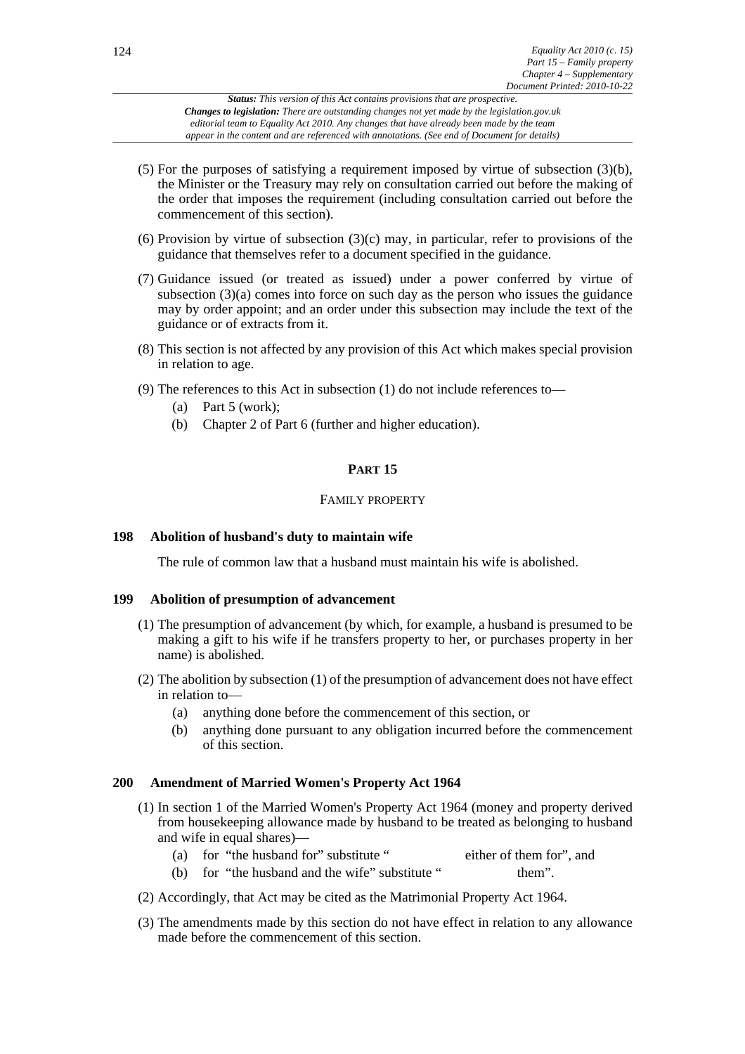(5) For the purposes of satisfying a requirement imposed by virtue of subsection (3)(b), the Minister or the Treasury may rely on consultation carried out before the making of the order that imposes the requirement (including consultation carried out before the commencement of this section).

(6) Provision by virtue of subsection (3)(c) may, in particular, refer to provisions of the guidance that themselves refer to a document specified in the guidance.

(7) Guidance issued (or treated as issued) under a power conferred by virtue of subsection (3)(a) comes into force on such day as the person who issues the guidance may by order appoint; and an order under this subsection may include the text of the guidance or of extracts from it.

(8) This section is not affected by any provision of this Act which makes special provision in relation to age.

(9) The references to this Act in subsection (1) do not include references to—

- (a) Part 5 (work);
- (b) Chapter 2 of Part 6 (further and higher education).

## PART 15

### FAMILY PROPERTY

### 198 Abolition of husband's duty to maintain wife

The rule of common law that a husband must maintain his wife is abolished.

### 199 Abolition of presumption of advancement

(1) The presumption of advancement (by which, for example, a husband is presumed to be making a gift to his wife if he transfers property to her, or purchases property in her name) is abolished.

(2) The abolition by subsection (1) of the presumption of advancement does not have effect in relation to—

- (a) anything done before the commencement of this section, or
- (b) anything done pursuant to any obligation incurred before the commencement of this section.

### 200 Amendment of Married Women's Property Act 1964

(1) In section 1 of the Married Women's Property Act 1964 (money and property derived from housekeeping allowance made by husband to be treated as belonging to husband and wife in equal shares)—

- (a) for "the husband for" substitute " either of them for", and
- (b) for "the husband and the wife" substitute " them".

(2) Accordingly, that Act may be cited as the Matrimonial Property Act 1964.

(3) The amendments made by this section do not have effect in relation to any allowance made before the commencement of this section.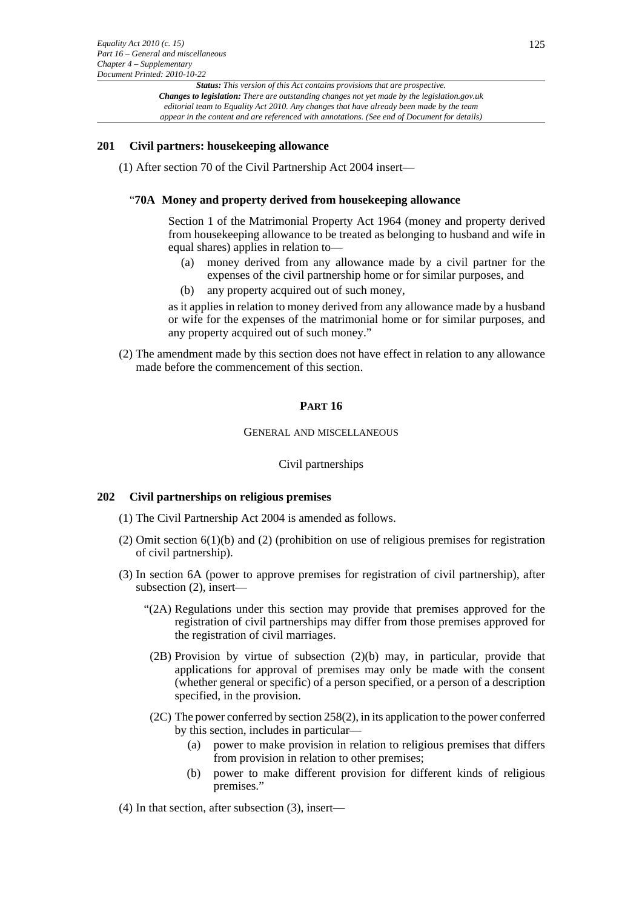### 201 Civil partners: housekeeping allowance

(1) After section 70 of the Civil Partnership Act 2004 insert—

"**70A Money and property derived from housekeeping allowance**

Section 1 of the Matrimonial Property Act 1964 (money and property derived from housekeeping allowance to be treated as belonging to husband and wife in equal shares) applies in relation to—

(a) money derived from any allowance made by a civil partner for the expenses of the civil partnership home or for similar purposes, and

(b) any property acquired out of such money,

as it applies in relation to money derived from any allowance made by a husband or wife for the expenses of the matrimonial home or for similar purposes, and any property acquired out of such money."

(2) The amendment made by this section does not have effect in relation to any allowance made before the commencement of this section.

## PART 16

### GENERAL AND MISCELLANEOUS

#### Civil partnerships

### 202 Civil partnerships on religious premises

(1) The Civil Partnership Act 2004 is amended as follows.

(2) Omit section 6(1)(b) and (2) (prohibition on use of religious premises for registration of civil partnership).

(3) In section 6A (power to approve premises for registration of civil partnership), after subsection (2), insert—

"(2A) Regulations under this section may provide that premises approved for the registration of civil partnerships may differ from those premises approved for the registration of civil marriages.

(2B) Provision by virtue of subsection (2)(b) may, in particular, provide that applications for approval of premises may only be made with the consent (whether general or specific) of a person specified, or a person of a description specified, in the provision.

(2C) The power conferred by section 258(2), in its application to the power conferred by this section, includes in particular—

(a) power to make provision in relation to religious premises that differs from provision in relation to other premises;

(b) power to make different provision for different kinds of religious premises."

(4) In that section, after subsection (3), insert—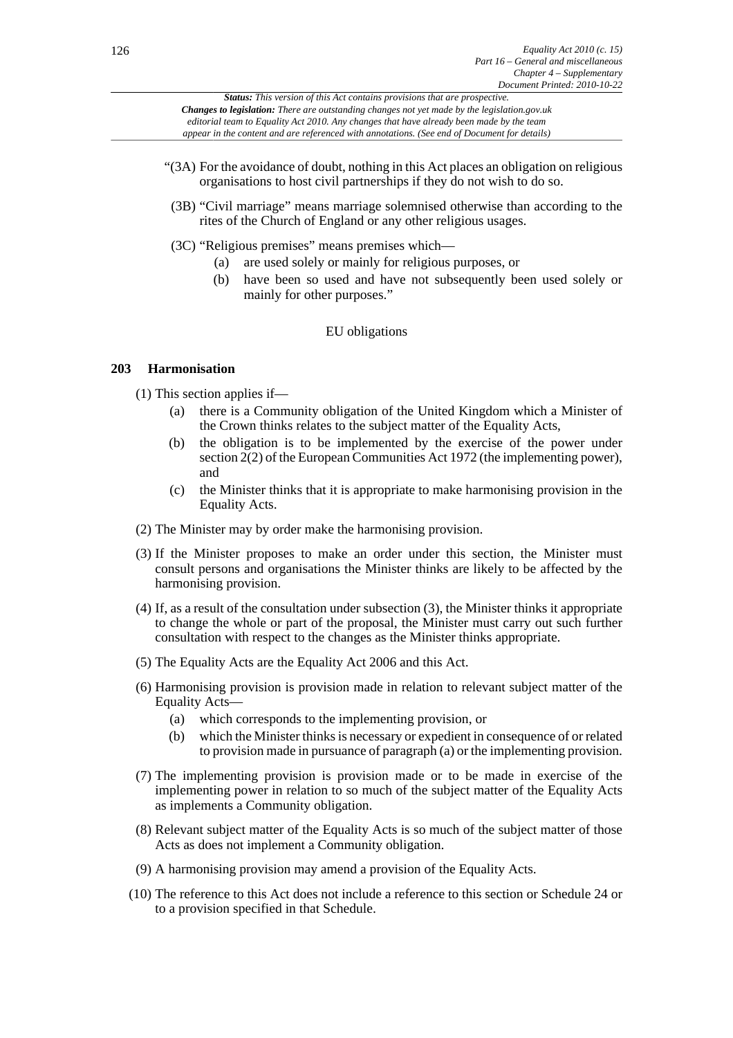"(3A) For the avoidance of doubt, nothing in this Act places an obligation on religious organisations to host civil partnerships if they do not wish to do so.

(3B) "Civil marriage" means marriage solemnised otherwise than according to the rites of the Church of England or any other religious usages.

(3C) "Religious premises" means premises which—

(a) are used solely or mainly for religious purposes, or

(b) have been so used and have not subsequently been used solely or mainly for other purposes."

EU obligations

**203 Harmonisation**

(1) This section applies if—

(a) there is a Community obligation of the United Kingdom which a Minister of the Crown thinks relates to the subject matter of the Equality Acts,

(b) the obligation is to be implemented by the exercise of the power under section 2(2) of the European Communities Act 1972 (the implementing power), and

(c) the Minister thinks that it is appropriate to make harmonising provision in the Equality Acts.

(2) The Minister may by order make the harmonising provision.

(3) If the Minister proposes to make an order under this section, the Minister must consult persons and organisations the Minister thinks are likely to be affected by the harmonising provision.

(4) If, as a result of the consultation under subsection (3), the Minister thinks it appropriate to change the whole or part of the proposal, the Minister must carry out such further consultation with respect to the changes as the Minister thinks appropriate.

(5) The Equality Acts are the Equality Act 2006 and this Act.

(6) Harmonising provision is provision made in relation to relevant subject matter of the Equality Acts—

(a) which corresponds to the implementing provision, or

(b) which the Minister thinks is necessary or expedient in consequence of or related to provision made in pursuance of paragraph (a) or the implementing provision.

(7) The implementing provision is provision made or to be made in exercise of the implementing power in relation to so much of the subject matter of the Equality Acts as implements a Community obligation.

(8) Relevant subject matter of the Equality Acts is so much of the subject matter of those Acts as does not implement a Community obligation.

(9) A harmonising provision may amend a provision of the Equality Acts.

(10) The reference to this Act does not include a reference to this section or Schedule 24 or to a provision specified in that Schedule.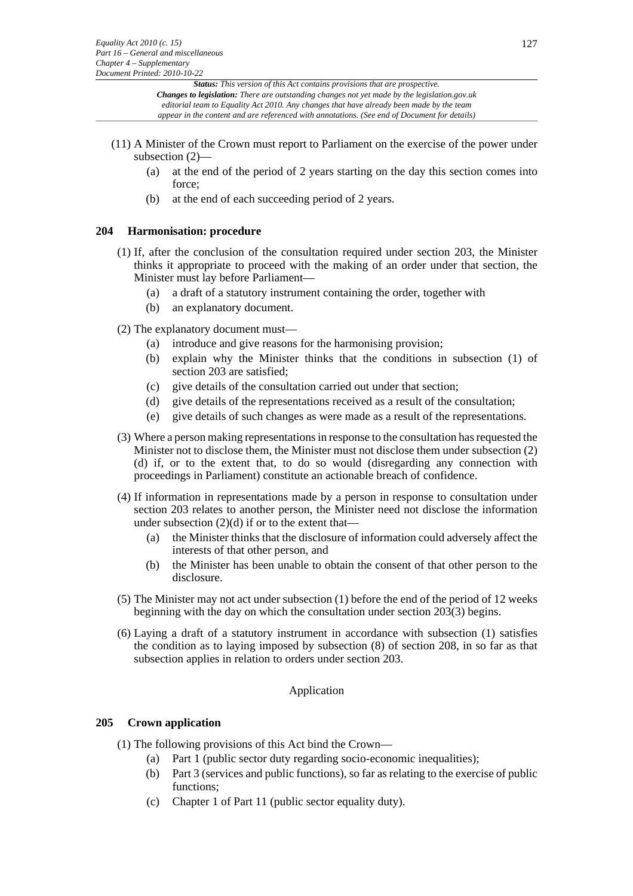(11) A Minister of the Crown must report to Parliament on the exercise of the power under subsection (2)—

  (a) at the end of the period of 2 years starting on the day this section comes into force;

  (b) at the end of each succeeding period of 2 years.

**204 Harmonisation: procedure**

(1) If, after the conclusion of the consultation required under section 203, the Minister thinks it appropriate to proceed with the making of an order under that section, the Minister must lay before Parliament—

  (a) a draft of a statutory instrument containing the order, together with

  (b) an explanatory document.

(2) The explanatory document must—

  (a) introduce and give reasons for the harmonising provision;

  (b) explain why the Minister thinks that the conditions in subsection (1) of section 203 are satisfied;

  (c) give details of the consultation carried out under that section;

  (d) give details of the representations received as a result of the consultation;

  (e) give details of such changes as were made as a result of the representations.

(3) Where a person making representations in response to the consultation has requested the Minister not to disclose them, the Minister must not disclose them under subsection (2)(d) if, or to the extent that, to do so would (disregarding any connection with proceedings in Parliament) constitute an actionable breach of confidence.

(4) If information in representations made by a person in response to consultation under section 203 relates to another person, the Minister need not disclose the information under subsection (2)(d) if or to the extent that—

  (a) the Minister thinks that the disclosure of information could adversely affect the interests of that other person, and

  (b) the Minister has been unable to obtain the consent of that other person to the disclosure.

(5) The Minister may not act under subsection (1) before the end of the period of 12 weeks beginning with the day on which the consultation under section 203(3) begins.

(6) Laying a draft of a statutory instrument in accordance with subsection (1) satisfies the condition as to laying imposed by subsection (8) of section 208, in so far as that subsection applies in relation to orders under section 203.

Application

**205 Crown application**

(1) The following provisions of this Act bind the Crown—

  (a) Part 1 (public sector duty regarding socio-economic inequalities);

  (b) Part 3 (services and public functions), so far as relating to the exercise of public functions;

  (c) Chapter 1 of Part 11 (public sector equality duty).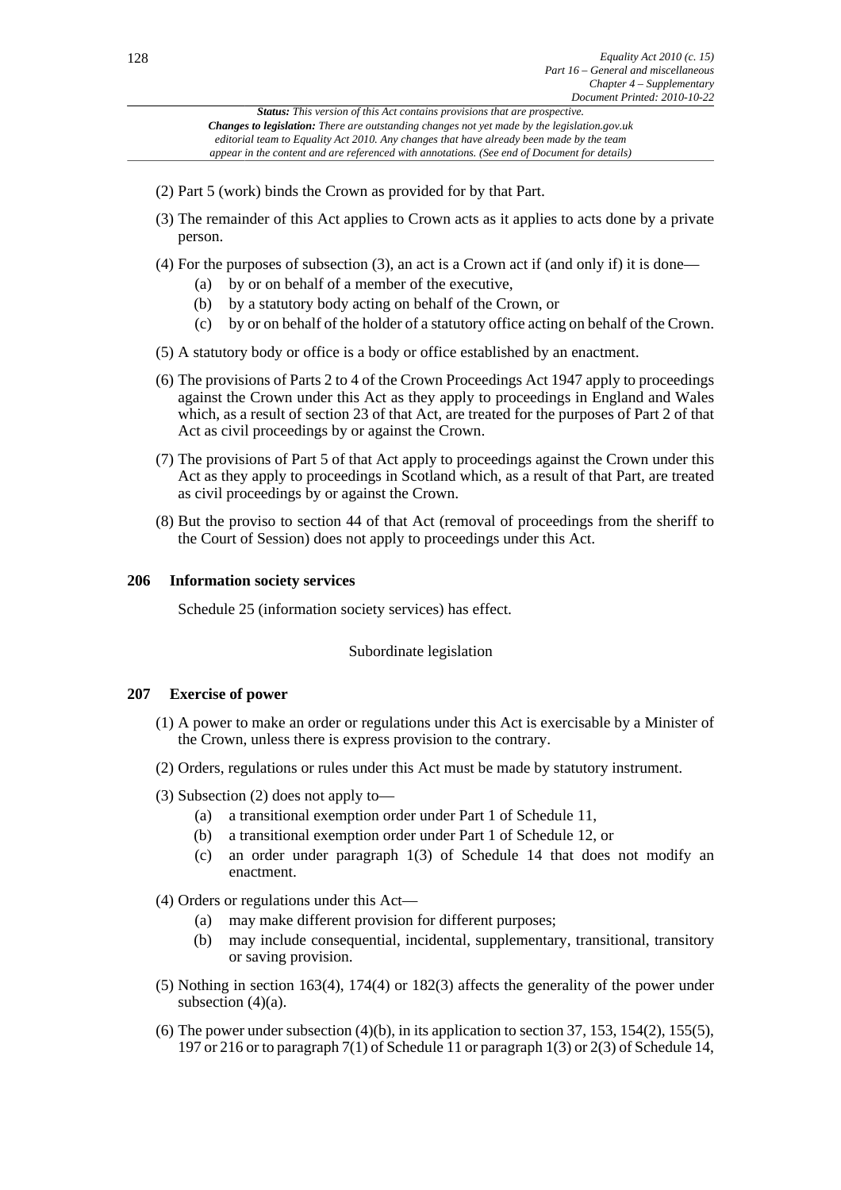(2) Part 5 (work) binds the Crown as provided for by that Part.

(3) The remainder of this Act applies to Crown acts as it applies to acts done by a private person.

(4) For the purposes of subsection (3), an act is a Crown act if (and only if) it is done—

- (a) by or on behalf of a member of the executive,
- (b) by a statutory body acting on behalf of the Crown, or
- (c) by or on behalf of the holder of a statutory office acting on behalf of the Crown.

(5) A statutory body or office is a body or office established by an enactment.

(6) The provisions of Parts 2 to 4 of the Crown Proceedings Act 1947 apply to proceedings against the Crown under this Act as they apply to proceedings in England and Wales which, as a result of section 23 of that Act, are treated for the purposes of Part 2 of that Act as civil proceedings by or against the Crown.

(7) The provisions of Part 5 of that Act apply to proceedings against the Crown under this Act as they apply to proceedings in Scotland which, as a result of that Part, are treated as civil proceedings by or against the Crown.

(8) But the proviso to section 44 of that Act (removal of proceedings from the sheriff to the Court of Session) does not apply to proceedings under this Act.

### 206 Information society services

Schedule 25 (information society services) has effect.

Subordinate legislation

### 207 Exercise of power

(1) A power to make an order or regulations under this Act is exercisable by a Minister of the Crown, unless there is express provision to the contrary.

(2) Orders, regulations or rules under this Act must be made by statutory instrument.

(3) Subsection (2) does not apply to—

- (a) a transitional exemption order under Part 1 of Schedule 11,
- (b) a transitional exemption order under Part 1 of Schedule 12, or
- (c) an order under paragraph 1(3) of Schedule 14 that does not modify an enactment.

(4) Orders or regulations under this Act—

- (a) may make different provision for different purposes;
- (b) may include consequential, incidental, supplementary, transitional, transitory or saving provision.

(5) Nothing in section 163(4), 174(4) or 182(3) affects the generality of the power under subsection (4)(a).

(6) The power under subsection (4)(b), in its application to section 37, 153, 154(2), 155(5), 197 or 216 or to paragraph 7(1) of Schedule 11 or paragraph 1(3) or 2(3) of Schedule 14,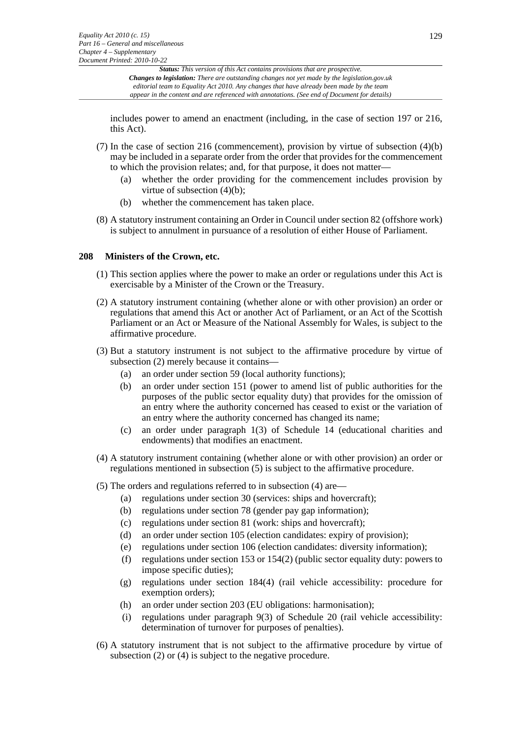includes power to amend an enactment (including, in the case of section 197 or 216, this Act).

(7) In the case of section 216 (commencement), provision by virtue of subsection (4)(b) may be included in a separate order from the order that provides for the commencement to which the provision relates; and, for that purpose, it does not matter—

(a) whether the order providing for the commencement includes provision by virtue of subsection (4)(b);

(b) whether the commencement has taken place.

(8) A statutory instrument containing an Order in Council under section 82 (offshore work) is subject to annulment in pursuance of a resolution of either House of Parliament.

## 208 Ministers of the Crown, etc.

(1) This section applies where the power to make an order or regulations under this Act is exercisable by a Minister of the Crown or the Treasury.

(2) A statutory instrument containing (whether alone or with other provision) an order or regulations that amend this Act or another Act of Parliament, or an Act of the Scottish Parliament or an Act or Measure of the National Assembly for Wales, is subject to the affirmative procedure.

(3) But a statutory instrument is not subject to the affirmative procedure by virtue of subsection (2) merely because it contains—

(a) an order under section 59 (local authority functions);

(b) an order under section 151 (power to amend list of public authorities for the purposes of the public sector equality duty) that provides for the omission of an entry where the authority concerned has ceased to exist or the variation of an entry where the authority concerned has changed its name;

(c) an order under paragraph 1(3) of Schedule 14 (educational charities and endowments) that modifies an enactment.

(4) A statutory instrument containing (whether alone or with other provision) an order or regulations mentioned in subsection (5) is subject to the affirmative procedure.

(5) The orders and regulations referred to in subsection (4) are—

(a) regulations under section 30 (services: ships and hovercraft);

(b) regulations under section 78 (gender pay gap information);

(c) regulations under section 81 (work: ships and hovercraft);

(d) an order under section 105 (election candidates: expiry of provision);

(e) regulations under section 106 (election candidates: diversity information);

(f) regulations under section 153 or 154(2) (public sector equality duty: powers to impose specific duties);

(g) regulations under section 184(4) (rail vehicle accessibility: procedure for exemption orders);

(h) an order under section 203 (EU obligations: harmonisation);

(i) regulations under paragraph 9(3) of Schedule 20 (rail vehicle accessibility: determination of turnover for purposes of penalties).

(6) A statutory instrument that is not subject to the affirmative procedure by virtue of subsection (2) or (4) is subject to the negative procedure.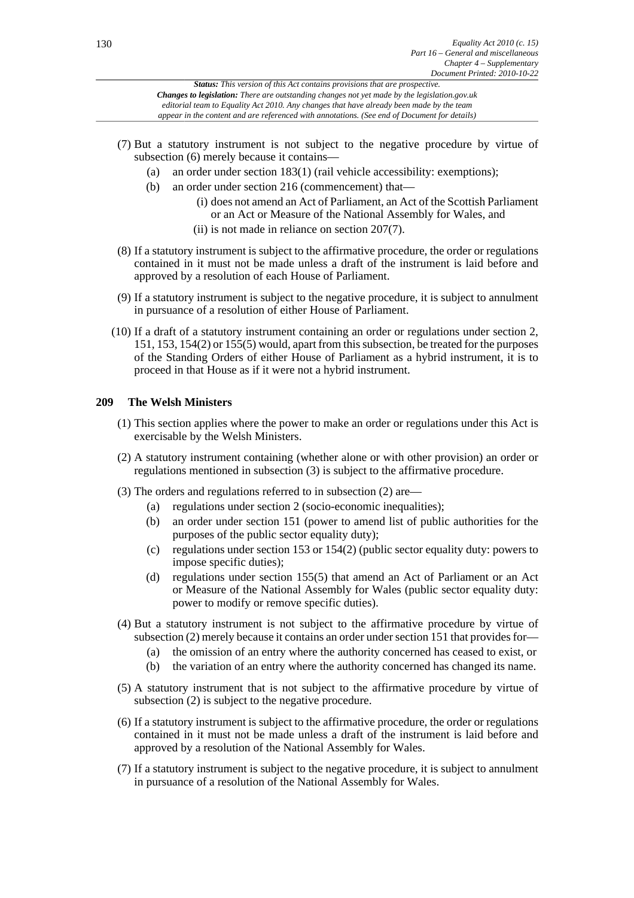(7) But a statutory instrument is not subject to the negative procedure by virtue of subsection (6) merely because it contains—

   (a) an order under section 183(1) (rail vehicle accessibility: exemptions);

   (b) an order under section 216 (commencement) that—

      (i) does not amend an Act of Parliament, an Act of the Scottish Parliament or an Act or Measure of the National Assembly for Wales, and

      (ii) is not made in reliance on section 207(7).

(8) If a statutory instrument is subject to the affirmative procedure, the order or regulations contained in it must not be made unless a draft of the instrument is laid before and approved by a resolution of each House of Parliament.

(9) If a statutory instrument is subject to the negative procedure, it is subject to annulment in pursuance of a resolution of either House of Parliament.

(10) If a draft of a statutory instrument containing an order or regulations under section 2, 151, 153, 154(2) or 155(5) would, apart from this subsection, be treated for the purposes of the Standing Orders of either House of Parliament as a hybrid instrument, it is to proceed in that House as if it were not a hybrid instrument.

## 209 The Welsh Ministers

(1) This section applies where the power to make an order or regulations under this Act is exercisable by the Welsh Ministers.

(2) A statutory instrument containing (whether alone or with other provision) an order or regulations mentioned in subsection (3) is subject to the affirmative procedure.

(3) The orders and regulations referred to in subsection (2) are—

   (a) regulations under section 2 (socio-economic inequalities);

   (b) an order under section 151 (power to amend list of public authorities for the purposes of the public sector equality duty);

   (c) regulations under section 153 or 154(2) (public sector equality duty: powers to impose specific duties);

   (d) regulations under section 155(5) that amend an Act of Parliament or an Act or Measure of the National Assembly for Wales (public sector equality duty: power to modify or remove specific duties).

(4) But a statutory instrument is not subject to the affirmative procedure by virtue of subsection (2) merely because it contains an order under section 151 that provides for—

   (a) the omission of an entry where the authority concerned has ceased to exist, or

   (b) the variation of an entry where the authority concerned has changed its name.

(5) A statutory instrument that is not subject to the affirmative procedure by virtue of subsection (2) is subject to the negative procedure.

(6) If a statutory instrument is subject to the affirmative procedure, the order or regulations contained in it must not be made unless a draft of the instrument is laid before and approved by a resolution of the National Assembly for Wales.

(7) If a statutory instrument is subject to the negative procedure, it is subject to annulment in pursuance of a resolution of the National Assembly for Wales.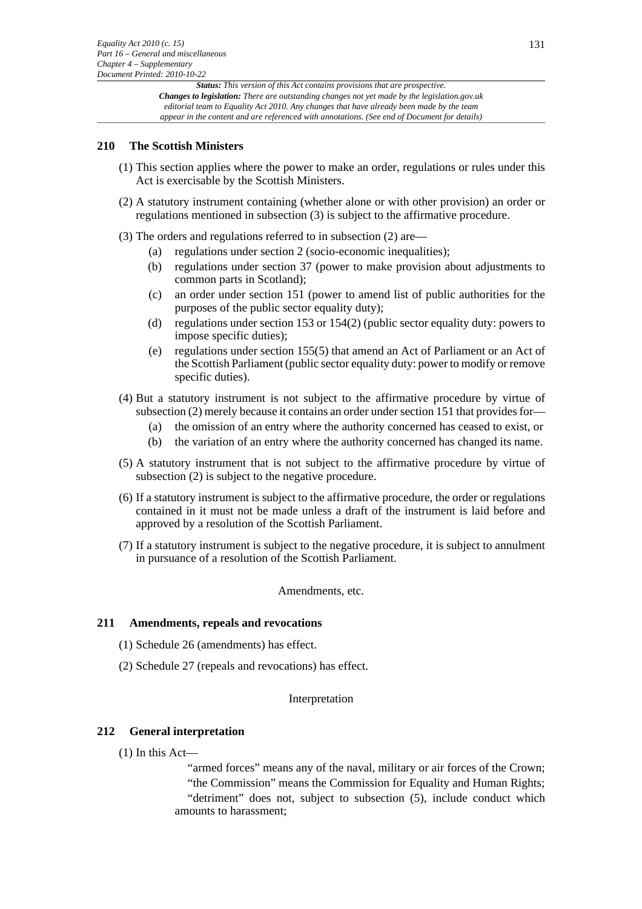## 210 The Scottish Ministers

(1) This section applies where the power to make an order, regulations or rules under this Act is exercisable by the Scottish Ministers.

(2) A statutory instrument containing (whether alone or with other provision) an order or regulations mentioned in subsection (3) is subject to the affirmative procedure.

(3) The orders and regulations referred to in subsection (2) are—

- (a) regulations under section 2 (socio-economic inequalities);
- (b) regulations under section 37 (power to make provision about adjustments to common parts in Scotland);
- (c) an order under section 151 (power to amend list of public authorities for the purposes of the public sector equality duty);
- (d) regulations under section 153 or 154(2) (public sector equality duty: powers to impose specific duties);
- (e) regulations under section 155(5) that amend an Act of Parliament or an Act of the Scottish Parliament (public sector equality duty: power to modify or remove specific duties).

(4) But a statutory instrument is not subject to the affirmative procedure by virtue of subsection (2) merely because it contains an order under section 151 that provides for—

- (a) the omission of an entry where the authority concerned has ceased to exist, or
- (b) the variation of an entry where the authority concerned has changed its name.

(5) A statutory instrument that is not subject to the affirmative procedure by virtue of subsection (2) is subject to the negative procedure.

(6) If a statutory instrument is subject to the affirmative procedure, the order or regulations contained in it must not be made unless a draft of the instrument is laid before and approved by a resolution of the Scottish Parliament.

(7) If a statutory instrument is subject to the negative procedure, it is subject to annulment in pursuance of a resolution of the Scottish Parliament.

Amendments, etc.

## 211 Amendments, repeals and revocations

(1) Schedule 26 (amendments) has effect.

(2) Schedule 27 (repeals and revocations) has effect.

Interpretation

## 212 General interpretation

(1) In this Act—

"armed forces" means any of the naval, military or air forces of the Crown;

"the Commission" means the Commission for Equality and Human Rights;

"detriment" does not, subject to subsection (5), include conduct which amounts to harassment;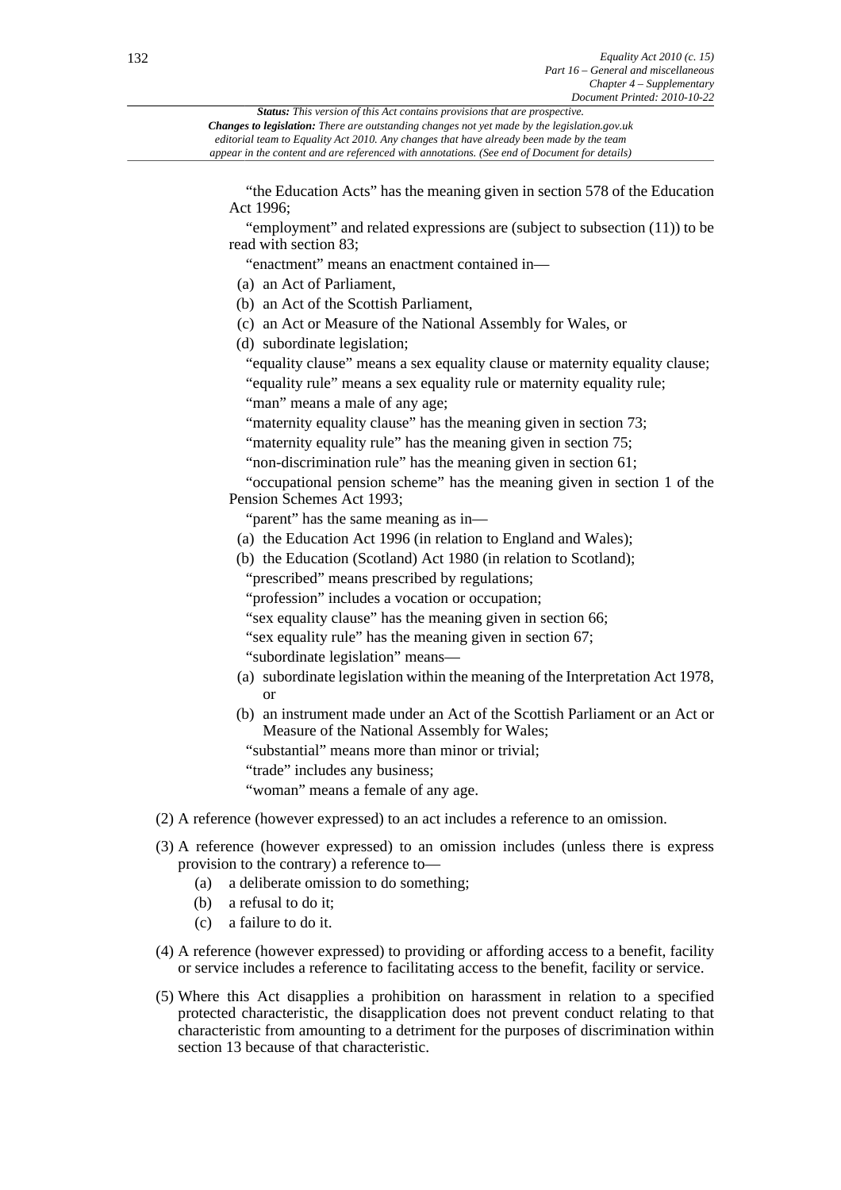"the Education Acts" has the meaning given in section 578 of the Education Act 1996;

"employment" and related expressions are (subject to subsection (11)) to be read with section 83;

"enactment" means an enactment contained in—

(a) an Act of Parliament,

(b) an Act of the Scottish Parliament,

(c) an Act or Measure of the National Assembly for Wales, or

(d) subordinate legislation;

"equality clause" means a sex equality clause or maternity equality clause;

"equality rule" means a sex equality rule or maternity equality rule;

"man" means a male of any age;

"maternity equality clause" has the meaning given in section 73;

"maternity equality rule" has the meaning given in section 75;

"non-discrimination rule" has the meaning given in section 61;

"occupational pension scheme" has the meaning given in section 1 of the Pension Schemes Act 1993;

"parent" has the same meaning as in—

(a) the Education Act 1996 (in relation to England and Wales);

(b) the Education (Scotland) Act 1980 (in relation to Scotland);

"prescribed" means prescribed by regulations;

"profession" includes a vocation or occupation;

"sex equality clause" has the meaning given in section 66;

"sex equality rule" has the meaning given in section 67;

"subordinate legislation" means—

(a) subordinate legislation within the meaning of the Interpretation Act 1978, or

(b) an instrument made under an Act of the Scottish Parliament or an Act or Measure of the National Assembly for Wales;

"substantial" means more than minor or trivial;

"trade" includes any business;

"woman" means a female of any age.

(2) A reference (however expressed) to an act includes a reference to an omission.

(3) A reference (however expressed) to an omission includes (unless there is express provision to the contrary) a reference to—

(a) a deliberate omission to do something;

(b) a refusal to do it;

(c) a failure to do it.

(4) A reference (however expressed) to providing or affording access to a benefit, facility or service includes a reference to facilitating access to the benefit, facility or service.

(5) Where this Act disapplies a prohibition on harassment in relation to a specified protected characteristic, the disapplication does not prevent conduct relating to that characteristic from amounting to a detriment for the purposes of discrimination within section 13 because of that characteristic.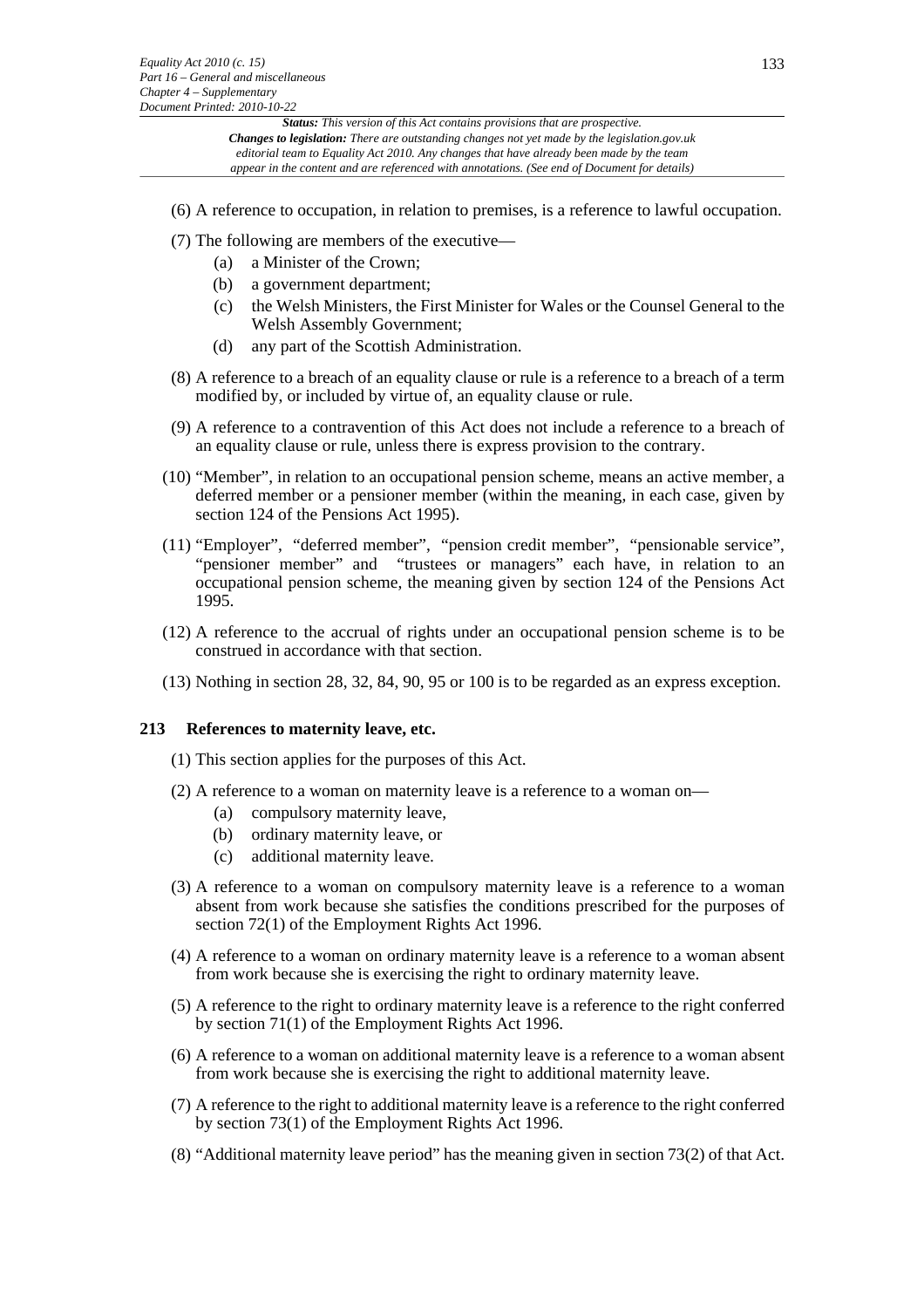(6) A reference to occupation, in relation to premises, is a reference to lawful occupation.

(7) The following are members of the executive—

- (a) a Minister of the Crown;
- (b) a government department;
- (c) the Welsh Ministers, the First Minister for Wales or the Counsel General to the Welsh Assembly Government;
- (d) any part of the Scottish Administration.

(8) A reference to a breach of an equality clause or rule is a reference to a breach of a term modified by, or included by virtue of, an equality clause or rule.

(9) A reference to a contravention of this Act does not include a reference to a breach of an equality clause or rule, unless there is express provision to the contrary.

(10) "Member", in relation to an occupational pension scheme, means an active member, a deferred member or a pensioner member (within the meaning, in each case, given by section 124 of the Pensions Act 1995).

(11) "Employer", "deferred member", "pension credit member", "pensionable service", "pensioner member" and "trustees or managers" each have, in relation to an occupational pension scheme, the meaning given by section 124 of the Pensions Act 1995.

(12) A reference to the accrual of rights under an occupational pension scheme is to be construed in accordance with that section.

(13) Nothing in section 28, 32, 84, 90, 95 or 100 is to be regarded as an express exception.

### 213 References to maternity leave, etc.

(1) This section applies for the purposes of this Act.

(2) A reference to a woman on maternity leave is a reference to a woman on—

- (a) compulsory maternity leave,
- (b) ordinary maternity leave, or
- (c) additional maternity leave.

(3) A reference to a woman on compulsory maternity leave is a reference to a woman absent from work because she satisfies the conditions prescribed for the purposes of section 72(1) of the Employment Rights Act 1996.

(4) A reference to a woman on ordinary maternity leave is a reference to a woman absent from work because she is exercising the right to ordinary maternity leave.

(5) A reference to the right to ordinary maternity leave is a reference to the right conferred by section 71(1) of the Employment Rights Act 1996.

(6) A reference to a woman on additional maternity leave is a reference to a woman absent from work because she is exercising the right to additional maternity leave.

(7) A reference to the right to additional maternity leave is a reference to the right conferred by section 73(1) of the Employment Rights Act 1996.

(8) "Additional maternity leave period" has the meaning given in section 73(2) of that Act.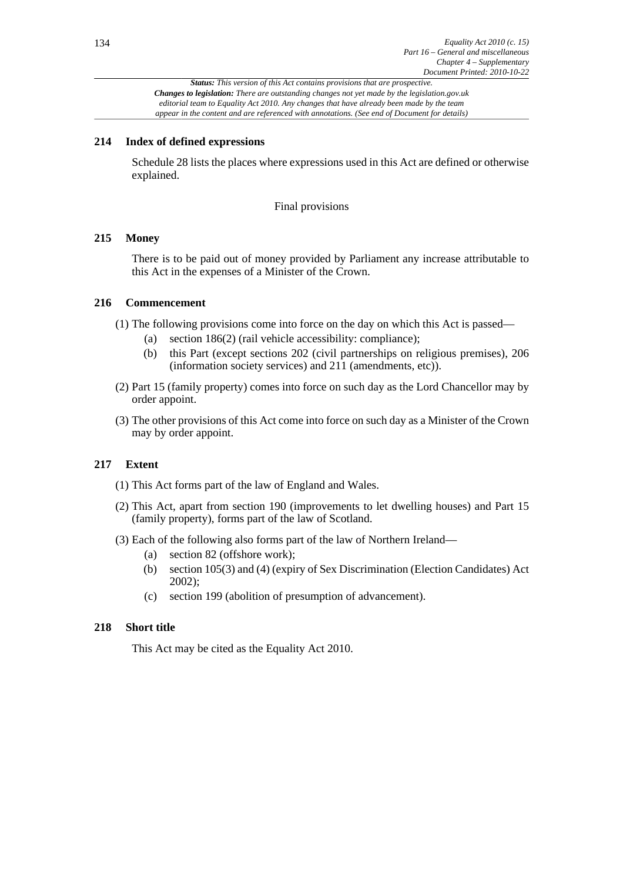## 214 Index of defined expressions

Schedule 28 lists the places where expressions used in this Act are defined or otherwise explained.

### Final provisions

## 215 Money

There is to be paid out of money provided by Parliament any increase attributable to this Act in the expenses of a Minister of the Crown.

## 216 Commencement

(1) The following provisions come into force on the day on which this Act is passed—

- (a) section 186(2) (rail vehicle accessibility: compliance);
- (b) this Part (except sections 202 (civil partnerships on religious premises), 206 (information society services) and 211 (amendments, etc)).

(2) Part 15 (family property) comes into force on such day as the Lord Chancellor may by order appoint.

(3) The other provisions of this Act come into force on such day as a Minister of the Crown may by order appoint.

## 217 Extent

(1) This Act forms part of the law of England and Wales.

(2) This Act, apart from section 190 (improvements to let dwelling houses) and Part 15 (family property), forms part of the law of Scotland.

(3) Each of the following also forms part of the law of Northern Ireland—

- (a) section 82 (offshore work);
- (b) section 105(3) and (4) (expiry of Sex Discrimination (Election Candidates) Act 2002);
- (c) section 199 (abolition of presumption of advancement).

## 218 Short title

This Act may be cited as the Equality Act 2010.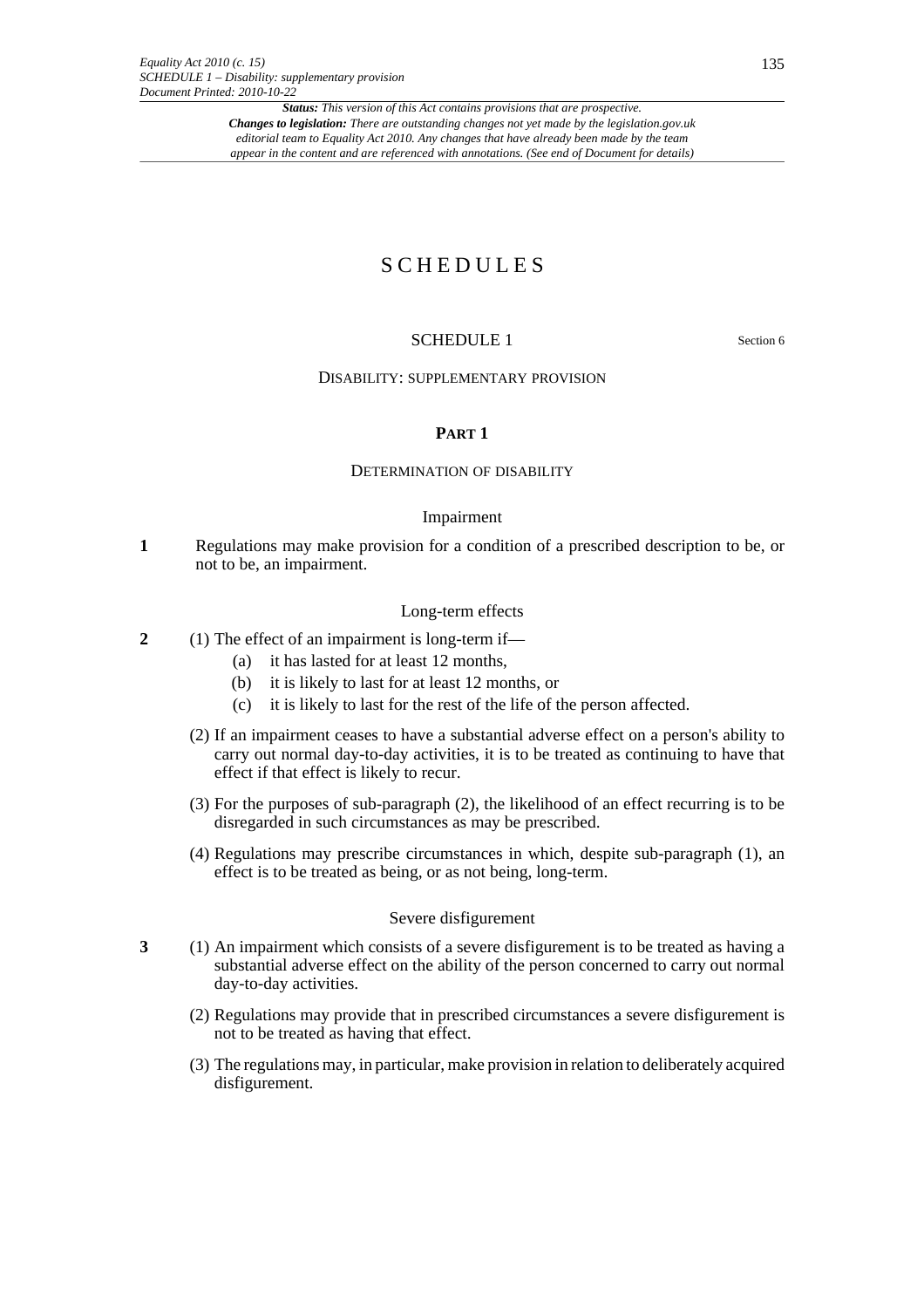# SCHEDULES

## SCHEDULE 1

Section 6

DISABILITY: SUPPLEMENTARY PROVISION

### PART 1

DETERMINATION OF DISABILITY

#### Impairment

**1** Regulations may make provision for a condition of a prescribed description to be, or not to be, an impairment.

#### Long-term effects

**2** (1) The effect of an impairment is long-term if—

- (a) it has lasted for at least 12 months,
- (b) it is likely to last for at least 12 months, or
- (c) it is likely to last for the rest of the life of the person affected.

(2) If an impairment ceases to have a substantial adverse effect on a person's ability to carry out normal day-to-day activities, it is to be treated as continuing to have that effect if that effect is likely to recur.

(3) For the purposes of sub-paragraph (2), the likelihood of an effect recurring is to be disregarded in such circumstances as may be prescribed.

(4) Regulations may prescribe circumstances in which, despite sub-paragraph (1), an effect is to be treated as being, or as not being, long-term.

#### Severe disfigurement

**3** (1) An impairment which consists of a severe disfigurement is to be treated as having a substantial adverse effect on the ability of the person concerned to carry out normal day-to-day activities.

(2) Regulations may provide that in prescribed circumstances a severe disfigurement is not to be treated as having that effect.

(3) The regulations may, in particular, make provision in relation to deliberately acquired disfigurement.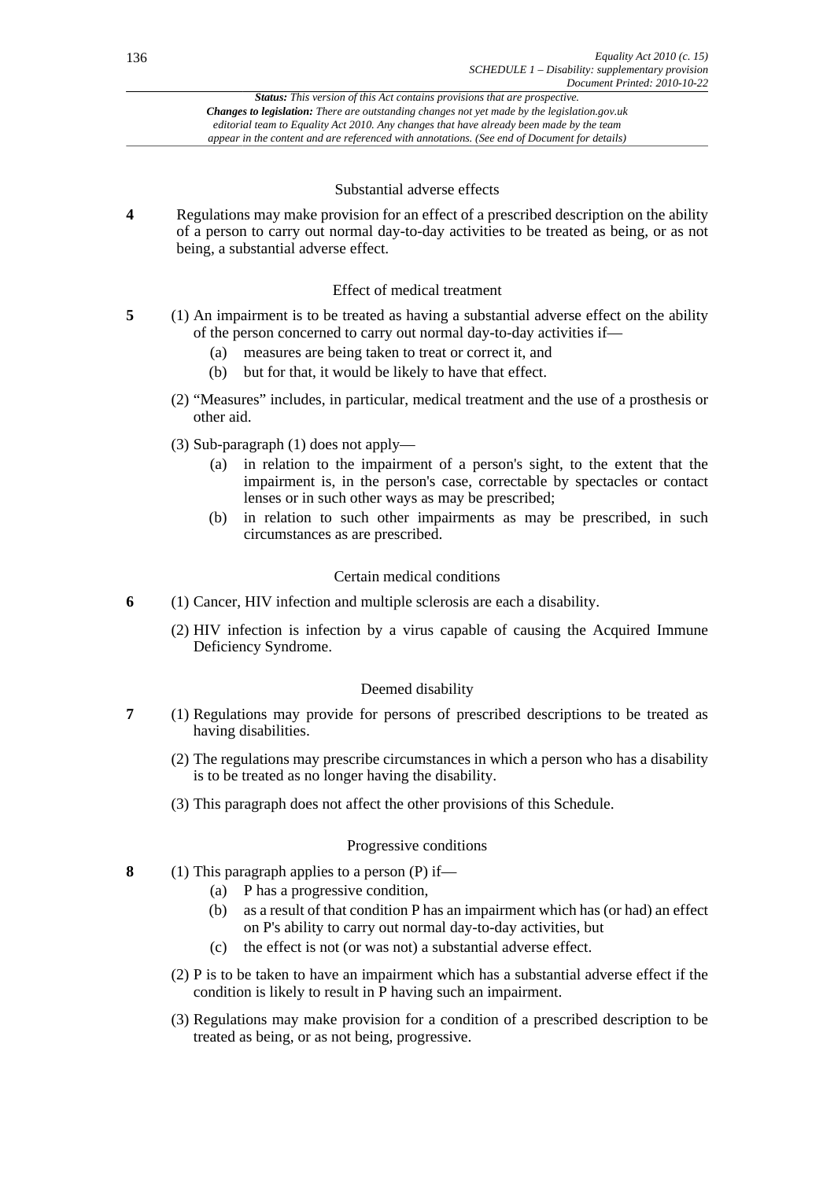### Substantial adverse effects

**4** Regulations may make provision for an effect of a prescribed description on the ability of a person to carry out normal day-to-day activities to be treated as being, or as not being, a substantial adverse effect.

### Effect of medical treatment

**5** (1) An impairment is to be treated as having a substantial adverse effect on the ability of the person concerned to carry out normal day-to-day activities if—

(a) measures are being taken to treat or correct it, and

(b) but for that, it would be likely to have that effect.

(2) "Measures" includes, in particular, medical treatment and the use of a prosthesis or other aid.

(3) Sub-paragraph (1) does not apply—

(a) in relation to the impairment of a person's sight, to the extent that the impairment is, in the person's case, correctable by spectacles or contact lenses or in such other ways as may be prescribed;

(b) in relation to such other impairments as may be prescribed, in such circumstances as are prescribed.

### Certain medical conditions

**6** (1) Cancer, HIV infection and multiple sclerosis are each a disability.

(2) HIV infection is infection by a virus capable of causing the Acquired Immune Deficiency Syndrome.

### Deemed disability

**7** (1) Regulations may provide for persons of prescribed descriptions to be treated as having disabilities.

(2) The regulations may prescribe circumstances in which a person who has a disability is to be treated as no longer having the disability.

(3) This paragraph does not affect the other provisions of this Schedule.

### Progressive conditions

**8** (1) This paragraph applies to a person (P) if—

(a) P has a progressive condition,

(b) as a result of that condition P has an impairment which has (or had) an effect on P's ability to carry out normal day-to-day activities, but

(c) the effect is not (or was not) a substantial adverse effect.

(2) P is to be taken to have an impairment which has a substantial adverse effect if the condition is likely to result in P having such an impairment.

(3) Regulations may make provision for a condition of a prescribed description to be treated as being, or as not being, progressive.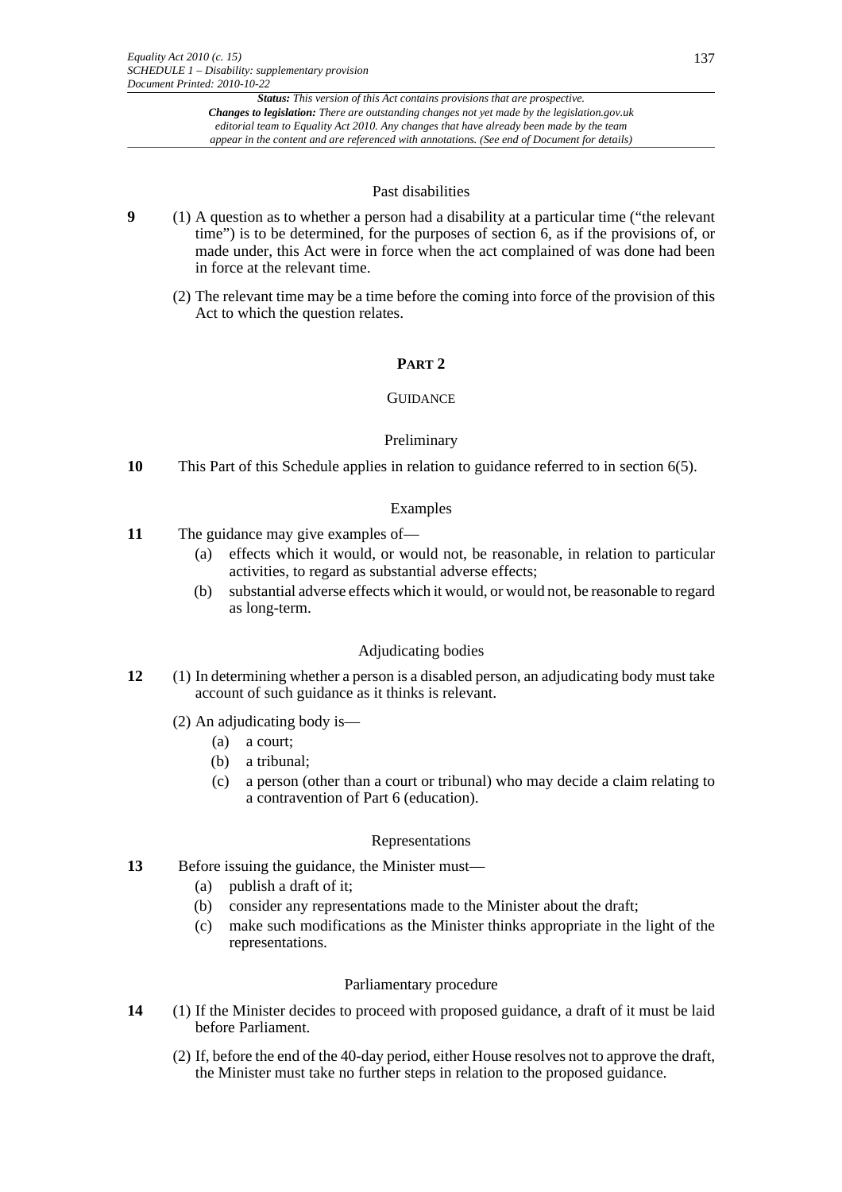### Past disabilities

**9** (1) A question as to whether a person had a disability at a particular time ("the relevant time") is to be determined, for the purposes of section 6, as if the provisions of, or made under, this Act were in force when the act complained of was done had been in force at the relevant time.

(2) The relevant time may be a time before the coming into force of the provision of this Act to which the question relates.

## PART 2

## GUIDANCE

### Preliminary

**10** This Part of this Schedule applies in relation to guidance referred to in section 6(5).

### Examples

**11** The guidance may give examples of—

- (a) effects which it would, or would not, be reasonable, in relation to particular activities, to regard as substantial adverse effects;
- (b) substantial adverse effects which it would, or would not, be reasonable to regard as long-term.

### Adjudicating bodies

**12** (1) In determining whether a person is a disabled person, an adjudicating body must take account of such guidance as it thinks is relevant.

(2) An adjudicating body is—

- (a) a court;
- (b) a tribunal;
- (c) a person (other than a court or tribunal) who may decide a claim relating to a contravention of Part 6 (education).

### Representations

**13** Before issuing the guidance, the Minister must—

- (a) publish a draft of it;
- (b) consider any representations made to the Minister about the draft;
- (c) make such modifications as the Minister thinks appropriate in the light of the representations.

### Parliamentary procedure

**14** (1) If the Minister decides to proceed with proposed guidance, a draft of it must be laid before Parliament.

(2) If, before the end of the 40-day period, either House resolves not to approve the draft, the Minister must take no further steps in relation to the proposed guidance.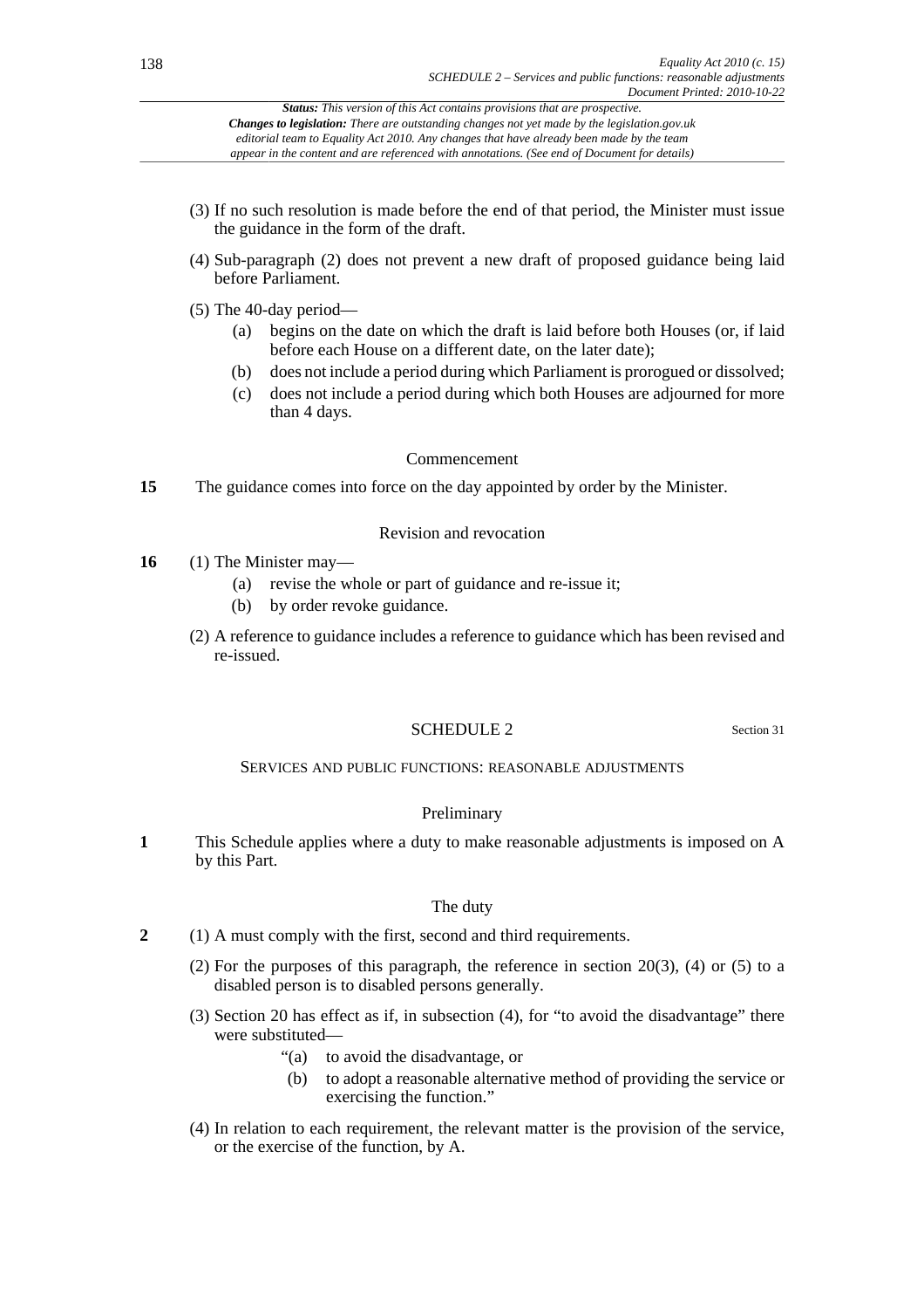(3) If no such resolution is made before the end of that period, the Minister must issue the guidance in the form of the draft.

(4) Sub-paragraph (2) does not prevent a new draft of proposed guidance being laid before Parliament.

(5) The 40-day period—

- (a) begins on the date on which the draft is laid before both Houses (or, if laid before each House on a different date, on the later date);
- (b) does not include a period during which Parliament is prorogued or dissolved;
- (c) does not include a period during which both Houses are adjourned for more than 4 days.

### Commencement

**15** The guidance comes into force on the day appointed by order by the Minister.

### Revision and revocation

**16** (1) The Minister may—

- (a) revise the whole or part of guidance and re-issue it;
- (b) by order revoke guidance.

(2) A reference to guidance includes a reference to guidance which has been revised and re-issued.

## SCHEDULE 2

Section 31

## SERVICES AND PUBLIC FUNCTIONS: REASONABLE ADJUSTMENTS

### Preliminary

**1** This Schedule applies where a duty to make reasonable adjustments is imposed on A by this Part.

### The duty

**2** (1) A must comply with the first, second and third requirements.

(2) For the purposes of this paragraph, the reference in section 20(3), (4) or (5) to a disabled person is to disabled persons generally.

(3) Section 20 has effect as if, in subsection (4), for "to avoid the disadvantage" there were substituted—

"(a) to avoid the disadvantage, or

(b) to adopt a reasonable alternative method of providing the service or exercising the function."

(4) In relation to each requirement, the relevant matter is the provision of the service, or the exercise of the function, by A.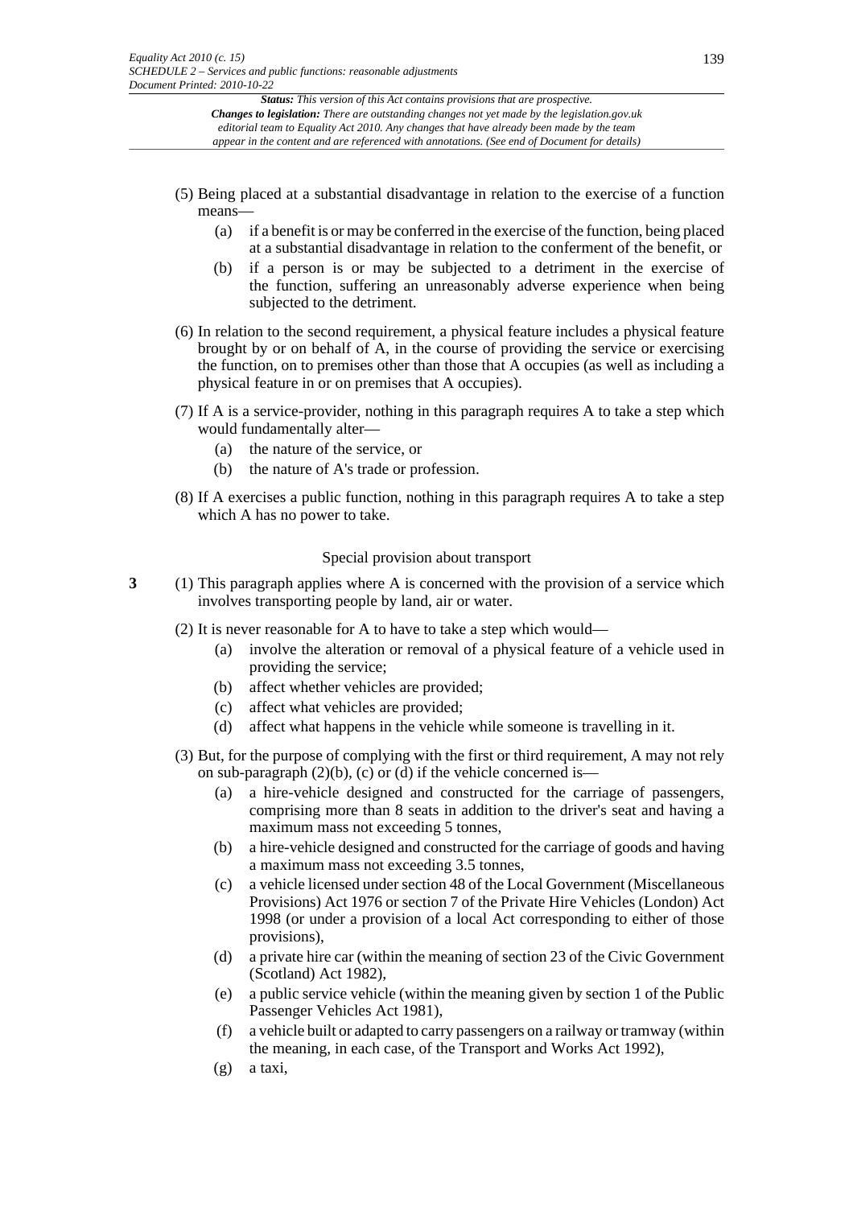(5) Being placed at a substantial disadvantage in relation to the exercise of a function means—

(a) if a benefit is or may be conferred in the exercise of the function, being placed at a substantial disadvantage in relation to the conferment of the benefit, or

(b) if a person is or may be subjected to a detriment in the exercise of the function, suffering an unreasonably adverse experience when being subjected to the detriment.

(6) In relation to the second requirement, a physical feature includes a physical feature brought by or on behalf of A, in the course of providing the service or exercising the function, on to premises other than those that A occupies (as well as including a physical feature in or on premises that A occupies).

(7) If A is a service-provider, nothing in this paragraph requires A to take a step which would fundamentally alter—

(a) the nature of the service, or

(b) the nature of A's trade or profession.

(8) If A exercises a public function, nothing in this paragraph requires A to take a step which A has no power to take.

### Special provision about transport

**3** (1) This paragraph applies where A is concerned with the provision of a service which involves transporting people by land, air or water.

(2) It is never reasonable for A to have to take a step which would—

(a) involve the alteration or removal of a physical feature of a vehicle used in providing the service;

(b) affect whether vehicles are provided;

(c) affect what vehicles are provided;

(d) affect what happens in the vehicle while someone is travelling in it.

(3) But, for the purpose of complying with the first or third requirement, A may not rely on sub-paragraph (2)(b), (c) or (d) if the vehicle concerned is—

(a) a hire-vehicle designed and constructed for the carriage of passengers, comprising more than 8 seats in addition to the driver's seat and having a maximum mass not exceeding 5 tonnes,

(b) a hire-vehicle designed and constructed for the carriage of goods and having a maximum mass not exceeding 3.5 tonnes,

(c) a vehicle licensed under section 48 of the Local Government (Miscellaneous Provisions) Act 1976 or section 7 of the Private Hire Vehicles (London) Act 1998 (or under a provision of a local Act corresponding to either of those provisions),

(d) a private hire car (within the meaning of section 23 of the Civic Government (Scotland) Act 1982),

(e) a public service vehicle (within the meaning given by section 1 of the Public Passenger Vehicles Act 1981),

(f) a vehicle built or adapted to carry passengers on a railway or tramway (within the meaning, in each case, of the Transport and Works Act 1992),

(g) a taxi,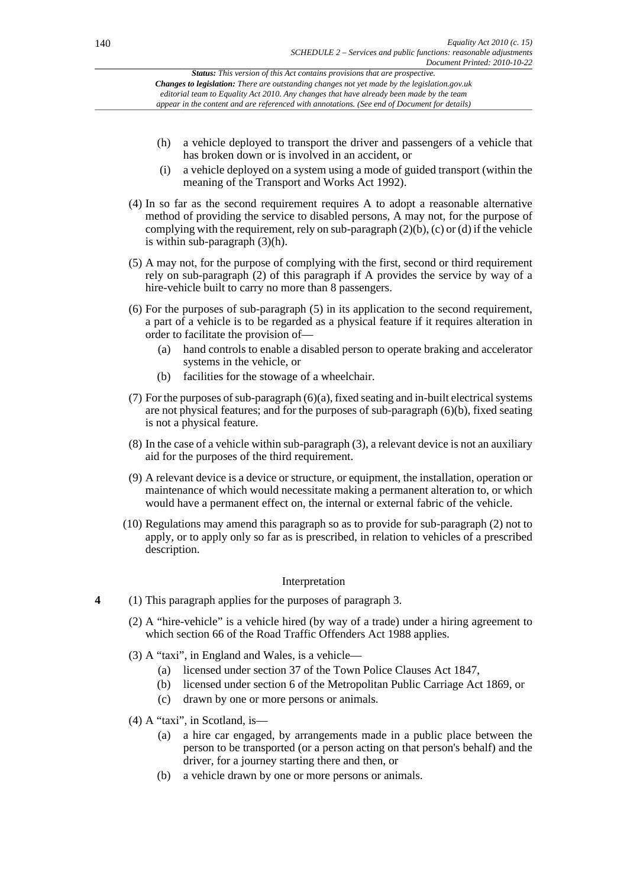- (h) a vehicle deployed to transport the driver and passengers of a vehicle that has broken down or is involved in an accident, or
- (i) a vehicle deployed on a system using a mode of guided transport (within the meaning of the Transport and Works Act 1992).

(4) In so far as the second requirement requires A to adopt a reasonable alternative method of providing the service to disabled persons, A may not, for the purpose of complying with the requirement, rely on sub-paragraph (2)(b), (c) or (d) if the vehicle is within sub-paragraph (3)(h).

(5) A may not, for the purpose of complying with the first, second or third requirement rely on sub-paragraph (2) of this paragraph if A provides the service by way of a hire-vehicle built to carry no more than 8 passengers.

(6) For the purposes of sub-paragraph (5) in its application to the second requirement, a part of a vehicle is to be regarded as a physical feature if it requires alteration in order to facilitate the provision of—

- (a) hand controls to enable a disabled person to operate braking and accelerator systems in the vehicle, or
- (b) facilities for the stowage of a wheelchair.

(7) For the purposes of sub-paragraph (6)(a), fixed seating and in-built electrical systems are not physical features; and for the purposes of sub-paragraph (6)(b), fixed seating is not a physical feature.

(8) In the case of a vehicle within sub-paragraph (3), a relevant device is not an auxiliary aid for the purposes of the third requirement.

(9) A relevant device is a device or structure, or equipment, the installation, operation or maintenance of which would necessitate making a permanent alteration to, or which would have a permanent effect on, the internal or external fabric of the vehicle.

(10) Regulations may amend this paragraph so as to provide for sub-paragraph (2) not to apply, or to apply only so far as is prescribed, in relation to vehicles of a prescribed description.

### Interpretation

**4** (1) This paragraph applies for the purposes of paragraph 3.

(2) A "hire-vehicle" is a vehicle hired (by way of a trade) under a hiring agreement to which section 66 of the Road Traffic Offenders Act 1988 applies.

(3) A "taxi", in England and Wales, is a vehicle—

- (a) licensed under section 37 of the Town Police Clauses Act 1847,
- (b) licensed under section 6 of the Metropolitan Public Carriage Act 1869, or
- (c) drawn by one or more persons or animals.

(4) A "taxi", in Scotland, is—

- (a) a hire car engaged, by arrangements made in a public place between the person to be transported (or a person acting on that person's behalf) and the driver, for a journey starting there and then, or
- (b) a vehicle drawn by one or more persons or animals.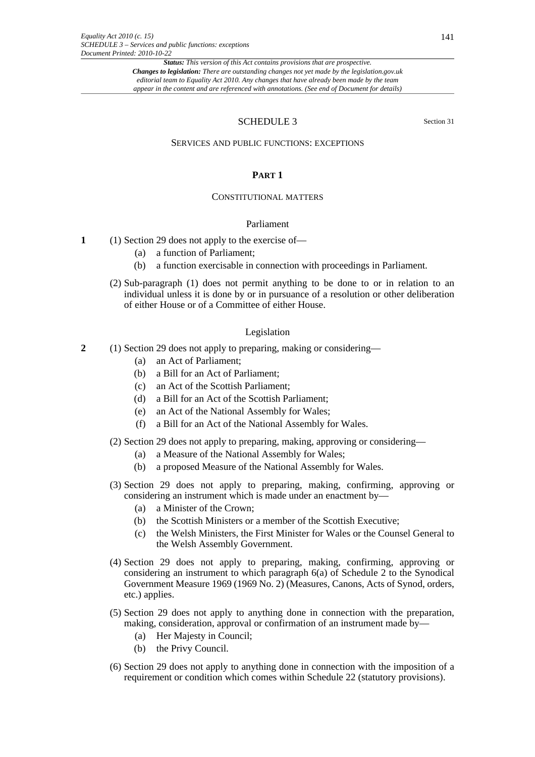# SCHEDULE 3

Section 31

## SERVICES AND PUBLIC FUNCTIONS: EXCEPTIONS

### PART 1

#### CONSTITUTIONAL MATTERS

##### Parliament

**1** (1) Section 29 does not apply to the exercise of—

(a) a function of Parliament;

(b) a function exercisable in connection with proceedings in Parliament.

(2) Sub-paragraph (1) does not permit anything to be done to or in relation to an individual unless it is done by or in pursuance of a resolution or other deliberation of either House or of a Committee of either House.

##### Legislation

**2** (1) Section 29 does not apply to preparing, making or considering—

(a) an Act of Parliament;

(b) a Bill for an Act of Parliament;

(c) an Act of the Scottish Parliament;

(d) a Bill for an Act of the Scottish Parliament;

(e) an Act of the National Assembly for Wales;

(f) a Bill for an Act of the National Assembly for Wales.

(2) Section 29 does not apply to preparing, making, approving or considering—

(a) a Measure of the National Assembly for Wales;

(b) a proposed Measure of the National Assembly for Wales.

(3) Section 29 does not apply to preparing, making, confirming, approving or considering an instrument which is made under an enactment by—

(a) a Minister of the Crown;

(b) the Scottish Ministers or a member of the Scottish Executive;

(c) the Welsh Ministers, the First Minister for Wales or the Counsel General to the Welsh Assembly Government.

(4) Section 29 does not apply to preparing, making, confirming, approving or considering an instrument to which paragraph 6(a) of Schedule 2 to the Synodical Government Measure 1969 (1969 No. 2) (Measures, Canons, Acts of Synod, orders, etc.) applies.

(5) Section 29 does not apply to anything done in connection with the preparation, making, consideration, approval or confirmation of an instrument made by—

(a) Her Majesty in Council;

(b) the Privy Council.

(6) Section 29 does not apply to anything done in connection with the imposition of a requirement or condition which comes within Schedule 22 (statutory provisions).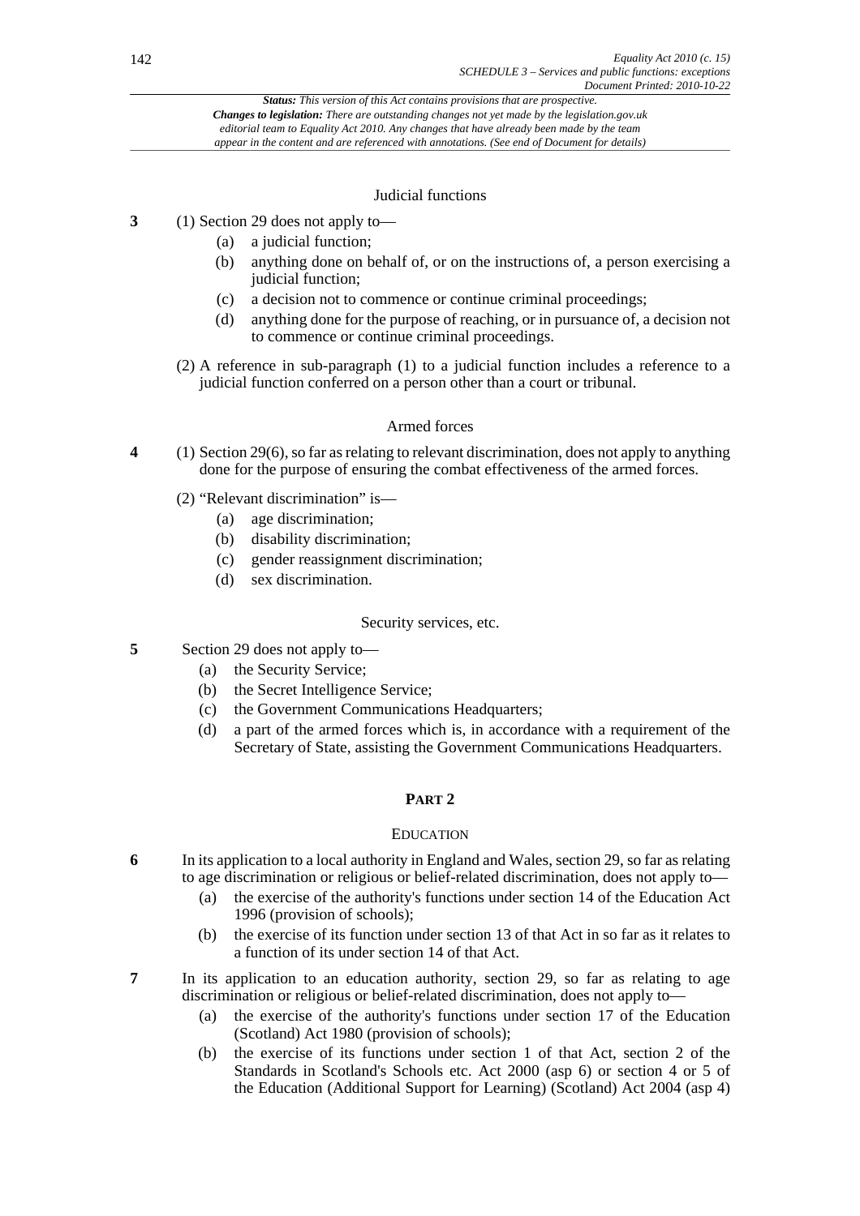### Judicial functions

**3** (1) Section 29 does not apply to—

(a) a judicial function;

(b) anything done on behalf of, or on the instructions of, a person exercising a judicial function;

(c) a decision not to commence or continue criminal proceedings;

(d) anything done for the purpose of reaching, or in pursuance of, a decision not to commence or continue criminal proceedings.

(2) A reference in sub-paragraph (1) to a judicial function includes a reference to a judicial function conferred on a person other than a court or tribunal.

### Armed forces

**4** (1) Section 29(6), so far as relating to relevant discrimination, does not apply to anything done for the purpose of ensuring the combat effectiveness of the armed forces.

(2) "Relevant discrimination" is—

(a) age discrimination;

(b) disability discrimination;

(c) gender reassignment discrimination;

(d) sex discrimination.

### Security services, etc.

**5** Section 29 does not apply to—

(a) the Security Service;

(b) the Secret Intelligence Service;

(c) the Government Communications Headquarters;

(d) a part of the armed forces which is, in accordance with a requirement of the Secretary of State, assisting the Government Communications Headquarters.

## PART 2

## EDUCATION

**6** In its application to a local authority in England and Wales, section 29, so far as relating to age discrimination or religious or belief-related discrimination, does not apply to—

(a) the exercise of the authority's functions under section 14 of the Education Act 1996 (provision of schools);

(b) the exercise of its function under section 13 of that Act in so far as it relates to a function of its under section 14 of that Act.

**7** In its application to an education authority, section 29, so far as relating to age discrimination or religious or belief-related discrimination, does not apply to—

(a) the exercise of the authority's functions under section 17 of the Education (Scotland) Act 1980 (provision of schools);

(b) the exercise of its functions under section 1 of that Act, section 2 of the Standards in Scotland's Schools etc. Act 2000 (asp 6) or section 4 or 5 of the Education (Additional Support for Learning) (Scotland) Act 2004 (asp 4)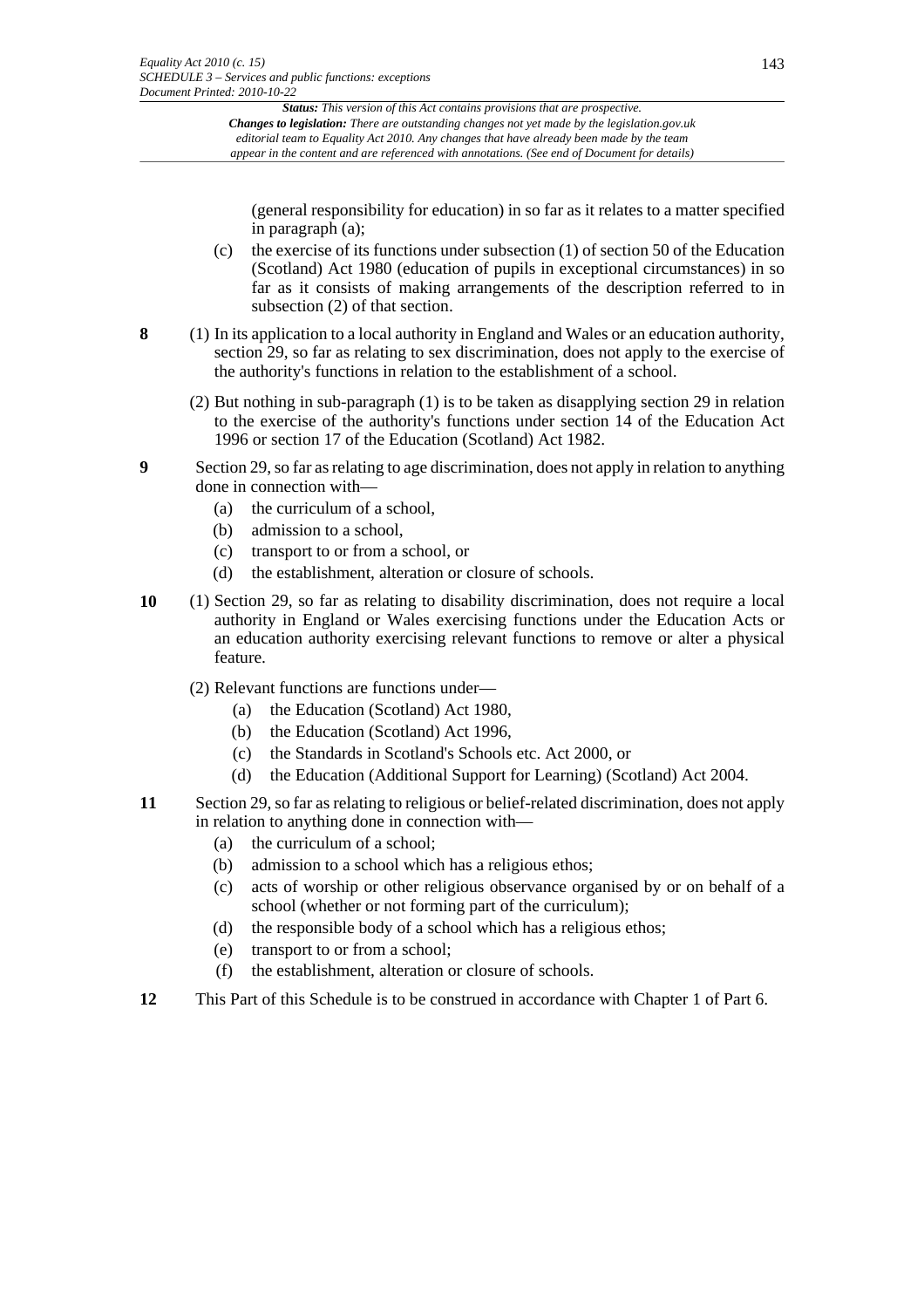(general responsibility for education) in so far as it relates to a matter specified in paragraph (a);

(c) the exercise of its functions under subsection (1) of section 50 of the Education (Scotland) Act 1980 (education of pupils in exceptional circumstances) in so far as it consists of making arrangements of the description referred to in subsection (2) of that section.

**8** (1) In its application to a local authority in England and Wales or an education authority, section 29, so far as relating to sex discrimination, does not apply to the exercise of the authority's functions in relation to the establishment of a school.

(2) But nothing in sub-paragraph (1) is to be taken as disapplying section 29 in relation to the exercise of the authority's functions under section 14 of the Education Act 1996 or section 17 of the Education (Scotland) Act 1982.

**9** Section 29, so far as relating to age discrimination, does not apply in relation to anything done in connection with—

(a) the curriculum of a school,

(b) admission to a school,

(c) transport to or from a school, or

(d) the establishment, alteration or closure of schools.

**10** (1) Section 29, so far as relating to disability discrimination, does not require a local authority in England or Wales exercising functions under the Education Acts or an education authority exercising relevant functions to remove or alter a physical feature.

(2) Relevant functions are functions under—

(a) the Education (Scotland) Act 1980,

(b) the Education (Scotland) Act 1996,

(c) the Standards in Scotland's Schools etc. Act 2000, or

(d) the Education (Additional Support for Learning) (Scotland) Act 2004.

**11** Section 29, so far as relating to religious or belief-related discrimination, does not apply in relation to anything done in connection with—

(a) the curriculum of a school;

(b) admission to a school which has a religious ethos;

(c) acts of worship or other religious observance organised by or on behalf of a school (whether or not forming part of the curriculum);

(d) the responsible body of a school which has a religious ethos;

(e) transport to or from a school;

(f) the establishment, alteration or closure of schools.

**12** This Part of this Schedule is to be construed in accordance with Chapter 1 of Part 6.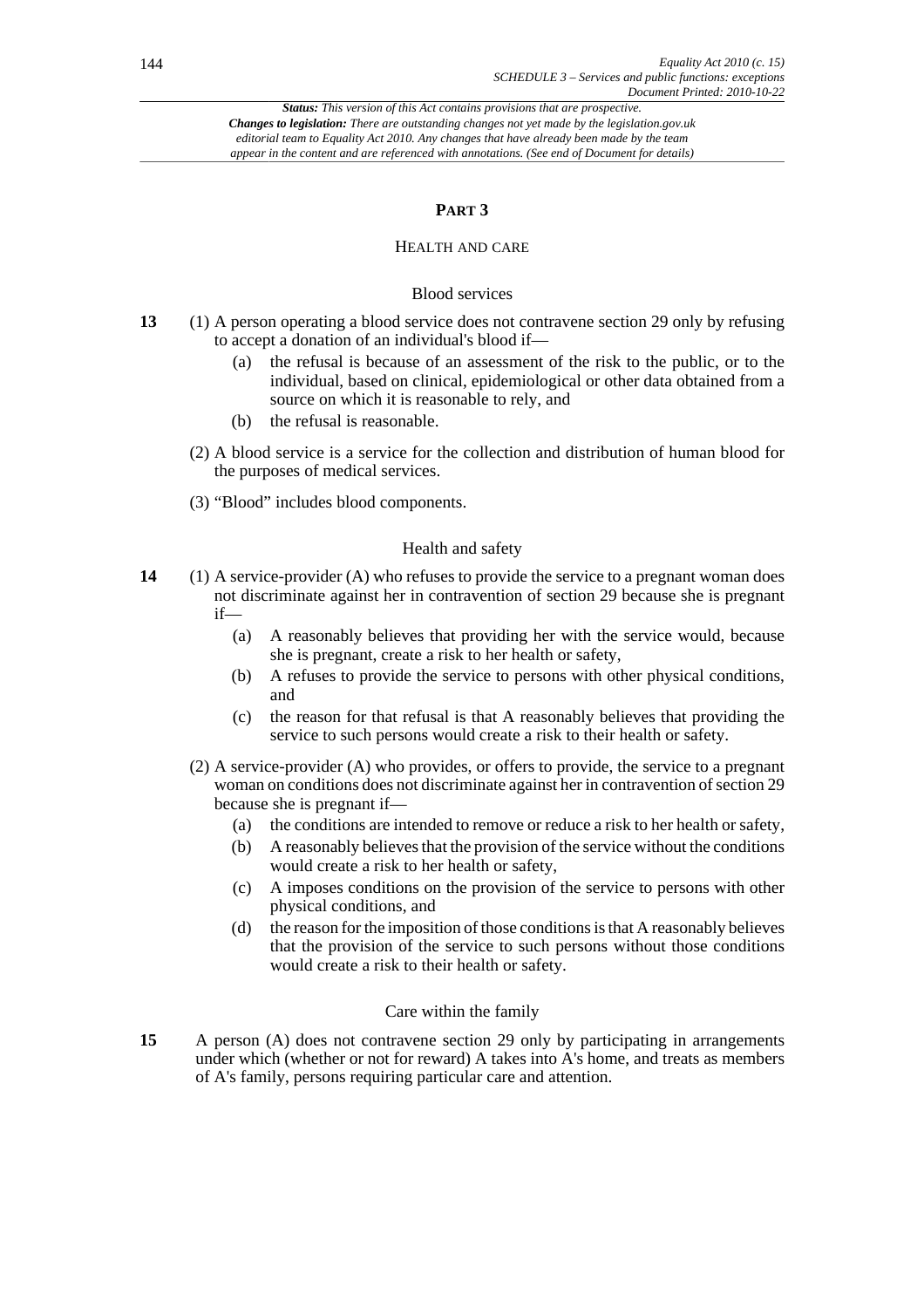*Status: This version of this Act contains provisions that are prospective.*
*Changes to legislation: There are outstanding changes not yet made by the legislation.gov.uk editorial team to Equality Act 2010. Any changes that have already been made by the team appear in the content and are referenced with annotations. (See end of Document for details)*

## PART 3

### HEALTH AND CARE

#### Blood services

**13** (1) A person operating a blood service does not contravene section 29 only by refusing to accept a donation of an individual's blood if—

(a) the refusal is because of an assessment of the risk to the public, or to the individual, based on clinical, epidemiological or other data obtained from a source on which it is reasonable to rely, and

(b) the refusal is reasonable.

(2) A blood service is a service for the collection and distribution of human blood for the purposes of medical services.

(3) "Blood" includes blood components.

#### Health and safety

**14** (1) A service-provider (A) who refuses to provide the service to a pregnant woman does not discriminate against her in contravention of section 29 because she is pregnant if—

(a) A reasonably believes that providing her with the service would, because she is pregnant, create a risk to her health or safety,

(b) A refuses to provide the service to persons with other physical conditions, and

(c) the reason for that refusal is that A reasonably believes that providing the service to such persons would create a risk to their health or safety.

(2) A service-provider (A) who provides, or offers to provide, the service to a pregnant woman on conditions does not discriminate against her in contravention of section 29 because she is pregnant if—

(a) the conditions are intended to remove or reduce a risk to her health or safety,

(b) A reasonably believes that the provision of the service without the conditions would create a risk to her health or safety,

(c) A imposes conditions on the provision of the service to persons with other physical conditions, and

(d) the reason for the imposition of those conditions is that A reasonably believes that the provision of the service to such persons without those conditions would create a risk to their health or safety.

#### Care within the family

**15** A person (A) does not contravene section 29 only by participating in arrangements under which (whether or not for reward) A takes into A's home, and treats as members of A's family, persons requiring particular care and attention.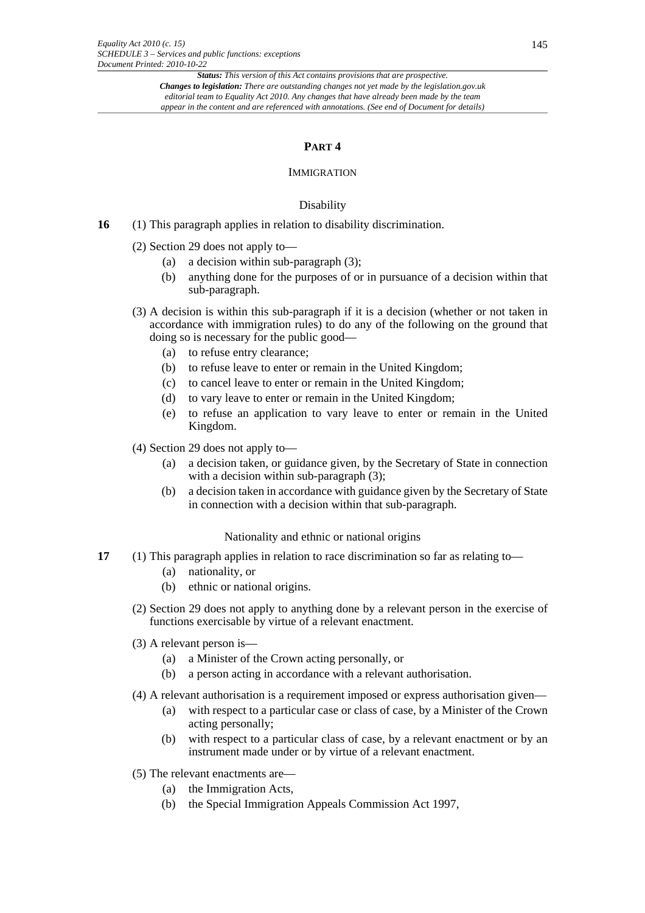## PART 4

### IMMIGRATION

#### Disability

**16** (1) This paragraph applies in relation to disability discrimination.

(2) Section 29 does not apply to—

- (a) a decision within sub-paragraph (3);
- (b) anything done for the purposes of or in pursuance of a decision within that sub-paragraph.

(3) A decision is within this sub-paragraph if it is a decision (whether or not taken in accordance with immigration rules) to do any of the following on the ground that doing so is necessary for the public good—

- (a) to refuse entry clearance;
- (b) to refuse leave to enter or remain in the United Kingdom;
- (c) to cancel leave to enter or remain in the United Kingdom;
- (d) to vary leave to enter or remain in the United Kingdom;
- (e) to refuse an application to vary leave to enter or remain in the United Kingdom.

(4) Section 29 does not apply to—

- (a) a decision taken, or guidance given, by the Secretary of State in connection with a decision within sub-paragraph (3);
- (b) a decision taken in accordance with guidance given by the Secretary of State in connection with a decision within that sub-paragraph.

#### Nationality and ethnic or national origins

**17** (1) This paragraph applies in relation to race discrimination so far as relating to—

- (a) nationality, or
- (b) ethnic or national origins.

(2) Section 29 does not apply to anything done by a relevant person in the exercise of functions exercisable by virtue of a relevant enactment.

(3) A relevant person is—

- (a) a Minister of the Crown acting personally, or
- (b) a person acting in accordance with a relevant authorisation.

(4) A relevant authorisation is a requirement imposed or express authorisation given—

- (a) with respect to a particular case or class of case, by a Minister of the Crown acting personally;
- (b) with respect to a particular class of case, by a relevant enactment or by an instrument made under or by virtue of a relevant enactment.

(5) The relevant enactments are—

- (a) the Immigration Acts,
- (b) the Special Immigration Appeals Commission Act 1997,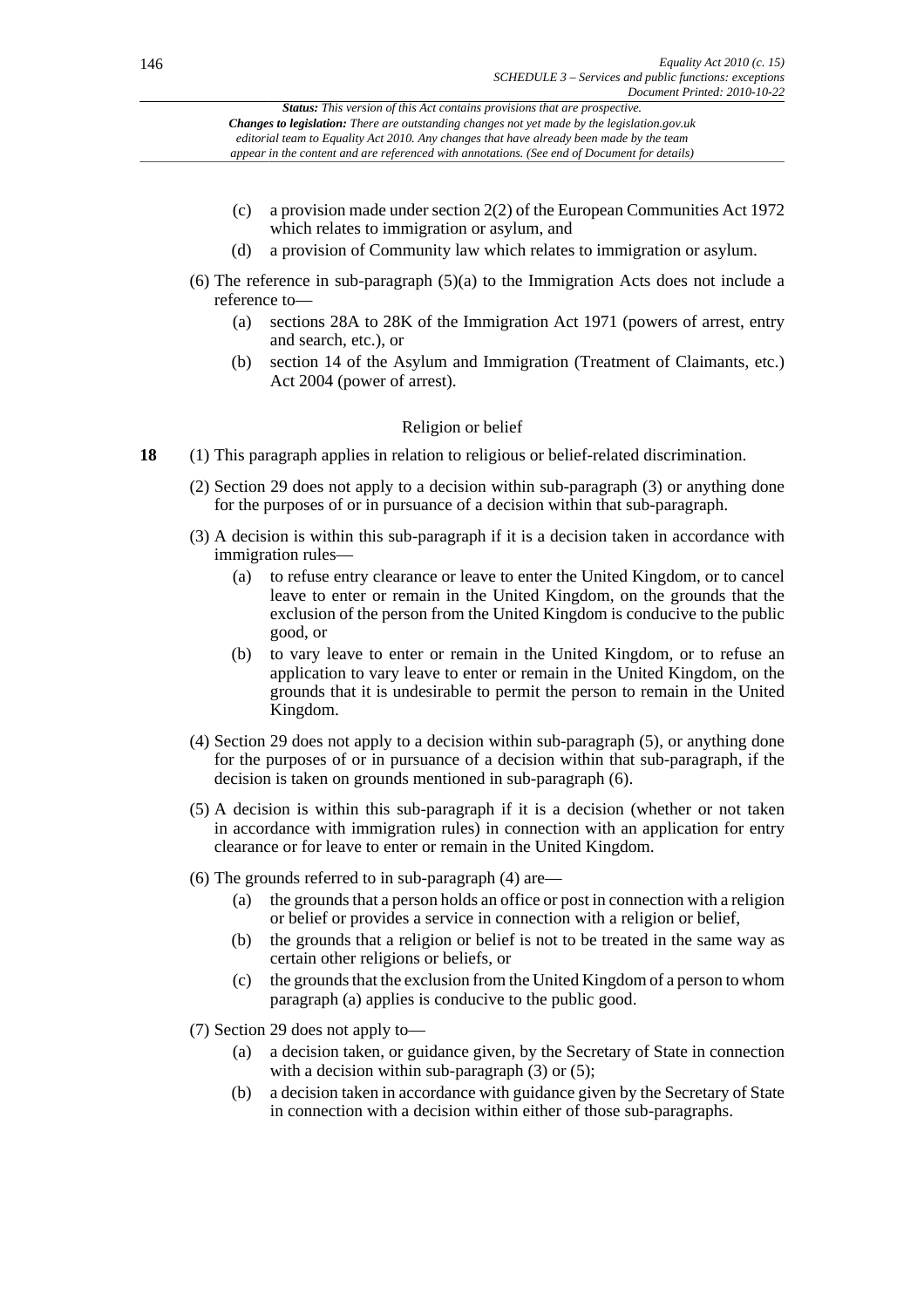- (c) a provision made under section 2(2) of the European Communities Act 1972 which relates to immigration or asylum, and
- (d) a provision of Community law which relates to immigration or asylum.

(6) The reference in sub-paragraph (5)(a) to the Immigration Acts does not include a reference to—

- (a) sections 28A to 28K of the Immigration Act 1971 (powers of arrest, entry and search, etc.), or
- (b) section 14 of the Asylum and Immigration (Treatment of Claimants, etc.) Act 2004 (power of arrest).

### Religion or belief

**18** (1) This paragraph applies in relation to religious or belief-related discrimination.

(2) Section 29 does not apply to a decision within sub-paragraph (3) or anything done for the purposes of or in pursuance of a decision within that sub-paragraph.

(3) A decision is within this sub-paragraph if it is a decision taken in accordance with immigration rules—

- (a) to refuse entry clearance or leave to enter the United Kingdom, or to cancel leave to enter or remain in the United Kingdom, on the grounds that the exclusion of the person from the United Kingdom is conducive to the public good, or
- (b) to vary leave to enter or remain in the United Kingdom, or to refuse an application to vary leave to enter or remain in the United Kingdom, on the grounds that it is undesirable to permit the person to remain in the United Kingdom.

(4) Section 29 does not apply to a decision within sub-paragraph (5), or anything done for the purposes of or in pursuance of a decision within that sub-paragraph, if the decision is taken on grounds mentioned in sub-paragraph (6).

(5) A decision is within this sub-paragraph if it is a decision (whether or not taken in accordance with immigration rules) in connection with an application for entry clearance or for leave to enter or remain in the United Kingdom.

(6) The grounds referred to in sub-paragraph (4) are—

- (a) the grounds that a person holds an office or post in connection with a religion or belief or provides a service in connection with a religion or belief,
- (b) the grounds that a religion or belief is not to be treated in the same way as certain other religions or beliefs, or
- (c) the grounds that the exclusion from the United Kingdom of a person to whom paragraph (a) applies is conducive to the public good.

(7) Section 29 does not apply to—

- (a) a decision taken, or guidance given, by the Secretary of State in connection with a decision within sub-paragraph (3) or (5);
- (b) a decision taken in accordance with guidance given by the Secretary of State in connection with a decision within either of those sub-paragraphs.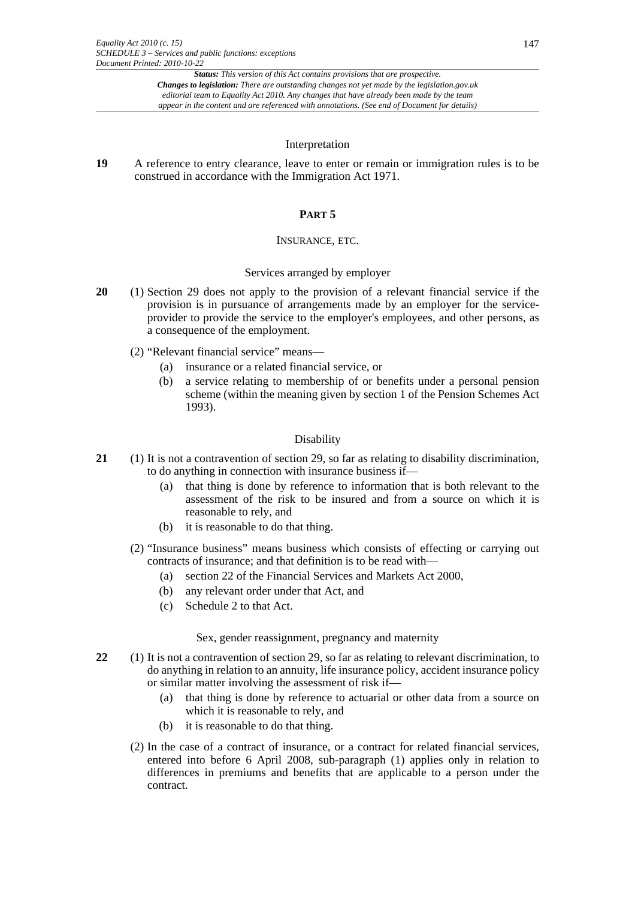### Interpretation

**19** A reference to entry clearance, leave to enter or remain or immigration rules is to be construed in accordance with the Immigration Act 1971.

## PART 5

## INSURANCE, ETC.

### Services arranged by employer

**20** (1) Section 29 does not apply to the provision of a relevant financial service if the provision is in pursuance of arrangements made by an employer for the service-provider to provide the service to the employer's employees, and other persons, as a consequence of the employment.

(2) "Relevant financial service" means—

(a) insurance or a related financial service, or

(b) a service relating to membership of or benefits under a personal pension scheme (within the meaning given by section 1 of the Pension Schemes Act 1993).

### Disability

**21** (1) It is not a contravention of section 29, so far as relating to disability discrimination, to do anything in connection with insurance business if—

(a) that thing is done by reference to information that is both relevant to the assessment of the risk to be insured and from a source on which it is reasonable to rely, and

(b) it is reasonable to do that thing.

(2) "Insurance business" means business which consists of effecting or carrying out contracts of insurance; and that definition is to be read with—

(a) section 22 of the Financial Services and Markets Act 2000,

(b) any relevant order under that Act, and

(c) Schedule 2 to that Act.

### Sex, gender reassignment, pregnancy and maternity

**22** (1) It is not a contravention of section 29, so far as relating to relevant discrimination, to do anything in relation to an annuity, life insurance policy, accident insurance policy or similar matter involving the assessment of risk if—

(a) that thing is done by reference to actuarial or other data from a source on which it is reasonable to rely, and

(b) it is reasonable to do that thing.

(2) In the case of a contract of insurance, or a contract for related financial services, entered into before 6 April 2008, sub-paragraph (1) applies only in relation to differences in premiums and benefits that are applicable to a person under the contract.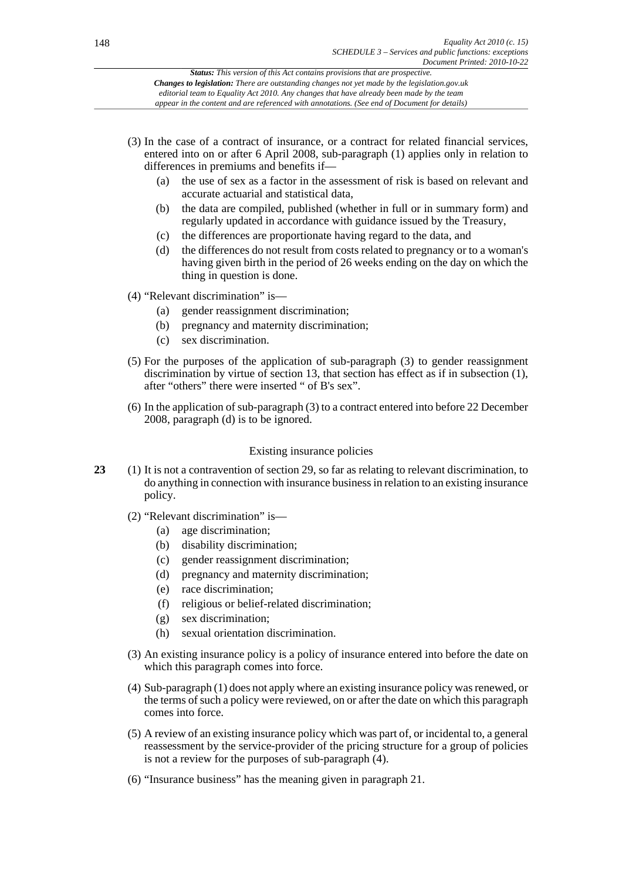(3) In the case of a contract of insurance, or a contract for related financial services, entered into on or after 6 April 2008, sub-paragraph (1) applies only in relation to differences in premiums and benefits if—

- (a) the use of sex as a factor in the assessment of risk is based on relevant and accurate actuarial and statistical data,
- (b) the data are compiled, published (whether in full or in summary form) and regularly updated in accordance with guidance issued by the Treasury,
- (c) the differences are proportionate having regard to the data, and
- (d) the differences do not result from costs related to pregnancy or to a woman's having given birth in the period of 26 weeks ending on the day on which the thing in question is done.

(4) "Relevant discrimination" is—

- (a) gender reassignment discrimination;
- (b) pregnancy and maternity discrimination;
- (c) sex discrimination.

(5) For the purposes of the application of sub-paragraph (3) to gender reassignment discrimination by virtue of section 13, that section has effect as if in subsection (1), after "others" there were inserted " of B's sex".

(6) In the application of sub-paragraph (3) to a contract entered into before 22 December 2008, paragraph (d) is to be ignored.

### Existing insurance policies

**23** (1) It is not a contravention of section 29, so far as relating to relevant discrimination, to do anything in connection with insurance business in relation to an existing insurance policy.

(2) "Relevant discrimination" is—

- (a) age discrimination;
- (b) disability discrimination;
- (c) gender reassignment discrimination;
- (d) pregnancy and maternity discrimination;
- (e) race discrimination;
- (f) religious or belief-related discrimination;
- (g) sex discrimination;
- (h) sexual orientation discrimination.

(3) An existing insurance policy is a policy of insurance entered into before the date on which this paragraph comes into force.

(4) Sub-paragraph (1) does not apply where an existing insurance policy was renewed, or the terms of such a policy were reviewed, on or after the date on which this paragraph comes into force.

(5) A review of an existing insurance policy which was part of, or incidental to, a general reassessment by the service-provider of the pricing structure for a group of policies is not a review for the purposes of sub-paragraph (4).

(6) "Insurance business" has the meaning given in paragraph 21.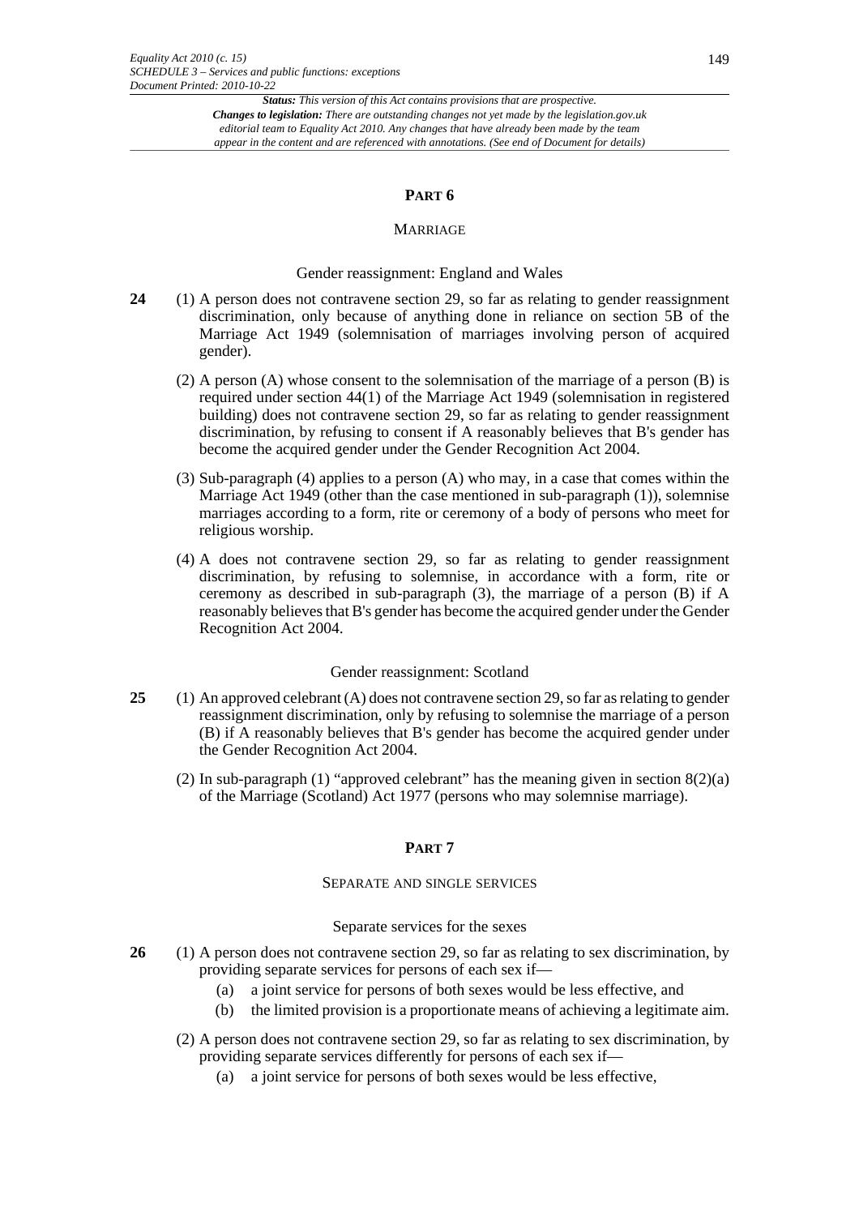## PART 6

### MARRIAGE

#### Gender reassignment: England and Wales

**24** (1) A person does not contravene section 29, so far as relating to gender reassignment discrimination, only because of anything done in reliance on section 5B of the Marriage Act 1949 (solemnisation of marriages involving person of acquired gender).

(2) A person (A) whose consent to the solemnisation of the marriage of a person (B) is required under section 44(1) of the Marriage Act 1949 (solemnisation in registered building) does not contravene section 29, so far as relating to gender reassignment discrimination, by refusing to consent if A reasonably believes that B's gender has become the acquired gender under the Gender Recognition Act 2004.

(3) Sub-paragraph (4) applies to a person (A) who may, in a case that comes within the Marriage Act 1949 (other than the case mentioned in sub-paragraph (1)), solemnise marriages according to a form, rite or ceremony of a body of persons who meet for religious worship.

(4) A does not contravene section 29, so far as relating to gender reassignment discrimination, by refusing to solemnise, in accordance with a form, rite or ceremony as described in sub-paragraph (3), the marriage of a person (B) if A reasonably believes that B's gender has become the acquired gender under the Gender Recognition Act 2004.

#### Gender reassignment: Scotland

**25** (1) An approved celebrant (A) does not contravene section 29, so far as relating to gender reassignment discrimination, only by refusing to solemnise the marriage of a person (B) if A reasonably believes that B's gender has become the acquired gender under the Gender Recognition Act 2004.

(2) In sub-paragraph (1) "approved celebrant" has the meaning given in section 8(2)(a) of the Marriage (Scotland) Act 1977 (persons who may solemnise marriage).

## PART 7

### SEPARATE AND SINGLE SERVICES

#### Separate services for the sexes

**26** (1) A person does not contravene section 29, so far as relating to sex discrimination, by providing separate services for persons of each sex if—

- (a) a joint service for persons of both sexes would be less effective, and
- (b) the limited provision is a proportionate means of achieving a legitimate aim.

(2) A person does not contravene section 29, so far as relating to sex discrimination, by providing separate services differently for persons of each sex if—

- (a) a joint service for persons of both sexes would be less effective,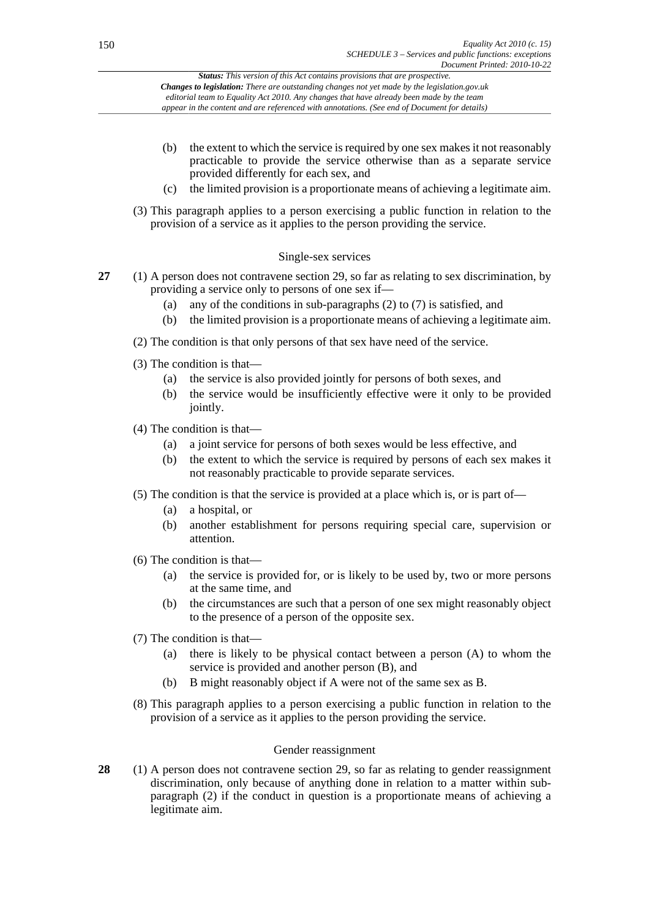(b) the extent to which the service is required by one sex makes it not reasonably practicable to provide the service otherwise than as a separate service provided differently for each sex, and

(c) the limited provision is a proportionate means of achieving a legitimate aim.

(3) This paragraph applies to a person exercising a public function in relation to the provision of a service as it applies to the person providing the service.

### Single-sex services

**27** (1) A person does not contravene section 29, so far as relating to sex discrimination, by providing a service only to persons of one sex if—

(a) any of the conditions in sub-paragraphs (2) to (7) is satisfied, and

(b) the limited provision is a proportionate means of achieving a legitimate aim.

(2) The condition is that only persons of that sex have need of the service.

(3) The condition is that—

(a) the service is also provided jointly for persons of both sexes, and

(b) the service would be insufficiently effective were it only to be provided jointly.

(4) The condition is that—

(a) a joint service for persons of both sexes would be less effective, and

(b) the extent to which the service is required by persons of each sex makes it not reasonably practicable to provide separate services.

(5) The condition is that the service is provided at a place which is, or is part of—

(a) a hospital, or

(b) another establishment for persons requiring special care, supervision or attention.

(6) The condition is that—

(a) the service is provided for, or is likely to be used by, two or more persons at the same time, and

(b) the circumstances are such that a person of one sex might reasonably object to the presence of a person of the opposite sex.

(7) The condition is that—

(a) there is likely to be physical contact between a person (A) to whom the service is provided and another person (B), and

(b) B might reasonably object if A were not of the same sex as B.

(8) This paragraph applies to a person exercising a public function in relation to the provision of a service as it applies to the person providing the service.

### Gender reassignment

**28** (1) A person does not contravene section 29, so far as relating to gender reassignment discrimination, only because of anything done in relation to a matter within sub-paragraph (2) if the conduct in question is a proportionate means of achieving a legitimate aim.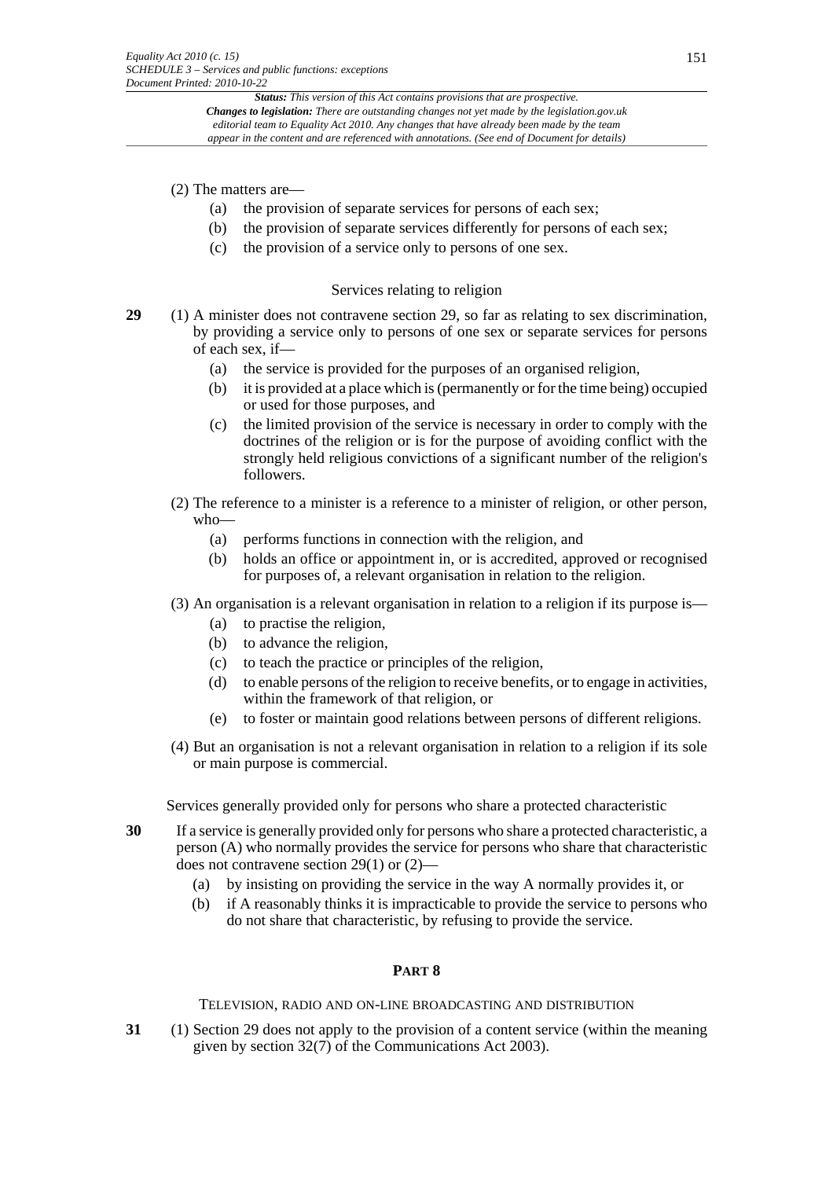(2) The matters are—

- (a) the provision of separate services for persons of each sex;
- (b) the provision of separate services differently for persons of each sex;
- (c) the provision of a service only to persons of one sex.

### Services relating to religion

**29** (1) A minister does not contravene section 29, so far as relating to sex discrimination, by providing a service only to persons of one sex or separate services for persons of each sex, if—

- (a) the service is provided for the purposes of an organised religion,
- (b) it is provided at a place which is (permanently or for the time being) occupied or used for those purposes, and
- (c) the limited provision of the service is necessary in order to comply with the doctrines of the religion or is for the purpose of avoiding conflict with the strongly held religious convictions of a significant number of the religion's followers.

(2) The reference to a minister is a reference to a minister of religion, or other person, who—

- (a) performs functions in connection with the religion, and
- (b) holds an office or appointment in, or is accredited, approved or recognised for purposes of, a relevant organisation in relation to the religion.

(3) An organisation is a relevant organisation in relation to a religion if its purpose is—

- (a) to practise the religion,
- (b) to advance the religion,
- (c) to teach the practice or principles of the religion,
- (d) to enable persons of the religion to receive benefits, or to engage in activities, within the framework of that religion, or
- (e) to foster or maintain good relations between persons of different religions.

(4) But an organisation is not a relevant organisation in relation to a religion if its sole or main purpose is commercial.

### Services generally provided only for persons who share a protected characteristic

**30** If a service is generally provided only for persons who share a protected characteristic, a person (A) who normally provides the service for persons who share that characteristic does not contravene section 29(1) or (2)—

- (a) by insisting on providing the service in the way A normally provides it, or
- (b) if A reasonably thinks it is impracticable to provide the service to persons who do not share that characteristic, by refusing to provide the service.

## PART 8

### TELEVISION, RADIO AND ON-LINE BROADCASTING AND DISTRIBUTION

**31** (1) Section 29 does not apply to the provision of a content service (within the meaning given by section 32(7) of the Communications Act 2003).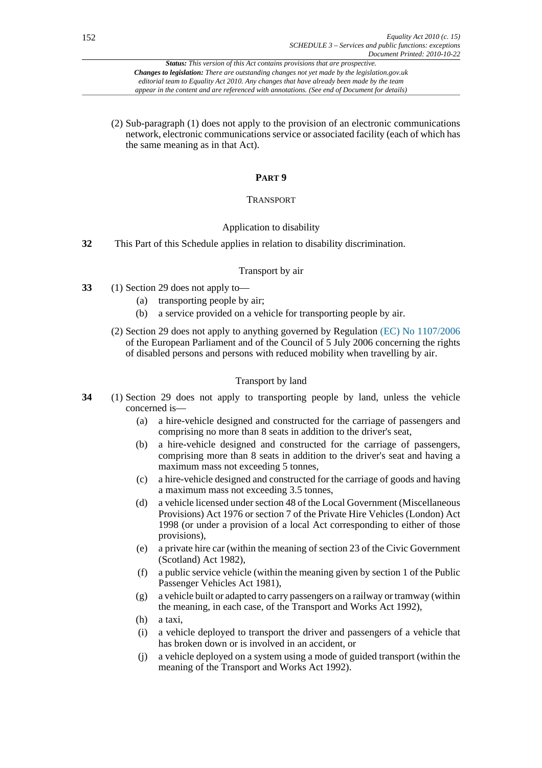(2) Sub-paragraph (1) does not apply to the provision of an electronic communications network, electronic communications service or associated facility (each of which has the same meaning as in that Act).

## PART 9

### TRANSPORT

#### Application to disability

**32** This Part of this Schedule applies in relation to disability discrimination.

#### Transport by air

**33** (1) Section 29 does not apply to—

- (a) transporting people by air;
- (b) a service provided on a vehicle for transporting people by air.

(2) Section 29 does not apply to anything governed by Regulation (EC) No 1107/2006 of the European Parliament and of the Council of 5 July 2006 concerning the rights of disabled persons and persons with reduced mobility when travelling by air.

#### Transport by land

**34** (1) Section 29 does not apply to transporting people by land, unless the vehicle concerned is—

- (a) a hire-vehicle designed and constructed for the carriage of passengers and comprising no more than 8 seats in addition to the driver's seat,
- (b) a hire-vehicle designed and constructed for the carriage of passengers, comprising more than 8 seats in addition to the driver's seat and having a maximum mass not exceeding 5 tonnes,
- (c) a hire-vehicle designed and constructed for the carriage of goods and having a maximum mass not exceeding 3.5 tonnes,
- (d) a vehicle licensed under section 48 of the Local Government (Miscellaneous Provisions) Act 1976 or section 7 of the Private Hire Vehicles (London) Act 1998 (or under a provision of a local Act corresponding to either of those provisions),
- (e) a private hire car (within the meaning of section 23 of the Civic Government (Scotland) Act 1982),
- (f) a public service vehicle (within the meaning given by section 1 of the Public Passenger Vehicles Act 1981),
- (g) a vehicle built or adapted to carry passengers on a railway or tramway (within the meaning, in each case, of the Transport and Works Act 1992),
- (h) a taxi,
- (i) a vehicle deployed to transport the driver and passengers of a vehicle that has broken down or is involved in an accident, or
- (j) a vehicle deployed on a system using a mode of guided transport (within the meaning of the Transport and Works Act 1992).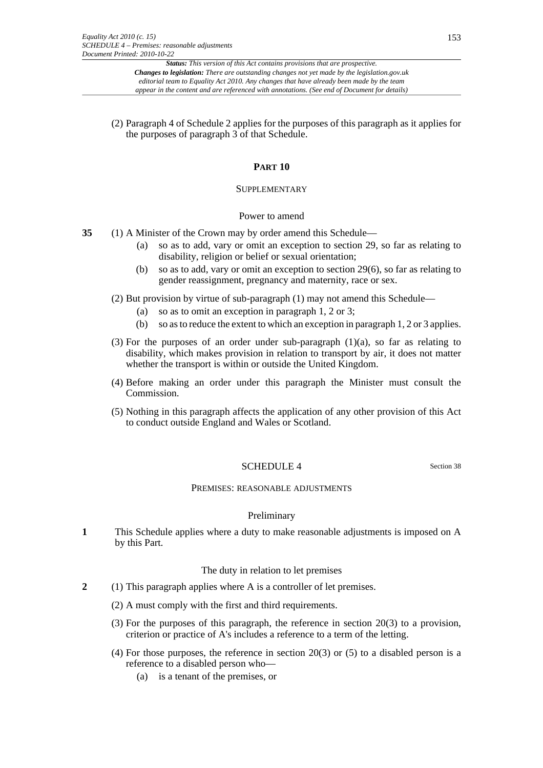(2) Paragraph 4 of Schedule 2 applies for the purposes of this paragraph as it applies for the purposes of paragraph 3 of that Schedule.

## PART 10

### SUPPLEMENTARY

#### Power to amend

**35** (1) A Minister of the Crown may by order amend this Schedule—

(a) so as to add, vary or omit an exception to section 29, so far as relating to disability, religion or belief or sexual orientation;

(b) so as to add, vary or omit an exception to section 29(6), so far as relating to gender reassignment, pregnancy and maternity, race or sex.

(2) But provision by virtue of sub-paragraph (1) may not amend this Schedule—

(a) so as to omit an exception in paragraph 1, 2 or 3;

(b) so as to reduce the extent to which an exception in paragraph 1, 2 or 3 applies.

(3) For the purposes of an order under sub-paragraph (1)(a), so far as relating to disability, which makes provision in relation to transport by air, it does not matter whether the transport is within or outside the United Kingdom.

(4) Before making an order under this paragraph the Minister must consult the Commission.

(5) Nothing in this paragraph affects the application of any other provision of this Act to conduct outside England and Wales or Scotland.

## SCHEDULE 4

Section 38

### PREMISES: REASONABLE ADJUSTMENTS

#### Preliminary

**1** This Schedule applies where a duty to make reasonable adjustments is imposed on A by this Part.

#### The duty in relation to let premises

**2** (1) This paragraph applies where A is a controller of let premises.

(2) A must comply with the first and third requirements.

(3) For the purposes of this paragraph, the reference in section 20(3) to a provision, criterion or practice of A's includes a reference to a term of the letting.

(4) For those purposes, the reference in section 20(3) or (5) to a disabled person is a reference to a disabled person who—

(a) is a tenant of the premises, or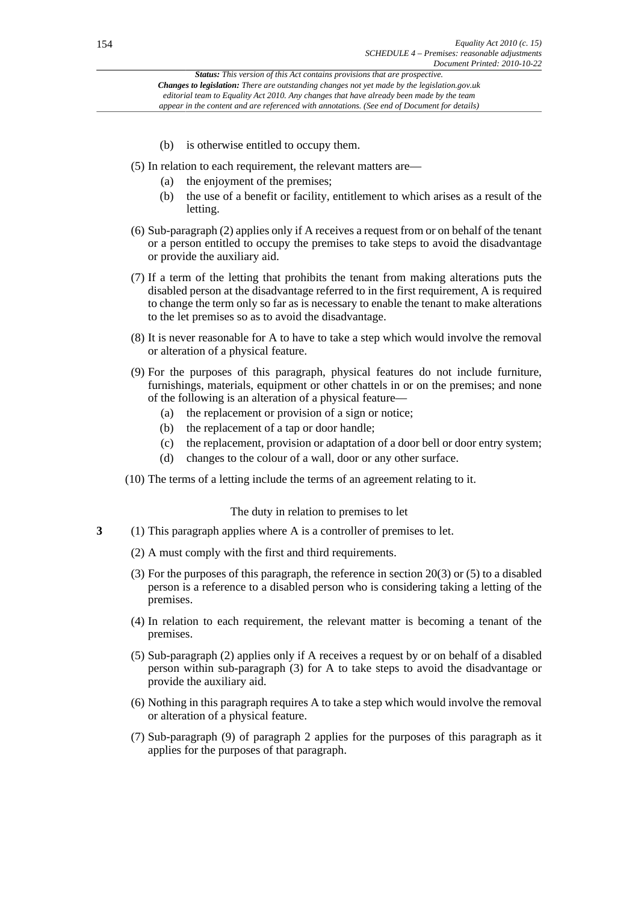(b) is otherwise entitled to occupy them.

(5) In relation to each requirement, the relevant matters are—

(a) the enjoyment of the premises;

(b) the use of a benefit or facility, entitlement to which arises as a result of the letting.

(6) Sub-paragraph (2) applies only if A receives a request from or on behalf of the tenant or a person entitled to occupy the premises to take steps to avoid the disadvantage or provide the auxiliary aid.

(7) If a term of the letting that prohibits the tenant from making alterations puts the disabled person at the disadvantage referred to in the first requirement, A is required to change the term only so far as is necessary to enable the tenant to make alterations to the let premises so as to avoid the disadvantage.

(8) It is never reasonable for A to have to take a step which would involve the removal or alteration of a physical feature.

(9) For the purposes of this paragraph, physical features do not include furniture, furnishings, materials, equipment or other chattels in or on the premises; and none of the following is an alteration of a physical feature—

(a) the replacement or provision of a sign or notice;

(b) the replacement of a tap or door handle;

(c) the replacement, provision or adaptation of a door bell or door entry system;

(d) changes to the colour of a wall, door or any other surface.

(10) The terms of a letting include the terms of an agreement relating to it.

The duty in relation to premises to let

**3** (1) This paragraph applies where A is a controller of premises to let.

(2) A must comply with the first and third requirements.

(3) For the purposes of this paragraph, the reference in section 20(3) or (5) to a disabled person is a reference to a disabled person who is considering taking a letting of the premises.

(4) In relation to each requirement, the relevant matter is becoming a tenant of the premises.

(5) Sub-paragraph (2) applies only if A receives a request by or on behalf of a disabled person within sub-paragraph (3) for A to take steps to avoid the disadvantage or provide the auxiliary aid.

(6) Nothing in this paragraph requires A to take a step which would involve the removal or alteration of a physical feature.

(7) Sub-paragraph (9) of paragraph 2 applies for the purposes of this paragraph as it applies for the purposes of that paragraph.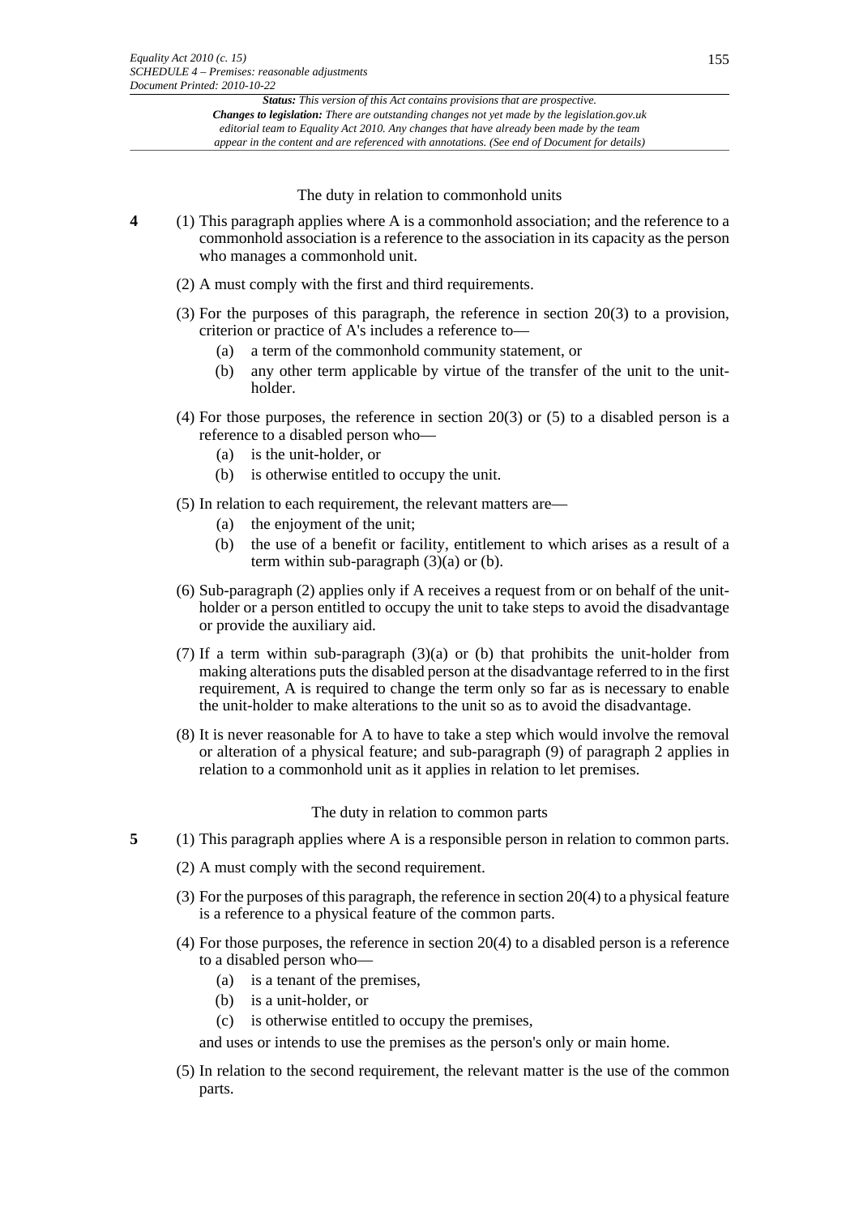### The duty in relation to commonhold units

**4** (1) This paragraph applies where A is a commonhold association; and the reference to a commonhold association is a reference to the association in its capacity as the person who manages a commonhold unit.

(2) A must comply with the first and third requirements.

(3) For the purposes of this paragraph, the reference in section 20(3) to a provision, criterion or practice of A's includes a reference to—

- (a) a term of the commonhold community statement, or
- (b) any other term applicable by virtue of the transfer of the unit to the unit-holder.

(4) For those purposes, the reference in section 20(3) or (5) to a disabled person is a reference to a disabled person who—

- (a) is the unit-holder, or
- (b) is otherwise entitled to occupy the unit.

(5) In relation to each requirement, the relevant matters are—

- (a) the enjoyment of the unit;
- (b) the use of a benefit or facility, entitlement to which arises as a result of a term within sub-paragraph (3)(a) or (b).

(6) Sub-paragraph (2) applies only if A receives a request from or on behalf of the unit-holder or a person entitled to occupy the unit to take steps to avoid the disadvantage or provide the auxiliary aid.

(7) If a term within sub-paragraph (3)(a) or (b) that prohibits the unit-holder from making alterations puts the disabled person at the disadvantage referred to in the first requirement, A is required to change the term only so far as is necessary to enable the unit-holder to make alterations to the unit so as to avoid the disadvantage.

(8) It is never reasonable for A to have to take a step which would involve the removal or alteration of a physical feature; and sub-paragraph (9) of paragraph 2 applies in relation to a commonhold unit as it applies in relation to let premises.

### The duty in relation to common parts

**5** (1) This paragraph applies where A is a responsible person in relation to common parts.

(2) A must comply with the second requirement.

(3) For the purposes of this paragraph, the reference in section 20(4) to a physical feature is a reference to a physical feature of the common parts.

(4) For those purposes, the reference in section 20(4) to a disabled person is a reference to a disabled person who—

- (a) is a tenant of the premises,
- (b) is a unit-holder, or
- (c) is otherwise entitled to occupy the premises,

and uses or intends to use the premises as the person's only or main home.

(5) In relation to the second requirement, the relevant matter is the use of the common parts.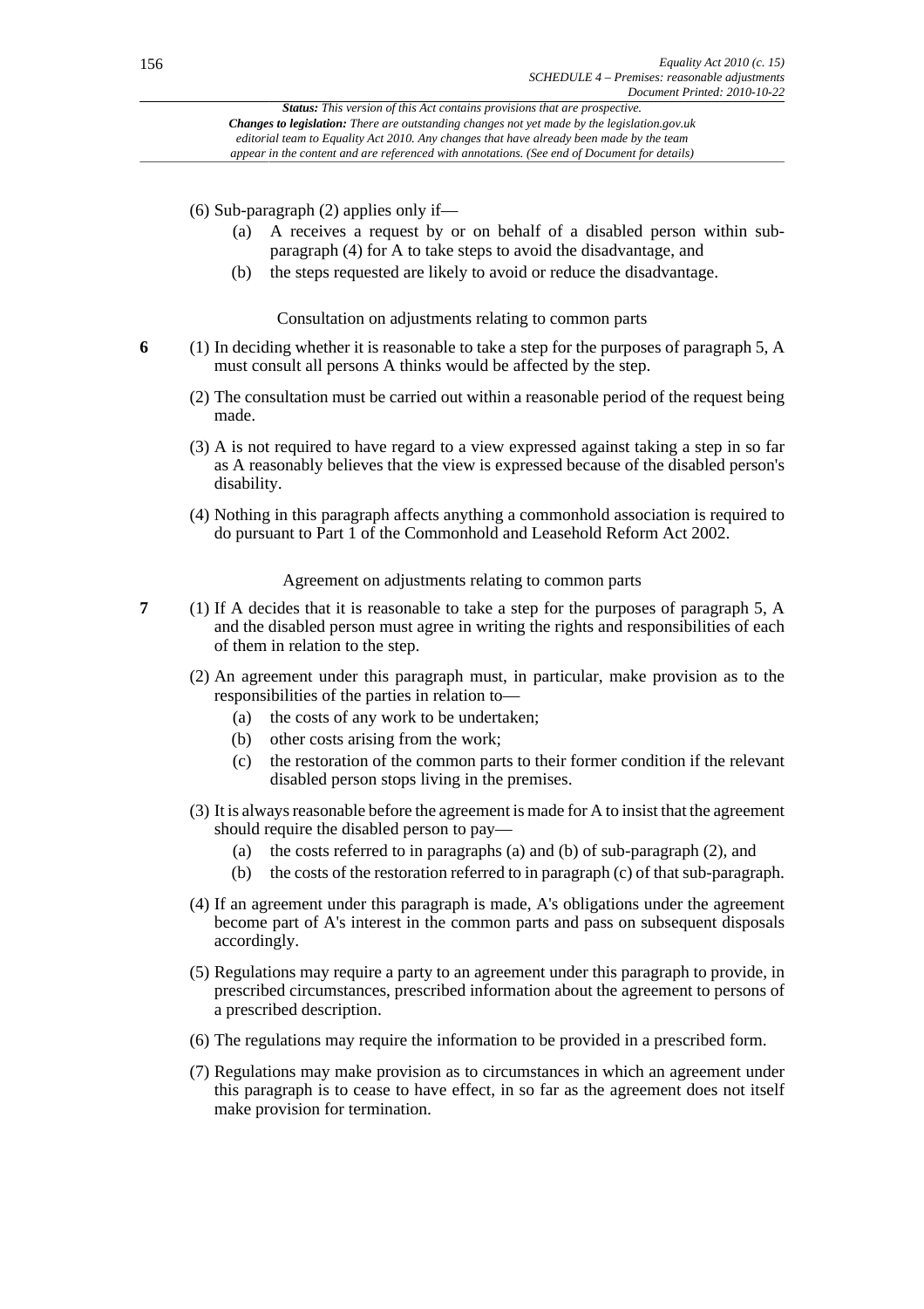(6) Sub-paragraph (2) applies only if—

(a) A receives a request by or on behalf of a disabled person within sub-paragraph (4) for A to take steps to avoid the disadvantage, and

(b) the steps requested are likely to avoid or reduce the disadvantage.

### Consultation on adjustments relating to common parts

**6** (1) In deciding whether it is reasonable to take a step for the purposes of paragraph 5, A must consult all persons A thinks would be affected by the step.

(2) The consultation must be carried out within a reasonable period of the request being made.

(3) A is not required to have regard to a view expressed against taking a step in so far as A reasonably believes that the view is expressed because of the disabled person's disability.

(4) Nothing in this paragraph affects anything a commonhold association is required to do pursuant to Part 1 of the Commonhold and Leasehold Reform Act 2002.

### Agreement on adjustments relating to common parts

**7** (1) If A decides that it is reasonable to take a step for the purposes of paragraph 5, A and the disabled person must agree in writing the rights and responsibilities of each of them in relation to the step.

(2) An agreement under this paragraph must, in particular, make provision as to the responsibilities of the parties in relation to—

(a) the costs of any work to be undertaken;

(b) other costs arising from the work;

(c) the restoration of the common parts to their former condition if the relevant disabled person stops living in the premises.

(3) It is always reasonable before the agreement is made for A to insist that the agreement should require the disabled person to pay—

(a) the costs referred to in paragraphs (a) and (b) of sub-paragraph (2), and

(b) the costs of the restoration referred to in paragraph (c) of that sub-paragraph.

(4) If an agreement under this paragraph is made, A's obligations under the agreement become part of A's interest in the common parts and pass on subsequent disposals accordingly.

(5) Regulations may require a party to an agreement under this paragraph to provide, in prescribed circumstances, prescribed information about the agreement to persons of a prescribed description.

(6) The regulations may require the information to be provided in a prescribed form.

(7) Regulations may make provision as to circumstances in which an agreement under this paragraph is to cease to have effect, in so far as the agreement does not itself make provision for termination.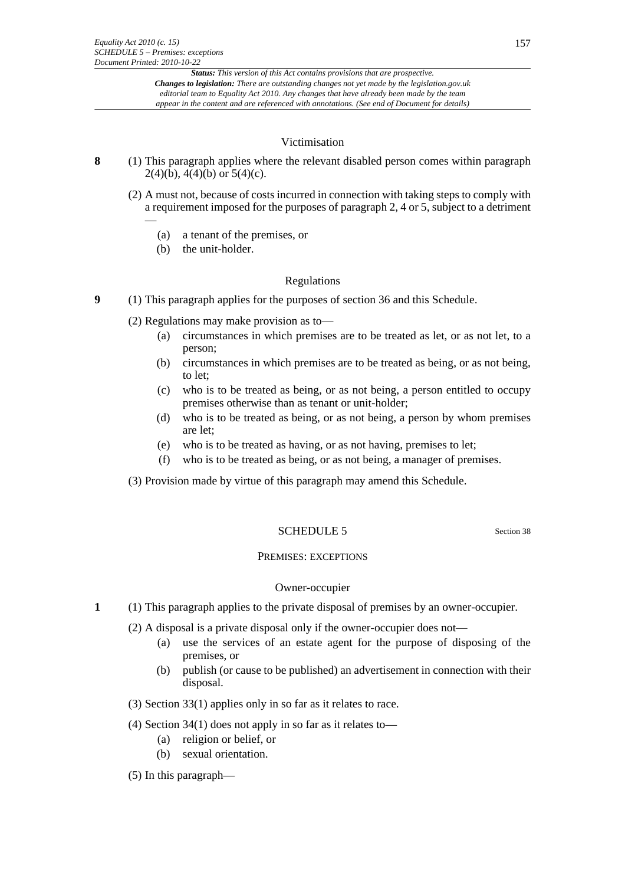### Victimisation

**8** (1) This paragraph applies where the relevant disabled person comes within paragraph 2(4)(b), 4(4)(b) or 5(4)(c).

(2) A must not, because of costs incurred in connection with taking steps to comply with a requirement imposed for the purposes of paragraph 2, 4 or 5, subject to a detriment —

- (a) a tenant of the premises, or
- (b) the unit-holder.

### Regulations

**9** (1) This paragraph applies for the purposes of section 36 and this Schedule.

(2) Regulations may make provision as to—

- (a) circumstances in which premises are to be treated as let, or as not let, to a person;
- (b) circumstances in which premises are to be treated as being, or as not being, to let;
- (c) who is to be treated as being, or as not being, a person entitled to occupy premises otherwise than as tenant or unit-holder;
- (d) who is to be treated as being, or as not being, a person by whom premises are let;
- (e) who is to be treated as having, or as not having, premises to let;
- (f) who is to be treated as being, or as not being, a manager of premises.

(3) Provision made by virtue of this paragraph may amend this Schedule.

## SCHEDULE 5

Section 38

PREMISES: EXCEPTIONS

### Owner-occupier

**1** (1) This paragraph applies to the private disposal of premises by an owner-occupier.

(2) A disposal is a private disposal only if the owner-occupier does not—

- (a) use the services of an estate agent for the purpose of disposing of the premises, or
- (b) publish (or cause to be published) an advertisement in connection with their disposal.

(3) Section 33(1) applies only in so far as it relates to race.

(4) Section 34(1) does not apply in so far as it relates to—

- (a) religion or belief, or
- (b) sexual orientation.

(5) In this paragraph—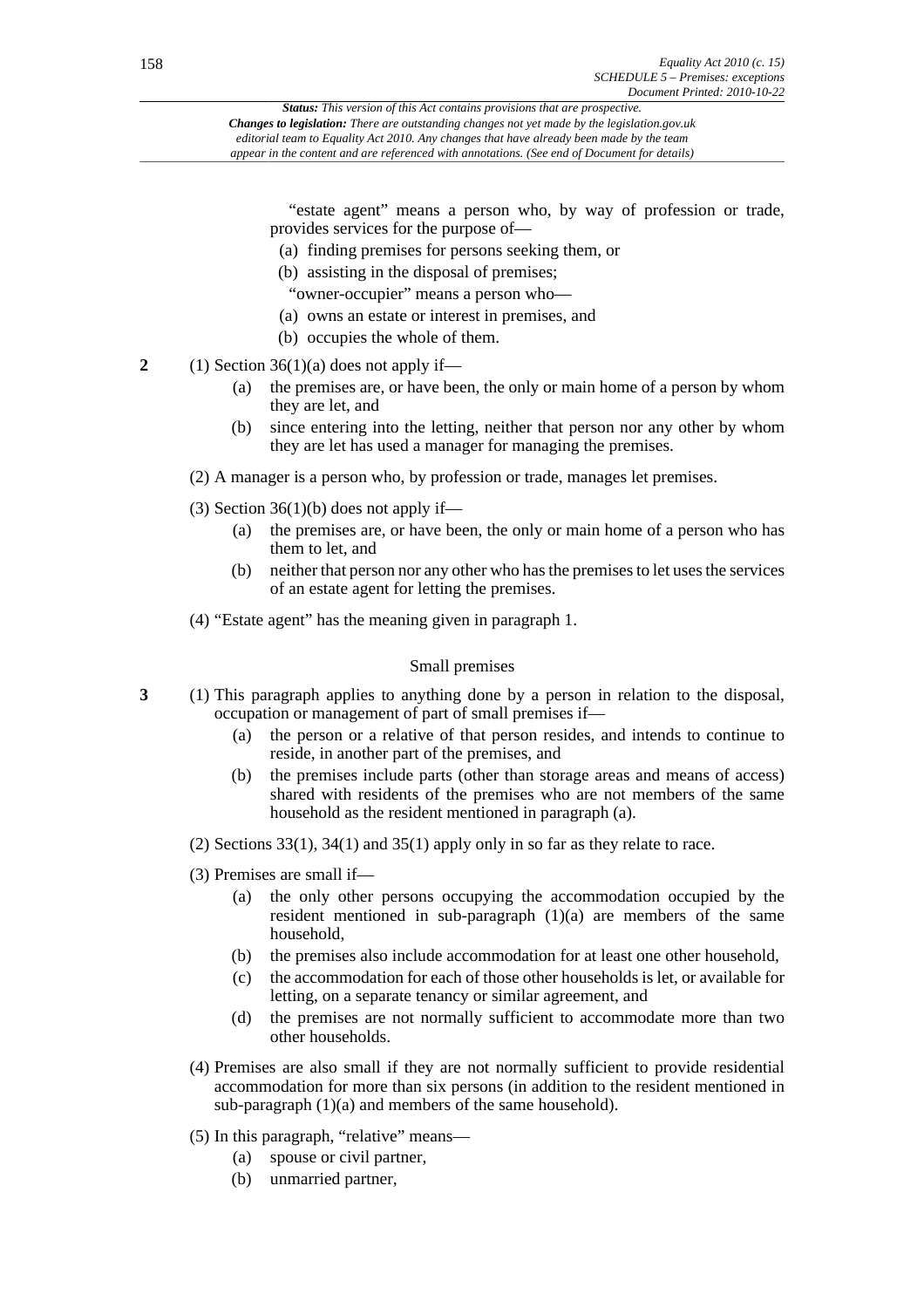"estate agent" means a person who, by way of profession or trade, provides services for the purpose of—

(a) finding premises for persons seeking them, or

(b) assisting in the disposal of premises;

"owner-occupier" means a person who—

(a) owns an estate or interest in premises, and

(b) occupies the whole of them.

**2** (1) Section 36(1)(a) does not apply if—

(a) the premises are, or have been, the only or main home of a person by whom they are let, and

(b) since entering into the letting, neither that person nor any other by whom they are let has used a manager for managing the premises.

(2) A manager is a person who, by profession or trade, manages let premises.

(3) Section 36(1)(b) does not apply if—

(a) the premises are, or have been, the only or main home of a person who has them to let, and

(b) neither that person nor any other who has the premises to let uses the services of an estate agent for letting the premises.

(4) "Estate agent" has the meaning given in paragraph 1.

### Small premises

**3** (1) This paragraph applies to anything done by a person in relation to the disposal, occupation or management of part of small premises if—

(a) the person or a relative of that person resides, and intends to continue to reside, in another part of the premises, and

(b) the premises include parts (other than storage areas and means of access) shared with residents of the premises who are not members of the same household as the resident mentioned in paragraph (a).

(2) Sections 33(1), 34(1) and 35(1) apply only in so far as they relate to race.

(3) Premises are small if—

(a) the only other persons occupying the accommodation occupied by the resident mentioned in sub-paragraph (1)(a) are members of the same household,

(b) the premises also include accommodation for at least one other household,

(c) the accommodation for each of those other households is let, or available for letting, on a separate tenancy or similar agreement, and

(d) the premises are not normally sufficient to accommodate more than two other households.

(4) Premises are also small if they are not normally sufficient to provide residential accommodation for more than six persons (in addition to the resident mentioned in sub-paragraph (1)(a) and members of the same household).

(5) In this paragraph, "relative" means—

(a) spouse or civil partner,

(b) unmarried partner,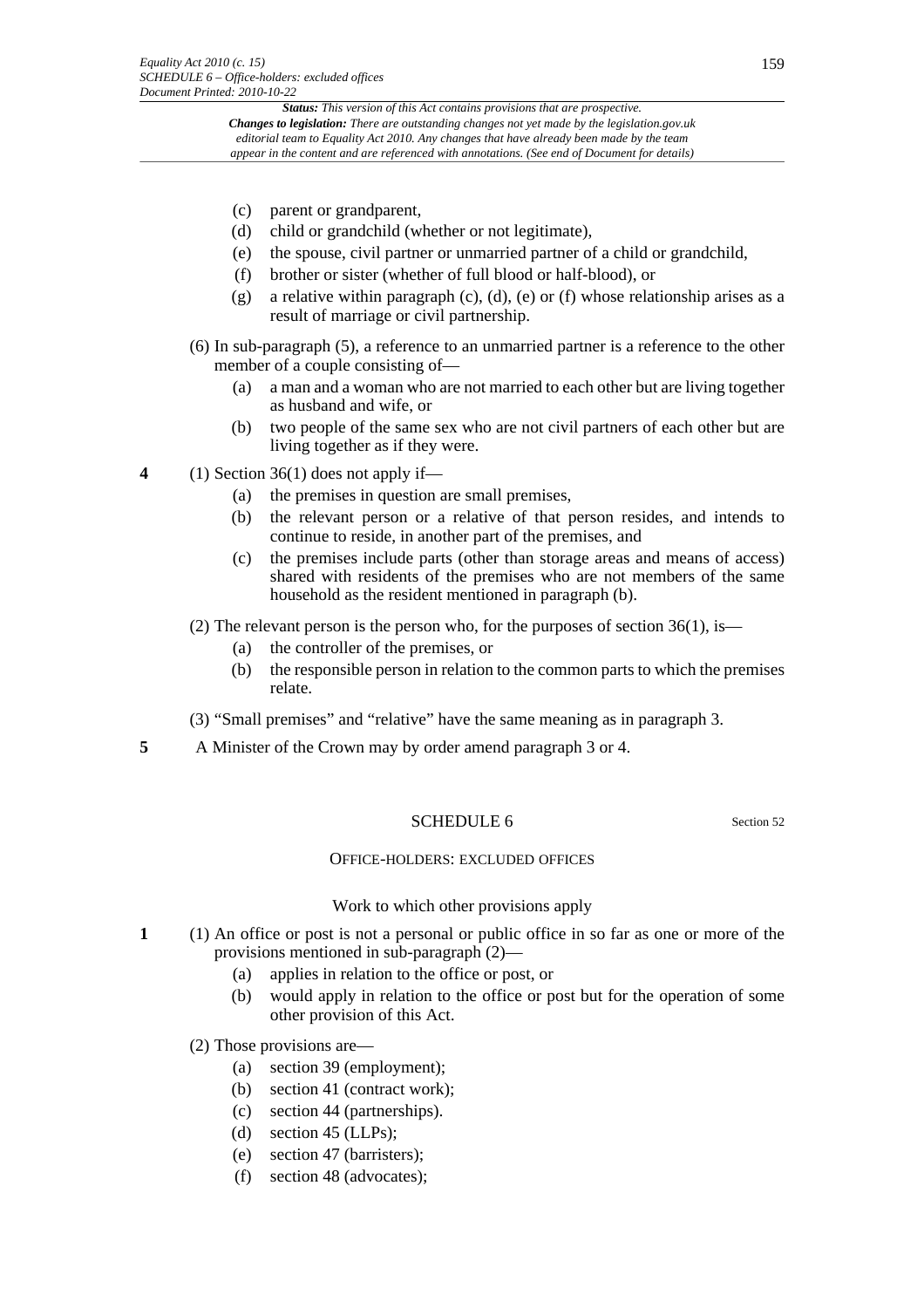(c) parent or grandparent,

(d) child or grandchild (whether or not legitimate),

(e) the spouse, civil partner or unmarried partner of a child or grandchild,

(f) brother or sister (whether of full blood or half-blood), or

(g) a relative within paragraph (c), (d), (e) or (f) whose relationship arises as a result of marriage or civil partnership.

(6) In sub-paragraph (5), a reference to an unmarried partner is a reference to the other member of a couple consisting of—

(a) a man and a woman who are not married to each other but are living together as husband and wife, or

(b) two people of the same sex who are not civil partners of each other but are living together as if they were.

**4** (1) Section 36(1) does not apply if—

(a) the premises in question are small premises,

(b) the relevant person or a relative of that person resides, and intends to continue to reside, in another part of the premises, and

(c) the premises include parts (other than storage areas and means of access) shared with residents of the premises who are not members of the same household as the resident mentioned in paragraph (b).

(2) The relevant person is the person who, for the purposes of section 36(1), is—

(a) the controller of the premises, or

(b) the responsible person in relation to the common parts to which the premises relate.

(3) "Small premises" and "relative" have the same meaning as in paragraph 3.

**5** A Minister of the Crown may by order amend paragraph 3 or 4.

## SCHEDULE 6

Section 52

### OFFICE-HOLDERS: EXCLUDED OFFICES

#### Work to which other provisions apply

**1** (1) An office or post is not a personal or public office in so far as one or more of the provisions mentioned in sub-paragraph (2)—

(a) applies in relation to the office or post, or

(b) would apply in relation to the office or post but for the operation of some other provision of this Act.

(2) Those provisions are—

(a) section 39 (employment);

(b) section 41 (contract work);

(c) section 44 (partnerships).

(d) section 45 (LLPs);

(e) section 47 (barristers);

(f) section 48 (advocates);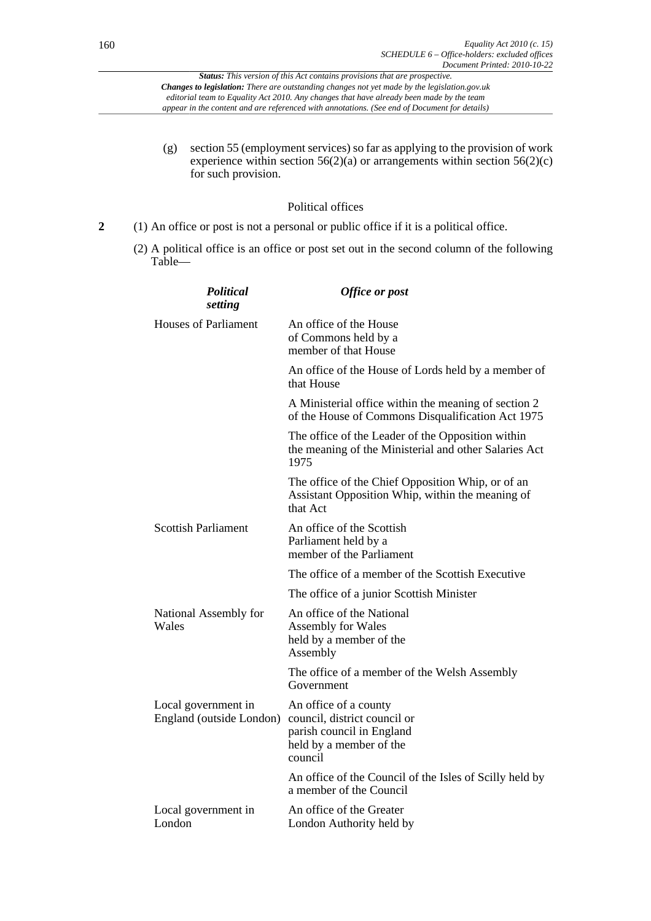*Status: This version of this Act contains provisions that are prospective.*
***Changes to legislation:** There are outstanding changes not yet made by the legislation.gov.uk editorial team to Equality Act 2010. Any changes that have already been made by the team appear in the content and are referenced with annotations. (See end of Document for details)*

(g) section 55 (employment services) so far as applying to the provision of work experience within section 56(2)(a) or arrangements within section 56(2)(c) for such provision.

Political offices

**2** (1) An office or post is not a personal or public office if it is a political office.

(2) A political office is an office or post set out in the second column of the following Table—

| *Political setting* | *Office or post* |
|---|---|
| Houses of Parliament | An office of the House of Commons held by a member of that House |
| | An office of the House of Lords held by a member of that House |
| | A Ministerial office within the meaning of section 2 of the House of Commons Disqualification Act 1975 |
| | The office of the Leader of the Opposition within the meaning of the Ministerial and other Salaries Act 1975 |
| | The office of the Chief Opposition Whip, or of an Assistant Opposition Whip, within the meaning of that Act |
| Scottish Parliament | An office of the Scottish Parliament held by a member of the Parliament |
| | The office of a member of the Scottish Executive |
| | The office of a junior Scottish Minister |
| National Assembly for Wales | An office of the National Assembly for Wales held by a member of the Assembly |
| | The office of a member of the Welsh Assembly Government |
| Local government in England (outside London) | An office of a county council, district council or parish council in England held by a member of the council |
| | An office of the Council of the Isles of Scilly held by a member of the Council |
| Local government in London | An office of the Greater London Authority held by |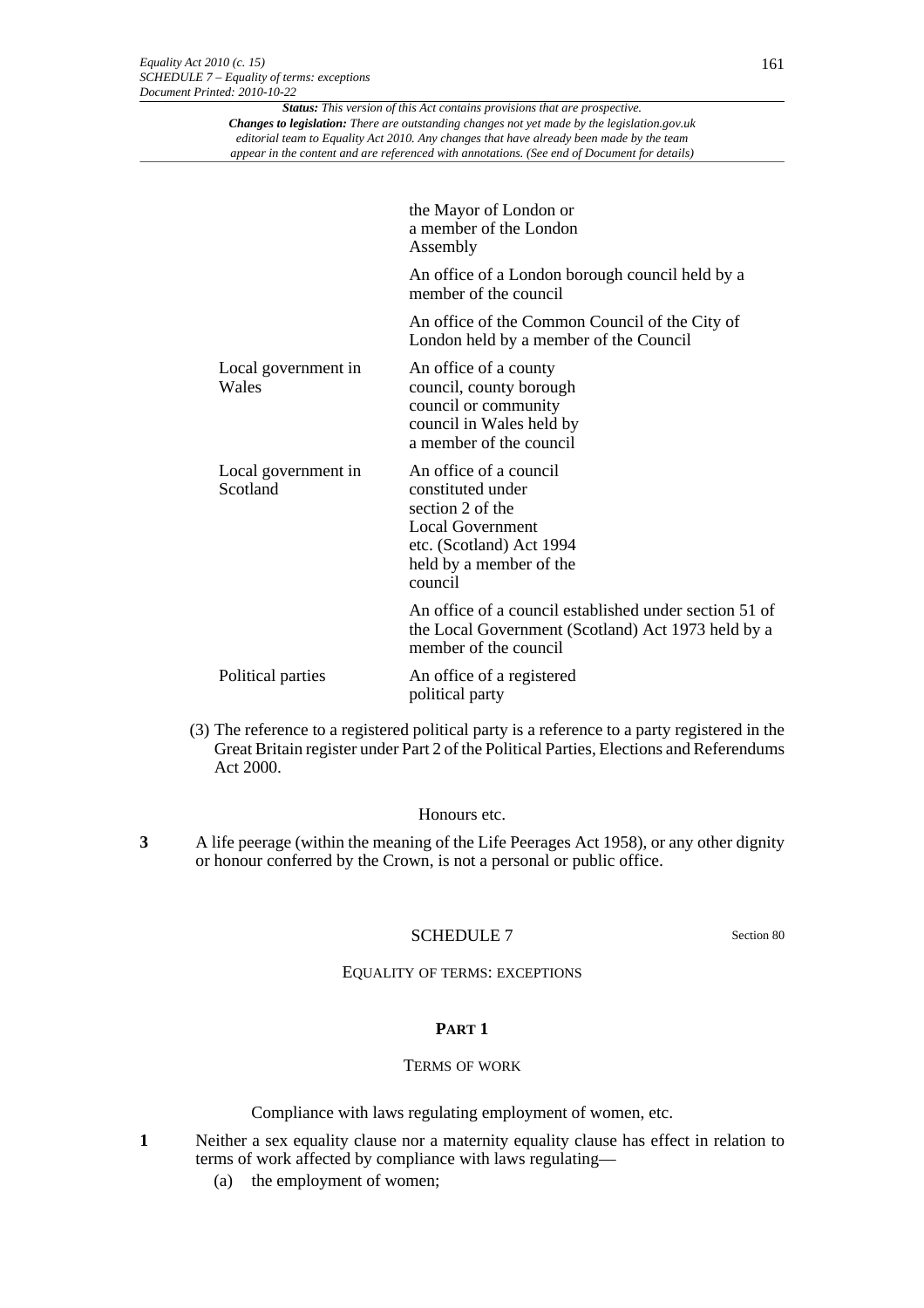| | |
|---|---|
| | the Mayor of London or a member of the London Assembly |
| | An office of a London borough council held by a member of the council |
| | An office of the Common Council of the City of London held by a member of the Council |
| Local government in Wales | An office of a county council, county borough council or community council in Wales held by a member of the council |
| Local government in Scotland | An office of a council constituted under section 2 of the Local Government etc. (Scotland) Act 1994 held by a member of the council |
| | An office of a council established under section 51 of the Local Government (Scotland) Act 1973 held by a member of the council |
| Political parties | An office of a registered political party |

(3) The reference to a registered political party is a reference to a party registered in the Great Britain register under Part 2 of the Political Parties, Elections and Referendums Act 2000.

Honours etc.

**3** A life peerage (within the meaning of the Life Peerages Act 1958), or any other dignity or honour conferred by the Crown, is not a personal or public office.

## SCHEDULE 7

Section 80

EQUALITY OF TERMS: EXCEPTIONS

### PART 1

TERMS OF WORK

Compliance with laws regulating employment of women, etc.

**1** Neither a sex equality clause nor a maternity equality clause has effect in relation to terms of work affected by compliance with laws regulating—

(a) the employment of women;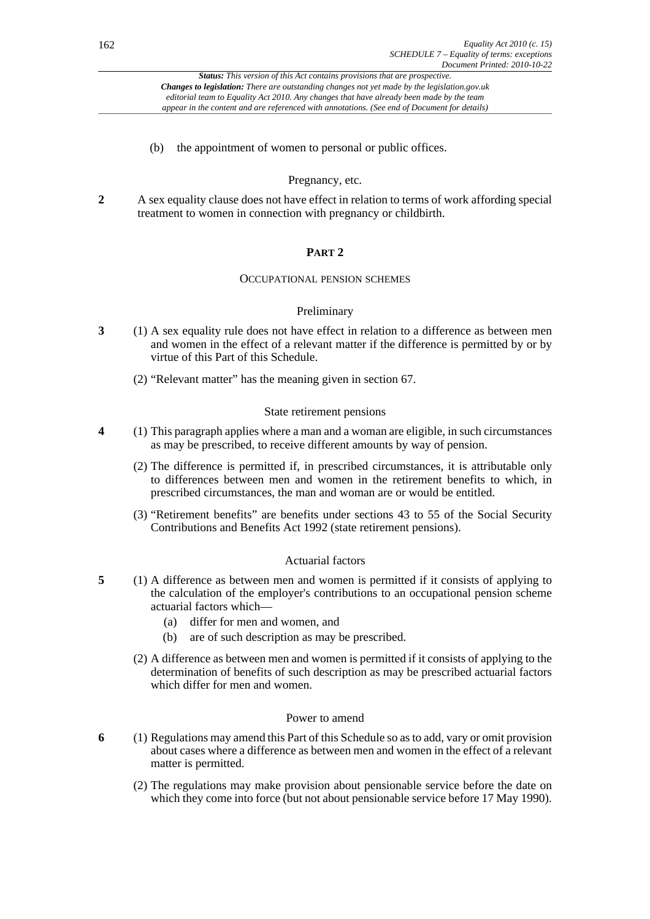(b) the appointment of women to personal or public offices.

### Pregnancy, etc.

**2** A sex equality clause does not have effect in relation to terms of work affording special treatment to women in connection with pregnancy or childbirth.

## PART 2

### OCCUPATIONAL PENSION SCHEMES

### Preliminary

**3** (1) A sex equality rule does not have effect in relation to a difference as between men and women in the effect of a relevant matter if the difference is permitted by or by virtue of this Part of this Schedule.

(2) "Relevant matter" has the meaning given in section 67.

### State retirement pensions

**4** (1) This paragraph applies where a man and a woman are eligible, in such circumstances as may be prescribed, to receive different amounts by way of pension.

(2) The difference is permitted if, in prescribed circumstances, it is attributable only to differences between men and women in the retirement benefits to which, in prescribed circumstances, the man and woman are or would be entitled.

(3) "Retirement benefits" are benefits under sections 43 to 55 of the Social Security Contributions and Benefits Act 1992 (state retirement pensions).

### Actuarial factors

**5** (1) A difference as between men and women is permitted if it consists of applying to the calculation of the employer's contributions to an occupational pension scheme actuarial factors which—

(a) differ for men and women, and

(b) are of such description as may be prescribed.

(2) A difference as between men and women is permitted if it consists of applying to the determination of benefits of such description as may be prescribed actuarial factors which differ for men and women.

### Power to amend

**6** (1) Regulations may amend this Part of this Schedule so as to add, vary or omit provision about cases where a difference as between men and women in the effect of a relevant matter is permitted.

(2) The regulations may make provision about pensionable service before the date on which they come into force (but not about pensionable service before 17 May 1990).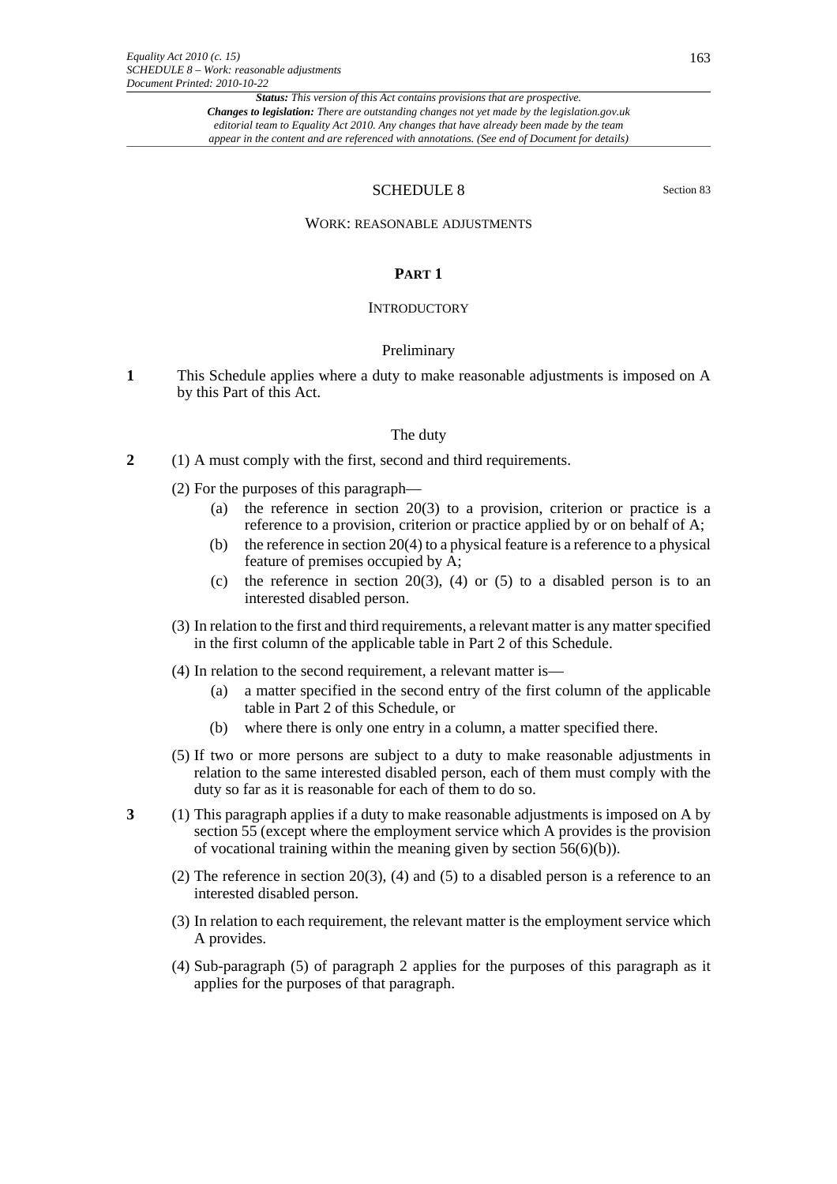*Status: This version of this Act contains provisions that are prospective.*
*Changes to legislation: There are outstanding changes not yet made by the legislation.gov.uk editorial team to Equality Act 2010. Any changes that have already been made by the team appear in the content and are referenced with annotations. (See end of Document for details)*

# SCHEDULE 8

Section 83

## WORK: REASONABLE ADJUSTMENTS

### PART 1

#### INTRODUCTORY

##### Preliminary

**1** This Schedule applies where a duty to make reasonable adjustments is imposed on A by this Part of this Act.

##### The duty

**2** (1) A must comply with the first, second and third requirements.

(2) For the purposes of this paragraph—

- (a) the reference in section 20(3) to a provision, criterion or practice is a reference to a provision, criterion or practice applied by or on behalf of A;
- (b) the reference in section 20(4) to a physical feature is a reference to a physical feature of premises occupied by A;
- (c) the reference in section 20(3), (4) or (5) to a disabled person is to an interested disabled person.

(3) In relation to the first and third requirements, a relevant matter is any matter specified in the first column of the applicable table in Part 2 of this Schedule.

(4) In relation to the second requirement, a relevant matter is—

- (a) a matter specified in the second entry of the first column of the applicable table in Part 2 of this Schedule, or
- (b) where there is only one entry in a column, a matter specified there.

(5) If two or more persons are subject to a duty to make reasonable adjustments in relation to the same interested disabled person, each of them must comply with the duty so far as it is reasonable for each of them to do so.

**3** (1) This paragraph applies if a duty to make reasonable adjustments is imposed on A by section 55 (except where the employment service which A provides is the provision of vocational training within the meaning given by section 56(6)(b)).

(2) The reference in section 20(3), (4) and (5) to a disabled person is a reference to an interested disabled person.

(3) In relation to each requirement, the relevant matter is the employment service which A provides.

(4) Sub-paragraph (5) of paragraph 2 applies for the purposes of this paragraph as it applies for the purposes of that paragraph.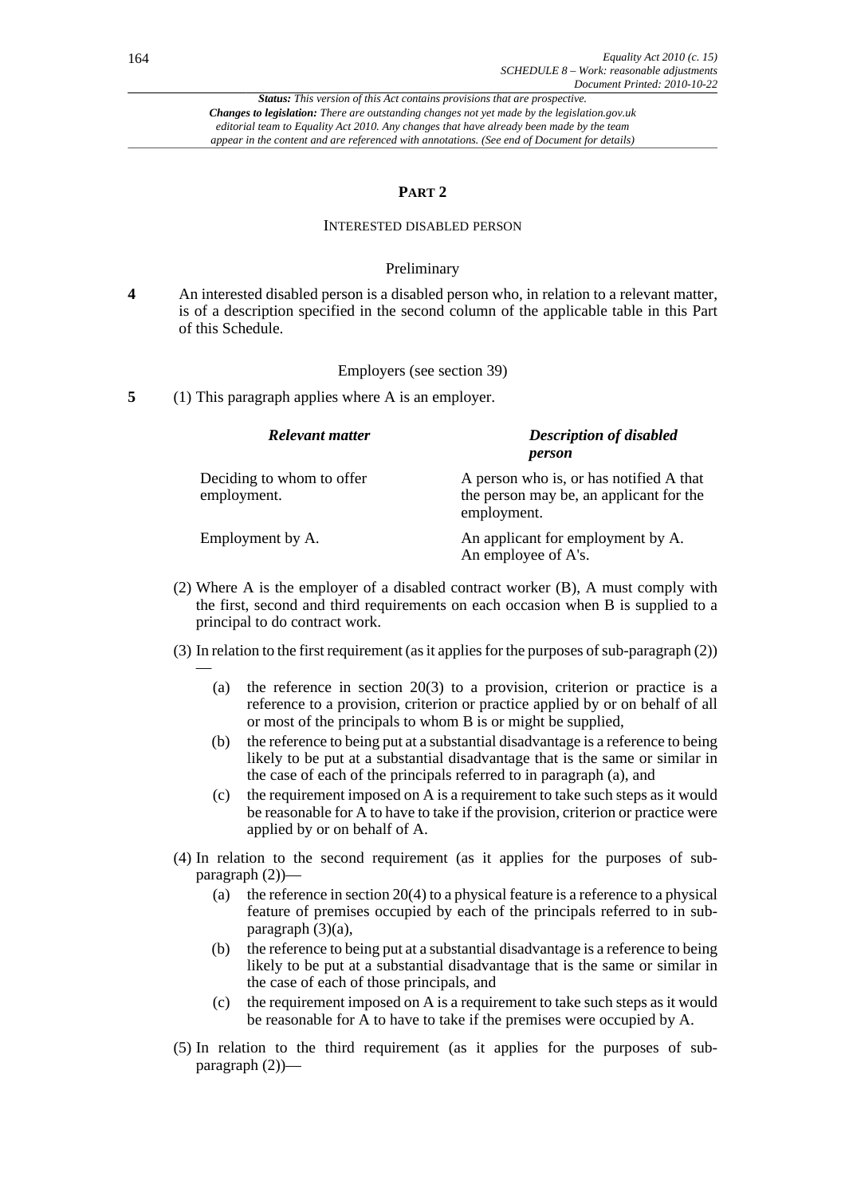## PART 2

### INTERESTED DISABLED PERSON

#### Preliminary

**4** An interested disabled person is a disabled person who, in relation to a relevant matter, is of a description specified in the second column of the applicable table in this Part of this Schedule.

#### Employers (see section 39)

**5** (1) This paragraph applies where A is an employer.

| *Relevant matter* | *Description of disabled person* |
|---|---|
| Deciding to whom to offer employment. | A person who is, or has notified A that the person may be, an applicant for the employment. |
| Employment by A. | An applicant for employment by A. An employee of A's. |

(2) Where A is the employer of a disabled contract worker (B), A must comply with the first, second and third requirements on each occasion when B is supplied to a principal to do contract work.

(3) In relation to the first requirement (as it applies for the purposes of sub-paragraph (2))—

- (a) the reference in section 20(3) to a provision, criterion or practice is a reference to a provision, criterion or practice applied by or on behalf of all or most of the principals to whom B is or might be supplied,
- (b) the reference to being put at a substantial disadvantage is a reference to being likely to be put at a substantial disadvantage that is the same or similar in the case of each of the principals referred to in paragraph (a), and
- (c) the requirement imposed on A is a requirement to take such steps as it would be reasonable for A to have to take if the provision, criterion or practice were applied by or on behalf of A.

(4) In relation to the second requirement (as it applies for the purposes of sub-paragraph (2))—

- (a) the reference in section 20(4) to a physical feature is a reference to a physical feature of premises occupied by each of the principals referred to in sub-paragraph (3)(a),
- (b) the reference to being put at a substantial disadvantage is a reference to being likely to be put at a substantial disadvantage that is the same or similar in the case of each of those principals, and
- (c) the requirement imposed on A is a requirement to take such steps as it would be reasonable for A to have to take if the premises were occupied by A.

(5) In relation to the third requirement (as it applies for the purposes of sub-paragraph (2))—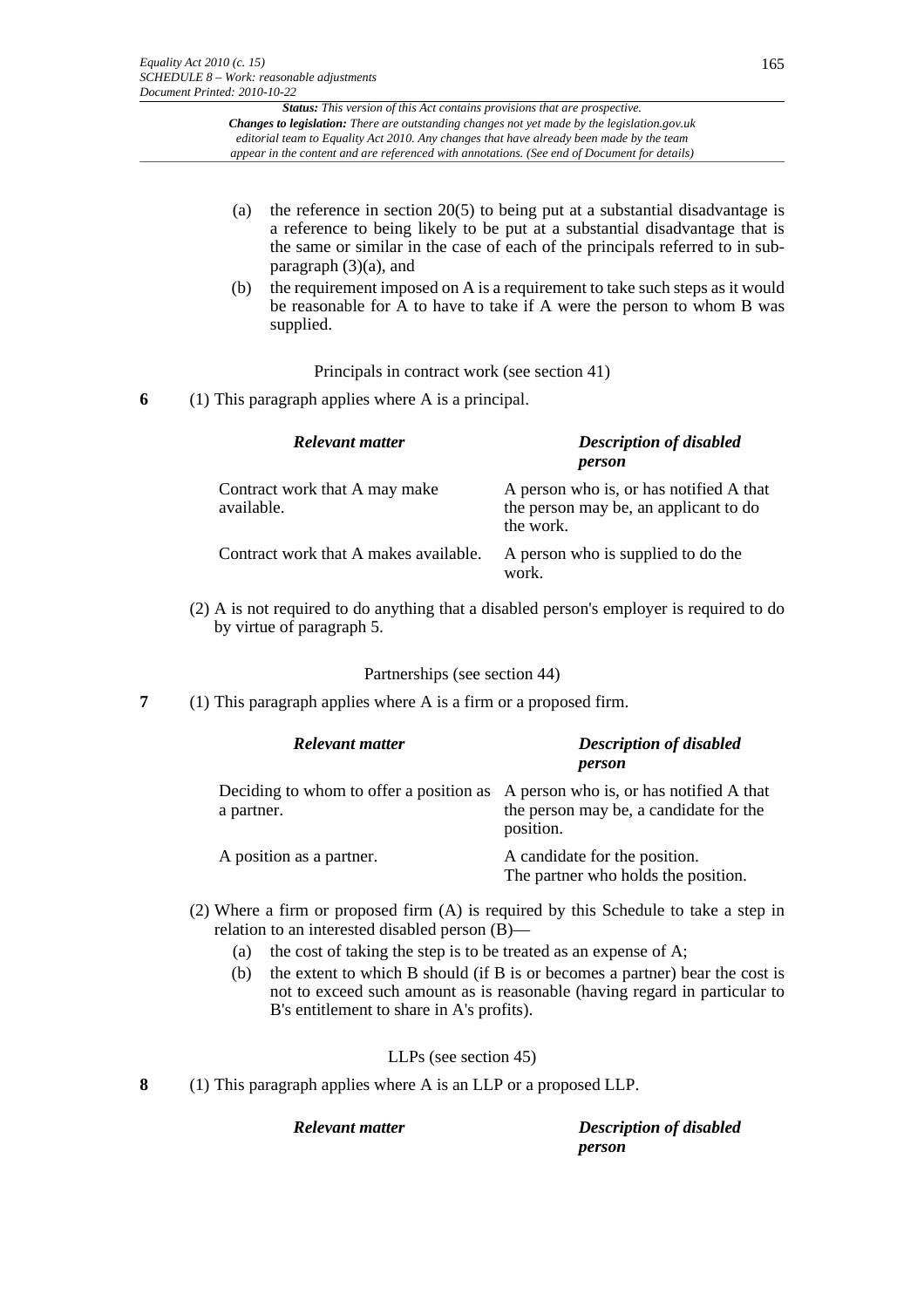(a) the reference in section 20(5) to being put at a substantial disadvantage is a reference to being likely to be put at a substantial disadvantage that is the same or similar in the case of each of the principals referred to in sub-paragraph (3)(a), and

(b) the requirement imposed on A is a requirement to take such steps as it would be reasonable for A to have to take if A were the person to whom B was supplied.

Principals in contract work (see section 41)

**6** (1) This paragraph applies where A is a principal.

| *Relevant matter* | *Description of disabled person* |
|---|---|
| Contract work that A may make available. | A person who is, or has notified A that the person may be, an applicant to do the work. |
| Contract work that A makes available. | A person who is supplied to do the work. |

(2) A is not required to do anything that a disabled person's employer is required to do by virtue of paragraph 5.

Partnerships (see section 44)

**7** (1) This paragraph applies where A is a firm or a proposed firm.

| *Relevant matter* | *Description of disabled person* |
|---|---|
| Deciding to whom to offer a position as a partner. | A person who is, or has notified A that the person may be, a candidate for the position. |
| A position as a partner. | A candidate for the position. The partner who holds the position. |

(2) Where a firm or proposed firm (A) is required by this Schedule to take a step in relation to an interested disabled person (B)—

(a) the cost of taking the step is to be treated as an expense of A;

(b) the extent to which B should (if B is or becomes a partner) bear the cost is not to exceed such amount as is reasonable (having regard in particular to B's entitlement to share in A's profits).

LLPs (see section 45)

**8** (1) This paragraph applies where A is an LLP or a proposed LLP.

| *Relevant matter* | *Description of disabled person* |
|---|---|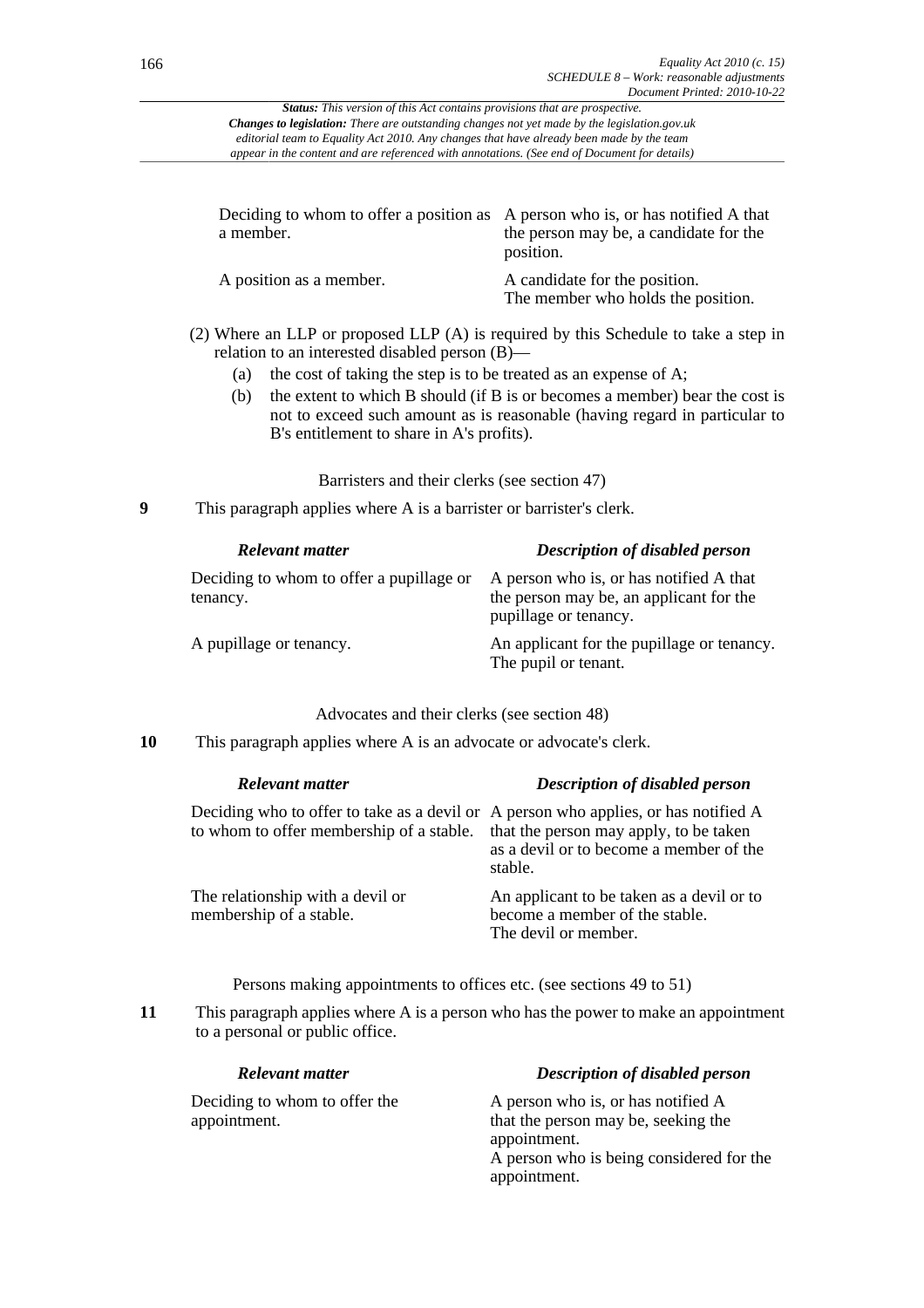*Status: This version of this Act contains provisions that are prospective.*
*Changes to legislation: There are outstanding changes not yet made by the legislation.gov.uk editorial team to Equality Act 2010. Any changes that have already been made by the team appear in the content and are referenced with annotations. (See end of Document for details)*

| | |
|---|---|
| Deciding to whom to offer a position as a member. | A person who is, or has notified A that the person may be, a candidate for the position. |
| A position as a member. | A candidate for the position. The member who holds the position. |

(2) Where an LLP or proposed LLP (A) is required by this Schedule to take a step in relation to an interested disabled person (B)—

(a) the cost of taking the step is to be treated as an expense of A;

(b) the extent to which B should (if B is or becomes a member) bear the cost is not to exceed such amount as is reasonable (having regard in particular to B's entitlement to share in A's profits).

Barristers and their clerks (see section 47)

**9** This paragraph applies where A is a barrister or barrister's clerk.

| *Relevant matter* | *Description of disabled person* |
|---|---|
| Deciding to whom to offer a pupillage or tenancy. | A person who is, or has notified A that the person may be, an applicant for the pupillage or tenancy. |
| A pupillage or tenancy. | An applicant for the pupillage or tenancy. The pupil or tenant. |

Advocates and their clerks (see section 48)

**10** This paragraph applies where A is an advocate or advocate's clerk.

| *Relevant matter* | *Description of disabled person* |
|---|---|
| Deciding who to offer to take as a devil or to whom to offer membership of a stable. | A person who applies, or has notified A that the person may apply, to be taken as a devil or to become a member of the stable. |
| The relationship with a devil or membership of a stable. | An applicant to be taken as a devil or to become a member of the stable. The devil or member. |

Persons making appointments to offices etc. (see sections 49 to 51)

**11** This paragraph applies where A is a person who has the power to make an appointment to a personal or public office.

| *Relevant matter* | *Description of disabled person* |
|---|---|
| Deciding to whom to offer the appointment. | A person who is, or has notified A that the person may be, seeking the appointment. A person who is being considered for the appointment. |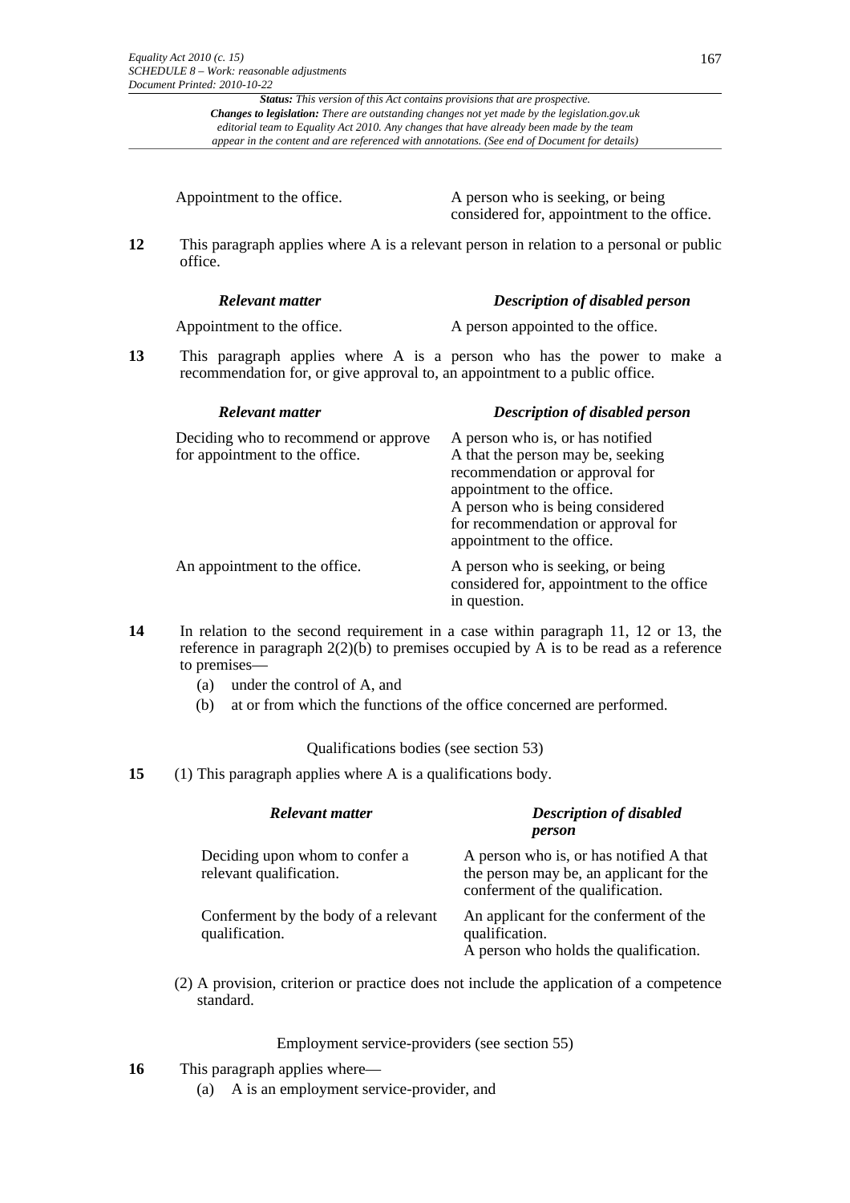| | |
|---|---|
| Appointment to the office. | A person who is seeking, or being considered for, appointment to the office. |

**12** This paragraph applies where A is a relevant person in relation to a personal or public office.

| *Relevant matter* | *Description of disabled person* |
|---|---|
| Appointment to the office. | A person appointed to the office. |

**13** This paragraph applies where A is a person who has the power to make a recommendation for, or give approval to, an appointment to a public office.

| *Relevant matter* | *Description of disabled person* |
|---|---|
| Deciding who to recommend or approve for appointment to the office. | A person who is, or has notified A that the person may be, seeking recommendation or approval for appointment to the office. A person who is being considered for recommendation or approval for appointment to the office. |
| An appointment to the office. | A person who is seeking, or being considered for, appointment to the office in question. |

**14** In relation to the second requirement in a case within paragraph 11, 12 or 13, the reference in paragraph 2(2)(b) to premises occupied by A is to be read as a reference to premises—

(a) under the control of A, and

(b) at or from which the functions of the office concerned are performed.

Qualifications bodies (see section 53)

**15** (1) This paragraph applies where A is a qualifications body.

| *Relevant matter* | *Description of disabled person* |
|---|---|
| Deciding upon whom to confer a relevant qualification. | A person who is, or has notified A that the person may be, an applicant for the conferment of the qualification. |
| Conferment by the body of a relevant qualification. | An applicant for the conferment of the qualification. A person who holds the qualification. |

(2) A provision, criterion or practice does not include the application of a competence standard.

Employment service-providers (see section 55)

**16** This paragraph applies where—

(a) A is an employment service-provider, and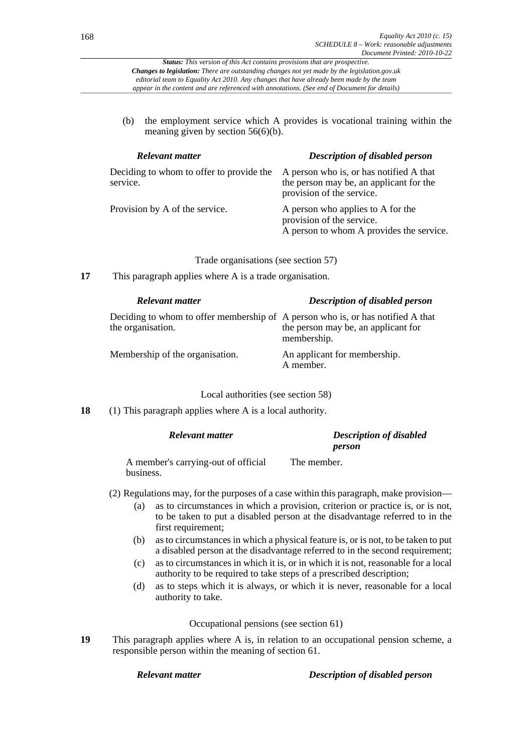(b) the employment service which A provides is vocational training within the meaning given by section 56(6)(b).

| *Relevant matter* | *Description of disabled person* |
|---|---|
| Deciding to whom to offer to provide the service. | A person who is, or has notified A that the person may be, an applicant for the provision of the service. |
| Provision by A of the service. | A person who applies to A for the provision of the service.<br>A person to whom A provides the service. |

Trade organisations (see section 57)

**17** This paragraph applies where A is a trade organisation.

| *Relevant matter* | *Description of disabled person* |
|---|---|
| Deciding to whom to offer membership of the organisation. | A person who is, or has notified A that the person may be, an applicant for membership. |
| Membership of the organisation. | An applicant for membership.<br>A member. |

Local authorities (see section 58)

**18** (1) This paragraph applies where A is a local authority.

| *Relevant matter* | *Description of disabled person* |
|---|---|
| A member's carrying-out of official business. | The member. |

(2) Regulations may, for the purposes of a case within this paragraph, make provision—

(a) as to circumstances in which a provision, criterion or practice is, or is not, to be taken to put a disabled person at the disadvantage referred to in the first requirement;

(b) as to circumstances in which a physical feature is, or is not, to be taken to put a disabled person at the disadvantage referred to in the second requirement;

(c) as to circumstances in which it is, or in which it is not, reasonable for a local authority to be required to take steps of a prescribed description;

(d) as to steps which it is always, or which it is never, reasonable for a local authority to take.

Occupational pensions (see section 61)

**19** This paragraph applies where A is, in relation to an occupational pension scheme, a responsible person within the meaning of section 61.

| *Relevant matter* | *Description of disabled person* |
|---|---|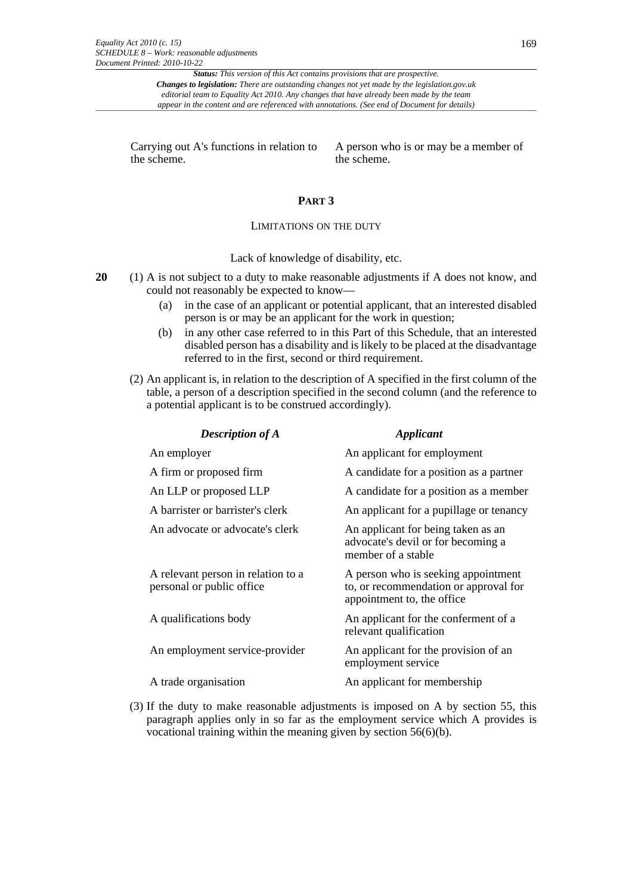| | |
|---|---|
| Carrying out A's functions in relation to the scheme. | A person who is or may be a member of the scheme. |

## PART 3

### LIMITATIONS ON THE DUTY

*Lack of knowledge of disability, etc.*

**20** (1) A is not subject to a duty to make reasonable adjustments if A does not know, and could not reasonably be expected to know—

(a) in the case of an applicant or potential applicant, that an interested disabled person is or may be an applicant for the work in question;

(b) in any other case referred to in this Part of this Schedule, that an interested disabled person has a disability and is likely to be placed at the disadvantage referred to in the first, second or third requirement.

(2) An applicant is, in relation to the description of A specified in the first column of the table, a person of a description specified in the second column (and the reference to a potential applicant is to be construed accordingly).

| *Description of A* | *Applicant* |
|---|---|
| An employer | An applicant for employment |
| A firm or proposed firm | A candidate for a position as a partner |
| An LLP or proposed LLP | A candidate for a position as a member |
| A barrister or barrister's clerk | An applicant for a pupillage or tenancy |
| An advocate or advocate's clerk | An applicant for being taken as an advocate's devil or for becoming a member of a stable |
| A relevant person in relation to a personal or public office | A person who is seeking appointment to, or recommendation or approval for appointment to, the office |
| A qualifications body | An applicant for the conferment of a relevant qualification |
| An employment service-provider | An applicant for the provision of an employment service |
| A trade organisation | An applicant for membership |

(3) If the duty to make reasonable adjustments is imposed on A by section 55, this paragraph applies only in so far as the employment service which A provides is vocational training within the meaning given by section 56(6)(b).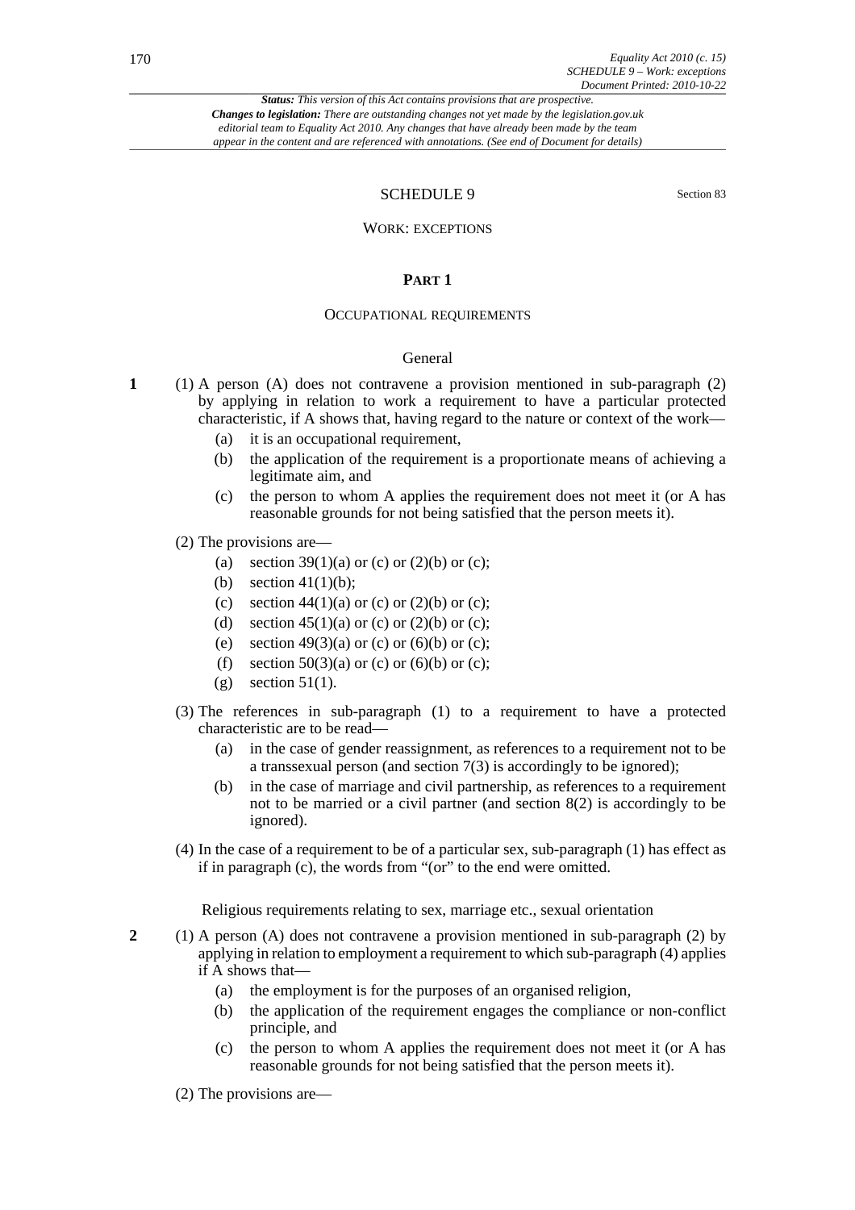*Status: This version of this Act contains provisions that are prospective.*
***Changes to legislation:** There are outstanding changes not yet made by the legislation.gov.uk editorial team to Equality Act 2010. Any changes that have already been made by the team appear in the content and are referenced with annotations. (See end of Document for details)*

## SCHEDULE 9

Section 83

### WORK: EXCEPTIONS

#### PART 1

#### OCCUPATIONAL REQUIREMENTS

##### General

**1** (1) A person (A) does not contravene a provision mentioned in sub-paragraph (2) by applying in relation to work a requirement to have a particular protected characteristic, if A shows that, having regard to the nature or context of the work—

(a) it is an occupational requirement,

(b) the application of the requirement is a proportionate means of achieving a legitimate aim, and

(c) the person to whom A applies the requirement does not meet it (or A has reasonable grounds for not being satisfied that the person meets it).

(2) The provisions are—

(a) section 39(1)(a) or (c) or (2)(b) or (c);

(b) section 41(1)(b);

(c) section 44(1)(a) or (c) or (2)(b) or (c);

(d) section 45(1)(a) or (c) or (2)(b) or (c);

(e) section 49(3)(a) or (c) or (6)(b) or (c);

(f) section 50(3)(a) or (c) or (6)(b) or (c);

(g) section 51(1).

(3) The references in sub-paragraph (1) to a requirement to have a protected characteristic are to be read—

(a) in the case of gender reassignment, as references to a requirement not to be a transsexual person (and section 7(3) is accordingly to be ignored);

(b) in the case of marriage and civil partnership, as references to a requirement not to be married or a civil partner (and section 8(2) is accordingly to be ignored).

(4) In the case of a requirement to be of a particular sex, sub-paragraph (1) has effect as if in paragraph (c), the words from "(or" to the end were omitted.

##### Religious requirements relating to sex, marriage etc., sexual orientation

**2** (1) A person (A) does not contravene a provision mentioned in sub-paragraph (2) by applying in relation to employment a requirement to which sub-paragraph (4) applies if A shows that—

(a) the employment is for the purposes of an organised religion,

(b) the application of the requirement engages the compliance or non-conflict principle, and

(c) the person to whom A applies the requirement does not meet it (or A has reasonable grounds for not being satisfied that the person meets it).

(2) The provisions are—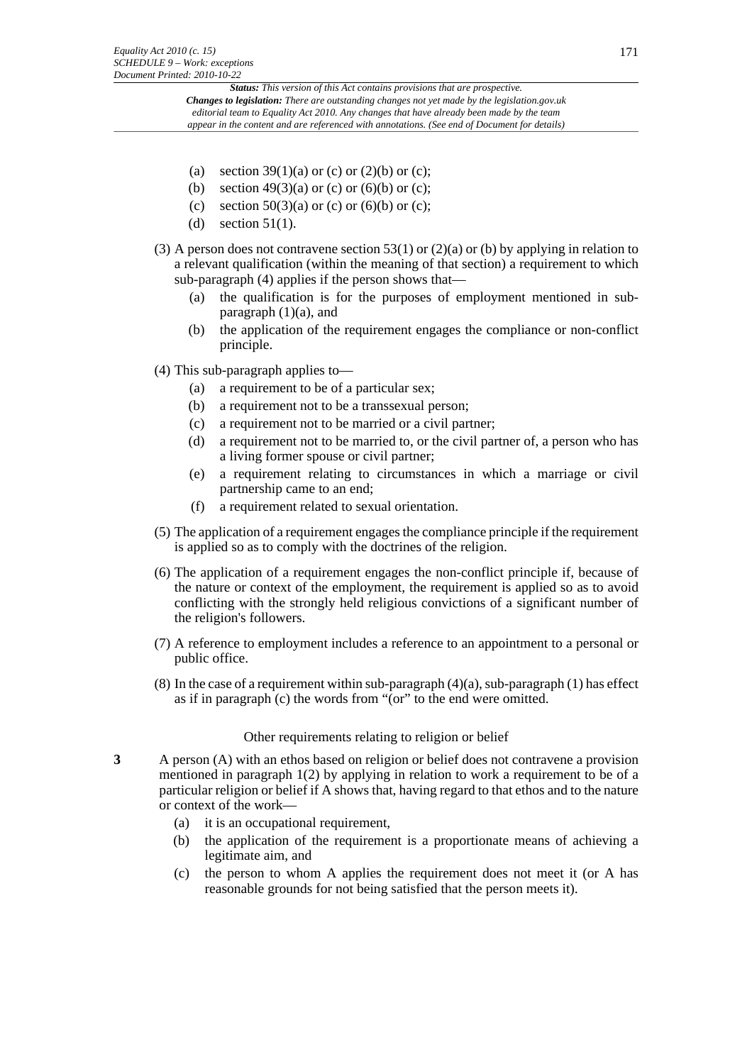(a) section 39(1)(a) or (c) or (2)(b) or (c);

(b) section 49(3)(a) or (c) or (6)(b) or (c);

(c) section 50(3)(a) or (c) or (6)(b) or (c);

(d) section 51(1).

(3) A person does not contravene section 53(1) or (2)(a) or (b) by applying in relation to a relevant qualification (within the meaning of that section) a requirement to which sub-paragraph (4) applies if the person shows that—

(a) the qualification is for the purposes of employment mentioned in sub-paragraph (1)(a), and

(b) the application of the requirement engages the compliance or non-conflict principle.

(4) This sub-paragraph applies to—

(a) a requirement to be of a particular sex;

(b) a requirement not to be a transsexual person;

(c) a requirement not to be married or a civil partner;

(d) a requirement not to be married to, or the civil partner of, a person who has a living former spouse or civil partner;

(e) a requirement relating to circumstances in which a marriage or civil partnership came to an end;

(f) a requirement related to sexual orientation.

(5) The application of a requirement engages the compliance principle if the requirement is applied so as to comply with the doctrines of the religion.

(6) The application of a requirement engages the non-conflict principle if, because of the nature or context of the employment, the requirement is applied so as to avoid conflicting with the strongly held religious convictions of a significant number of the religion's followers.

(7) A reference to employment includes a reference to an appointment to a personal or public office.

(8) In the case of a requirement within sub-paragraph (4)(a), sub-paragraph (1) has effect as if in paragraph (c) the words from "(or" to the end were omitted.

### Other requirements relating to religion or belief

**3** A person (A) with an ethos based on religion or belief does not contravene a provision mentioned in paragraph 1(2) by applying in relation to work a requirement to be of a particular religion or belief if A shows that, having regard to that ethos and to the nature or context of the work—

(a) it is an occupational requirement,

(b) the application of the requirement is a proportionate means of achieving a legitimate aim, and

(c) the person to whom A applies the requirement does not meet it (or A has reasonable grounds for not being satisfied that the person meets it).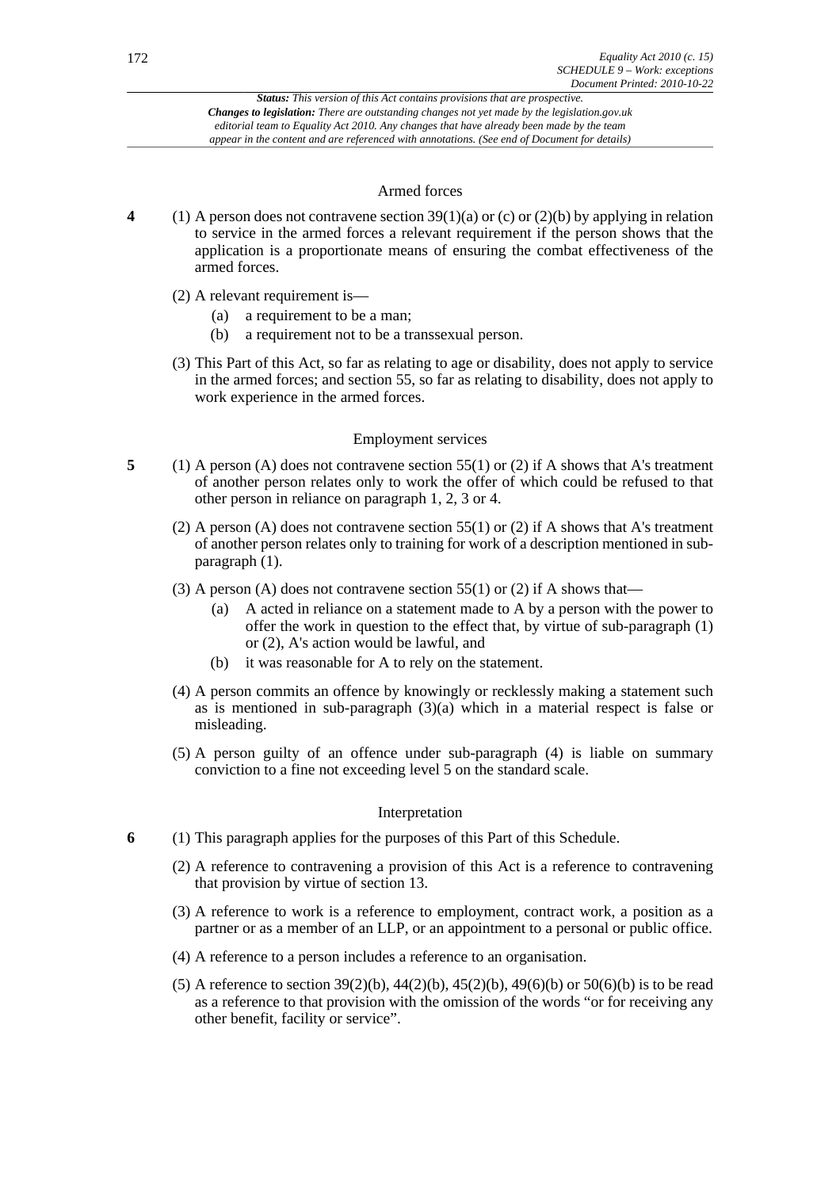*Status: This version of this Act contains provisions that are prospective.*
***Changes to legislation:** There are outstanding changes not yet made by the legislation.gov.uk editorial team to Equality Act 2010. Any changes that have already been made by the team appear in the content and are referenced with annotations. (See end of Document for details)*

### Armed forces

**4** (1) A person does not contravene section 39(1)(a) or (c) or (2)(b) by applying in relation to service in the armed forces a relevant requirement if the person shows that the application is a proportionate means of ensuring the combat effectiveness of the armed forces.

(2) A relevant requirement is—

- (a) a requirement to be a man;
- (b) a requirement not to be a transsexual person.

(3) This Part of this Act, so far as relating to age or disability, does not apply to service in the armed forces; and section 55, so far as relating to disability, does not apply to work experience in the armed forces.

### Employment services

**5** (1) A person (A) does not contravene section 55(1) or (2) if A shows that A's treatment of another person relates only to work the offer of which could be refused to that other person in reliance on paragraph 1, 2, 3 or 4.

(2) A person (A) does not contravene section 55(1) or (2) if A shows that A's treatment of another person relates only to training for work of a description mentioned in sub-paragraph (1).

(3) A person (A) does not contravene section 55(1) or (2) if A shows that—

- (a) A acted in reliance on a statement made to A by a person with the power to offer the work in question to the effect that, by virtue of sub-paragraph (1) or (2), A's action would be lawful, and
- (b) it was reasonable for A to rely on the statement.

(4) A person commits an offence by knowingly or recklessly making a statement such as is mentioned in sub-paragraph (3)(a) which in a material respect is false or misleading.

(5) A person guilty of an offence under sub-paragraph (4) is liable on summary conviction to a fine not exceeding level 5 on the standard scale.

### Interpretation

**6** (1) This paragraph applies for the purposes of this Part of this Schedule.

(2) A reference to contravening a provision of this Act is a reference to contravening that provision by virtue of section 13.

(3) A reference to work is a reference to employment, contract work, a position as a partner or as a member of an LLP, or an appointment to a personal or public office.

(4) A reference to a person includes a reference to an organisation.

(5) A reference to section 39(2)(b), 44(2)(b), 45(2)(b), 49(6)(b) or 50(6)(b) is to be read as a reference to that provision with the omission of the words "or for receiving any other benefit, facility or service".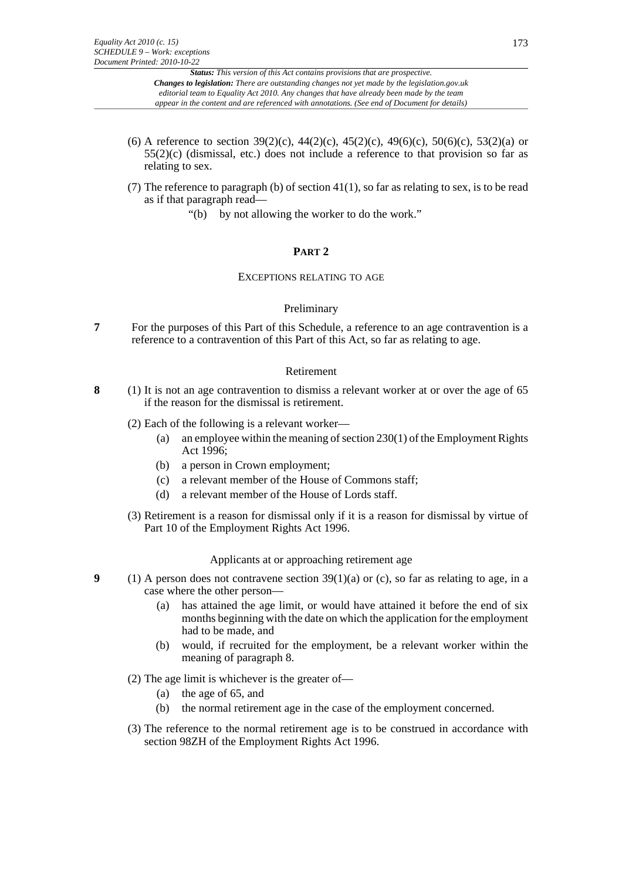(6) A reference to section 39(2)(c), 44(2)(c), 45(2)(c), 49(6)(c), 50(6)(c), 53(2)(a) or 55(2)(c) (dismissal, etc.) does not include a reference to that provision so far as relating to sex.

(7) The reference to paragraph (b) of section 41(1), so far as relating to sex, is to be read as if that paragraph read—

"(b) by not allowing the worker to do the work."

## PART 2

### EXCEPTIONS RELATING TO AGE

#### Preliminary

**7** For the purposes of this Part of this Schedule, a reference to an age contravention is a reference to a contravention of this Part of this Act, so far as relating to age.

#### Retirement

**8** (1) It is not an age contravention to dismiss a relevant worker at or over the age of 65 if the reason for the dismissal is retirement.

(2) Each of the following is a relevant worker—

(a) an employee within the meaning of section 230(1) of the Employment Rights Act 1996;

(b) a person in Crown employment;

(c) a relevant member of the House of Commons staff;

(d) a relevant member of the House of Lords staff.

(3) Retirement is a reason for dismissal only if it is a reason for dismissal by virtue of Part 10 of the Employment Rights Act 1996.

#### Applicants at or approaching retirement age

**9** (1) A person does not contravene section 39(1)(a) or (c), so far as relating to age, in a case where the other person—

(a) has attained the age limit, or would have attained it before the end of six months beginning with the date on which the application for the employment had to be made, and

(b) would, if recruited for the employment, be a relevant worker within the meaning of paragraph 8.

(2) The age limit is whichever is the greater of—

(a) the age of 65, and

(b) the normal retirement age in the case of the employment concerned.

(3) The reference to the normal retirement age is to be construed in accordance with section 98ZH of the Employment Rights Act 1996.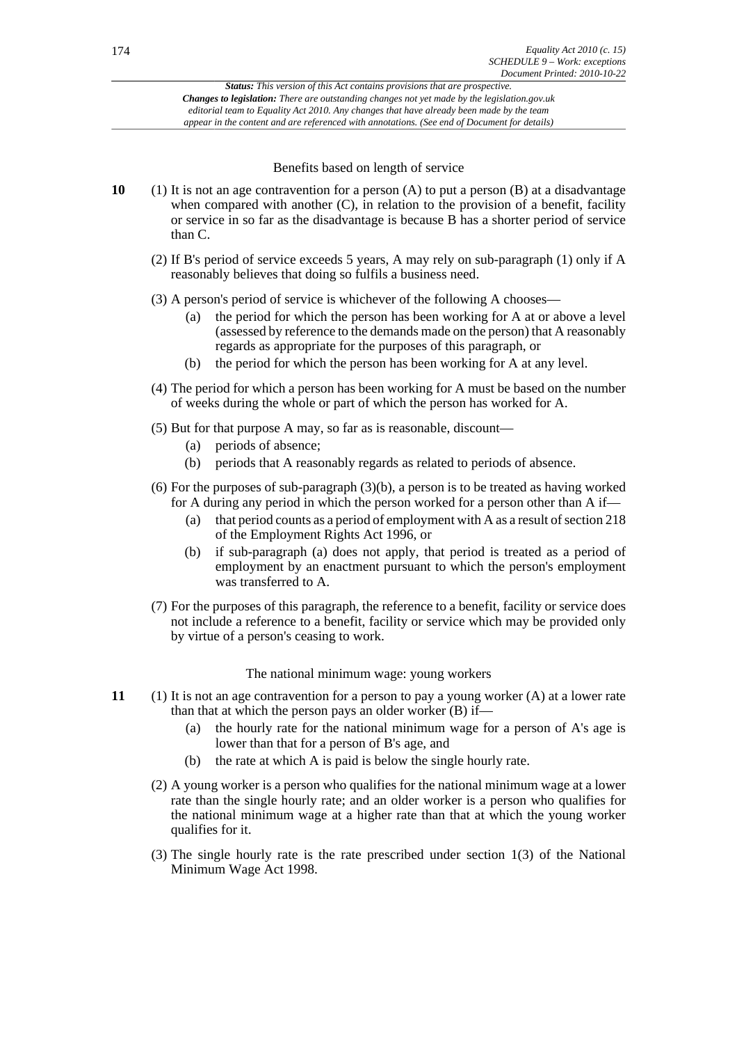### Benefits based on length of service

**10** (1) It is not an age contravention for a person (A) to put a person (B) at a disadvantage when compared with another (C), in relation to the provision of a benefit, facility or service in so far as the disadvantage is because B has a shorter period of service than C.

(2) If B's period of service exceeds 5 years, A may rely on sub-paragraph (1) only if A reasonably believes that doing so fulfils a business need.

(3) A person's period of service is whichever of the following A chooses—

- (a) the period for which the person has been working for A at or above a level (assessed by reference to the demands made on the person) that A reasonably regards as appropriate for the purposes of this paragraph, or
- (b) the period for which the person has been working for A at any level.

(4) The period for which a person has been working for A must be based on the number of weeks during the whole or part of which the person has worked for A.

(5) But for that purpose A may, so far as is reasonable, discount—

- (a) periods of absence;
- (b) periods that A reasonably regards as related to periods of absence.

(6) For the purposes of sub-paragraph (3)(b), a person is to be treated as having worked for A during any period in which the person worked for a person other than A if—

- (a) that period counts as a period of employment with A as a result of section 218 of the Employment Rights Act 1996, or
- (b) if sub-paragraph (a) does not apply, that period is treated as a period of employment by an enactment pursuant to which the person's employment was transferred to A.

(7) For the purposes of this paragraph, the reference to a benefit, facility or service does not include a reference to a benefit, facility or service which may be provided only by virtue of a person's ceasing to work.

### The national minimum wage: young workers

**11** (1) It is not an age contravention for a person to pay a young worker (A) at a lower rate than that at which the person pays an older worker (B) if—

- (a) the hourly rate for the national minimum wage for a person of A's age is lower than that for a person of B's age, and
- (b) the rate at which A is paid is below the single hourly rate.

(2) A young worker is a person who qualifies for the national minimum wage at a lower rate than the single hourly rate; and an older worker is a person who qualifies for the national minimum wage at a higher rate than that at which the young worker qualifies for it.

(3) The single hourly rate is the rate prescribed under section 1(3) of the National Minimum Wage Act 1998.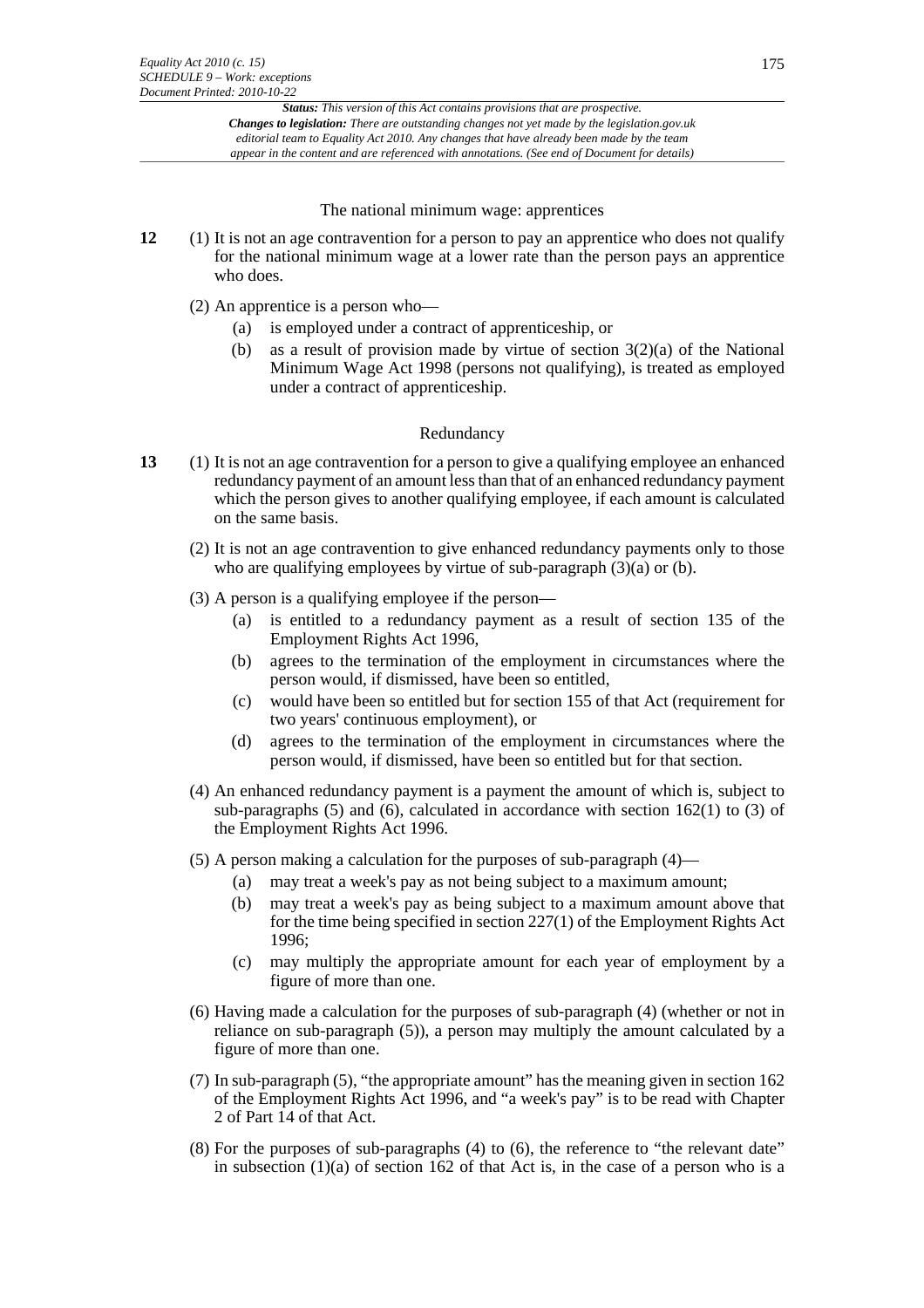### The national minimum wage: apprentices

**12** (1) It is not an age contravention for a person to pay an apprentice who does not qualify for the national minimum wage at a lower rate than the person pays an apprentice who does.

(2) An apprentice is a person who—

(a) is employed under a contract of apprenticeship, or

(b) as a result of provision made by virtue of section 3(2)(a) of the National Minimum Wage Act 1998 (persons not qualifying), is treated as employed under a contract of apprenticeship.

### Redundancy

**13** (1) It is not an age contravention for a person to give a qualifying employee an enhanced redundancy payment of an amount less than that of an enhanced redundancy payment which the person gives to another qualifying employee, if each amount is calculated on the same basis.

(2) It is not an age contravention to give enhanced redundancy payments only to those who are qualifying employees by virtue of sub-paragraph (3)(a) or (b).

(3) A person is a qualifying employee if the person—

(a) is entitled to a redundancy payment as a result of section 135 of the Employment Rights Act 1996,

(b) agrees to the termination of the employment in circumstances where the person would, if dismissed, have been so entitled,

(c) would have been so entitled but for section 155 of that Act (requirement for two years' continuous employment), or

(d) agrees to the termination of the employment in circumstances where the person would, if dismissed, have been so entitled but for that section.

(4) An enhanced redundancy payment is a payment the amount of which is, subject to sub-paragraphs (5) and (6), calculated in accordance with section 162(1) to (3) of the Employment Rights Act 1996.

(5) A person making a calculation for the purposes of sub-paragraph (4)—

(a) may treat a week's pay as not being subject to a maximum amount;

(b) may treat a week's pay as being subject to a maximum amount above that for the time being specified in section 227(1) of the Employment Rights Act 1996;

(c) may multiply the appropriate amount for each year of employment by a figure of more than one.

(6) Having made a calculation for the purposes of sub-paragraph (4) (whether or not in reliance on sub-paragraph (5)), a person may multiply the amount calculated by a figure of more than one.

(7) In sub-paragraph (5), "the appropriate amount" has the meaning given in section 162 of the Employment Rights Act 1996, and "a week's pay" is to be read with Chapter 2 of Part 14 of that Act.

(8) For the purposes of sub-paragraphs (4) to (6), the reference to "the relevant date" in subsection (1)(a) of section 162 of that Act is, in the case of a person who is a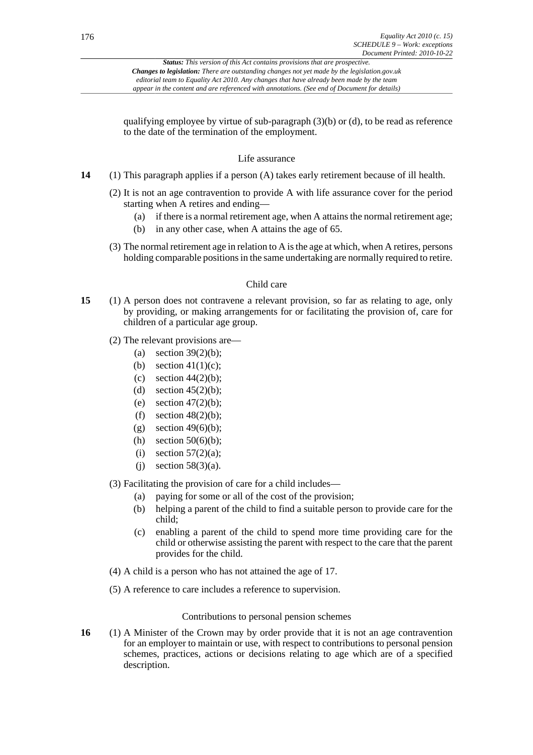qualifying employee by virtue of sub-paragraph (3)(b) or (d), to be read as reference to the date of the termination of the employment.

### Life assurance

**14** (1) This paragraph applies if a person (A) takes early retirement because of ill health.

(2) It is not an age contravention to provide A with life assurance cover for the period starting when A retires and ending—

- (a) if there is a normal retirement age, when A attains the normal retirement age;
- (b) in any other case, when A attains the age of 65.

(3) The normal retirement age in relation to A is the age at which, when A retires, persons holding comparable positions in the same undertaking are normally required to retire.

### Child care

**15** (1) A person does not contravene a relevant provision, so far as relating to age, only by providing, or making arrangements for or facilitating the provision of, care for children of a particular age group.

(2) The relevant provisions are—

- (a) section 39(2)(b);
- (b) section 41(1)(c);
- (c) section 44(2)(b);
- (d) section 45(2)(b);
- (e) section 47(2)(b);
- (f) section 48(2)(b);
- (g) section 49(6)(b);
- (h) section 50(6)(b);
- (i) section 57(2)(a);
- (j) section 58(3)(a).

(3) Facilitating the provision of care for a child includes—

- (a) paying for some or all of the cost of the provision;
- (b) helping a parent of the child to find a suitable person to provide care for the child;
- (c) enabling a parent of the child to spend more time providing care for the child or otherwise assisting the parent with respect to the care that the parent provides for the child.

(4) A child is a person who has not attained the age of 17.

(5) A reference to care includes a reference to supervision.

### Contributions to personal pension schemes

**16** (1) A Minister of the Crown may by order provide that it is not an age contravention for an employer to maintain or use, with respect to contributions to personal pension schemes, practices, actions or decisions relating to age which are of a specified description.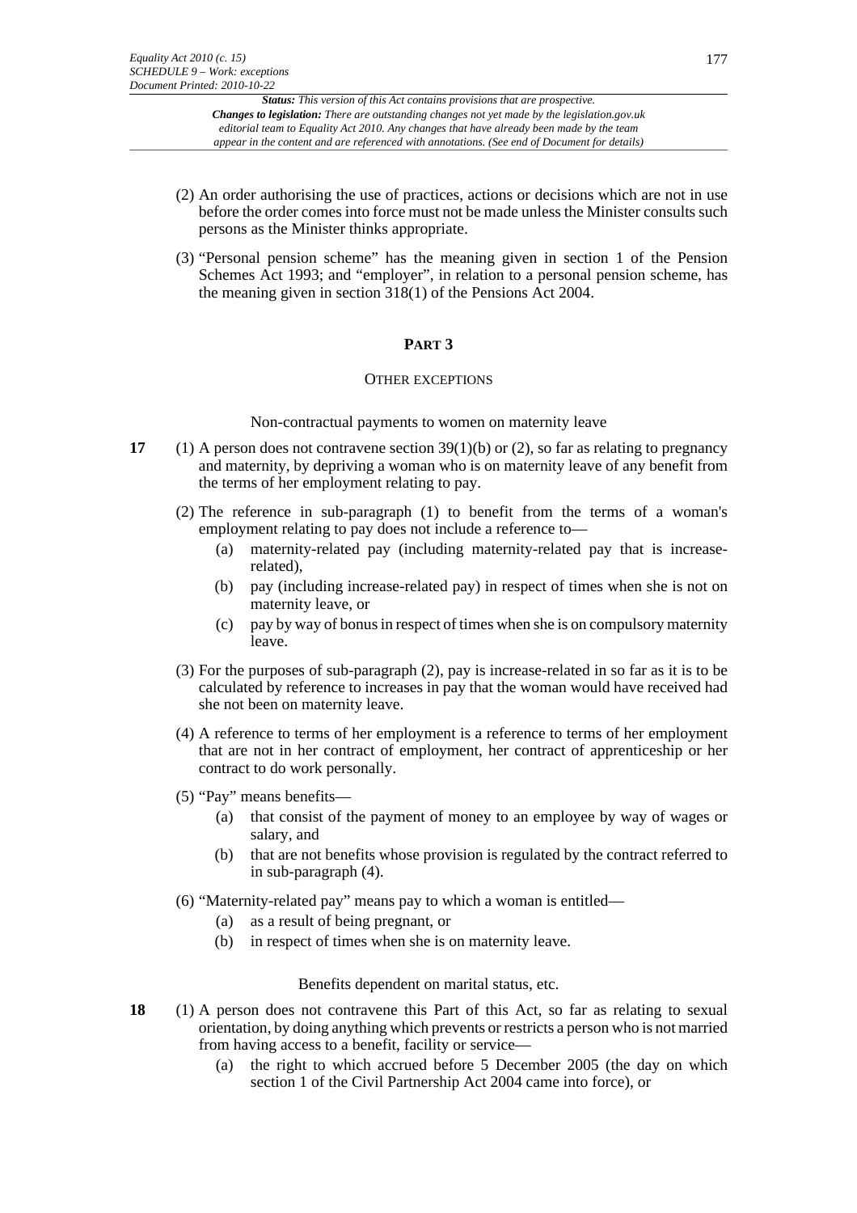(2) An order authorising the use of practices, actions or decisions which are not in use before the order comes into force must not be made unless the Minister consults such persons as the Minister thinks appropriate.

(3) "Personal pension scheme" has the meaning given in section 1 of the Pension Schemes Act 1993; and "employer", in relation to a personal pension scheme, has the meaning given in section 318(1) of the Pensions Act 2004.

## PART 3

### OTHER EXCEPTIONS

*Non-contractual payments to women on maternity leave*

**17** (1) A person does not contravene section 39(1)(b) or (2), so far as relating to pregnancy and maternity, by depriving a woman who is on maternity leave of any benefit from the terms of her employment relating to pay.

(2) The reference in sub-paragraph (1) to benefit from the terms of a woman's employment relating to pay does not include a reference to—

- (a) maternity-related pay (including maternity-related pay that is increase-related),
- (b) pay (including increase-related pay) in respect of times when she is not on maternity leave, or
- (c) pay by way of bonus in respect of times when she is on compulsory maternity leave.

(3) For the purposes of sub-paragraph (2), pay is increase-related in so far as it is to be calculated by reference to increases in pay that the woman would have received had she not been on maternity leave.

(4) A reference to terms of her employment is a reference to terms of her employment that are not in her contract of employment, her contract of apprenticeship or her contract to do work personally.

(5) "Pay" means benefits—

- (a) that consist of the payment of money to an employee by way of wages or salary, and
- (b) that are not benefits whose provision is regulated by the contract referred to in sub-paragraph (4).

(6) "Maternity-related pay" means pay to which a woman is entitled—

- (a) as a result of being pregnant, or
- (b) in respect of times when she is on maternity leave.

*Benefits dependent on marital status, etc.*

**18** (1) A person does not contravene this Part of this Act, so far as relating to sexual orientation, by doing anything which prevents or restricts a person who is not married from having access to a benefit, facility or service—

- (a) the right to which accrued before 5 December 2005 (the day on which section 1 of the Civil Partnership Act 2004 came into force), or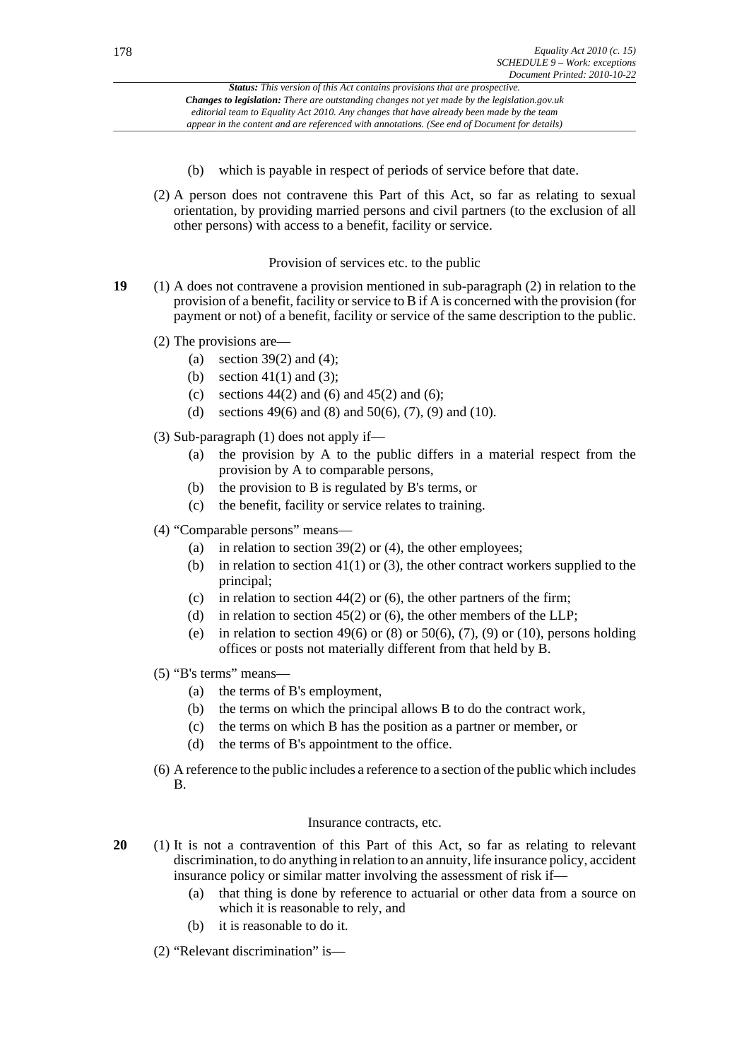(b) which is payable in respect of periods of service before that date.

(2) A person does not contravene this Part of this Act, so far as relating to sexual orientation, by providing married persons and civil partners (to the exclusion of all other persons) with access to a benefit, facility or service.

### Provision of services etc. to the public

**19** (1) A does not contravene a provision mentioned in sub-paragraph (2) in relation to the provision of a benefit, facility or service to B if A is concerned with the provision (for payment or not) of a benefit, facility or service of the same description to the public.

(2) The provisions are—

- (a) section 39(2) and (4);
- (b) section 41(1) and (3);
- (c) sections 44(2) and (6) and 45(2) and (6);
- (d) sections 49(6) and (8) and 50(6), (7), (9) and (10).

(3) Sub-paragraph (1) does not apply if—

- (a) the provision by A to the public differs in a material respect from the provision by A to comparable persons,
- (b) the provision to B is regulated by B's terms, or
- (c) the benefit, facility or service relates to training.

(4) "Comparable persons" means—

- (a) in relation to section 39(2) or (4), the other employees;
- (b) in relation to section 41(1) or (3), the other contract workers supplied to the principal;
- (c) in relation to section 44(2) or (6), the other partners of the firm;
- (d) in relation to section 45(2) or (6), the other members of the LLP;
- (e) in relation to section 49(6) or (8) or 50(6), (7), (9) or (10), persons holding offices or posts not materially different from that held by B.

(5) "B's terms" means—

- (a) the terms of B's employment,
- (b) the terms on which the principal allows B to do the contract work,
- (c) the terms on which B has the position as a partner or member, or
- (d) the terms of B's appointment to the office.

(6) A reference to the public includes a reference to a section of the public which includes B.

### Insurance contracts, etc.

**20** (1) It is not a contravention of this Part of this Act, so far as relating to relevant discrimination, to do anything in relation to an annuity, life insurance policy, accident insurance policy or similar matter involving the assessment of risk if—

- (a) that thing is done by reference to actuarial or other data from a source on which it is reasonable to rely, and
- (b) it is reasonable to do it.

(2) "Relevant discrimination" is—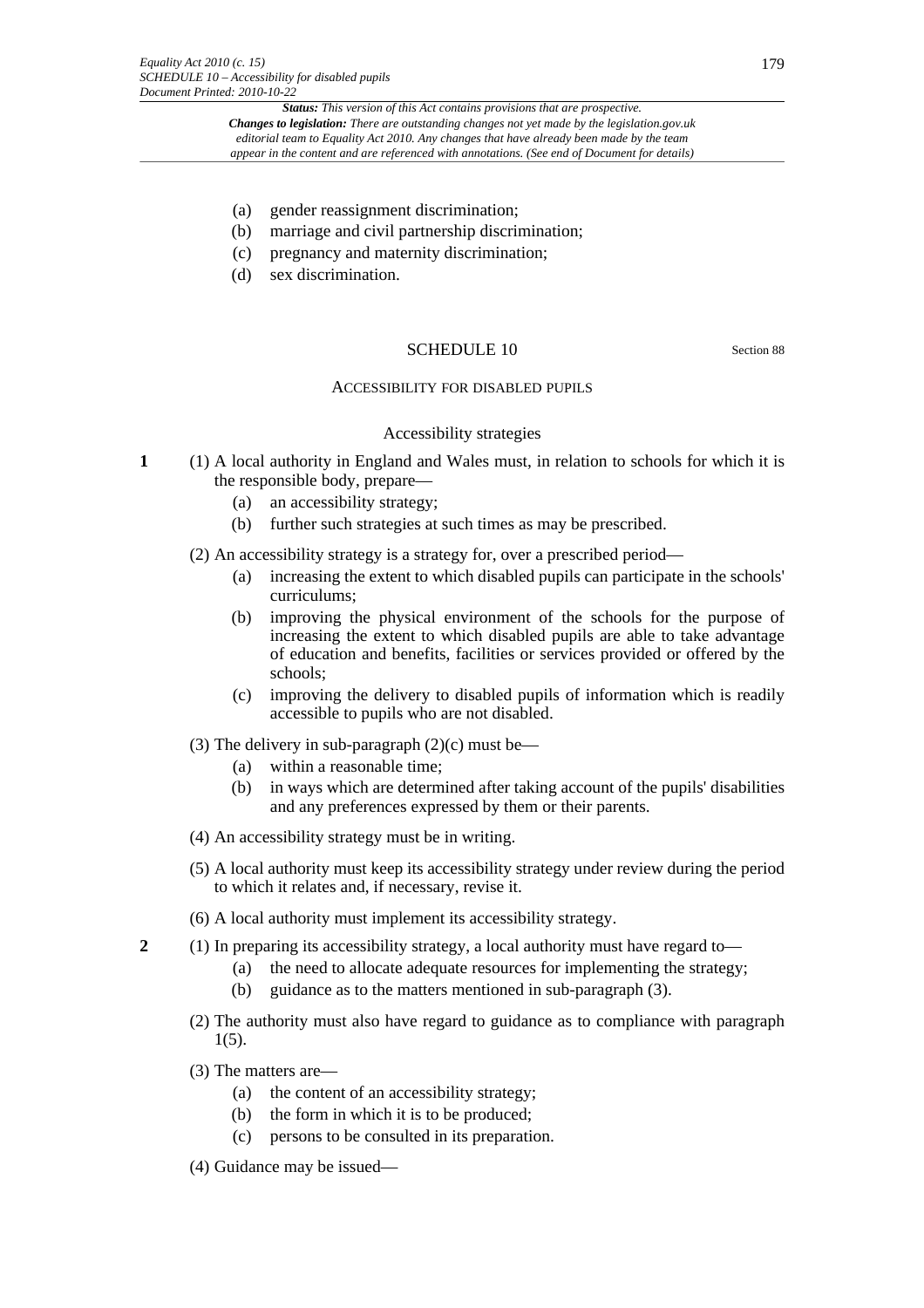(a) gender reassignment discrimination;
(b) marriage and civil partnership discrimination;
(c) pregnancy and maternity discrimination;
(d) sex discrimination.

## SCHEDULE 10

Section 88

### ACCESSIBILITY FOR DISABLED PUPILS

#### Accessibility strategies

**1** (1) A local authority in England and Wales must, in relation to schools for which it is the responsible body, prepare—

(a) an accessibility strategy;
(b) further such strategies at such times as may be prescribed.

(2) An accessibility strategy is a strategy for, over a prescribed period—

(a) increasing the extent to which disabled pupils can participate in the schools' curriculums;
(b) improving the physical environment of the schools for the purpose of increasing the extent to which disabled pupils are able to take advantage of education and benefits, facilities or services provided or offered by the schools;
(c) improving the delivery to disabled pupils of information which is readily accessible to pupils who are not disabled.

(3) The delivery in sub-paragraph (2)(c) must be—

(a) within a reasonable time;
(b) in ways which are determined after taking account of the pupils' disabilities and any preferences expressed by them or their parents.

(4) An accessibility strategy must be in writing.

(5) A local authority must keep its accessibility strategy under review during the period to which it relates and, if necessary, revise it.

(6) A local authority must implement its accessibility strategy.

**2** (1) In preparing its accessibility strategy, a local authority must have regard to—

(a) the need to allocate adequate resources for implementing the strategy;
(b) guidance as to the matters mentioned in sub-paragraph (3).

(2) The authority must also have regard to guidance as to compliance with paragraph 1(5).

(3) The matters are—

(a) the content of an accessibility strategy;
(b) the form in which it is to be produced;
(c) persons to be consulted in its preparation.

(4) Guidance may be issued—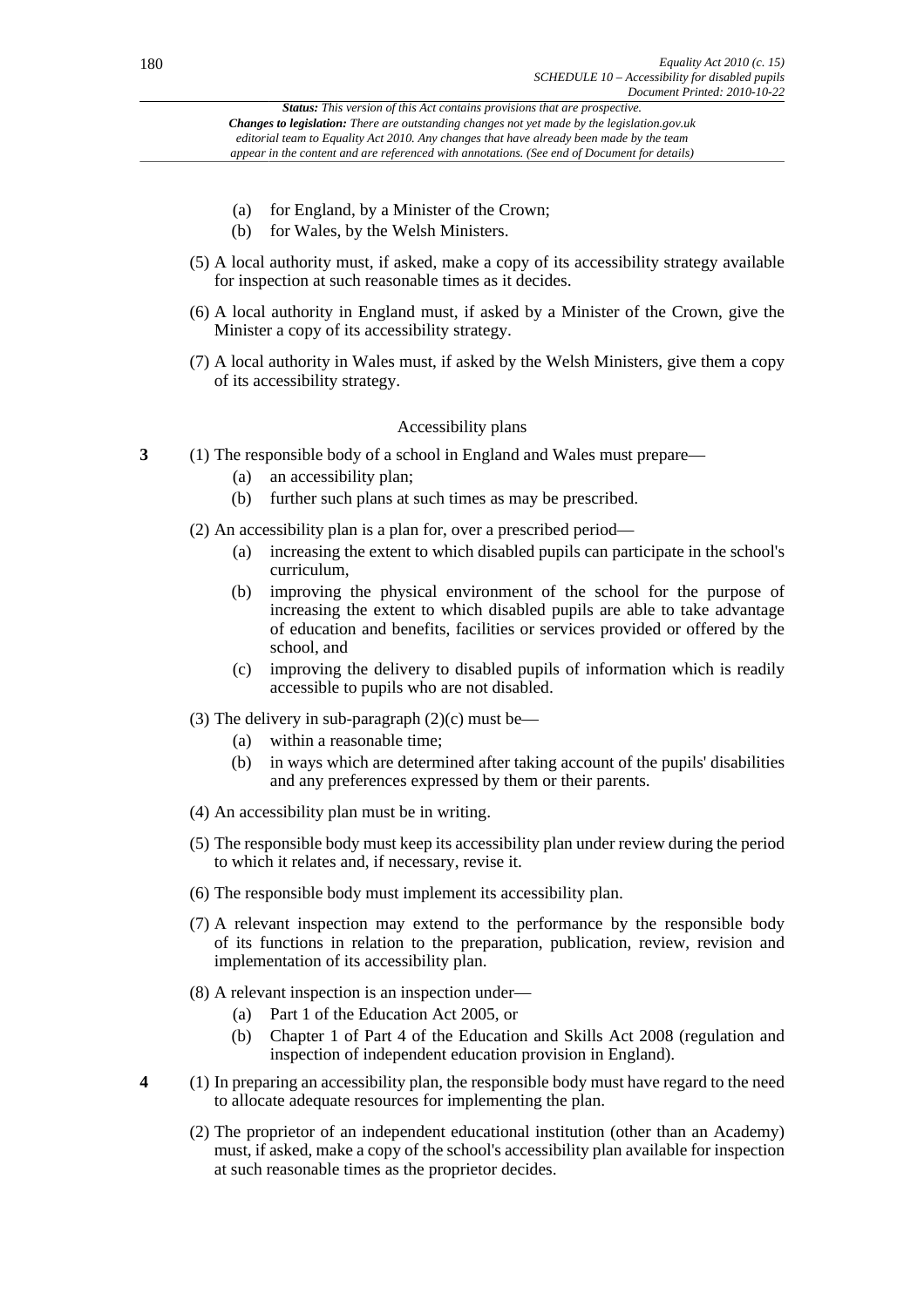- (a) for England, by a Minister of the Crown;
- (b) for Wales, by the Welsh Ministers.

(5) A local authority must, if asked, make a copy of its accessibility strategy available for inspection at such reasonable times as it decides.

(6) A local authority in England must, if asked by a Minister of the Crown, give the Minister a copy of its accessibility strategy.

(7) A local authority in Wales must, if asked by the Welsh Ministers, give them a copy of its accessibility strategy.

### Accessibility plans

**3** (1) The responsible body of a school in England and Wales must prepare—

- (a) an accessibility plan;
- (b) further such plans at such times as may be prescribed.

(2) An accessibility plan is a plan for, over a prescribed period—

- (a) increasing the extent to which disabled pupils can participate in the school's curriculum,
- (b) improving the physical environment of the school for the purpose of increasing the extent to which disabled pupils are able to take advantage of education and benefits, facilities or services provided or offered by the school, and
- (c) improving the delivery to disabled pupils of information which is readily accessible to pupils who are not disabled.

(3) The delivery in sub-paragraph (2)(c) must be—

- (a) within a reasonable time;
- (b) in ways which are determined after taking account of the pupils' disabilities and any preferences expressed by them or their parents.

(4) An accessibility plan must be in writing.

(5) The responsible body must keep its accessibility plan under review during the period to which it relates and, if necessary, revise it.

(6) The responsible body must implement its accessibility plan.

(7) A relevant inspection may extend to the performance by the responsible body of its functions in relation to the preparation, publication, review, revision and implementation of its accessibility plan.

(8) A relevant inspection is an inspection under—

- (a) Part 1 of the Education Act 2005, or
- (b) Chapter 1 of Part 4 of the Education and Skills Act 2008 (regulation and inspection of independent education provision in England).

**4** (1) In preparing an accessibility plan, the responsible body must have regard to the need to allocate adequate resources for implementing the plan.

(2) The proprietor of an independent educational institution (other than an Academy) must, if asked, make a copy of the school's accessibility plan available for inspection at such reasonable times as the proprietor decides.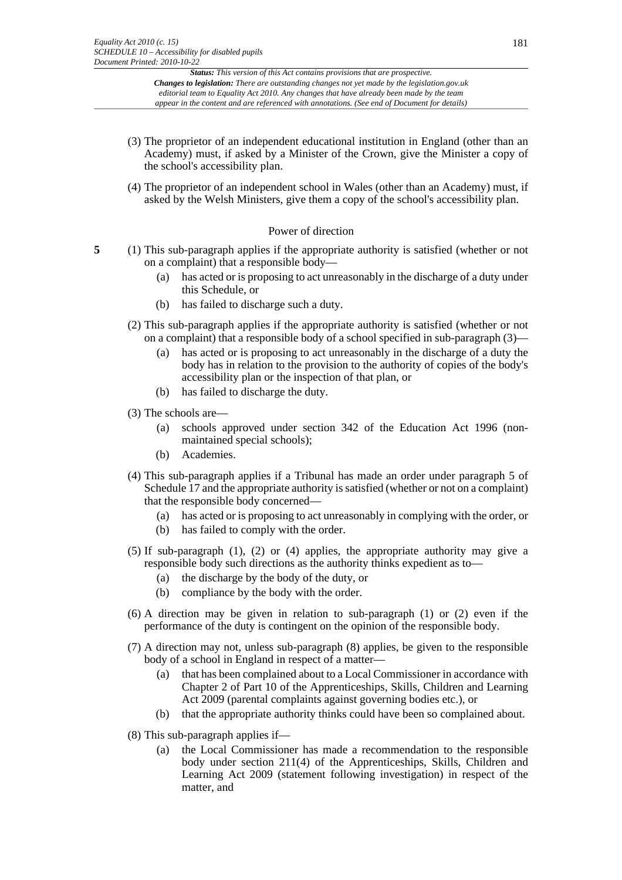(3) The proprietor of an independent educational institution in England (other than an Academy) must, if asked by a Minister of the Crown, give the Minister a copy of the school's accessibility plan.

(4) The proprietor of an independent school in Wales (other than an Academy) must, if asked by the Welsh Ministers, give them a copy of the school's accessibility plan.

### Power of direction

**5** (1) This sub-paragraph applies if the appropriate authority is satisfied (whether or not on a complaint) that a responsible body—

(a) has acted or is proposing to act unreasonably in the discharge of a duty under this Schedule, or

(b) has failed to discharge such a duty.

(2) This sub-paragraph applies if the appropriate authority is satisfied (whether or not on a complaint) that a responsible body of a school specified in sub-paragraph (3)—

(a) has acted or is proposing to act unreasonably in the discharge of a duty the body has in relation to the provision to the authority of copies of the body's accessibility plan or the inspection of that plan, or

(b) has failed to discharge the duty.

(3) The schools are—

(a) schools approved under section 342 of the Education Act 1996 (non-maintained special schools);

(b) Academies.

(4) This sub-paragraph applies if a Tribunal has made an order under paragraph 5 of Schedule 17 and the appropriate authority is satisfied (whether or not on a complaint) that the responsible body concerned—

(a) has acted or is proposing to act unreasonably in complying with the order, or

(b) has failed to comply with the order.

(5) If sub-paragraph (1), (2) or (4) applies, the appropriate authority may give a responsible body such directions as the authority thinks expedient as to—

(a) the discharge by the body of the duty, or

(b) compliance by the body with the order.

(6) A direction may be given in relation to sub-paragraph (1) or (2) even if the performance of the duty is contingent on the opinion of the responsible body.

(7) A direction may not, unless sub-paragraph (8) applies, be given to the responsible body of a school in England in respect of a matter—

(a) that has been complained about to a Local Commissioner in accordance with Chapter 2 of Part 10 of the Apprenticeships, Skills, Children and Learning Act 2009 (parental complaints against governing bodies etc.), or

(b) that the appropriate authority thinks could have been so complained about.

(8) This sub-paragraph applies if—

(a) the Local Commissioner has made a recommendation to the responsible body under section 211(4) of the Apprenticeships, Skills, Children and Learning Act 2009 (statement following investigation) in respect of the matter, and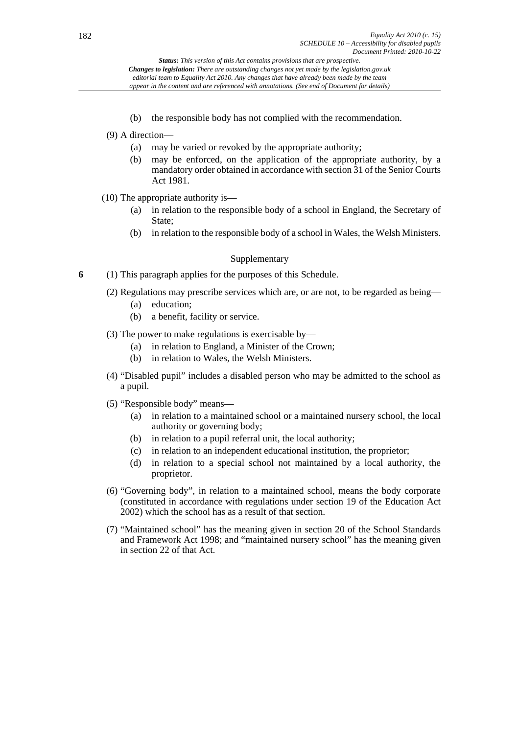(b) the responsible body has not complied with the recommendation.

(9) A direction—

(a) may be varied or revoked by the appropriate authority;

(b) may be enforced, on the application of the appropriate authority, by a mandatory order obtained in accordance with section 31 of the Senior Courts Act 1981.

(10) The appropriate authority is—

(a) in relation to the responsible body of a school in England, the Secretary of State;

(b) in relation to the responsible body of a school in Wales, the Welsh Ministers.

### Supplementary

**6** (1) This paragraph applies for the purposes of this Schedule.

(2) Regulations may prescribe services which are, or are not, to be regarded as being—

(a) education;

(b) a benefit, facility or service.

(3) The power to make regulations is exercisable by—

(a) in relation to England, a Minister of the Crown;

(b) in relation to Wales, the Welsh Ministers.

(4) "Disabled pupil" includes a disabled person who may be admitted to the school as a pupil.

(5) "Responsible body" means—

(a) in relation to a maintained school or a maintained nursery school, the local authority or governing body;

(b) in relation to a pupil referral unit, the local authority;

(c) in relation to an independent educational institution, the proprietor;

(d) in relation to a special school not maintained by a local authority, the proprietor.

(6) "Governing body", in relation to a maintained school, means the body corporate (constituted in accordance with regulations under section 19 of the Education Act 2002) which the school has as a result of that section.

(7) "Maintained school" has the meaning given in section 20 of the School Standards and Framework Act 1998; and "maintained nursery school" has the meaning given in section 22 of that Act.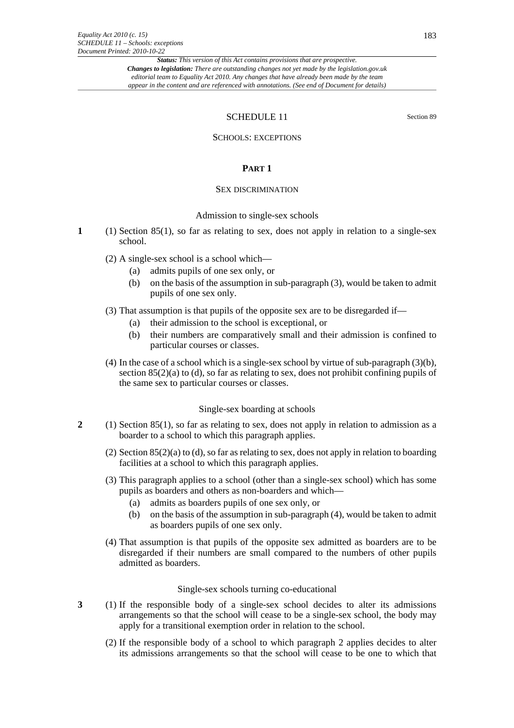*Status: This version of this Act contains provisions that are prospective.*
***Changes to legislation:** There are outstanding changes not yet made by the legislation.gov.uk editorial team to Equality Act 2010. Any changes that have already been made by the team appear in the content and are referenced with annotations. (See end of Document for details)*

# SCHEDULE 11

Section 89

## SCHOOLS: EXCEPTIONS

### PART 1

#### SEX DISCRIMINATION

*Admission to single-sex schools*

**1** (1) Section 85(1), so far as relating to sex, does not apply in relation to a single-sex school.

(2) A single-sex school is a school which—

(a) admits pupils of one sex only, or

(b) on the basis of the assumption in sub-paragraph (3), would be taken to admit pupils of one sex only.

(3) That assumption is that pupils of the opposite sex are to be disregarded if—

(a) their admission to the school is exceptional, or

(b) their numbers are comparatively small and their admission is confined to particular courses or classes.

(4) In the case of a school which is a single-sex school by virtue of sub-paragraph (3)(b), section 85(2)(a) to (d), so far as relating to sex, does not prohibit confining pupils of the same sex to particular courses or classes.

*Single-sex boarding at schools*

**2** (1) Section 85(1), so far as relating to sex, does not apply in relation to admission as a boarder to a school to which this paragraph applies.

(2) Section 85(2)(a) to (d), so far as relating to sex, does not apply in relation to boarding facilities at a school to which this paragraph applies.

(3) This paragraph applies to a school (other than a single-sex school) which has some pupils as boarders and others as non-boarders and which—

(a) admits as boarders pupils of one sex only, or

(b) on the basis of the assumption in sub-paragraph (4), would be taken to admit as boarders pupils of one sex only.

(4) That assumption is that pupils of the opposite sex admitted as boarders are to be disregarded if their numbers are small compared to the numbers of other pupils admitted as boarders.

*Single-sex schools turning co-educational*

**3** (1) If the responsible body of a single-sex school decides to alter its admissions arrangements so that the school will cease to be a single-sex school, the body may apply for a transitional exemption order in relation to the school.

(2) If the responsible body of a school to which paragraph 2 applies decides to alter its admissions arrangements so that the school will cease to be one to which that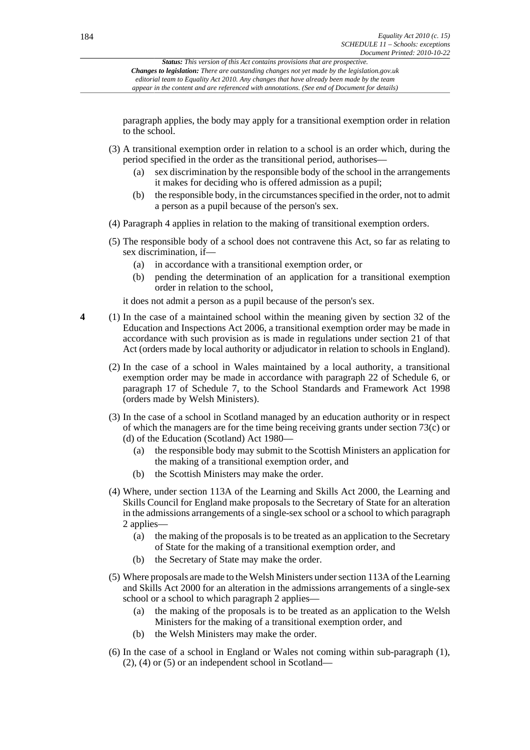paragraph applies, the body may apply for a transitional exemption order in relation to the school.

(3) A transitional exemption order in relation to a school is an order which, during the period specified in the order as the transitional period, authorises—

(a) sex discrimination by the responsible body of the school in the arrangements it makes for deciding who is offered admission as a pupil;

(b) the responsible body, in the circumstances specified in the order, not to admit a person as a pupil because of the person's sex.

(4) Paragraph 4 applies in relation to the making of transitional exemption orders.

(5) The responsible body of a school does not contravene this Act, so far as relating to sex discrimination, if—

(a) in accordance with a transitional exemption order, or

(b) pending the determination of an application for a transitional exemption order in relation to the school,

it does not admit a person as a pupil because of the person's sex.

**4** (1) In the case of a maintained school within the meaning given by section 32 of the Education and Inspections Act 2006, a transitional exemption order may be made in accordance with such provision as is made in regulations under section 21 of that Act (orders made by local authority or adjudicator in relation to schools in England).

(2) In the case of a school in Wales maintained by a local authority, a transitional exemption order may be made in accordance with paragraph 22 of Schedule 6, or paragraph 17 of Schedule 7, to the School Standards and Framework Act 1998 (orders made by Welsh Ministers).

(3) In the case of a school in Scotland managed by an education authority or in respect of which the managers are for the time being receiving grants under section 73(c) or (d) of the Education (Scotland) Act 1980—

(a) the responsible body may submit to the Scottish Ministers an application for the making of a transitional exemption order, and

(b) the Scottish Ministers may make the order.

(4) Where, under section 113A of the Learning and Skills Act 2000, the Learning and Skills Council for England make proposals to the Secretary of State for an alteration in the admissions arrangements of a single-sex school or a school to which paragraph 2 applies—

(a) the making of the proposals is to be treated as an application to the Secretary of State for the making of a transitional exemption order, and

(b) the Secretary of State may make the order.

(5) Where proposals are made to the Welsh Ministers under section 113A of the Learning and Skills Act 2000 for an alteration in the admissions arrangements of a single-sex school or a school to which paragraph 2 applies—

(a) the making of the proposals is to be treated as an application to the Welsh Ministers for the making of a transitional exemption order, and

(b) the Welsh Ministers may make the order.

(6) In the case of a school in England or Wales not coming within sub-paragraph (1), (2), (4) or (5) or an independent school in Scotland—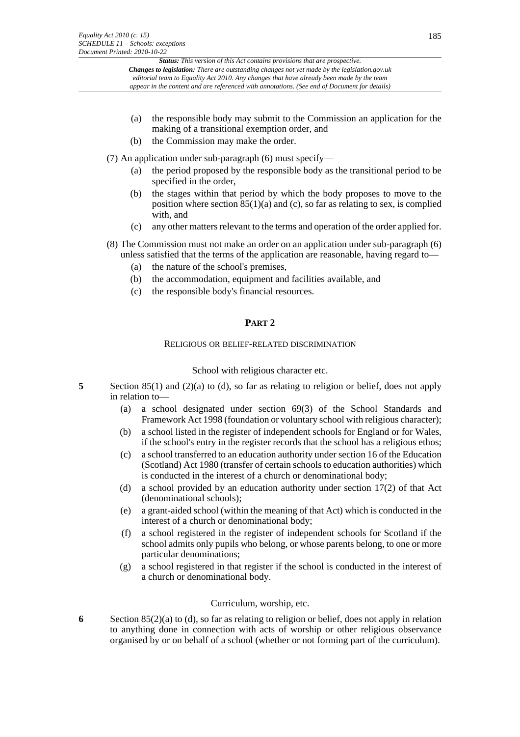(a) the responsible body may submit to the Commission an application for the making of a transitional exemption order, and

(b) the Commission may make the order.

(7) An application under sub-paragraph (6) must specify—

(a) the period proposed by the responsible body as the transitional period to be specified in the order,

(b) the stages within that period by which the body proposes to move to the position where section 85(1)(a) and (c), so far as relating to sex, is complied with, and

(c) any other matters relevant to the terms and operation of the order applied for.

(8) The Commission must not make an order on an application under sub-paragraph (6) unless satisfied that the terms of the application are reasonable, having regard to—

(a) the nature of the school's premises,

(b) the accommodation, equipment and facilities available, and

(c) the responsible body's financial resources.

## PART 2

### RELIGIOUS OR BELIEF-RELATED DISCRIMINATION

#### School with religious character etc.

**5** Section 85(1) and (2)(a) to (d), so far as relating to religion or belief, does not apply in relation to—

(a) a school designated under section 69(3) of the School Standards and Framework Act 1998 (foundation or voluntary school with religious character);

(b) a school listed in the register of independent schools for England or for Wales, if the school's entry in the register records that the school has a religious ethos;

(c) a school transferred to an education authority under section 16 of the Education (Scotland) Act 1980 (transfer of certain schools to education authorities) which is conducted in the interest of a church or denominational body;

(d) a school provided by an education authority under section 17(2) of that Act (denominational schools);

(e) a grant-aided school (within the meaning of that Act) which is conducted in the interest of a church or denominational body;

(f) a school registered in the register of independent schools for Scotland if the school admits only pupils who belong, or whose parents belong, to one or more particular denominations;

(g) a school registered in that register if the school is conducted in the interest of a church or denominational body.

#### Curriculum, worship, etc.

**6** Section 85(2)(a) to (d), so far as relating to religion or belief, does not apply in relation to anything done in connection with acts of worship or other religious observance organised by or on behalf of a school (whether or not forming part of the curriculum).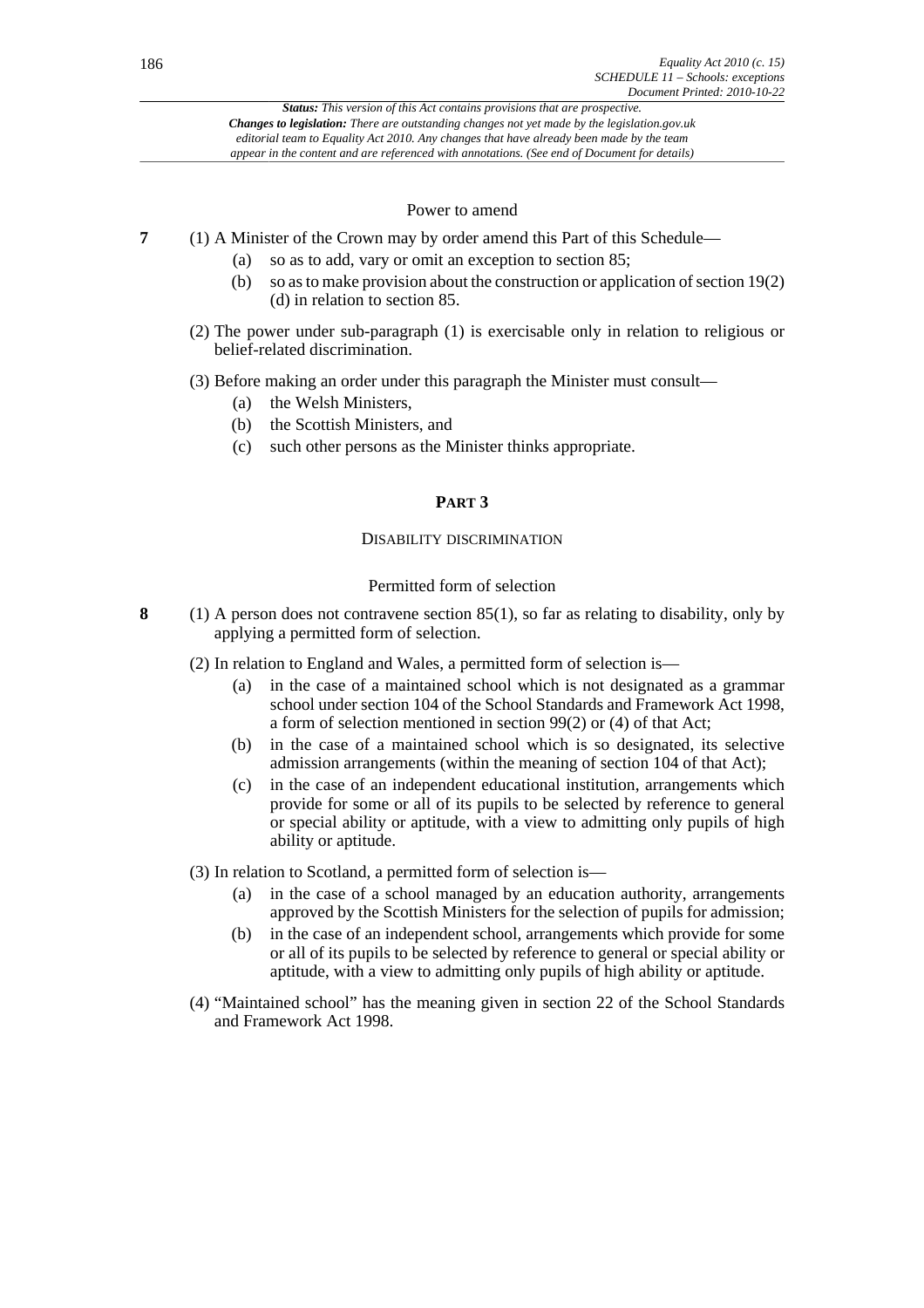### Power to amend

**7** (1) A Minister of the Crown may by order amend this Part of this Schedule—

  (a) so as to add, vary or omit an exception to section 85;

  (b) so as to make provision about the construction or application of section 19(2)(d) in relation to section 85.

(2) The power under sub-paragraph (1) is exercisable only in relation to religious or belief-related discrimination.

(3) Before making an order under this paragraph the Minister must consult—

  (a) the Welsh Ministers,

  (b) the Scottish Ministers, and

  (c) such other persons as the Minister thinks appropriate.

## PART 3

## DISABILITY DISCRIMINATION

### Permitted form of selection

**8** (1) A person does not contravene section 85(1), so far as relating to disability, only by applying a permitted form of selection.

(2) In relation to England and Wales, a permitted form of selection is—

  (a) in the case of a maintained school which is not designated as a grammar school under section 104 of the School Standards and Framework Act 1998, a form of selection mentioned in section 99(2) or (4) of that Act;

  (b) in the case of a maintained school which is so designated, its selective admission arrangements (within the meaning of section 104 of that Act);

  (c) in the case of an independent educational institution, arrangements which provide for some or all of its pupils to be selected by reference to general or special ability or aptitude, with a view to admitting only pupils of high ability or aptitude.

(3) In relation to Scotland, a permitted form of selection is—

  (a) in the case of a school managed by an education authority, arrangements approved by the Scottish Ministers for the selection of pupils for admission;

  (b) in the case of an independent school, arrangements which provide for some or all of its pupils to be selected by reference to general or special ability or aptitude, with a view to admitting only pupils of high ability or aptitude.

(4) "Maintained school" has the meaning given in section 22 of the School Standards and Framework Act 1998.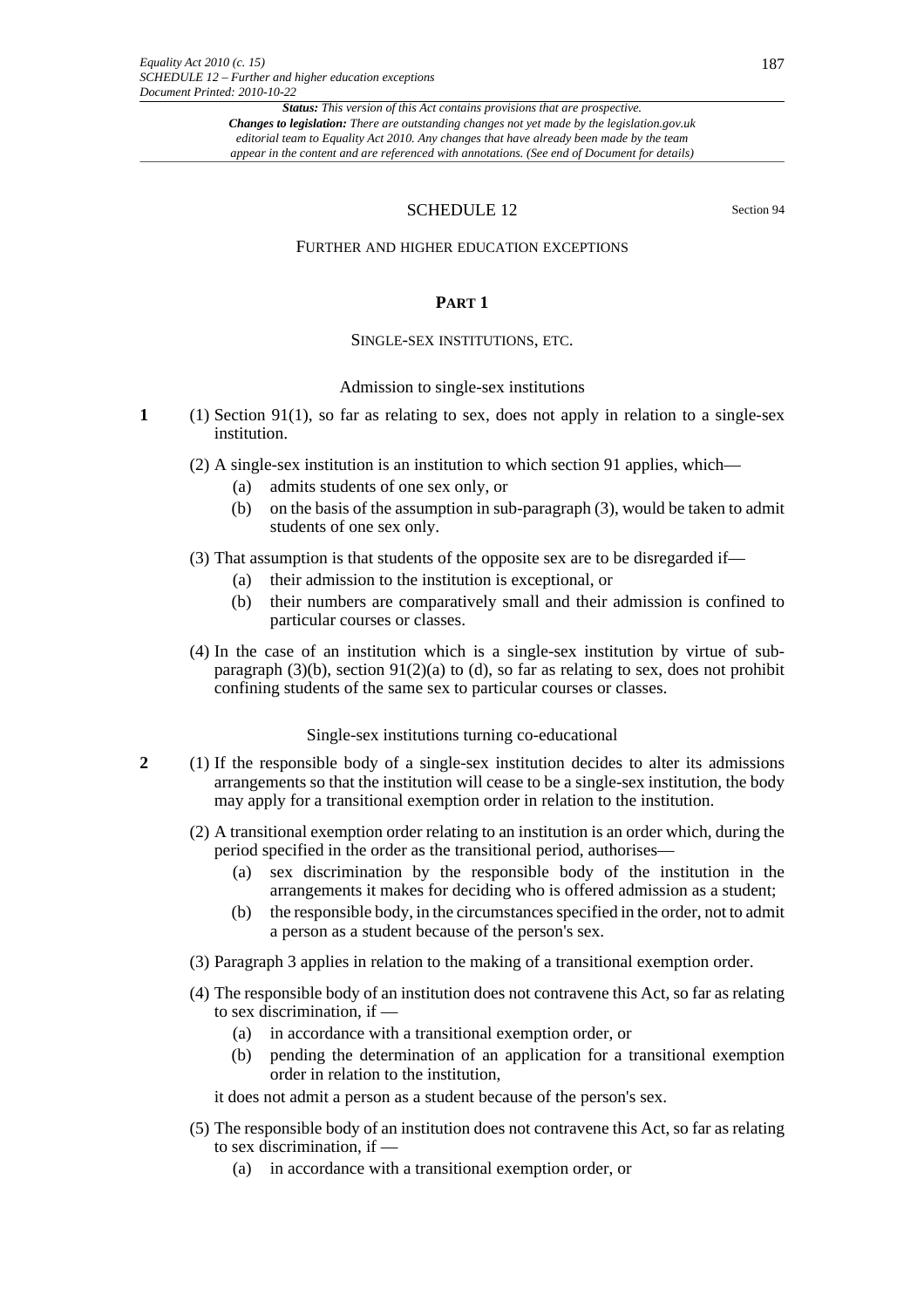## SCHEDULE 12

Section 94

### FURTHER AND HIGHER EDUCATION EXCEPTIONS

#### PART 1

##### SINGLE-SEX INSTITUTIONS, ETC.

*Admission to single-sex institutions*

**1** (1) Section 91(1), so far as relating to sex, does not apply in relation to a single-sex institution.

(2) A single-sex institution is an institution to which section 91 applies, which—

- (a) admits students of one sex only, or
- (b) on the basis of the assumption in sub-paragraph (3), would be taken to admit students of one sex only.

(3) That assumption is that students of the opposite sex are to be disregarded if—

- (a) their admission to the institution is exceptional, or
- (b) their numbers are comparatively small and their admission is confined to particular courses or classes.

(4) In the case of an institution which is a single-sex institution by virtue of sub-paragraph (3)(b), section 91(2)(a) to (d), so far as relating to sex, does not prohibit confining students of the same sex to particular courses or classes.

*Single-sex institutions turning co-educational*

**2** (1) If the responsible body of a single-sex institution decides to alter its admissions arrangements so that the institution will cease to be a single-sex institution, the body may apply for a transitional exemption order in relation to the institution.

(2) A transitional exemption order relating to an institution is an order which, during the period specified in the order as the transitional period, authorises—

- (a) sex discrimination by the responsible body of the institution in the arrangements it makes for deciding who is offered admission as a student;
- (b) the responsible body, in the circumstances specified in the order, not to admit a person as a student because of the person's sex.

(3) Paragraph 3 applies in relation to the making of a transitional exemption order.

(4) The responsible body of an institution does not contravene this Act, so far as relating to sex discrimination, if —

- (a) in accordance with a transitional exemption order, or
- (b) pending the determination of an application for a transitional exemption order in relation to the institution,

it does not admit a person as a student because of the person's sex.

(5) The responsible body of an institution does not contravene this Act, so far as relating to sex discrimination, if —

- (a) in accordance with a transitional exemption order, or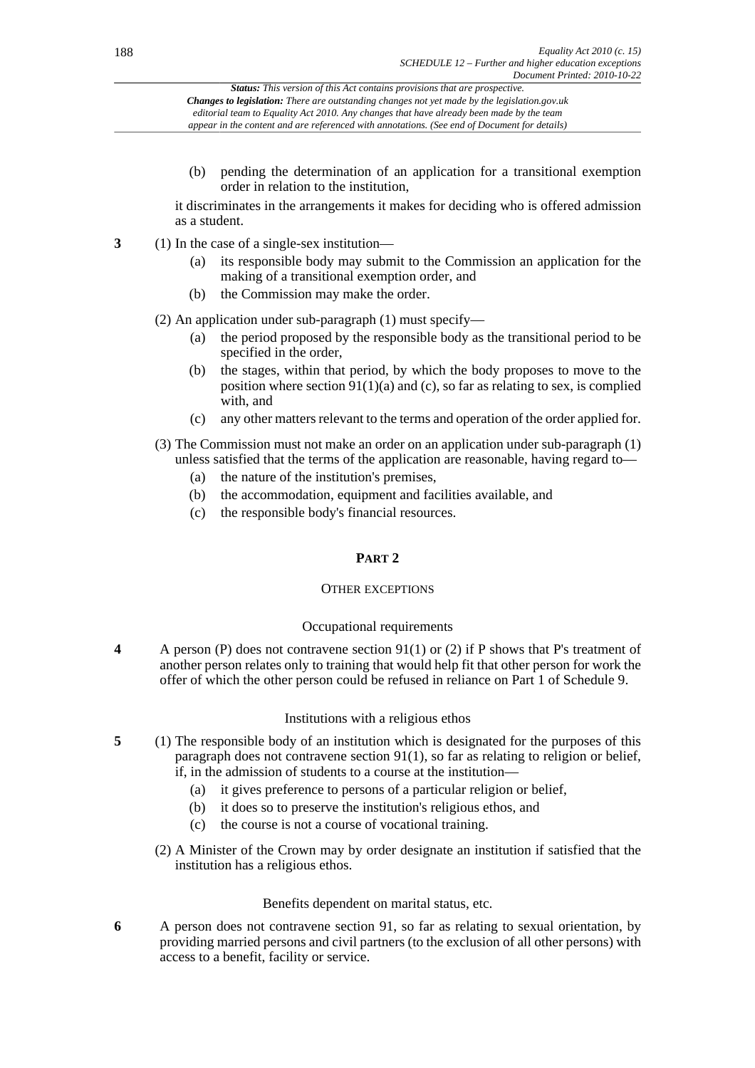(b) pending the determination of an application for a transitional exemption order in relation to the institution,

it discriminates in the arrangements it makes for deciding who is offered admission as a student.

**3** (1) In the case of a single-sex institution—

(a) its responsible body may submit to the Commission an application for the making of a transitional exemption order, and

(b) the Commission may make the order.

(2) An application under sub-paragraph (1) must specify—

(a) the period proposed by the responsible body as the transitional period to be specified in the order,

(b) the stages, within that period, by which the body proposes to move to the position where section 91(1)(a) and (c), so far as relating to sex, is complied with, and

(c) any other matters relevant to the terms and operation of the order applied for.

(3) The Commission must not make an order on an application under sub-paragraph (1) unless satisfied that the terms of the application are reasonable, having regard to—

(a) the nature of the institution's premises,

(b) the accommodation, equipment and facilities available, and

(c) the responsible body's financial resources.

## PART 2

### OTHER EXCEPTIONS

#### Occupational requirements

**4** A person (P) does not contravene section 91(1) or (2) if P shows that P's treatment of another person relates only to training that would help fit that other person for work the offer of which the other person could be refused in reliance on Part 1 of Schedule 9.

#### Institutions with a religious ethos

**5** (1) The responsible body of an institution which is designated for the purposes of this paragraph does not contravene section 91(1), so far as relating to religion or belief, if, in the admission of students to a course at the institution—

(a) it gives preference to persons of a particular religion or belief,

(b) it does so to preserve the institution's religious ethos, and

(c) the course is not a course of vocational training.

(2) A Minister of the Crown may by order designate an institution if satisfied that the institution has a religious ethos.

#### Benefits dependent on marital status, etc.

**6** A person does not contravene section 91, so far as relating to sexual orientation, by providing married persons and civil partners (to the exclusion of all other persons) with access to a benefit, facility or service.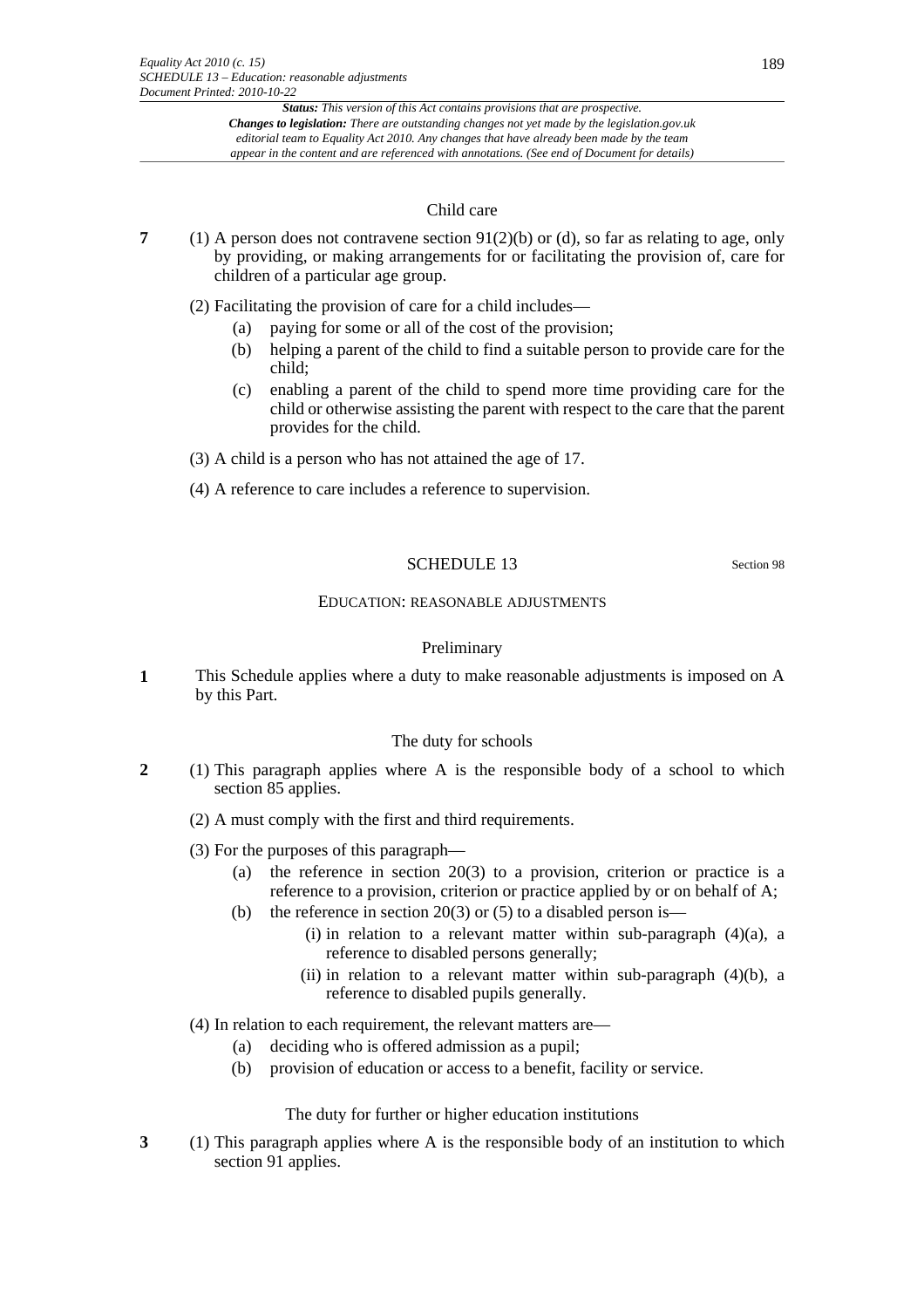### Child care

**7** (1) A person does not contravene section 91(2)(b) or (d), so far as relating to age, only by providing, or making arrangements for or facilitating the provision of, care for children of a particular age group.

(2) Facilitating the provision of care for a child includes—

- (a) paying for some or all of the cost of the provision;
- (b) helping a parent of the child to find a suitable person to provide care for the child;
- (c) enabling a parent of the child to spend more time providing care for the child or otherwise assisting the parent with respect to the care that the parent provides for the child.

(3) A child is a person who has not attained the age of 17.

(4) A reference to care includes a reference to supervision.

## SCHEDULE 13

Section 98

### EDUCATION: REASONABLE ADJUSTMENTS

### Preliminary

**1** This Schedule applies where a duty to make reasonable adjustments is imposed on A by this Part.

### The duty for schools

**2** (1) This paragraph applies where A is the responsible body of a school to which section 85 applies.

(2) A must comply with the first and third requirements.

(3) For the purposes of this paragraph—

- (a) the reference in section 20(3) to a provision, criterion or practice is a reference to a provision, criterion or practice applied by or on behalf of A;
- (b) the reference in section 20(3) or (5) to a disabled person is—
  - (i) in relation to a relevant matter within sub-paragraph (4)(a), a reference to disabled persons generally;
  - (ii) in relation to a relevant matter within sub-paragraph (4)(b), a reference to disabled pupils generally.

(4) In relation to each requirement, the relevant matters are—

- (a) deciding who is offered admission as a pupil;
- (b) provision of education or access to a benefit, facility or service.

### The duty for further or higher education institutions

**3** (1) This paragraph applies where A is the responsible body of an institution to which section 91 applies.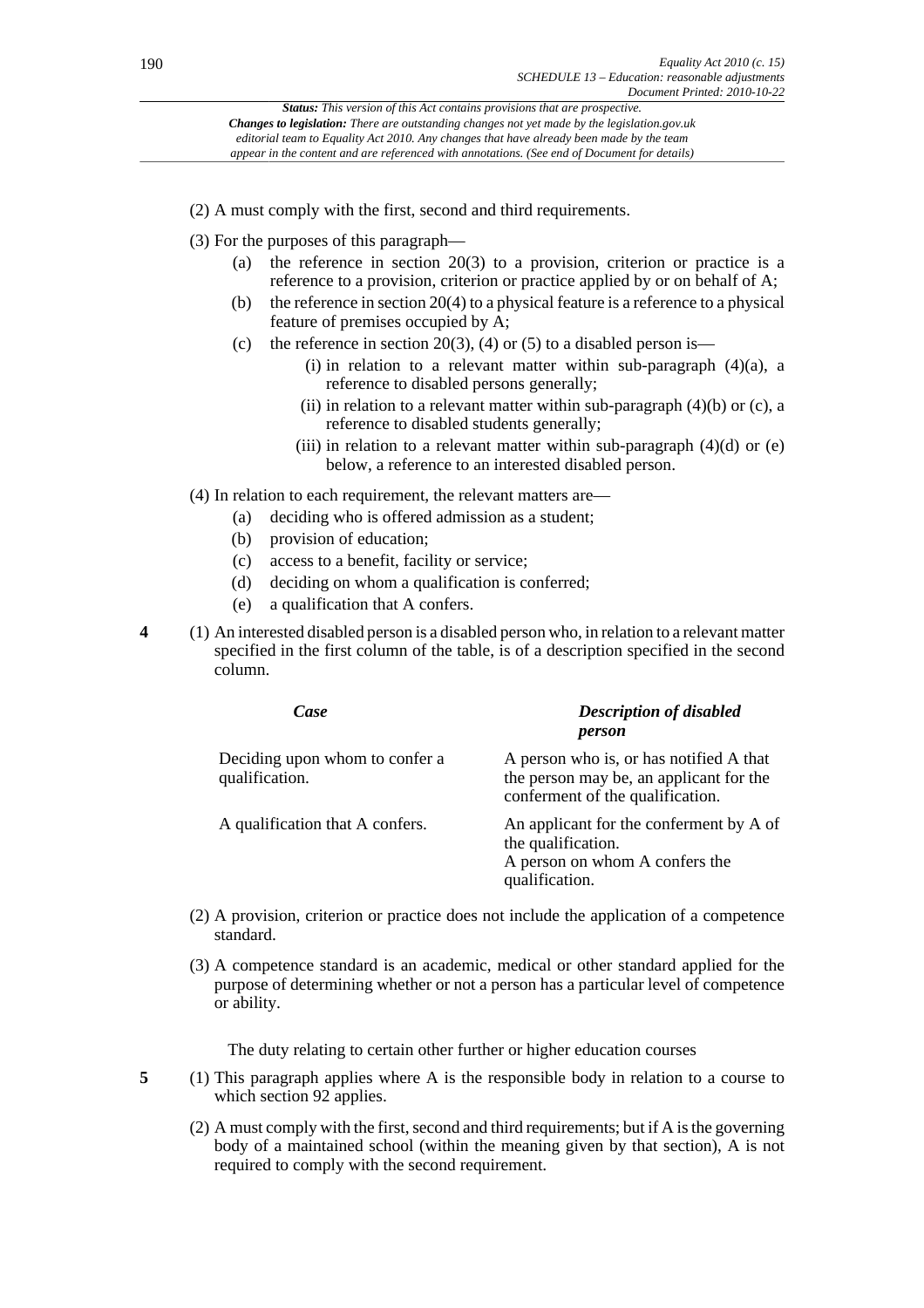(2) A must comply with the first, second and third requirements.

(3) For the purposes of this paragraph—

- (a) the reference in section 20(3) to a provision, criterion or practice is a reference to a provision, criterion or practice applied by or on behalf of A;
- (b) the reference in section 20(4) to a physical feature is a reference to a physical feature of premises occupied by A;
- (c) the reference in section 20(3), (4) or (5) to a disabled person is—
  - (i) in relation to a relevant matter within sub-paragraph (4)(a), a reference to disabled persons generally;
  - (ii) in relation to a relevant matter within sub-paragraph (4)(b) or (c), a reference to disabled students generally;
  - (iii) in relation to a relevant matter within sub-paragraph (4)(d) or (e) below, a reference to an interested disabled person.

(4) In relation to each requirement, the relevant matters are—

- (a) deciding who is offered admission as a student;
- (b) provision of education;
- (c) access to a benefit, facility or service;
- (d) deciding on whom a qualification is conferred;
- (e) a qualification that A confers.

**4** (1) An interested disabled person is a disabled person who, in relation to a relevant matter specified in the first column of the table, is of a description specified in the second column.

| *Case* | *Description of disabled person* |
|---|---|
| Deciding upon whom to confer a qualification. | A person who is, or has notified A that the person may be, an applicant for the conferment of the qualification. |
| A qualification that A confers. | An applicant for the conferment by A of the qualification.<br>A person on whom A confers the qualification. |

(2) A provision, criterion or practice does not include the application of a competence standard.

(3) A competence standard is an academic, medical or other standard applied for the purpose of determining whether or not a person has a particular level of competence or ability.

The duty relating to certain other further or higher education courses

**5** (1) This paragraph applies where A is the responsible body in relation to a course to which section 92 applies.

(2) A must comply with the first, second and third requirements; but if A is the governing body of a maintained school (within the meaning given by that section), A is not required to comply with the second requirement.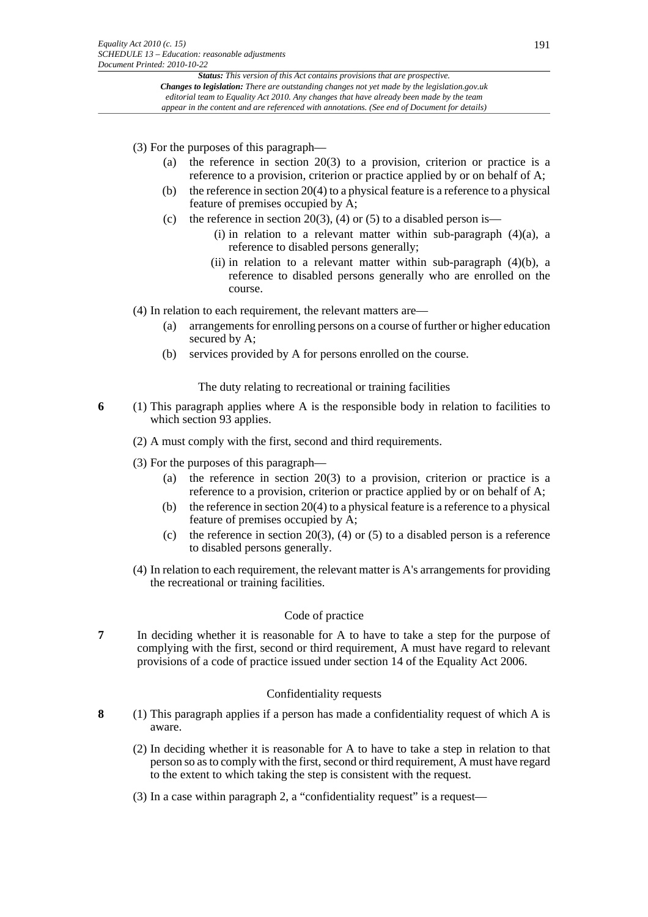(3) For the purposes of this paragraph—

- (a) the reference in section 20(3) to a provision, criterion or practice is a reference to a provision, criterion or practice applied by or on behalf of A;
- (b) the reference in section 20(4) to a physical feature is a reference to a physical feature of premises occupied by A;
- (c) the reference in section 20(3), (4) or (5) to a disabled person is—
  - (i) in relation to a relevant matter within sub-paragraph (4)(a), a reference to disabled persons generally;
  - (ii) in relation to a relevant matter within sub-paragraph (4)(b), a reference to disabled persons generally who are enrolled on the course.

(4) In relation to each requirement, the relevant matters are—

- (a) arrangements for enrolling persons on a course of further or higher education secured by A;
- (b) services provided by A for persons enrolled on the course.

### The duty relating to recreational or training facilities

**6** (1) This paragraph applies where A is the responsible body in relation to facilities to which section 93 applies.

(2) A must comply with the first, second and third requirements.

(3) For the purposes of this paragraph—

- (a) the reference in section 20(3) to a provision, criterion or practice is a reference to a provision, criterion or practice applied by or on behalf of A;
- (b) the reference in section 20(4) to a physical feature is a reference to a physical feature of premises occupied by A;
- (c) the reference in section 20(3), (4) or (5) to a disabled person is a reference to disabled persons generally.

(4) In relation to each requirement, the relevant matter is A's arrangements for providing the recreational or training facilities.

### Code of practice

**7** In deciding whether it is reasonable for A to have to take a step for the purpose of complying with the first, second or third requirement, A must have regard to relevant provisions of a code of practice issued under section 14 of the Equality Act 2006.

### Confidentiality requests

**8** (1) This paragraph applies if a person has made a confidentiality request of which A is aware.

(2) In deciding whether it is reasonable for A to have to take a step in relation to that person so as to comply with the first, second or third requirement, A must have regard to the extent to which taking the step is consistent with the request.

(3) In a case within paragraph 2, a "confidentiality request" is a request—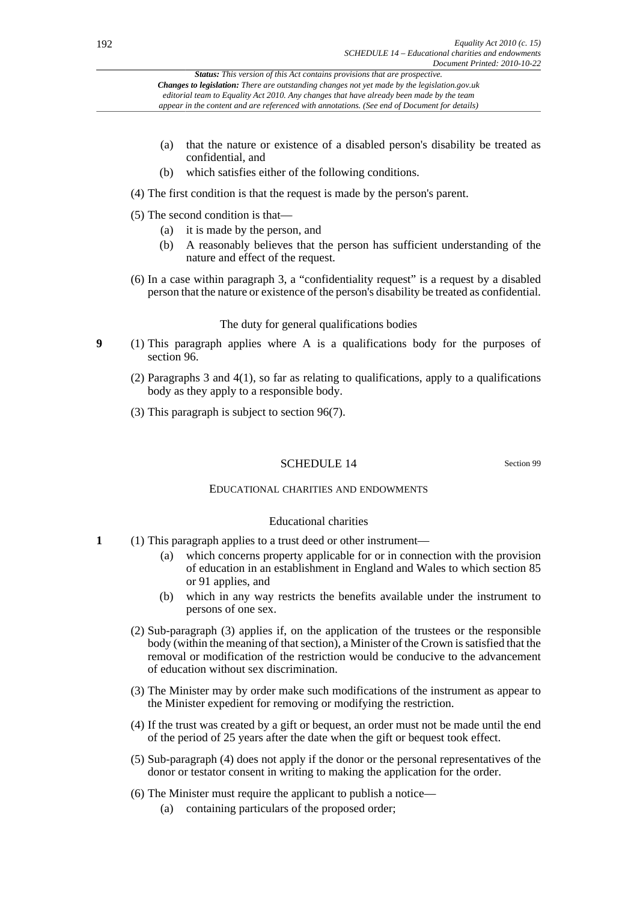- (a) that the nature or existence of a disabled person's disability be treated as confidential, and
- (b) which satisfies either of the following conditions.

(4) The first condition is that the request is made by the person's parent.

(5) The second condition is that—

- (a) it is made by the person, and
- (b) A reasonably believes that the person has sufficient understanding of the nature and effect of the request.

(6) In a case within paragraph 3, a "confidentiality request" is a request by a disabled person that the nature or existence of the person's disability be treated as confidential.

### The duty for general qualifications bodies

**9** (1) This paragraph applies where A is a qualifications body for the purposes of section 96.

(2) Paragraphs 3 and 4(1), so far as relating to qualifications, apply to a qualifications body as they apply to a responsible body.

(3) This paragraph is subject to section 96(7).

## SCHEDULE 14

Section 99

### EDUCATIONAL CHARITIES AND ENDOWMENTS

### Educational charities

**1** (1) This paragraph applies to a trust deed or other instrument—

- (a) which concerns property applicable for or in connection with the provision of education in an establishment in England and Wales to which section 85 or 91 applies, and
- (b) which in any way restricts the benefits available under the instrument to persons of one sex.

(2) Sub-paragraph (3) applies if, on the application of the trustees or the responsible body (within the meaning of that section), a Minister of the Crown is satisfied that the removal or modification of the restriction would be conducive to the advancement of education without sex discrimination.

(3) The Minister may by order make such modifications of the instrument as appear to the Minister expedient for removing or modifying the restriction.

(4) If the trust was created by a gift or bequest, an order must not be made until the end of the period of 25 years after the date when the gift or bequest took effect.

(5) Sub-paragraph (4) does not apply if the donor or the personal representatives of the donor or testator consent in writing to making the application for the order.

(6) The Minister must require the applicant to publish a notice—

- (a) containing particulars of the proposed order;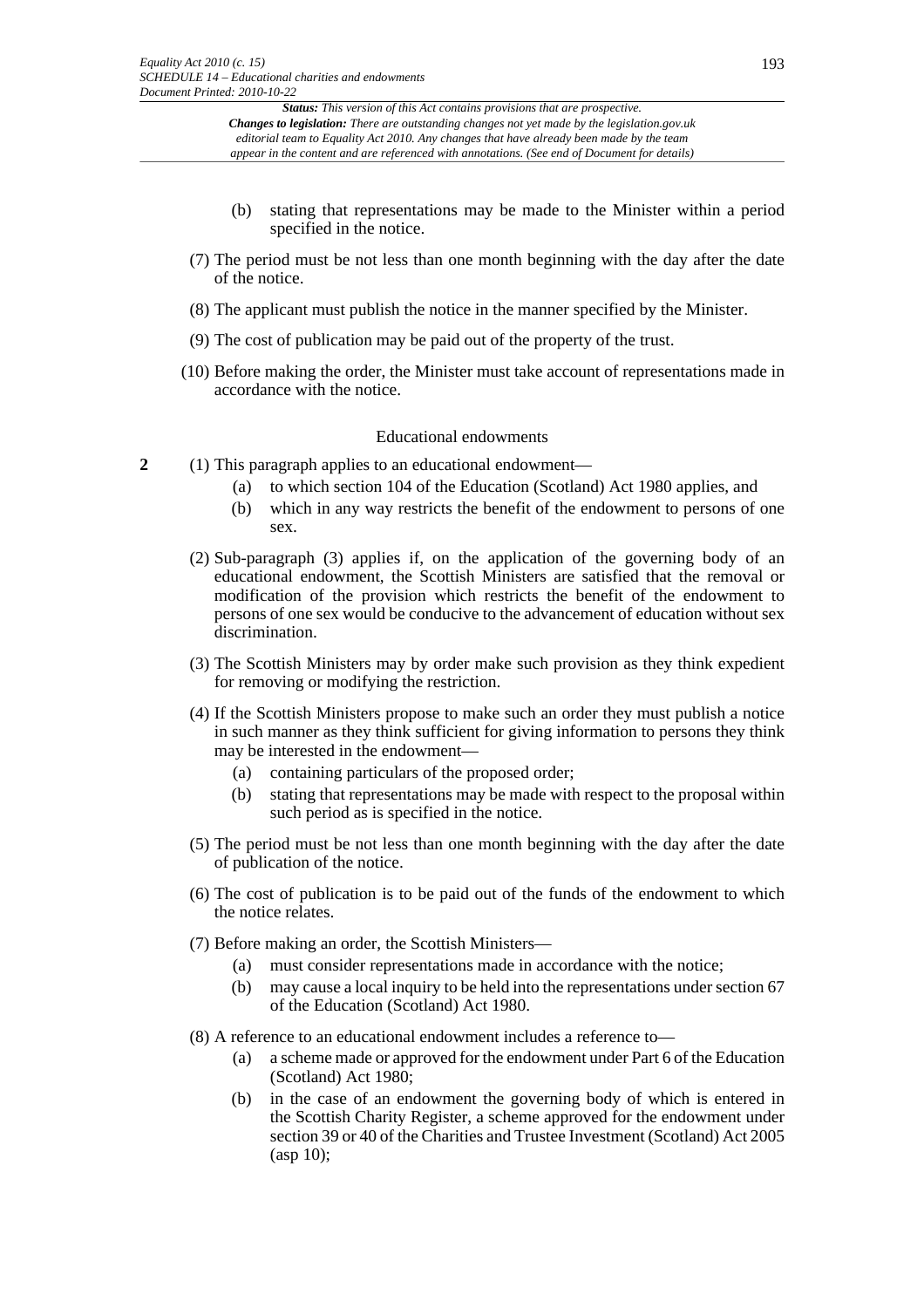(b) stating that representations may be made to the Minister within a period specified in the notice.

(7) The period must be not less than one month beginning with the day after the date of the notice.

(8) The applicant must publish the notice in the manner specified by the Minister.

(9) The cost of publication may be paid out of the property of the trust.

(10) Before making the order, the Minister must take account of representations made in accordance with the notice.

### Educational endowments

**2** (1) This paragraph applies to an educational endowment—

(a) to which section 104 of the Education (Scotland) Act 1980 applies, and

(b) which in any way restricts the benefit of the endowment to persons of one sex.

(2) Sub-paragraph (3) applies if, on the application of the governing body of an educational endowment, the Scottish Ministers are satisfied that the removal or modification of the provision which restricts the benefit of the endowment to persons of one sex would be conducive to the advancement of education without sex discrimination.

(3) The Scottish Ministers may by order make such provision as they think expedient for removing or modifying the restriction.

(4) If the Scottish Ministers propose to make such an order they must publish a notice in such manner as they think sufficient for giving information to persons they think may be interested in the endowment—

(a) containing particulars of the proposed order;

(b) stating that representations may be made with respect to the proposal within such period as is specified in the notice.

(5) The period must be not less than one month beginning with the day after the date of publication of the notice.

(6) The cost of publication is to be paid out of the funds of the endowment to which the notice relates.

(7) Before making an order, the Scottish Ministers—

(a) must consider representations made in accordance with the notice;

(b) may cause a local inquiry to be held into the representations under section 67 of the Education (Scotland) Act 1980.

(8) A reference to an educational endowment includes a reference to—

(a) a scheme made or approved for the endowment under Part 6 of the Education (Scotland) Act 1980;

(b) in the case of an endowment the governing body of which is entered in the Scottish Charity Register, a scheme approved for the endowment under section 39 or 40 of the Charities and Trustee Investment (Scotland) Act 2005 (asp 10);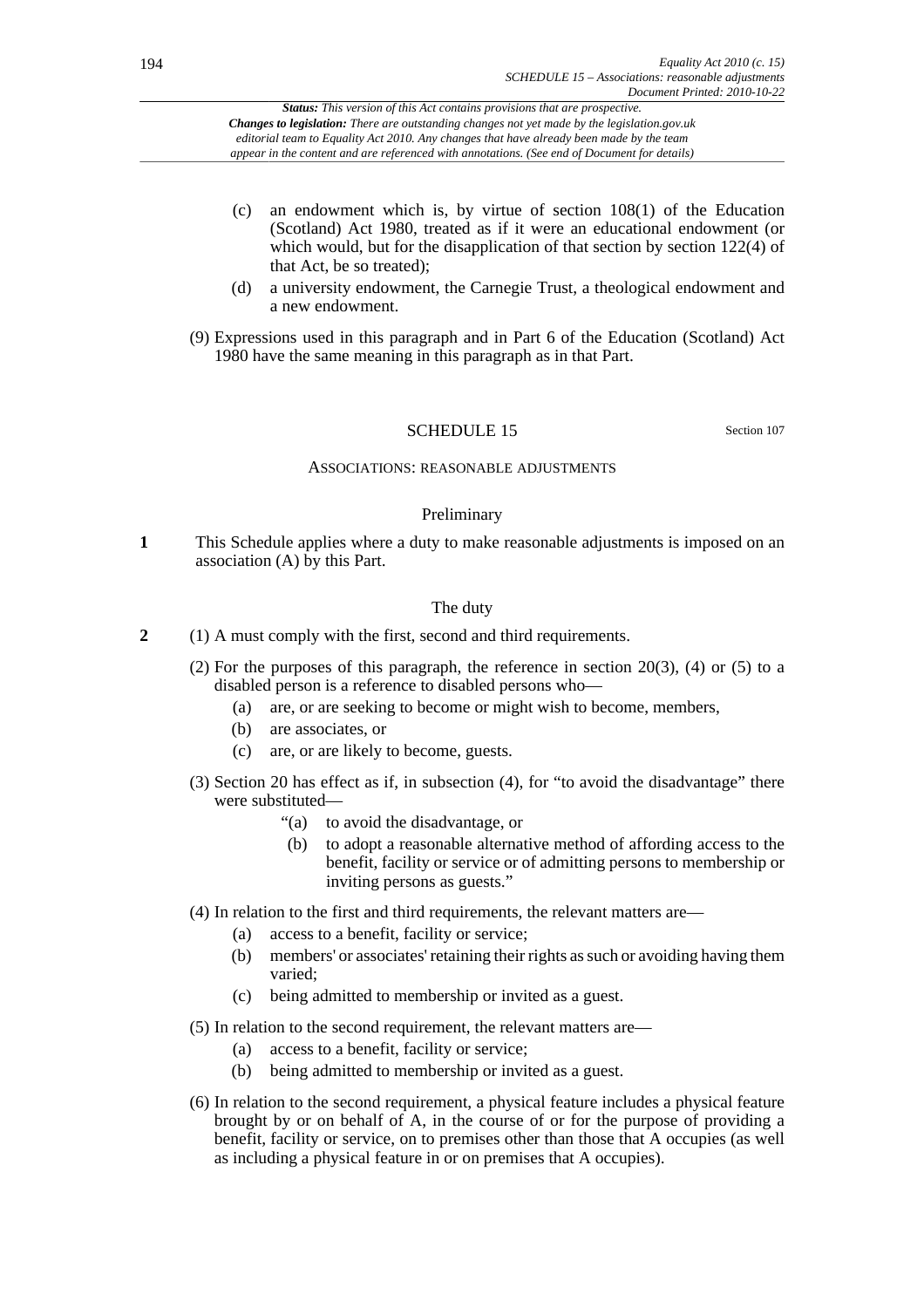(c) an endowment which is, by virtue of section 108(1) of the Education (Scotland) Act 1980, treated as if it were an educational endowment (or which would, but for the disapplication of that section by section 122(4) of that Act, be so treated);

(d) a university endowment, the Carnegie Trust, a theological endowment and a new endowment.

(9) Expressions used in this paragraph and in Part 6 of the Education (Scotland) Act 1980 have the same meaning in this paragraph as in that Part.

## SCHEDULE 15

Section 107

### ASSOCIATIONS: REASONABLE ADJUSTMENTS

#### Preliminary

**1** This Schedule applies where a duty to make reasonable adjustments is imposed on an association (A) by this Part.

#### The duty

**2** (1) A must comply with the first, second and third requirements.

(2) For the purposes of this paragraph, the reference in section 20(3), (4) or (5) to a disabled person is a reference to disabled persons who—

(a) are, or are seeking to become or might wish to become, members,

(b) are associates, or

(c) are, or are likely to become, guests.

(3) Section 20 has effect as if, in subsection (4), for "to avoid the disadvantage" there were substituted—

"(a) to avoid the disadvantage, or

(b) to adopt a reasonable alternative method of affording access to the benefit, facility or service or of admitting persons to membership or inviting persons as guests."

(4) In relation to the first and third requirements, the relevant matters are—

(a) access to a benefit, facility or service;

(b) members' or associates' retaining their rights as such or avoiding having them varied;

(c) being admitted to membership or invited as a guest.

(5) In relation to the second requirement, the relevant matters are—

(a) access to a benefit, facility or service;

(b) being admitted to membership or invited as a guest.

(6) In relation to the second requirement, a physical feature includes a physical feature brought by or on behalf of A, in the course of or for the purpose of providing a benefit, facility or service, on to premises other than those that A occupies (as well as including a physical feature in or on premises that A occupies).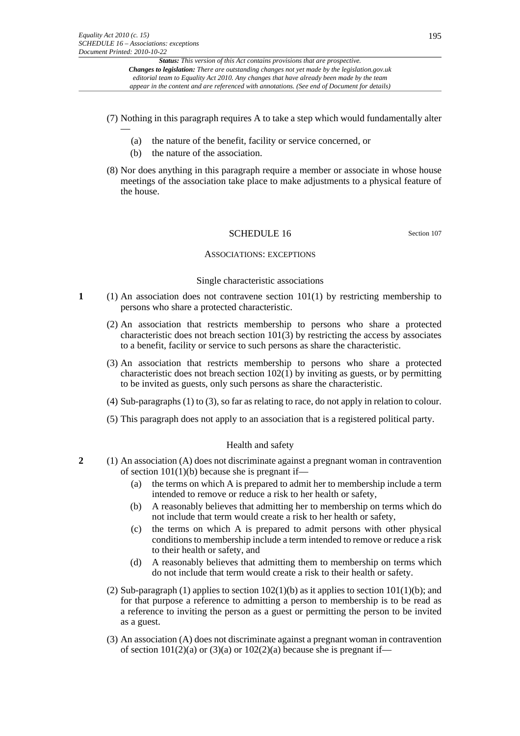(7) Nothing in this paragraph requires A to take a step which would fundamentally alter —

(a) the nature of the benefit, facility or service concerned, or

(b) the nature of the association.

(8) Nor does anything in this paragraph require a member or associate in whose house meetings of the association take place to make adjustments to a physical feature of the house.

## SCHEDULE 16

Section 107

### ASSOCIATIONS: EXCEPTIONS

#### Single characteristic associations

**1** (1) An association does not contravene section 101(1) by restricting membership to persons who share a protected characteristic.

(2) An association that restricts membership to persons who share a protected characteristic does not breach section 101(3) by restricting the access by associates to a benefit, facility or service to such persons as share the characteristic.

(3) An association that restricts membership to persons who share a protected characteristic does not breach section 102(1) by inviting as guests, or by permitting to be invited as guests, only such persons as share the characteristic.

(4) Sub-paragraphs (1) to (3), so far as relating to race, do not apply in relation to colour.

(5) This paragraph does not apply to an association that is a registered political party.

#### Health and safety

**2** (1) An association (A) does not discriminate against a pregnant woman in contravention of section 101(1)(b) because she is pregnant if—

(a) the terms on which A is prepared to admit her to membership include a term intended to remove or reduce a risk to her health or safety,

(b) A reasonably believes that admitting her to membership on terms which do not include that term would create a risk to her health or safety,

(c) the terms on which A is prepared to admit persons with other physical conditions to membership include a term intended to remove or reduce a risk to their health or safety, and

(d) A reasonably believes that admitting them to membership on terms which do not include that term would create a risk to their health or safety.

(2) Sub-paragraph (1) applies to section 102(1)(b) as it applies to section 101(1)(b); and for that purpose a reference to admitting a person to membership is to be read as a reference to inviting the person as a guest or permitting the person to be invited as a guest.

(3) An association (A) does not discriminate against a pregnant woman in contravention of section 101(2)(a) or (3)(a) or 102(2)(a) because she is pregnant if—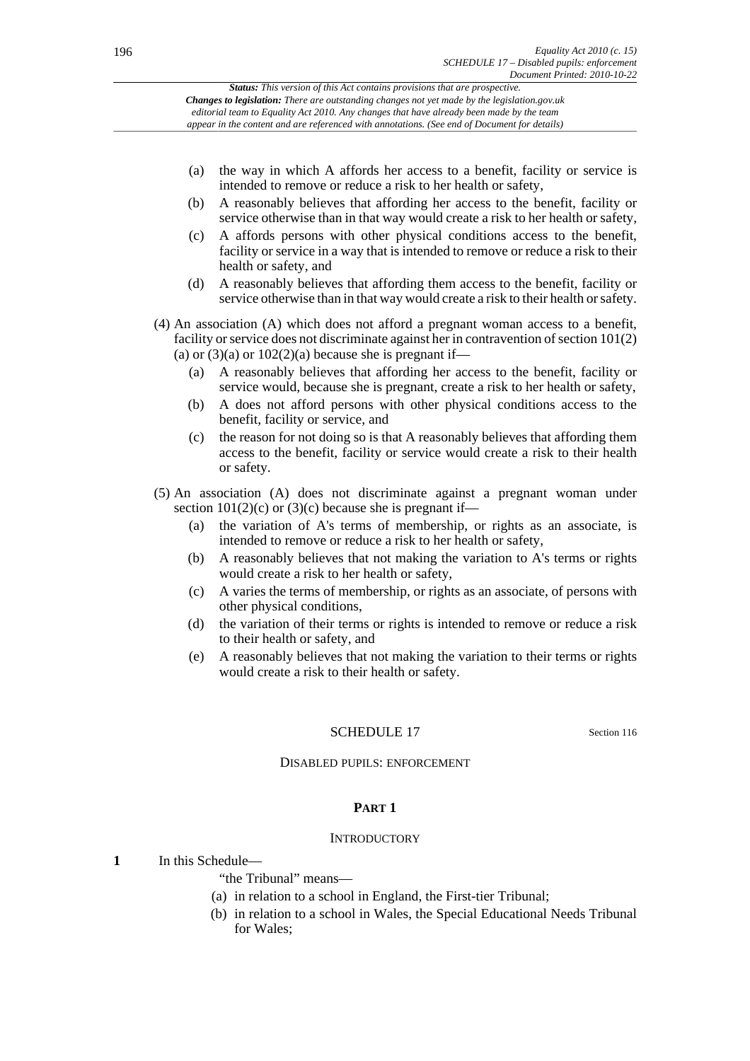*Status: This version of this Act contains provisions that are prospective.*
***Changes to legislation:** There are outstanding changes not yet made by the legislation.gov.uk editorial team to Equality Act 2010. Any changes that have already been made by the team appear in the content and are referenced with annotations. (See end of Document for details)*

- (a) the way in which A affords her access to a benefit, facility or service is intended to remove or reduce a risk to her health or safety,
- (b) A reasonably believes that affording her access to the benefit, facility or service otherwise than in that way would create a risk to her health or safety,
- (c) A affords persons with other physical conditions access to the benefit, facility or service in a way that is intended to remove or reduce a risk to their health or safety, and
- (d) A reasonably believes that affording them access to the benefit, facility or service otherwise than in that way would create a risk to their health or safety.

(4) An association (A) which does not afford a pregnant woman access to a benefit, facility or service does not discriminate against her in contravention of section 101(2)(a) or (3)(a) or 102(2)(a) because she is pregnant if—

- (a) A reasonably believes that affording her access to the benefit, facility or service would, because she is pregnant, create a risk to her health or safety,
- (b) A does not afford persons with other physical conditions access to the benefit, facility or service, and
- (c) the reason for not doing so is that A reasonably believes that affording them access to the benefit, facility or service would create a risk to their health or safety.

(5) An association (A) does not discriminate against a pregnant woman under section 101(2)(c) or (3)(c) because she is pregnant if—

- (a) the variation of A's terms of membership, or rights as an associate, is intended to remove or reduce a risk to her health or safety,
- (b) A reasonably believes that not making the variation to A's terms or rights would create a risk to her health or safety,
- (c) A varies the terms of membership, or rights as an associate, of persons with other physical conditions,
- (d) the variation of their terms or rights is intended to remove or reduce a risk to their health or safety, and
- (e) A reasonably believes that not making the variation to their terms or rights would create a risk to their health or safety.

## SCHEDULE 17

Section 116

### DISABLED PUPILS: ENFORCEMENT

#### PART 1

##### INTRODUCTORY

**1** In this Schedule—

"the Tribunal" means—

- (a) in relation to a school in England, the First-tier Tribunal;
- (b) in relation to a school in Wales, the Special Educational Needs Tribunal for Wales;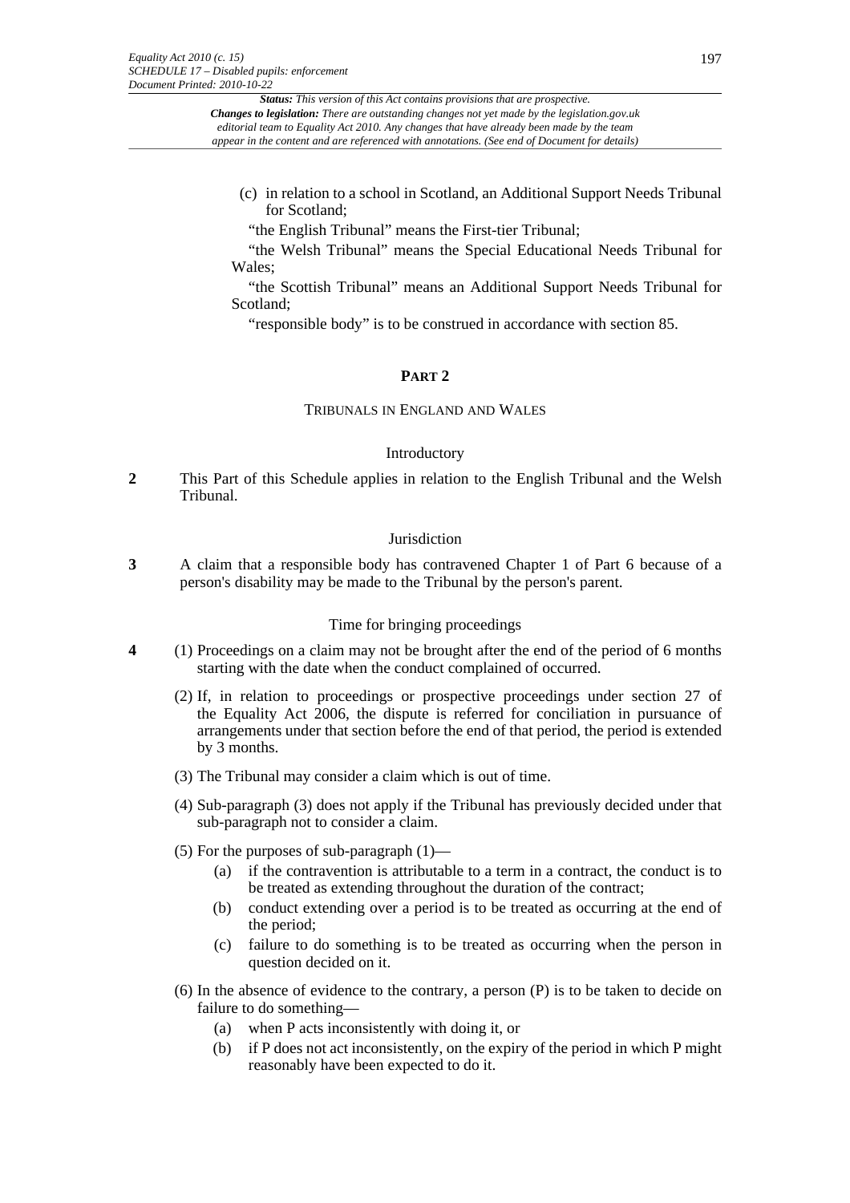(c) in relation to a school in Scotland, an Additional Support Needs Tribunal for Scotland;

"the English Tribunal" means the First-tier Tribunal;

"the Welsh Tribunal" means the Special Educational Needs Tribunal for Wales;

"the Scottish Tribunal" means an Additional Support Needs Tribunal for Scotland;

"responsible body" is to be construed in accordance with section 85.

## PART 2

### TRIBUNALS IN ENGLAND AND WALES

#### Introductory

**2** This Part of this Schedule applies in relation to the English Tribunal and the Welsh Tribunal.

#### Jurisdiction

**3** A claim that a responsible body has contravened Chapter 1 of Part 6 because of a person's disability may be made to the Tribunal by the person's parent.

#### Time for bringing proceedings

**4** (1) Proceedings on a claim may not be brought after the end of the period of 6 months starting with the date when the conduct complained of occurred.

(2) If, in relation to proceedings or prospective proceedings under section 27 of the Equality Act 2006, the dispute is referred for conciliation in pursuance of arrangements under that section before the end of that period, the period is extended by 3 months.

(3) The Tribunal may consider a claim which is out of time.

(4) Sub-paragraph (3) does not apply if the Tribunal has previously decided under that sub-paragraph not to consider a claim.

(5) For the purposes of sub-paragraph (1)—

- (a) if the contravention is attributable to a term in a contract, the conduct is to be treated as extending throughout the duration of the contract;
- (b) conduct extending over a period is to be treated as occurring at the end of the period;
- (c) failure to do something is to be treated as occurring when the person in question decided on it.

(6) In the absence of evidence to the contrary, a person (P) is to be taken to decide on failure to do something—

- (a) when P acts inconsistently with doing it, or
- (b) if P does not act inconsistently, on the expiry of the period in which P might reasonably have been expected to do it.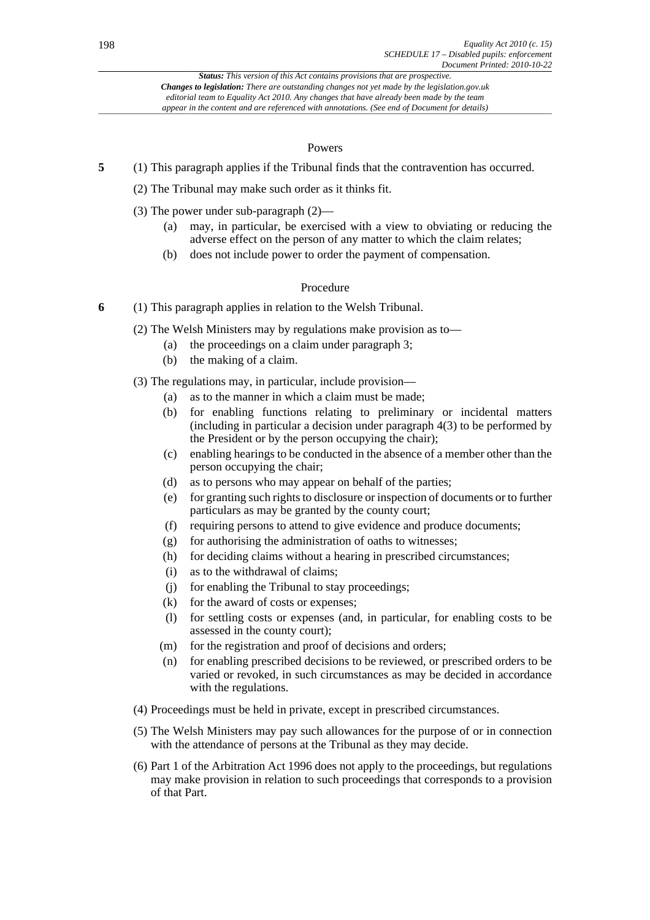### Powers

**5** (1) This paragraph applies if the Tribunal finds that the contravention has occurred.

(2) The Tribunal may make such order as it thinks fit.

(3) The power under sub-paragraph (2)—

- (a) may, in particular, be exercised with a view to obviating or reducing the adverse effect on the person of any matter to which the claim relates;
- (b) does not include power to order the payment of compensation.

### Procedure

**6** (1) This paragraph applies in relation to the Welsh Tribunal.

(2) The Welsh Ministers may by regulations make provision as to—

- (a) the proceedings on a claim under paragraph 3;
- (b) the making of a claim.

(3) The regulations may, in particular, include provision—

- (a) as to the manner in which a claim must be made;
- (b) for enabling functions relating to preliminary or incidental matters (including in particular a decision under paragraph 4(3) to be performed by the President or by the person occupying the chair);
- (c) enabling hearings to be conducted in the absence of a member other than the person occupying the chair;
- (d) as to persons who may appear on behalf of the parties;
- (e) for granting such rights to disclosure or inspection of documents or to further particulars as may be granted by the county court;
- (f) requiring persons to attend to give evidence and produce documents;
- (g) for authorising the administration of oaths to witnesses;
- (h) for deciding claims without a hearing in prescribed circumstances;
- (i) as to the withdrawal of claims;
- (j) for enabling the Tribunal to stay proceedings;
- (k) for the award of costs or expenses;
- (l) for settling costs or expenses (and, in particular, for enabling costs to be assessed in the county court);
- (m) for the registration and proof of decisions and orders;
- (n) for enabling prescribed decisions to be reviewed, or prescribed orders to be varied or revoked, in such circumstances as may be decided in accordance with the regulations.

(4) Proceedings must be held in private, except in prescribed circumstances.

(5) The Welsh Ministers may pay such allowances for the purpose of or in connection with the attendance of persons at the Tribunal as they may decide.

(6) Part 1 of the Arbitration Act 1996 does not apply to the proceedings, but regulations may make provision in relation to such proceedings that corresponds to a provision of that Part.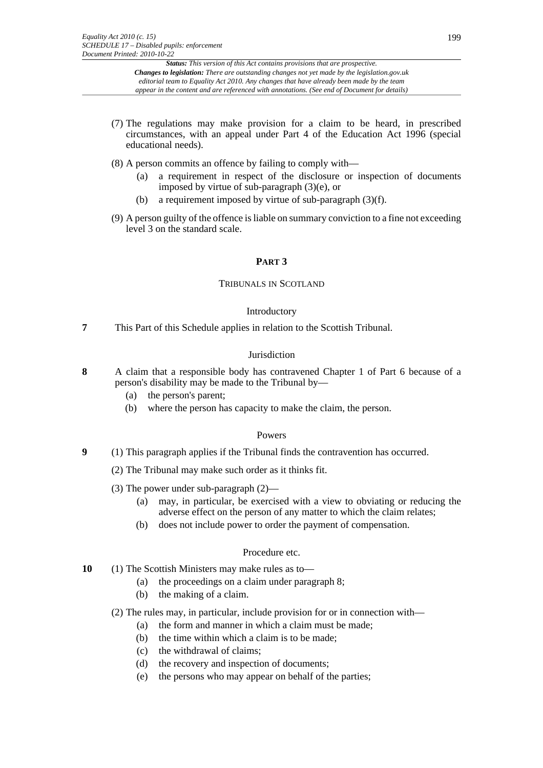(7) The regulations may make provision for a claim to be heard, in prescribed circumstances, with an appeal under Part 4 of the Education Act 1996 (special educational needs).

(8) A person commits an offence by failing to comply with—

(a) a requirement in respect of the disclosure or inspection of documents imposed by virtue of sub-paragraph (3)(e), or

(b) a requirement imposed by virtue of sub-paragraph (3)(f).

(9) A person guilty of the offence is liable on summary conviction to a fine not exceeding level 3 on the standard scale.

## PART 3

### TRIBUNALS IN SCOTLAND

#### Introductory

**7** This Part of this Schedule applies in relation to the Scottish Tribunal.

#### Jurisdiction

**8** A claim that a responsible body has contravened Chapter 1 of Part 6 because of a person's disability may be made to the Tribunal by—

(a) the person's parent;

(b) where the person has capacity to make the claim, the person.

#### Powers

**9** (1) This paragraph applies if the Tribunal finds the contravention has occurred.

(2) The Tribunal may make such order as it thinks fit.

(3) The power under sub-paragraph (2)—

(a) may, in particular, be exercised with a view to obviating or reducing the adverse effect on the person of any matter to which the claim relates;

(b) does not include power to order the payment of compensation.

#### Procedure etc.

**10** (1) The Scottish Ministers may make rules as to—

(a) the proceedings on a claim under paragraph 8;

(b) the making of a claim.

(2) The rules may, in particular, include provision for or in connection with—

(a) the form and manner in which a claim must be made;

(b) the time within which a claim is to be made;

(c) the withdrawal of claims;

(d) the recovery and inspection of documents;

(e) the persons who may appear on behalf of the parties;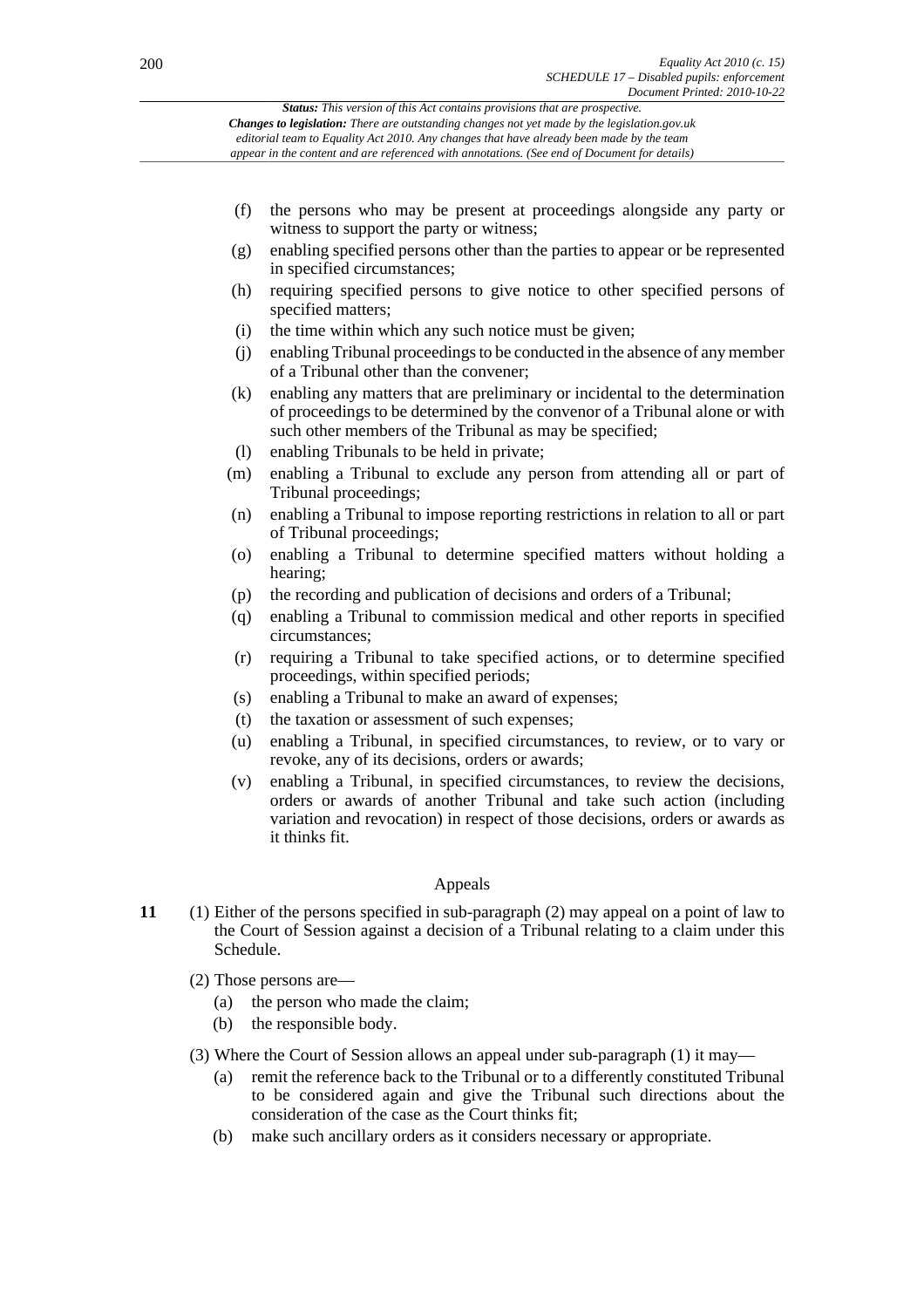(f) the persons who may be present at proceedings alongside any party or witness to support the party or witness;

(g) enabling specified persons other than the parties to appear or be represented in specified circumstances;

(h) requiring specified persons to give notice to other specified persons of specified matters;

(i) the time within which any such notice must be given;

(j) enabling Tribunal proceedings to be conducted in the absence of any member of a Tribunal other than the convener;

(k) enabling any matters that are preliminary or incidental to the determination of proceedings to be determined by the convenor of a Tribunal alone or with such other members of the Tribunal as may be specified;

(l) enabling Tribunals to be held in private;

(m) enabling a Tribunal to exclude any person from attending all or part of Tribunal proceedings;

(n) enabling a Tribunal to impose reporting restrictions in relation to all or part of Tribunal proceedings;

(o) enabling a Tribunal to determine specified matters without holding a hearing;

(p) the recording and publication of decisions and orders of a Tribunal;

(q) enabling a Tribunal to commission medical and other reports in specified circumstances;

(r) requiring a Tribunal to take specified actions, or to determine specified proceedings, within specified periods;

(s) enabling a Tribunal to make an award of expenses;

(t) the taxation or assessment of such expenses;

(u) enabling a Tribunal, in specified circumstances, to review, or to vary or revoke, any of its decisions, orders or awards;

(v) enabling a Tribunal, in specified circumstances, to review the decisions, orders or awards of another Tribunal and take such action (including variation and revocation) in respect of those decisions, orders or awards as it thinks fit.

### Appeals

**11** (1) Either of the persons specified in sub-paragraph (2) may appeal on a point of law to the Court of Session against a decision of a Tribunal relating to a claim under this Schedule.

(2) Those persons are—

(a) the person who made the claim;

(b) the responsible body.

(3) Where the Court of Session allows an appeal under sub-paragraph (1) it may—

(a) remit the reference back to the Tribunal or to a differently constituted Tribunal to be considered again and give the Tribunal such directions about the consideration of the case as the Court thinks fit;

(b) make such ancillary orders as it considers necessary or appropriate.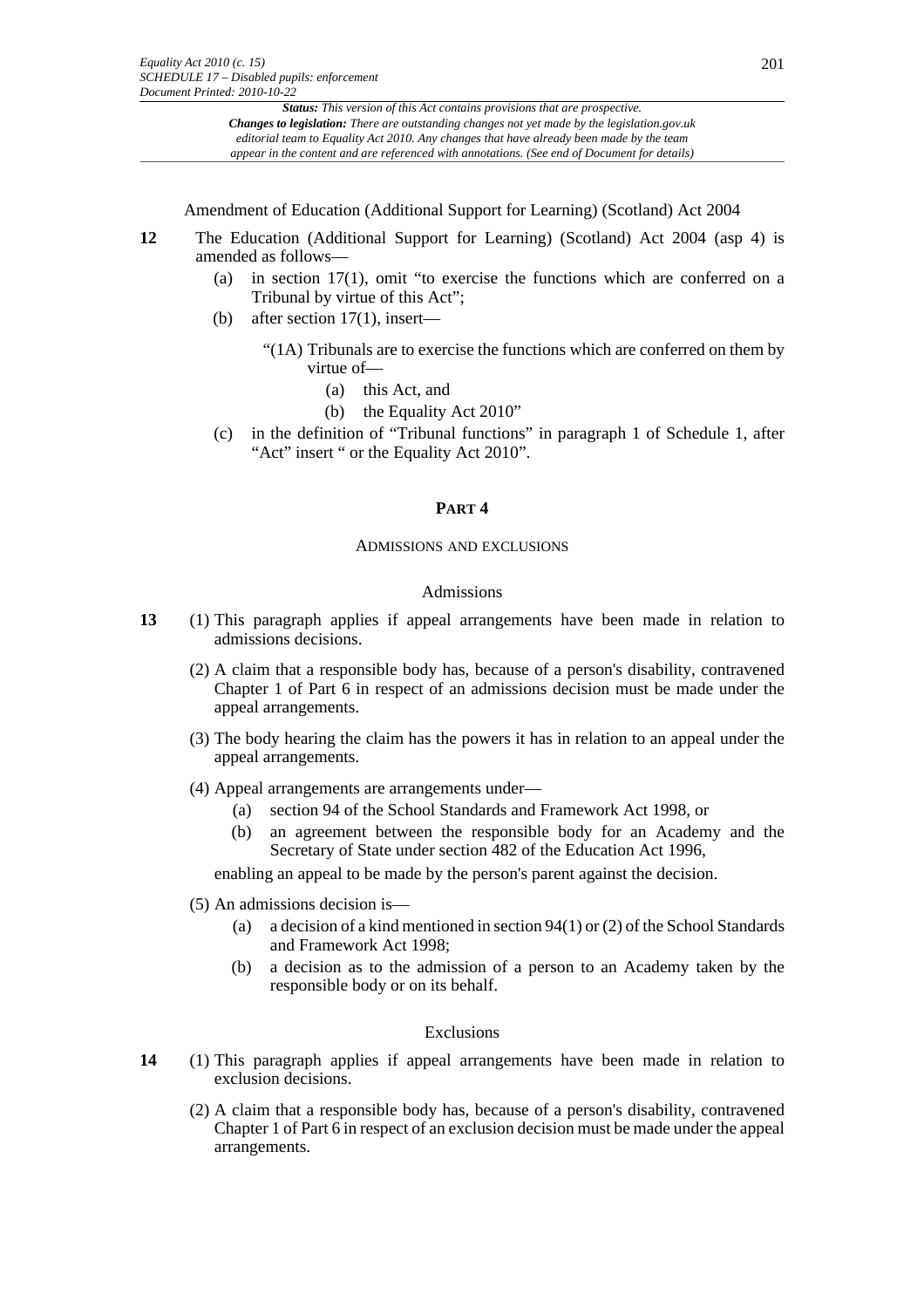Amendment of Education (Additional Support for Learning) (Scotland) Act 2004

**12** The Education (Additional Support for Learning) (Scotland) Act 2004 (asp 4) is amended as follows—

(a) in section 17(1), omit "to exercise the functions which are conferred on a Tribunal by virtue of this Act";

(b) after section 17(1), insert—

"(1A) Tribunals are to exercise the functions which are conferred on them by virtue of—

(a) this Act, and

(b) the Equality Act 2010"

(c) in the definition of "Tribunal functions" in paragraph 1 of Schedule 1, after "Act" insert " or the Equality Act 2010".

## PART 4

### ADMISSIONS AND EXCLUSIONS

Admissions

**13** (1) This paragraph applies if appeal arrangements have been made in relation to admissions decisions.

(2) A claim that a responsible body has, because of a person's disability, contravened Chapter 1 of Part 6 in respect of an admissions decision must be made under the appeal arrangements.

(3) The body hearing the claim has the powers it has in relation to an appeal under the appeal arrangements.

(4) Appeal arrangements are arrangements under—

(a) section 94 of the School Standards and Framework Act 1998, or

(b) an agreement between the responsible body for an Academy and the Secretary of State under section 482 of the Education Act 1996,

enabling an appeal to be made by the person's parent against the decision.

(5) An admissions decision is—

(a) a decision of a kind mentioned in section 94(1) or (2) of the School Standards and Framework Act 1998;

(b) a decision as to the admission of a person to an Academy taken by the responsible body or on its behalf.

Exclusions

**14** (1) This paragraph applies if appeal arrangements have been made in relation to exclusion decisions.

(2) A claim that a responsible body has, because of a person's disability, contravened Chapter 1 of Part 6 in respect of an exclusion decision must be made under the appeal arrangements.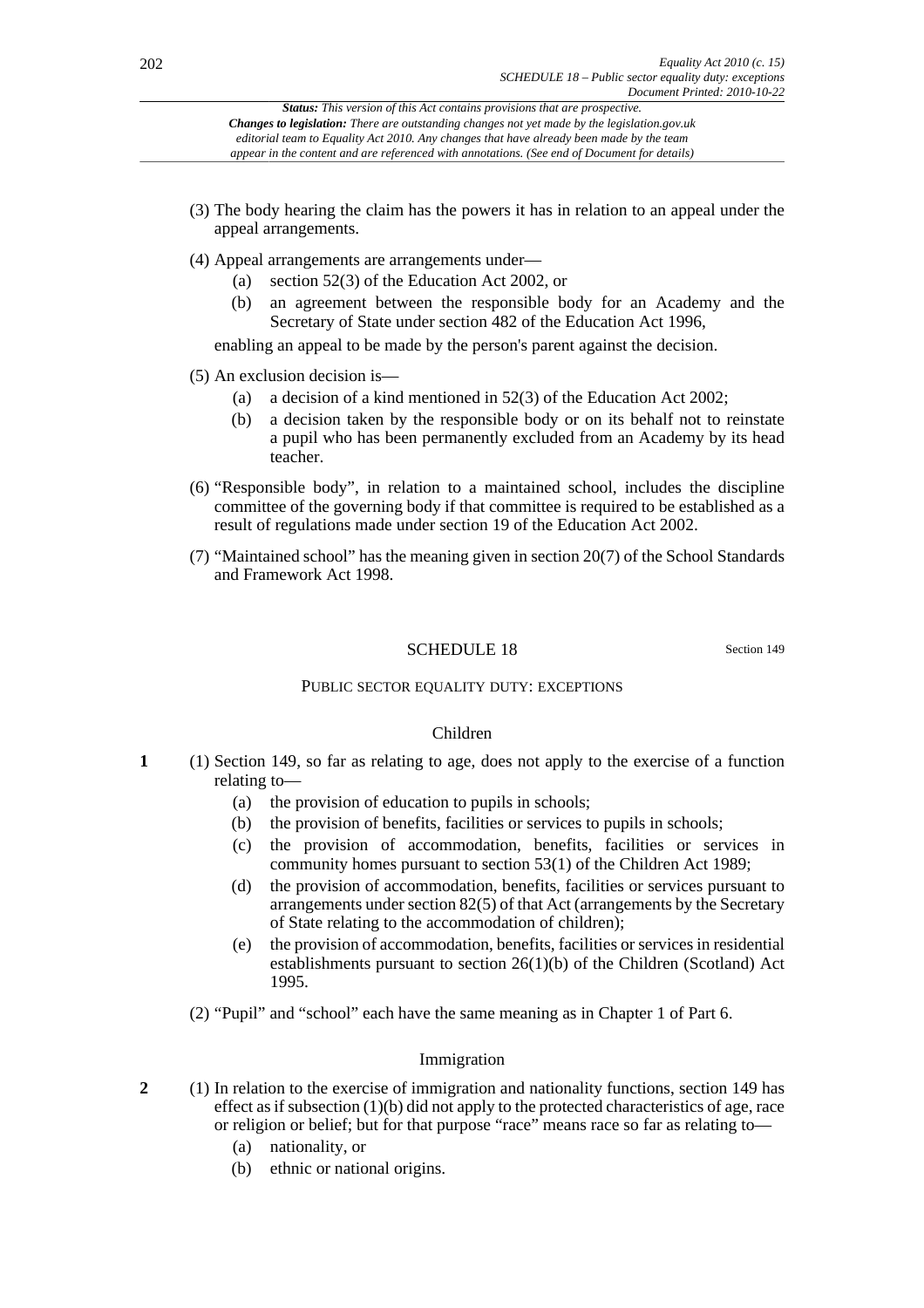(3) The body hearing the claim has the powers it has in relation to an appeal under the appeal arrangements.

(4) Appeal arrangements are arrangements under—

(a) section 52(3) of the Education Act 2002, or

(b) an agreement between the responsible body for an Academy and the Secretary of State under section 482 of the Education Act 1996,

enabling an appeal to be made by the person's parent against the decision.

(5) An exclusion decision is—

(a) a decision of a kind mentioned in 52(3) of the Education Act 2002;

(b) a decision taken by the responsible body or on its behalf not to reinstate a pupil who has been permanently excluded from an Academy by its head teacher.

(6) "Responsible body", in relation to a maintained school, includes the discipline committee of the governing body if that committee is required to be established as a result of regulations made under section 19 of the Education Act 2002.

(7) "Maintained school" has the meaning given in section 20(7) of the School Standards and Framework Act 1998.

## SCHEDULE 18

Section 149

### PUBLIC SECTOR EQUALITY DUTY: EXCEPTIONS

#### Children

**1** (1) Section 149, so far as relating to age, does not apply to the exercise of a function relating to—

(a) the provision of education to pupils in schools;

(b) the provision of benefits, facilities or services to pupils in schools;

(c) the provision of accommodation, benefits, facilities or services in community homes pursuant to section 53(1) of the Children Act 1989;

(d) the provision of accommodation, benefits, facilities or services pursuant to arrangements under section 82(5) of that Act (arrangements by the Secretary of State relating to the accommodation of children);

(e) the provision of accommodation, benefits, facilities or services in residential establishments pursuant to section 26(1)(b) of the Children (Scotland) Act 1995.

(2) "Pupil" and "school" each have the same meaning as in Chapter 1 of Part 6.

#### Immigration

**2** (1) In relation to the exercise of immigration and nationality functions, section 149 has effect as if subsection (1)(b) did not apply to the protected characteristics of age, race or religion or belief; but for that purpose "race" means race so far as relating to—

(a) nationality, or

(b) ethnic or national origins.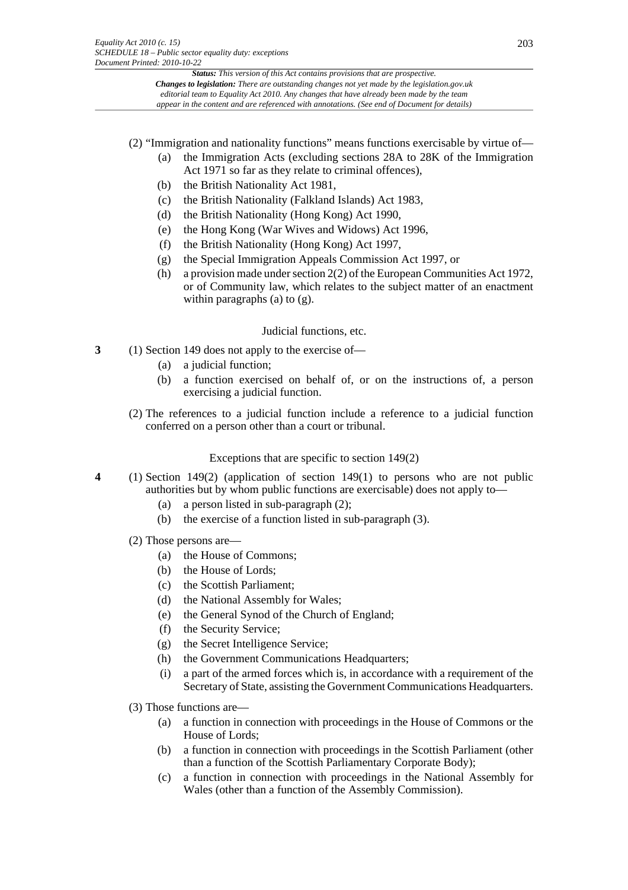(2) "Immigration and nationality functions" means functions exercisable by virtue of—

(a) the Immigration Acts (excluding sections 28A to 28K of the Immigration Act 1971 so far as they relate to criminal offences),

(b) the British Nationality Act 1981,

(c) the British Nationality (Falkland Islands) Act 1983,

(d) the British Nationality (Hong Kong) Act 1990,

(e) the Hong Kong (War Wives and Widows) Act 1996,

(f) the British Nationality (Hong Kong) Act 1997,

(g) the Special Immigration Appeals Commission Act 1997, or

(h) a provision made under section 2(2) of the European Communities Act 1972, or of Community law, which relates to the subject matter of an enactment within paragraphs (a) to (g).

### Judicial functions, etc.

**3** (1) Section 149 does not apply to the exercise of—

(a) a judicial function;

(b) a function exercised on behalf of, or on the instructions of, a person exercising a judicial function.

(2) The references to a judicial function include a reference to a judicial function conferred on a person other than a court or tribunal.

### Exceptions that are specific to section 149(2)

**4** (1) Section 149(2) (application of section 149(1) to persons who are not public authorities but by whom public functions are exercisable) does not apply to—

(a) a person listed in sub-paragraph (2);

(b) the exercise of a function listed in sub-paragraph (3).

(2) Those persons are—

(a) the House of Commons;

(b) the House of Lords;

(c) the Scottish Parliament;

(d) the National Assembly for Wales;

(e) the General Synod of the Church of England;

(f) the Security Service;

(g) the Secret Intelligence Service;

(h) the Government Communications Headquarters;

(i) a part of the armed forces which is, in accordance with a requirement of the Secretary of State, assisting the Government Communications Headquarters.

(3) Those functions are—

(a) a function in connection with proceedings in the House of Commons or the House of Lords;

(b) a function in connection with proceedings in the Scottish Parliament (other than a function of the Scottish Parliamentary Corporate Body);

(c) a function in connection with proceedings in the National Assembly for Wales (other than a function of the Assembly Commission).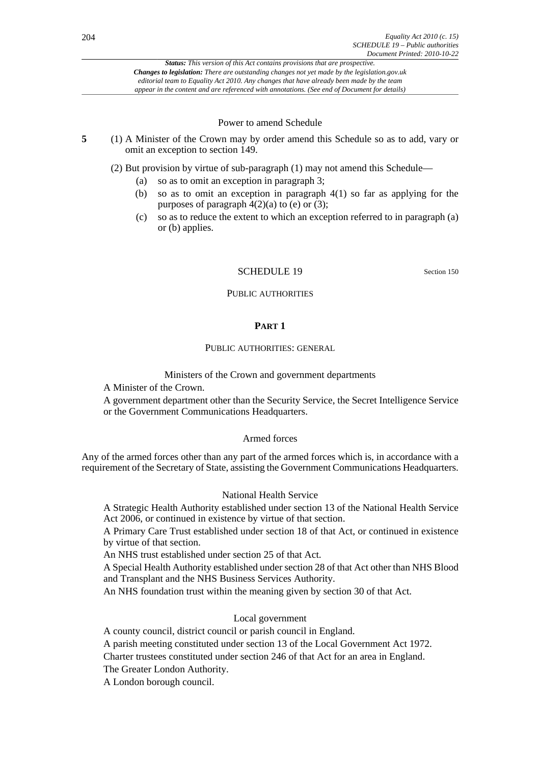Power to amend Schedule

**5** (1) A Minister of the Crown may by order amend this Schedule so as to add, vary or omit an exception to section 149.

(2) But provision by virtue of sub-paragraph (1) may not amend this Schedule—

- (a) so as to omit an exception in paragraph 3;
- (b) so as to omit an exception in paragraph 4(1) so far as applying for the purposes of paragraph 4(2)(a) to (e) or (3);
- (c) so as to reduce the extent to which an exception referred to in paragraph (a) or (b) applies.

## SCHEDULE 19

Section 150

PUBLIC AUTHORITIES

### PART 1

PUBLIC AUTHORITIES: GENERAL

Ministers of the Crown and government departments

A Minister of the Crown.

A government department other than the Security Service, the Secret Intelligence Service or the Government Communications Headquarters.

Armed forces

Any of the armed forces other than any part of the armed forces which is, in accordance with a requirement of the Secretary of State, assisting the Government Communications Headquarters.

National Health Service

A Strategic Health Authority established under section 13 of the National Health Service Act 2006, or continued in existence by virtue of that section.

A Primary Care Trust established under section 18 of that Act, or continued in existence by virtue of that section.

An NHS trust established under section 25 of that Act.

A Special Health Authority established under section 28 of that Act other than NHS Blood and Transplant and the NHS Business Services Authority.

An NHS foundation trust within the meaning given by section 30 of that Act.

Local government

A county council, district council or parish council in England.

A parish meeting constituted under section 13 of the Local Government Act 1972.

Charter trustees constituted under section 246 of that Act for an area in England.

The Greater London Authority.

A London borough council.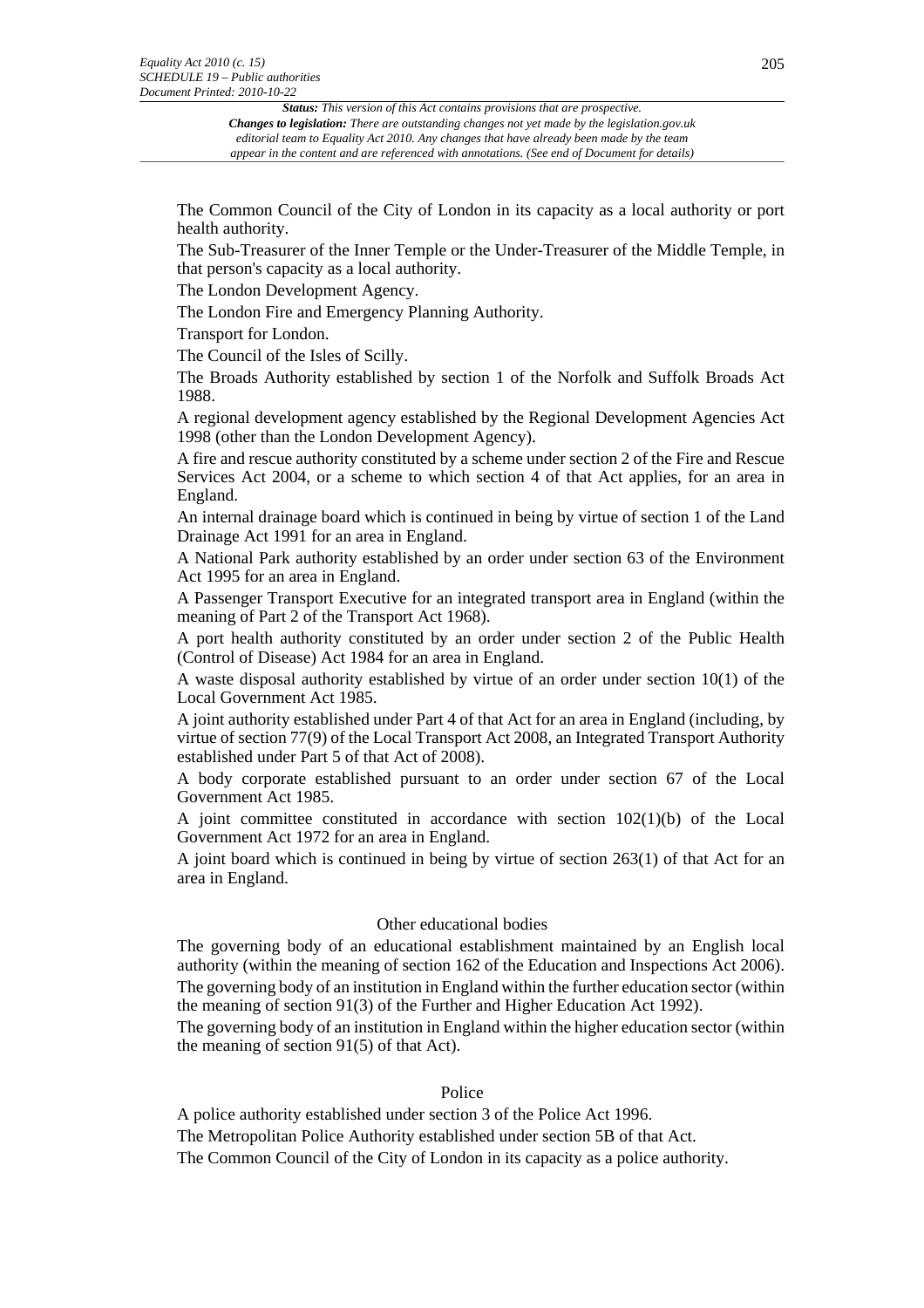The Common Council of the City of London in its capacity as a local authority or port health authority.

The Sub-Treasurer of the Inner Temple or the Under-Treasurer of the Middle Temple, in that person's capacity as a local authority.

The London Development Agency.

The London Fire and Emergency Planning Authority.

Transport for London.

The Council of the Isles of Scilly.

The Broads Authority established by section 1 of the Norfolk and Suffolk Broads Act 1988.

A regional development agency established by the Regional Development Agencies Act 1998 (other than the London Development Agency).

A fire and rescue authority constituted by a scheme under section 2 of the Fire and Rescue Services Act 2004, or a scheme to which section 4 of that Act applies, for an area in England.

An internal drainage board which is continued in being by virtue of section 1 of the Land Drainage Act 1991 for an area in England.

A National Park authority established by an order under section 63 of the Environment Act 1995 for an area in England.

A Passenger Transport Executive for an integrated transport area in England (within the meaning of Part 2 of the Transport Act 1968).

A port health authority constituted by an order under section 2 of the Public Health (Control of Disease) Act 1984 for an area in England.

A waste disposal authority established by virtue of an order under section 10(1) of the Local Government Act 1985.

A joint authority established under Part 4 of that Act for an area in England (including, by virtue of section 77(9) of the Local Transport Act 2008, an Integrated Transport Authority established under Part 5 of that Act of 2008).

A body corporate established pursuant to an order under section 67 of the Local Government Act 1985.

A joint committee constituted in accordance with section 102(1)(b) of the Local Government Act 1972 for an area in England.

A joint board which is continued in being by virtue of section 263(1) of that Act for an area in England.

## Other educational bodies

The governing body of an educational establishment maintained by an English local authority (within the meaning of section 162 of the Education and Inspections Act 2006).

The governing body of an institution in England within the further education sector (within the meaning of section 91(3) of the Further and Higher Education Act 1992).

The governing body of an institution in England within the higher education sector (within the meaning of section 91(5) of that Act).

## Police

A police authority established under section 3 of the Police Act 1996.

The Metropolitan Police Authority established under section 5B of that Act.

The Common Council of the City of London in its capacity as a police authority.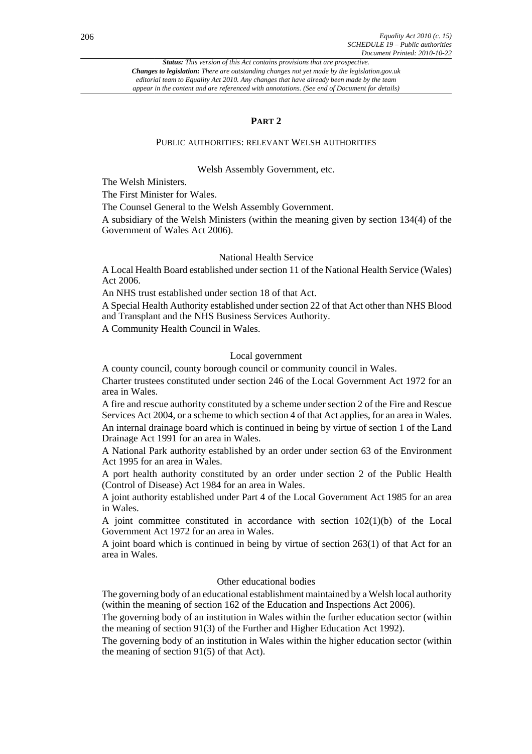## PART 2

### PUBLIC AUTHORITIES: RELEVANT WELSH AUTHORITIES

#### Welsh Assembly Government, etc.

The Welsh Ministers.

The First Minister for Wales.

The Counsel General to the Welsh Assembly Government.

A subsidiary of the Welsh Ministers (within the meaning given by section 134(4) of the Government of Wales Act 2006).

#### National Health Service

A Local Health Board established under section 11 of the National Health Service (Wales) Act 2006.

An NHS trust established under section 18 of that Act.

A Special Health Authority established under section 22 of that Act other than NHS Blood and Transplant and the NHS Business Services Authority.

A Community Health Council in Wales.

#### Local government

A county council, county borough council or community council in Wales.

Charter trustees constituted under section 246 of the Local Government Act 1972 for an area in Wales.

A fire and rescue authority constituted by a scheme under section 2 of the Fire and Rescue Services Act 2004, or a scheme to which section 4 of that Act applies, for an area in Wales.

An internal drainage board which is continued in being by virtue of section 1 of the Land Drainage Act 1991 for an area in Wales.

A National Park authority established by an order under section 63 of the Environment Act 1995 for an area in Wales.

A port health authority constituted by an order under section 2 of the Public Health (Control of Disease) Act 1984 for an area in Wales.

A joint authority established under Part 4 of the Local Government Act 1985 for an area in Wales.

A joint committee constituted in accordance with section 102(1)(b) of the Local Government Act 1972 for an area in Wales.

A joint board which is continued in being by virtue of section 263(1) of that Act for an area in Wales.

#### Other educational bodies

The governing body of an educational establishment maintained by a Welsh local authority (within the meaning of section 162 of the Education and Inspections Act 2006).

The governing body of an institution in Wales within the further education sector (within the meaning of section 91(3) of the Further and Higher Education Act 1992).

The governing body of an institution in Wales within the higher education sector (within the meaning of section 91(5) of that Act).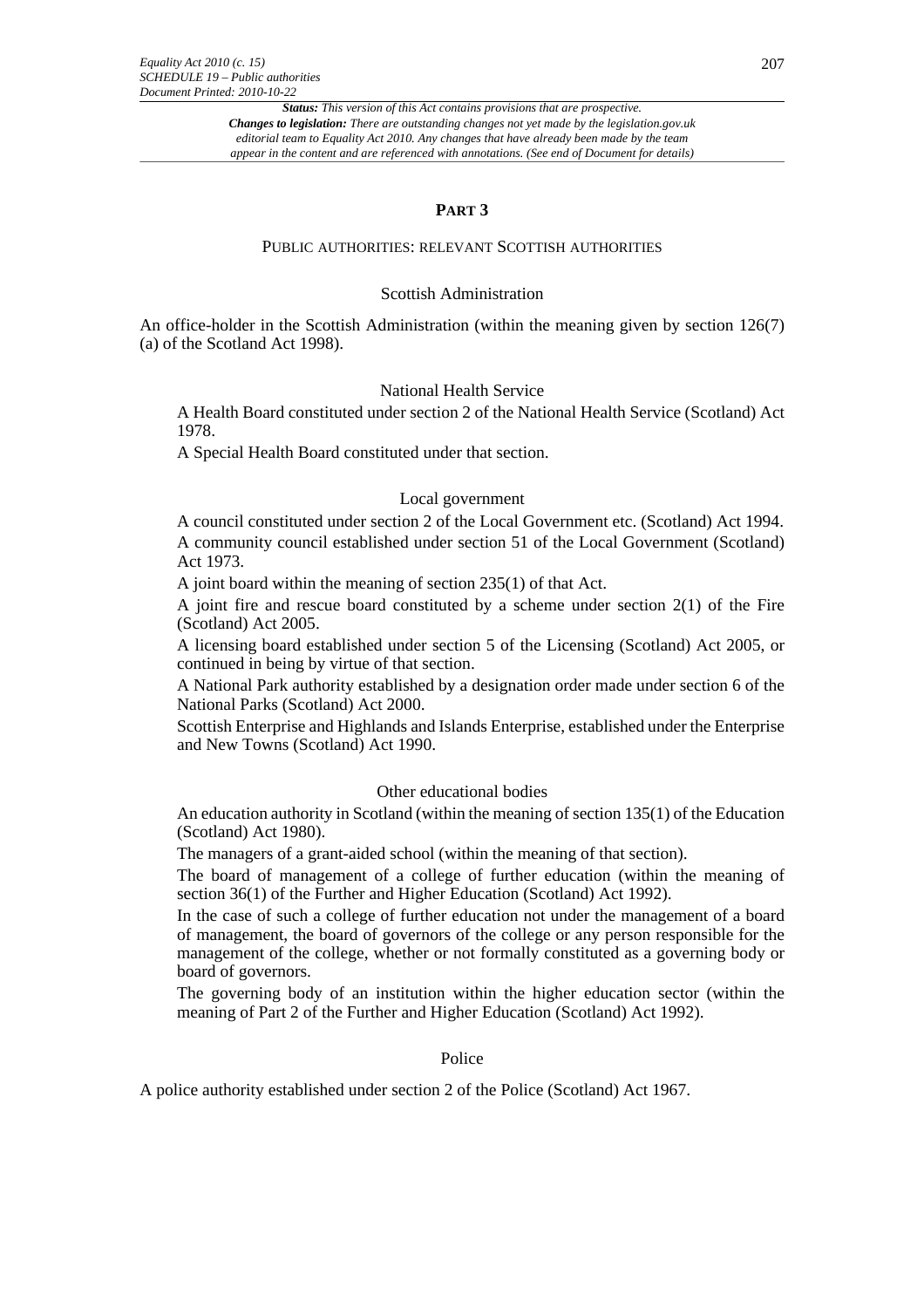## PART 3

### PUBLIC AUTHORITIES: RELEVANT SCOTTISH AUTHORITIES

#### Scottish Administration

An office-holder in the Scottish Administration (within the meaning given by section 126(7)(a) of the Scotland Act 1998).

#### National Health Service

A Health Board constituted under section 2 of the National Health Service (Scotland) Act 1978.

A Special Health Board constituted under that section.

#### Local government

A council constituted under section 2 of the Local Government etc. (Scotland) Act 1994.

A community council established under section 51 of the Local Government (Scotland) Act 1973.

A joint board within the meaning of section 235(1) of that Act.

A joint fire and rescue board constituted by a scheme under section 2(1) of the Fire (Scotland) Act 2005.

A licensing board established under section 5 of the Licensing (Scotland) Act 2005, or continued in being by virtue of that section.

A National Park authority established by a designation order made under section 6 of the National Parks (Scotland) Act 2000.

Scottish Enterprise and Highlands and Islands Enterprise, established under the Enterprise and New Towns (Scotland) Act 1990.

#### Other educational bodies

An education authority in Scotland (within the meaning of section 135(1) of the Education (Scotland) Act 1980).

The managers of a grant-aided school (within the meaning of that section).

The board of management of a college of further education (within the meaning of section 36(1) of the Further and Higher Education (Scotland) Act 1992).

In the case of such a college of further education not under the management of a board of management, the board of governors of the college or any person responsible for the management of the college, whether or not formally constituted as a governing body or board of governors.

The governing body of an institution within the higher education sector (within the meaning of Part 2 of the Further and Higher Education (Scotland) Act 1992).

#### Police

A police authority established under section 2 of the Police (Scotland) Act 1967.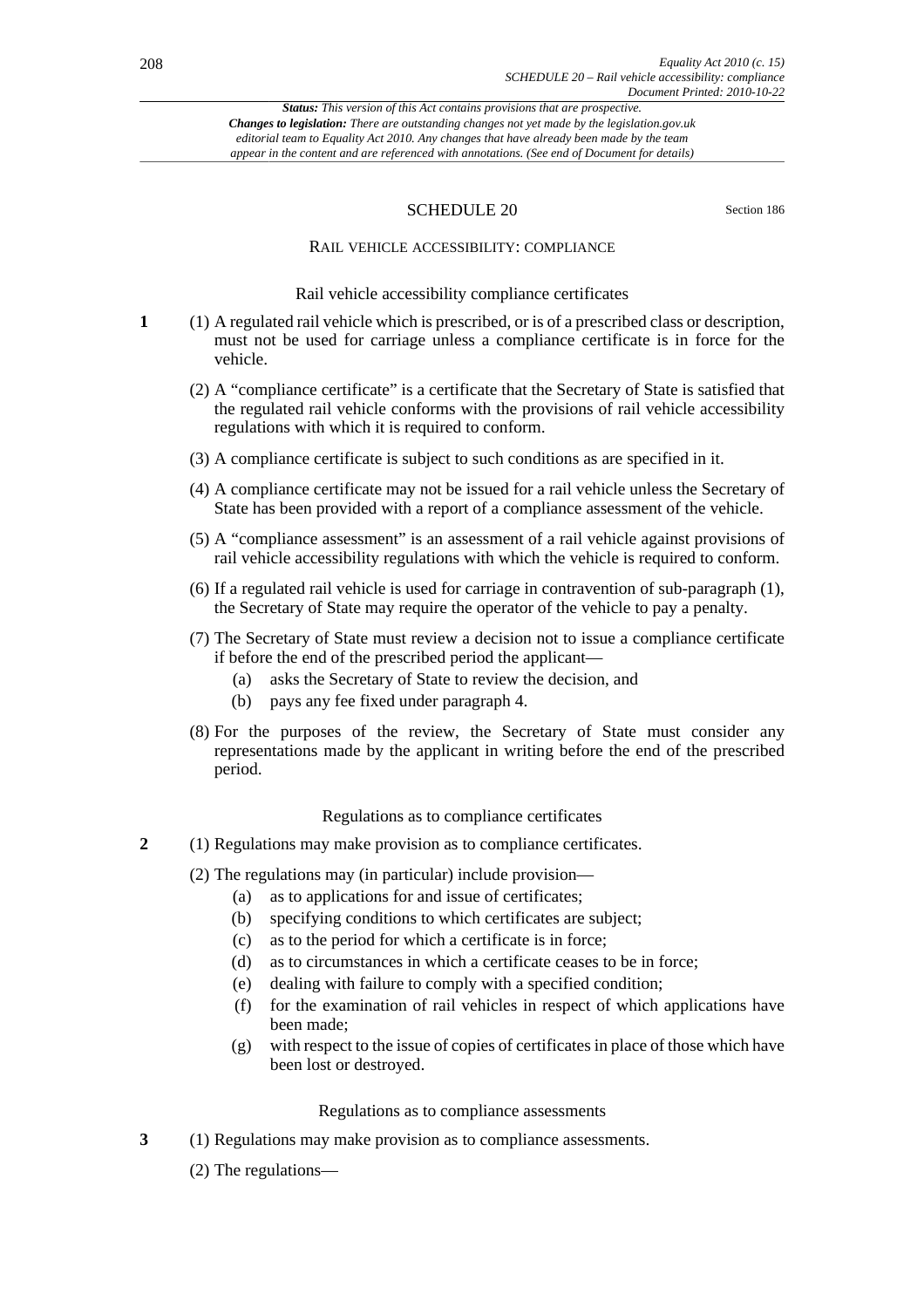*Status: This version of this Act contains provisions that are prospective.*
*Changes to legislation: There are outstanding changes not yet made by the legislation.gov.uk editorial team to Equality Act 2010. Any changes that have already been made by the team appear in the content and are referenced with annotations. (See end of Document for details)*

## SCHEDULE 20

Section 186

### RAIL VEHICLE ACCESSIBILITY: COMPLIANCE

#### Rail vehicle accessibility compliance certificates

**1** (1) A regulated rail vehicle which is prescribed, or is of a prescribed class or description, must not be used for carriage unless a compliance certificate is in force for the vehicle.

(2) A "compliance certificate" is a certificate that the Secretary of State is satisfied that the regulated rail vehicle conforms with the provisions of rail vehicle accessibility regulations with which it is required to conform.

(3) A compliance certificate is subject to such conditions as are specified in it.

(4) A compliance certificate may not be issued for a rail vehicle unless the Secretary of State has been provided with a report of a compliance assessment of the vehicle.

(5) A "compliance assessment" is an assessment of a rail vehicle against provisions of rail vehicle accessibility regulations with which the vehicle is required to conform.

(6) If a regulated rail vehicle is used for carriage in contravention of sub-paragraph (1), the Secretary of State may require the operator of the vehicle to pay a penalty.

(7) The Secretary of State must review a decision not to issue a compliance certificate if before the end of the prescribed period the applicant—

- (a) asks the Secretary of State to review the decision, and
- (b) pays any fee fixed under paragraph 4.

(8) For the purposes of the review, the Secretary of State must consider any representations made by the applicant in writing before the end of the prescribed period.

#### Regulations as to compliance certificates

**2** (1) Regulations may make provision as to compliance certificates.

(2) The regulations may (in particular) include provision—

- (a) as to applications for and issue of certificates;
- (b) specifying conditions to which certificates are subject;
- (c) as to the period for which a certificate is in force;
- (d) as to circumstances in which a certificate ceases to be in force;
- (e) dealing with failure to comply with a specified condition;
- (f) for the examination of rail vehicles in respect of which applications have been made;
- (g) with respect to the issue of copies of certificates in place of those which have been lost or destroyed.

#### Regulations as to compliance assessments

**3** (1) Regulations may make provision as to compliance assessments.

(2) The regulations—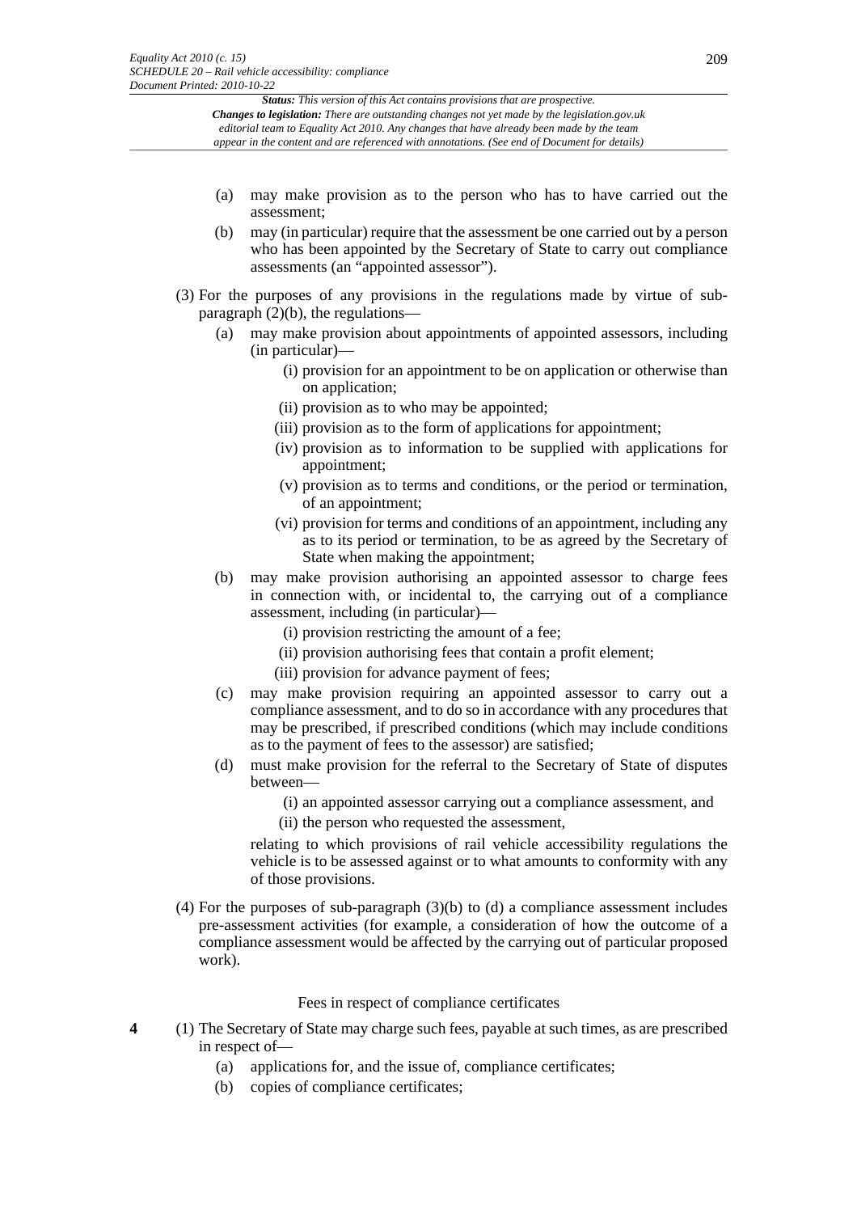(a) may make provision as to the person who has to have carried out the assessment;

(b) may (in particular) require that the assessment be one carried out by a person who has been appointed by the Secretary of State to carry out compliance assessments (an "appointed assessor").

(3) For the purposes of any provisions in the regulations made by virtue of sub-paragraph (2)(b), the regulations—

(a) may make provision about appointments of appointed assessors, including (in particular)—

(i) provision for an appointment to be on application or otherwise than on application;

(ii) provision as to who may be appointed;

(iii) provision as to the form of applications for appointment;

(iv) provision as to information to be supplied with applications for appointment;

(v) provision as to terms and conditions, or the period or termination, of an appointment;

(vi) provision for terms and conditions of an appointment, including any as to its period or termination, to be as agreed by the Secretary of State when making the appointment;

(b) may make provision authorising an appointed assessor to charge fees in connection with, or incidental to, the carrying out of a compliance assessment, including (in particular)—

(i) provision restricting the amount of a fee;

(ii) provision authorising fees that contain a profit element;

(iii) provision for advance payment of fees;

(c) may make provision requiring an appointed assessor to carry out a compliance assessment, and to do so in accordance with any procedures that may be prescribed, if prescribed conditions (which may include conditions as to the payment of fees to the assessor) are satisfied;

(d) must make provision for the referral to the Secretary of State of disputes between—

(i) an appointed assessor carrying out a compliance assessment, and

(ii) the person who requested the assessment,

relating to which provisions of rail vehicle accessibility regulations the vehicle is to be assessed against or to what amounts to conformity with any of those provisions.

(4) For the purposes of sub-paragraph (3)(b) to (d) a compliance assessment includes pre-assessment activities (for example, a consideration of how the outcome of a compliance assessment would be affected by the carrying out of particular proposed work).

Fees in respect of compliance certificates

**4** (1) The Secretary of State may charge such fees, payable at such times, as are prescribed in respect of—

(a) applications for, and the issue of, compliance certificates;

(b) copies of compliance certificates;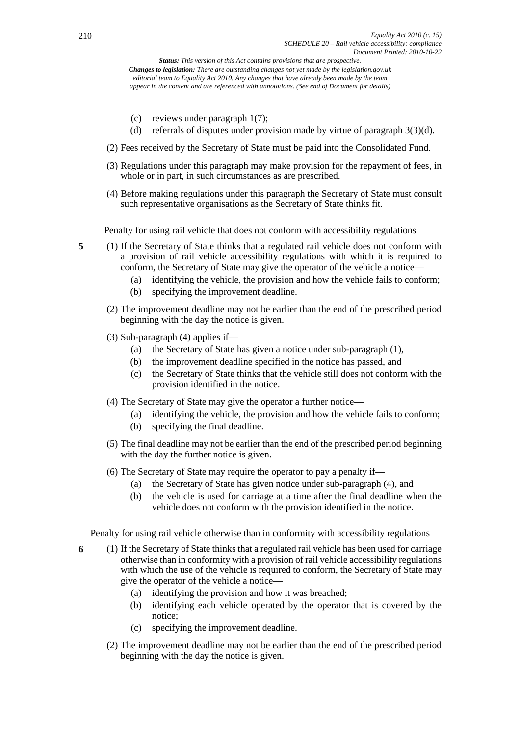- (c) reviews under paragraph 1(7);
- (d) referrals of disputes under provision made by virtue of paragraph 3(3)(d).

(2) Fees received by the Secretary of State must be paid into the Consolidated Fund.

(3) Regulations under this paragraph may make provision for the repayment of fees, in whole or in part, in such circumstances as are prescribed.

(4) Before making regulations under this paragraph the Secretary of State must consult such representative organisations as the Secretary of State thinks fit.

### Penalty for using rail vehicle that does not conform with accessibility regulations

**5** (1) If the Secretary of State thinks that a regulated rail vehicle does not conform with a provision of rail vehicle accessibility regulations with which it is required to conform, the Secretary of State may give the operator of the vehicle a notice—

- (a) identifying the vehicle, the provision and how the vehicle fails to conform;
- (b) specifying the improvement deadline.

(2) The improvement deadline may not be earlier than the end of the prescribed period beginning with the day the notice is given.

(3) Sub-paragraph (4) applies if—

- (a) the Secretary of State has given a notice under sub-paragraph (1),
- (b) the improvement deadline specified in the notice has passed, and
- (c) the Secretary of State thinks that the vehicle still does not conform with the provision identified in the notice.

(4) The Secretary of State may give the operator a further notice—

- (a) identifying the vehicle, the provision and how the vehicle fails to conform;
- (b) specifying the final deadline.

(5) The final deadline may not be earlier than the end of the prescribed period beginning with the day the further notice is given.

(6) The Secretary of State may require the operator to pay a penalty if—

- (a) the Secretary of State has given notice under sub-paragraph (4), and
- (b) the vehicle is used for carriage at a time after the final deadline when the vehicle does not conform with the provision identified in the notice.

### Penalty for using rail vehicle otherwise than in conformity with accessibility regulations

**6** (1) If the Secretary of State thinks that a regulated rail vehicle has been used for carriage otherwise than in conformity with a provision of rail vehicle accessibility regulations with which the use of the vehicle is required to conform, the Secretary of State may give the operator of the vehicle a notice—

- (a) identifying the provision and how it was breached;
- (b) identifying each vehicle operated by the operator that is covered by the notice;
- (c) specifying the improvement deadline.

(2) The improvement deadline may not be earlier than the end of the prescribed period beginning with the day the notice is given.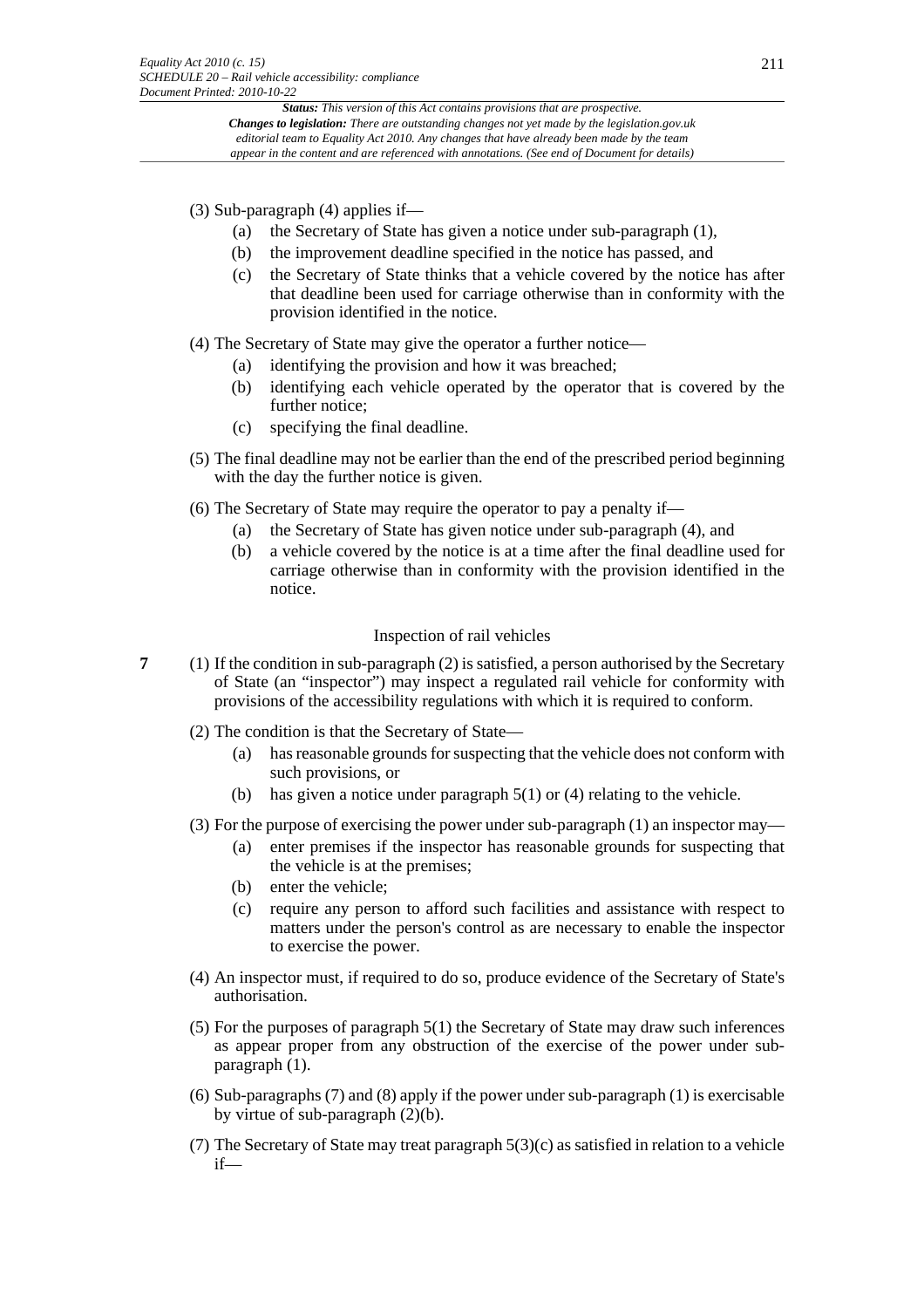(3) Sub-paragraph (4) applies if—

- (a) the Secretary of State has given a notice under sub-paragraph (1),
- (b) the improvement deadline specified in the notice has passed, and
- (c) the Secretary of State thinks that a vehicle covered by the notice has after that deadline been used for carriage otherwise than in conformity with the provision identified in the notice.

(4) The Secretary of State may give the operator a further notice—

- (a) identifying the provision and how it was breached;
- (b) identifying each vehicle operated by the operator that is covered by the further notice;
- (c) specifying the final deadline.

(5) The final deadline may not be earlier than the end of the prescribed period beginning with the day the further notice is given.

(6) The Secretary of State may require the operator to pay a penalty if—

- (a) the Secretary of State has given notice under sub-paragraph (4), and
- (b) a vehicle covered by the notice is at a time after the final deadline used for carriage otherwise than in conformity with the provision identified in the notice.

### Inspection of rail vehicles

**7** (1) If the condition in sub-paragraph (2) is satisfied, a person authorised by the Secretary of State (an "inspector") may inspect a regulated rail vehicle for conformity with provisions of the accessibility regulations with which it is required to conform.

(2) The condition is that the Secretary of State—

- (a) has reasonable grounds for suspecting that the vehicle does not conform with such provisions, or
- (b) has given a notice under paragraph 5(1) or (4) relating to the vehicle.

(3) For the purpose of exercising the power under sub-paragraph (1) an inspector may—

- (a) enter premises if the inspector has reasonable grounds for suspecting that the vehicle is at the premises;
- (b) enter the vehicle;
- (c) require any person to afford such facilities and assistance with respect to matters under the person's control as are necessary to enable the inspector to exercise the power.

(4) An inspector must, if required to do so, produce evidence of the Secretary of State's authorisation.

(5) For the purposes of paragraph 5(1) the Secretary of State may draw such inferences as appear proper from any obstruction of the exercise of the power under sub-paragraph (1).

(6) Sub-paragraphs (7) and (8) apply if the power under sub-paragraph (1) is exercisable by virtue of sub-paragraph (2)(b).

(7) The Secretary of State may treat paragraph 5(3)(c) as satisfied in relation to a vehicle if—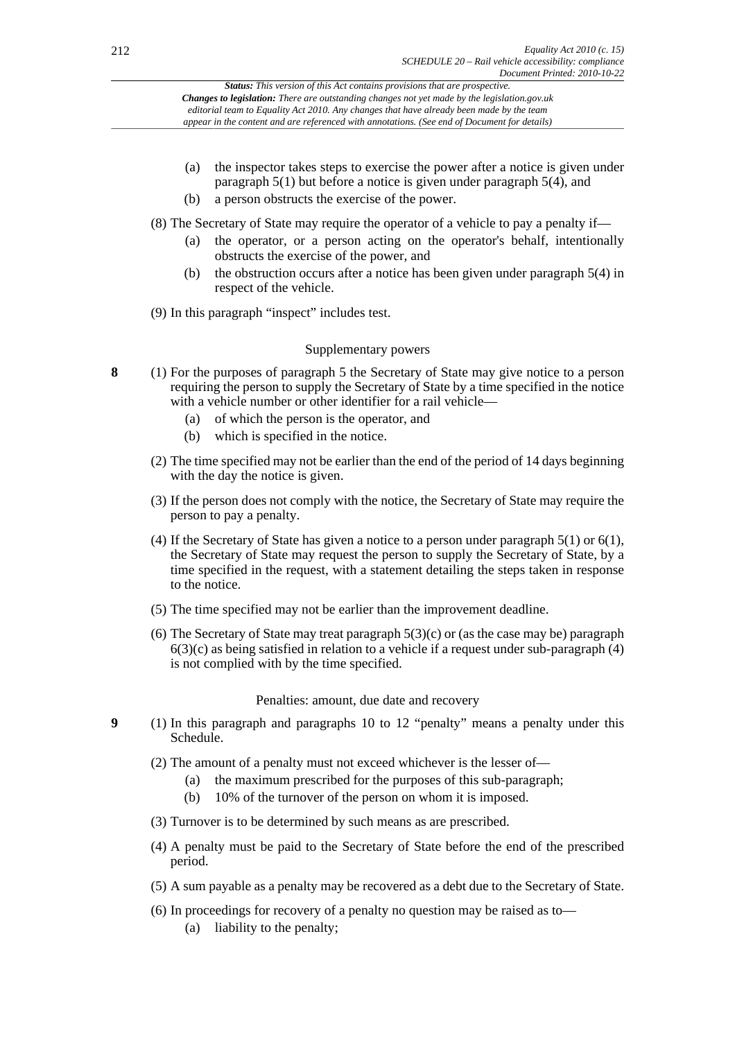(a) the inspector takes steps to exercise the power after a notice is given under paragraph 5(1) but before a notice is given under paragraph 5(4), and

(b) a person obstructs the exercise of the power.

(8) The Secretary of State may require the operator of a vehicle to pay a penalty if—

(a) the operator, or a person acting on the operator's behalf, intentionally obstructs the exercise of the power, and

(b) the obstruction occurs after a notice has been given under paragraph 5(4) in respect of the vehicle.

(9) In this paragraph "inspect" includes test.

### Supplementary powers

**8** (1) For the purposes of paragraph 5 the Secretary of State may give notice to a person requiring the person to supply the Secretary of State by a time specified in the notice with a vehicle number or other identifier for a rail vehicle—

(a) of which the person is the operator, and

(b) which is specified in the notice.

(2) The time specified may not be earlier than the end of the period of 14 days beginning with the day the notice is given.

(3) If the person does not comply with the notice, the Secretary of State may require the person to pay a penalty.

(4) If the Secretary of State has given a notice to a person under paragraph 5(1) or 6(1), the Secretary of State may request the person to supply the Secretary of State, by a time specified in the request, with a statement detailing the steps taken in response to the notice.

(5) The time specified may not be earlier than the improvement deadline.

(6) The Secretary of State may treat paragraph 5(3)(c) or (as the case may be) paragraph 6(3)(c) as being satisfied in relation to a vehicle if a request under sub-paragraph (4) is not complied with by the time specified.

### Penalties: amount, due date and recovery

**9** (1) In this paragraph and paragraphs 10 to 12 "penalty" means a penalty under this Schedule.

(2) The amount of a penalty must not exceed whichever is the lesser of—

(a) the maximum prescribed for the purposes of this sub-paragraph;

(b) 10% of the turnover of the person on whom it is imposed.

(3) Turnover is to be determined by such means as are prescribed.

(4) A penalty must be paid to the Secretary of State before the end of the prescribed period.

(5) A sum payable as a penalty may be recovered as a debt due to the Secretary of State.

(6) In proceedings for recovery of a penalty no question may be raised as to—

(a) liability to the penalty;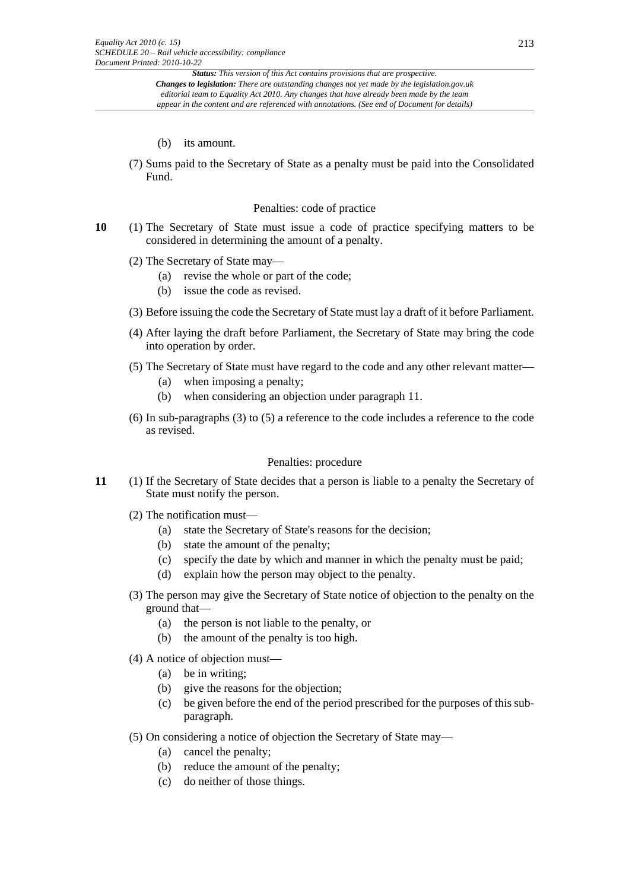(b) its amount.

(7) Sums paid to the Secretary of State as a penalty must be paid into the Consolidated Fund.

### Penalties: code of practice

**10** (1) The Secretary of State must issue a code of practice specifying matters to be considered in determining the amount of a penalty.

(2) The Secretary of State may—

(a) revise the whole or part of the code;

(b) issue the code as revised.

(3) Before issuing the code the Secretary of State must lay a draft of it before Parliament.

(4) After laying the draft before Parliament, the Secretary of State may bring the code into operation by order.

(5) The Secretary of State must have regard to the code and any other relevant matter—

(a) when imposing a penalty;

(b) when considering an objection under paragraph 11.

(6) In sub-paragraphs (3) to (5) a reference to the code includes a reference to the code as revised.

### Penalties: procedure

**11** (1) If the Secretary of State decides that a person is liable to a penalty the Secretary of State must notify the person.

(2) The notification must—

(a) state the Secretary of State's reasons for the decision;

(b) state the amount of the penalty;

(c) specify the date by which and manner in which the penalty must be paid;

(d) explain how the person may object to the penalty.

(3) The person may give the Secretary of State notice of objection to the penalty on the ground that—

(a) the person is not liable to the penalty, or

(b) the amount of the penalty is too high.

(4) A notice of objection must—

(a) be in writing;

(b) give the reasons for the objection;

(c) be given before the end of the period prescribed for the purposes of this sub-paragraph.

(5) On considering a notice of objection the Secretary of State may—

(a) cancel the penalty;

(b) reduce the amount of the penalty;

(c) do neither of those things.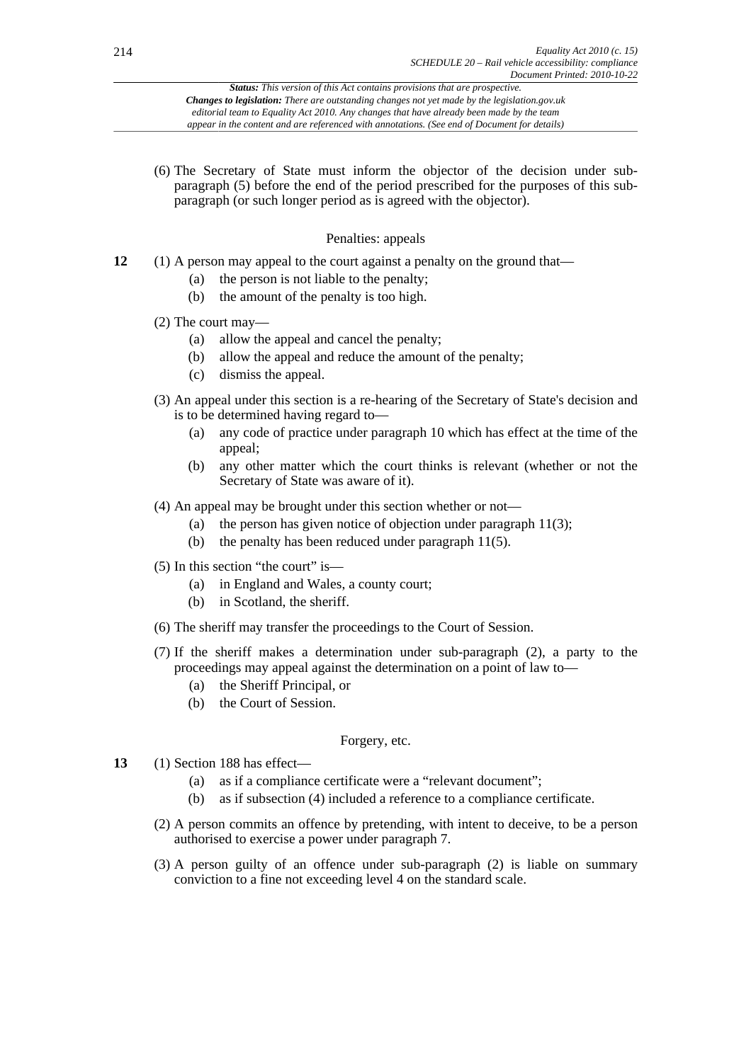(6) The Secretary of State must inform the objector of the decision under sub-paragraph (5) before the end of the period prescribed for the purposes of this sub-paragraph (or such longer period as is agreed with the objector).

### Penalties: appeals

**12** (1) A person may appeal to the court against a penalty on the ground that—

(a) the person is not liable to the penalty;

(b) the amount of the penalty is too high.

(2) The court may—

(a) allow the appeal and cancel the penalty;

(b) allow the appeal and reduce the amount of the penalty;

(c) dismiss the appeal.

(3) An appeal under this section is a re-hearing of the Secretary of State's decision and is to be determined having regard to—

(a) any code of practice under paragraph 10 which has effect at the time of the appeal;

(b) any other matter which the court thinks is relevant (whether or not the Secretary of State was aware of it).

(4) An appeal may be brought under this section whether or not—

(a) the person has given notice of objection under paragraph 11(3);

(b) the penalty has been reduced under paragraph 11(5).

(5) In this section "the court" is—

(a) in England and Wales, a county court;

(b) in Scotland, the sheriff.

(6) The sheriff may transfer the proceedings to the Court of Session.

(7) If the sheriff makes a determination under sub-paragraph (2), a party to the proceedings may appeal against the determination on a point of law to—

(a) the Sheriff Principal, or

(b) the Court of Session.

### Forgery, etc.

**13** (1) Section 188 has effect—

(a) as if a compliance certificate were a "relevant document";

(b) as if subsection (4) included a reference to a compliance certificate.

(2) A person commits an offence by pretending, with intent to deceive, to be a person authorised to exercise a power under paragraph 7.

(3) A person guilty of an offence under sub-paragraph (2) is liable on summary conviction to a fine not exceeding level 4 on the standard scale.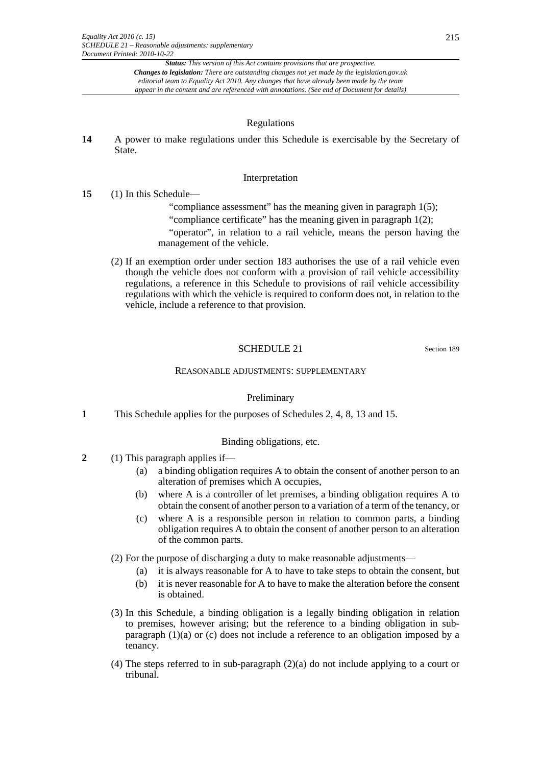### Regulations

**14** A power to make regulations under this Schedule is exercisable by the Secretary of State.

### Interpretation

**15** (1) In this Schedule—

"compliance assessment" has the meaning given in paragraph 1(5);

"compliance certificate" has the meaning given in paragraph 1(2);

"operator", in relation to a rail vehicle, means the person having the management of the vehicle.

(2) If an exemption order under section 183 authorises the use of a rail vehicle even though the vehicle does not conform with a provision of rail vehicle accessibility regulations, a reference in this Schedule to provisions of rail vehicle accessibility regulations with which the vehicle is required to conform does not, in relation to the vehicle, include a reference to that provision.

## SCHEDULE 21

Section 189

## REASONABLE ADJUSTMENTS: SUPPLEMENTARY

### Preliminary

**1** This Schedule applies for the purposes of Schedules 2, 4, 8, 13 and 15.

### Binding obligations, etc.

**2** (1) This paragraph applies if—

(a) a binding obligation requires A to obtain the consent of another person to an alteration of premises which A occupies,

(b) where A is a controller of let premises, a binding obligation requires A to obtain the consent of another person to a variation of a term of the tenancy, or

(c) where A is a responsible person in relation to common parts, a binding obligation requires A to obtain the consent of another person to an alteration of the common parts.

(2) For the purpose of discharging a duty to make reasonable adjustments—

(a) it is always reasonable for A to have to take steps to obtain the consent, but

(b) it is never reasonable for A to have to make the alteration before the consent is obtained.

(3) In this Schedule, a binding obligation is a legally binding obligation in relation to premises, however arising; but the reference to a binding obligation in sub-paragraph (1)(a) or (c) does not include a reference to an obligation imposed by a tenancy.

(4) The steps referred to in sub-paragraph (2)(a) do not include applying to a court or tribunal.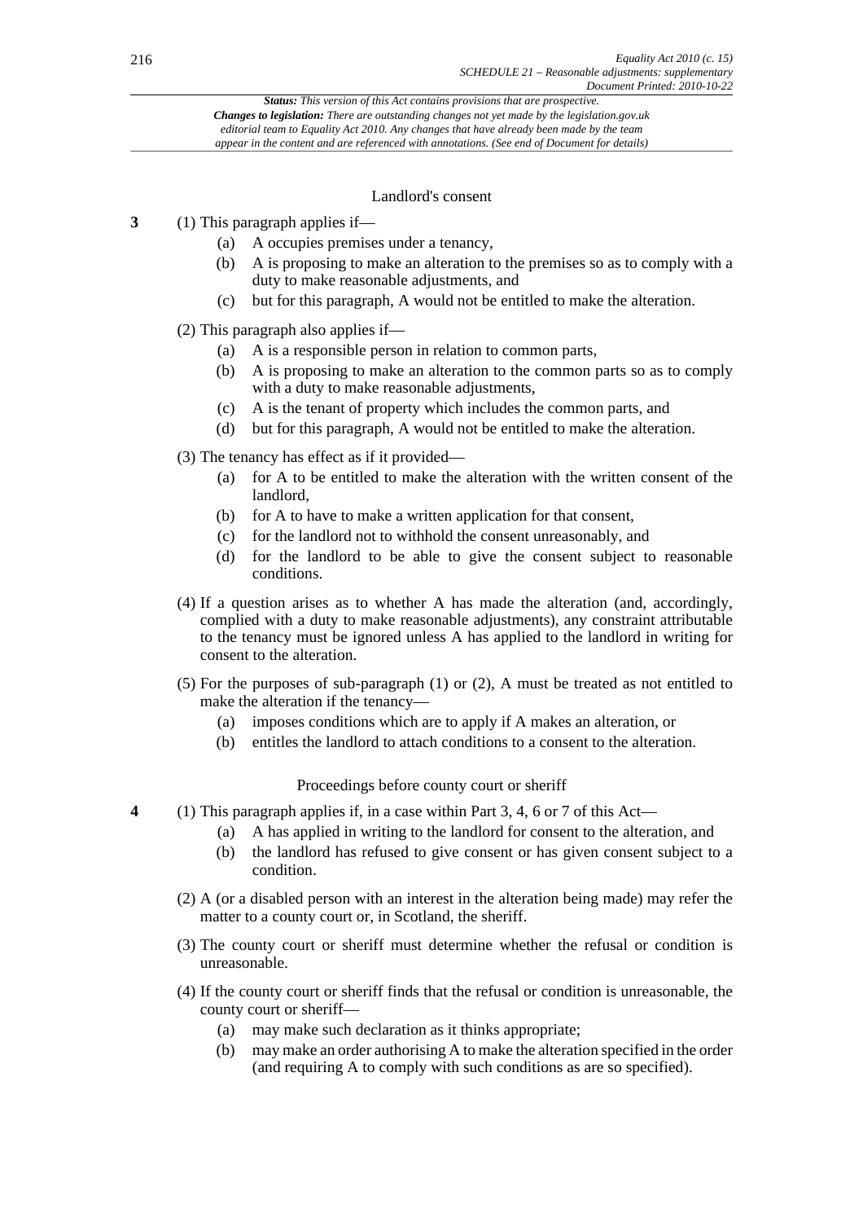### Landlord's consent

**3** (1) This paragraph applies if—

(a) A occupies premises under a tenancy,

(b) A is proposing to make an alteration to the premises so as to comply with a duty to make reasonable adjustments, and

(c) but for this paragraph, A would not be entitled to make the alteration.

(2) This paragraph also applies if—

(a) A is a responsible person in relation to common parts,

(b) A is proposing to make an alteration to the common parts so as to comply with a duty to make reasonable adjustments,

(c) A is the tenant of property which includes the common parts, and

(d) but for this paragraph, A would not be entitled to make the alteration.

(3) The tenancy has effect as if it provided—

(a) for A to be entitled to make the alteration with the written consent of the landlord,

(b) for A to have to make a written application for that consent,

(c) for the landlord not to withhold the consent unreasonably, and

(d) for the landlord to be able to give the consent subject to reasonable conditions.

(4) If a question arises as to whether A has made the alteration (and, accordingly, complied with a duty to make reasonable adjustments), any constraint attributable to the tenancy must be ignored unless A has applied to the landlord in writing for consent to the alteration.

(5) For the purposes of sub-paragraph (1) or (2), A must be treated as not entitled to make the alteration if the tenancy—

(a) imposes conditions which are to apply if A makes an alteration, or

(b) entitles the landlord to attach conditions to a consent to the alteration.

### Proceedings before county court or sheriff

**4** (1) This paragraph applies if, in a case within Part 3, 4, 6 or 7 of this Act—

(a) A has applied in writing to the landlord for consent to the alteration, and

(b) the landlord has refused to give consent or has given consent subject to a condition.

(2) A (or a disabled person with an interest in the alteration being made) may refer the matter to a county court or, in Scotland, the sheriff.

(3) The county court or sheriff must determine whether the refusal or condition is unreasonable.

(4) If the county court or sheriff finds that the refusal or condition is unreasonable, the county court or sheriff—

(a) may make such declaration as it thinks appropriate;

(b) may make an order authorising A to make the alteration specified in the order (and requiring A to comply with such conditions as are so specified).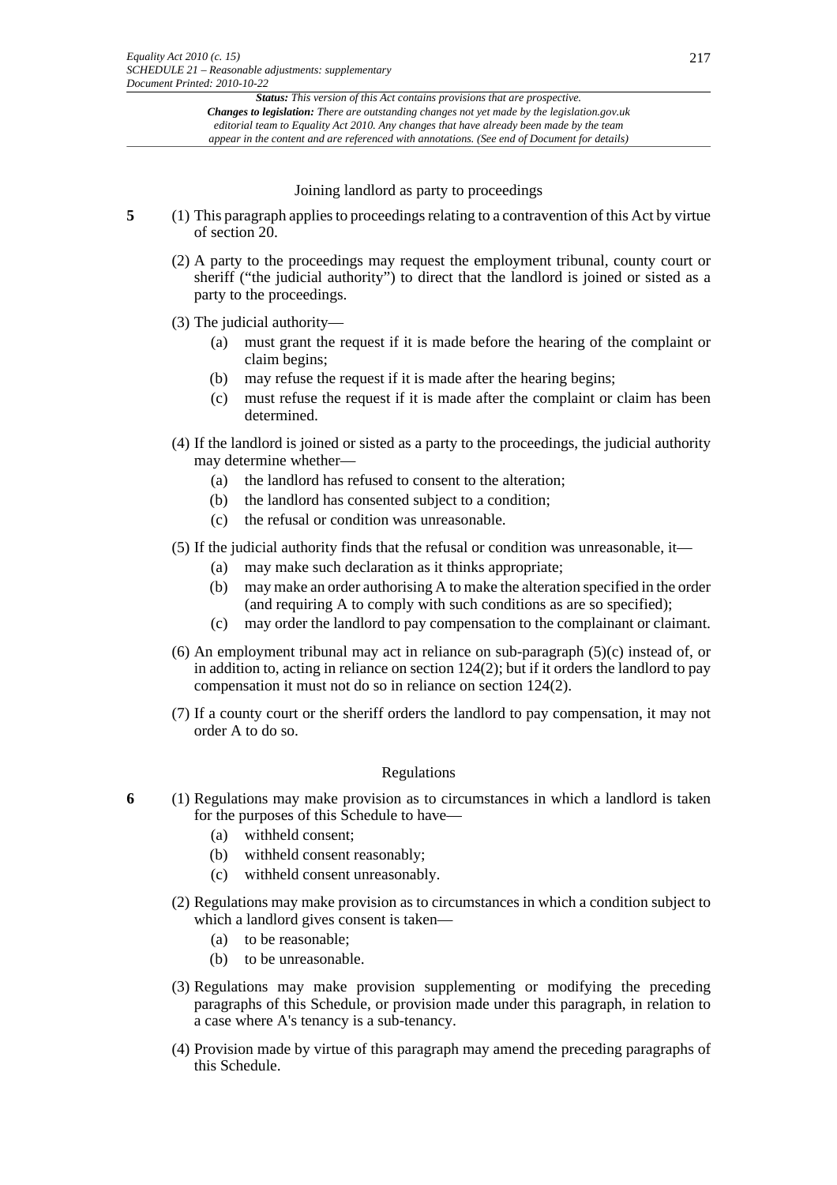### Joining landlord as party to proceedings

**5** (1) This paragraph applies to proceedings relating to a contravention of this Act by virtue of section 20.

(2) A party to the proceedings may request the employment tribunal, county court or sheriff ("the judicial authority") to direct that the landlord is joined or sisted as a party to the proceedings.

(3) The judicial authority—

- (a) must grant the request if it is made before the hearing of the complaint or claim begins;
- (b) may refuse the request if it is made after the hearing begins;
- (c) must refuse the request if it is made after the complaint or claim has been determined.

(4) If the landlord is joined or sisted as a party to the proceedings, the judicial authority may determine whether—

- (a) the landlord has refused to consent to the alteration;
- (b) the landlord has consented subject to a condition;
- (c) the refusal or condition was unreasonable.

(5) If the judicial authority finds that the refusal or condition was unreasonable, it—

- (a) may make such declaration as it thinks appropriate;
- (b) may make an order authorising A to make the alteration specified in the order (and requiring A to comply with such conditions as are so specified);
- (c) may order the landlord to pay compensation to the complainant or claimant.

(6) An employment tribunal may act in reliance on sub-paragraph (5)(c) instead of, or in addition to, acting in reliance on section 124(2); but if it orders the landlord to pay compensation it must not do so in reliance on section 124(2).

(7) If a county court or the sheriff orders the landlord to pay compensation, it may not order A to do so.

### Regulations

**6** (1) Regulations may make provision as to circumstances in which a landlord is taken for the purposes of this Schedule to have—

- (a) withheld consent;
- (b) withheld consent reasonably;
- (c) withheld consent unreasonably.

(2) Regulations may make provision as to circumstances in which a condition subject to which a landlord gives consent is taken—

- (a) to be reasonable;
- (b) to be unreasonable.

(3) Regulations may make provision supplementing or modifying the preceding paragraphs of this Schedule, or provision made under this paragraph, in relation to a case where A's tenancy is a sub-tenancy.

(4) Provision made by virtue of this paragraph may amend the preceding paragraphs of this Schedule.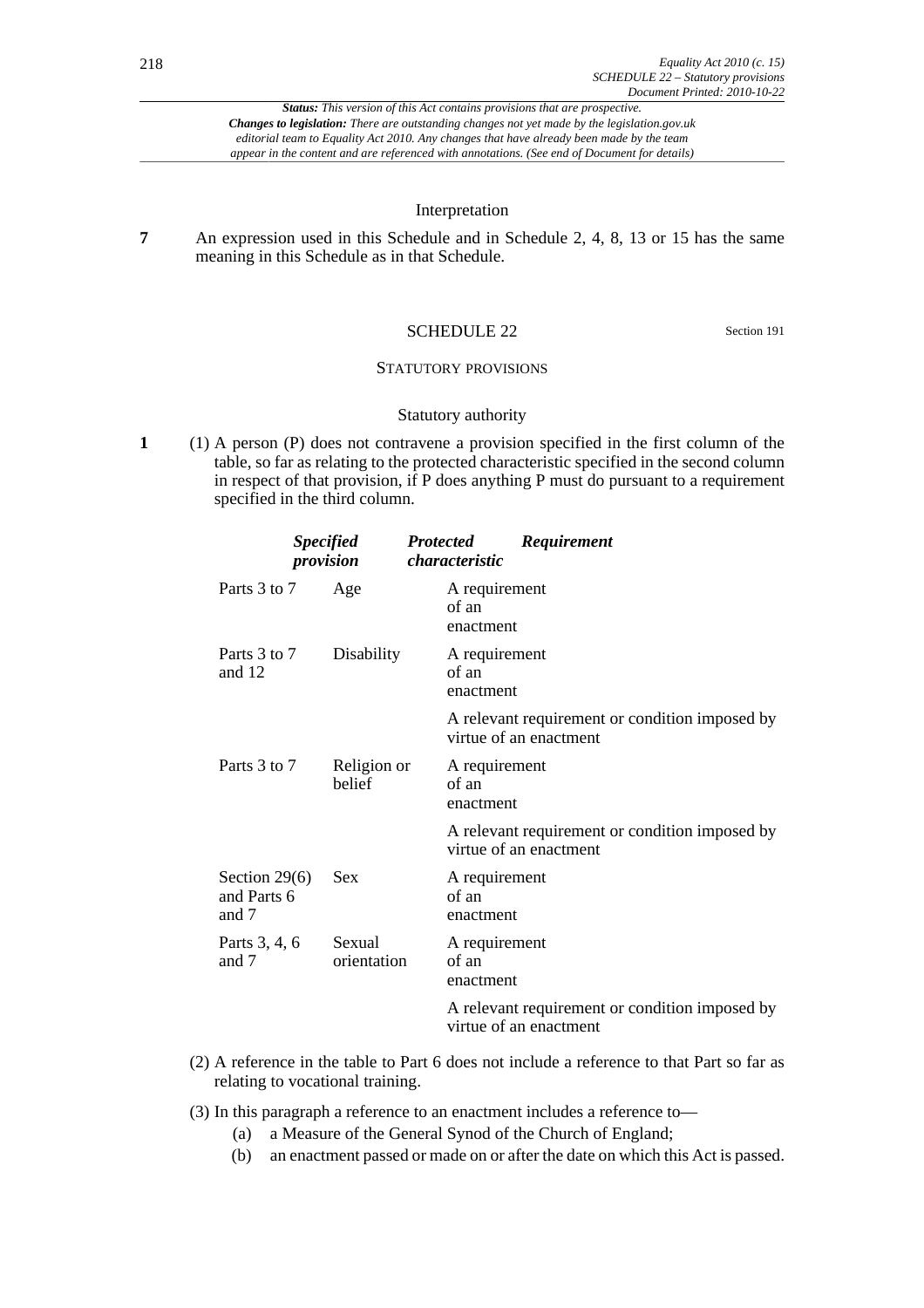*Status: This version of this Act contains provisions that are prospective.*
***Changes to legislation:** There are outstanding changes not yet made by the legislation.gov.uk editorial team to Equality Act 2010. Any changes that have already been made by the team appear in the content and are referenced with annotations. (See end of Document for details)*

### Interpretation

**7** An expression used in this Schedule and in Schedule 2, 4, 8, 13 or 15 has the same meaning in this Schedule as in that Schedule.

## SCHEDULE 22

Section 191

### STATUTORY PROVISIONS

### Statutory authority

**1** (1) A person (P) does not contravene a provision specified in the first column of the table, so far as relating to the protected characteristic specified in the second column in respect of that provision, if P does anything P must do pursuant to a requirement specified in the third column.

| ***Specified provision*** | ***Protected characteristic*** | ***Requirement*** |
|---|---|---|
| Parts 3 to 7 | Age | A requirement of an enactment |
| Parts 3 to 7 and 12 | Disability | A requirement of an enactment |
| | | A relevant requirement or condition imposed by virtue of an enactment |
| Parts 3 to 7 | Religion or belief | A requirement of an enactment |
| | | A relevant requirement or condition imposed by virtue of an enactment |
| Section 29(6) and Parts 6 and 7 | Sex | A requirement of an enactment |
| Parts 3, 4, 6 and 7 | Sexual orientation | A requirement of an enactment |
| | | A relevant requirement or condition imposed by virtue of an enactment |

(2) A reference in the table to Part 6 does not include a reference to that Part so far as relating to vocational training.

(3) In this paragraph a reference to an enactment includes a reference to—

(a) a Measure of the General Synod of the Church of England;

(b) an enactment passed or made on or after the date on which this Act is passed.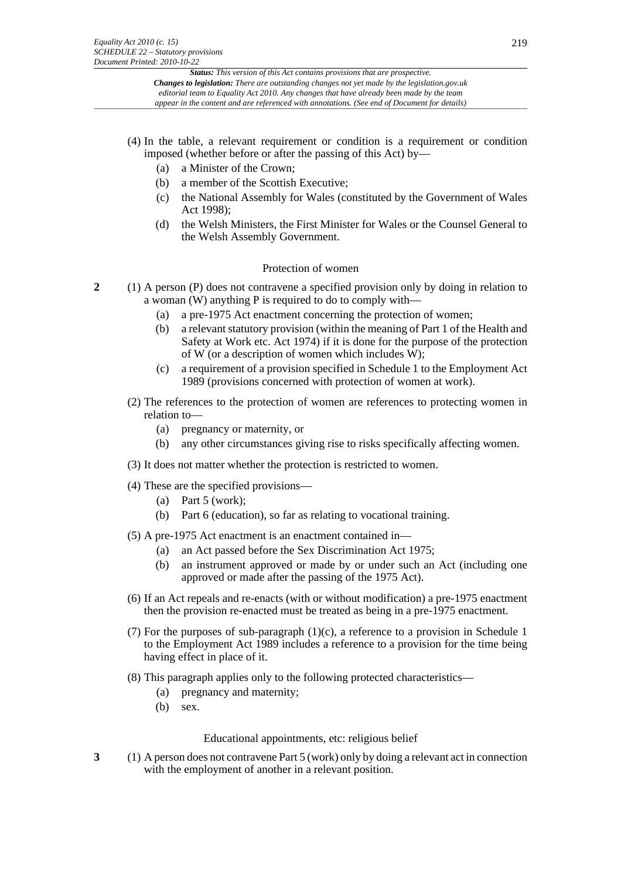(4) In the table, a relevant requirement or condition is a requirement or condition imposed (whether before or after the passing of this Act) by—

- (a) a Minister of the Crown;
- (b) a member of the Scottish Executive;
- (c) the National Assembly for Wales (constituted by the Government of Wales Act 1998);
- (d) the Welsh Ministers, the First Minister for Wales or the Counsel General to the Welsh Assembly Government.

### Protection of women

**2** (1) A person (P) does not contravene a specified provision only by doing in relation to a woman (W) anything P is required to do to comply with—

- (a) a pre-1975 Act enactment concerning the protection of women;
- (b) a relevant statutory provision (within the meaning of Part 1 of the Health and Safety at Work etc. Act 1974) if it is done for the purpose of the protection of W (or a description of women which includes W);
- (c) a requirement of a provision specified in Schedule 1 to the Employment Act 1989 (provisions concerned with protection of women at work).

(2) The references to the protection of women are references to protecting women in relation to—

- (a) pregnancy or maternity, or
- (b) any other circumstances giving rise to risks specifically affecting women.

(3) It does not matter whether the protection is restricted to women.

(4) These are the specified provisions—

- (a) Part 5 (work);
- (b) Part 6 (education), so far as relating to vocational training.

(5) A pre-1975 Act enactment is an enactment contained in—

- (a) an Act passed before the Sex Discrimination Act 1975;
- (b) an instrument approved or made by or under such an Act (including one approved or made after the passing of the 1975 Act).

(6) If an Act repeals and re-enacts (with or without modification) a pre-1975 enactment then the provision re-enacted must be treated as being in a pre-1975 enactment.

(7) For the purposes of sub-paragraph (1)(c), a reference to a provision in Schedule 1 to the Employment Act 1989 includes a reference to a provision for the time being having effect in place of it.

(8) This paragraph applies only to the following protected characteristics—

- (a) pregnancy and maternity;
- (b) sex.

### Educational appointments, etc: religious belief

**3** (1) A person does not contravene Part 5 (work) only by doing a relevant act in connection with the employment of another in a relevant position.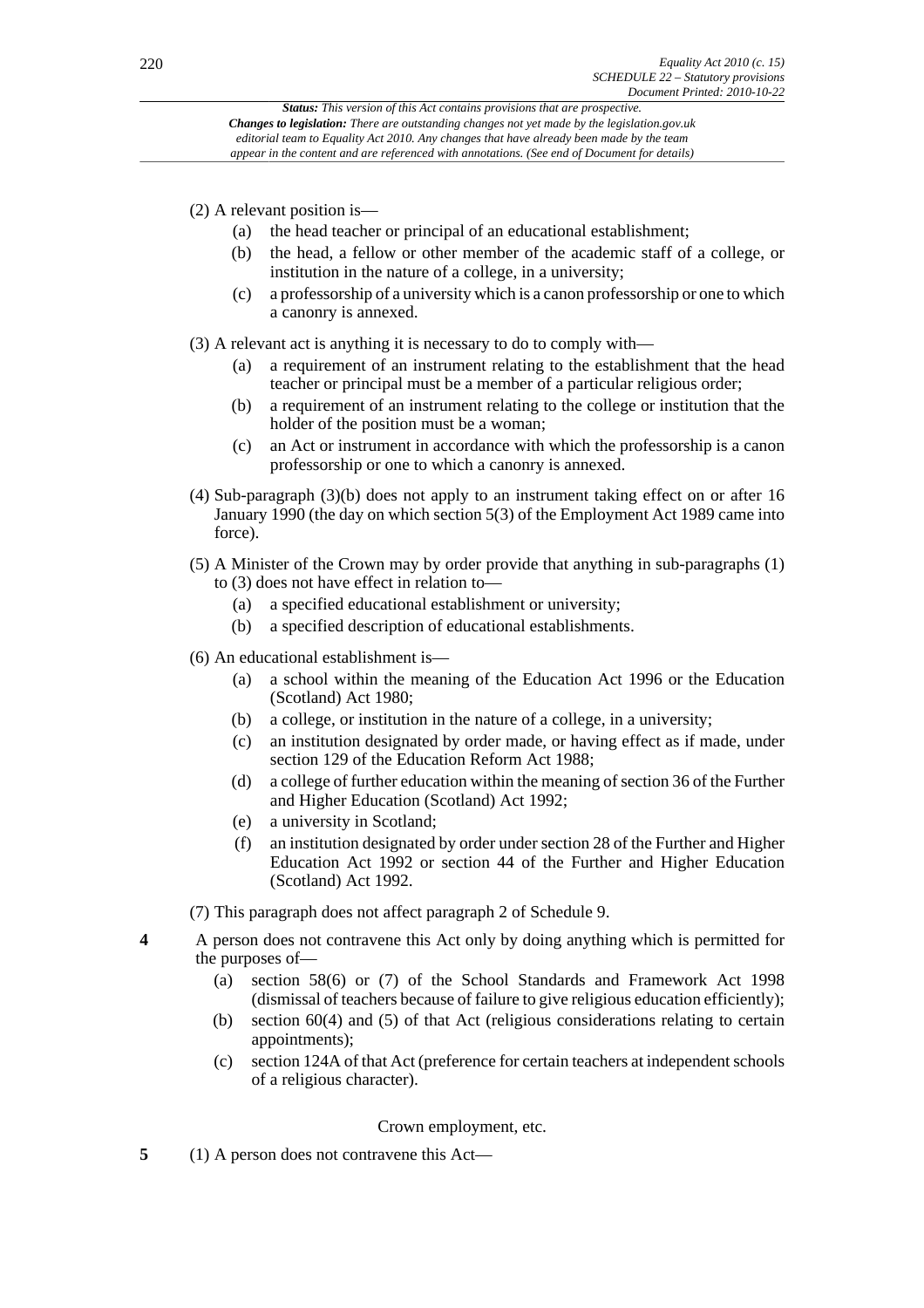(2) A relevant position is—

- (a) the head teacher or principal of an educational establishment;
- (b) the head, a fellow or other member of the academic staff of a college, or institution in the nature of a college, in a university;
- (c) a professorship of a university which is a canon professorship or one to which a canonry is annexed.

(3) A relevant act is anything it is necessary to do to comply with—

- (a) a requirement of an instrument relating to the establishment that the head teacher or principal must be a member of a particular religious order;
- (b) a requirement of an instrument relating to the college or institution that the holder of the position must be a woman;
- (c) an Act or instrument in accordance with which the professorship is a canon professorship or one to which a canonry is annexed.

(4) Sub-paragraph (3)(b) does not apply to an instrument taking effect on or after 16 January 1990 (the day on which section 5(3) of the Employment Act 1989 came into force).

(5) A Minister of the Crown may by order provide that anything in sub-paragraphs (1) to (3) does not have effect in relation to—

- (a) a specified educational establishment or university;
- (b) a specified description of educational establishments.

(6) An educational establishment is—

- (a) a school within the meaning of the Education Act 1996 or the Education (Scotland) Act 1980;
- (b) a college, or institution in the nature of a college, in a university;
- (c) an institution designated by order made, or having effect as if made, under section 129 of the Education Reform Act 1988;
- (d) a college of further education within the meaning of section 36 of the Further and Higher Education (Scotland) Act 1992;
- (e) a university in Scotland;
- (f) an institution designated by order under section 28 of the Further and Higher Education Act 1992 or section 44 of the Further and Higher Education (Scotland) Act 1992.

(7) This paragraph does not affect paragraph 2 of Schedule 9.

**4** A person does not contravene this Act only by doing anything which is permitted for the purposes of—

- (a) section 58(6) or (7) of the School Standards and Framework Act 1998 (dismissal of teachers because of failure to give religious education efficiently);
- (b) section 60(4) and (5) of that Act (religious considerations relating to certain appointments);
- (c) section 124A of that Act (preference for certain teachers at independent schools of a religious character).

### Crown employment, etc.

**5** (1) A person does not contravene this Act—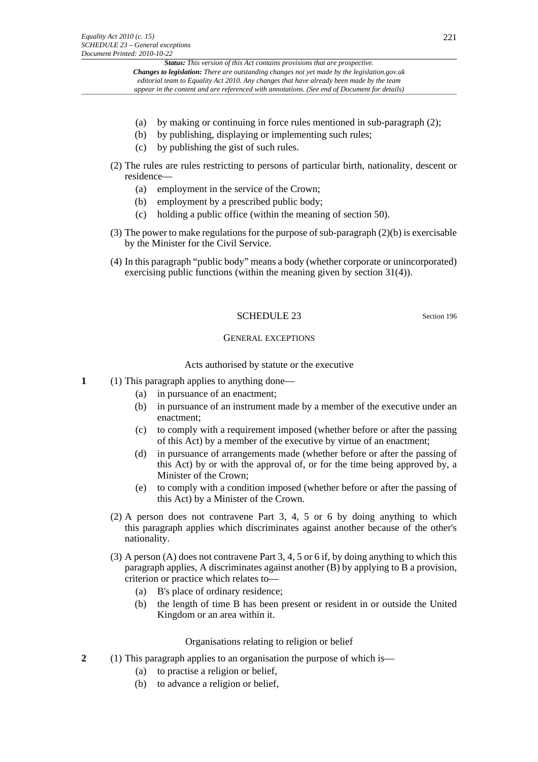(a) by making or continuing in force rules mentioned in sub-paragraph (2);
(b) by publishing, displaying or implementing such rules;
(c) by publishing the gist of such rules.

(2) The rules are rules restricting to persons of particular birth, nationality, descent or residence—
(a) employment in the service of the Crown;
(b) employment by a prescribed public body;
(c) holding a public office (within the meaning of section 50).

(3) The power to make regulations for the purpose of sub-paragraph (2)(b) is exercisable by the Minister for the Civil Service.

(4) In this paragraph "public body" means a body (whether corporate or unincorporated) exercising public functions (within the meaning given by section 31(4)).

## SCHEDULE 23

Section 196

### GENERAL EXCEPTIONS

#### Acts authorised by statute or the executive

**1** (1) This paragraph applies to anything done—
(a) in pursuance of an enactment;
(b) in pursuance of an instrument made by a member of the executive under an enactment;
(c) to comply with a requirement imposed (whether before or after the passing of this Act) by a member of the executive by virtue of an enactment;
(d) in pursuance of arrangements made (whether before or after the passing of this Act) by or with the approval of, or for the time being approved by, a Minister of the Crown;
(e) to comply with a condition imposed (whether before or after the passing of this Act) by a Minister of the Crown.

(2) A person does not contravene Part 3, 4, 5 or 6 by doing anything to which this paragraph applies which discriminates against another because of the other's nationality.

(3) A person (A) does not contravene Part 3, 4, 5 or 6 if, by doing anything to which this paragraph applies, A discriminates against another (B) by applying to B a provision, criterion or practice which relates to—
(a) B's place of ordinary residence;
(b) the length of time B has been present or resident in or outside the United Kingdom or an area within it.

#### Organisations relating to religion or belief

**2** (1) This paragraph applies to an organisation the purpose of which is—
(a) to practise a religion or belief,
(b) to advance a religion or belief,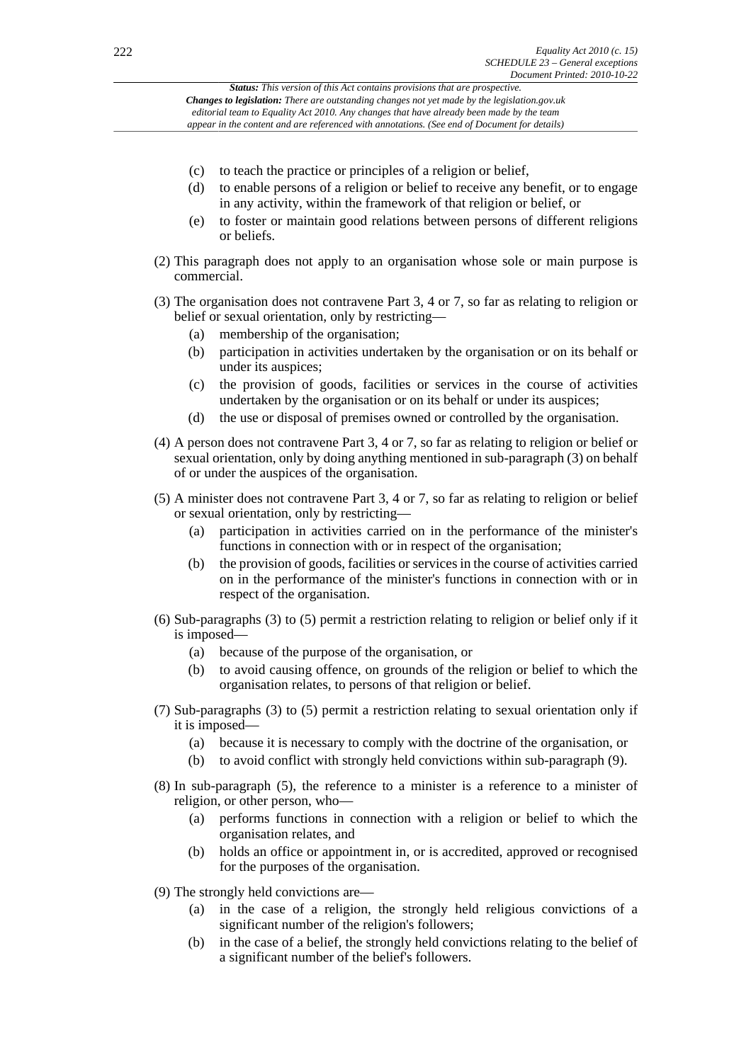(c) to teach the practice or principles of a religion or belief,

(d) to enable persons of a religion or belief to receive any benefit, or to engage in any activity, within the framework of that religion or belief, or

(e) to foster or maintain good relations between persons of different religions or beliefs.

(2) This paragraph does not apply to an organisation whose sole or main purpose is commercial.

(3) The organisation does not contravene Part 3, 4 or 7, so far as relating to religion or belief or sexual orientation, only by restricting—

(a) membership of the organisation;

(b) participation in activities undertaken by the organisation or on its behalf or under its auspices;

(c) the provision of goods, facilities or services in the course of activities undertaken by the organisation or on its behalf or under its auspices;

(d) the use or disposal of premises owned or controlled by the organisation.

(4) A person does not contravene Part 3, 4 or 7, so far as relating to religion or belief or sexual orientation, only by doing anything mentioned in sub-paragraph (3) on behalf of or under the auspices of the organisation.

(5) A minister does not contravene Part 3, 4 or 7, so far as relating to religion or belief or sexual orientation, only by restricting—

(a) participation in activities carried on in the performance of the minister's functions in connection with or in respect of the organisation;

(b) the provision of goods, facilities or services in the course of activities carried on in the performance of the minister's functions in connection with or in respect of the organisation.

(6) Sub-paragraphs (3) to (5) permit a restriction relating to religion or belief only if it is imposed—

(a) because of the purpose of the organisation, or

(b) to avoid causing offence, on grounds of the religion or belief to which the organisation relates, to persons of that religion or belief.

(7) Sub-paragraphs (3) to (5) permit a restriction relating to sexual orientation only if it is imposed—

(a) because it is necessary to comply with the doctrine of the organisation, or

(b) to avoid conflict with strongly held convictions within sub-paragraph (9).

(8) In sub-paragraph (5), the reference to a minister is a reference to a minister of religion, or other person, who—

(a) performs functions in connection with a religion or belief to which the organisation relates, and

(b) holds an office or appointment in, or is accredited, approved or recognised for the purposes of the organisation.

(9) The strongly held convictions are—

(a) in the case of a religion, the strongly held religious convictions of a significant number of the religion's followers;

(b) in the case of a belief, the strongly held convictions relating to the belief of a significant number of the belief's followers.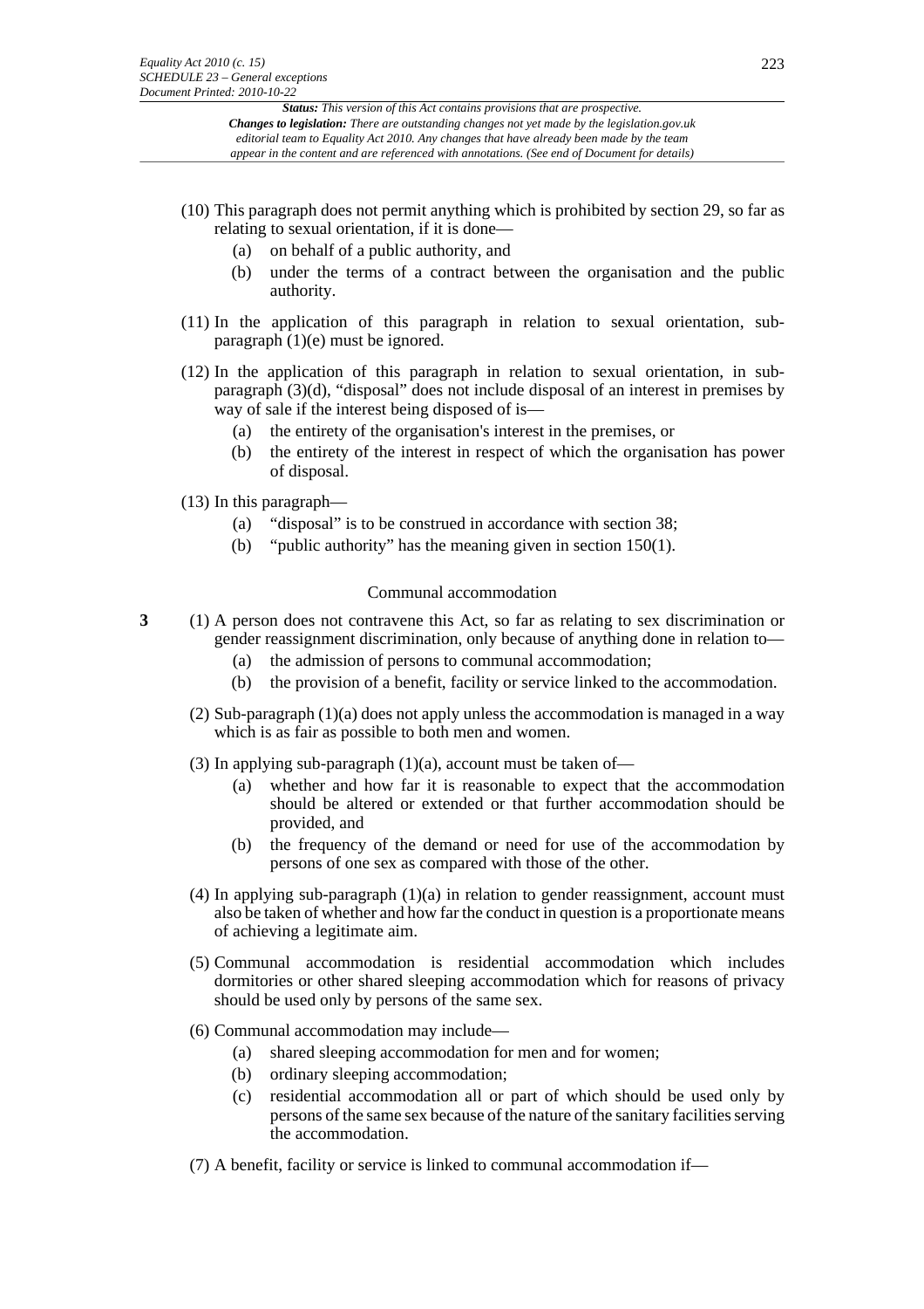(10) This paragraph does not permit anything which is prohibited by section 29, so far as relating to sexual orientation, if it is done—

(a) on behalf of a public authority, and

(b) under the terms of a contract between the organisation and the public authority.

(11) In the application of this paragraph in relation to sexual orientation, sub-paragraph (1)(e) must be ignored.

(12) In the application of this paragraph in relation to sexual orientation, in sub-paragraph (3)(d), "disposal" does not include disposal of an interest in premises by way of sale if the interest being disposed of is—

(a) the entirety of the organisation's interest in the premises, or

(b) the entirety of the interest in respect of which the organisation has power of disposal.

(13) In this paragraph—

(a) "disposal" is to be construed in accordance with section 38;

(b) "public authority" has the meaning given in section 150(1).

### Communal accommodation

**3** (1) A person does not contravene this Act, so far as relating to sex discrimination or gender reassignment discrimination, only because of anything done in relation to—

(a) the admission of persons to communal accommodation;

(b) the provision of a benefit, facility or service linked to the accommodation.

(2) Sub-paragraph (1)(a) does not apply unless the accommodation is managed in a way which is as fair as possible to both men and women.

(3) In applying sub-paragraph (1)(a), account must be taken of—

(a) whether and how far it is reasonable to expect that the accommodation should be altered or extended or that further accommodation should be provided, and

(b) the frequency of the demand or need for use of the accommodation by persons of one sex as compared with those of the other.

(4) In applying sub-paragraph (1)(a) in relation to gender reassignment, account must also be taken of whether and how far the conduct in question is a proportionate means of achieving a legitimate aim.

(5) Communal accommodation is residential accommodation which includes dormitories or other shared sleeping accommodation which for reasons of privacy should be used only by persons of the same sex.

(6) Communal accommodation may include—

(a) shared sleeping accommodation for men and for women;

(b) ordinary sleeping accommodation;

(c) residential accommodation all or part of which should be used only by persons of the same sex because of the nature of the sanitary facilities serving the accommodation.

(7) A benefit, facility or service is linked to communal accommodation if—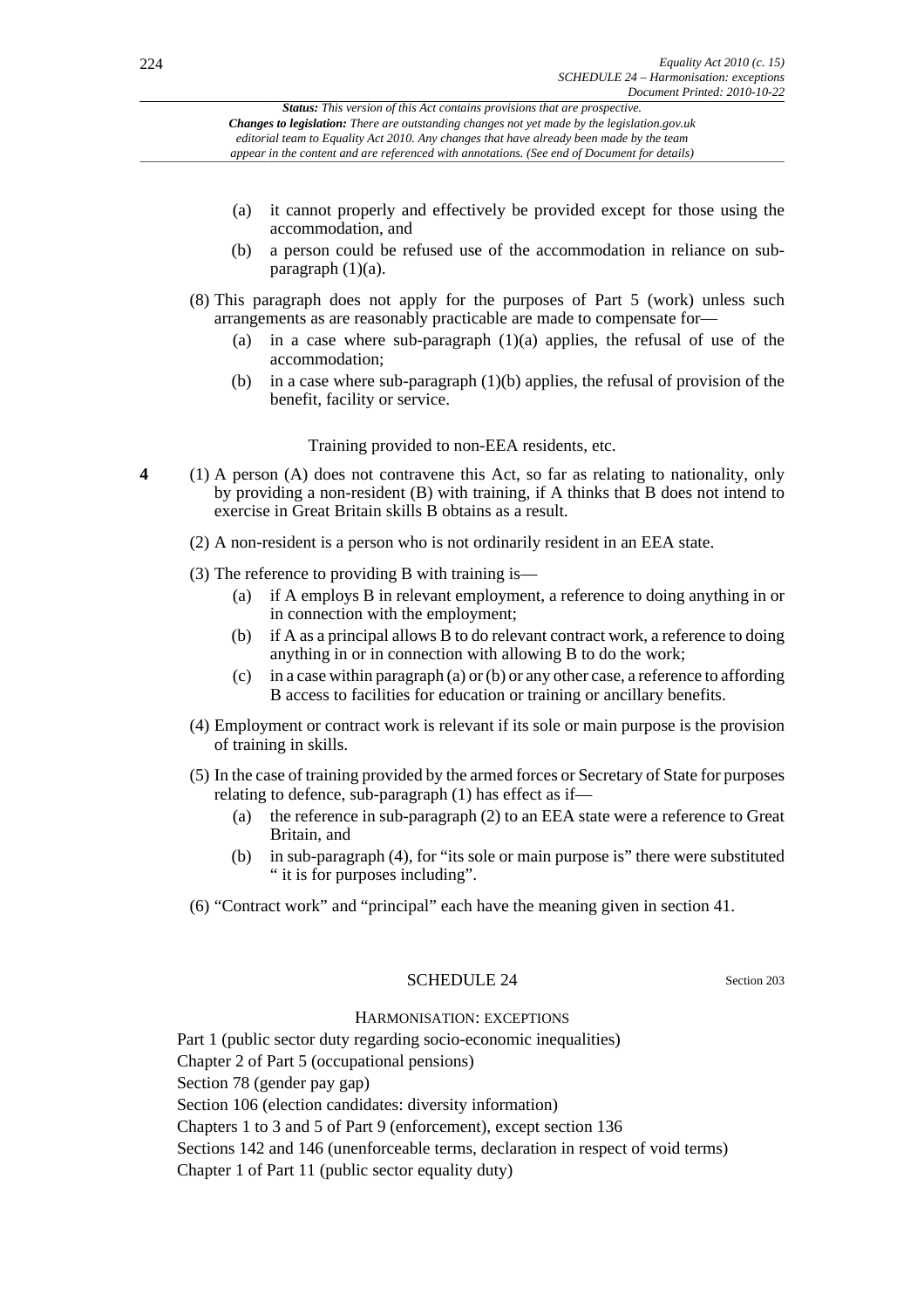(a) it cannot properly and effectively be provided except for those using the accommodation, and

(b) a person could be refused use of the accommodation in reliance on sub-paragraph (1)(a).

(8) This paragraph does not apply for the purposes of Part 5 (work) unless such arrangements as are reasonably practicable are made to compensate for—

(a) in a case where sub-paragraph (1)(a) applies, the refusal of use of the accommodation;

(b) in a case where sub-paragraph (1)(b) applies, the refusal of provision of the benefit, facility or service.

### Training provided to non-EEA residents, etc.

**4** (1) A person (A) does not contravene this Act, so far as relating to nationality, only by providing a non-resident (B) with training, if A thinks that B does not intend to exercise in Great Britain skills B obtains as a result.

(2) A non-resident is a person who is not ordinarily resident in an EEA state.

(3) The reference to providing B with training is—

(a) if A employs B in relevant employment, a reference to doing anything in or in connection with the employment;

(b) if A as a principal allows B to do relevant contract work, a reference to doing anything in or in connection with allowing B to do the work;

(c) in a case within paragraph (a) or (b) or any other case, a reference to affording B access to facilities for education or training or ancillary benefits.

(4) Employment or contract work is relevant if its sole or main purpose is the provision of training in skills.

(5) In the case of training provided by the armed forces or Secretary of State for purposes relating to defence, sub-paragraph (1) has effect as if—

(a) the reference in sub-paragraph (2) to an EEA state were a reference to Great Britain, and

(b) in sub-paragraph (4), for "its sole or main purpose is" there were substituted " it is for purposes including".

(6) "Contract work" and "principal" each have the meaning given in section 41.

## SCHEDULE 24

Section 203

### HARMONISATION: EXCEPTIONS

Part 1 (public sector duty regarding socio-economic inequalities)

Chapter 2 of Part 5 (occupational pensions)

Section 78 (gender pay gap)

Section 106 (election candidates: diversity information)

Chapters 1 to 3 and 5 of Part 9 (enforcement), except section 136

Sections 142 and 146 (unenforceable terms, declaration in respect of void terms)

Chapter 1 of Part 11 (public sector equality duty)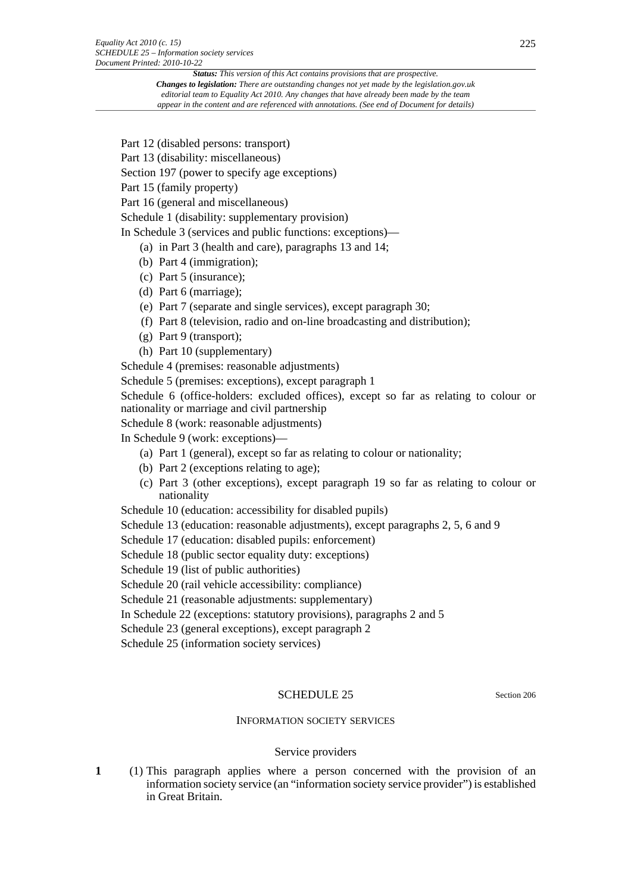Part 12 (disabled persons: transport)

Part 13 (disability: miscellaneous)

Section 197 (power to specify age exceptions)

Part 15 (family property)

Part 16 (general and miscellaneous)

Schedule 1 (disability: supplementary provision)

In Schedule 3 (services and public functions: exceptions)—

- (a) in Part 3 (health and care), paragraphs 13 and 14;
- (b) Part 4 (immigration);
- (c) Part 5 (insurance);
- (d) Part 6 (marriage);
- (e) Part 7 (separate and single services), except paragraph 30;
- (f) Part 8 (television, radio and on-line broadcasting and distribution);
- (g) Part 9 (transport);
- (h) Part 10 (supplementary)

Schedule 4 (premises: reasonable adjustments)

Schedule 5 (premises: exceptions), except paragraph 1

Schedule 6 (office-holders: excluded offices), except so far as relating to colour or nationality or marriage and civil partnership

Schedule 8 (work: reasonable adjustments)

In Schedule 9 (work: exceptions)—

- (a) Part 1 (general), except so far as relating to colour or nationality;
- (b) Part 2 (exceptions relating to age);
- (c) Part 3 (other exceptions), except paragraph 19 so far as relating to colour or nationality

Schedule 10 (education: accessibility for disabled pupils)

Schedule 13 (education: reasonable adjustments), except paragraphs 2, 5, 6 and 9

Schedule 17 (education: disabled pupils: enforcement)

Schedule 18 (public sector equality duty: exceptions)

Schedule 19 (list of public authorities)

Schedule 20 (rail vehicle accessibility: compliance)

Schedule 21 (reasonable adjustments: supplementary)

In Schedule 22 (exceptions: statutory provisions), paragraphs 2 and 5

Schedule 23 (general exceptions), except paragraph 2

Schedule 25 (information society services)

## SCHEDULE 25

Section 206

### INFORMATION SOCIETY SERVICES

#### Service providers

**1** (1) This paragraph applies where a person concerned with the provision of an information society service (an "information society service provider") is established in Great Britain.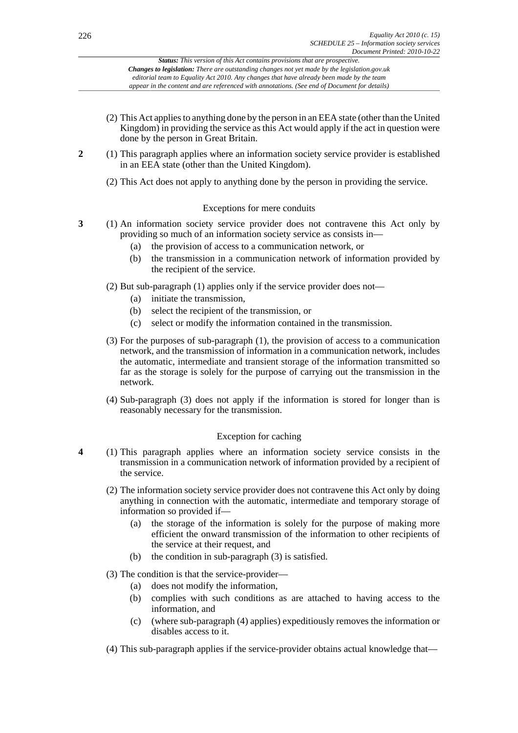(2) This Act applies to anything done by the person in an EEA state (other than the United Kingdom) in providing the service as this Act would apply if the act in question were done by the person in Great Britain.

**2** (1) This paragraph applies where an information society service provider is established in an EEA state (other than the United Kingdom).

(2) This Act does not apply to anything done by the person in providing the service.

### Exceptions for mere conduits

**3** (1) An information society service provider does not contravene this Act only by providing so much of an information society service as consists in—

- (a) the provision of access to a communication network, or
- (b) the transmission in a communication network of information provided by the recipient of the service.

(2) But sub-paragraph (1) applies only if the service provider does not—

- (a) initiate the transmission,
- (b) select the recipient of the transmission, or
- (c) select or modify the information contained in the transmission.

(3) For the purposes of sub-paragraph (1), the provision of access to a communication network, and the transmission of information in a communication network, includes the automatic, intermediate and transient storage of the information transmitted so far as the storage is solely for the purpose of carrying out the transmission in the network.

(4) Sub-paragraph (3) does not apply if the information is stored for longer than is reasonably necessary for the transmission.

### Exception for caching

**4** (1) This paragraph applies where an information society service consists in the transmission in a communication network of information provided by a recipient of the service.

(2) The information society service provider does not contravene this Act only by doing anything in connection with the automatic, intermediate and temporary storage of information so provided if—

- (a) the storage of the information is solely for the purpose of making more efficient the onward transmission of the information to other recipients of the service at their request, and
- (b) the condition in sub-paragraph (3) is satisfied.

(3) The condition is that the service-provider—

- (a) does not modify the information,
- (b) complies with such conditions as are attached to having access to the information, and
- (c) (where sub-paragraph (4) applies) expeditiously removes the information or disables access to it.

(4) This sub-paragraph applies if the service-provider obtains actual knowledge that—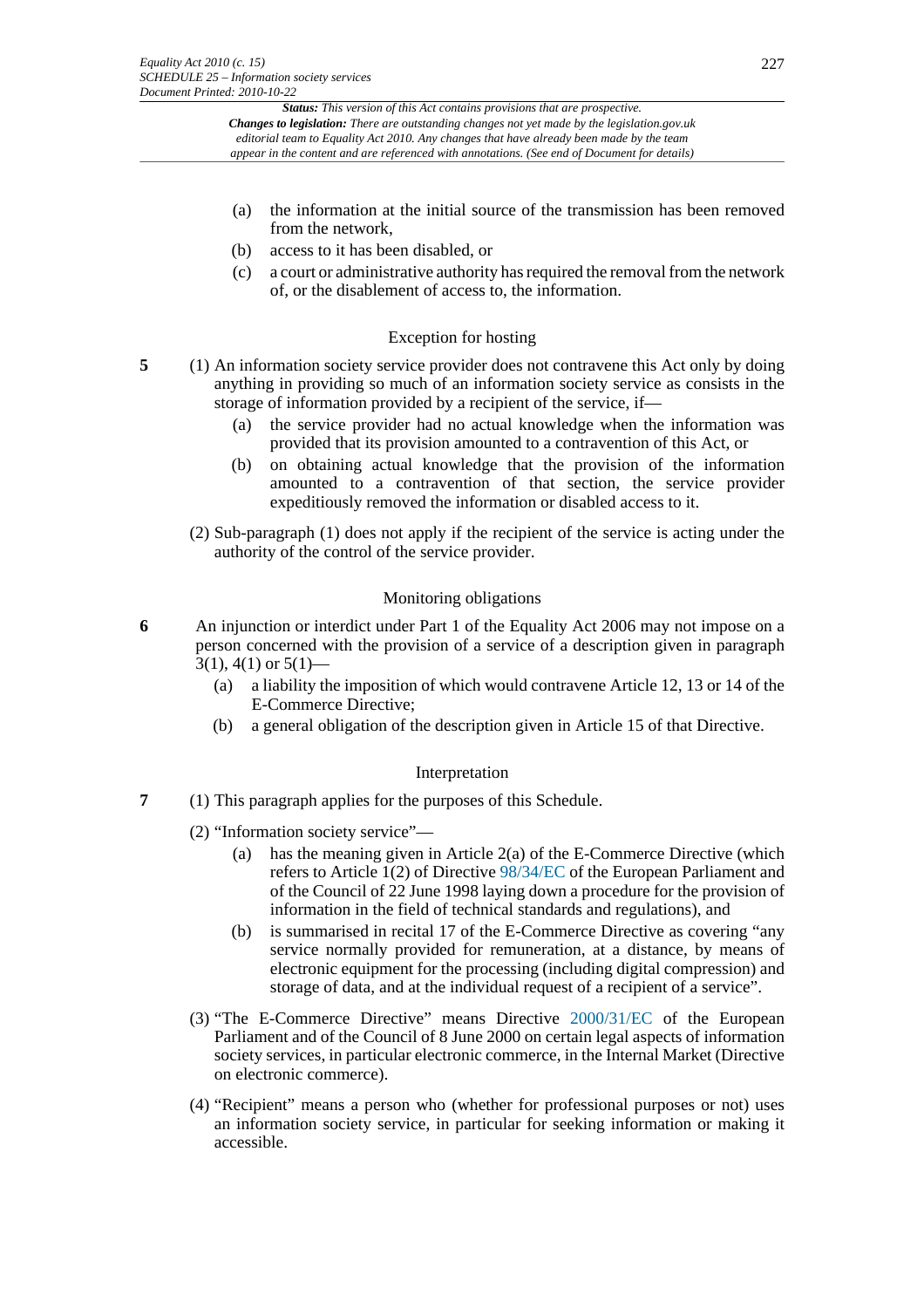(a) the information at the initial source of the transmission has been removed from the network,

(b) access to it has been disabled, or

(c) a court or administrative authority has required the removal from the network of, or the disablement of access to, the information.

### Exception for hosting

**5** (1) An information society service provider does not contravene this Act only by doing anything in providing so much of an information society service as consists in the storage of information provided by a recipient of the service, if—

(a) the service provider had no actual knowledge when the information was provided that its provision amounted to a contravention of this Act, or

(b) on obtaining actual knowledge that the provision of the information amounted to a contravention of that section, the service provider expeditiously removed the information or disabled access to it.

(2) Sub-paragraph (1) does not apply if the recipient of the service is acting under the authority of the control of the service provider.

### Monitoring obligations

**6** An injunction or interdict under Part 1 of the Equality Act 2006 may not impose on a person concerned with the provision of a service of a description given in paragraph 3(1), 4(1) or 5(1)—

(a) a liability the imposition of which would contravene Article 12, 13 or 14 of the E-Commerce Directive;

(b) a general obligation of the description given in Article 15 of that Directive.

### Interpretation

**7** (1) This paragraph applies for the purposes of this Schedule.

(2) "Information society service"—

(a) has the meaning given in Article 2(a) of the E-Commerce Directive (which refers to Article 1(2) of Directive 98/34/EC of the European Parliament and of the Council of 22 June 1998 laying down a procedure for the provision of information in the field of technical standards and regulations), and

(b) is summarised in recital 17 of the E-Commerce Directive as covering "any service normally provided for remuneration, at a distance, by means of electronic equipment for the processing (including digital compression) and storage of data, and at the individual request of a recipient of a service".

(3) "The E-Commerce Directive" means Directive 2000/31/EC of the European Parliament and of the Council of 8 June 2000 on certain legal aspects of information society services, in particular electronic commerce, in the Internal Market (Directive on electronic commerce).

(4) "Recipient" means a person who (whether for professional purposes or not) uses an information society service, in particular for seeking information or making it accessible.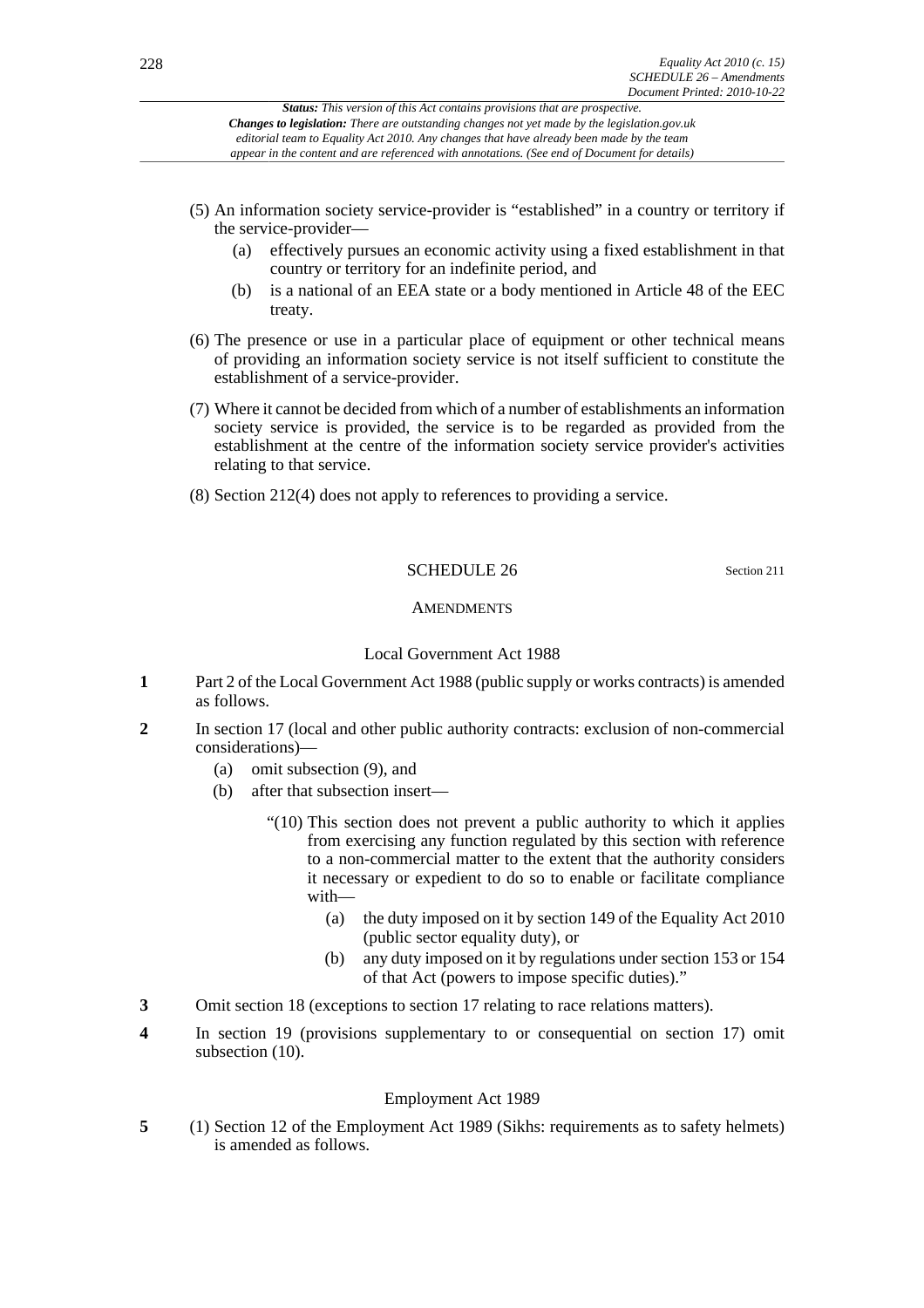(5) An information society service-provider is "established" in a country or territory if the service-provider—

(a) effectively pursues an economic activity using a fixed establishment in that country or territory for an indefinite period, and

(b) is a national of an EEA state or a body mentioned in Article 48 of the EEC treaty.

(6) The presence or use in a particular place of equipment or other technical means of providing an information society service is not itself sufficient to constitute the establishment of a service-provider.

(7) Where it cannot be decided from which of a number of establishments an information society service is provided, the service is to be regarded as provided from the establishment at the centre of the information society service provider's activities relating to that service.

(8) Section 212(4) does not apply to references to providing a service.

## SCHEDULE 26

Section 211

### AMENDMENTS

#### Local Government Act 1988

**1** Part 2 of the Local Government Act 1988 (public supply or works contracts) is amended as follows.

**2** In section 17 (local and other public authority contracts: exclusion of non-commercial considerations)—

(a) omit subsection (9), and

(b) after that subsection insert—

"(10) This section does not prevent a public authority to which it applies from exercising any function regulated by this section with reference to a non-commercial matter to the extent that the authority considers it necessary or expedient to do so to enable or facilitate compliance with—

(a) the duty imposed on it by section 149 of the Equality Act 2010 (public sector equality duty), or

(b) any duty imposed on it by regulations under section 153 or 154 of that Act (powers to impose specific duties)."

**3** Omit section 18 (exceptions to section 17 relating to race relations matters).

**4** In section 19 (provisions supplementary to or consequential on section 17) omit subsection (10).

#### Employment Act 1989

**5** (1) Section 12 of the Employment Act 1989 (Sikhs: requirements as to safety helmets) is amended as follows.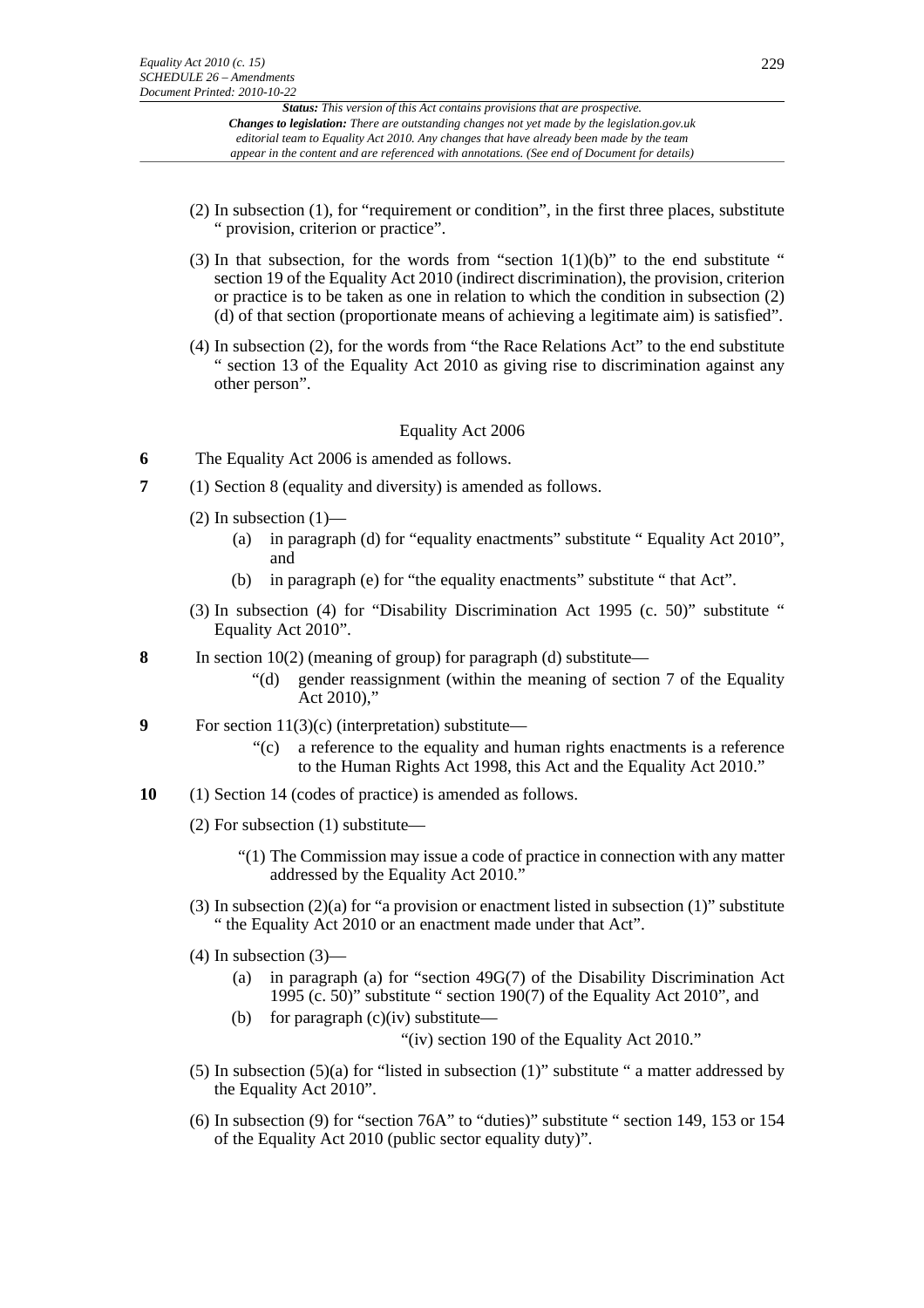(2) In subsection (1), for "requirement or condition", in the first three places, substitute " provision, criterion or practice".

(3) In that subsection, for the words from "section 1(1)(b)" to the end substitute " section 19 of the Equality Act 2010 (indirect discrimination), the provision, criterion or practice is to be taken as one in relation to which the condition in subsection (2) (d) of that section (proportionate means of achieving a legitimate aim) is satisfied".

(4) In subsection (2), for the words from "the Race Relations Act" to the end substitute " section 13 of the Equality Act 2010 as giving rise to discrimination against any other person".

### Equality Act 2006

**6** The Equality Act 2006 is amended as follows.

**7** (1) Section 8 (equality and diversity) is amended as follows.

(2) In subsection (1)—

- (a) in paragraph (d) for "equality enactments" substitute " Equality Act 2010", and
- (b) in paragraph (e) for "the equality enactments" substitute " that Act".

(3) In subsection (4) for "Disability Discrimination Act 1995 (c. 50)" substitute " Equality Act 2010".

**8** In section 10(2) (meaning of group) for paragraph (d) substitute—

"(d) gender reassignment (within the meaning of section 7 of the Equality Act 2010),"

**9** For section 11(3)(c) (interpretation) substitute—

"(c) a reference to the equality and human rights enactments is a reference to the Human Rights Act 1998, this Act and the Equality Act 2010."

**10** (1) Section 14 (codes of practice) is amended as follows.

(2) For subsection (1) substitute—

"(1) The Commission may issue a code of practice in connection with any matter addressed by the Equality Act 2010."

(3) In subsection (2)(a) for "a provision or enactment listed in subsection (1)" substitute " the Equality Act 2010 or an enactment made under that Act".

(4) In subsection (3)—

- (a) in paragraph (a) for "section 49G(7) of the Disability Discrimination Act 1995 (c. 50)" substitute " section 190(7) of the Equality Act 2010", and
- (b) for paragraph (c)(iv) substitute—

"(iv) section 190 of the Equality Act 2010."

(5) In subsection (5)(a) for "listed in subsection (1)" substitute " a matter addressed by the Equality Act 2010".

(6) In subsection (9) for "section 76A" to "duties)" substitute " section 149, 153 or 154 of the Equality Act 2010 (public sector equality duty)".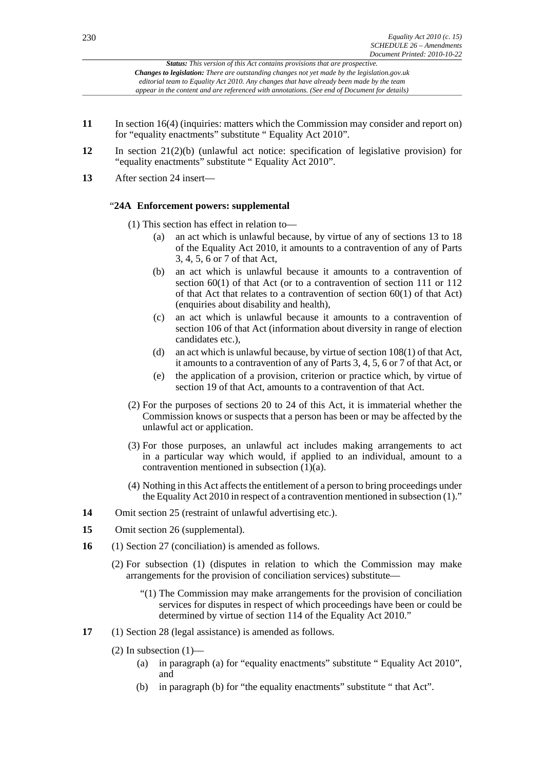**11** In section 16(4) (inquiries: matters which the Commission may consider and report on) for "equality enactments" substitute " Equality Act 2010".

**12** In section 21(2)(b) (unlawful act notice: specification of legislative provision) for "equality enactments" substitute " Equality Act 2010".

**13** After section 24 insert—

"**24A Enforcement powers: supplemental**

(1) This section has effect in relation to—

(a) an act which is unlawful because, by virtue of any of sections 13 to 18 of the Equality Act 2010, it amounts to a contravention of any of Parts 3, 4, 5, 6 or 7 of that Act,

(b) an act which is unlawful because it amounts to a contravention of section 60(1) of that Act (or to a contravention of section 111 or 112 of that Act that relates to a contravention of section 60(1) of that Act) (enquiries about disability and health),

(c) an act which is unlawful because it amounts to a contravention of section 106 of that Act (information about diversity in range of election candidates etc.),

(d) an act which is unlawful because, by virtue of section 108(1) of that Act, it amounts to a contravention of any of Parts 3, 4, 5, 6 or 7 of that Act, or

(e) the application of a provision, criterion or practice which, by virtue of section 19 of that Act, amounts to a contravention of that Act.

(2) For the purposes of sections 20 to 24 of this Act, it is immaterial whether the Commission knows or suspects that a person has been or may be affected by the unlawful act or application.

(3) For those purposes, an unlawful act includes making arrangements to act in a particular way which would, if applied to an individual, amount to a contravention mentioned in subsection (1)(a).

(4) Nothing in this Act affects the entitlement of a person to bring proceedings under the Equality Act 2010 in respect of a contravention mentioned in subsection (1)."

**14** Omit section 25 (restraint of unlawful advertising etc.).

**15** Omit section 26 (supplemental).

**16** (1) Section 27 (conciliation) is amended as follows.

(2) For subsection (1) (disputes in relation to which the Commission may make arrangements for the provision of conciliation services) substitute—

"(1) The Commission may make arrangements for the provision of conciliation services for disputes in respect of which proceedings have been or could be determined by virtue of section 114 of the Equality Act 2010."

**17** (1) Section 28 (legal assistance) is amended as follows.

(2) In subsection (1)—

(a) in paragraph (a) for "equality enactments" substitute " Equality Act 2010", and

(b) in paragraph (b) for "the equality enactments" substitute " that Act".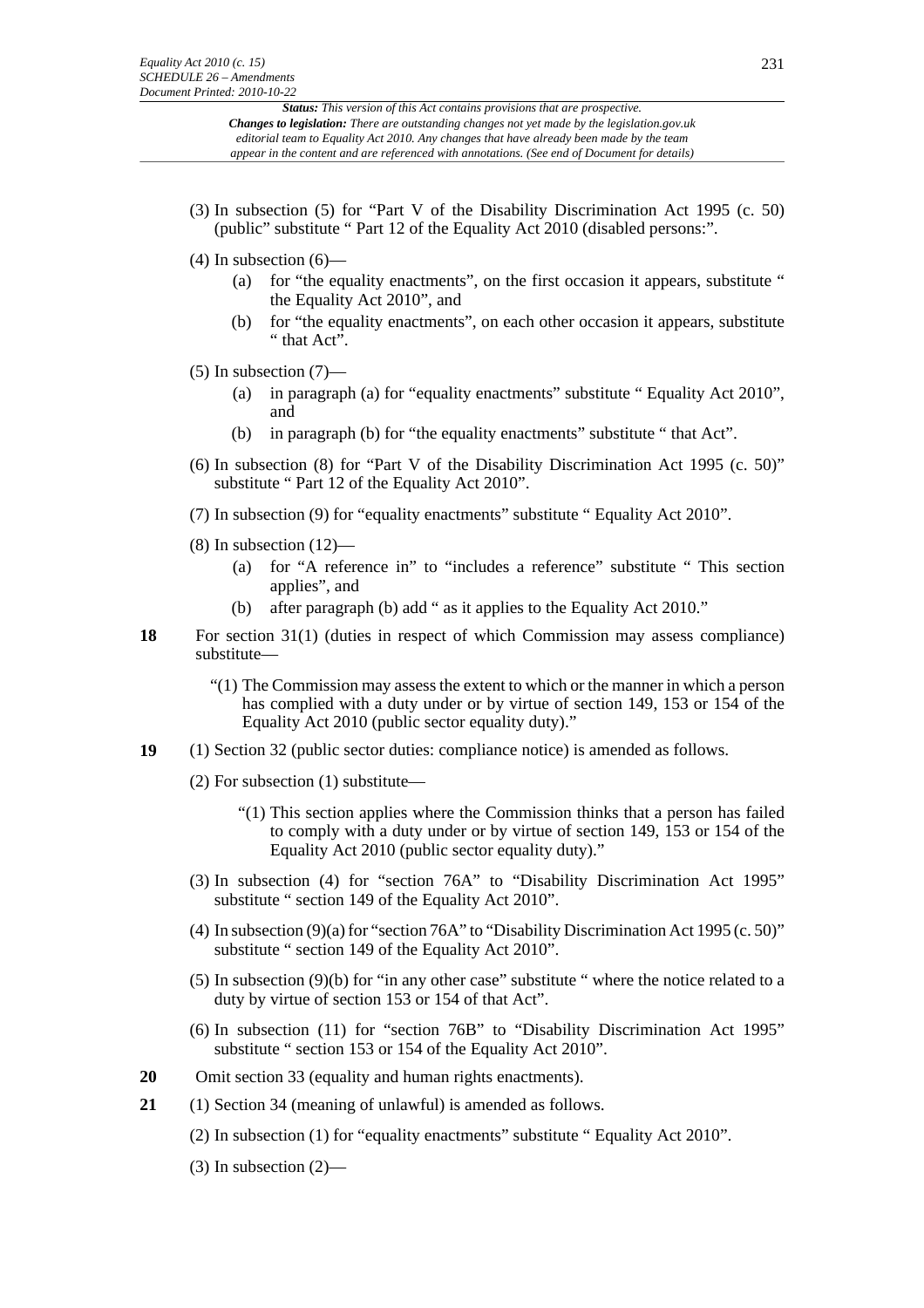(3) In subsection (5) for "Part V of the Disability Discrimination Act 1995 (c. 50) (public" substitute " Part 12 of the Equality Act 2010 (disabled persons:".

(4) In subsection (6)—

   (a) for "the equality enactments", on the first occasion it appears, substitute " the Equality Act 2010", and

   (b) for "the equality enactments", on each other occasion it appears, substitute " that Act".

(5) In subsection (7)—

   (a) in paragraph (a) for "equality enactments" substitute " Equality Act 2010", and

   (b) in paragraph (b) for "the equality enactments" substitute " that Act".

(6) In subsection (8) for "Part V of the Disability Discrimination Act 1995 (c. 50)" substitute " Part 12 of the Equality Act 2010".

(7) In subsection (9) for "equality enactments" substitute " Equality Act 2010".

(8) In subsection (12)—

   (a) for "A reference in" to "includes a reference" substitute " This section applies", and

   (b) after paragraph (b) add " as it applies to the Equality Act 2010."

**18** For section 31(1) (duties in respect of which Commission may assess compliance) substitute—

> "(1) The Commission may assess the extent to which or the manner in which a person has complied with a duty under or by virtue of section 149, 153 or 154 of the Equality Act 2010 (public sector equality duty)."

**19** (1) Section 32 (public sector duties: compliance notice) is amended as follows.

(2) For subsection (1) substitute—

> "(1) This section applies where the Commission thinks that a person has failed to comply with a duty under or by virtue of section 149, 153 or 154 of the Equality Act 2010 (public sector equality duty)."

(3) In subsection (4) for "section 76A" to "Disability Discrimination Act 1995" substitute " section 149 of the Equality Act 2010".

(4) In subsection (9)(a) for "section 76A" to "Disability Discrimination Act 1995 (c. 50)" substitute " section 149 of the Equality Act 2010".

(5) In subsection (9)(b) for "in any other case" substitute " where the notice related to a duty by virtue of section 153 or 154 of that Act".

(6) In subsection (11) for "section 76B" to "Disability Discrimination Act 1995" substitute " section 153 or 154 of the Equality Act 2010".

**20** Omit section 33 (equality and human rights enactments).

**21** (1) Section 34 (meaning of unlawful) is amended as follows.

(2) In subsection (1) for "equality enactments" substitute " Equality Act 2010".

(3) In subsection (2)—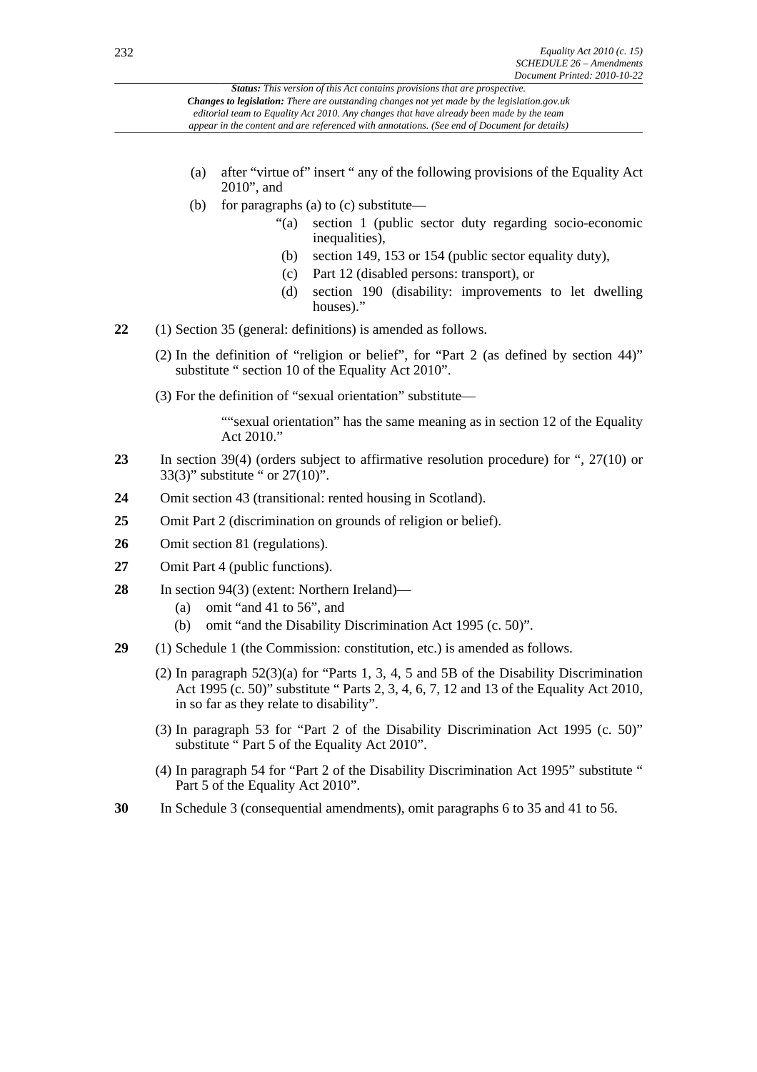(a) after "virtue of" insert " any of the following provisions of the Equality Act 2010", and

(b) for paragraphs (a) to (c) substitute—

"(a) section 1 (public sector duty regarding socio-economic inequalities),

(b) section 149, 153 or 154 (public sector equality duty),

(c) Part 12 (disabled persons: transport), or

(d) section 190 (disability: improvements to let dwelling houses)."

**22** (1) Section 35 (general: definitions) is amended as follows.

(2) In the definition of "religion or belief", for "Part 2 (as defined by section 44)" substitute " section 10 of the Equality Act 2010".

(3) For the definition of "sexual orientation" substitute—

""sexual orientation" has the same meaning as in section 12 of the Equality Act 2010."

**23** In section 39(4) (orders subject to affirmative resolution procedure) for ", 27(10) or 33(3)" substitute " or 27(10)".

**24** Omit section 43 (transitional: rented housing in Scotland).

**25** Omit Part 2 (discrimination on grounds of religion or belief).

**26** Omit section 81 (regulations).

**27** Omit Part 4 (public functions).

**28** In section 94(3) (extent: Northern Ireland)—

(a) omit "and 41 to 56", and

(b) omit "and the Disability Discrimination Act 1995 (c. 50)".

**29** (1) Schedule 1 (the Commission: constitution, etc.) is amended as follows.

(2) In paragraph 52(3)(a) for "Parts 1, 3, 4, 5 and 5B of the Disability Discrimination Act 1995 (c. 50)" substitute " Parts 2, 3, 4, 6, 7, 12 and 13 of the Equality Act 2010, in so far as they relate to disability".

(3) In paragraph 53 for "Part 2 of the Disability Discrimination Act 1995 (c. 50)" substitute " Part 5 of the Equality Act 2010".

(4) In paragraph 54 for "Part 2 of the Disability Discrimination Act 1995" substitute " Part 5 of the Equality Act 2010".

**30** In Schedule 3 (consequential amendments), omit paragraphs 6 to 35 and 41 to 56.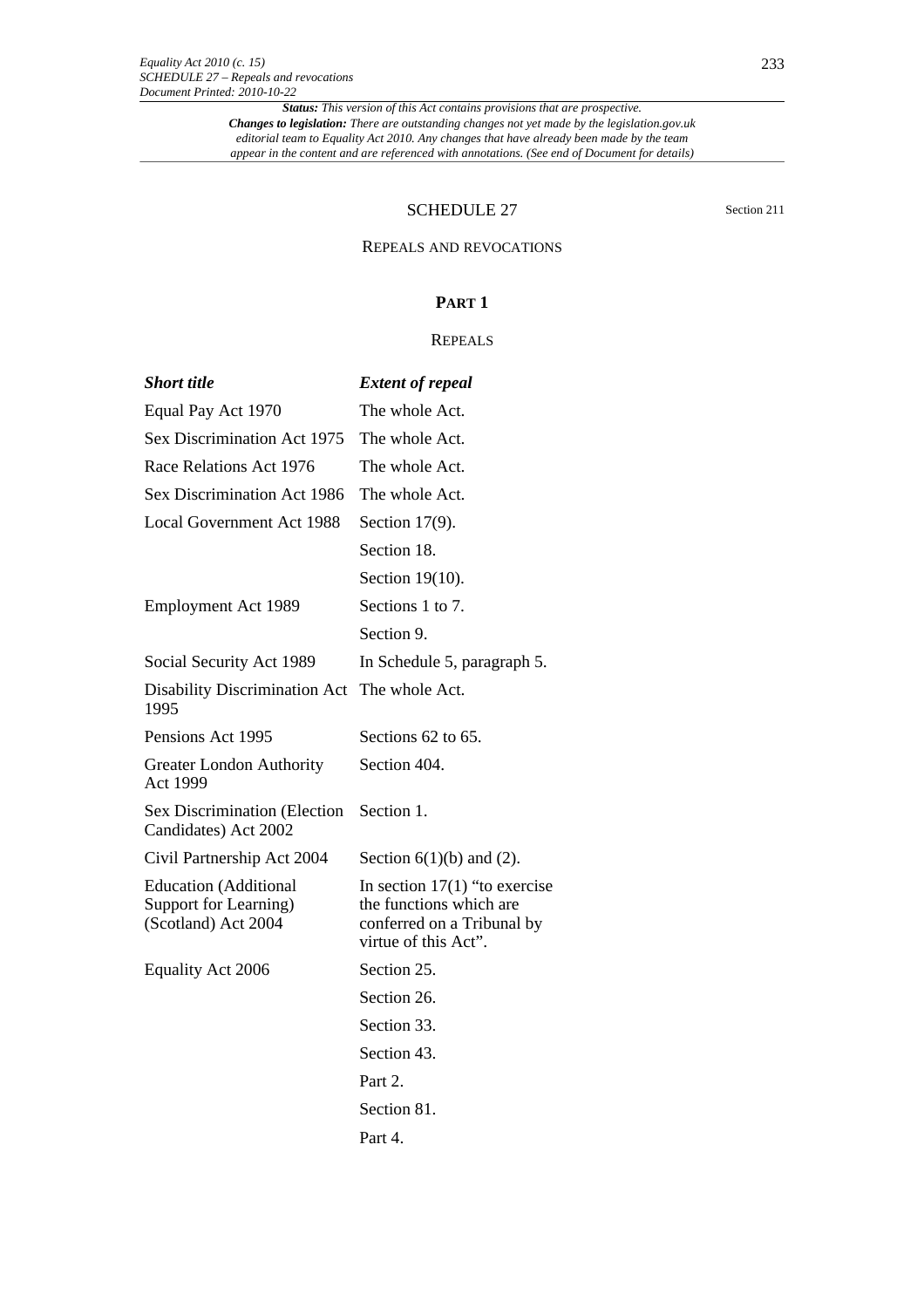*Status: This version of this Act contains provisions that are prospective.*
***Changes to legislation:*** *There are outstanding changes not yet made by the legislation.gov.uk editorial team to Equality Act 2010. Any changes that have already been made by the team appear in the content and are referenced with annotations. (See end of Document for details)*

# SCHEDULE 27

Section 211

## REPEALS AND REVOCATIONS

### PART 1

#### REPEALS

| ***Short title*** | ***Extent of repeal*** |
|---|---|
| Equal Pay Act 1970 | The whole Act. |
| Sex Discrimination Act 1975 | The whole Act. |
| Race Relations Act 1976 | The whole Act. |
| Sex Discrimination Act 1986 | The whole Act. |
| Local Government Act 1988 | Section 17(9). |
| | Section 18. |
| | Section 19(10). |
| Employment Act 1989 | Sections 1 to 7. |
| | Section 9. |
| Social Security Act 1989 | In Schedule 5, paragraph 5. |
| Disability Discrimination Act 1995 | The whole Act. |
| Pensions Act 1995 | Sections 62 to 65. |
| Greater London Authority Act 1999 | Section 404. |
| Sex Discrimination (Election Candidates) Act 2002 | Section 1. |
| Civil Partnership Act 2004 | Section 6(1)(b) and (2). |
| Education (Additional Support for Learning) (Scotland) Act 2004 | In section 17(1) "to exercise the functions which are conferred on a Tribunal by virtue of this Act". |
| Equality Act 2006 | Section 25. |
| | Section 26. |
| | Section 33. |
| | Section 43. |
| | Part 2. |
| | Section 81. |
| | Part 4. |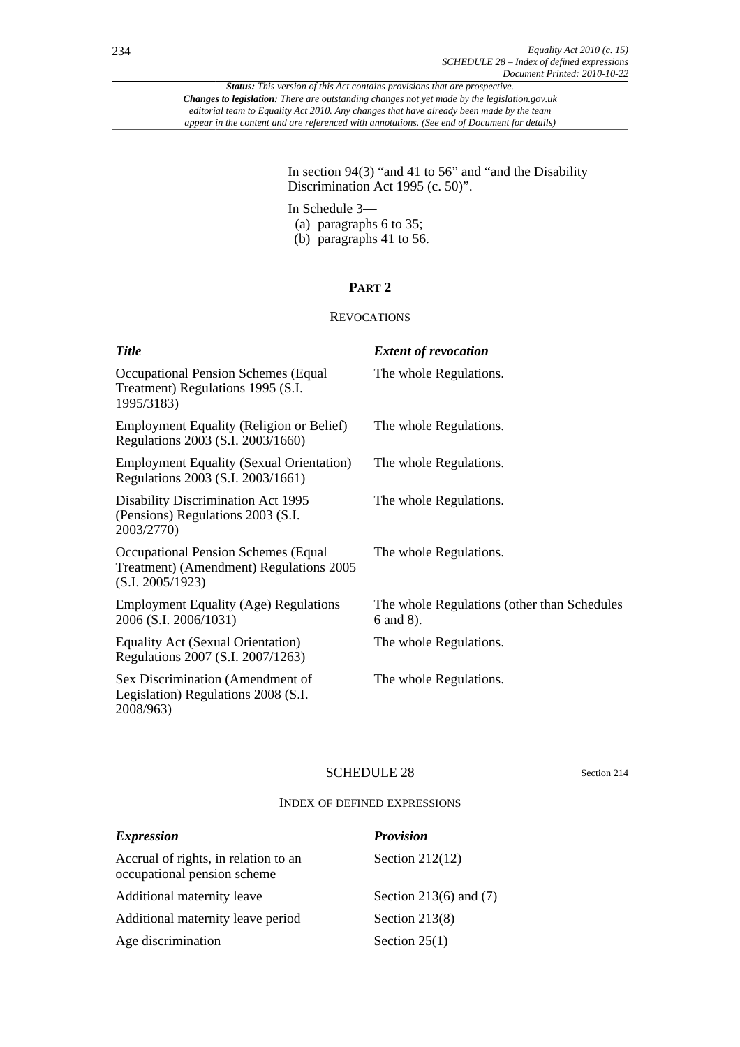In section 94(3) "and 41 to 56" and "and the Disability Discrimination Act 1995 (c. 50)".

In Schedule 3—

(a) paragraphs 6 to 35;

(b) paragraphs 41 to 56.

## PART 2

### REVOCATIONS

| *Title* | *Extent of revocation* |
| --- | --- |
| Occupational Pension Schemes (Equal Treatment) Regulations 1995 (S.I. 1995/3183) | The whole Regulations. |
| Employment Equality (Religion or Belief) Regulations 2003 (S.I. 2003/1660) | The whole Regulations. |
| Employment Equality (Sexual Orientation) Regulations 2003 (S.I. 2003/1661) | The whole Regulations. |
| Disability Discrimination Act 1995 (Pensions) Regulations 2003 (S.I. 2003/2770) | The whole Regulations. |
| Occupational Pension Schemes (Equal Treatment) (Amendment) Regulations 2005 (S.I. 2005/1923) | The whole Regulations. |
| Employment Equality (Age) Regulations 2006 (S.I. 2006/1031) | The whole Regulations (other than Schedules 6 and 8). |
| Equality Act (Sexual Orientation) Regulations 2007 (S.I. 2007/1263) | The whole Regulations. |
| Sex Discrimination (Amendment of Legislation) Regulations 2008 (S.I. 2008/963) | The whole Regulations. |

## SCHEDULE 28

Section 214

### INDEX OF DEFINED EXPRESSIONS

| *Expression* | *Provision* |
| --- | --- |
| Accrual of rights, in relation to an occupational pension scheme | Section 212(12) |
| Additional maternity leave | Section 213(6) and (7) |
| Additional maternity leave period | Section 213(8) |
| Age discrimination | Section 25(1) |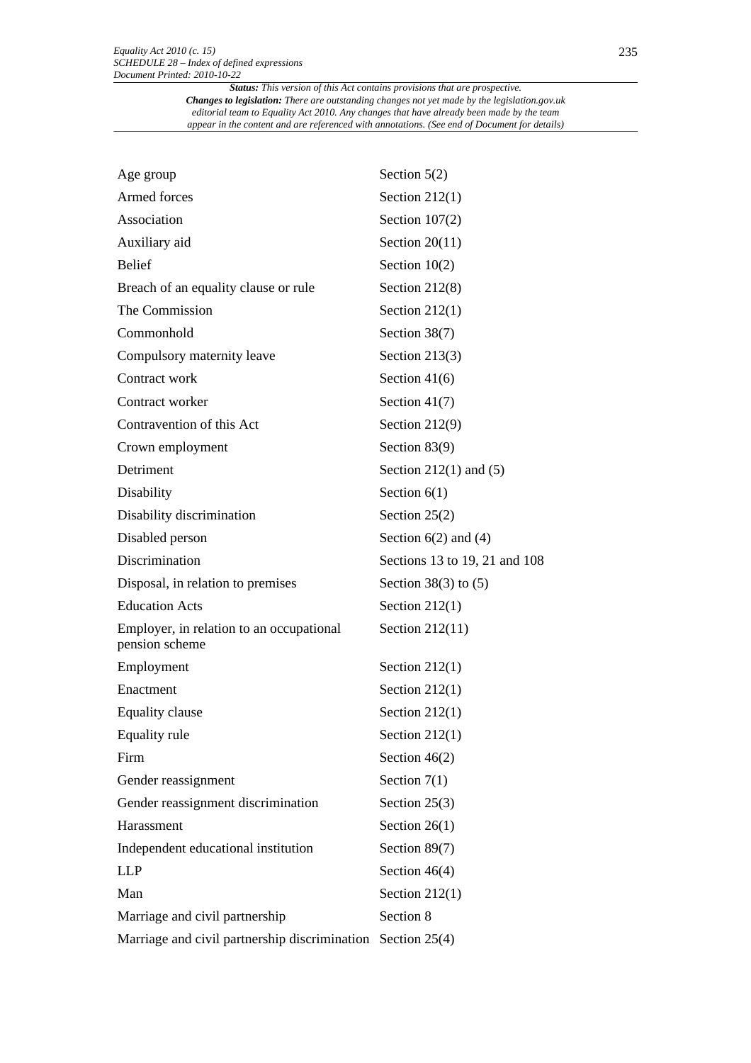| | |
|---|---|
| Age group | Section 5(2) |
| Armed forces | Section 212(1) |
| Association | Section 107(2) |
| Auxiliary aid | Section 20(11) |
| Belief | Section 10(2) |
| Breach of an equality clause or rule | Section 212(8) |
| The Commission | Section 212(1) |
| Commonhold | Section 38(7) |
| Compulsory maternity leave | Section 213(3) |
| Contract work | Section 41(6) |
| Contract worker | Section 41(7) |
| Contravention of this Act | Section 212(9) |
| Crown employment | Section 83(9) |
| Detriment | Section 212(1) and (5) |
| Disability | Section 6(1) |
| Disability discrimination | Section 25(2) |
| Disabled person | Section 6(2) and (4) |
| Discrimination | Sections 13 to 19, 21 and 108 |
| Disposal, in relation to premises | Section 38(3) to (5) |
| Education Acts | Section 212(1) |
| Employer, in relation to an occupational pension scheme | Section 212(11) |
| Employment | Section 212(1) |
| Enactment | Section 212(1) |
| Equality clause | Section 212(1) |
| Equality rule | Section 212(1) |
| Firm | Section 46(2) |
| Gender reassignment | Section 7(1) |
| Gender reassignment discrimination | Section 25(3) |
| Harassment | Section 26(1) |
| Independent educational institution | Section 89(7) |
| LLP | Section 46(4) |
| Man | Section 212(1) |
| Marriage and civil partnership | Section 8 |
| Marriage and civil partnership discrimination | Section 25(4) |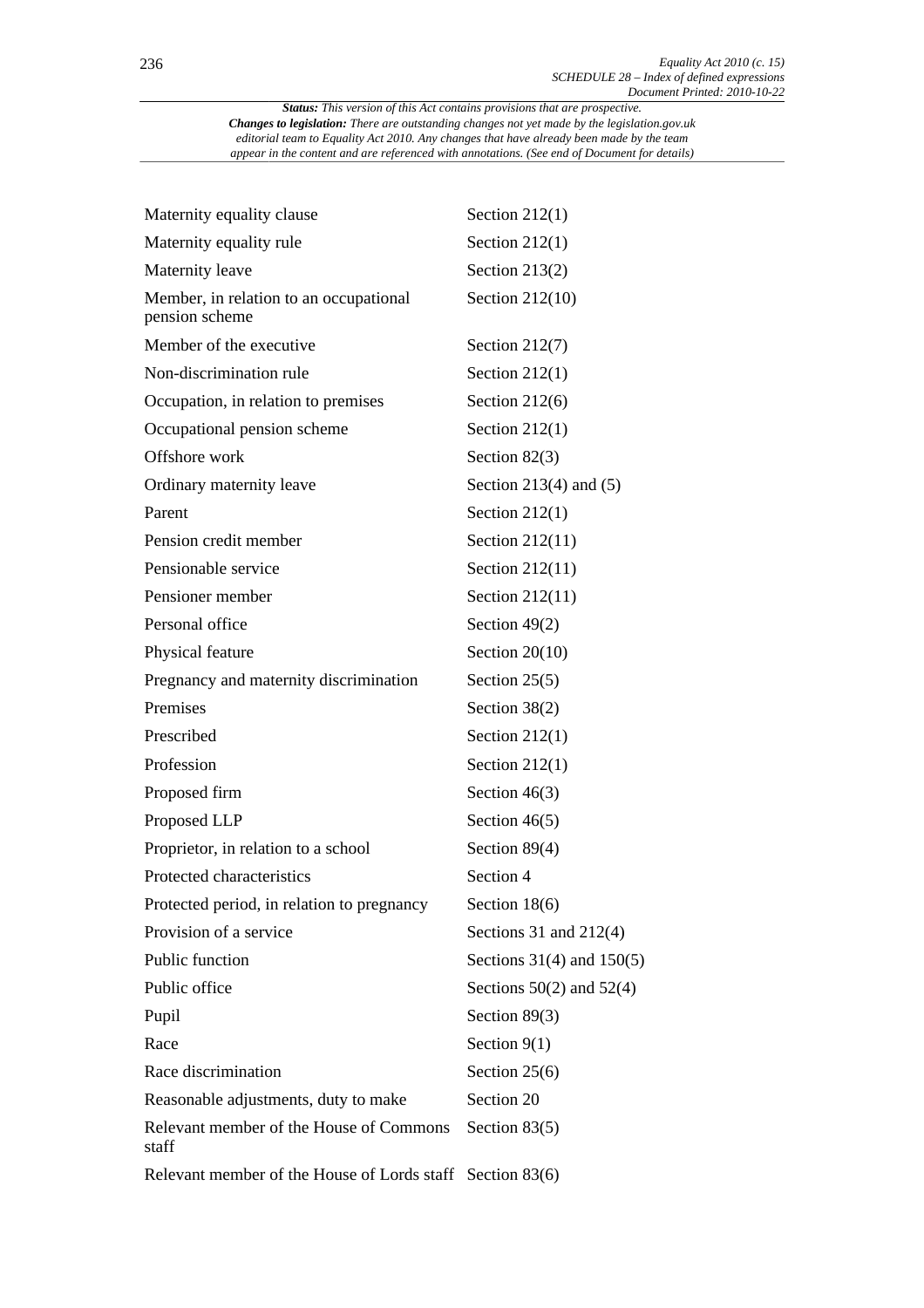*Status: This version of this Act contains provisions that are prospective.*
*Changes to legislation: There are outstanding changes not yet made by the legislation.gov.uk editorial team to Equality Act 2010. Any changes that have already been made by the team appear in the content and are referenced with annotations. (See end of Document for details)*

| | |
|---|---|
| Maternity equality clause | Section 212(1) |
| Maternity equality rule | Section 212(1) |
| Maternity leave | Section 213(2) |
| Member, in relation to an occupational pension scheme | Section 212(10) |
| Member of the executive | Section 212(7) |
| Non-discrimination rule | Section 212(1) |
| Occupation, in relation to premises | Section 212(6) |
| Occupational pension scheme | Section 212(1) |
| Offshore work | Section 82(3) |
| Ordinary maternity leave | Section 213(4) and (5) |
| Parent | Section 212(1) |
| Pension credit member | Section 212(11) |
| Pensionable service | Section 212(11) |
| Pensioner member | Section 212(11) |
| Personal office | Section 49(2) |
| Physical feature | Section 20(10) |
| Pregnancy and maternity discrimination | Section 25(5) |
| Premises | Section 38(2) |
| Prescribed | Section 212(1) |
| Profession | Section 212(1) |
| Proposed firm | Section 46(3) |
| Proposed LLP | Section 46(5) |
| Proprietor, in relation to a school | Section 89(4) |
| Protected characteristics | Section 4 |
| Protected period, in relation to pregnancy | Section 18(6) |
| Provision of a service | Sections 31 and 212(4) |
| Public function | Sections 31(4) and 150(5) |
| Public office | Sections 50(2) and 52(4) |
| Pupil | Section 89(3) |
| Race | Section 9(1) |
| Race discrimination | Section 25(6) |
| Reasonable adjustments, duty to make | Section 20 |
| Relevant member of the House of Commons staff | Section 83(5) |
| Relevant member of the House of Lords staff | Section 83(6) |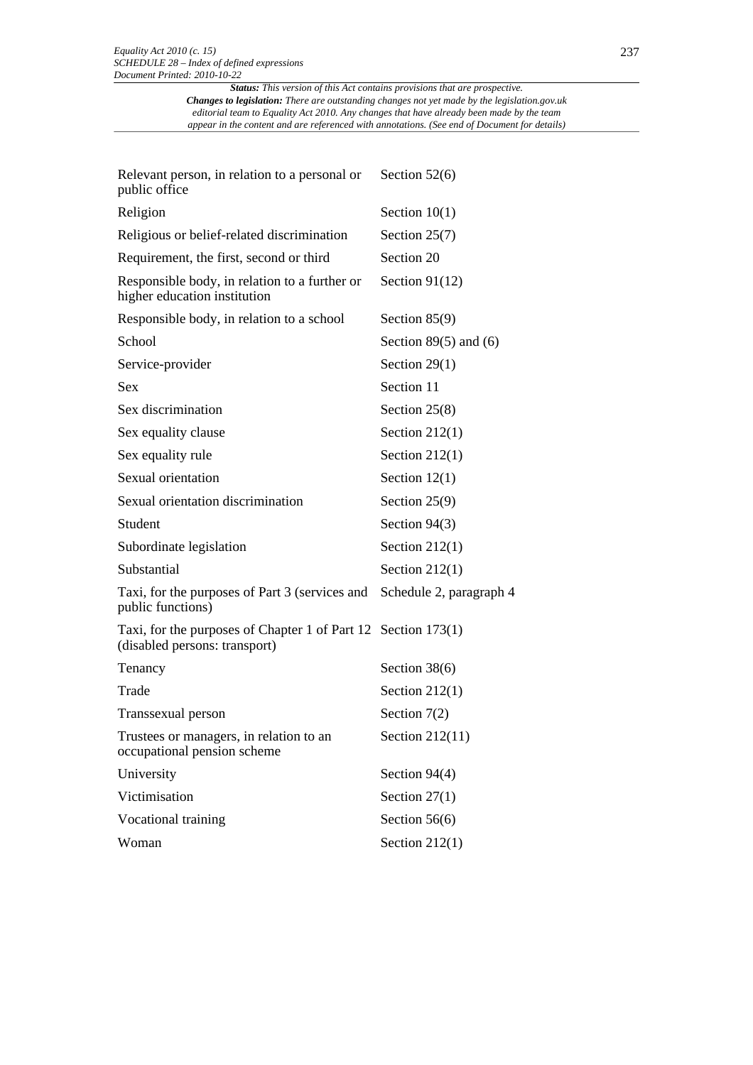| | |
|---|---|
| Relevant person, in relation to a personal or public office | Section 52(6) |
| Religion | Section 10(1) |
| Religious or belief-related discrimination | Section 25(7) |
| Requirement, the first, second or third | Section 20 |
| Responsible body, in relation to a further or higher education institution | Section 91(12) |
| Responsible body, in relation to a school | Section 85(9) |
| School | Section 89(5) and (6) |
| Service-provider | Section 29(1) |
| Sex | Section 11 |
| Sex discrimination | Section 25(8) |
| Sex equality clause | Section 212(1) |
| Sex equality rule | Section 212(1) |
| Sexual orientation | Section 12(1) |
| Sexual orientation discrimination | Section 25(9) |
| Student | Section 94(3) |
| Subordinate legislation | Section 212(1) |
| Substantial | Section 212(1) |
| Taxi, for the purposes of Part 3 (services and public functions) | Schedule 2, paragraph 4 |
| Taxi, for the purposes of Chapter 1 of Part 12 (disabled persons: transport) | Section 173(1) |
| Tenancy | Section 38(6) |
| Trade | Section 212(1) |
| Transsexual person | Section 7(2) |
| Trustees or managers, in relation to an occupational pension scheme | Section 212(11) |
| University | Section 94(4) |
| Victimisation | Section 27(1) |
| Vocational training | Section 56(6) |
| Woman | Section 212(1) |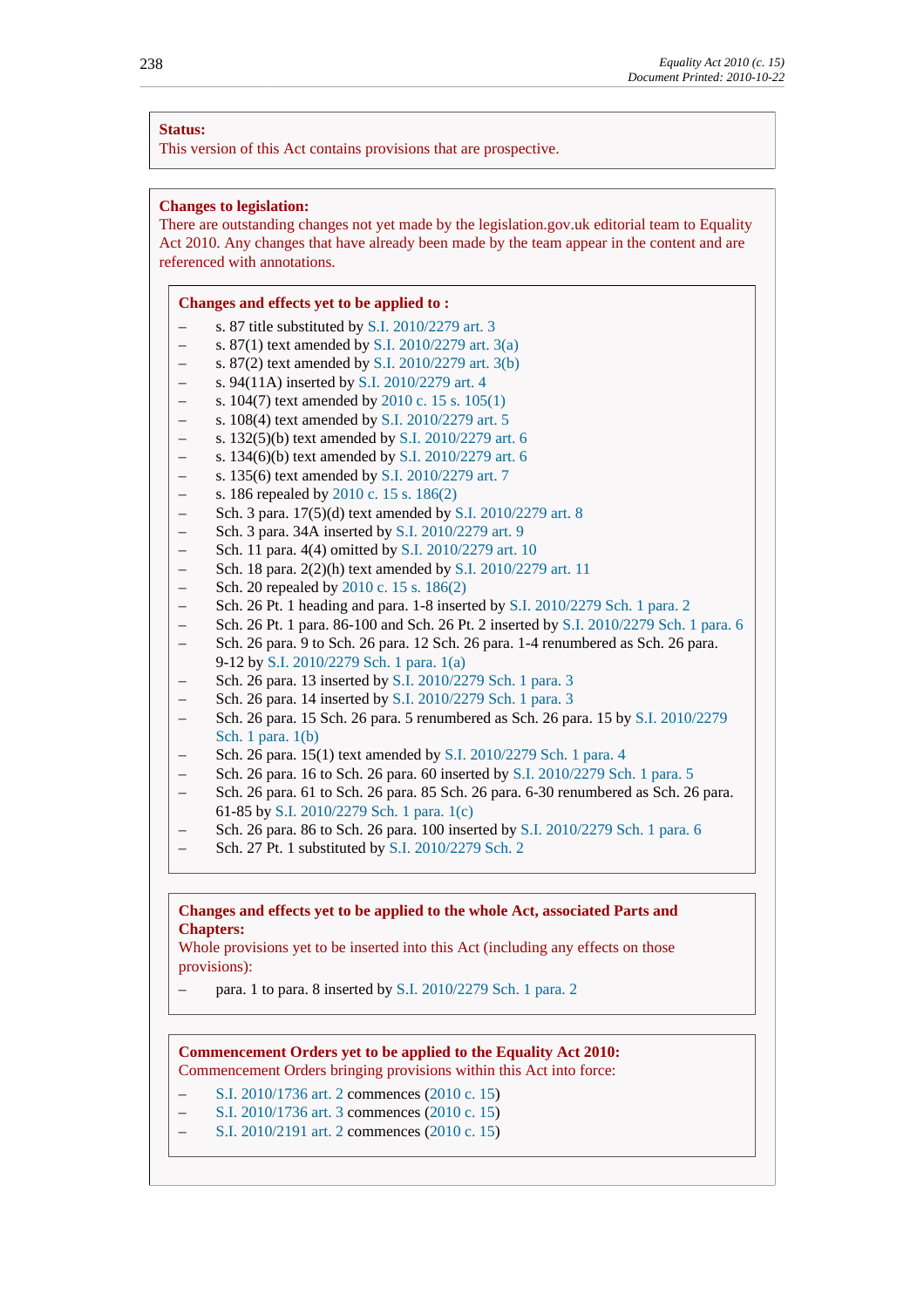**Status:**
This version of this Act contains provisions that are prospective.

**Changes to legislation:**
There are outstanding changes not yet made by the legislation.gov.uk editorial team to Equality Act 2010. Any changes that have already been made by the team appear in the content and are referenced with annotations.

**Changes and effects yet to be applied to :**

- s. 87 title substituted by S.I. 2010/2279 art. 3
- s. 87(1) text amended by S.I. 2010/2279 art. 3(a)
- s. 87(2) text amended by S.I. 2010/2279 art. 3(b)
- s. 94(11A) inserted by S.I. 2010/2279 art. 4
- s. 104(7) text amended by 2010 c. 15 s. 105(1)
- s. 108(4) text amended by S.I. 2010/2279 art. 5
- s. 132(5)(b) text amended by S.I. 2010/2279 art. 6
- s. 134(6)(b) text amended by S.I. 2010/2279 art. 6
- s. 135(6) text amended by S.I. 2010/2279 art. 7
- s. 186 repealed by 2010 c. 15 s. 186(2)
- Sch. 3 para. 17(5)(d) text amended by S.I. 2010/2279 art. 8
- Sch. 3 para. 34A inserted by S.I. 2010/2279 art. 9
- Sch. 11 para. 4(4) omitted by S.I. 2010/2279 art. 10
- Sch. 18 para. 2(2)(h) text amended by S.I. 2010/2279 art. 11
- Sch. 20 repealed by 2010 c. 15 s. 186(2)
- Sch. 26 Pt. 1 heading and para. 1-8 inserted by S.I. 2010/2279 Sch. 1 para. 2
- Sch. 26 Pt. 1 para. 86-100 and Sch. 26 Pt. 2 inserted by S.I. 2010/2279 Sch. 1 para. 6
- Sch. 26 para. 9 to Sch. 26 para. 12 Sch. 26 para. 1-4 renumbered as Sch. 26 para. 9-12 by S.I. 2010/2279 Sch. 1 para. 1(a)
- Sch. 26 para. 13 inserted by S.I. 2010/2279 Sch. 1 para. 3
- Sch. 26 para. 14 inserted by S.I. 2010/2279 Sch. 1 para. 3
- Sch. 26 para. 15 Sch. 26 para. 5 renumbered as Sch. 26 para. 15 by S.I. 2010/2279 Sch. 1 para. 1(b)
- Sch. 26 para. 15(1) text amended by S.I. 2010/2279 Sch. 1 para. 4
- Sch. 26 para. 16 to Sch. 26 para. 60 inserted by S.I. 2010/2279 Sch. 1 para. 5
- Sch. 26 para. 61 to Sch. 26 para. 85 Sch. 26 para. 6-30 renumbered as Sch. 26 para. 61-85 by S.I. 2010/2279 Sch. 1 para. 1(c)
- Sch. 26 para. 86 to Sch. 26 para. 100 inserted by S.I. 2010/2279 Sch. 1 para. 6
- Sch. 27 Pt. 1 substituted by S.I. 2010/2279 Sch. 2

**Changes and effects yet to be applied to the whole Act, associated Parts and Chapters:**
Whole provisions yet to be inserted into this Act (including any effects on those provisions):

- para. 1 to para. 8 inserted by S.I. 2010/2279 Sch. 1 para. 2

**Commencement Orders yet to be applied to the Equality Act 2010:**
Commencement Orders bringing provisions within this Act into force:

- S.I. 2010/1736 art. 2 commences (2010 c. 15)
- S.I. 2010/1736 art. 3 commences (2010 c. 15)
- S.I. 2010/2191 art. 2 commences (2010 c. 15)